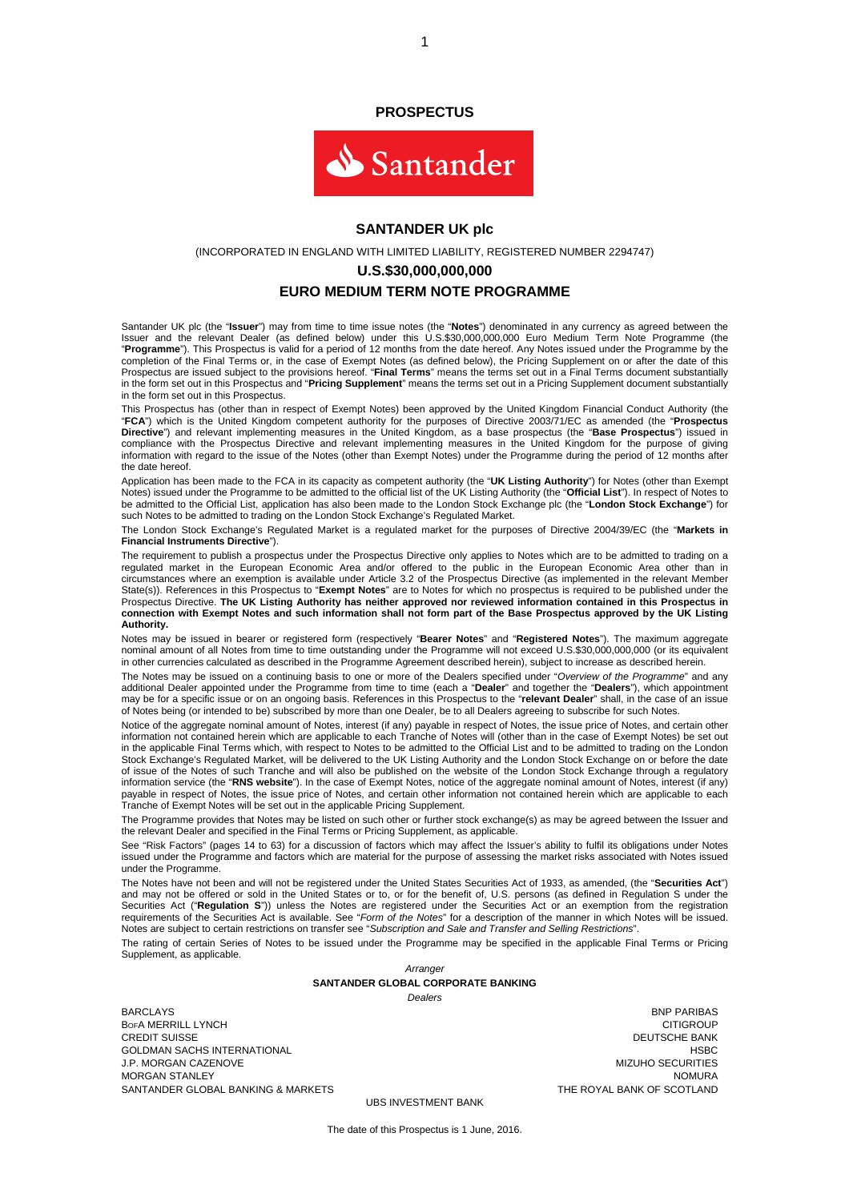# PROSPECTUS

Santander

## SANTANDER UK plc

(INCORPORATED IN ENGLAND WITH LIMITED LIABILITY, REGISTERED NUMBER 2294747)

## U.S.$30,000,000,000

## EURO MEDIUM TERM NOTE PROGRAMME

Santander UK plc (the "**Issuer**") may from time to time issue notes (the "**Notes**") denominated in any currency as agreed between the Issuer and the relevant Dealer (as defined below) under this U.S.$30,000,000,000 Euro Medium Term Note Programme (the "**Programme**"). This Prospectus is valid for a period of 12 months from the date hereof. Any Notes issued under the Programme by the completion of the Final Terms or, in the case of Exempt Notes (as defined below), the Pricing Supplement on or after the date of this Prospectus are issued subject to the provisions hereof. "**Final Terms**" means the terms set out in a Final Terms document substantially in the form set out in this Prospectus and "**Pricing Supplement**" means the terms set out in a Pricing Supplement document substantially in the form set out in this Prospectus.

This Prospectus has (other than in respect of Exempt Notes) been approved by the United Kingdom Financial Conduct Authority (the "**FCA**") which is the United Kingdom competent authority for the purposes of Directive 2003/71/EC as amended (the "**Prospectus Directive**") and relevant implementing measures in the United Kingdom, as a base prospectus (the "**Base Prospectus**") issued in compliance with the Prospectus Directive and relevant implementing measures in the United Kingdom for the purpose of giving information with regard to the issue of the Notes (other than Exempt Notes) under the Programme during the period of 12 months after the date hereof.

Application has been made to the FCA in its capacity as competent authority (the "**UK Listing Authority**") for Notes (other than Exempt Notes) issued under the Programme to be admitted to the official list of the UK Listing Authority (the "**Official List**"). In respect of Notes to be admitted to the Official List, application has also been made to the London Stock Exchange plc (the "**London Stock Exchange**") for such Notes to be admitted to trading on the London Stock Exchange's Regulated Market.

The London Stock Exchange's Regulated Market is a regulated market for the purposes of Directive 2004/39/EC (the "**Markets in Financial Instruments Directive**").

The requirement to publish a prospectus under the Prospectus Directive only applies to Notes which are to be admitted to trading on a regulated market in the European Economic Area and/or offered to the public in the European Economic Area other than in circumstances where an exemption is available under Article 3.2 of the Prospectus Directive (as implemented in the relevant Member State(s)). References in this Prospectus to "**Exempt Notes**" are to Notes for which no prospectus is required to be published under the Prospectus Directive. **The UK Listing Authority has neither approved nor reviewed information contained in this Prospectus in connection with Exempt Notes and such information shall not form part of the Base Prospectus approved by the UK Listing Authority.**

Notes may be issued in bearer or registered form (respectively "**Bearer Notes**" and "**Registered Notes**"). The maximum aggregate nominal amount of all Notes from time to time outstanding under the Programme will not exceed U.S.$30,000,000,000 (or its equivalent in other currencies calculated as described in the Programme Agreement described herein), subject to increase as described herein.

The Notes may be issued on a continuing basis to one or more of the Dealers specified under "*Overview of the Programme*" and any additional Dealer appointed under the Programme from time to time (each a "**Dealer**" and together the "**Dealers**"), which appointment may be for a specific issue or on an ongoing basis. References in this Prospectus to the "**relevant Dealer**" shall, in the case of an issue of Notes being (or intended to be) subscribed by more than one Dealer, be to all Dealers agreeing to subscribe for such Notes.

Notice of the aggregate nominal amount of Notes, interest (if any) payable in respect of Notes, the issue price of Notes, and certain other information not contained herein which are applicable to each Tranche of Notes will (other than in the case of Exempt Notes) be set out in the applicable Final Terms which, with respect to Notes to be admitted to the Official List and to be admitted to trading on the London Stock Exchange's Regulated Market, will be delivered to the UK Listing Authority and the London Stock Exchange on or before the date of issue of the Notes of such Tranche and will also be published on the website of the London Stock Exchange through a regulatory information service (the "**RNS website**"). In the case of Exempt Notes, notice of the aggregate nominal amount of Notes, interest (if any) payable in respect of Notes, the issue price of Notes, and certain other information not contained herein which are applicable to each Tranche of Exempt Notes will be set out in the applicable Pricing Supplement.

The Programme provides that Notes may be listed on such other or further stock exchange(s) as may be agreed between the Issuer and the relevant Dealer and specified in the Final Terms or Pricing Supplement, as applicable.

See "Risk Factors" (pages 14 to 63) for a discussion of factors which may affect the Issuer's ability to fulfil its obligations under Notes issued under the Programme and factors which are material for the purpose of assessing the market risks associated with Notes issued under the Programme.

The Notes have not been and will not be registered under the United States Securities Act of 1933, as amended, (the "**Securities Act**") and may not be offered or sold in the United States or to, or for the benefit of, U.S. persons (as defined in Regulation S under the Securities Act ("**Regulation S**")) unless the Notes are registered under the Securities Act or an exemption from the registration requirements of the Securities Act is available. See "*Form of the Notes*" for a description of the manner in which Notes will be issued. Notes are subject to certain restrictions on transfer see "*Subscription and Sale and Transfer and Selling Restrictions*".

The rating of certain Series of Notes to be issued under the Programme may be specified in the applicable Final Terms or Pricing Supplement, as applicable.

*Arranger*

**SANTANDER GLOBAL CORPORATE BANKING**

*Dealers*

BARCLAYS
BNP PARIBAS
BofA MERRILL LYNCH
CITIGROUP
CREDIT SUISSE
DEUTSCHE BANK
GOLDMAN SACHS INTERNATIONAL
HSBC
J.P. MORGAN CAZENOVE
MIZUHO SECURITIES
MORGAN STANLEY
NOMURA
SANTANDER GLOBAL BANKING & MARKETS
THE ROYAL BANK OF SCOTLAND
UBS INVESTMENT BANK

The date of this Prospectus is 1 June, 2016.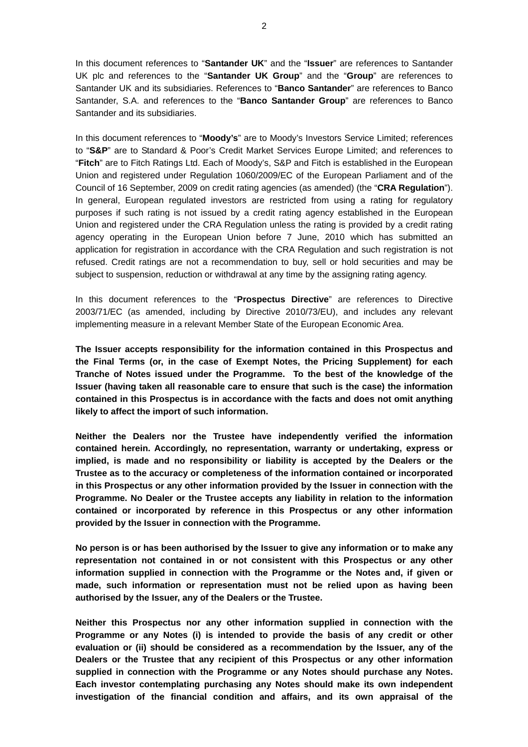In this document references to "**Santander UK**" and the "**Issuer**" are references to Santander UK plc and references to the "**Santander UK Group**" and the "**Group**" are references to Santander UK and its subsidiaries. References to "**Banco Santander**" are references to Banco Santander, S.A. and references to the "**Banco Santander Group**" are references to Banco Santander and its subsidiaries.

In this document references to "**Moody's**" are to Moody's Investors Service Limited; references to "**S&P**" are to Standard & Poor's Credit Market Services Europe Limited; and references to "**Fitch**" are to Fitch Ratings Ltd. Each of Moody's, S&P and Fitch is established in the European Union and registered under Regulation 1060/2009/EC of the European Parliament and of the Council of 16 September, 2009 on credit rating agencies (as amended) (the "**CRA Regulation**"). In general, European regulated investors are restricted from using a rating for regulatory purposes if such rating is not issued by a credit rating agency established in the European Union and registered under the CRA Regulation unless the rating is provided by a credit rating agency operating in the European Union before 7 June, 2010 which has submitted an application for registration in accordance with the CRA Regulation and such registration is not refused. Credit ratings are not a recommendation to buy, sell or hold securities and may be subject to suspension, reduction or withdrawal at any time by the assigning rating agency.

In this document references to the "**Prospectus Directive**" are references to Directive 2003/71/EC (as amended, including by Directive 2010/73/EU), and includes any relevant implementing measure in a relevant Member State of the European Economic Area.

**The Issuer accepts responsibility for the information contained in this Prospectus and the Final Terms (or, in the case of Exempt Notes, the Pricing Supplement) for each Tranche of Notes issued under the Programme. To the best of the knowledge of the Issuer (having taken all reasonable care to ensure that such is the case) the information contained in this Prospectus is in accordance with the facts and does not omit anything likely to affect the import of such information.**

**Neither the Dealers nor the Trustee have independently verified the information contained herein. Accordingly, no representation, warranty or undertaking, express or implied, is made and no responsibility or liability is accepted by the Dealers or the Trustee as to the accuracy or completeness of the information contained or incorporated in this Prospectus or any other information provided by the Issuer in connection with the Programme. No Dealer or the Trustee accepts any liability in relation to the information contained or incorporated by reference in this Prospectus or any other information provided by the Issuer in connection with the Programme.**

**No person is or has been authorised by the Issuer to give any information or to make any representation not contained in or not consistent with this Prospectus or any other information supplied in connection with the Programme or the Notes and, if given or made, such information or representation must not be relied upon as having been authorised by the Issuer, any of the Dealers or the Trustee.**

**Neither this Prospectus nor any other information supplied in connection with the Programme or any Notes (i) is intended to provide the basis of any credit or other evaluation or (ii) should be considered as a recommendation by the Issuer, any of the Dealers or the Trustee that any recipient of this Prospectus or any other information supplied in connection with the Programme or any Notes should purchase any Notes. Each investor contemplating purchasing any Notes should make its own independent investigation of the financial condition and affairs, and its own appraisal of the**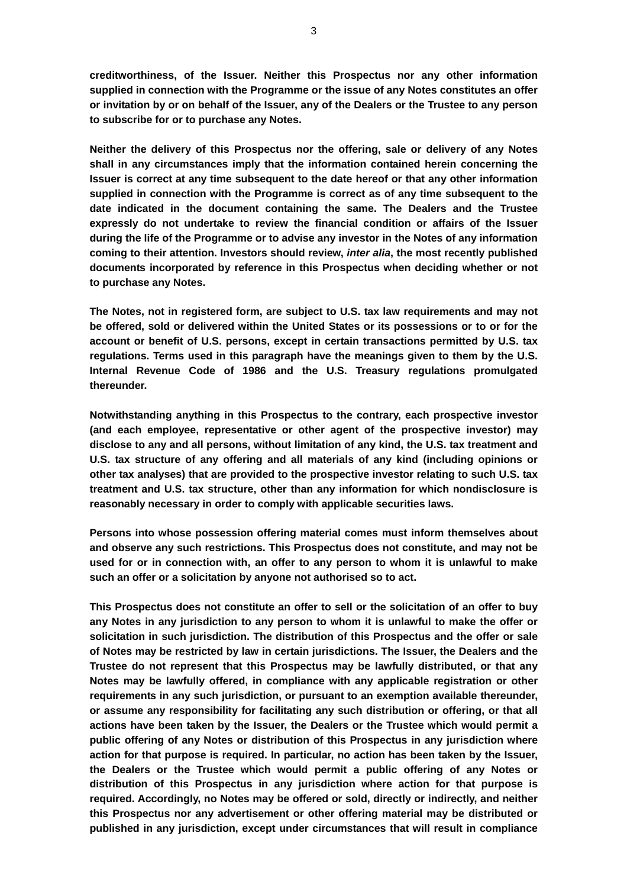**creditworthiness, of the Issuer. Neither this Prospectus nor any other information supplied in connection with the Programme or the issue of any Notes constitutes an offer or invitation by or on behalf of the Issuer, any of the Dealers or the Trustee to any person to subscribe for or to purchase any Notes.**

**Neither the delivery of this Prospectus nor the offering, sale or delivery of any Notes shall in any circumstances imply that the information contained herein concerning the Issuer is correct at any time subsequent to the date hereof or that any other information supplied in connection with the Programme is correct as of any time subsequent to the date indicated in the document containing the same. The Dealers and the Trustee expressly do not undertake to review the financial condition or affairs of the Issuer during the life of the Programme or to advise any investor in the Notes of any information coming to their attention. Investors should review, *inter alia*, the most recently published documents incorporated by reference in this Prospectus when deciding whether or not to purchase any Notes.**

**The Notes, not in registered form, are subject to U.S. tax law requirements and may not be offered, sold or delivered within the United States or its possessions or to or for the account or benefit of U.S. persons, except in certain transactions permitted by U.S. tax regulations. Terms used in this paragraph have the meanings given to them by the U.S. Internal Revenue Code of 1986 and the U.S. Treasury regulations promulgated thereunder.**

**Notwithstanding anything in this Prospectus to the contrary, each prospective investor (and each employee, representative or other agent of the prospective investor) may disclose to any and all persons, without limitation of any kind, the U.S. tax treatment and U.S. tax structure of any offering and all materials of any kind (including opinions or other tax analyses) that are provided to the prospective investor relating to such U.S. tax treatment and U.S. tax structure, other than any information for which nondisclosure is reasonably necessary in order to comply with applicable securities laws.**

**Persons into whose possession offering material comes must inform themselves about and observe any such restrictions. This Prospectus does not constitute, and may not be used for or in connection with, an offer to any person to whom it is unlawful to make such an offer or a solicitation by anyone not authorised so to act.**

**This Prospectus does not constitute an offer to sell or the solicitation of an offer to buy any Notes in any jurisdiction to any person to whom it is unlawful to make the offer or solicitation in such jurisdiction. The distribution of this Prospectus and the offer or sale of Notes may be restricted by law in certain jurisdictions. The Issuer, the Dealers and the Trustee do not represent that this Prospectus may be lawfully distributed, or that any Notes may be lawfully offered, in compliance with any applicable registration or other requirements in any such jurisdiction, or pursuant to an exemption available thereunder, or assume any responsibility for facilitating any such distribution or offering, or that all actions have been taken by the Issuer, the Dealers or the Trustee which would permit a public offering of any Notes or distribution of this Prospectus in any jurisdiction where action for that purpose is required. In particular, no action has been taken by the Issuer, the Dealers or the Trustee which would permit a public offering of any Notes or distribution of this Prospectus in any jurisdiction where action for that purpose is required. Accordingly, no Notes may be offered or sold, directly or indirectly, and neither this Prospectus nor any advertisement or other offering material may be distributed or published in any jurisdiction, except under circumstances that will result in compliance**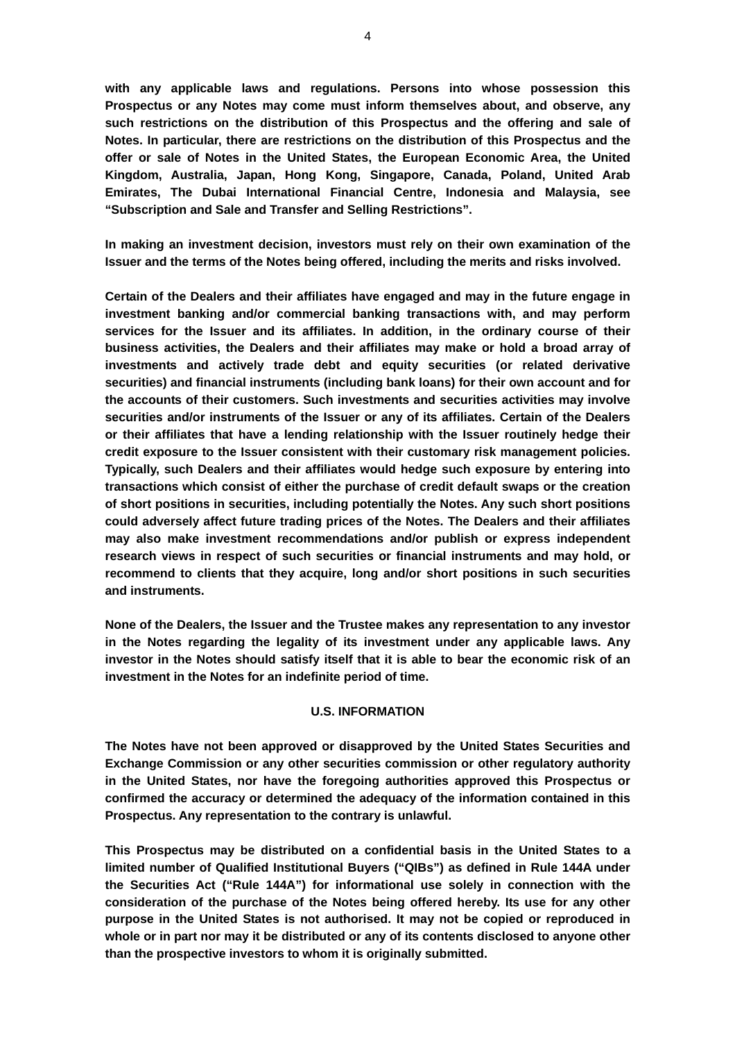**with any applicable laws and regulations. Persons into whose possession this Prospectus or any Notes may come must inform themselves about, and observe, any such restrictions on the distribution of this Prospectus and the offering and sale of Notes. In particular, there are restrictions on the distribution of this Prospectus and the offer or sale of Notes in the United States, the European Economic Area, the United Kingdom, Australia, Japan, Hong Kong, Singapore, Canada, Poland, United Arab Emirates, The Dubai International Financial Centre, Indonesia and Malaysia, see "Subscription and Sale and Transfer and Selling Restrictions".**

**In making an investment decision, investors must rely on their own examination of the Issuer and the terms of the Notes being offered, including the merits and risks involved.**

**Certain of the Dealers and their affiliates have engaged and may in the future engage in investment banking and/or commercial banking transactions with, and may perform services for the Issuer and its affiliates. In addition, in the ordinary course of their business activities, the Dealers and their affiliates may make or hold a broad array of investments and actively trade debt and equity securities (or related derivative securities) and financial instruments (including bank loans) for their own account and for the accounts of their customers. Such investments and securities activities may involve securities and/or instruments of the Issuer or any of its affiliates. Certain of the Dealers or their affiliates that have a lending relationship with the Issuer routinely hedge their credit exposure to the Issuer consistent with their customary risk management policies. Typically, such Dealers and their affiliates would hedge such exposure by entering into transactions which consist of either the purchase of credit default swaps or the creation of short positions in securities, including potentially the Notes. Any such short positions could adversely affect future trading prices of the Notes. The Dealers and their affiliates may also make investment recommendations and/or publish or express independent research views in respect of such securities or financial instruments and may hold, or recommend to clients that they acquire, long and/or short positions in such securities and instruments.**

**None of the Dealers, the Issuer and the Trustee makes any representation to any investor in the Notes regarding the legality of its investment under any applicable laws. Any investor in the Notes should satisfy itself that it is able to bear the economic risk of an investment in the Notes for an indefinite period of time.**

## U.S. INFORMATION

**The Notes have not been approved or disapproved by the United States Securities and Exchange Commission or any other securities commission or other regulatory authority in the United States, nor have the foregoing authorities approved this Prospectus or confirmed the accuracy or determined the adequacy of the information contained in this Prospectus. Any representation to the contrary is unlawful.**

**This Prospectus may be distributed on a confidential basis in the United States to a limited number of Qualified Institutional Buyers ("QIBs") as defined in Rule 144A under the Securities Act ("Rule 144A") for informational use solely in connection with the consideration of the purchase of the Notes being offered hereby. Its use for any other purpose in the United States is not authorised. It may not be copied or reproduced in whole or in part nor may it be distributed or any of its contents disclosed to anyone other than the prospective investors to whom it is originally submitted.**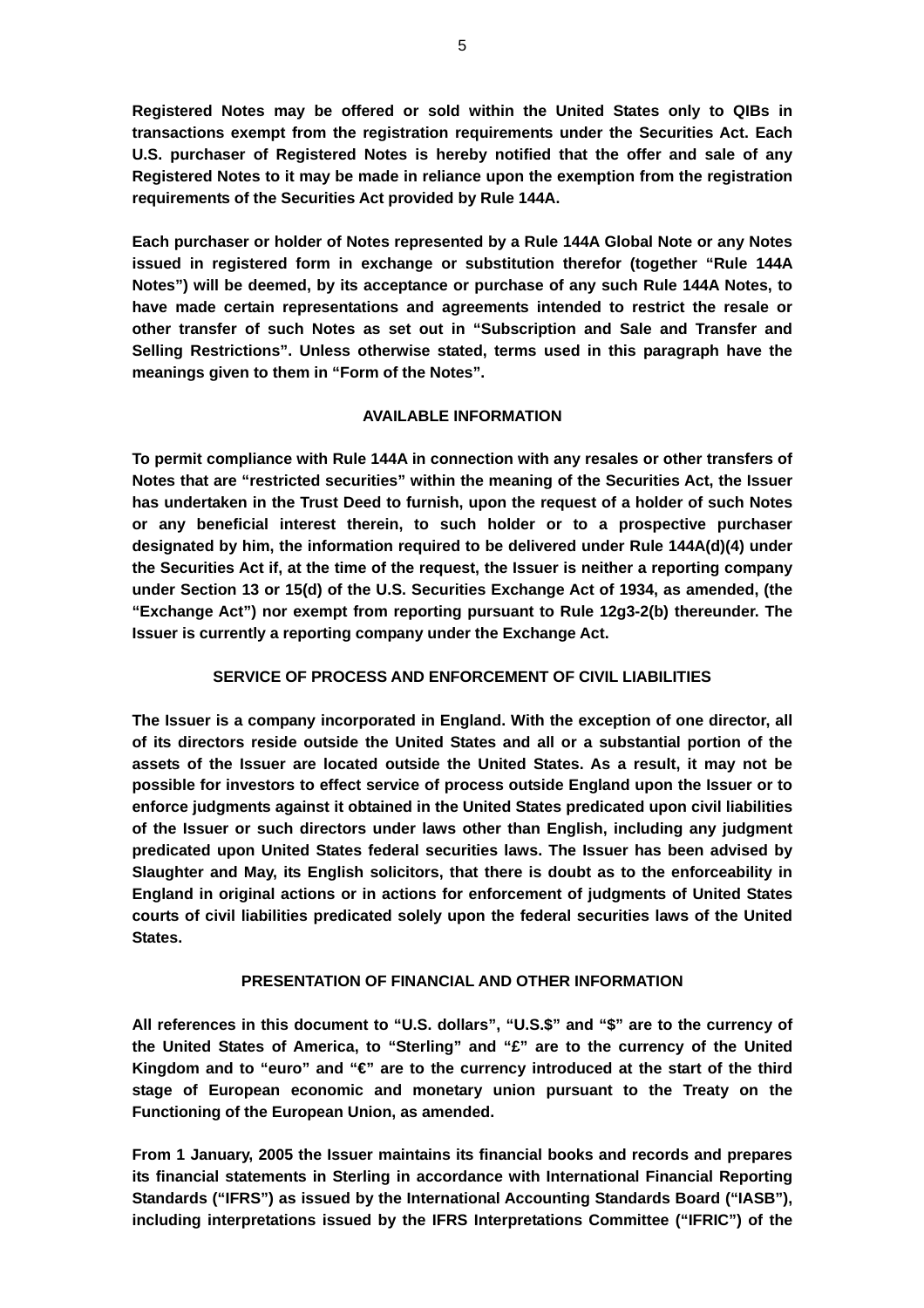**Registered Notes may be offered or sold within the United States only to QIBs in transactions exempt from the registration requirements under the Securities Act. Each U.S. purchaser of Registered Notes is hereby notified that the offer and sale of any Registered Notes to it may be made in reliance upon the exemption from the registration requirements of the Securities Act provided by Rule 144A.**

**Each purchaser or holder of Notes represented by a Rule 144A Global Note or any Notes issued in registered form in exchange or substitution therefor (together "Rule 144A Notes") will be deemed, by its acceptance or purchase of any such Rule 144A Notes, to have made certain representations and agreements intended to restrict the resale or other transfer of such Notes as set out in "Subscription and Sale and Transfer and Selling Restrictions". Unless otherwise stated, terms used in this paragraph have the meanings given to them in "Form of the Notes".**

## AVAILABLE INFORMATION

**To permit compliance with Rule 144A in connection with any resales or other transfers of Notes that are "restricted securities" within the meaning of the Securities Act, the Issuer has undertaken in the Trust Deed to furnish, upon the request of a holder of such Notes or any beneficial interest therein, to such holder or to a prospective purchaser designated by him, the information required to be delivered under Rule 144A(d)(4) under the Securities Act if, at the time of the request, the Issuer is neither a reporting company under Section 13 or 15(d) of the U.S. Securities Exchange Act of 1934, as amended, (the "Exchange Act") nor exempt from reporting pursuant to Rule 12g3-2(b) thereunder. The Issuer is currently a reporting company under the Exchange Act.**

## SERVICE OF PROCESS AND ENFORCEMENT OF CIVIL LIABILITIES

**The Issuer is a company incorporated in England. With the exception of one director, all of its directors reside outside the United States and all or a substantial portion of the assets of the Issuer are located outside the United States. As a result, it may not be possible for investors to effect service of process outside England upon the Issuer or to enforce judgments against it obtained in the United States predicated upon civil liabilities of the Issuer or such directors under laws other than English, including any judgment predicated upon United States federal securities laws. The Issuer has been advised by Slaughter and May, its English solicitors, that there is doubt as to the enforceability in England in original actions or in actions for enforcement of judgments of United States courts of civil liabilities predicated solely upon the federal securities laws of the United States.**

## PRESENTATION OF FINANCIAL AND OTHER INFORMATION

**All references in this document to "U.S. dollars", "U.S.$" and "$" are to the currency of the United States of America, to "Sterling" and "£" are to the currency of the United Kingdom and to "euro" and "€" are to the currency introduced at the start of the third stage of European economic and monetary union pursuant to the Treaty on the Functioning of the European Union, as amended.**

**From 1 January, 2005 the Issuer maintains its financial books and records and prepares its financial statements in Sterling in accordance with International Financial Reporting Standards ("IFRS") as issued by the International Accounting Standards Board ("IASB"), including interpretations issued by the IFRS Interpretations Committee ("IFRIC") of the**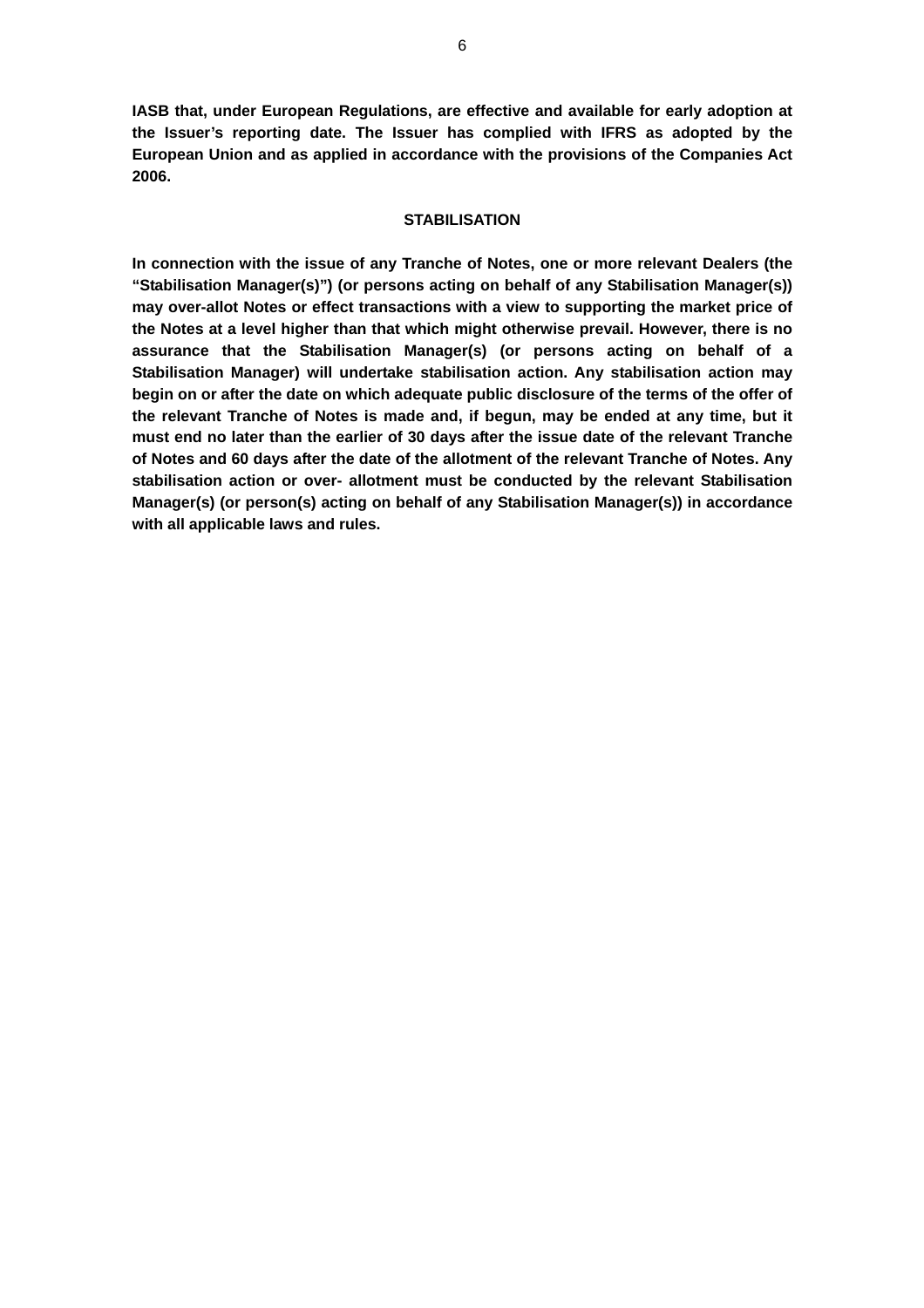**IASB that, under European Regulations, are effective and available for early adoption at the Issuer's reporting date. The Issuer has complied with IFRS as adopted by the European Union and as applied in accordance with the provisions of the Companies Act 2006.**

## STABILISATION

**In connection with the issue of any Tranche of Notes, one or more relevant Dealers (the "Stabilisation Manager(s)") (or persons acting on behalf of any Stabilisation Manager(s)) may over-allot Notes or effect transactions with a view to supporting the market price of the Notes at a level higher than that which might otherwise prevail. However, there is no assurance that the Stabilisation Manager(s) (or persons acting on behalf of a Stabilisation Manager) will undertake stabilisation action. Any stabilisation action may begin on or after the date on which adequate public disclosure of the terms of the offer of the relevant Tranche of Notes is made and, if begun, may be ended at any time, but it must end no later than the earlier of 30 days after the issue date of the relevant Tranche of Notes and 60 days after the date of the allotment of the relevant Tranche of Notes. Any stabilisation action or over- allotment must be conducted by the relevant Stabilisation Manager(s) (or person(s) acting on behalf of any Stabilisation Manager(s)) in accordance with all applicable laws and rules.**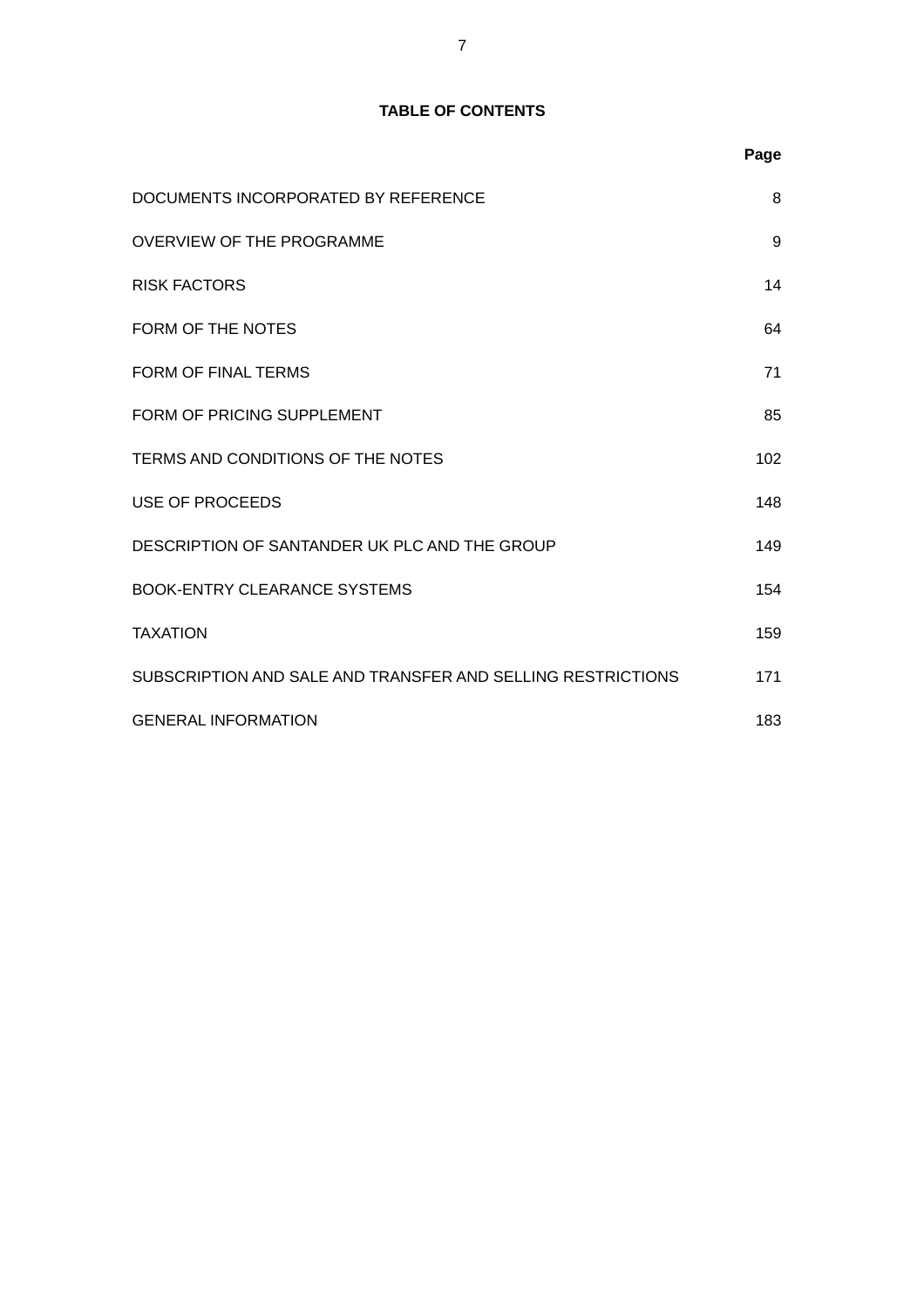# TABLE OF CONTENTS

| | Page |
|---|---|
| DOCUMENTS INCORPORATED BY REFERENCE | 8 |
| OVERVIEW OF THE PROGRAMME | 9 |
| RISK FACTORS | 14 |
| FORM OF THE NOTES | 64 |
| FORM OF FINAL TERMS | 71 |
| FORM OF PRICING SUPPLEMENT | 85 |
| TERMS AND CONDITIONS OF THE NOTES | 102 |
| USE OF PROCEEDS | 148 |
| DESCRIPTION OF SANTANDER UK PLC AND THE GROUP | 149 |
| BOOK-ENTRY CLEARANCE SYSTEMS | 154 |
| TAXATION | 159 |
| SUBSCRIPTION AND SALE AND TRANSFER AND SELLING RESTRICTIONS | 171 |
| GENERAL INFORMATION | 183 |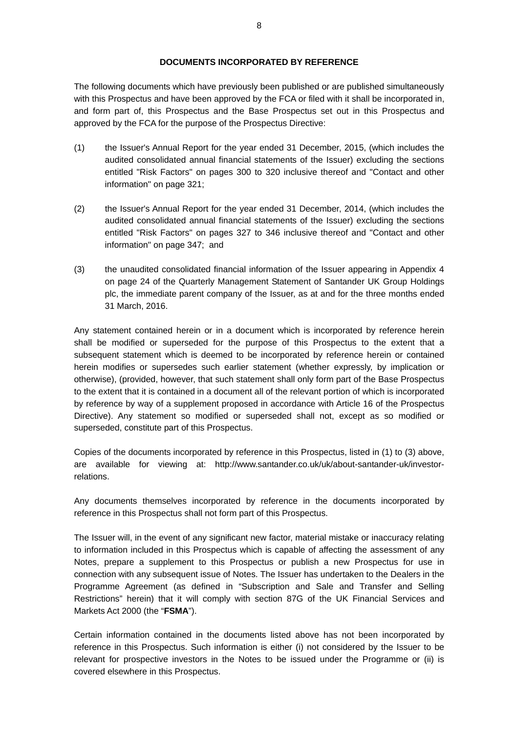## DOCUMENTS INCORPORATED BY REFERENCE

The following documents which have previously been published or are published simultaneously with this Prospectus and have been approved by the FCA or filed with it shall be incorporated in, and form part of, this Prospectus and the Base Prospectus set out in this Prospectus and approved by the FCA for the purpose of the Prospectus Directive:

(1) the Issuer's Annual Report for the year ended 31 December, 2015, (which includes the audited consolidated annual financial statements of the Issuer) excluding the sections entitled "Risk Factors" on pages 300 to 320 inclusive thereof and "Contact and other information" on page 321;

(2) the Issuer's Annual Report for the year ended 31 December, 2014, (which includes the audited consolidated annual financial statements of the Issuer) excluding the sections entitled "Risk Factors" on pages 327 to 346 inclusive thereof and "Contact and other information" on page 347; and

(3) the unaudited consolidated financial information of the Issuer appearing in Appendix 4 on page 24 of the Quarterly Management Statement of Santander UK Group Holdings plc, the immediate parent company of the Issuer, as at and for the three months ended 31 March, 2016.

Any statement contained herein or in a document which is incorporated by reference herein shall be modified or superseded for the purpose of this Prospectus to the extent that a subsequent statement which is deemed to be incorporated by reference herein or contained herein modifies or supersedes such earlier statement (whether expressly, by implication or otherwise), (provided, however, that such statement shall only form part of the Base Prospectus to the extent that it is contained in a document all of the relevant portion of which is incorporated by reference by way of a supplement proposed in accordance with Article 16 of the Prospectus Directive). Any statement so modified or superseded shall not, except as so modified or superseded, constitute part of this Prospectus.

Copies of the documents incorporated by reference in this Prospectus, listed in (1) to (3) above, are available for viewing at: http://www.santander.co.uk/uk/about-santander-uk/investor-relations.

Any documents themselves incorporated by reference in the documents incorporated by reference in this Prospectus shall not form part of this Prospectus.

The Issuer will, in the event of any significant new factor, material mistake or inaccuracy relating to information included in this Prospectus which is capable of affecting the assessment of any Notes, prepare a supplement to this Prospectus or publish a new Prospectus for use in connection with any subsequent issue of Notes. The Issuer has undertaken to the Dealers in the Programme Agreement (as defined in "Subscription and Sale and Transfer and Selling Restrictions" herein) that it will comply with section 87G of the UK Financial Services and Markets Act 2000 (the "**FSMA**").

Certain information contained in the documents listed above has not been incorporated by reference in this Prospectus. Such information is either (i) not considered by the Issuer to be relevant for prospective investors in the Notes to be issued under the Programme or (ii) is covered elsewhere in this Prospectus.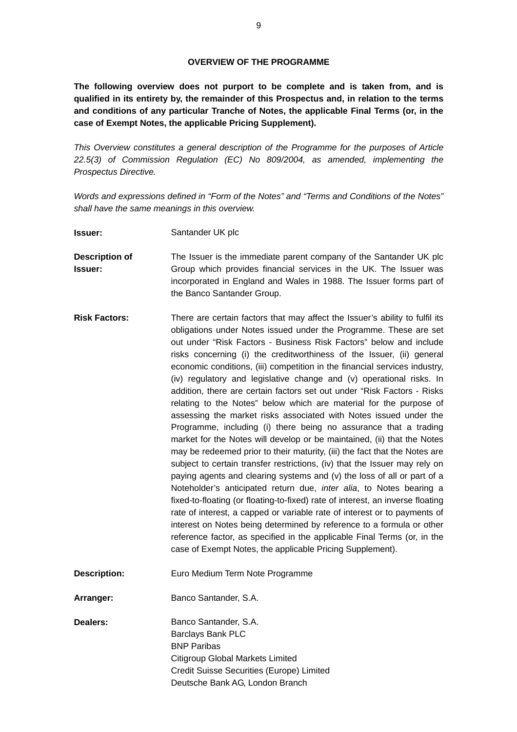# OVERVIEW OF THE PROGRAMME

**The following overview does not purport to be complete and is taken from, and is qualified in its entirety by, the remainder of this Prospectus and, in relation to the terms and conditions of any particular Tranche of Notes, the applicable Final Terms (or, in the case of Exempt Notes, the applicable Pricing Supplement).**

*This Overview constitutes a general description of the Programme for the purposes of Article 22.5(3) of Commission Regulation (EC) No 809/2004, as amended, implementing the Prospectus Directive.*

*Words and expressions defined in "Form of the Notes" and "Terms and Conditions of the Notes" shall have the same meanings in this overview.*

| | |
|---|---|
| **Issuer:** | Santander UK plc |
| **Description of Issuer:** | The Issuer is the immediate parent company of the Santander UK plc Group which provides financial services in the UK. The Issuer was incorporated in England and Wales in 1988. The Issuer forms part of the Banco Santander Group. |
| **Risk Factors:** | There are certain factors that may affect the Issuer's ability to fulfil its obligations under Notes issued under the Programme. These are set out under "Risk Factors - Business Risk Factors" below and include risks concerning (i) the creditworthiness of the Issuer, (ii) general economic conditions, (iii) competition in the financial services industry, (iv) regulatory and legislative change and (v) operational risks. In addition, there are certain factors set out under "Risk Factors - Risks relating to the Notes" below which are material for the purpose of assessing the market risks associated with Notes issued under the Programme, including (i) there being no assurance that a trading market for the Notes will develop or be maintained, (ii) that the Notes may be redeemed prior to their maturity, (iii) the fact that the Notes are subject to certain transfer restrictions, (iv) that the Issuer may rely on paying agents and clearing systems and (v) the loss of all or part of a Noteholder's anticipated return due, *inter alia*, to Notes bearing a fixed-to-floating (or floating-to-fixed) rate of interest, an inverse floating rate of interest, a capped or variable rate of interest or to payments of interest on Notes being determined by reference to a formula or other reference factor, as specified in the applicable Final Terms (or, in the case of Exempt Notes, the applicable Pricing Supplement). |
| **Description:** | Euro Medium Term Note Programme |
| **Arranger:** | Banco Santander, S.A. |
| **Dealers:** | Banco Santander, S.A.<br>Barclays Bank PLC<br>BNP Paribas<br>Citigroup Global Markets Limited<br>Credit Suisse Securities (Europe) Limited<br>Deutsche Bank AG, London Branch |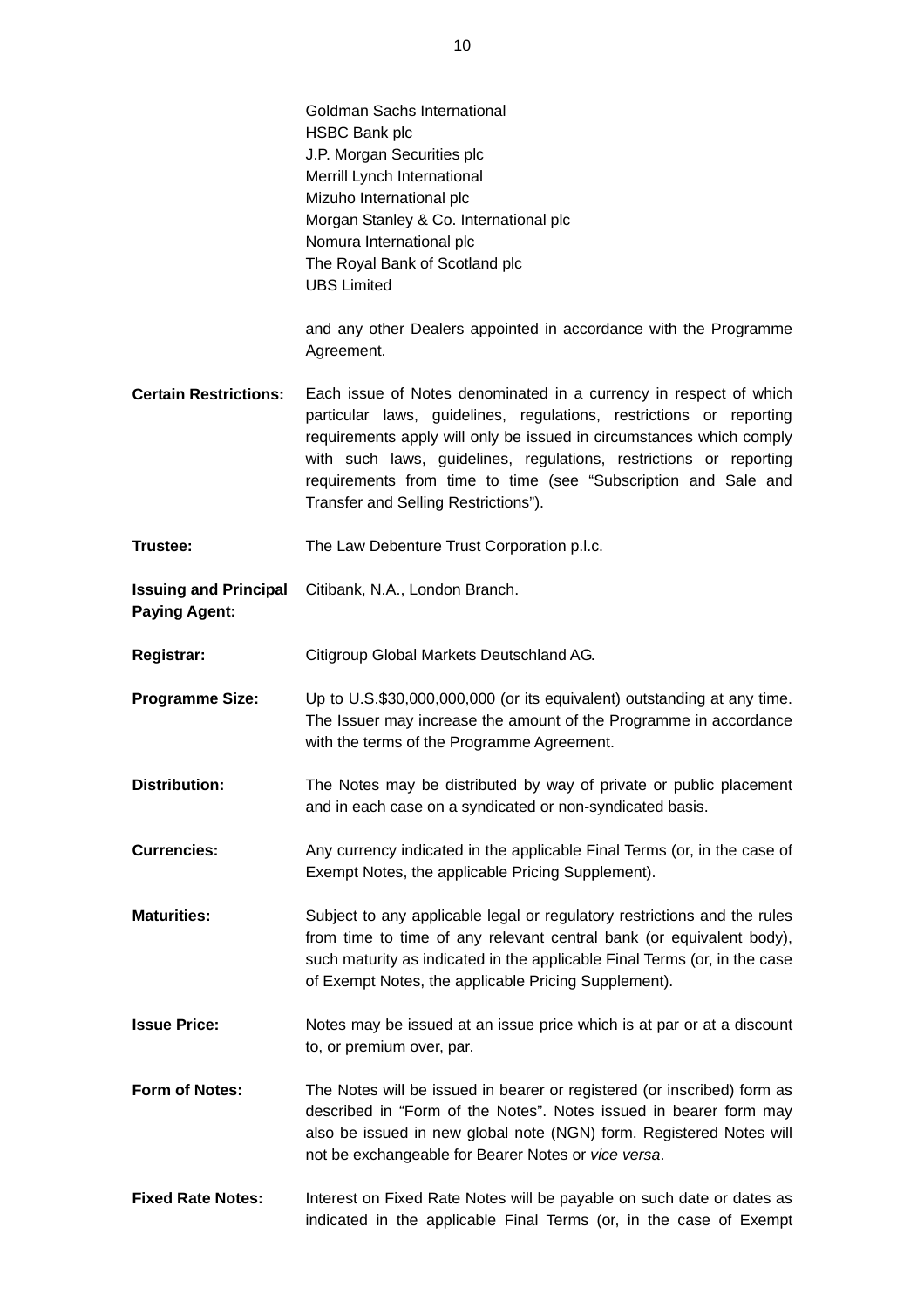Goldman Sachs International
HSBC Bank plc
J.P. Morgan Securities plc
Merrill Lynch International
Mizuho International plc
Morgan Stanley & Co. International plc
Nomura International plc
The Royal Bank of Scotland plc
UBS Limited

and any other Dealers appointed in accordance with the Programme Agreement.

**Certain Restrictions:** Each issue of Notes denominated in a currency in respect of which particular laws, guidelines, regulations, restrictions or reporting requirements apply will only be issued in circumstances which comply with such laws, guidelines, regulations, restrictions or reporting requirements from time to time (see "Subscription and Sale and Transfer and Selling Restrictions").

**Trustee:** The Law Debenture Trust Corporation p.l.c.

**Issuing and Principal Paying Agent:** Citibank, N.A., London Branch.

**Registrar:** Citigroup Global Markets Deutschland AG.

**Programme Size:** Up to U.S.$30,000,000,000 (or its equivalent) outstanding at any time. The Issuer may increase the amount of the Programme in accordance with the terms of the Programme Agreement.

**Distribution:** The Notes may be distributed by way of private or public placement and in each case on a syndicated or non-syndicated basis.

**Currencies:** Any currency indicated in the applicable Final Terms (or, in the case of Exempt Notes, the applicable Pricing Supplement).

**Maturities:** Subject to any applicable legal or regulatory restrictions and the rules from time to time of any relevant central bank (or equivalent body), such maturity as indicated in the applicable Final Terms (or, in the case of Exempt Notes, the applicable Pricing Supplement).

**Issue Price:** Notes may be issued at an issue price which is at par or at a discount to, or premium over, par.

**Form of Notes:** The Notes will be issued in bearer or registered (or inscribed) form as described in "Form of the Notes". Notes issued in bearer form may also be issued in new global note (NGN) form. Registered Notes will not be exchangeable for Bearer Notes or *vice versa*.

**Fixed Rate Notes:** Interest on Fixed Rate Notes will be payable on such date or dates as indicated in the applicable Final Terms (or, in the case of Exempt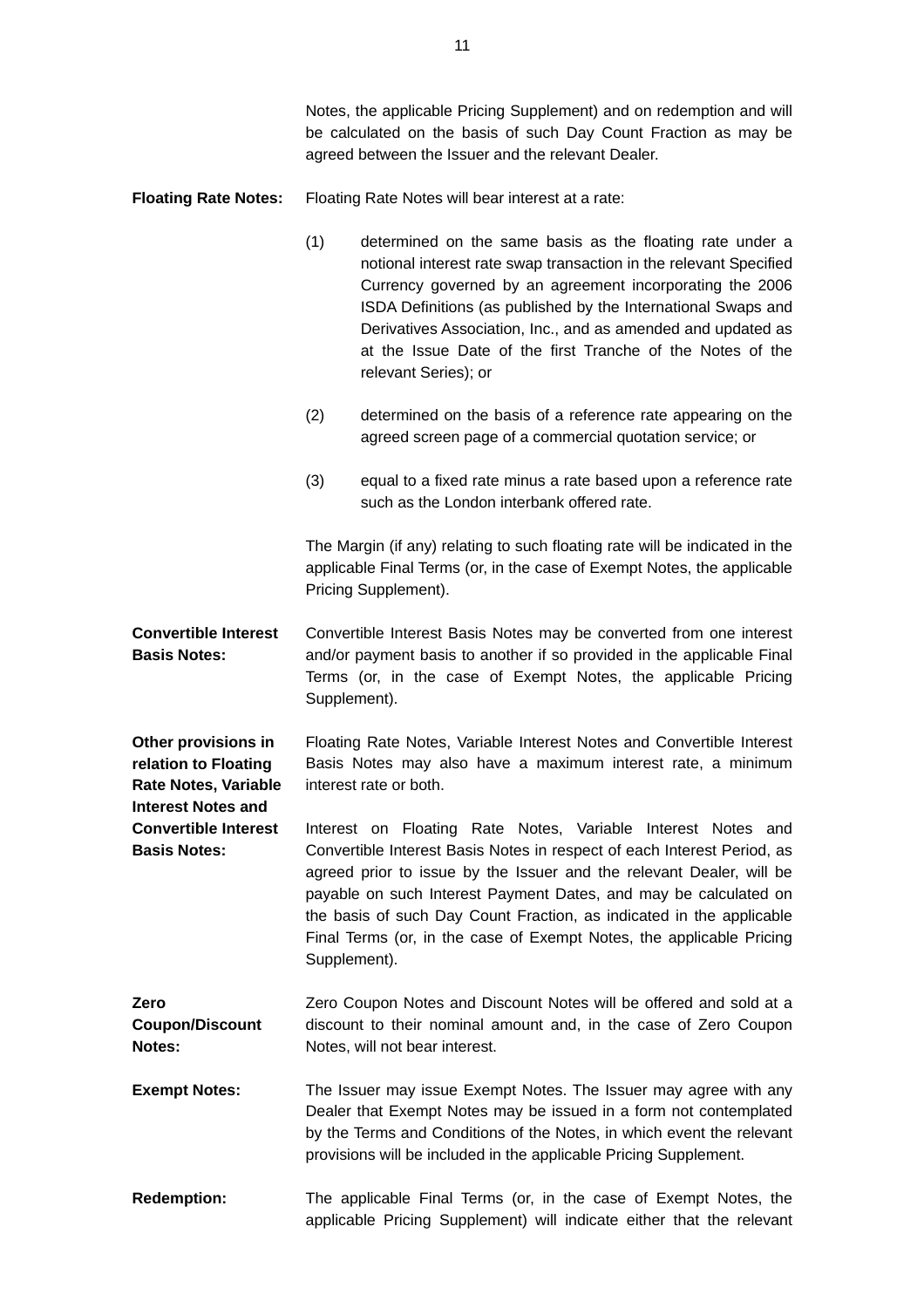Notes, the applicable Pricing Supplement) and on redemption and will be calculated on the basis of such Day Count Fraction as may be agreed between the Issuer and the relevant Dealer.

**Floating Rate Notes:** Floating Rate Notes will bear interest at a rate:

(1) determined on the same basis as the floating rate under a notional interest rate swap transaction in the relevant Specified Currency governed by an agreement incorporating the 2006 ISDA Definitions (as published by the International Swaps and Derivatives Association, Inc., and as amended and updated as at the Issue Date of the first Tranche of the Notes of the relevant Series); or

(2) determined on the basis of a reference rate appearing on the agreed screen page of a commercial quotation service; or

(3) equal to a fixed rate minus a rate based upon a reference rate such as the London interbank offered rate.

The Margin (if any) relating to such floating rate will be indicated in the applicable Final Terms (or, in the case of Exempt Notes, the applicable Pricing Supplement).

**Convertible Interest Basis Notes:** Convertible Interest Basis Notes may be converted from one interest and/or payment basis to another if so provided in the applicable Final Terms (or, in the case of Exempt Notes, the applicable Pricing Supplement).

**Other provisions in relation to Floating Rate Notes, Variable Interest Notes and Convertible Interest Basis Notes:** Floating Rate Notes, Variable Interest Notes and Convertible Interest Basis Notes may also have a maximum interest rate, a minimum interest rate or both.

Interest on Floating Rate Notes, Variable Interest Notes and Convertible Interest Basis Notes in respect of each Interest Period, as agreed prior to issue by the Issuer and the relevant Dealer, will be payable on such Interest Payment Dates, and may be calculated on the basis of such Day Count Fraction, as indicated in the applicable Final Terms (or, in the case of Exempt Notes, the applicable Pricing Supplement).

**Zero Coupon/Discount Notes:** Zero Coupon Notes and Discount Notes will be offered and sold at a discount to their nominal amount and, in the case of Zero Coupon Notes, will not bear interest.

**Exempt Notes:** The Issuer may issue Exempt Notes. The Issuer may agree with any Dealer that Exempt Notes may be issued in a form not contemplated by the Terms and Conditions of the Notes, in which event the relevant provisions will be included in the applicable Pricing Supplement.

**Redemption:** The applicable Final Terms (or, in the case of Exempt Notes, the applicable Pricing Supplement) will indicate either that the relevant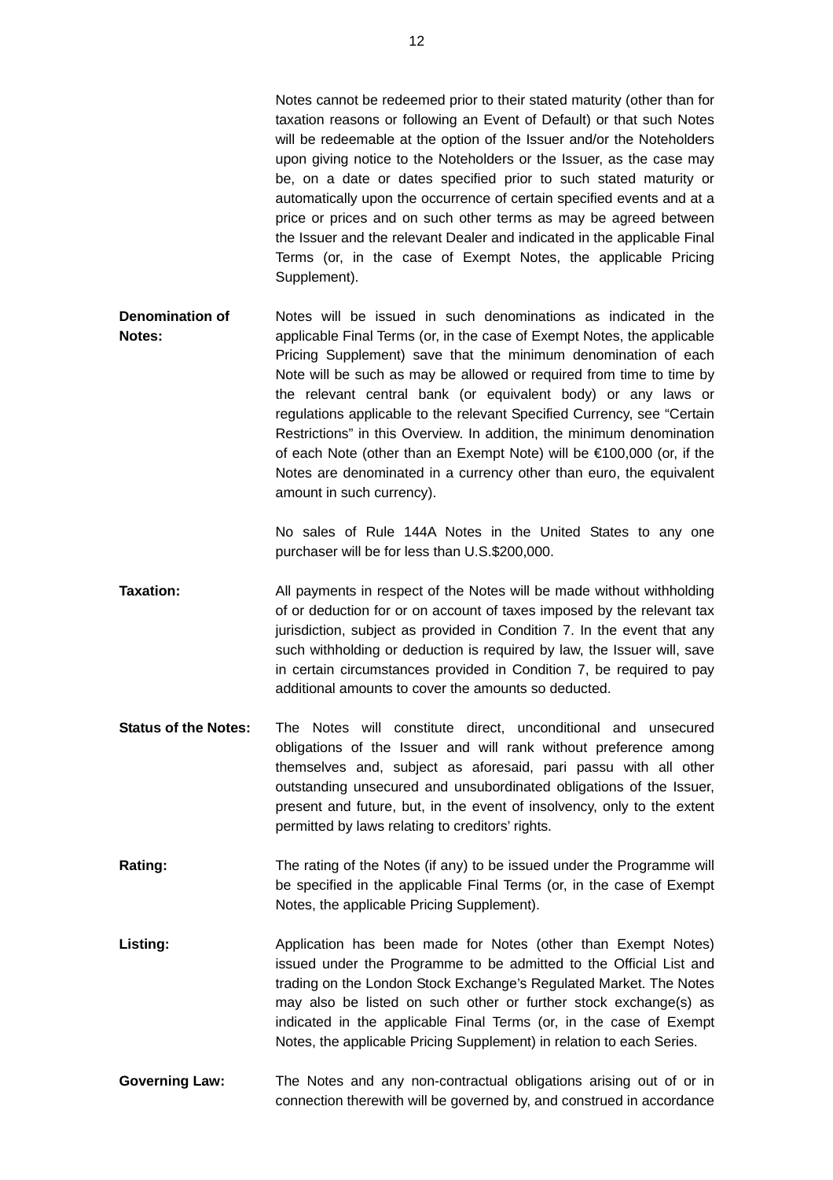Notes cannot be redeemed prior to their stated maturity (other than for taxation reasons or following an Event of Default) or that such Notes will be redeemable at the option of the Issuer and/or the Noteholders upon giving notice to the Noteholders or the Issuer, as the case may be, on a date or dates specified prior to such stated maturity or automatically upon the occurrence of certain specified events and at a price or prices and on such other terms as may be agreed between the Issuer and the relevant Dealer and indicated in the applicable Final Terms (or, in the case of Exempt Notes, the applicable Pricing Supplement).

**Denomination of Notes:** Notes will be issued in such denominations as indicated in the applicable Final Terms (or, in the case of Exempt Notes, the applicable Pricing Supplement) save that the minimum denomination of each Note will be such as may be allowed or required from time to time by the relevant central bank (or equivalent body) or any laws or regulations applicable to the relevant Specified Currency, see "Certain Restrictions" in this Overview. In addition, the minimum denomination of each Note (other than an Exempt Note) will be €100,000 (or, if the Notes are denominated in a currency other than euro, the equivalent amount in such currency).

No sales of Rule 144A Notes in the United States to any one purchaser will be for less than U.S.$200,000.

**Taxation:** All payments in respect of the Notes will be made without withholding of or deduction for or on account of taxes imposed by the relevant tax jurisdiction, subject as provided in Condition 7. In the event that any such withholding or deduction is required by law, the Issuer will, save in certain circumstances provided in Condition 7, be required to pay additional amounts to cover the amounts so deducted.

**Status of the Notes:** The Notes will constitute direct, unconditional and unsecured obligations of the Issuer and will rank without preference among themselves and, subject as aforesaid, pari passu with all other outstanding unsecured and unsubordinated obligations of the Issuer, present and future, but, in the event of insolvency, only to the extent permitted by laws relating to creditors' rights.

**Rating:** The rating of the Notes (if any) to be issued under the Programme will be specified in the applicable Final Terms (or, in the case of Exempt Notes, the applicable Pricing Supplement).

**Listing:** Application has been made for Notes (other than Exempt Notes) issued under the Programme to be admitted to the Official List and trading on the London Stock Exchange's Regulated Market. The Notes may also be listed on such other or further stock exchange(s) as indicated in the applicable Final Terms (or, in the case of Exempt Notes, the applicable Pricing Supplement) in relation to each Series.

**Governing Law:** The Notes and any non-contractual obligations arising out of or in connection therewith will be governed by, and construed in accordance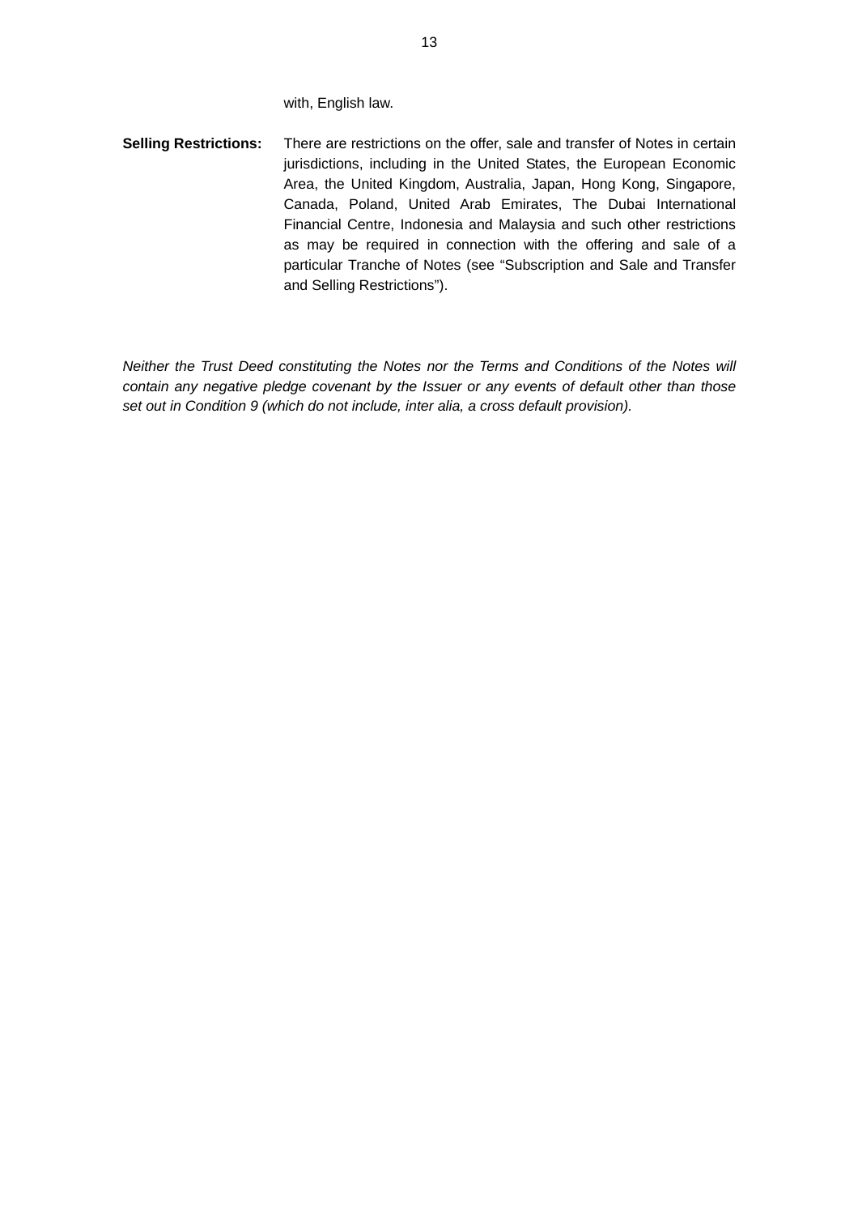with, English law.

**Selling Restrictions:** There are restrictions on the offer, sale and transfer of Notes in certain jurisdictions, including in the United States, the European Economic Area, the United Kingdom, Australia, Japan, Hong Kong, Singapore, Canada, Poland, United Arab Emirates, The Dubai International Financial Centre, Indonesia and Malaysia and such other restrictions as may be required in connection with the offering and sale of a particular Tranche of Notes (see "Subscription and Sale and Transfer and Selling Restrictions").

*Neither the Trust Deed constituting the Notes nor the Terms and Conditions of the Notes will contain any negative pledge covenant by the Issuer or any events of default other than those set out in Condition 9 (which do not include, inter alia, a cross default provision).*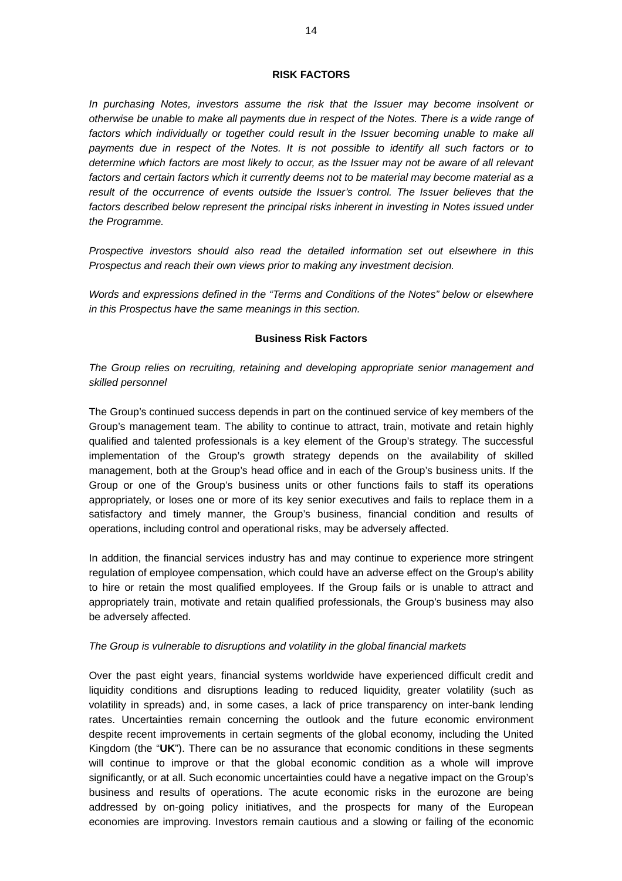## RISK FACTORS

*In purchasing Notes, investors assume the risk that the Issuer may become insolvent or otherwise be unable to make all payments due in respect of the Notes. There is a wide range of factors which individually or together could result in the Issuer becoming unable to make all payments due in respect of the Notes. It is not possible to identify all such factors or to determine which factors are most likely to occur, as the Issuer may not be aware of all relevant factors and certain factors which it currently deems not to be material may become material as a result of the occurrence of events outside the Issuer's control. The Issuer believes that the factors described below represent the principal risks inherent in investing in Notes issued under the Programme.*

*Prospective investors should also read the detailed information set out elsewhere in this Prospectus and reach their own views prior to making any investment decision.*

*Words and expressions defined in the "Terms and Conditions of the Notes" below or elsewhere in this Prospectus have the same meanings in this section.*

### Business Risk Factors

*The Group relies on recruiting, retaining and developing appropriate senior management and skilled personnel*

The Group's continued success depends in part on the continued service of key members of the Group's management team. The ability to continue to attract, train, motivate and retain highly qualified and talented professionals is a key element of the Group's strategy. The successful implementation of the Group's growth strategy depends on the availability of skilled management, both at the Group's head office and in each of the Group's business units. If the Group or one of the Group's business units or other functions fails to staff its operations appropriately, or loses one or more of its key senior executives and fails to replace them in a satisfactory and timely manner, the Group's business, financial condition and results of operations, including control and operational risks, may be adversely affected.

In addition, the financial services industry has and may continue to experience more stringent regulation of employee compensation, which could have an adverse effect on the Group's ability to hire or retain the most qualified employees. If the Group fails or is unable to attract and appropriately train, motivate and retain qualified professionals, the Group's business may also be adversely affected.

*The Group is vulnerable to disruptions and volatility in the global financial markets*

Over the past eight years, financial systems worldwide have experienced difficult credit and liquidity conditions and disruptions leading to reduced liquidity, greater volatility (such as volatility in spreads) and, in some cases, a lack of price transparency on inter-bank lending rates. Uncertainties remain concerning the outlook and the future economic environment despite recent improvements in certain segments of the global economy, including the United Kingdom (the "**UK**"). There can be no assurance that economic conditions in these segments will continue to improve or that the global economic condition as a whole will improve significantly, or at all. Such economic uncertainties could have a negative impact on the Group's business and results of operations. The acute economic risks in the eurozone are being addressed by on-going policy initiatives, and the prospects for many of the European economies are improving. Investors remain cautious and a slowing or failing of the economic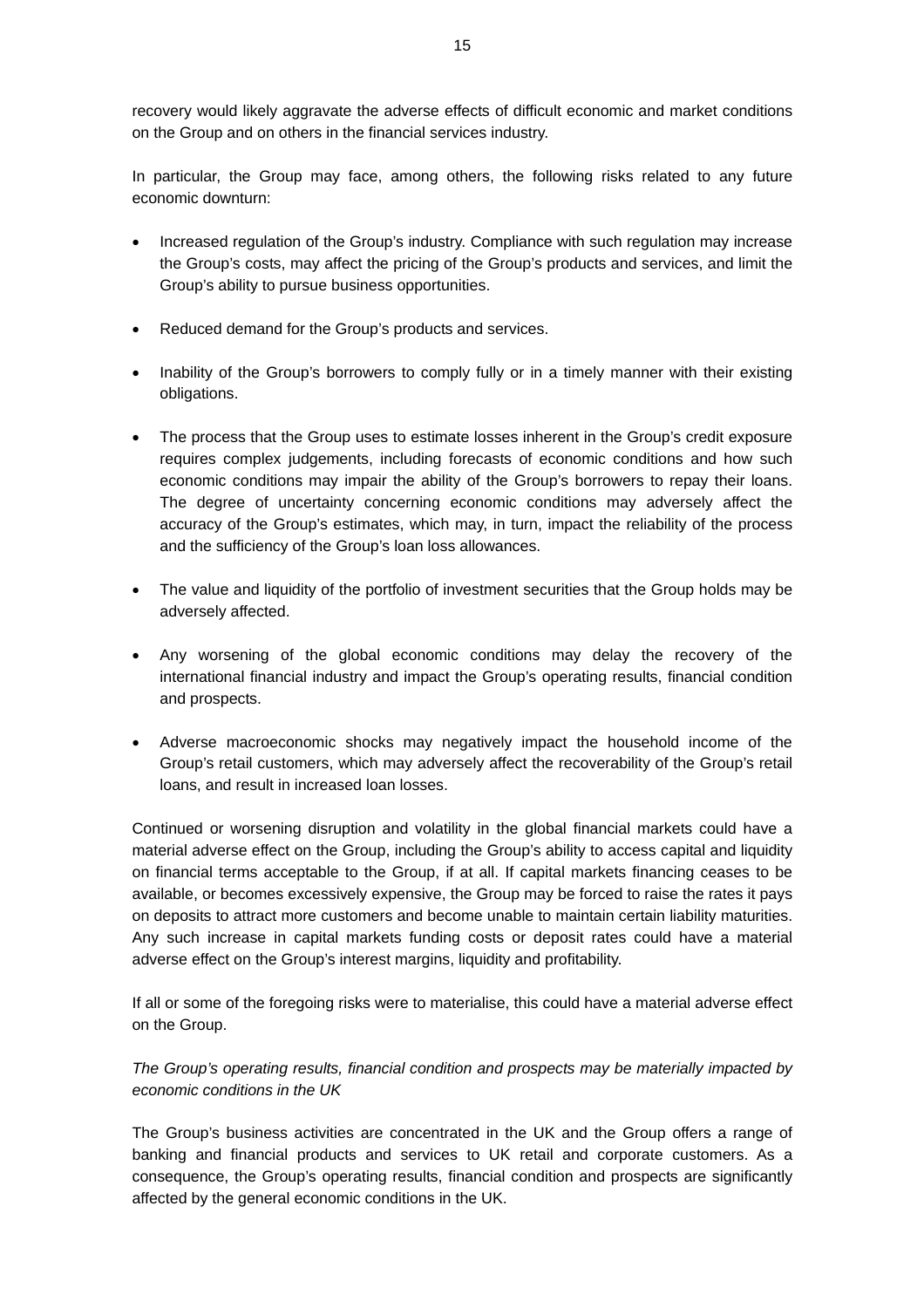recovery would likely aggravate the adverse effects of difficult economic and market conditions on the Group and on others in the financial services industry.

In particular, the Group may face, among others, the following risks related to any future economic downturn:

- Increased regulation of the Group's industry. Compliance with such regulation may increase the Group's costs, may affect the pricing of the Group's products and services, and limit the Group's ability to pursue business opportunities.
- Reduced demand for the Group's products and services.
- Inability of the Group's borrowers to comply fully or in a timely manner with their existing obligations.
- The process that the Group uses to estimate losses inherent in the Group's credit exposure requires complex judgements, including forecasts of economic conditions and how such economic conditions may impair the ability of the Group's borrowers to repay their loans. The degree of uncertainty concerning economic conditions may adversely affect the accuracy of the Group's estimates, which may, in turn, impact the reliability of the process and the sufficiency of the Group's loan loss allowances.
- The value and liquidity of the portfolio of investment securities that the Group holds may be adversely affected.
- Any worsening of the global economic conditions may delay the recovery of the international financial industry and impact the Group's operating results, financial condition and prospects.
- Adverse macroeconomic shocks may negatively impact the household income of the Group's retail customers, which may adversely affect the recoverability of the Group's retail loans, and result in increased loan losses.

Continued or worsening disruption and volatility in the global financial markets could have a material adverse effect on the Group, including the Group's ability to access capital and liquidity on financial terms acceptable to the Group, if at all. If capital markets financing ceases to be available, or becomes excessively expensive, the Group may be forced to raise the rates it pays on deposits to attract more customers and become unable to maintain certain liability maturities. Any such increase in capital markets funding costs or deposit rates could have a material adverse effect on the Group's interest margins, liquidity and profitability.

If all or some of the foregoing risks were to materialise, this could have a material adverse effect on the Group.

*The Group's operating results, financial condition and prospects may be materially impacted by economic conditions in the UK*

The Group's business activities are concentrated in the UK and the Group offers a range of banking and financial products and services to UK retail and corporate customers. As a consequence, the Group's operating results, financial condition and prospects are significantly affected by the general economic conditions in the UK.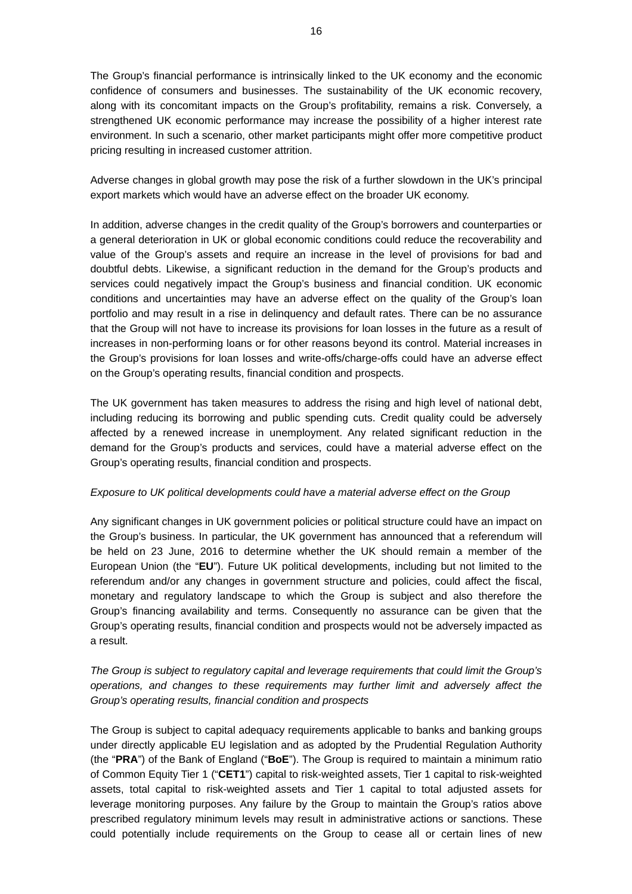The Group's financial performance is intrinsically linked to the UK economy and the economic confidence of consumers and businesses. The sustainability of the UK economic recovery, along with its concomitant impacts on the Group's profitability, remains a risk. Conversely, a strengthened UK economic performance may increase the possibility of a higher interest rate environment. In such a scenario, other market participants might offer more competitive product pricing resulting in increased customer attrition.

Adverse changes in global growth may pose the risk of a further slowdown in the UK's principal export markets which would have an adverse effect on the broader UK economy.

In addition, adverse changes in the credit quality of the Group's borrowers and counterparties or a general deterioration in UK or global economic conditions could reduce the recoverability and value of the Group's assets and require an increase in the level of provisions for bad and doubtful debts. Likewise, a significant reduction in the demand for the Group's products and services could negatively impact the Group's business and financial condition. UK economic conditions and uncertainties may have an adverse effect on the quality of the Group's loan portfolio and may result in a rise in delinquency and default rates. There can be no assurance that the Group will not have to increase its provisions for loan losses in the future as a result of increases in non-performing loans or for other reasons beyond its control. Material increases in the Group's provisions for loan losses and write-offs/charge-offs could have an adverse effect on the Group's operating results, financial condition and prospects.

The UK government has taken measures to address the rising and high level of national debt, including reducing its borrowing and public spending cuts. Credit quality could be adversely affected by a renewed increase in unemployment. Any related significant reduction in the demand for the Group's products and services, could have a material adverse effect on the Group's operating results, financial condition and prospects.

*Exposure to UK political developments could have a material adverse effect on the Group*

Any significant changes in UK government policies or political structure could have an impact on the Group's business. In particular, the UK government has announced that a referendum will be held on 23 June, 2016 to determine whether the UK should remain a member of the European Union (the "**EU**"). Future UK political developments, including but not limited to the referendum and/or any changes in government structure and policies, could affect the fiscal, monetary and regulatory landscape to which the Group is subject and also therefore the Group's financing availability and terms. Consequently no assurance can be given that the Group's operating results, financial condition and prospects would not be adversely impacted as a result.

*The Group is subject to regulatory capital and leverage requirements that could limit the Group's operations, and changes to these requirements may further limit and adversely affect the Group's operating results, financial condition and prospects*

The Group is subject to capital adequacy requirements applicable to banks and banking groups under directly applicable EU legislation and as adopted by the Prudential Regulation Authority (the "**PRA**") of the Bank of England ("**BoE**"). The Group is required to maintain a minimum ratio of Common Equity Tier 1 ("**CET1**") capital to risk-weighted assets, Tier 1 capital to risk-weighted assets, total capital to risk-weighted assets and Tier 1 capital to total adjusted assets for leverage monitoring purposes. Any failure by the Group to maintain the Group's ratios above prescribed regulatory minimum levels may result in administrative actions or sanctions. These could potentially include requirements on the Group to cease all or certain lines of new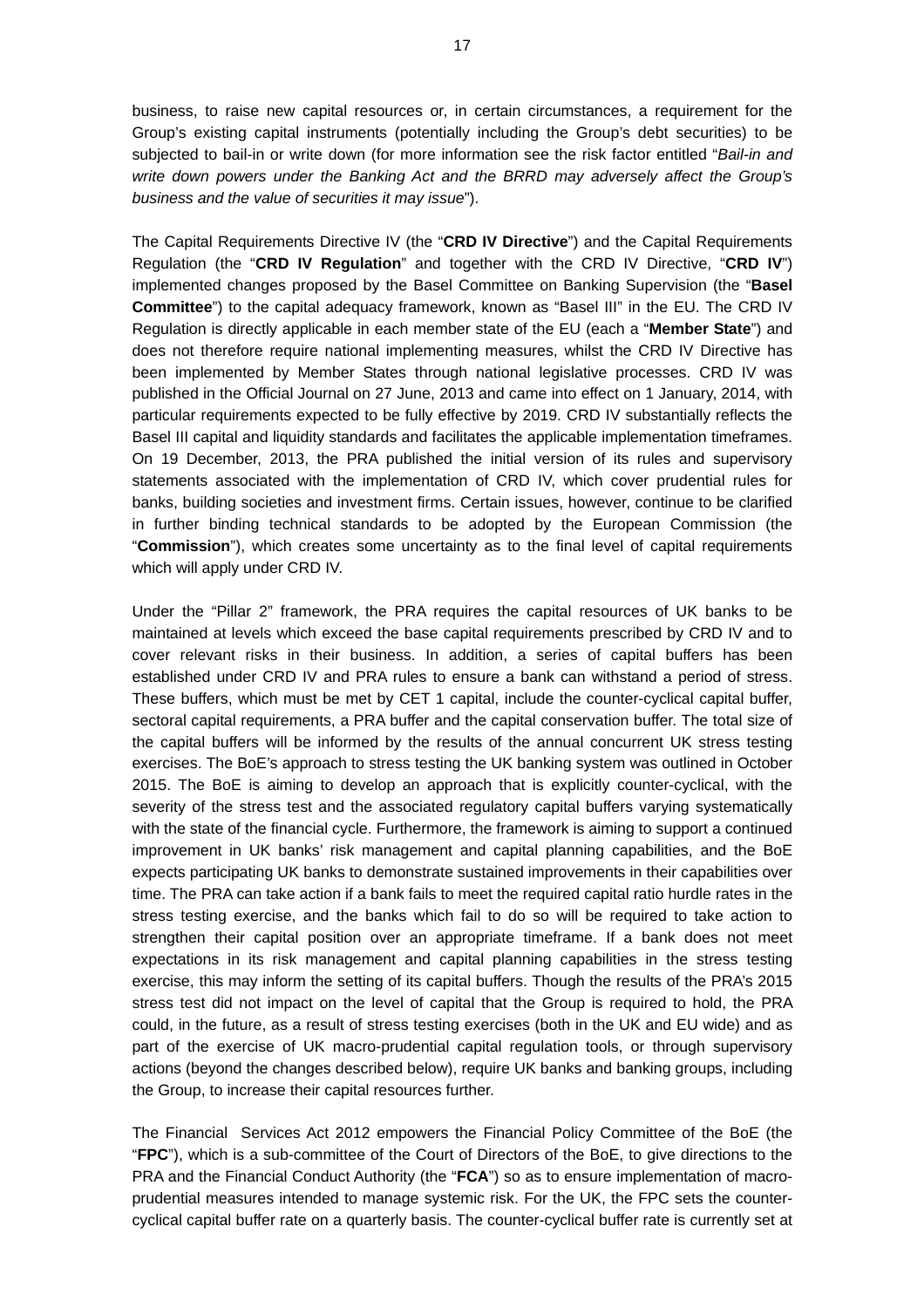business, to raise new capital resources or, in certain circumstances, a requirement for the Group's existing capital instruments (potentially including the Group's debt securities) to be subjected to bail-in or write down (for more information see the risk factor entitled "*Bail-in and write down powers under the Banking Act and the BRRD may adversely affect the Group's business and the value of securities it may issue*").

The Capital Requirements Directive IV (the "**CRD IV Directive**") and the Capital Requirements Regulation (the "**CRD IV Regulation**" and together with the CRD IV Directive, "**CRD IV**") implemented changes proposed by the Basel Committee on Banking Supervision (the "**Basel Committee**") to the capital adequacy framework, known as "Basel III" in the EU. The CRD IV Regulation is directly applicable in each member state of the EU (each a "**Member State**") and does not therefore require national implementing measures, whilst the CRD IV Directive has been implemented by Member States through national legislative processes. CRD IV was published in the Official Journal on 27 June, 2013 and came into effect on 1 January, 2014, with particular requirements expected to be fully effective by 2019. CRD IV substantially reflects the Basel III capital and liquidity standards and facilitates the applicable implementation timeframes. On 19 December, 2013, the PRA published the initial version of its rules and supervisory statements associated with the implementation of CRD IV, which cover prudential rules for banks, building societies and investment firms. Certain issues, however, continue to be clarified in further binding technical standards to be adopted by the European Commission (the "**Commission**"), which creates some uncertainty as to the final level of capital requirements which will apply under CRD IV.

Under the "Pillar 2" framework, the PRA requires the capital resources of UK banks to be maintained at levels which exceed the base capital requirements prescribed by CRD IV and to cover relevant risks in their business. In addition, a series of capital buffers has been established under CRD IV and PRA rules to ensure a bank can withstand a period of stress. These buffers, which must be met by CET 1 capital, include the counter-cyclical capital buffer, sectoral capital requirements, a PRA buffer and the capital conservation buffer. The total size of the capital buffers will be informed by the results of the annual concurrent UK stress testing exercises. The BoE's approach to stress testing the UK banking system was outlined in October 2015. The BoE is aiming to develop an approach that is explicitly counter-cyclical, with the severity of the stress test and the associated regulatory capital buffers varying systematically with the state of the financial cycle. Furthermore, the framework is aiming to support a continued improvement in UK banks' risk management and capital planning capabilities, and the BoE expects participating UK banks to demonstrate sustained improvements in their capabilities over time. The PRA can take action if a bank fails to meet the required capital ratio hurdle rates in the stress testing exercise, and the banks which fail to do so will be required to take action to strengthen their capital position over an appropriate timeframe. If a bank does not meet expectations in its risk management and capital planning capabilities in the stress testing exercise, this may inform the setting of its capital buffers. Though the results of the PRA's 2015 stress test did not impact on the level of capital that the Group is required to hold, the PRA could, in the future, as a result of stress testing exercises (both in the UK and EU wide) and as part of the exercise of UK macro-prudential capital regulation tools, or through supervisory actions (beyond the changes described below), require UK banks and banking groups, including the Group, to increase their capital resources further.

The Financial Services Act 2012 empowers the Financial Policy Committee of the BoE (the "**FPC**"), which is a sub-committee of the Court of Directors of the BoE, to give directions to the PRA and the Financial Conduct Authority (the "**FCA**") so as to ensure implementation of macro-prudential measures intended to manage systemic risk. For the UK, the FPC sets the counter-cyclical capital buffer rate on a quarterly basis. The counter-cyclical buffer rate is currently set at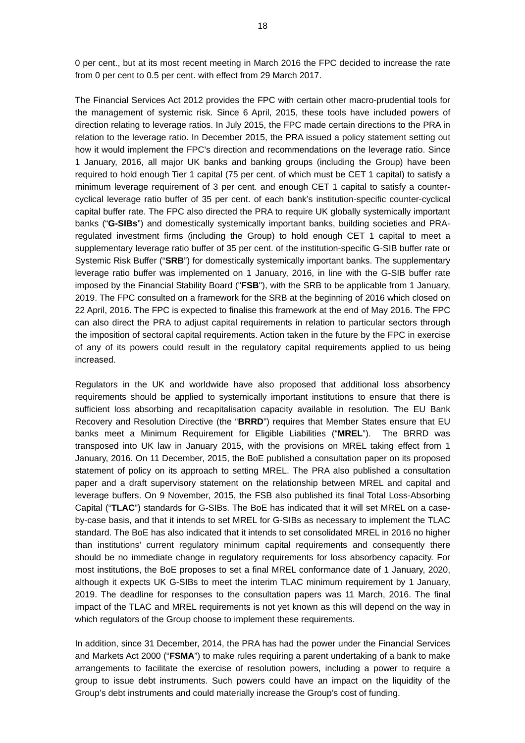0 per cent., but at its most recent meeting in March 2016 the FPC decided to increase the rate from 0 per cent to 0.5 per cent. with effect from 29 March 2017.

The Financial Services Act 2012 provides the FPC with certain other macro-prudential tools for the management of systemic risk. Since 6 April, 2015, these tools have included powers of direction relating to leverage ratios. In July 2015, the FPC made certain directions to the PRA in relation to the leverage ratio. In December 2015, the PRA issued a policy statement setting out how it would implement the FPC's direction and recommendations on the leverage ratio. Since 1 January, 2016, all major UK banks and banking groups (including the Group) have been required to hold enough Tier 1 capital (75 per cent. of which must be CET 1 capital) to satisfy a minimum leverage requirement of 3 per cent. and enough CET 1 capital to satisfy a counter-cyclical leverage ratio buffer of 35 per cent. of each bank's institution-specific counter-cyclical capital buffer rate. The FPC also directed the PRA to require UK globally systemically important banks ("**G-SIBs**") and domestically systemically important banks, building societies and PRA-regulated investment firms (including the Group) to hold enough CET 1 capital to meet a supplementary leverage ratio buffer of 35 per cent. of the institution-specific G-SIB buffer rate or Systemic Risk Buffer ("**SRB**") for domestically systemically important banks. The supplementary leverage ratio buffer was implemented on 1 January, 2016, in line with the G-SIB buffer rate imposed by the Financial Stability Board ("**FSB**"), with the SRB to be applicable from 1 January, 2019. The FPC consulted on a framework for the SRB at the beginning of 2016 which closed on 22 April, 2016. The FPC is expected to finalise this framework at the end of May 2016. The FPC can also direct the PRA to adjust capital requirements in relation to particular sectors through the imposition of sectoral capital requirements. Action taken in the future by the FPC in exercise of any of its powers could result in the regulatory capital requirements applied to us being increased.

Regulators in the UK and worldwide have also proposed that additional loss absorbency requirements should be applied to systemically important institutions to ensure that there is sufficient loss absorbing and recapitalisation capacity available in resolution. The EU Bank Recovery and Resolution Directive (the "**BRRD**") requires that Member States ensure that EU banks meet a Minimum Requirement for Eligible Liabilities ("**MREL**"). The BRRD was transposed into UK law in January 2015, with the provisions on MREL taking effect from 1 January, 2016. On 11 December, 2015, the BoE published a consultation paper on its proposed statement of policy on its approach to setting MREL. The PRA also published a consultation paper and a draft supervisory statement on the relationship between MREL and capital and leverage buffers. On 9 November, 2015, the FSB also published its final Total Loss-Absorbing Capital ("**TLAC**") standards for G-SIBs. The BoE has indicated that it will set MREL on a case-by-case basis, and that it intends to set MREL for G-SIBs as necessary to implement the TLAC standard. The BoE has also indicated that it intends to set consolidated MREL in 2016 no higher than institutions' current regulatory minimum capital requirements and consequently there should be no immediate change in regulatory requirements for loss absorbency capacity. For most institutions, the BoE proposes to set a final MREL conformance date of 1 January, 2020, although it expects UK G-SIBs to meet the interim TLAC minimum requirement by 1 January, 2019. The deadline for responses to the consultation papers was 11 March, 2016. The final impact of the TLAC and MREL requirements is not yet known as this will depend on the way in which regulators of the Group choose to implement these requirements.

In addition, since 31 December, 2014, the PRA has had the power under the Financial Services and Markets Act 2000 ("**FSMA**") to make rules requiring a parent undertaking of a bank to make arrangements to facilitate the exercise of resolution powers, including a power to require a group to issue debt instruments. Such powers could have an impact on the liquidity of the Group's debt instruments and could materially increase the Group's cost of funding.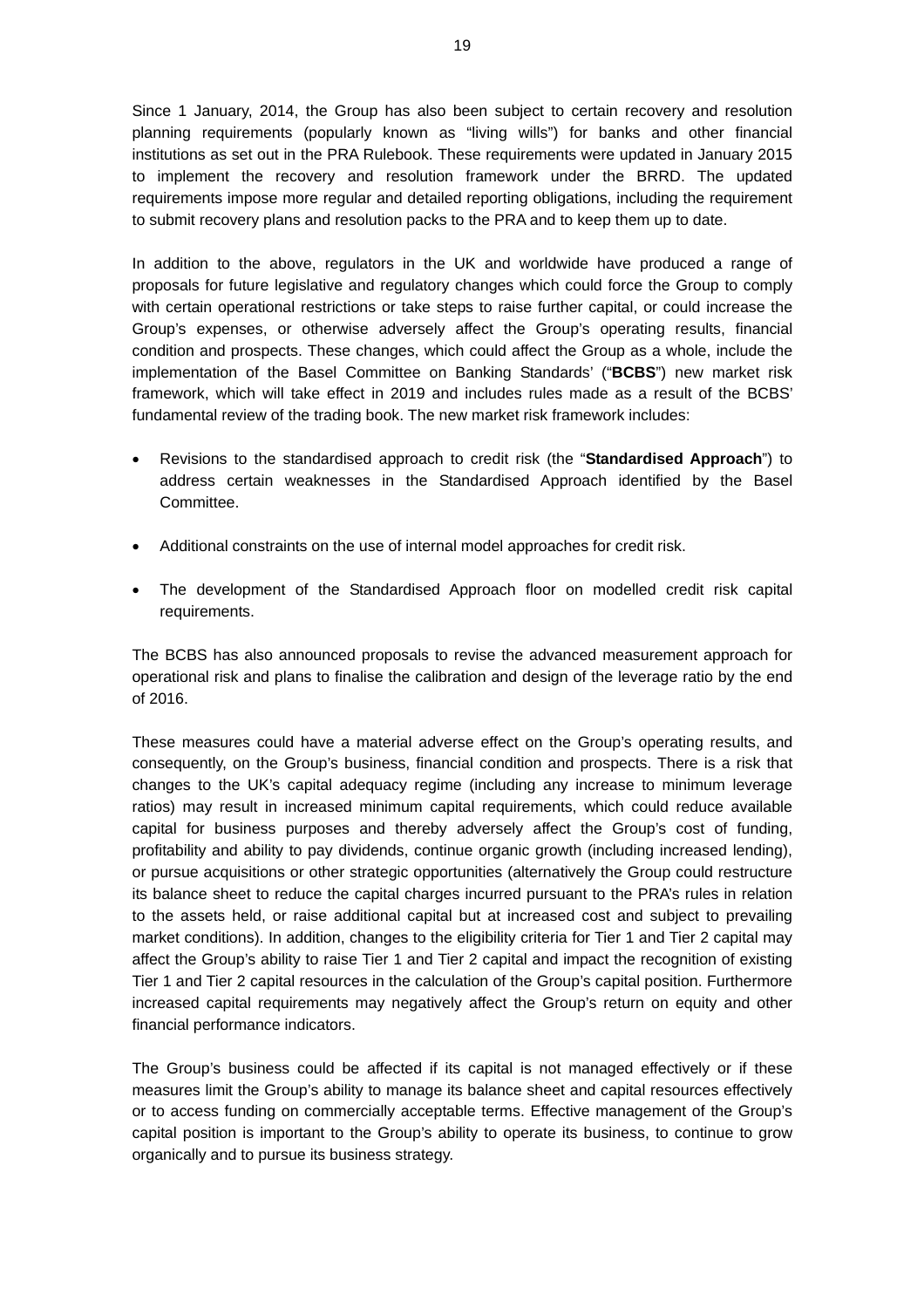Since 1 January, 2014, the Group has also been subject to certain recovery and resolution planning requirements (popularly known as "living wills") for banks and other financial institutions as set out in the PRA Rulebook. These requirements were updated in January 2015 to implement the recovery and resolution framework under the BRRD. The updated requirements impose more regular and detailed reporting obligations, including the requirement to submit recovery plans and resolution packs to the PRA and to keep them up to date.

In addition to the above, regulators in the UK and worldwide have produced a range of proposals for future legislative and regulatory changes which could force the Group to comply with certain operational restrictions or take steps to raise further capital, or could increase the Group's expenses, or otherwise adversely affect the Group's operating results, financial condition and prospects. These changes, which could affect the Group as a whole, include the implementation of the Basel Committee on Banking Standards' ("**BCBS**") new market risk framework, which will take effect in 2019 and includes rules made as a result of the BCBS' fundamental review of the trading book. The new market risk framework includes:

- Revisions to the standardised approach to credit risk (the "**Standardised Approach**") to address certain weaknesses in the Standardised Approach identified by the Basel Committee.
- Additional constraints on the use of internal model approaches for credit risk.
- The development of the Standardised Approach floor on modelled credit risk capital requirements.

The BCBS has also announced proposals to revise the advanced measurement approach for operational risk and plans to finalise the calibration and design of the leverage ratio by the end of 2016.

These measures could have a material adverse effect on the Group's operating results, and consequently, on the Group's business, financial condition and prospects. There is a risk that changes to the UK's capital adequacy regime (including any increase to minimum leverage ratios) may result in increased minimum capital requirements, which could reduce available capital for business purposes and thereby adversely affect the Group's cost of funding, profitability and ability to pay dividends, continue organic growth (including increased lending), or pursue acquisitions or other strategic opportunities (alternatively the Group could restructure its balance sheet to reduce the capital charges incurred pursuant to the PRA's rules in relation to the assets held, or raise additional capital but at increased cost and subject to prevailing market conditions). In addition, changes to the eligibility criteria for Tier 1 and Tier 2 capital may affect the Group's ability to raise Tier 1 and Tier 2 capital and impact the recognition of existing Tier 1 and Tier 2 capital resources in the calculation of the Group's capital position. Furthermore increased capital requirements may negatively affect the Group's return on equity and other financial performance indicators.

The Group's business could be affected if its capital is not managed effectively or if these measures limit the Group's ability to manage its balance sheet and capital resources effectively or to access funding on commercially acceptable terms. Effective management of the Group's capital position is important to the Group's ability to operate its business, to continue to grow organically and to pursue its business strategy.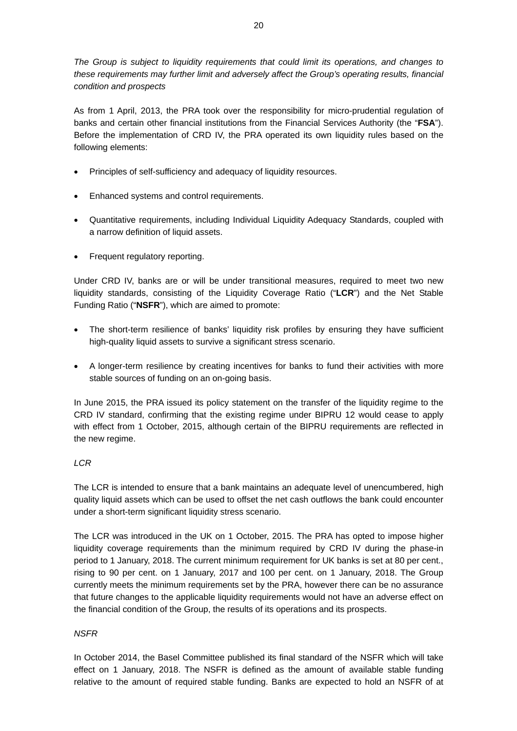*The Group is subject to liquidity requirements that could limit its operations, and changes to these requirements may further limit and adversely affect the Group's operating results, financial condition and prospects*

As from 1 April, 2013, the PRA took over the responsibility for micro-prudential regulation of banks and certain other financial institutions from the Financial Services Authority (the "**FSA**"). Before the implementation of CRD IV, the PRA operated its own liquidity rules based on the following elements:

- Principles of self-sufficiency and adequacy of liquidity resources.
- Enhanced systems and control requirements.
- Quantitative requirements, including Individual Liquidity Adequacy Standards, coupled with a narrow definition of liquid assets.
- Frequent regulatory reporting.

Under CRD IV, banks are or will be under transitional measures, required to meet two new liquidity standards, consisting of the Liquidity Coverage Ratio ("**LCR**") and the Net Stable Funding Ratio ("**NSFR**"), which are aimed to promote:

- The short-term resilience of banks' liquidity risk profiles by ensuring they have sufficient high-quality liquid assets to survive a significant stress scenario.
- A longer-term resilience by creating incentives for banks to fund their activities with more stable sources of funding on an on-going basis.

In June 2015, the PRA issued its policy statement on the transfer of the liquidity regime to the CRD IV standard, confirming that the existing regime under BIPRU 12 would cease to apply with effect from 1 October, 2015, although certain of the BIPRU requirements are reflected in the new regime.

*LCR*

The LCR is intended to ensure that a bank maintains an adequate level of unencumbered, high quality liquid assets which can be used to offset the net cash outflows the bank could encounter under a short-term significant liquidity stress scenario.

The LCR was introduced in the UK on 1 October, 2015. The PRA has opted to impose higher liquidity coverage requirements than the minimum required by CRD IV during the phase-in period to 1 January, 2018. The current minimum requirement for UK banks is set at 80 per cent., rising to 90 per cent. on 1 January, 2017 and 100 per cent. on 1 January, 2018. The Group currently meets the minimum requirements set by the PRA, however there can be no assurance that future changes to the applicable liquidity requirements would not have an adverse effect on the financial condition of the Group, the results of its operations and its prospects.

*NSFR*

In October 2014, the Basel Committee published its final standard of the NSFR which will take effect on 1 January, 2018. The NSFR is defined as the amount of available stable funding relative to the amount of required stable funding. Banks are expected to hold an NSFR of at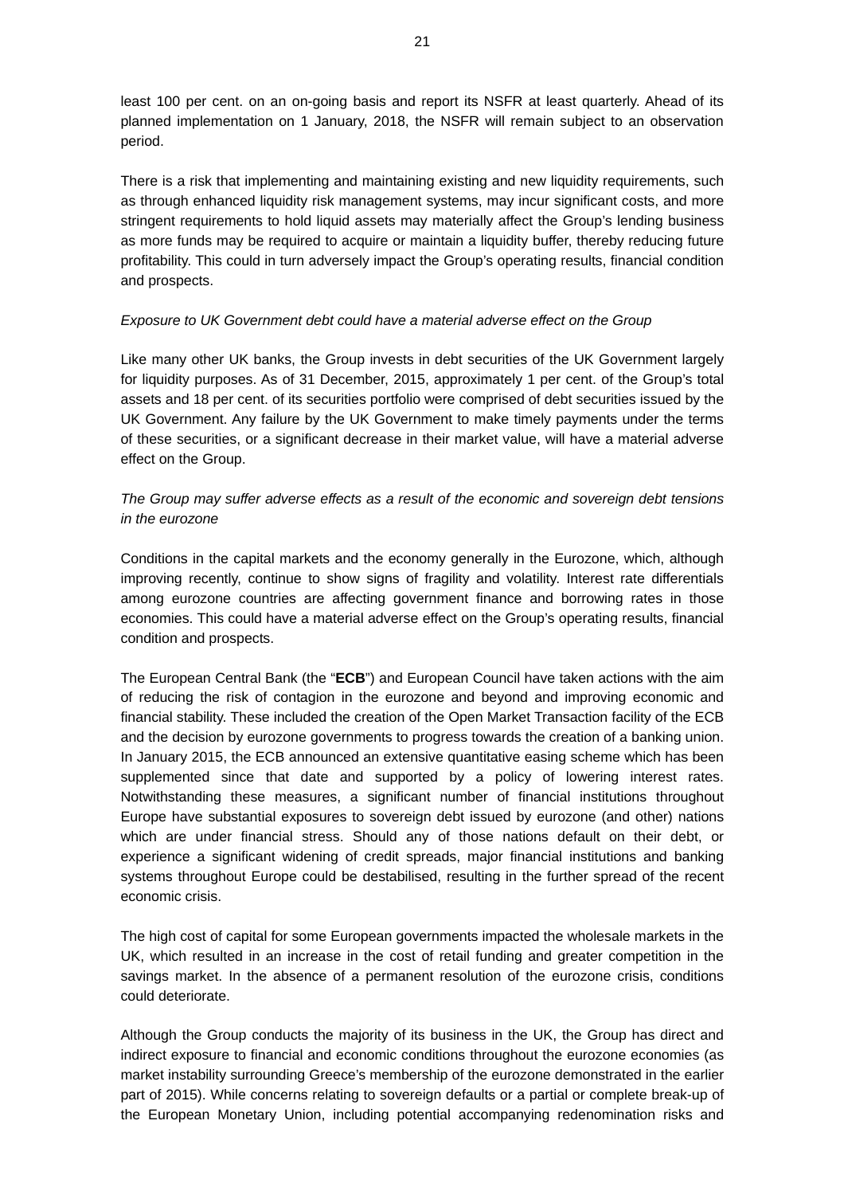least 100 per cent. on an on-going basis and report its NSFR at least quarterly. Ahead of its planned implementation on 1 January, 2018, the NSFR will remain subject to an observation period.

There is a risk that implementing and maintaining existing and new liquidity requirements, such as through enhanced liquidity risk management systems, may incur significant costs, and more stringent requirements to hold liquid assets may materially affect the Group's lending business as more funds may be required to acquire or maintain a liquidity buffer, thereby reducing future profitability. This could in turn adversely impact the Group's operating results, financial condition and prospects.

*Exposure to UK Government debt could have a material adverse effect on the Group*

Like many other UK banks, the Group invests in debt securities of the UK Government largely for liquidity purposes. As of 31 December, 2015, approximately 1 per cent. of the Group's total assets and 18 per cent. of its securities portfolio were comprised of debt securities issued by the UK Government. Any failure by the UK Government to make timely payments under the terms of these securities, or a significant decrease in their market value, will have a material adverse effect on the Group.

*The Group may suffer adverse effects as a result of the economic and sovereign debt tensions in the eurozone*

Conditions in the capital markets and the economy generally in the Eurozone, which, although improving recently, continue to show signs of fragility and volatility. Interest rate differentials among eurozone countries are affecting government finance and borrowing rates in those economies. This could have a material adverse effect on the Group's operating results, financial condition and prospects.

The European Central Bank (the "**ECB**") and European Council have taken actions with the aim of reducing the risk of contagion in the eurozone and beyond and improving economic and financial stability. These included the creation of the Open Market Transaction facility of the ECB and the decision by eurozone governments to progress towards the creation of a banking union. In January 2015, the ECB announced an extensive quantitative easing scheme which has been supplemented since that date and supported by a policy of lowering interest rates. Notwithstanding these measures, a significant number of financial institutions throughout Europe have substantial exposures to sovereign debt issued by eurozone (and other) nations which are under financial stress. Should any of those nations default on their debt, or experience a significant widening of credit spreads, major financial institutions and banking systems throughout Europe could be destabilised, resulting in the further spread of the recent economic crisis.

The high cost of capital for some European governments impacted the wholesale markets in the UK, which resulted in an increase in the cost of retail funding and greater competition in the savings market. In the absence of a permanent resolution of the eurozone crisis, conditions could deteriorate.

Although the Group conducts the majority of its business in the UK, the Group has direct and indirect exposure to financial and economic conditions throughout the eurozone economies (as market instability surrounding Greece's membership of the eurozone demonstrated in the earlier part of 2015). While concerns relating to sovereign defaults or a partial or complete break-up of the European Monetary Union, including potential accompanying redenomination risks and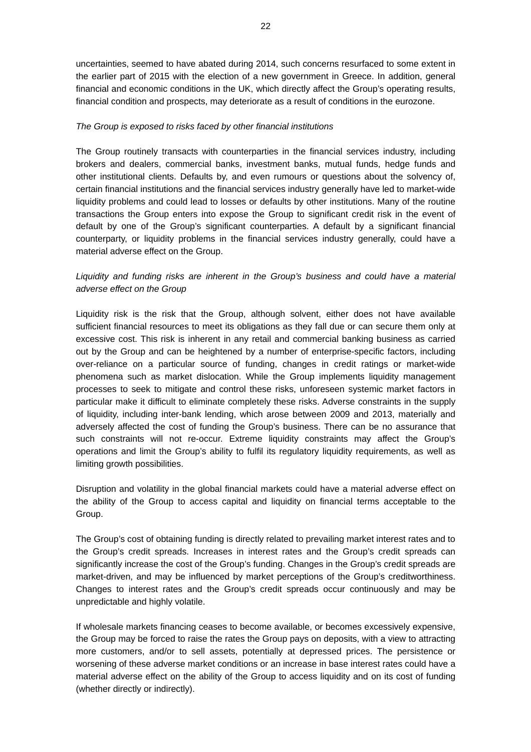uncertainties, seemed to have abated during 2014, such concerns resurfaced to some extent in the earlier part of 2015 with the election of a new government in Greece. In addition, general financial and economic conditions in the UK, which directly affect the Group's operating results, financial condition and prospects, may deteriorate as a result of conditions in the eurozone.

*The Group is exposed to risks faced by other financial institutions*

The Group routinely transacts with counterparties in the financial services industry, including brokers and dealers, commercial banks, investment banks, mutual funds, hedge funds and other institutional clients. Defaults by, and even rumours or questions about the solvency of, certain financial institutions and the financial services industry generally have led to market-wide liquidity problems and could lead to losses or defaults by other institutions. Many of the routine transactions the Group enters into expose the Group to significant credit risk in the event of default by one of the Group's significant counterparties. A default by a significant financial counterparty, or liquidity problems in the financial services industry generally, could have a material adverse effect on the Group.

*Liquidity and funding risks are inherent in the Group's business and could have a material adverse effect on the Group*

Liquidity risk is the risk that the Group, although solvent, either does not have available sufficient financial resources to meet its obligations as they fall due or can secure them only at excessive cost. This risk is inherent in any retail and commercial banking business as carried out by the Group and can be heightened by a number of enterprise-specific factors, including over-reliance on a particular source of funding, changes in credit ratings or market-wide phenomena such as market dislocation. While the Group implements liquidity management processes to seek to mitigate and control these risks, unforeseen systemic market factors in particular make it difficult to eliminate completely these risks. Adverse constraints in the supply of liquidity, including inter-bank lending, which arose between 2009 and 2013, materially and adversely affected the cost of funding the Group's business. There can be no assurance that such constraints will not re-occur. Extreme liquidity constraints may affect the Group's operations and limit the Group's ability to fulfil its regulatory liquidity requirements, as well as limiting growth possibilities.

Disruption and volatility in the global financial markets could have a material adverse effect on the ability of the Group to access capital and liquidity on financial terms acceptable to the Group.

The Group's cost of obtaining funding is directly related to prevailing market interest rates and to the Group's credit spreads. Increases in interest rates and the Group's credit spreads can significantly increase the cost of the Group's funding. Changes in the Group's credit spreads are market-driven, and may be influenced by market perceptions of the Group's creditworthiness. Changes to interest rates and the Group's credit spreads occur continuously and may be unpredictable and highly volatile.

If wholesale markets financing ceases to become available, or becomes excessively expensive, the Group may be forced to raise the rates the Group pays on deposits, with a view to attracting more customers, and/or to sell assets, potentially at depressed prices. The persistence or worsening of these adverse market conditions or an increase in base interest rates could have a material adverse effect on the ability of the Group to access liquidity and on its cost of funding (whether directly or indirectly).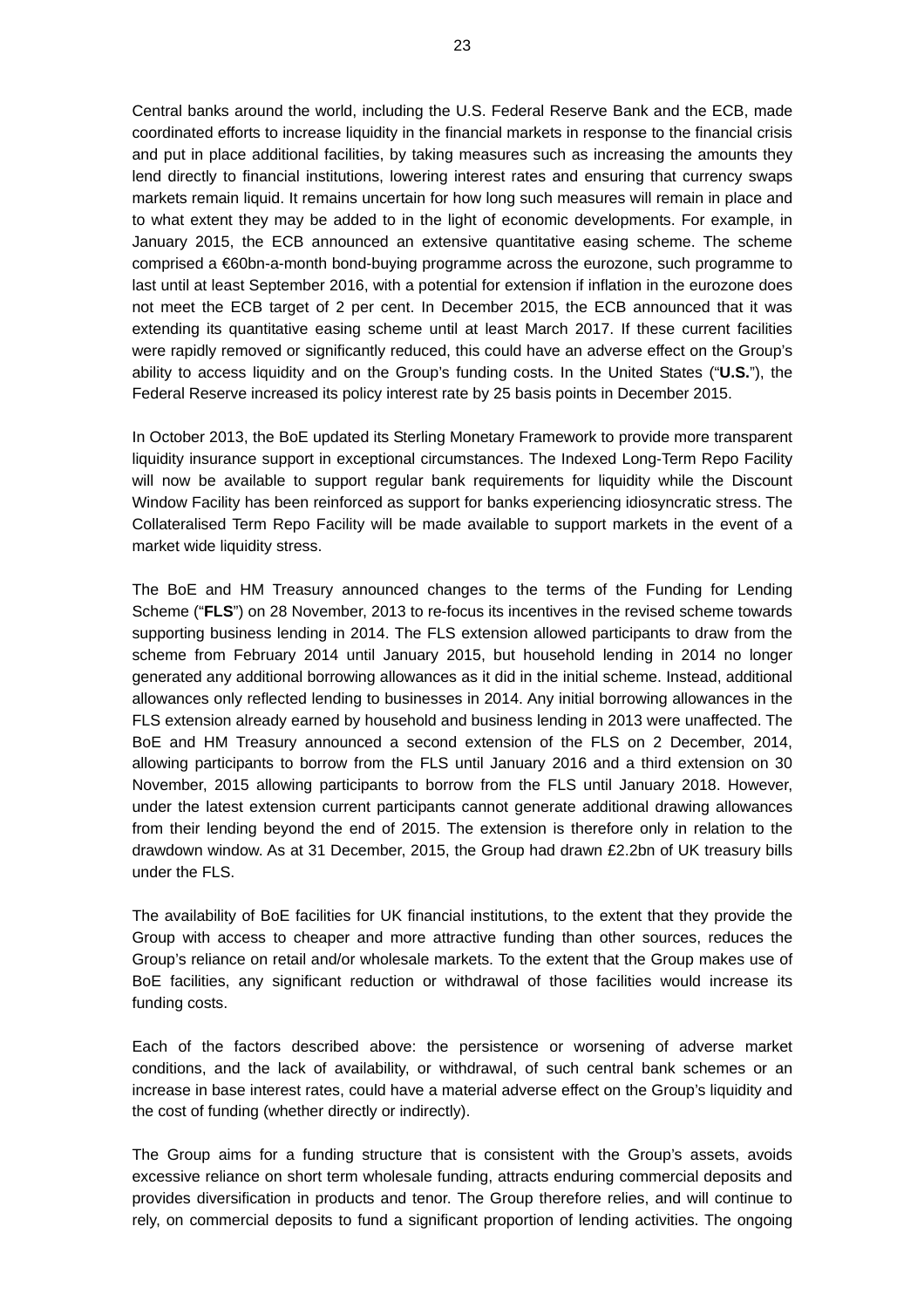Central banks around the world, including the U.S. Federal Reserve Bank and the ECB, made coordinated efforts to increase liquidity in the financial markets in response to the financial crisis and put in place additional facilities, by taking measures such as increasing the amounts they lend directly to financial institutions, lowering interest rates and ensuring that currency swaps markets remain liquid. It remains uncertain for how long such measures will remain in place and to what extent they may be added to in the light of economic developments. For example, in January 2015, the ECB announced an extensive quantitative easing scheme. The scheme comprised a €60bn-a-month bond-buying programme across the eurozone, such programme to last until at least September 2016, with a potential for extension if inflation in the eurozone does not meet the ECB target of 2 per cent. In December 2015, the ECB announced that it was extending its quantitative easing scheme until at least March 2017. If these current facilities were rapidly removed or significantly reduced, this could have an adverse effect on the Group's ability to access liquidity and on the Group's funding costs. In the United States ("**U.S.**"), the Federal Reserve increased its policy interest rate by 25 basis points in December 2015.

In October 2013, the BoE updated its Sterling Monetary Framework to provide more transparent liquidity insurance support in exceptional circumstances. The Indexed Long-Term Repo Facility will now be available to support regular bank requirements for liquidity while the Discount Window Facility has been reinforced as support for banks experiencing idiosyncratic stress. The Collateralised Term Repo Facility will be made available to support markets in the event of a market wide liquidity stress.

The BoE and HM Treasury announced changes to the terms of the Funding for Lending Scheme ("**FLS**") on 28 November, 2013 to re-focus its incentives in the revised scheme towards supporting business lending in 2014. The FLS extension allowed participants to draw from the scheme from February 2014 until January 2015, but household lending in 2014 no longer generated any additional borrowing allowances as it did in the initial scheme. Instead, additional allowances only reflected lending to businesses in 2014. Any initial borrowing allowances in the FLS extension already earned by household and business lending in 2013 were unaffected. The BoE and HM Treasury announced a second extension of the FLS on 2 December, 2014, allowing participants to borrow from the FLS until January 2016 and a third extension on 30 November, 2015 allowing participants to borrow from the FLS until January 2018. However, under the latest extension current participants cannot generate additional drawing allowances from their lending beyond the end of 2015. The extension is therefore only in relation to the drawdown window. As at 31 December, 2015, the Group had drawn £2.2bn of UK treasury bills under the FLS.

The availability of BoE facilities for UK financial institutions, to the extent that they provide the Group with access to cheaper and more attractive funding than other sources, reduces the Group's reliance on retail and/or wholesale markets. To the extent that the Group makes use of BoE facilities, any significant reduction or withdrawal of those facilities would increase its funding costs.

Each of the factors described above: the persistence or worsening of adverse market conditions, and the lack of availability, or withdrawal, of such central bank schemes or an increase in base interest rates, could have a material adverse effect on the Group's liquidity and the cost of funding (whether directly or indirectly).

The Group aims for a funding structure that is consistent with the Group's assets, avoids excessive reliance on short term wholesale funding, attracts enduring commercial deposits and provides diversification in products and tenor. The Group therefore relies, and will continue to rely, on commercial deposits to fund a significant proportion of lending activities. The ongoing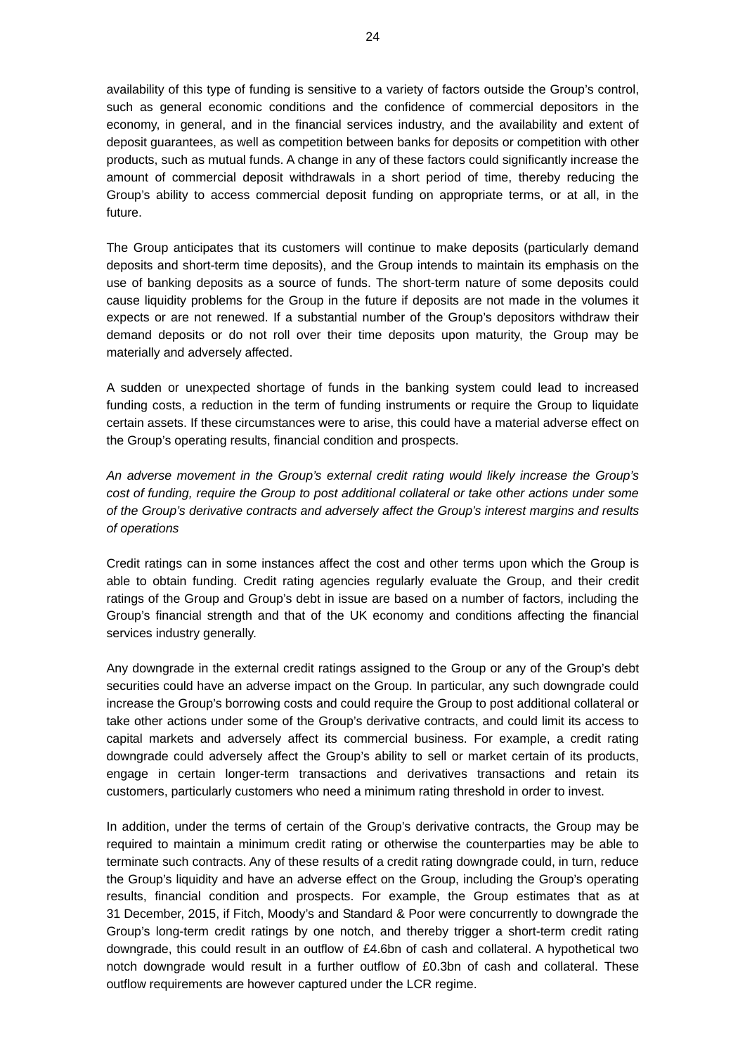availability of this type of funding is sensitive to a variety of factors outside the Group's control, such as general economic conditions and the confidence of commercial depositors in the economy, in general, and in the financial services industry, and the availability and extent of deposit guarantees, as well as competition between banks for deposits or competition with other products, such as mutual funds. A change in any of these factors could significantly increase the amount of commercial deposit withdrawals in a short period of time, thereby reducing the Group's ability to access commercial deposit funding on appropriate terms, or at all, in the future.

The Group anticipates that its customers will continue to make deposits (particularly demand deposits and short-term time deposits), and the Group intends to maintain its emphasis on the use of banking deposits as a source of funds. The short-term nature of some deposits could cause liquidity problems for the Group in the future if deposits are not made in the volumes it expects or are not renewed. If a substantial number of the Group's depositors withdraw their demand deposits or do not roll over their time deposits upon maturity, the Group may be materially and adversely affected.

A sudden or unexpected shortage of funds in the banking system could lead to increased funding costs, a reduction in the term of funding instruments or require the Group to liquidate certain assets. If these circumstances were to arise, this could have a material adverse effect on the Group's operating results, financial condition and prospects.

*An adverse movement in the Group's external credit rating would likely increase the Group's cost of funding, require the Group to post additional collateral or take other actions under some of the Group's derivative contracts and adversely affect the Group's interest margins and results of operations*

Credit ratings can in some instances affect the cost and other terms upon which the Group is able to obtain funding. Credit rating agencies regularly evaluate the Group, and their credit ratings of the Group and Group's debt in issue are based on a number of factors, including the Group's financial strength and that of the UK economy and conditions affecting the financial services industry generally.

Any downgrade in the external credit ratings assigned to the Group or any of the Group's debt securities could have an adverse impact on the Group. In particular, any such downgrade could increase the Group's borrowing costs and could require the Group to post additional collateral or take other actions under some of the Group's derivative contracts, and could limit its access to capital markets and adversely affect its commercial business. For example, a credit rating downgrade could adversely affect the Group's ability to sell or market certain of its products, engage in certain longer-term transactions and derivatives transactions and retain its customers, particularly customers who need a minimum rating threshold in order to invest.

In addition, under the terms of certain of the Group's derivative contracts, the Group may be required to maintain a minimum credit rating or otherwise the counterparties may be able to terminate such contracts. Any of these results of a credit rating downgrade could, in turn, reduce the Group's liquidity and have an adverse effect on the Group, including the Group's operating results, financial condition and prospects. For example, the Group estimates that as at 31 December, 2015, if Fitch, Moody's and Standard & Poor were concurrently to downgrade the Group's long-term credit ratings by one notch, and thereby trigger a short-term credit rating downgrade, this could result in an outflow of £4.6bn of cash and collateral. A hypothetical two notch downgrade would result in a further outflow of £0.3bn of cash and collateral. These outflow requirements are however captured under the LCR regime.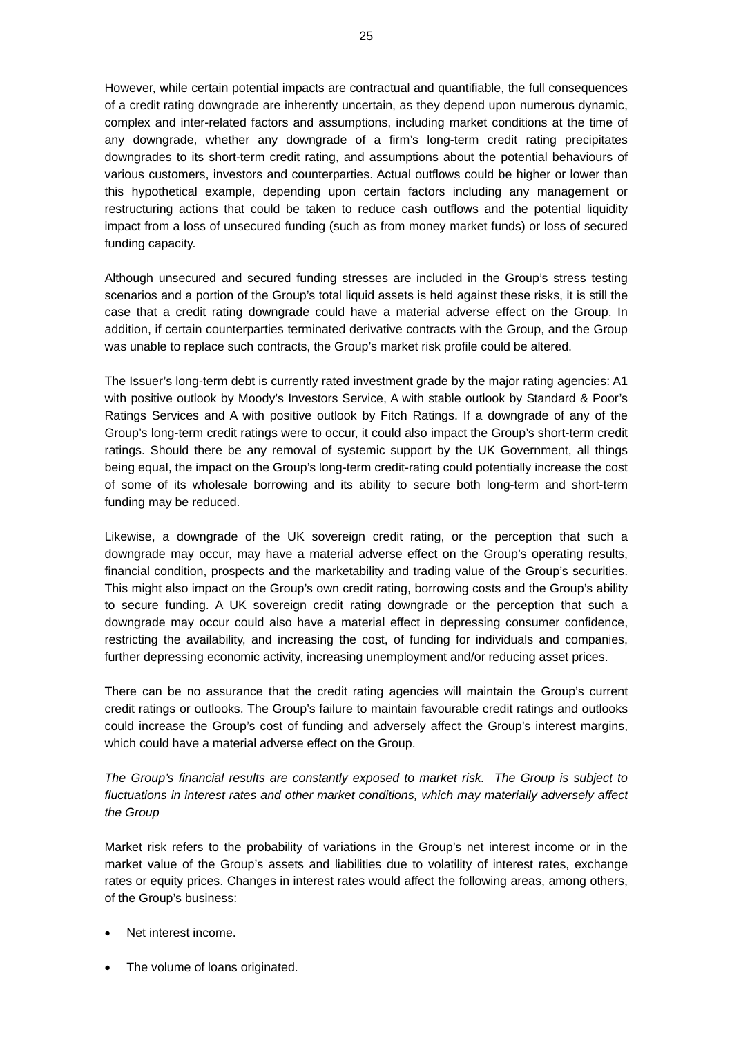However, while certain potential impacts are contractual and quantifiable, the full consequences of a credit rating downgrade are inherently uncertain, as they depend upon numerous dynamic, complex and inter-related factors and assumptions, including market conditions at the time of any downgrade, whether any downgrade of a firm's long-term credit rating precipitates downgrades to its short-term credit rating, and assumptions about the potential behaviours of various customers, investors and counterparties. Actual outflows could be higher or lower than this hypothetical example, depending upon certain factors including any management or restructuring actions that could be taken to reduce cash outflows and the potential liquidity impact from a loss of unsecured funding (such as from money market funds) or loss of secured funding capacity.

Although unsecured and secured funding stresses are included in the Group's stress testing scenarios and a portion of the Group's total liquid assets is held against these risks, it is still the case that a credit rating downgrade could have a material adverse effect on the Group. In addition, if certain counterparties terminated derivative contracts with the Group, and the Group was unable to replace such contracts, the Group's market risk profile could be altered.

The Issuer's long-term debt is currently rated investment grade by the major rating agencies: A1 with positive outlook by Moody's Investors Service, A with stable outlook by Standard & Poor's Ratings Services and A with positive outlook by Fitch Ratings. If a downgrade of any of the Group's long-term credit ratings were to occur, it could also impact the Group's short-term credit ratings. Should there be any removal of systemic support by the UK Government, all things being equal, the impact on the Group's long-term credit-rating could potentially increase the cost of some of its wholesale borrowing and its ability to secure both long-term and short-term funding may be reduced.

Likewise, a downgrade of the UK sovereign credit rating, or the perception that such a downgrade may occur, may have a material adverse effect on the Group's operating results, financial condition, prospects and the marketability and trading value of the Group's securities. This might also impact on the Group's own credit rating, borrowing costs and the Group's ability to secure funding. A UK sovereign credit rating downgrade or the perception that such a downgrade may occur could also have a material effect in depressing consumer confidence, restricting the availability, and increasing the cost, of funding for individuals and companies, further depressing economic activity, increasing unemployment and/or reducing asset prices.

There can be no assurance that the credit rating agencies will maintain the Group's current credit ratings or outlooks. The Group's failure to maintain favourable credit ratings and outlooks could increase the Group's cost of funding and adversely affect the Group's interest margins, which could have a material adverse effect on the Group.

*The Group's financial results are constantly exposed to market risk. The Group is subject to fluctuations in interest rates and other market conditions, which may materially adversely affect the Group*

Market risk refers to the probability of variations in the Group's net interest income or in the market value of the Group's assets and liabilities due to volatility of interest rates, exchange rates or equity prices. Changes in interest rates would affect the following areas, among others, of the Group's business:

- Net interest income.
- The volume of loans originated.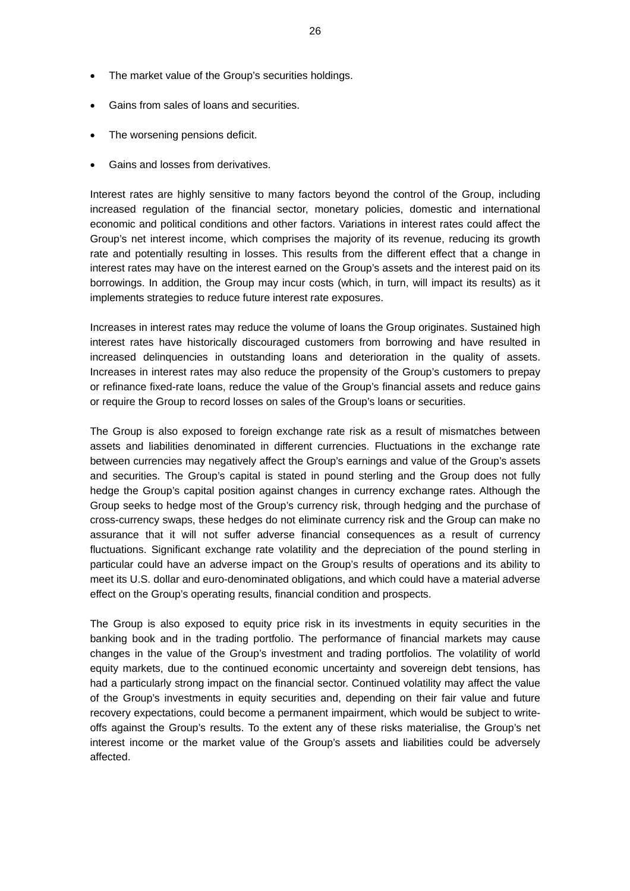- The market value of the Group's securities holdings.
- Gains from sales of loans and securities.
- The worsening pensions deficit.
- Gains and losses from derivatives.

Interest rates are highly sensitive to many factors beyond the control of the Group, including increased regulation of the financial sector, monetary policies, domestic and international economic and political conditions and other factors. Variations in interest rates could affect the Group's net interest income, which comprises the majority of its revenue, reducing its growth rate and potentially resulting in losses. This results from the different effect that a change in interest rates may have on the interest earned on the Group's assets and the interest paid on its borrowings. In addition, the Group may incur costs (which, in turn, will impact its results) as it implements strategies to reduce future interest rate exposures.

Increases in interest rates may reduce the volume of loans the Group originates. Sustained high interest rates have historically discouraged customers from borrowing and have resulted in increased delinquencies in outstanding loans and deterioration in the quality of assets. Increases in interest rates may also reduce the propensity of the Group's customers to prepay or refinance fixed-rate loans, reduce the value of the Group's financial assets and reduce gains or require the Group to record losses on sales of the Group's loans or securities.

The Group is also exposed to foreign exchange rate risk as a result of mismatches between assets and liabilities denominated in different currencies. Fluctuations in the exchange rate between currencies may negatively affect the Group's earnings and value of the Group's assets and securities. The Group's capital is stated in pound sterling and the Group does not fully hedge the Group's capital position against changes in currency exchange rates. Although the Group seeks to hedge most of the Group's currency risk, through hedging and the purchase of cross-currency swaps, these hedges do not eliminate currency risk and the Group can make no assurance that it will not suffer adverse financial consequences as a result of currency fluctuations. Significant exchange rate volatility and the depreciation of the pound sterling in particular could have an adverse impact on the Group's results of operations and its ability to meet its U.S. dollar and euro-denominated obligations, and which could have a material adverse effect on the Group's operating results, financial condition and prospects.

The Group is also exposed to equity price risk in its investments in equity securities in the banking book and in the trading portfolio. The performance of financial markets may cause changes in the value of the Group's investment and trading portfolios. The volatility of world equity markets, due to the continued economic uncertainty and sovereign debt tensions, has had a particularly strong impact on the financial sector. Continued volatility may affect the value of the Group's investments in equity securities and, depending on their fair value and future recovery expectations, could become a permanent impairment, which would be subject to write-offs against the Group's results. To the extent any of these risks materialise, the Group's net interest income or the market value of the Group's assets and liabilities could be adversely affected.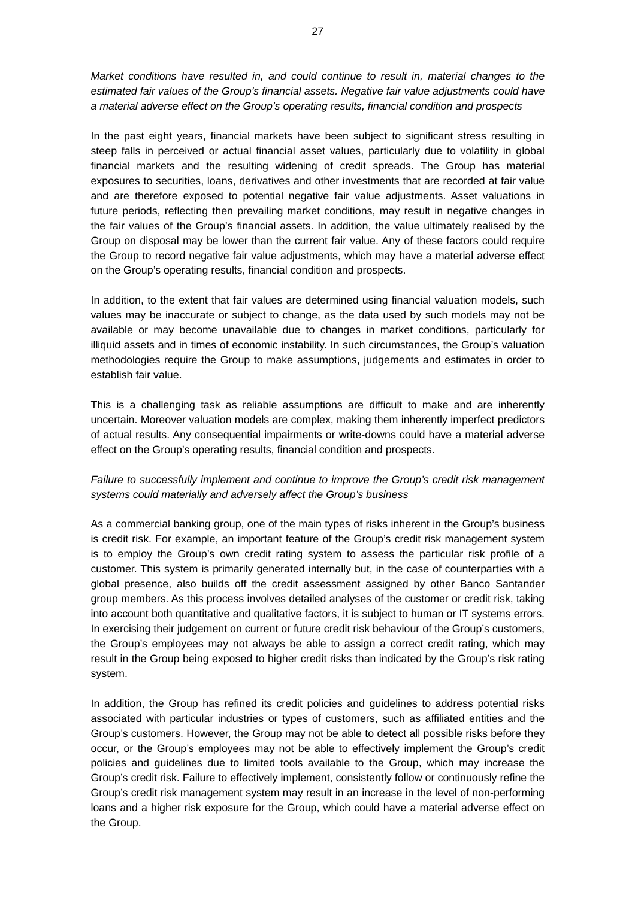*Market conditions have resulted in, and could continue to result in, material changes to the estimated fair values of the Group's financial assets. Negative fair value adjustments could have a material adverse effect on the Group's operating results, financial condition and prospects*

In the past eight years, financial markets have been subject to significant stress resulting in steep falls in perceived or actual financial asset values, particularly due to volatility in global financial markets and the resulting widening of credit spreads. The Group has material exposures to securities, loans, derivatives and other investments that are recorded at fair value and are therefore exposed to potential negative fair value adjustments. Asset valuations in future periods, reflecting then prevailing market conditions, may result in negative changes in the fair values of the Group's financial assets. In addition, the value ultimately realised by the Group on disposal may be lower than the current fair value. Any of these factors could require the Group to record negative fair value adjustments, which may have a material adverse effect on the Group's operating results, financial condition and prospects.

In addition, to the extent that fair values are determined using financial valuation models, such values may be inaccurate or subject to change, as the data used by such models may not be available or may become unavailable due to changes in market conditions, particularly for illiquid assets and in times of economic instability. In such circumstances, the Group's valuation methodologies require the Group to make assumptions, judgements and estimates in order to establish fair value.

This is a challenging task as reliable assumptions are difficult to make and are inherently uncertain. Moreover valuation models are complex, making them inherently imperfect predictors of actual results. Any consequential impairments or write-downs could have a material adverse effect on the Group's operating results, financial condition and prospects.

*Failure to successfully implement and continue to improve the Group's credit risk management systems could materially and adversely affect the Group's business*

As a commercial banking group, one of the main types of risks inherent in the Group's business is credit risk. For example, an important feature of the Group's credit risk management system is to employ the Group's own credit rating system to assess the particular risk profile of a customer. This system is primarily generated internally but, in the case of counterparties with a global presence, also builds off the credit assessment assigned by other Banco Santander group members. As this process involves detailed analyses of the customer or credit risk, taking into account both quantitative and qualitative factors, it is subject to human or IT systems errors. In exercising their judgement on current or future credit risk behaviour of the Group's customers, the Group's employees may not always be able to assign a correct credit rating, which may result in the Group being exposed to higher credit risks than indicated by the Group's risk rating system.

In addition, the Group has refined its credit policies and guidelines to address potential risks associated with particular industries or types of customers, such as affiliated entities and the Group's customers. However, the Group may not be able to detect all possible risks before they occur, or the Group's employees may not be able to effectively implement the Group's credit policies and guidelines due to limited tools available to the Group, which may increase the Group's credit risk. Failure to effectively implement, consistently follow or continuously refine the Group's credit risk management system may result in an increase in the level of non-performing loans and a higher risk exposure for the Group, which could have a material adverse effect on the Group.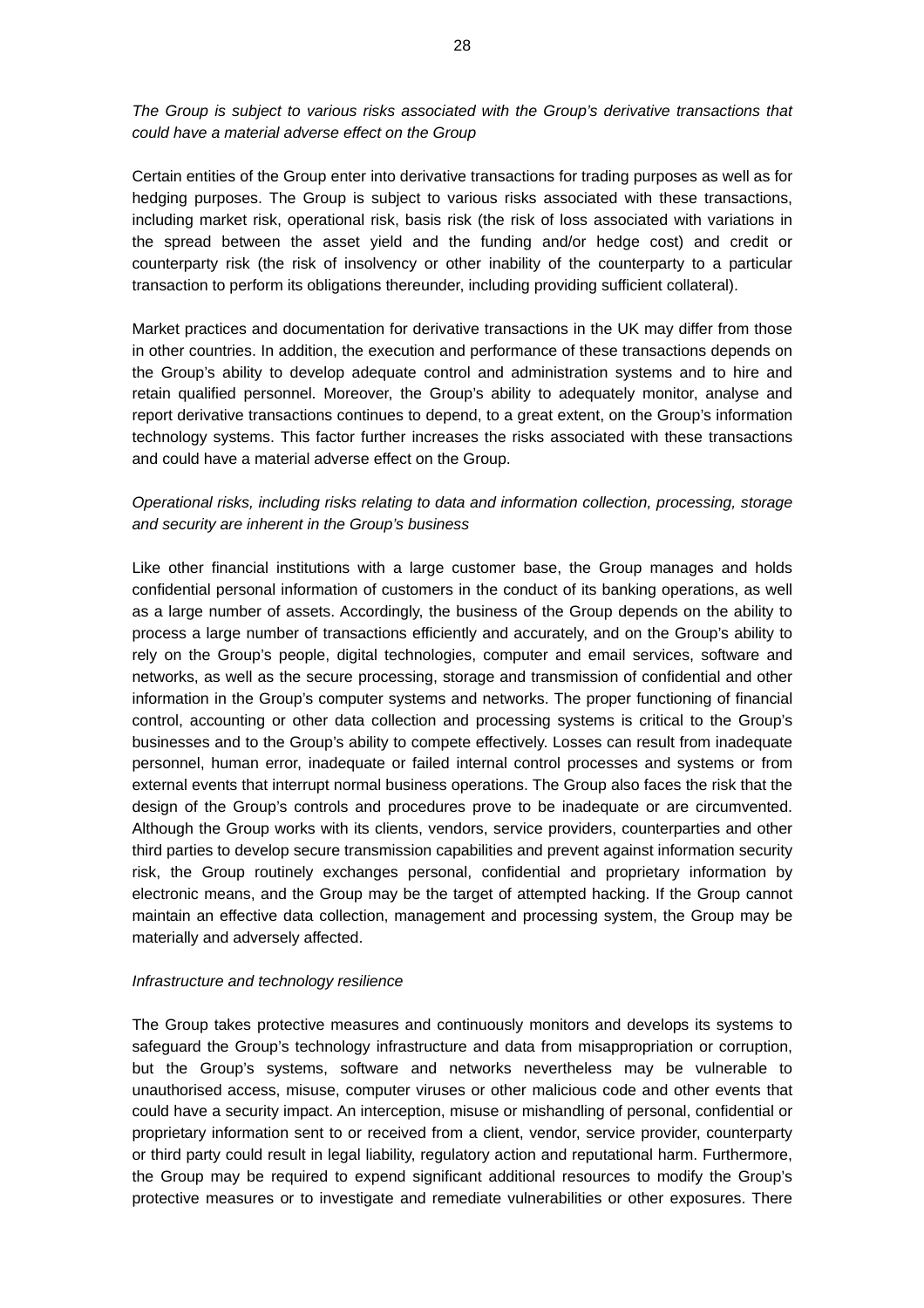*The Group is subject to various risks associated with the Group's derivative transactions that could have a material adverse effect on the Group*

Certain entities of the Group enter into derivative transactions for trading purposes as well as for hedging purposes. The Group is subject to various risks associated with these transactions, including market risk, operational risk, basis risk (the risk of loss associated with variations in the spread between the asset yield and the funding and/or hedge cost) and credit or counterparty risk (the risk of insolvency or other inability of the counterparty to a particular transaction to perform its obligations thereunder, including providing sufficient collateral).

Market practices and documentation for derivative transactions in the UK may differ from those in other countries. In addition, the execution and performance of these transactions depends on the Group's ability to develop adequate control and administration systems and to hire and retain qualified personnel. Moreover, the Group's ability to adequately monitor, analyse and report derivative transactions continues to depend, to a great extent, on the Group's information technology systems. This factor further increases the risks associated with these transactions and could have a material adverse effect on the Group.

*Operational risks, including risks relating to data and information collection, processing, storage and security are inherent in the Group's business*

Like other financial institutions with a large customer base, the Group manages and holds confidential personal information of customers in the conduct of its banking operations, as well as a large number of assets. Accordingly, the business of the Group depends on the ability to process a large number of transactions efficiently and accurately, and on the Group's ability to rely on the Group's people, digital technologies, computer and email services, software and networks, as well as the secure processing, storage and transmission of confidential and other information in the Group's computer systems and networks. The proper functioning of financial control, accounting or other data collection and processing systems is critical to the Group's businesses and to the Group's ability to compete effectively. Losses can result from inadequate personnel, human error, inadequate or failed internal control processes and systems or from external events that interrupt normal business operations. The Group also faces the risk that the design of the Group's controls and procedures prove to be inadequate or are circumvented. Although the Group works with its clients, vendors, service providers, counterparties and other third parties to develop secure transmission capabilities and prevent against information security risk, the Group routinely exchanges personal, confidential and proprietary information by electronic means, and the Group may be the target of attempted hacking. If the Group cannot maintain an effective data collection, management and processing system, the Group may be materially and adversely affected.

*Infrastructure and technology resilience*

The Group takes protective measures and continuously monitors and develops its systems to safeguard the Group's technology infrastructure and data from misappropriation or corruption, but the Group's systems, software and networks nevertheless may be vulnerable to unauthorised access, misuse, computer viruses or other malicious code and other events that could have a security impact. An interception, misuse or mishandling of personal, confidential or proprietary information sent to or received from a client, vendor, service provider, counterparty or third party could result in legal liability, regulatory action and reputational harm. Furthermore, the Group may be required to expend significant additional resources to modify the Group's protective measures or to investigate and remediate vulnerabilities or other exposures. There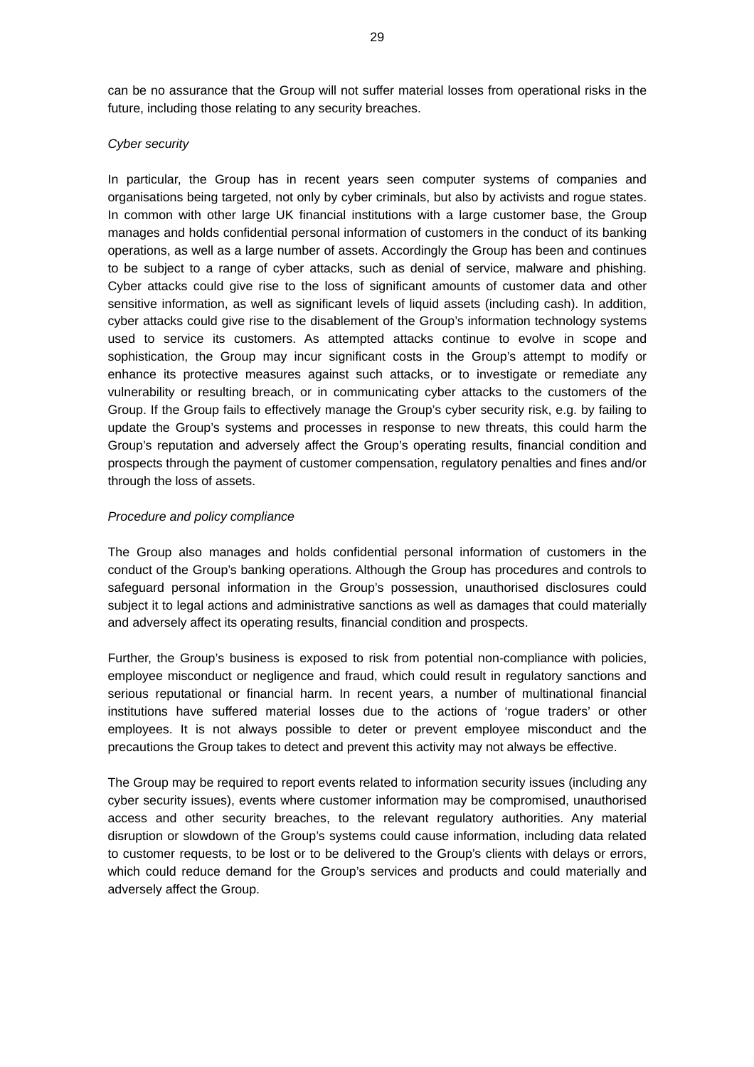can be no assurance that the Group will not suffer material losses from operational risks in the future, including those relating to any security breaches.

*Cyber security*

In particular, the Group has in recent years seen computer systems of companies and organisations being targeted, not only by cyber criminals, but also by activists and rogue states. In common with other large UK financial institutions with a large customer base, the Group manages and holds confidential personal information of customers in the conduct of its banking operations, as well as a large number of assets. Accordingly the Group has been and continues to be subject to a range of cyber attacks, such as denial of service, malware and phishing. Cyber attacks could give rise to the loss of significant amounts of customer data and other sensitive information, as well as significant levels of liquid assets (including cash). In addition, cyber attacks could give rise to the disablement of the Group's information technology systems used to service its customers. As attempted attacks continue to evolve in scope and sophistication, the Group may incur significant costs in the Group's attempt to modify or enhance its protective measures against such attacks, or to investigate or remediate any vulnerability or resulting breach, or in communicating cyber attacks to the customers of the Group. If the Group fails to effectively manage the Group's cyber security risk, e.g. by failing to update the Group's systems and processes in response to new threats, this could harm the Group's reputation and adversely affect the Group's operating results, financial condition and prospects through the payment of customer compensation, regulatory penalties and fines and/or through the loss of assets.

*Procedure and policy compliance*

The Group also manages and holds confidential personal information of customers in the conduct of the Group's banking operations. Although the Group has procedures and controls to safeguard personal information in the Group's possession, unauthorised disclosures could subject it to legal actions and administrative sanctions as well as damages that could materially and adversely affect its operating results, financial condition and prospects.

Further, the Group's business is exposed to risk from potential non-compliance with policies, employee misconduct or negligence and fraud, which could result in regulatory sanctions and serious reputational or financial harm. In recent years, a number of multinational financial institutions have suffered material losses due to the actions of 'rogue traders' or other employees. It is not always possible to deter or prevent employee misconduct and the precautions the Group takes to detect and prevent this activity may not always be effective.

The Group may be required to report events related to information security issues (including any cyber security issues), events where customer information may be compromised, unauthorised access and other security breaches, to the relevant regulatory authorities. Any material disruption or slowdown of the Group's systems could cause information, including data related to customer requests, to be lost or to be delivered to the Group's clients with delays or errors, which could reduce demand for the Group's services and products and could materially and adversely affect the Group.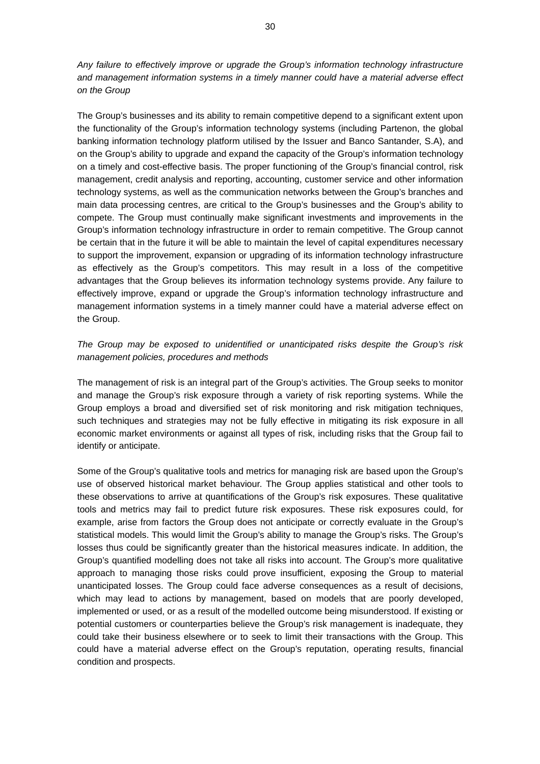*Any failure to effectively improve or upgrade the Group's information technology infrastructure and management information systems in a timely manner could have a material adverse effect on the Group*

The Group's businesses and its ability to remain competitive depend to a significant extent upon the functionality of the Group's information technology systems (including Partenon, the global banking information technology platform utilised by the Issuer and Banco Santander, S.A), and on the Group's ability to upgrade and expand the capacity of the Group's information technology on a timely and cost-effective basis. The proper functioning of the Group's financial control, risk management, credit analysis and reporting, accounting, customer service and other information technology systems, as well as the communication networks between the Group's branches and main data processing centres, are critical to the Group's businesses and the Group's ability to compete. The Group must continually make significant investments and improvements in the Group's information technology infrastructure in order to remain competitive. The Group cannot be certain that in the future it will be able to maintain the level of capital expenditures necessary to support the improvement, expansion or upgrading of its information technology infrastructure as effectively as the Group's competitors. This may result in a loss of the competitive advantages that the Group believes its information technology systems provide. Any failure to effectively improve, expand or upgrade the Group's information technology infrastructure and management information systems in a timely manner could have a material adverse effect on the Group.

*The Group may be exposed to unidentified or unanticipated risks despite the Group's risk management policies, procedures and methods*

The management of risk is an integral part of the Group's activities. The Group seeks to monitor and manage the Group's risk exposure through a variety of risk reporting systems. While the Group employs a broad and diversified set of risk monitoring and risk mitigation techniques, such techniques and strategies may not be fully effective in mitigating its risk exposure in all economic market environments or against all types of risk, including risks that the Group fail to identify or anticipate.

Some of the Group's qualitative tools and metrics for managing risk are based upon the Group's use of observed historical market behaviour. The Group applies statistical and other tools to these observations to arrive at quantifications of the Group's risk exposures. These qualitative tools and metrics may fail to predict future risk exposures. These risk exposures could, for example, arise from factors the Group does not anticipate or correctly evaluate in the Group's statistical models. This would limit the Group's ability to manage the Group's risks. The Group's losses thus could be significantly greater than the historical measures indicate. In addition, the Group's quantified modelling does not take all risks into account. The Group's more qualitative approach to managing those risks could prove insufficient, exposing the Group to material unanticipated losses. The Group could face adverse consequences as a result of decisions, which may lead to actions by management, based on models that are poorly developed, implemented or used, or as a result of the modelled outcome being misunderstood. If existing or potential customers or counterparties believe the Group's risk management is inadequate, they could take their business elsewhere or to seek to limit their transactions with the Group. This could have a material adverse effect on the Group's reputation, operating results, financial condition and prospects.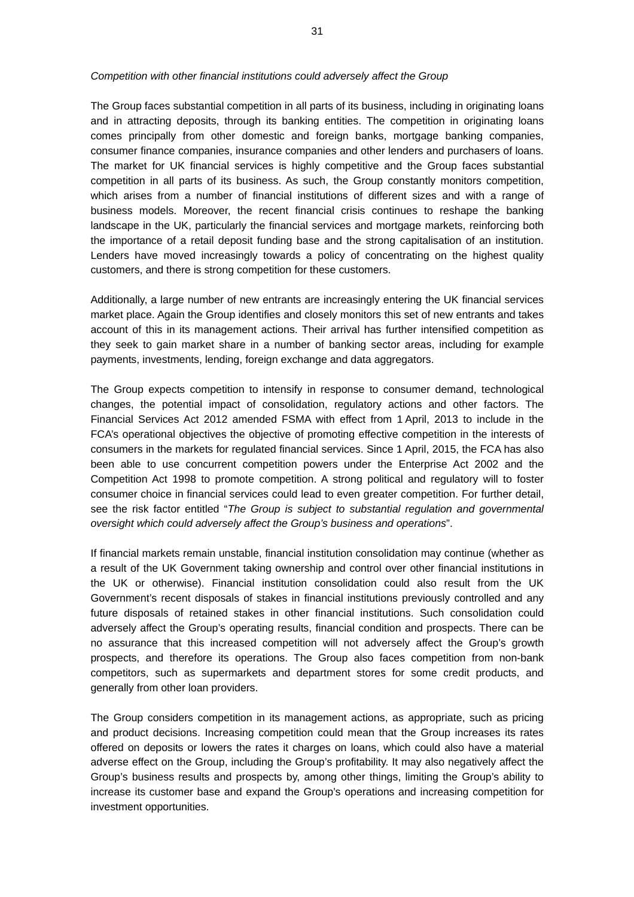*Competition with other financial institutions could adversely affect the Group*

The Group faces substantial competition in all parts of its business, including in originating loans and in attracting deposits, through its banking entities. The competition in originating loans comes principally from other domestic and foreign banks, mortgage banking companies, consumer finance companies, insurance companies and other lenders and purchasers of loans. The market for UK financial services is highly competitive and the Group faces substantial competition in all parts of its business. As such, the Group constantly monitors competition, which arises from a number of financial institutions of different sizes and with a range of business models. Moreover, the recent financial crisis continues to reshape the banking landscape in the UK, particularly the financial services and mortgage markets, reinforcing both the importance of a retail deposit funding base and the strong capitalisation of an institution. Lenders have moved increasingly towards a policy of concentrating on the highest quality customers, and there is strong competition for these customers.

Additionally, a large number of new entrants are increasingly entering the UK financial services market place. Again the Group identifies and closely monitors this set of new entrants and takes account of this in its management actions. Their arrival has further intensified competition as they seek to gain market share in a number of banking sector areas, including for example payments, investments, lending, foreign exchange and data aggregators.

The Group expects competition to intensify in response to consumer demand, technological changes, the potential impact of consolidation, regulatory actions and other factors. The Financial Services Act 2012 amended FSMA with effect from 1 April, 2013 to include in the FCA's operational objectives the objective of promoting effective competition in the interests of consumers in the markets for regulated financial services. Since 1 April, 2015, the FCA has also been able to use concurrent competition powers under the Enterprise Act 2002 and the Competition Act 1998 to promote competition. A strong political and regulatory will to foster consumer choice in financial services could lead to even greater competition. For further detail, see the risk factor entitled "*The Group is subject to substantial regulation and governmental oversight which could adversely affect the Group's business and operations*".

If financial markets remain unstable, financial institution consolidation may continue (whether as a result of the UK Government taking ownership and control over other financial institutions in the UK or otherwise). Financial institution consolidation could also result from the UK Government's recent disposals of stakes in financial institutions previously controlled and any future disposals of retained stakes in other financial institutions. Such consolidation could adversely affect the Group's operating results, financial condition and prospects. There can be no assurance that this increased competition will not adversely affect the Group's growth prospects, and therefore its operations. The Group also faces competition from non-bank competitors, such as supermarkets and department stores for some credit products, and generally from other loan providers.

The Group considers competition in its management actions, as appropriate, such as pricing and product decisions. Increasing competition could mean that the Group increases its rates offered on deposits or lowers the rates it charges on loans, which could also have a material adverse effect on the Group, including the Group's profitability. It may also negatively affect the Group's business results and prospects by, among other things, limiting the Group's ability to increase its customer base and expand the Group's operations and increasing competition for investment opportunities.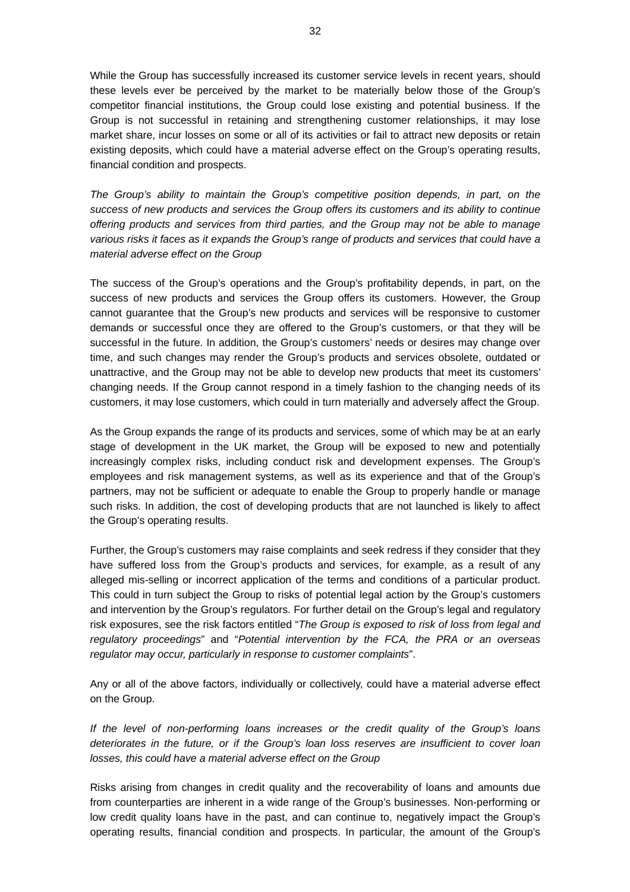While the Group has successfully increased its customer service levels in recent years, should these levels ever be perceived by the market to be materially below those of the Group's competitor financial institutions, the Group could lose existing and potential business. If the Group is not successful in retaining and strengthening customer relationships, it may lose market share, incur losses on some or all of its activities or fail to attract new deposits or retain existing deposits, which could have a material adverse effect on the Group's operating results, financial condition and prospects.

*The Group's ability to maintain the Group's competitive position depends, in part, on the success of new products and services the Group offers its customers and its ability to continue offering products and services from third parties, and the Group may not be able to manage various risks it faces as it expands the Group's range of products and services that could have a material adverse effect on the Group*

The success of the Group's operations and the Group's profitability depends, in part, on the success of new products and services the Group offers its customers. However, the Group cannot guarantee that the Group's new products and services will be responsive to customer demands or successful once they are offered to the Group's customers, or that they will be successful in the future. In addition, the Group's customers' needs or desires may change over time, and such changes may render the Group's products and services obsolete, outdated or unattractive, and the Group may not be able to develop new products that meet its customers' changing needs. If the Group cannot respond in a timely fashion to the changing needs of its customers, it may lose customers, which could in turn materially and adversely affect the Group.

As the Group expands the range of its products and services, some of which may be at an early stage of development in the UK market, the Group will be exposed to new and potentially increasingly complex risks, including conduct risk and development expenses. The Group's employees and risk management systems, as well as its experience and that of the Group's partners, may not be sufficient or adequate to enable the Group to properly handle or manage such risks. In addition, the cost of developing products that are not launched is likely to affect the Group's operating results.

Further, the Group's customers may raise complaints and seek redress if they consider that they have suffered loss from the Group's products and services, for example, as a result of any alleged mis-selling or incorrect application of the terms and conditions of a particular product. This could in turn subject the Group to risks of potential legal action by the Group's customers and intervention by the Group's regulators. For further detail on the Group's legal and regulatory risk exposures, see the risk factors entitled "*The Group is exposed to risk of loss from legal and regulatory proceedings*" and "*Potential intervention by the FCA, the PRA or an overseas regulator may occur, particularly in response to customer complaints*".

Any or all of the above factors, individually or collectively, could have a material adverse effect on the Group.

*If the level of non-performing loans increases or the credit quality of the Group's loans deteriorates in the future, or if the Group's loan loss reserves are insufficient to cover loan losses, this could have a material adverse effect on the Group*

Risks arising from changes in credit quality and the recoverability of loans and amounts due from counterparties are inherent in a wide range of the Group's businesses. Non-performing or low credit quality loans have in the past, and can continue to, negatively impact the Group's operating results, financial condition and prospects. In particular, the amount of the Group's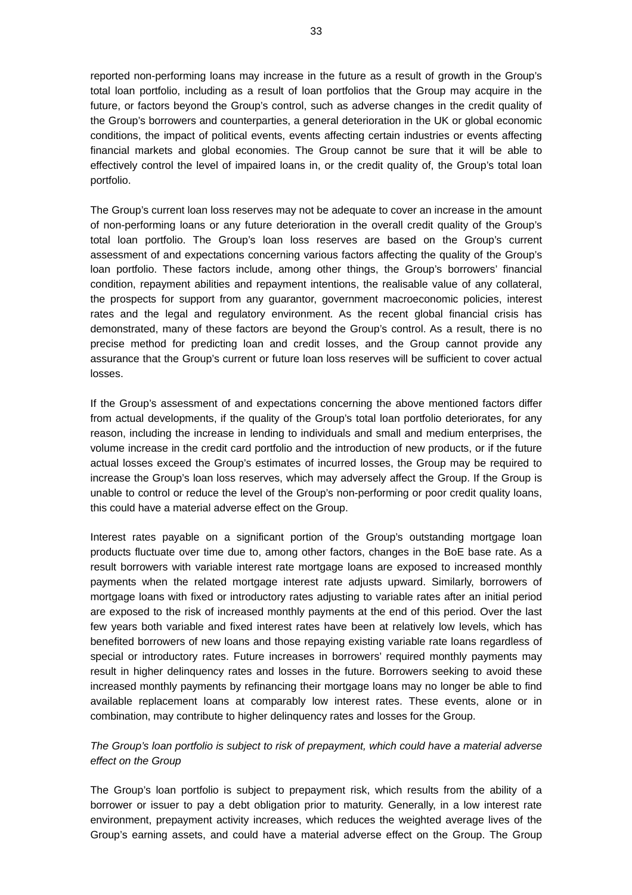reported non-performing loans may increase in the future as a result of growth in the Group's total loan portfolio, including as a result of loan portfolios that the Group may acquire in the future, or factors beyond the Group's control, such as adverse changes in the credit quality of the Group's borrowers and counterparties, a general deterioration in the UK or global economic conditions, the impact of political events, events affecting certain industries or events affecting financial markets and global economies. The Group cannot be sure that it will be able to effectively control the level of impaired loans in, or the credit quality of, the Group's total loan portfolio.

The Group's current loan loss reserves may not be adequate to cover an increase in the amount of non-performing loans or any future deterioration in the overall credit quality of the Group's total loan portfolio. The Group's loan loss reserves are based on the Group's current assessment of and expectations concerning various factors affecting the quality of the Group's loan portfolio. These factors include, among other things, the Group's borrowers' financial condition, repayment abilities and repayment intentions, the realisable value of any collateral, the prospects for support from any guarantor, government macroeconomic policies, interest rates and the legal and regulatory environment. As the recent global financial crisis has demonstrated, many of these factors are beyond the Group's control. As a result, there is no precise method for predicting loan and credit losses, and the Group cannot provide any assurance that the Group's current or future loan loss reserves will be sufficient to cover actual losses.

If the Group's assessment of and expectations concerning the above mentioned factors differ from actual developments, if the quality of the Group's total loan portfolio deteriorates, for any reason, including the increase in lending to individuals and small and medium enterprises, the volume increase in the credit card portfolio and the introduction of new products, or if the future actual losses exceed the Group's estimates of incurred losses, the Group may be required to increase the Group's loan loss reserves, which may adversely affect the Group. If the Group is unable to control or reduce the level of the Group's non-performing or poor credit quality loans, this could have a material adverse effect on the Group.

Interest rates payable on a significant portion of the Group's outstanding mortgage loan products fluctuate over time due to, among other factors, changes in the BoE base rate. As a result borrowers with variable interest rate mortgage loans are exposed to increased monthly payments when the related mortgage interest rate adjusts upward. Similarly, borrowers of mortgage loans with fixed or introductory rates adjusting to variable rates after an initial period are exposed to the risk of increased monthly payments at the end of this period. Over the last few years both variable and fixed interest rates have been at relatively low levels, which has benefited borrowers of new loans and those repaying existing variable rate loans regardless of special or introductory rates. Future increases in borrowers' required monthly payments may result in higher delinquency rates and losses in the future. Borrowers seeking to avoid these increased monthly payments by refinancing their mortgage loans may no longer be able to find available replacement loans at comparably low interest rates. These events, alone or in combination, may contribute to higher delinquency rates and losses for the Group.

*The Group's loan portfolio is subject to risk of prepayment, which could have a material adverse effect on the Group*

The Group's loan portfolio is subject to prepayment risk, which results from the ability of a borrower or issuer to pay a debt obligation prior to maturity. Generally, in a low interest rate environment, prepayment activity increases, which reduces the weighted average lives of the Group's earning assets, and could have a material adverse effect on the Group. The Group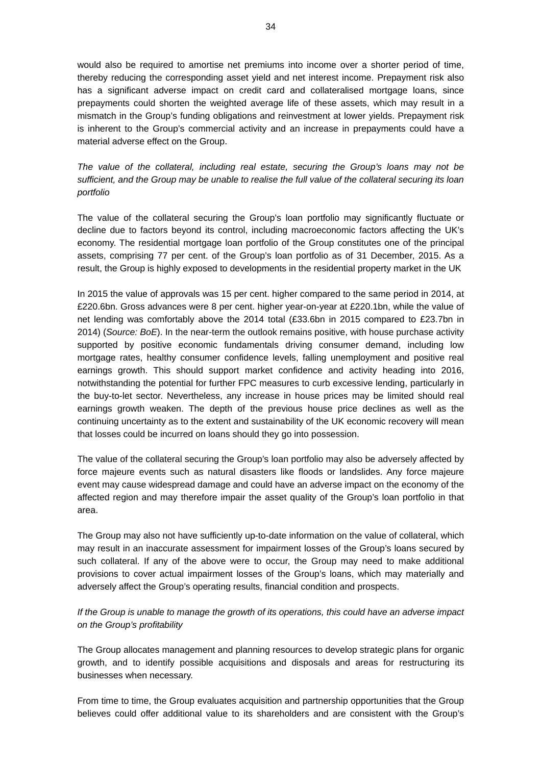would also be required to amortise net premiums into income over a shorter period of time, thereby reducing the corresponding asset yield and net interest income. Prepayment risk also has a significant adverse impact on credit card and collateralised mortgage loans, since prepayments could shorten the weighted average life of these assets, which may result in a mismatch in the Group's funding obligations and reinvestment at lower yields. Prepayment risk is inherent to the Group's commercial activity and an increase in prepayments could have a material adverse effect on the Group.

*The value of the collateral, including real estate, securing the Group's loans may not be sufficient, and the Group may be unable to realise the full value of the collateral securing its loan portfolio*

The value of the collateral securing the Group's loan portfolio may significantly fluctuate or decline due to factors beyond its control, including macroeconomic factors affecting the UK's economy. The residential mortgage loan portfolio of the Group constitutes one of the principal assets, comprising 77 per cent. of the Group's loan portfolio as of 31 December, 2015. As a result, the Group is highly exposed to developments in the residential property market in the UK

In 2015 the value of approvals was 15 per cent. higher compared to the same period in 2014, at £220.6bn. Gross advances were 8 per cent. higher year-on-year at £220.1bn, while the value of net lending was comfortably above the 2014 total (£33.6bn in 2015 compared to £23.7bn in 2014) (*Source: BoE*). In the near-term the outlook remains positive, with house purchase activity supported by positive economic fundamentals driving consumer demand, including low mortgage rates, healthy consumer confidence levels, falling unemployment and positive real earnings growth. This should support market confidence and activity heading into 2016, notwithstanding the potential for further FPC measures to curb excessive lending, particularly in the buy-to-let sector. Nevertheless, any increase in house prices may be limited should real earnings growth weaken. The depth of the previous house price declines as well as the continuing uncertainty as to the extent and sustainability of the UK economic recovery will mean that losses could be incurred on loans should they go into possession.

The value of the collateral securing the Group's loan portfolio may also be adversely affected by force majeure events such as natural disasters like floods or landslides. Any force majeure event may cause widespread damage and could have an adverse impact on the economy of the affected region and may therefore impair the asset quality of the Group's loan portfolio in that area.

The Group may also not have sufficiently up-to-date information on the value of collateral, which may result in an inaccurate assessment for impairment losses of the Group's loans secured by such collateral. If any of the above were to occur, the Group may need to make additional provisions to cover actual impairment losses of the Group's loans, which may materially and adversely affect the Group's operating results, financial condition and prospects.

*If the Group is unable to manage the growth of its operations, this could have an adverse impact on the Group's profitability*

The Group allocates management and planning resources to develop strategic plans for organic growth, and to identify possible acquisitions and disposals and areas for restructuring its businesses when necessary.

From time to time, the Group evaluates acquisition and partnership opportunities that the Group believes could offer additional value to its shareholders and are consistent with the Group's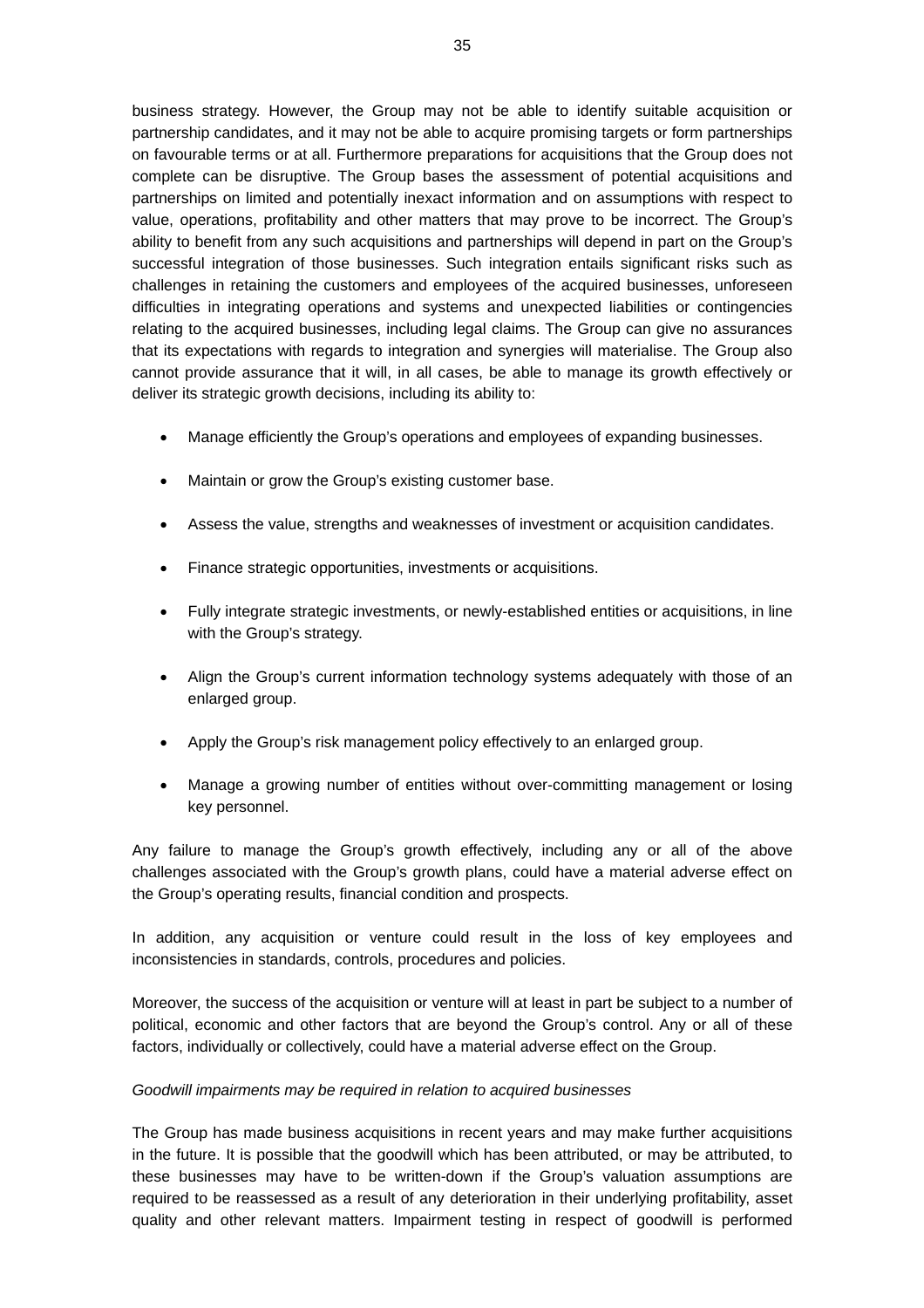business strategy. However, the Group may not be able to identify suitable acquisition or partnership candidates, and it may not be able to acquire promising targets or form partnerships on favourable terms or at all. Furthermore preparations for acquisitions that the Group does not complete can be disruptive. The Group bases the assessment of potential acquisitions and partnerships on limited and potentially inexact information and on assumptions with respect to value, operations, profitability and other matters that may prove to be incorrect. The Group's ability to benefit from any such acquisitions and partnerships will depend in part on the Group's successful integration of those businesses. Such integration entails significant risks such as challenges in retaining the customers and employees of the acquired businesses, unforeseen difficulties in integrating operations and systems and unexpected liabilities or contingencies relating to the acquired businesses, including legal claims. The Group can give no assurances that its expectations with regards to integration and synergies will materialise. The Group also cannot provide assurance that it will, in all cases, be able to manage its growth effectively or deliver its strategic growth decisions, including its ability to:

- Manage efficiently the Group's operations and employees of expanding businesses.
- Maintain or grow the Group's existing customer base.
- Assess the value, strengths and weaknesses of investment or acquisition candidates.
- Finance strategic opportunities, investments or acquisitions.
- Fully integrate strategic investments, or newly-established entities or acquisitions, in line with the Group's strategy.
- Align the Group's current information technology systems adequately with those of an enlarged group.
- Apply the Group's risk management policy effectively to an enlarged group.
- Manage a growing number of entities without over-committing management or losing key personnel.

Any failure to manage the Group's growth effectively, including any or all of the above challenges associated with the Group's growth plans, could have a material adverse effect on the Group's operating results, financial condition and prospects.

In addition, any acquisition or venture could result in the loss of key employees and inconsistencies in standards, controls, procedures and policies.

Moreover, the success of the acquisition or venture will at least in part be subject to a number of political, economic and other factors that are beyond the Group's control. Any or all of these factors, individually or collectively, could have a material adverse effect on the Group.

*Goodwill impairments may be required in relation to acquired businesses*

The Group has made business acquisitions in recent years and may make further acquisitions in the future. It is possible that the goodwill which has been attributed, or may be attributed, to these businesses may have to be written-down if the Group's valuation assumptions are required to be reassessed as a result of any deterioration in their underlying profitability, asset quality and other relevant matters. Impairment testing in respect of goodwill is performed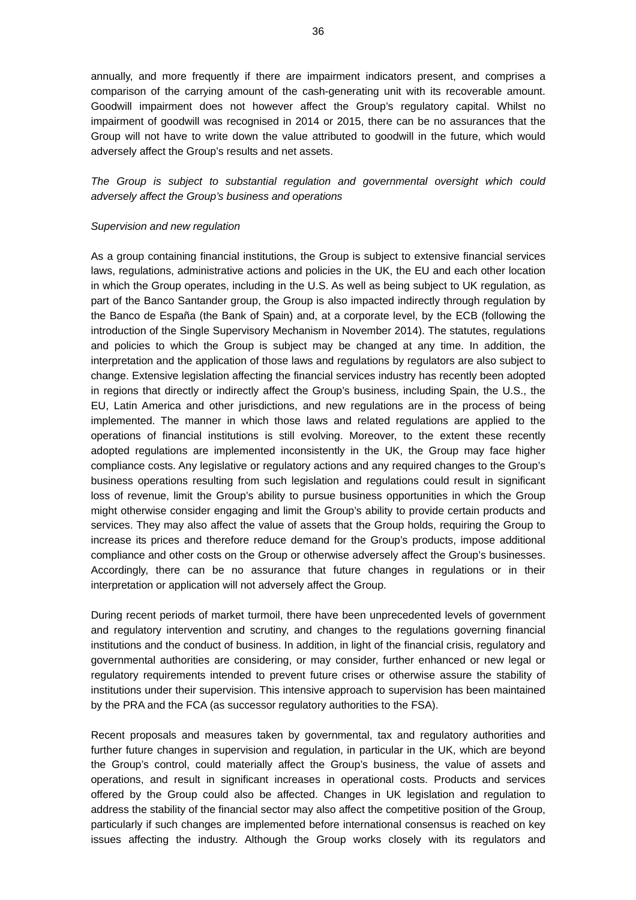annually, and more frequently if there are impairment indicators present, and comprises a comparison of the carrying amount of the cash-generating unit with its recoverable amount. Goodwill impairment does not however affect the Group's regulatory capital. Whilst no impairment of goodwill was recognised in 2014 or 2015, there can be no assurances that the Group will not have to write down the value attributed to goodwill in the future, which would adversely affect the Group's results and net assets.

*The Group is subject to substantial regulation and governmental oversight which could adversely affect the Group's business and operations*

*Supervision and new regulation*

As a group containing financial institutions, the Group is subject to extensive financial services laws, regulations, administrative actions and policies in the UK, the EU and each other location in which the Group operates, including in the U.S. As well as being subject to UK regulation, as part of the Banco Santander group, the Group is also impacted indirectly through regulation by the Banco de España (the Bank of Spain) and, at a corporate level, by the ECB (following the introduction of the Single Supervisory Mechanism in November 2014). The statutes, regulations and policies to which the Group is subject may be changed at any time. In addition, the interpretation and the application of those laws and regulations by regulators are also subject to change. Extensive legislation affecting the financial services industry has recently been adopted in regions that directly or indirectly affect the Group's business, including Spain, the U.S., the EU, Latin America and other jurisdictions, and new regulations are in the process of being implemented. The manner in which those laws and related regulations are applied to the operations of financial institutions is still evolving. Moreover, to the extent these recently adopted regulations are implemented inconsistently in the UK, the Group may face higher compliance costs. Any legislative or regulatory actions and any required changes to the Group's business operations resulting from such legislation and regulations could result in significant loss of revenue, limit the Group's ability to pursue business opportunities in which the Group might otherwise consider engaging and limit the Group's ability to provide certain products and services. They may also affect the value of assets that the Group holds, requiring the Group to increase its prices and therefore reduce demand for the Group's products, impose additional compliance and other costs on the Group or otherwise adversely affect the Group's businesses. Accordingly, there can be no assurance that future changes in regulations or in their interpretation or application will not adversely affect the Group.

During recent periods of market turmoil, there have been unprecedented levels of government and regulatory intervention and scrutiny, and changes to the regulations governing financial institutions and the conduct of business. In addition, in light of the financial crisis, regulatory and governmental authorities are considering, or may consider, further enhanced or new legal or regulatory requirements intended to prevent future crises or otherwise assure the stability of institutions under their supervision. This intensive approach to supervision has been maintained by the PRA and the FCA (as successor regulatory authorities to the FSA).

Recent proposals and measures taken by governmental, tax and regulatory authorities and further future changes in supervision and regulation, in particular in the UK, which are beyond the Group's control, could materially affect the Group's business, the value of assets and operations, and result in significant increases in operational costs. Products and services offered by the Group could also be affected. Changes in UK legislation and regulation to address the stability of the financial sector may also affect the competitive position of the Group, particularly if such changes are implemented before international consensus is reached on key issues affecting the industry. Although the Group works closely with its regulators and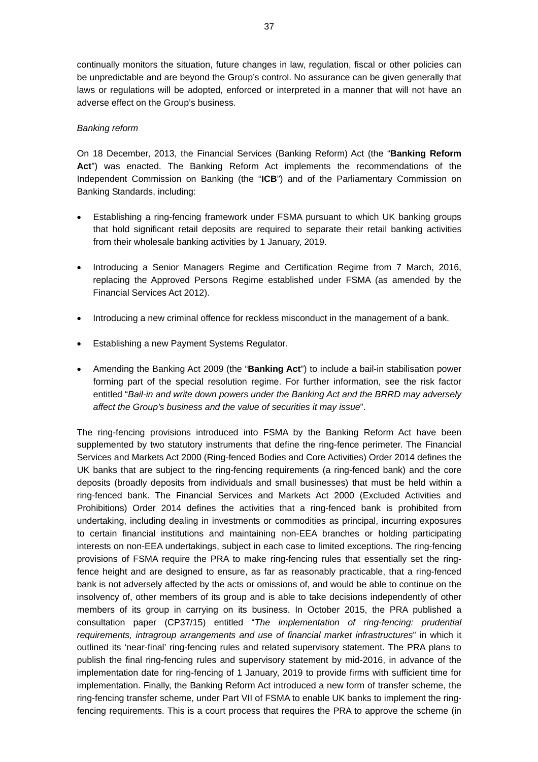continually monitors the situation, future changes in law, regulation, fiscal or other policies can be unpredictable and are beyond the Group's control. No assurance can be given generally that laws or regulations will be adopted, enforced or interpreted in a manner that will not have an adverse effect on the Group's business.

*Banking reform*

On 18 December, 2013, the Financial Services (Banking Reform) Act (the "**Banking Reform Act**") was enacted. The Banking Reform Act implements the recommendations of the Independent Commission on Banking (the "**ICB**") and of the Parliamentary Commission on Banking Standards, including:

- Establishing a ring-fencing framework under FSMA pursuant to which UK banking groups that hold significant retail deposits are required to separate their retail banking activities from their wholesale banking activities by 1 January, 2019.
- Introducing a Senior Managers Regime and Certification Regime from 7 March, 2016, replacing the Approved Persons Regime established under FSMA (as amended by the Financial Services Act 2012).
- Introducing a new criminal offence for reckless misconduct in the management of a bank.
- Establishing a new Payment Systems Regulator.
- Amending the Banking Act 2009 (the "**Banking Act**") to include a bail-in stabilisation power forming part of the special resolution regime. For further information, see the risk factor entitled "*Bail-in and write down powers under the Banking Act and the BRRD may adversely affect the Group's business and the value of securities it may issue*".

The ring-fencing provisions introduced into FSMA by the Banking Reform Act have been supplemented by two statutory instruments that define the ring-fence perimeter. The Financial Services and Markets Act 2000 (Ring-fenced Bodies and Core Activities) Order 2014 defines the UK banks that are subject to the ring-fencing requirements (a ring-fenced bank) and the core deposits (broadly deposits from individuals and small businesses) that must be held within a ring-fenced bank. The Financial Services and Markets Act 2000 (Excluded Activities and Prohibitions) Order 2014 defines the activities that a ring-fenced bank is prohibited from undertaking, including dealing in investments or commodities as principal, incurring exposures to certain financial institutions and maintaining non-EEA branches or holding participating interests on non-EEA undertakings, subject in each case to limited exceptions. The ring-fencing provisions of FSMA require the PRA to make ring-fencing rules that essentially set the ring-fence height and are designed to ensure, as far as reasonably practicable, that a ring-fenced bank is not adversely affected by the acts or omissions of, and would be able to continue on the insolvency of, other members of its group and is able to take decisions independently of other members of its group in carrying on its business. In October 2015, the PRA published a consultation paper (CP37/15) entitled "*The implementation of ring-fencing: prudential requirements, intragroup arrangements and use of financial market infrastructures*" in which it outlined its 'near-final' ring-fencing rules and related supervisory statement. The PRA plans to publish the final ring-fencing rules and supervisory statement by mid-2016, in advance of the implementation date for ring-fencing of 1 January, 2019 to provide firms with sufficient time for implementation. Finally, the Banking Reform Act introduced a new form of transfer scheme, the ring-fencing transfer scheme, under Part VII of FSMA to enable UK banks to implement the ring-fencing requirements. This is a court process that requires the PRA to approve the scheme (in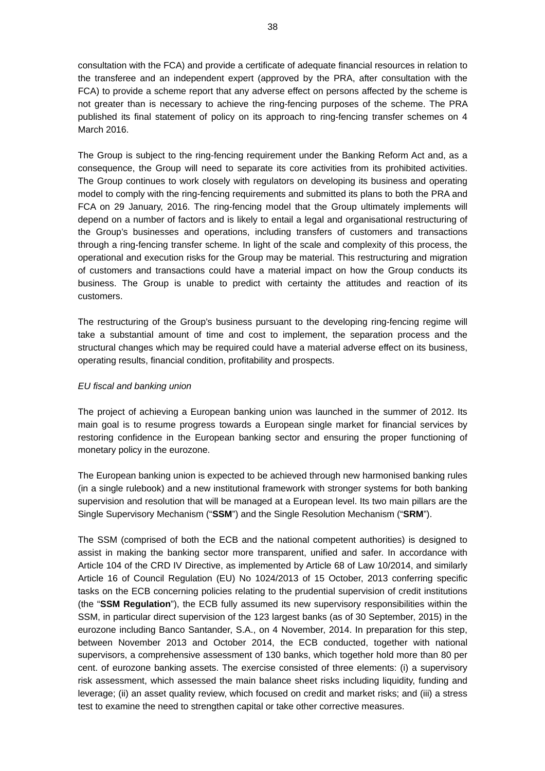consultation with the FCA) and provide a certificate of adequate financial resources in relation to the transferee and an independent expert (approved by the PRA, after consultation with the FCA) to provide a scheme report that any adverse effect on persons affected by the scheme is not greater than is necessary to achieve the ring-fencing purposes of the scheme. The PRA published its final statement of policy on its approach to ring-fencing transfer schemes on 4 March 2016.

The Group is subject to the ring-fencing requirement under the Banking Reform Act and, as a consequence, the Group will need to separate its core activities from its prohibited activities. The Group continues to work closely with regulators on developing its business and operating model to comply with the ring-fencing requirements and submitted its plans to both the PRA and FCA on 29 January, 2016. The ring-fencing model that the Group ultimately implements will depend on a number of factors and is likely to entail a legal and organisational restructuring of the Group's businesses and operations, including transfers of customers and transactions through a ring-fencing transfer scheme. In light of the scale and complexity of this process, the operational and execution risks for the Group may be material. This restructuring and migration of customers and transactions could have a material impact on how the Group conducts its business. The Group is unable to predict with certainty the attitudes and reaction of its customers.

The restructuring of the Group's business pursuant to the developing ring-fencing regime will take a substantial amount of time and cost to implement, the separation process and the structural changes which may be required could have a material adverse effect on its business, operating results, financial condition, profitability and prospects.

*EU fiscal and banking union*

The project of achieving a European banking union was launched in the summer of 2012. Its main goal is to resume progress towards a European single market for financial services by restoring confidence in the European banking sector and ensuring the proper functioning of monetary policy in the eurozone.

The European banking union is expected to be achieved through new harmonised banking rules (in a single rulebook) and a new institutional framework with stronger systems for both banking supervision and resolution that will be managed at a European level. Its two main pillars are the Single Supervisory Mechanism ("**SSM**") and the Single Resolution Mechanism ("**SRM**").

The SSM (comprised of both the ECB and the national competent authorities) is designed to assist in making the banking sector more transparent, unified and safer. In accordance with Article 104 of the CRD IV Directive, as implemented by Article 68 of Law 10/2014, and similarly Article 16 of Council Regulation (EU) No 1024/2013 of 15 October, 2013 conferring specific tasks on the ECB concerning policies relating to the prudential supervision of credit institutions (the "**SSM Regulation**"), the ECB fully assumed its new supervisory responsibilities within the SSM, in particular direct supervision of the 123 largest banks (as of 30 September, 2015) in the eurozone including Banco Santander, S.A., on 4 November, 2014. In preparation for this step, between November 2013 and October 2014, the ECB conducted, together with national supervisors, a comprehensive assessment of 130 banks, which together hold more than 80 per cent. of eurozone banking assets. The exercise consisted of three elements: (i) a supervisory risk assessment, which assessed the main balance sheet risks including liquidity, funding and leverage; (ii) an asset quality review, which focused on credit and market risks; and (iii) a stress test to examine the need to strengthen capital or take other corrective measures.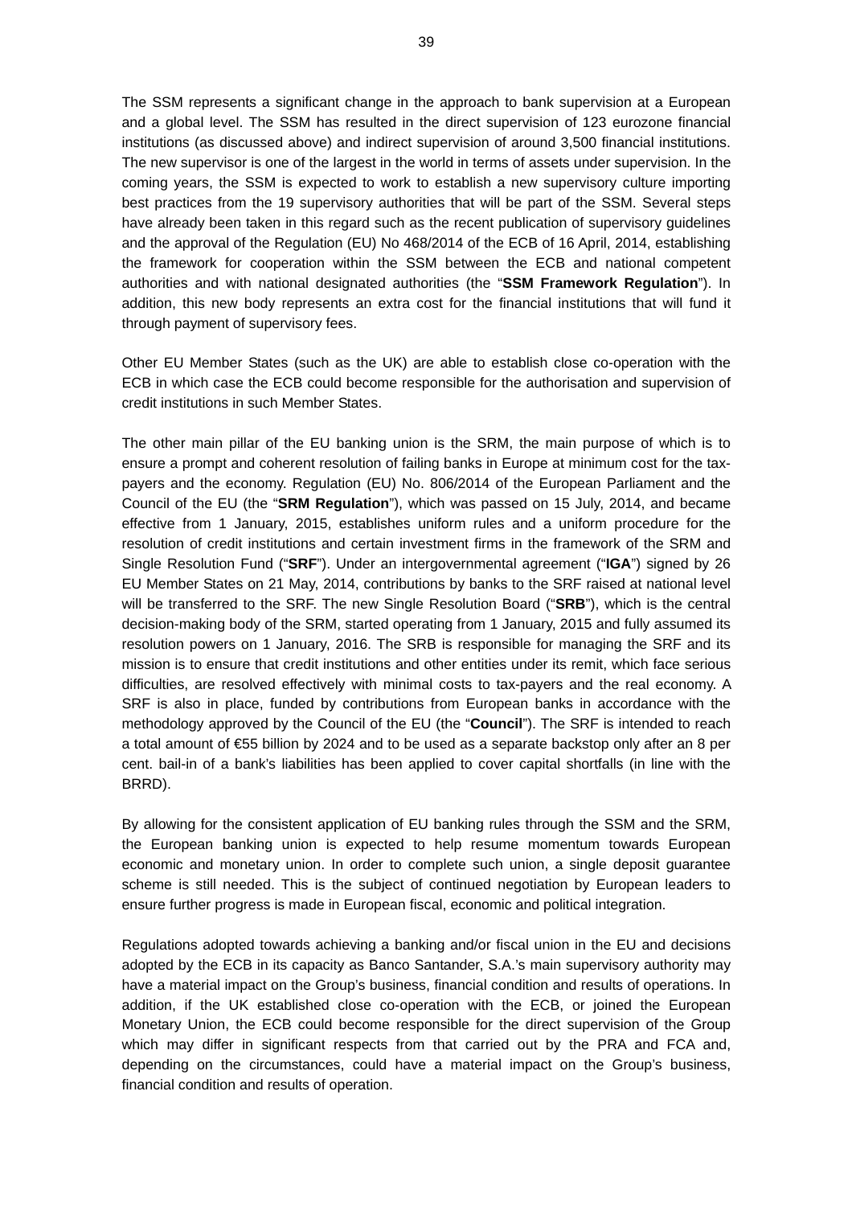The SSM represents a significant change in the approach to bank supervision at a European and a global level. The SSM has resulted in the direct supervision of 123 eurozone financial institutions (as discussed above) and indirect supervision of around 3,500 financial institutions. The new supervisor is one of the largest in the world in terms of assets under supervision. In the coming years, the SSM is expected to work to establish a new supervisory culture importing best practices from the 19 supervisory authorities that will be part of the SSM. Several steps have already been taken in this regard such as the recent publication of supervisory guidelines and the approval of the Regulation (EU) No 468/2014 of the ECB of 16 April, 2014, establishing the framework for cooperation within the SSM between the ECB and national competent authorities and with national designated authorities (the "**SSM Framework Regulation**"). In addition, this new body represents an extra cost for the financial institutions that will fund it through payment of supervisory fees.

Other EU Member States (such as the UK) are able to establish close co-operation with the ECB in which case the ECB could become responsible for the authorisation and supervision of credit institutions in such Member States.

The other main pillar of the EU banking union is the SRM, the main purpose of which is to ensure a prompt and coherent resolution of failing banks in Europe at minimum cost for the tax-payers and the economy. Regulation (EU) No. 806/2014 of the European Parliament and the Council of the EU (the "**SRM Regulation**"), which was passed on 15 July, 2014, and became effective from 1 January, 2015, establishes uniform rules and a uniform procedure for the resolution of credit institutions and certain investment firms in the framework of the SRM and Single Resolution Fund ("**SRF**"). Under an intergovernmental agreement ("**IGA**") signed by 26 EU Member States on 21 May, 2014, contributions by banks to the SRF raised at national level will be transferred to the SRF. The new Single Resolution Board ("**SRB**"), which is the central decision-making body of the SRM, started operating from 1 January, 2015 and fully assumed its resolution powers on 1 January, 2016. The SRB is responsible for managing the SRF and its mission is to ensure that credit institutions and other entities under its remit, which face serious difficulties, are resolved effectively with minimal costs to tax-payers and the real economy. A SRF is also in place, funded by contributions from European banks in accordance with the methodology approved by the Council of the EU (the "**Council**"). The SRF is intended to reach a total amount of €55 billion by 2024 and to be used as a separate backstop only after an 8 per cent. bail-in of a bank's liabilities has been applied to cover capital shortfalls (in line with the BRRD).

By allowing for the consistent application of EU banking rules through the SSM and the SRM, the European banking union is expected to help resume momentum towards European economic and monetary union. In order to complete such union, a single deposit guarantee scheme is still needed. This is the subject of continued negotiation by European leaders to ensure further progress is made in European fiscal, economic and political integration.

Regulations adopted towards achieving a banking and/or fiscal union in the EU and decisions adopted by the ECB in its capacity as Banco Santander, S.A.'s main supervisory authority may have a material impact on the Group's business, financial condition and results of operations. In addition, if the UK established close co-operation with the ECB, or joined the European Monetary Union, the ECB could become responsible for the direct supervision of the Group which may differ in significant respects from that carried out by the PRA and FCA and, depending on the circumstances, could have a material impact on the Group's business, financial condition and results of operation.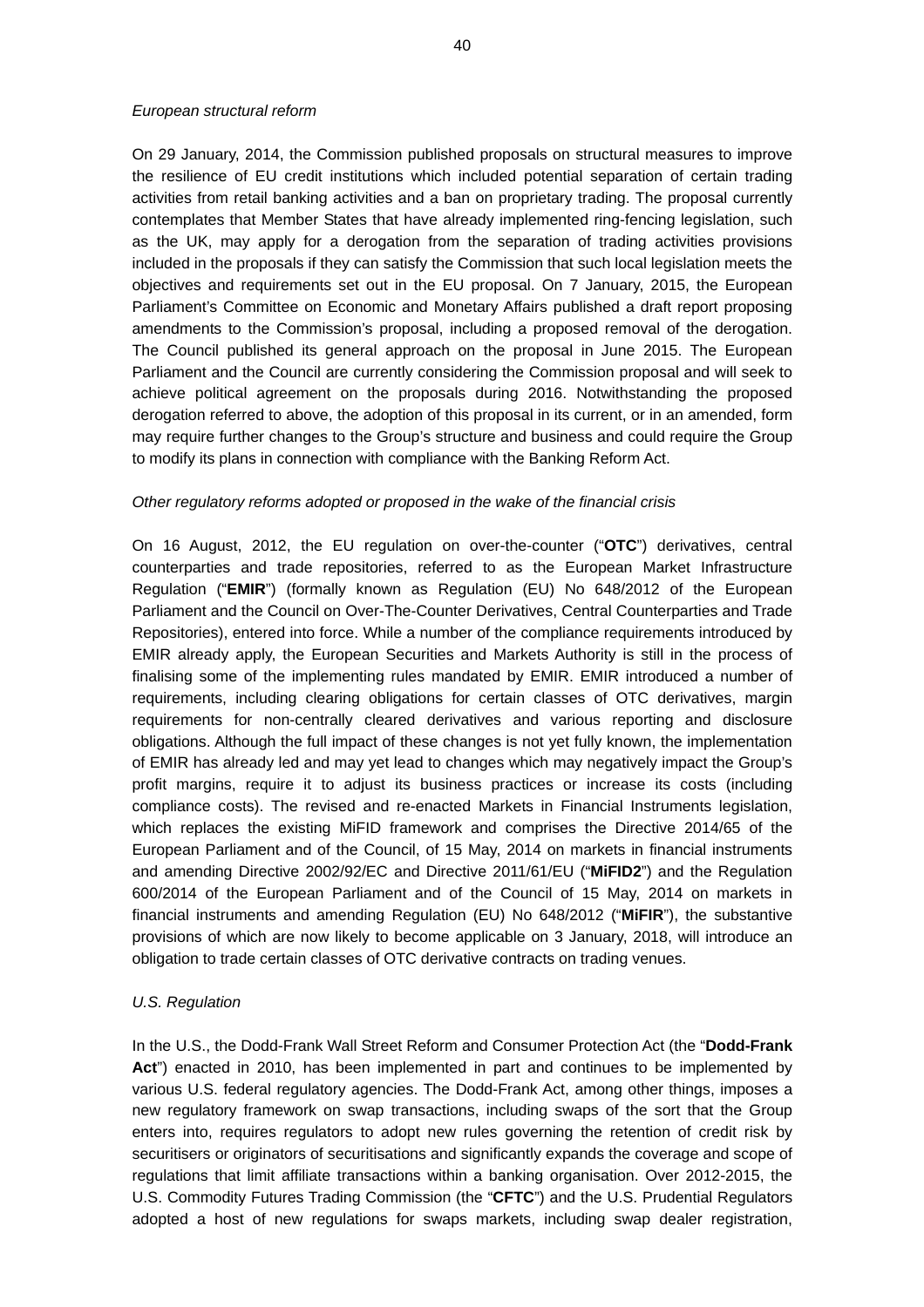*European structural reform*

On 29 January, 2014, the Commission published proposals on structural measures to improve the resilience of EU credit institutions which included potential separation of certain trading activities from retail banking activities and a ban on proprietary trading. The proposal currently contemplates that Member States that have already implemented ring-fencing legislation, such as the UK, may apply for a derogation from the separation of trading activities provisions included in the proposals if they can satisfy the Commission that such local legislation meets the objectives and requirements set out in the EU proposal. On 7 January, 2015, the European Parliament's Committee on Economic and Monetary Affairs published a draft report proposing amendments to the Commission's proposal, including a proposed removal of the derogation. The Council published its general approach on the proposal in June 2015. The European Parliament and the Council are currently considering the Commission proposal and will seek to achieve political agreement on the proposals during 2016. Notwithstanding the proposed derogation referred to above, the adoption of this proposal in its current, or in an amended, form may require further changes to the Group's structure and business and could require the Group to modify its plans in connection with compliance with the Banking Reform Act.

*Other regulatory reforms adopted or proposed in the wake of the financial crisis*

On 16 August, 2012, the EU regulation on over-the-counter ("**OTC**") derivatives, central counterparties and trade repositories, referred to as the European Market Infrastructure Regulation ("**EMIR**") (formally known as Regulation (EU) No 648/2012 of the European Parliament and the Council on Over-The-Counter Derivatives, Central Counterparties and Trade Repositories), entered into force. While a number of the compliance requirements introduced by EMIR already apply, the European Securities and Markets Authority is still in the process of finalising some of the implementing rules mandated by EMIR. EMIR introduced a number of requirements, including clearing obligations for certain classes of OTC derivatives, margin requirements for non-centrally cleared derivatives and various reporting and disclosure obligations. Although the full impact of these changes is not yet fully known, the implementation of EMIR has already led and may yet lead to changes which may negatively impact the Group's profit margins, require it to adjust its business practices or increase its costs (including compliance costs). The revised and re-enacted Markets in Financial Instruments legislation, which replaces the existing MiFID framework and comprises the Directive 2014/65 of the European Parliament and of the Council, of 15 May, 2014 on markets in financial instruments and amending Directive 2002/92/EC and Directive 2011/61/EU ("**MiFID2**") and the Regulation 600/2014 of the European Parliament and of the Council of 15 May, 2014 on markets in financial instruments and amending Regulation (EU) No 648/2012 ("**MiFIR**"), the substantive provisions of which are now likely to become applicable on 3 January, 2018, will introduce an obligation to trade certain classes of OTC derivative contracts on trading venues.

*U.S. Regulation*

In the U.S., the Dodd-Frank Wall Street Reform and Consumer Protection Act (the "**Dodd-Frank Act**") enacted in 2010, has been implemented in part and continues to be implemented by various U.S. federal regulatory agencies. The Dodd-Frank Act, among other things, imposes a new regulatory framework on swap transactions, including swaps of the sort that the Group enters into, requires regulators to adopt new rules governing the retention of credit risk by securitisers or originators of securitisations and significantly expands the coverage and scope of regulations that limit affiliate transactions within a banking organisation. Over 2012-2015, the U.S. Commodity Futures Trading Commission (the "**CFTC**") and the U.S. Prudential Regulators adopted a host of new regulations for swaps markets, including swap dealer registration,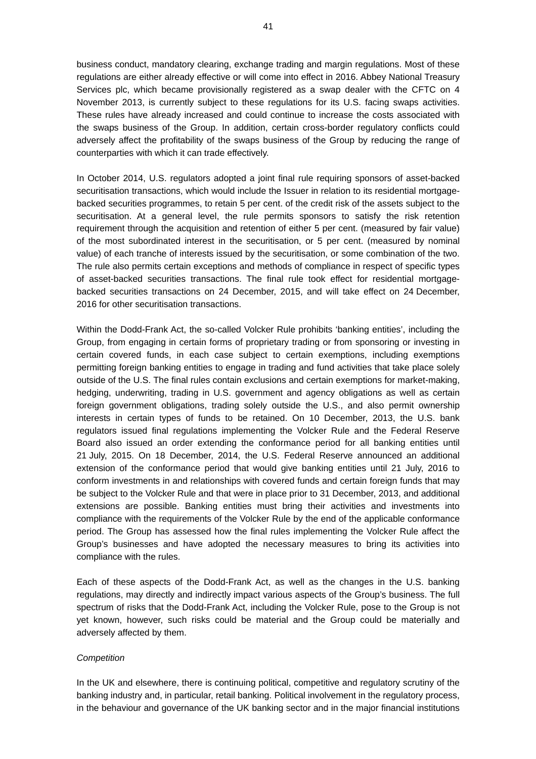business conduct, mandatory clearing, exchange trading and margin regulations. Most of these regulations are either already effective or will come into effect in 2016. Abbey National Treasury Services plc, which became provisionally registered as a swap dealer with the CFTC on 4 November 2013, is currently subject to these regulations for its U.S. facing swaps activities. These rules have already increased and could continue to increase the costs associated with the swaps business of the Group. In addition, certain cross-border regulatory conflicts could adversely affect the profitability of the swaps business of the Group by reducing the range of counterparties with which it can trade effectively.

In October 2014, U.S. regulators adopted a joint final rule requiring sponsors of asset-backed securitisation transactions, which would include the Issuer in relation to its residential mortgage-backed securities programmes, to retain 5 per cent. of the credit risk of the assets subject to the securitisation. At a general level, the rule permits sponsors to satisfy the risk retention requirement through the acquisition and retention of either 5 per cent. (measured by fair value) of the most subordinated interest in the securitisation, or 5 per cent. (measured by nominal value) of each tranche of interests issued by the securitisation, or some combination of the two. The rule also permits certain exceptions and methods of compliance in respect of specific types of asset-backed securities transactions. The final rule took effect for residential mortgage-backed securities transactions on 24 December, 2015, and will take effect on 24 December, 2016 for other securitisation transactions.

Within the Dodd-Frank Act, the so-called Volcker Rule prohibits 'banking entities', including the Group, from engaging in certain forms of proprietary trading or from sponsoring or investing in certain covered funds, in each case subject to certain exemptions, including exemptions permitting foreign banking entities to engage in trading and fund activities that take place solely outside of the U.S. The final rules contain exclusions and certain exemptions for market-making, hedging, underwriting, trading in U.S. government and agency obligations as well as certain foreign government obligations, trading solely outside the U.S., and also permit ownership interests in certain types of funds to be retained. On 10 December, 2013, the U.S. bank regulators issued final regulations implementing the Volcker Rule and the Federal Reserve Board also issued an order extending the conformance period for all banking entities until 21 July, 2015. On 18 December, 2014, the U.S. Federal Reserve announced an additional extension of the conformance period that would give banking entities until 21 July, 2016 to conform investments in and relationships with covered funds and certain foreign funds that may be subject to the Volcker Rule and that were in place prior to 31 December, 2013, and additional extensions are possible. Banking entities must bring their activities and investments into compliance with the requirements of the Volcker Rule by the end of the applicable conformance period. The Group has assessed how the final rules implementing the Volcker Rule affect the Group's businesses and have adopted the necessary measures to bring its activities into compliance with the rules.

Each of these aspects of the Dodd-Frank Act, as well as the changes in the U.S. banking regulations, may directly and indirectly impact various aspects of the Group's business. The full spectrum of risks that the Dodd-Frank Act, including the Volcker Rule, pose to the Group is not yet known, however, such risks could be material and the Group could be materially and adversely affected by them.

*Competition*

In the UK and elsewhere, there is continuing political, competitive and regulatory scrutiny of the banking industry and, in particular, retail banking. Political involvement in the regulatory process, in the behaviour and governance of the UK banking sector and in the major financial institutions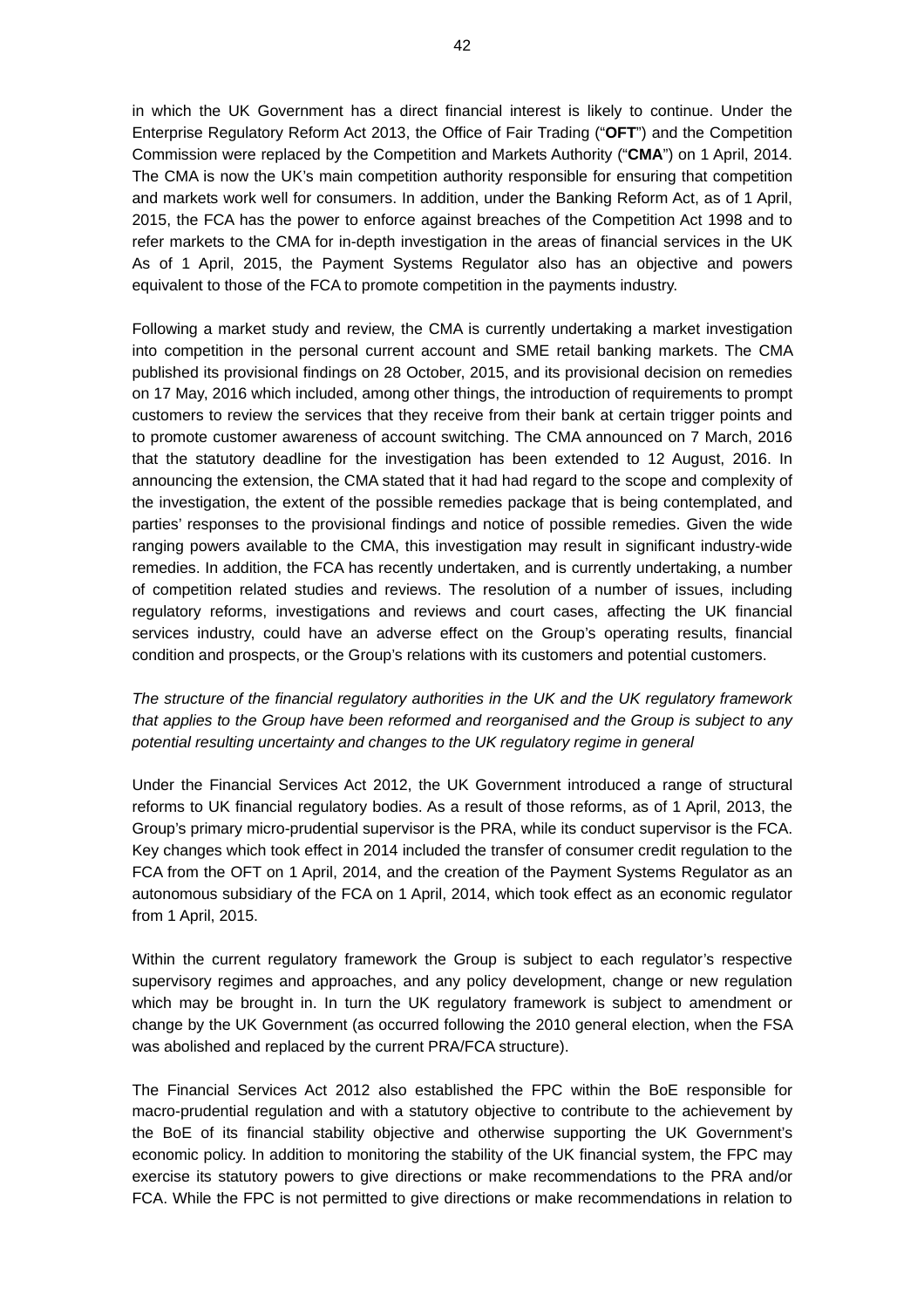in which the UK Government has a direct financial interest is likely to continue. Under the Enterprise Regulatory Reform Act 2013, the Office of Fair Trading ("**OFT**") and the Competition Commission were replaced by the Competition and Markets Authority ("**CMA**") on 1 April, 2014. The CMA is now the UK's main competition authority responsible for ensuring that competition and markets work well for consumers. In addition, under the Banking Reform Act, as of 1 April, 2015, the FCA has the power to enforce against breaches of the Competition Act 1998 and to refer markets to the CMA for in-depth investigation in the areas of financial services in the UK As of 1 April, 2015, the Payment Systems Regulator also has an objective and powers equivalent to those of the FCA to promote competition in the payments industry.

Following a market study and review, the CMA is currently undertaking a market investigation into competition in the personal current account and SME retail banking markets. The CMA published its provisional findings on 28 October, 2015, and its provisional decision on remedies on 17 May, 2016 which included, among other things, the introduction of requirements to prompt customers to review the services that they receive from their bank at certain trigger points and to promote customer awareness of account switching. The CMA announced on 7 March, 2016 that the statutory deadline for the investigation has been extended to 12 August, 2016. In announcing the extension, the CMA stated that it had had regard to the scope and complexity of the investigation, the extent of the possible remedies package that is being contemplated, and parties' responses to the provisional findings and notice of possible remedies. Given the wide ranging powers available to the CMA, this investigation may result in significant industry-wide remedies. In addition, the FCA has recently undertaken, and is currently undertaking, a number of competition related studies and reviews. The resolution of a number of issues, including regulatory reforms, investigations and reviews and court cases, affecting the UK financial services industry, could have an adverse effect on the Group's operating results, financial condition and prospects, or the Group's relations with its customers and potential customers.

*The structure of the financial regulatory authorities in the UK and the UK regulatory framework that applies to the Group have been reformed and reorganised and the Group is subject to any potential resulting uncertainty and changes to the UK regulatory regime in general*

Under the Financial Services Act 2012, the UK Government introduced a range of structural reforms to UK financial regulatory bodies. As a result of those reforms, as of 1 April, 2013, the Group's primary micro-prudential supervisor is the PRA, while its conduct supervisor is the FCA. Key changes which took effect in 2014 included the transfer of consumer credit regulation to the FCA from the OFT on 1 April, 2014, and the creation of the Payment Systems Regulator as an autonomous subsidiary of the FCA on 1 April, 2014, which took effect as an economic regulator from 1 April, 2015.

Within the current regulatory framework the Group is subject to each regulator's respective supervisory regimes and approaches, and any policy development, change or new regulation which may be brought in. In turn the UK regulatory framework is subject to amendment or change by the UK Government (as occurred following the 2010 general election, when the FSA was abolished and replaced by the current PRA/FCA structure).

The Financial Services Act 2012 also established the FPC within the BoE responsible for macro-prudential regulation and with a statutory objective to contribute to the achievement by the BoE of its financial stability objective and otherwise supporting the UK Government's economic policy. In addition to monitoring the stability of the UK financial system, the FPC may exercise its statutory powers to give directions or make recommendations to the PRA and/or FCA. While the FPC is not permitted to give directions or make recommendations in relation to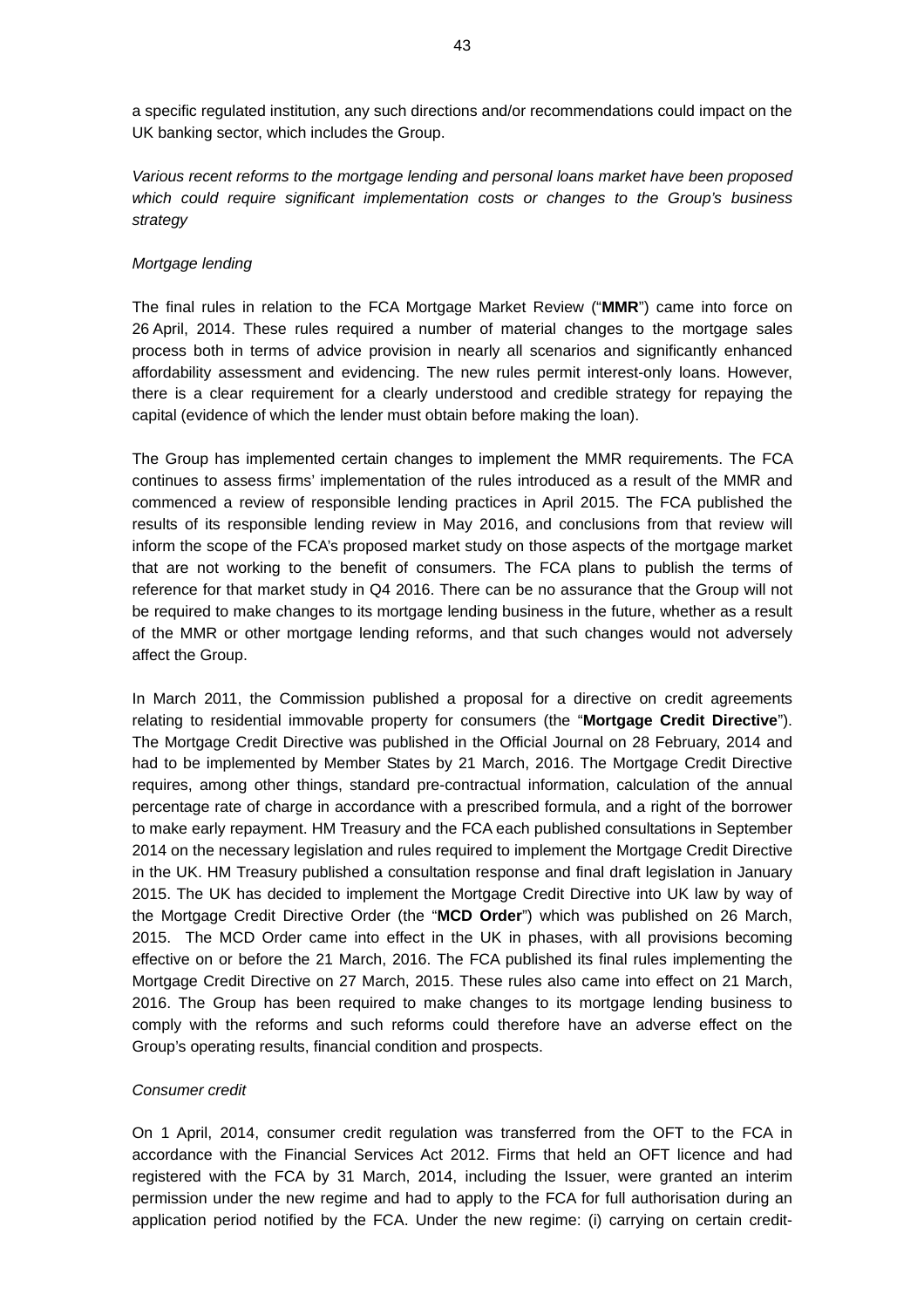a specific regulated institution, any such directions and/or recommendations could impact on the UK banking sector, which includes the Group.

*Various recent reforms to the mortgage lending and personal loans market have been proposed which could require significant implementation costs or changes to the Group's business strategy*

*Mortgage lending*

The final rules in relation to the FCA Mortgage Market Review ("**MMR**") came into force on 26 April, 2014. These rules required a number of material changes to the mortgage sales process both in terms of advice provision in nearly all scenarios and significantly enhanced affordability assessment and evidencing. The new rules permit interest-only loans. However, there is a clear requirement for a clearly understood and credible strategy for repaying the capital (evidence of which the lender must obtain before making the loan).

The Group has implemented certain changes to implement the MMR requirements. The FCA continues to assess firms' implementation of the rules introduced as a result of the MMR and commenced a review of responsible lending practices in April 2015. The FCA published the results of its responsible lending review in May 2016, and conclusions from that review will inform the scope of the FCA's proposed market study on those aspects of the mortgage market that are not working to the benefit of consumers. The FCA plans to publish the terms of reference for that market study in Q4 2016. There can be no assurance that the Group will not be required to make changes to its mortgage lending business in the future, whether as a result of the MMR or other mortgage lending reforms, and that such changes would not adversely affect the Group.

In March 2011, the Commission published a proposal for a directive on credit agreements relating to residential immovable property for consumers (the "**Mortgage Credit Directive**"). The Mortgage Credit Directive was published in the Official Journal on 28 February, 2014 and had to be implemented by Member States by 21 March, 2016. The Mortgage Credit Directive requires, among other things, standard pre-contractual information, calculation of the annual percentage rate of charge in accordance with a prescribed formula, and a right of the borrower to make early repayment. HM Treasury and the FCA each published consultations in September 2014 on the necessary legislation and rules required to implement the Mortgage Credit Directive in the UK. HM Treasury published a consultation response and final draft legislation in January 2015. The UK has decided to implement the Mortgage Credit Directive into UK law by way of the Mortgage Credit Directive Order (the "**MCD Order**") which was published on 26 March, 2015. The MCD Order came into effect in the UK in phases, with all provisions becoming effective on or before the 21 March, 2016. The FCA published its final rules implementing the Mortgage Credit Directive on 27 March, 2015. These rules also came into effect on 21 March, 2016. The Group has been required to make changes to its mortgage lending business to comply with the reforms and such reforms could therefore have an adverse effect on the Group's operating results, financial condition and prospects.

*Consumer credit*

On 1 April, 2014, consumer credit regulation was transferred from the OFT to the FCA in accordance with the Financial Services Act 2012. Firms that held an OFT licence and had registered with the FCA by 31 March, 2014, including the Issuer, were granted an interim permission under the new regime and had to apply to the FCA for full authorisation during an application period notified by the FCA. Under the new regime: (i) carrying on certain credit-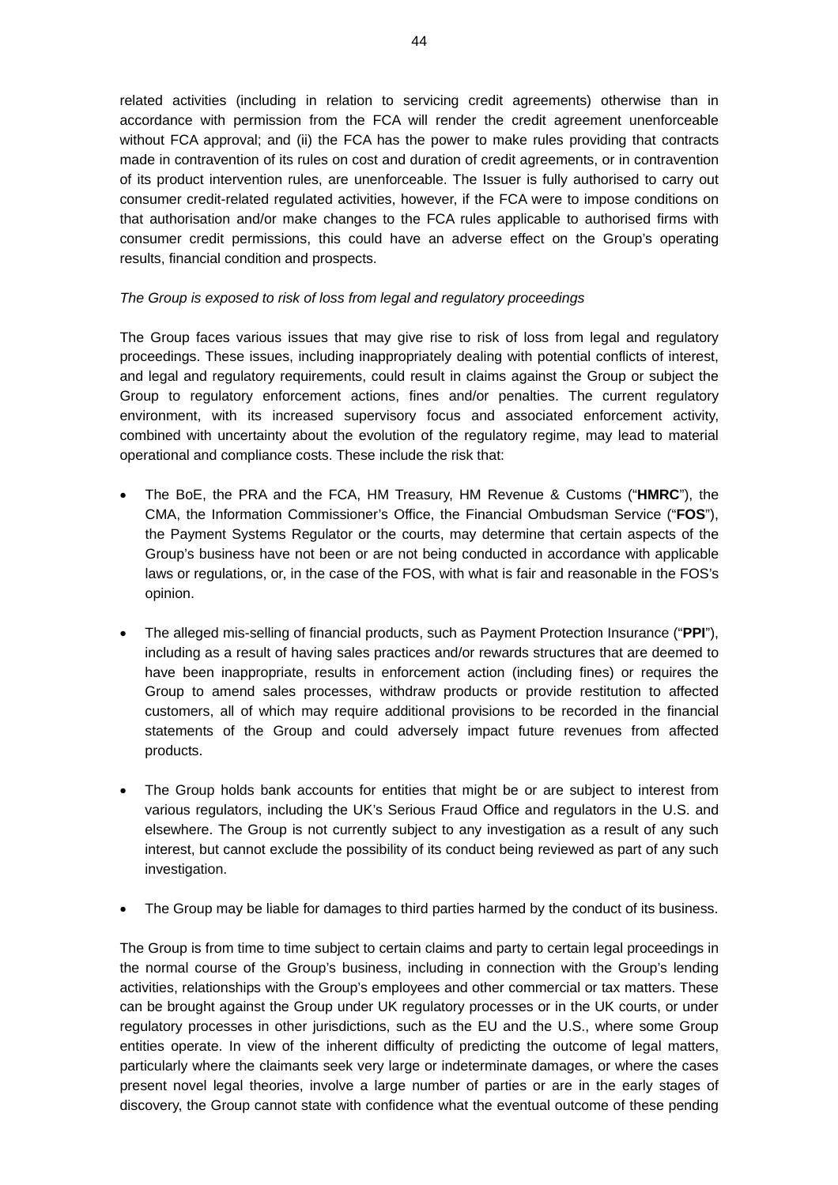related activities (including in relation to servicing credit agreements) otherwise than in accordance with permission from the FCA will render the credit agreement unenforceable without FCA approval; and (ii) the FCA has the power to make rules providing that contracts made in contravention of its rules on cost and duration of credit agreements, or in contravention of its product intervention rules, are unenforceable. The Issuer is fully authorised to carry out consumer credit-related regulated activities, however, if the FCA were to impose conditions on that authorisation and/or make changes to the FCA rules applicable to authorised firms with consumer credit permissions, this could have an adverse effect on the Group's operating results, financial condition and prospects.

*The Group is exposed to risk of loss from legal and regulatory proceedings*

The Group faces various issues that may give rise to risk of loss from legal and regulatory proceedings. These issues, including inappropriately dealing with potential conflicts of interest, and legal and regulatory requirements, could result in claims against the Group or subject the Group to regulatory enforcement actions, fines and/or penalties. The current regulatory environment, with its increased supervisory focus and associated enforcement activity, combined with uncertainty about the evolution of the regulatory regime, may lead to material operational and compliance costs. These include the risk that:

- The BoE, the PRA and the FCA, HM Treasury, HM Revenue & Customs ("**HMRC**"), the CMA, the Information Commissioner's Office, the Financial Ombudsman Service ("**FOS**"), the Payment Systems Regulator or the courts, may determine that certain aspects of the Group's business have not been or are not being conducted in accordance with applicable laws or regulations, or, in the case of the FOS, with what is fair and reasonable in the FOS's opinion.

- The alleged mis-selling of financial products, such as Payment Protection Insurance ("**PPI**"), including as a result of having sales practices and/or rewards structures that are deemed to have been inappropriate, results in enforcement action (including fines) or requires the Group to amend sales processes, withdraw products or provide restitution to affected customers, all of which may require additional provisions to be recorded in the financial statements of the Group and could adversely impact future revenues from affected products.

- The Group holds bank accounts for entities that might be or are subject to interest from various regulators, including the UK's Serious Fraud Office and regulators in the U.S. and elsewhere. The Group is not currently subject to any investigation as a result of any such interest, but cannot exclude the possibility of its conduct being reviewed as part of any such investigation.

- The Group may be liable for damages to third parties harmed by the conduct of its business.

The Group is from time to time subject to certain claims and party to certain legal proceedings in the normal course of the Group's business, including in connection with the Group's lending activities, relationships with the Group's employees and other commercial or tax matters. These can be brought against the Group under UK regulatory processes or in the UK courts, or under regulatory processes in other jurisdictions, such as the EU and the U.S., where some Group entities operate. In view of the inherent difficulty of predicting the outcome of legal matters, particularly where the claimants seek very large or indeterminate damages, or where the cases present novel legal theories, involve a large number of parties or are in the early stages of discovery, the Group cannot state with confidence what the eventual outcome of these pending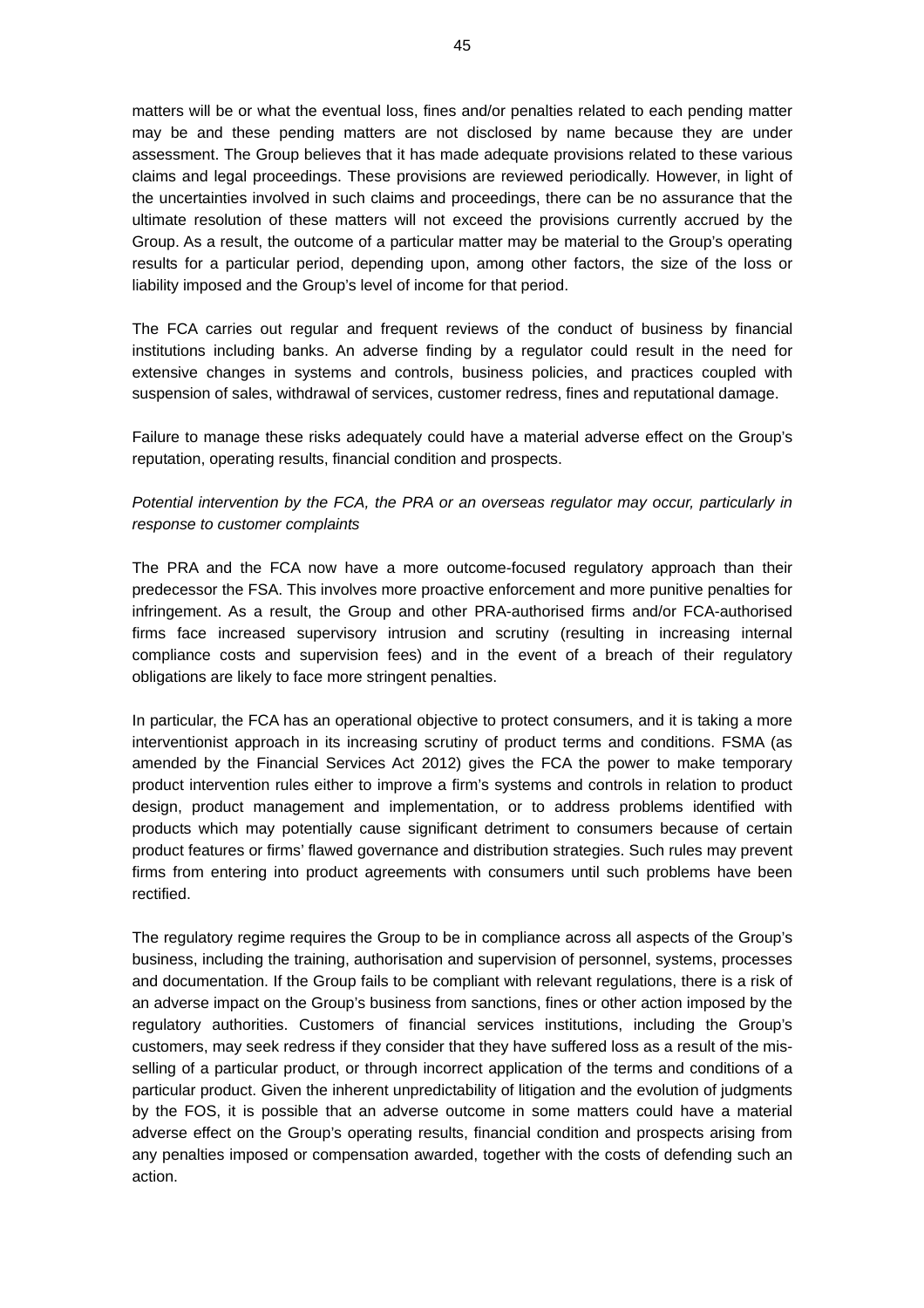matters will be or what the eventual loss, fines and/or penalties related to each pending matter may be and these pending matters are not disclosed by name because they are under assessment. The Group believes that it has made adequate provisions related to these various claims and legal proceedings. These provisions are reviewed periodically. However, in light of the uncertainties involved in such claims and proceedings, there can be no assurance that the ultimate resolution of these matters will not exceed the provisions currently accrued by the Group. As a result, the outcome of a particular matter may be material to the Group's operating results for a particular period, depending upon, among other factors, the size of the loss or liability imposed and the Group's level of income for that period.

The FCA carries out regular and frequent reviews of the conduct of business by financial institutions including banks. An adverse finding by a regulator could result in the need for extensive changes in systems and controls, business policies, and practices coupled with suspension of sales, withdrawal of services, customer redress, fines and reputational damage.

Failure to manage these risks adequately could have a material adverse effect on the Group's reputation, operating results, financial condition and prospects.

*Potential intervention by the FCA, the PRA or an overseas regulator may occur, particularly in response to customer complaints*

The PRA and the FCA now have a more outcome-focused regulatory approach than their predecessor the FSA. This involves more proactive enforcement and more punitive penalties for infringement. As a result, the Group and other PRA-authorised firms and/or FCA-authorised firms face increased supervisory intrusion and scrutiny (resulting in increasing internal compliance costs and supervision fees) and in the event of a breach of their regulatory obligations are likely to face more stringent penalties.

In particular, the FCA has an operational objective to protect consumers, and it is taking a more interventionist approach in its increasing scrutiny of product terms and conditions. FSMA (as amended by the Financial Services Act 2012) gives the FCA the power to make temporary product intervention rules either to improve a firm's systems and controls in relation to product design, product management and implementation, or to address problems identified with products which may potentially cause significant detriment to consumers because of certain product features or firms' flawed governance and distribution strategies. Such rules may prevent firms from entering into product agreements with consumers until such problems have been rectified.

The regulatory regime requires the Group to be in compliance across all aspects of the Group's business, including the training, authorisation and supervision of personnel, systems, processes and documentation. If the Group fails to be compliant with relevant regulations, there is a risk of an adverse impact on the Group's business from sanctions, fines or other action imposed by the regulatory authorities. Customers of financial services institutions, including the Group's customers, may seek redress if they consider that they have suffered loss as a result of the mis-selling of a particular product, or through incorrect application of the terms and conditions of a particular product. Given the inherent unpredictability of litigation and the evolution of judgments by the FOS, it is possible that an adverse outcome in some matters could have a material adverse effect on the Group's operating results, financial condition and prospects arising from any penalties imposed or compensation awarded, together with the costs of defending such an action.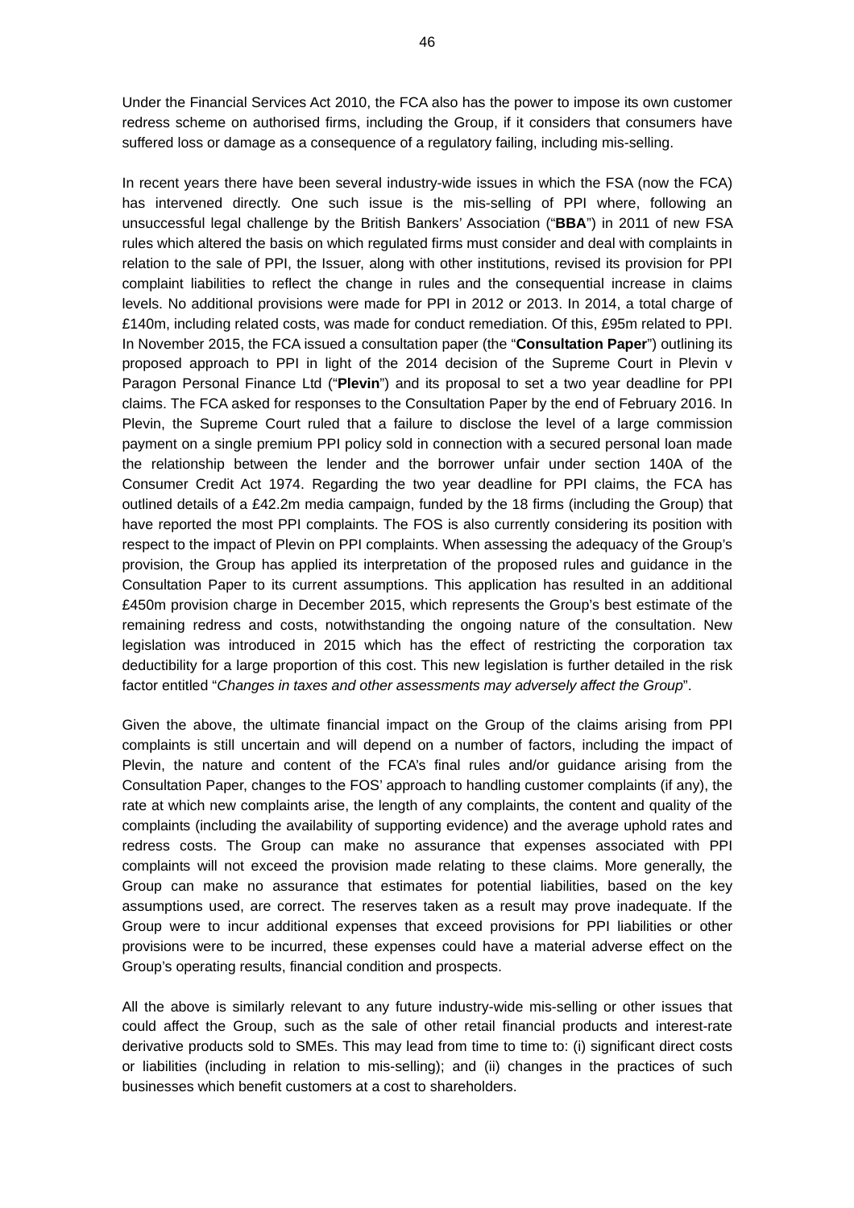Under the Financial Services Act 2010, the FCA also has the power to impose its own customer redress scheme on authorised firms, including the Group, if it considers that consumers have suffered loss or damage as a consequence of a regulatory failing, including mis-selling.

In recent years there have been several industry-wide issues in which the FSA (now the FCA) has intervened directly. One such issue is the mis-selling of PPI where, following an unsuccessful legal challenge by the British Bankers' Association ("**BBA**") in 2011 of new FSA rules which altered the basis on which regulated firms must consider and deal with complaints in relation to the sale of PPI, the Issuer, along with other institutions, revised its provision for PPI complaint liabilities to reflect the change in rules and the consequential increase in claims levels. No additional provisions were made for PPI in 2012 or 2013. In 2014, a total charge of £140m, including related costs, was made for conduct remediation. Of this, £95m related to PPI. In November 2015, the FCA issued a consultation paper (the "**Consultation Paper**") outlining its proposed approach to PPI in light of the 2014 decision of the Supreme Court in Plevin v Paragon Personal Finance Ltd ("**Plevin**") and its proposal to set a two year deadline for PPI claims. The FCA asked for responses to the Consultation Paper by the end of February 2016. In Plevin, the Supreme Court ruled that a failure to disclose the level of a large commission payment on a single premium PPI policy sold in connection with a secured personal loan made the relationship between the lender and the borrower unfair under section 140A of the Consumer Credit Act 1974. Regarding the two year deadline for PPI claims, the FCA has outlined details of a £42.2m media campaign, funded by the 18 firms (including the Group) that have reported the most PPI complaints. The FOS is also currently considering its position with respect to the impact of Plevin on PPI complaints. When assessing the adequacy of the Group's provision, the Group has applied its interpretation of the proposed rules and guidance in the Consultation Paper to its current assumptions. This application has resulted in an additional £450m provision charge in December 2015, which represents the Group's best estimate of the remaining redress and costs, notwithstanding the ongoing nature of the consultation. New legislation was introduced in 2015 which has the effect of restricting the corporation tax deductibility for a large proportion of this cost. This new legislation is further detailed in the risk factor entitled "*Changes in taxes and other assessments may adversely affect the Group*".

Given the above, the ultimate financial impact on the Group of the claims arising from PPI complaints is still uncertain and will depend on a number of factors, including the impact of Plevin, the nature and content of the FCA's final rules and/or guidance arising from the Consultation Paper, changes to the FOS' approach to handling customer complaints (if any), the rate at which new complaints arise, the length of any complaints, the content and quality of the complaints (including the availability of supporting evidence) and the average uphold rates and redress costs. The Group can make no assurance that expenses associated with PPI complaints will not exceed the provision made relating to these claims. More generally, the Group can make no assurance that estimates for potential liabilities, based on the key assumptions used, are correct. The reserves taken as a result may prove inadequate. If the Group were to incur additional expenses that exceed provisions for PPI liabilities or other provisions were to be incurred, these expenses could have a material adverse effect on the Group's operating results, financial condition and prospects.

All the above is similarly relevant to any future industry-wide mis-selling or other issues that could affect the Group, such as the sale of other retail financial products and interest-rate derivative products sold to SMEs. This may lead from time to time to: (i) significant direct costs or liabilities (including in relation to mis-selling); and (ii) changes in the practices of such businesses which benefit customers at a cost to shareholders.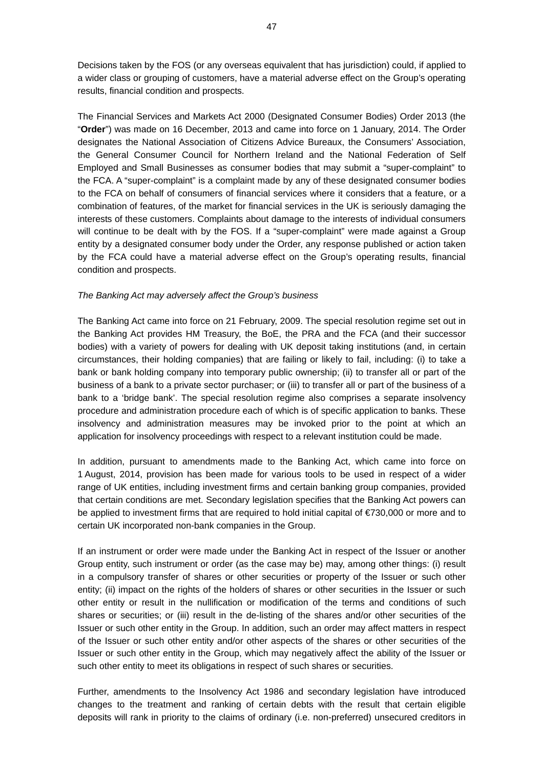Decisions taken by the FOS (or any overseas equivalent that has jurisdiction) could, if applied to a wider class or grouping of customers, have a material adverse effect on the Group's operating results, financial condition and prospects.

The Financial Services and Markets Act 2000 (Designated Consumer Bodies) Order 2013 (the "**Order**") was made on 16 December, 2013 and came into force on 1 January, 2014. The Order designates the National Association of Citizens Advice Bureaux, the Consumers' Association, the General Consumer Council for Northern Ireland and the National Federation of Self Employed and Small Businesses as consumer bodies that may submit a "super-complaint" to the FCA. A "super-complaint" is a complaint made by any of these designated consumer bodies to the FCA on behalf of consumers of financial services where it considers that a feature, or a combination of features, of the market for financial services in the UK is seriously damaging the interests of these customers. Complaints about damage to the interests of individual consumers will continue to be dealt with by the FOS. If a "super-complaint" were made against a Group entity by a designated consumer body under the Order, any response published or action taken by the FCA could have a material adverse effect on the Group's operating results, financial condition and prospects.

*The Banking Act may adversely affect the Group's business*

The Banking Act came into force on 21 February, 2009. The special resolution regime set out in the Banking Act provides HM Treasury, the BoE, the PRA and the FCA (and their successor bodies) with a variety of powers for dealing with UK deposit taking institutions (and, in certain circumstances, their holding companies) that are failing or likely to fail, including: (i) to take a bank or bank holding company into temporary public ownership; (ii) to transfer all or part of the business of a bank to a private sector purchaser; or (iii) to transfer all or part of the business of a bank to a 'bridge bank'. The special resolution regime also comprises a separate insolvency procedure and administration procedure each of which is of specific application to banks. These insolvency and administration measures may be invoked prior to the point at which an application for insolvency proceedings with respect to a relevant institution could be made.

In addition, pursuant to amendments made to the Banking Act, which came into force on 1 August, 2014, provision has been made for various tools to be used in respect of a wider range of UK entities, including investment firms and certain banking group companies, provided that certain conditions are met. Secondary legislation specifies that the Banking Act powers can be applied to investment firms that are required to hold initial capital of €730,000 or more and to certain UK incorporated non-bank companies in the Group.

If an instrument or order were made under the Banking Act in respect of the Issuer or another Group entity, such instrument or order (as the case may be) may, among other things: (i) result in a compulsory transfer of shares or other securities or property of the Issuer or such other entity; (ii) impact on the rights of the holders of shares or other securities in the Issuer or such other entity or result in the nullification or modification of the terms and conditions of such shares or securities; or (iii) result in the de-listing of the shares and/or other securities of the Issuer or such other entity in the Group. In addition, such an order may affect matters in respect of the Issuer or such other entity and/or other aspects of the shares or other securities of the Issuer or such other entity in the Group, which may negatively affect the ability of the Issuer or such other entity to meet its obligations in respect of such shares or securities.

Further, amendments to the Insolvency Act 1986 and secondary legislation have introduced changes to the treatment and ranking of certain debts with the result that certain eligible deposits will rank in priority to the claims of ordinary (i.e. non-preferred) unsecured creditors in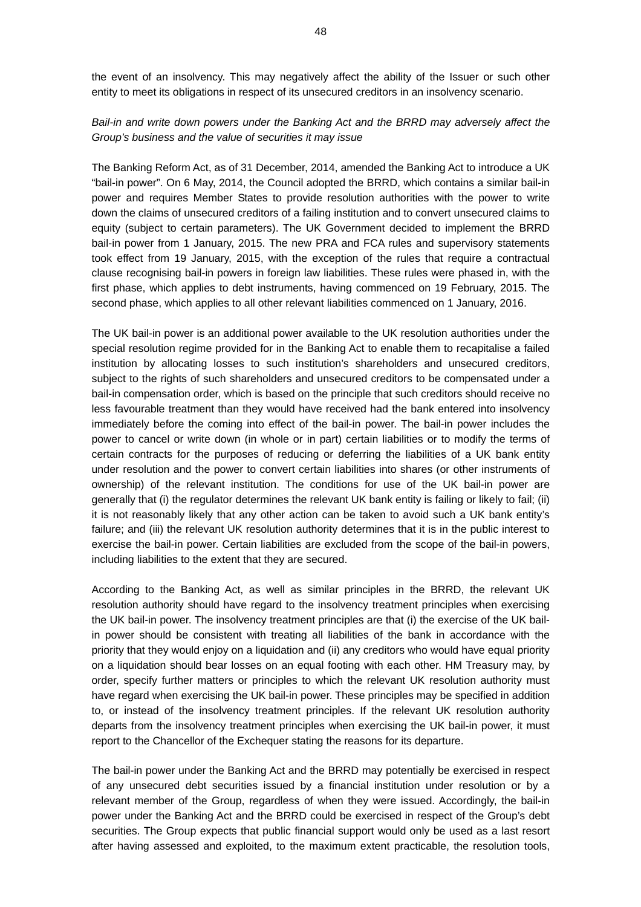the event of an insolvency. This may negatively affect the ability of the Issuer or such other entity to meet its obligations in respect of its unsecured creditors in an insolvency scenario.

*Bail-in and write down powers under the Banking Act and the BRRD may adversely affect the Group's business and the value of securities it may issue*

The Banking Reform Act, as of 31 December, 2014, amended the Banking Act to introduce a UK "bail-in power". On 6 May, 2014, the Council adopted the BRRD, which contains a similar bail-in power and requires Member States to provide resolution authorities with the power to write down the claims of unsecured creditors of a failing institution and to convert unsecured claims to equity (subject to certain parameters). The UK Government decided to implement the BRRD bail-in power from 1 January, 2015. The new PRA and FCA rules and supervisory statements took effect from 19 January, 2015, with the exception of the rules that require a contractual clause recognising bail-in powers in foreign law liabilities. These rules were phased in, with the first phase, which applies to debt instruments, having commenced on 19 February, 2015. The second phase, which applies to all other relevant liabilities commenced on 1 January, 2016.

The UK bail-in power is an additional power available to the UK resolution authorities under the special resolution regime provided for in the Banking Act to enable them to recapitalise a failed institution by allocating losses to such institution's shareholders and unsecured creditors, subject to the rights of such shareholders and unsecured creditors to be compensated under a bail-in compensation order, which is based on the principle that such creditors should receive no less favourable treatment than they would have received had the bank entered into insolvency immediately before the coming into effect of the bail-in power. The bail-in power includes the power to cancel or write down (in whole or in part) certain liabilities or to modify the terms of certain contracts for the purposes of reducing or deferring the liabilities of a UK bank entity under resolution and the power to convert certain liabilities into shares (or other instruments of ownership) of the relevant institution. The conditions for use of the UK bail-in power are generally that (i) the regulator determines the relevant UK bank entity is failing or likely to fail; (ii) it is not reasonably likely that any other action can be taken to avoid such a UK bank entity's failure; and (iii) the relevant UK resolution authority determines that it is in the public interest to exercise the bail-in power. Certain liabilities are excluded from the scope of the bail-in powers, including liabilities to the extent that they are secured.

According to the Banking Act, as well as similar principles in the BRRD, the relevant UK resolution authority should have regard to the insolvency treatment principles when exercising the UK bail-in power. The insolvency treatment principles are that (i) the exercise of the UK bail-in power should be consistent with treating all liabilities of the bank in accordance with the priority that they would enjoy on a liquidation and (ii) any creditors who would have equal priority on a liquidation should bear losses on an equal footing with each other. HM Treasury may, by order, specify further matters or principles to which the relevant UK resolution authority must have regard when exercising the UK bail-in power. These principles may be specified in addition to, or instead of the insolvency treatment principles. If the relevant UK resolution authority departs from the insolvency treatment principles when exercising the UK bail-in power, it must report to the Chancellor of the Exchequer stating the reasons for its departure.

The bail-in power under the Banking Act and the BRRD may potentially be exercised in respect of any unsecured debt securities issued by a financial institution under resolution or by a relevant member of the Group, regardless of when they were issued. Accordingly, the bail-in power under the Banking Act and the BRRD could be exercised in respect of the Group's debt securities. The Group expects that public financial support would only be used as a last resort after having assessed and exploited, to the maximum extent practicable, the resolution tools,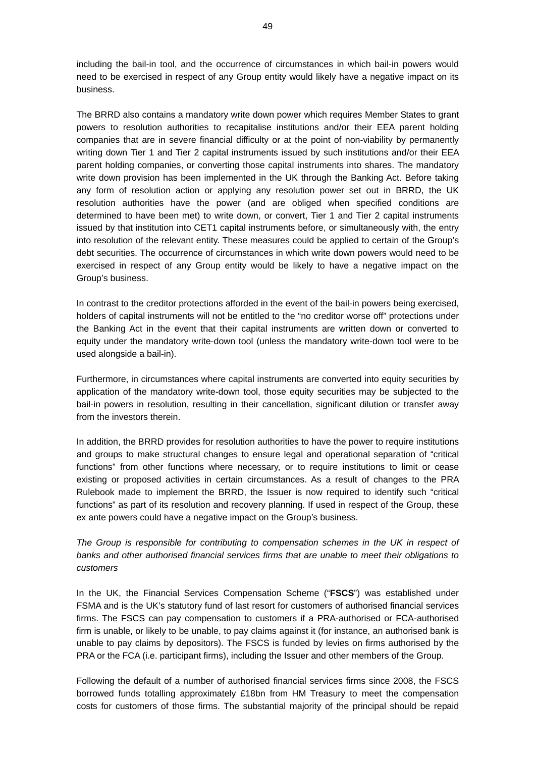including the bail-in tool, and the occurrence of circumstances in which bail-in powers would need to be exercised in respect of any Group entity would likely have a negative impact on its business.

The BRRD also contains a mandatory write down power which requires Member States to grant powers to resolution authorities to recapitalise institutions and/or their EEA parent holding companies that are in severe financial difficulty or at the point of non-viability by permanently writing down Tier 1 and Tier 2 capital instruments issued by such institutions and/or their EEA parent holding companies, or converting those capital instruments into shares. The mandatory write down provision has been implemented in the UK through the Banking Act. Before taking any form of resolution action or applying any resolution power set out in BRRD, the UK resolution authorities have the power (and are obliged when specified conditions are determined to have been met) to write down, or convert, Tier 1 and Tier 2 capital instruments issued by that institution into CET1 capital instruments before, or simultaneously with, the entry into resolution of the relevant entity. These measures could be applied to certain of the Group's debt securities. The occurrence of circumstances in which write down powers would need to be exercised in respect of any Group entity would be likely to have a negative impact on the Group's business.

In contrast to the creditor protections afforded in the event of the bail-in powers being exercised, holders of capital instruments will not be entitled to the "no creditor worse off" protections under the Banking Act in the event that their capital instruments are written down or converted to equity under the mandatory write-down tool (unless the mandatory write-down tool were to be used alongside a bail-in).

Furthermore, in circumstances where capital instruments are converted into equity securities by application of the mandatory write-down tool, those equity securities may be subjected to the bail-in powers in resolution, resulting in their cancellation, significant dilution or transfer away from the investors therein.

In addition, the BRRD provides for resolution authorities to have the power to require institutions and groups to make structural changes to ensure legal and operational separation of "critical functions" from other functions where necessary, or to require institutions to limit or cease existing or proposed activities in certain circumstances. As a result of changes to the PRA Rulebook made to implement the BRRD, the Issuer is now required to identify such "critical functions" as part of its resolution and recovery planning. If used in respect of the Group, these ex ante powers could have a negative impact on the Group's business.

*The Group is responsible for contributing to compensation schemes in the UK in respect of banks and other authorised financial services firms that are unable to meet their obligations to customers*

In the UK, the Financial Services Compensation Scheme ("**FSCS**") was established under FSMA and is the UK's statutory fund of last resort for customers of authorised financial services firms. The FSCS can pay compensation to customers if a PRA-authorised or FCA-authorised firm is unable, or likely to be unable, to pay claims against it (for instance, an authorised bank is unable to pay claims by depositors). The FSCS is funded by levies on firms authorised by the PRA or the FCA (i.e. participant firms), including the Issuer and other members of the Group.

Following the default of a number of authorised financial services firms since 2008, the FSCS borrowed funds totalling approximately £18bn from HM Treasury to meet the compensation costs for customers of those firms. The substantial majority of the principal should be repaid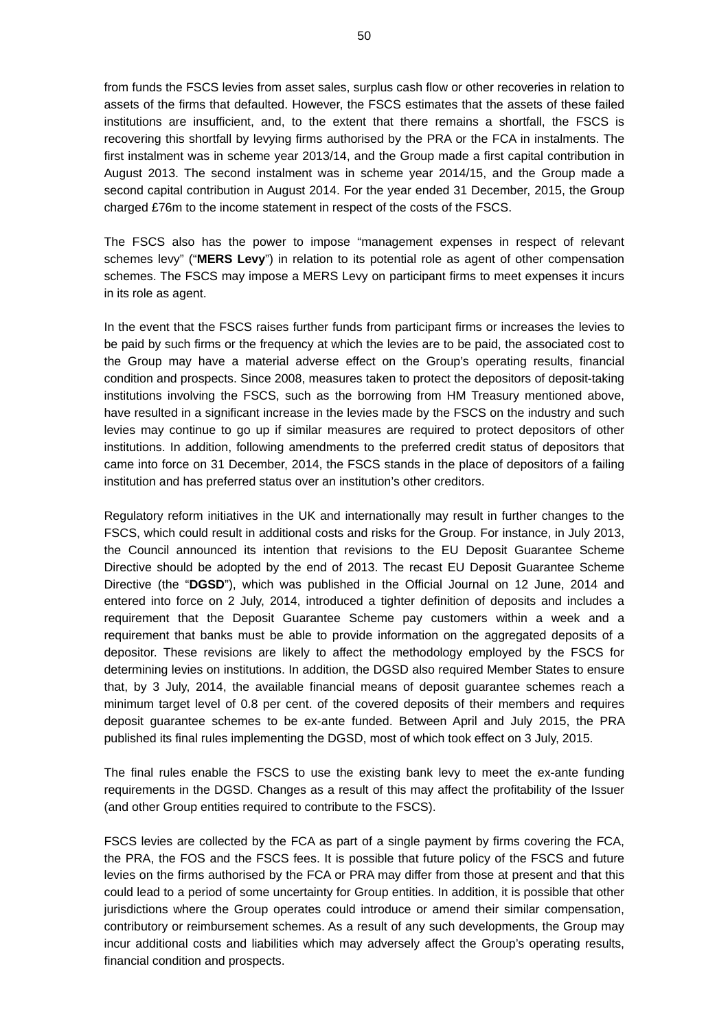from funds the FSCS levies from asset sales, surplus cash flow or other recoveries in relation to assets of the firms that defaulted. However, the FSCS estimates that the assets of these failed institutions are insufficient, and, to the extent that there remains a shortfall, the FSCS is recovering this shortfall by levying firms authorised by the PRA or the FCA in instalments. The first instalment was in scheme year 2013/14, and the Group made a first capital contribution in August 2013. The second instalment was in scheme year 2014/15, and the Group made a second capital contribution in August 2014. For the year ended 31 December, 2015, the Group charged £76m to the income statement in respect of the costs of the FSCS.

The FSCS also has the power to impose "management expenses in respect of relevant schemes levy" ("**MERS Levy**") in relation to its potential role as agent of other compensation schemes. The FSCS may impose a MERS Levy on participant firms to meet expenses it incurs in its role as agent.

In the event that the FSCS raises further funds from participant firms or increases the levies to be paid by such firms or the frequency at which the levies are to be paid, the associated cost to the Group may have a material adverse effect on the Group's operating results, financial condition and prospects. Since 2008, measures taken to protect the depositors of deposit-taking institutions involving the FSCS, such as the borrowing from HM Treasury mentioned above, have resulted in a significant increase in the levies made by the FSCS on the industry and such levies may continue to go up if similar measures are required to protect depositors of other institutions. In addition, following amendments to the preferred credit status of depositors that came into force on 31 December, 2014, the FSCS stands in the place of depositors of a failing institution and has preferred status over an institution's other creditors.

Regulatory reform initiatives in the UK and internationally may result in further changes to the FSCS, which could result in additional costs and risks for the Group. For instance, in July 2013, the Council announced its intention that revisions to the EU Deposit Guarantee Scheme Directive should be adopted by the end of 2013. The recast EU Deposit Guarantee Scheme Directive (the "**DGSD**"), which was published in the Official Journal on 12 June, 2014 and entered into force on 2 July, 2014, introduced a tighter definition of deposits and includes a requirement that the Deposit Guarantee Scheme pay customers within a week and a requirement that banks must be able to provide information on the aggregated deposits of a depositor. These revisions are likely to affect the methodology employed by the FSCS for determining levies on institutions. In addition, the DGSD also required Member States to ensure that, by 3 July, 2014, the available financial means of deposit guarantee schemes reach a minimum target level of 0.8 per cent. of the covered deposits of their members and requires deposit guarantee schemes to be ex-ante funded. Between April and July 2015, the PRA published its final rules implementing the DGSD, most of which took effect on 3 July, 2015.

The final rules enable the FSCS to use the existing bank levy to meet the ex-ante funding requirements in the DGSD. Changes as a result of this may affect the profitability of the Issuer (and other Group entities required to contribute to the FSCS).

FSCS levies are collected by the FCA as part of a single payment by firms covering the FCA, the PRA, the FOS and the FSCS fees. It is possible that future policy of the FSCS and future levies on the firms authorised by the FCA or PRA may differ from those at present and that this could lead to a period of some uncertainty for Group entities. In addition, it is possible that other jurisdictions where the Group operates could introduce or amend their similar compensation, contributory or reimbursement schemes. As a result of any such developments, the Group may incur additional costs and liabilities which may adversely affect the Group's operating results, financial condition and prospects.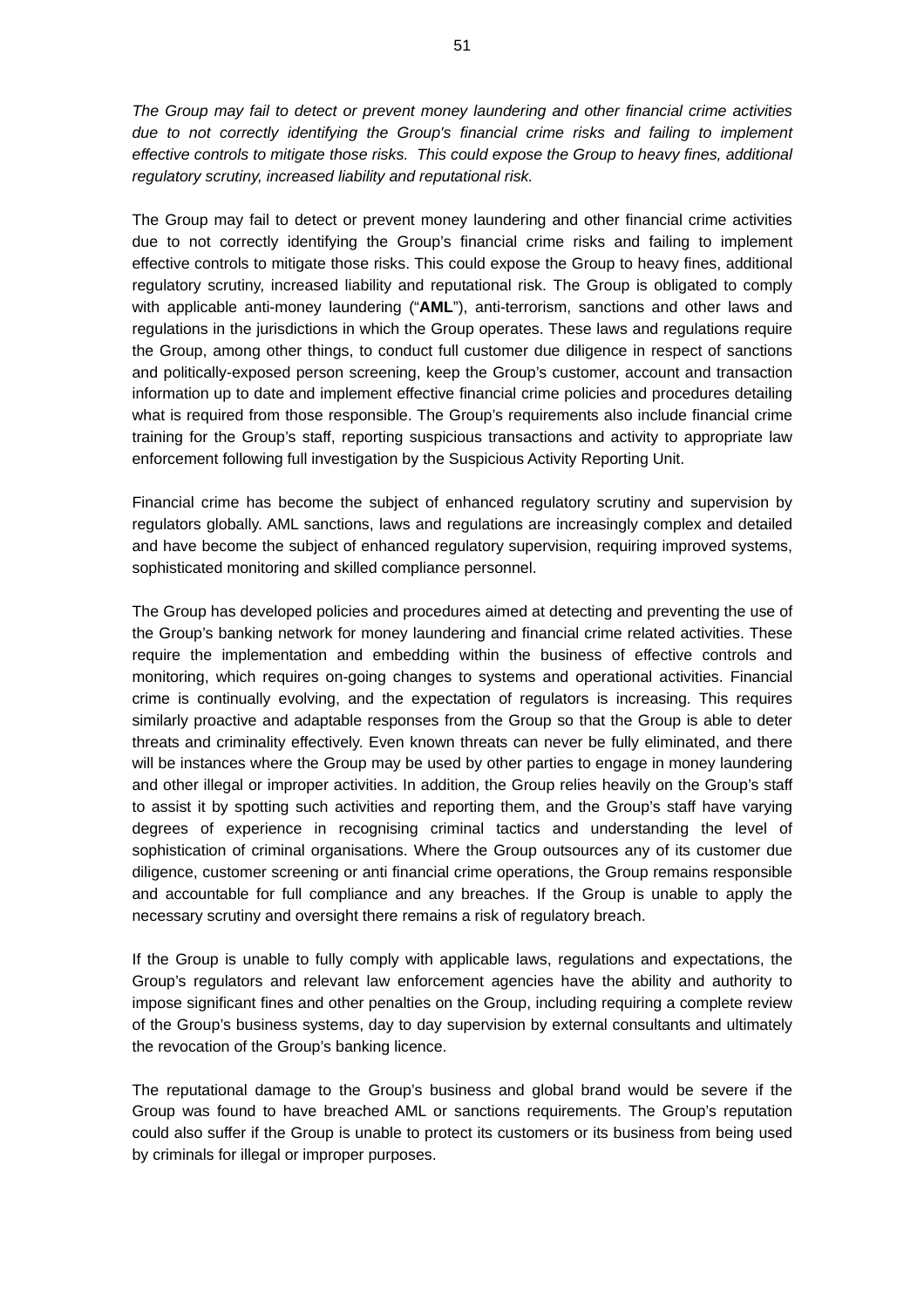*The Group may fail to detect or prevent money laundering and other financial crime activities due to not correctly identifying the Group's financial crime risks and failing to implement effective controls to mitigate those risks. This could expose the Group to heavy fines, additional regulatory scrutiny, increased liability and reputational risk.*

The Group may fail to detect or prevent money laundering and other financial crime activities due to not correctly identifying the Group's financial crime risks and failing to implement effective controls to mitigate those risks. This could expose the Group to heavy fines, additional regulatory scrutiny, increased liability and reputational risk. The Group is obligated to comply with applicable anti-money laundering ("**AML**"), anti-terrorism, sanctions and other laws and regulations in the jurisdictions in which the Group operates. These laws and regulations require the Group, among other things, to conduct full customer due diligence in respect of sanctions and politically-exposed person screening, keep the Group's customer, account and transaction information up to date and implement effective financial crime policies and procedures detailing what is required from those responsible. The Group's requirements also include financial crime training for the Group's staff, reporting suspicious transactions and activity to appropriate law enforcement following full investigation by the Suspicious Activity Reporting Unit.

Financial crime has become the subject of enhanced regulatory scrutiny and supervision by regulators globally. AML sanctions, laws and regulations are increasingly complex and detailed and have become the subject of enhanced regulatory supervision, requiring improved systems, sophisticated monitoring and skilled compliance personnel.

The Group has developed policies and procedures aimed at detecting and preventing the use of the Group's banking network for money laundering and financial crime related activities. These require the implementation and embedding within the business of effective controls and monitoring, which requires on-going changes to systems and operational activities. Financial crime is continually evolving, and the expectation of regulators is increasing. This requires similarly proactive and adaptable responses from the Group so that the Group is able to deter threats and criminality effectively. Even known threats can never be fully eliminated, and there will be instances where the Group may be used by other parties to engage in money laundering and other illegal or improper activities. In addition, the Group relies heavily on the Group's staff to assist it by spotting such activities and reporting them, and the Group's staff have varying degrees of experience in recognising criminal tactics and understanding the level of sophistication of criminal organisations. Where the Group outsources any of its customer due diligence, customer screening or anti financial crime operations, the Group remains responsible and accountable for full compliance and any breaches. If the Group is unable to apply the necessary scrutiny and oversight there remains a risk of regulatory breach.

If the Group is unable to fully comply with applicable laws, regulations and expectations, the Group's regulators and relevant law enforcement agencies have the ability and authority to impose significant fines and other penalties on the Group, including requiring a complete review of the Group's business systems, day to day supervision by external consultants and ultimately the revocation of the Group's banking licence.

The reputational damage to the Group's business and global brand would be severe if the Group was found to have breached AML or sanctions requirements. The Group's reputation could also suffer if the Group is unable to protect its customers or its business from being used by criminals for illegal or improper purposes.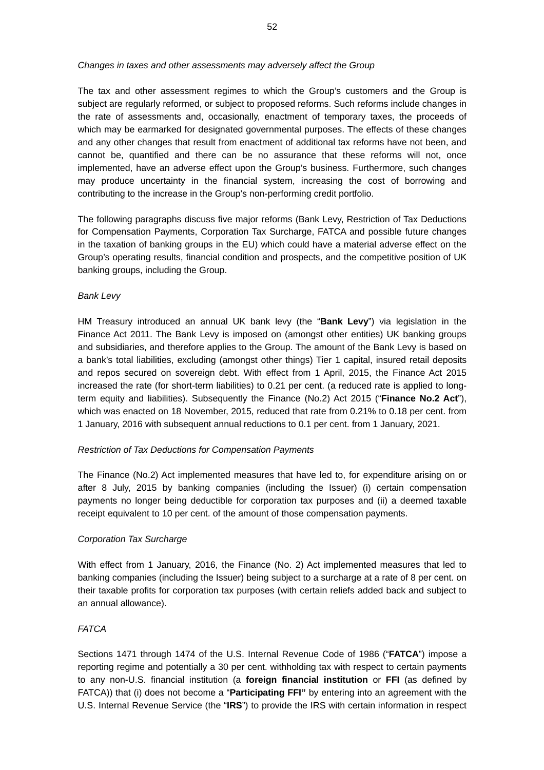*Changes in taxes and other assessments may adversely affect the Group*

The tax and other assessment regimes to which the Group's customers and the Group is subject are regularly reformed, or subject to proposed reforms. Such reforms include changes in the rate of assessments and, occasionally, enactment of temporary taxes, the proceeds of which may be earmarked for designated governmental purposes. The effects of these changes and any other changes that result from enactment of additional tax reforms have not been, and cannot be, quantified and there can be no assurance that these reforms will not, once implemented, have an adverse effect upon the Group's business. Furthermore, such changes may produce uncertainty in the financial system, increasing the cost of borrowing and contributing to the increase in the Group's non-performing credit portfolio.

The following paragraphs discuss five major reforms (Bank Levy, Restriction of Tax Deductions for Compensation Payments, Corporation Tax Surcharge, FATCA and possible future changes in the taxation of banking groups in the EU) which could have a material adverse effect on the Group's operating results, financial condition and prospects, and the competitive position of UK banking groups, including the Group.

*Bank Levy*

HM Treasury introduced an annual UK bank levy (the "**Bank Levy**") via legislation in the Finance Act 2011. The Bank Levy is imposed on (amongst other entities) UK banking groups and subsidiaries, and therefore applies to the Group. The amount of the Bank Levy is based on a bank's total liabilities, excluding (amongst other things) Tier 1 capital, insured retail deposits and repos secured on sovereign debt. With effect from 1 April, 2015, the Finance Act 2015 increased the rate (for short-term liabilities) to 0.21 per cent. (a reduced rate is applied to long-term equity and liabilities). Subsequently the Finance (No.2) Act 2015 ("**Finance No.2 Act**"), which was enacted on 18 November, 2015, reduced that rate from 0.21% to 0.18 per cent. from 1 January, 2016 with subsequent annual reductions to 0.1 per cent. from 1 January, 2021.

*Restriction of Tax Deductions for Compensation Payments*

The Finance (No.2) Act implemented measures that have led to, for expenditure arising on or after 8 July, 2015 by banking companies (including the Issuer) (i) certain compensation payments no longer being deductible for corporation tax purposes and (ii) a deemed taxable receipt equivalent to 10 per cent. of the amount of those compensation payments.

*Corporation Tax Surcharge*

With effect from 1 January, 2016, the Finance (No. 2) Act implemented measures that led to banking companies (including the Issuer) being subject to a surcharge at a rate of 8 per cent. on their taxable profits for corporation tax purposes (with certain reliefs added back and subject to an annual allowance).

*FATCA*

Sections 1471 through 1474 of the U.S. Internal Revenue Code of 1986 ("**FATCA**") impose a reporting regime and potentially a 30 per cent. withholding tax with respect to certain payments to any non-U.S. financial institution (a **foreign financial institution** or **FFI** (as defined by FATCA)) that (i) does not become a "**Participating FFI"** by entering into an agreement with the U.S. Internal Revenue Service (the "**IRS**") to provide the IRS with certain information in respect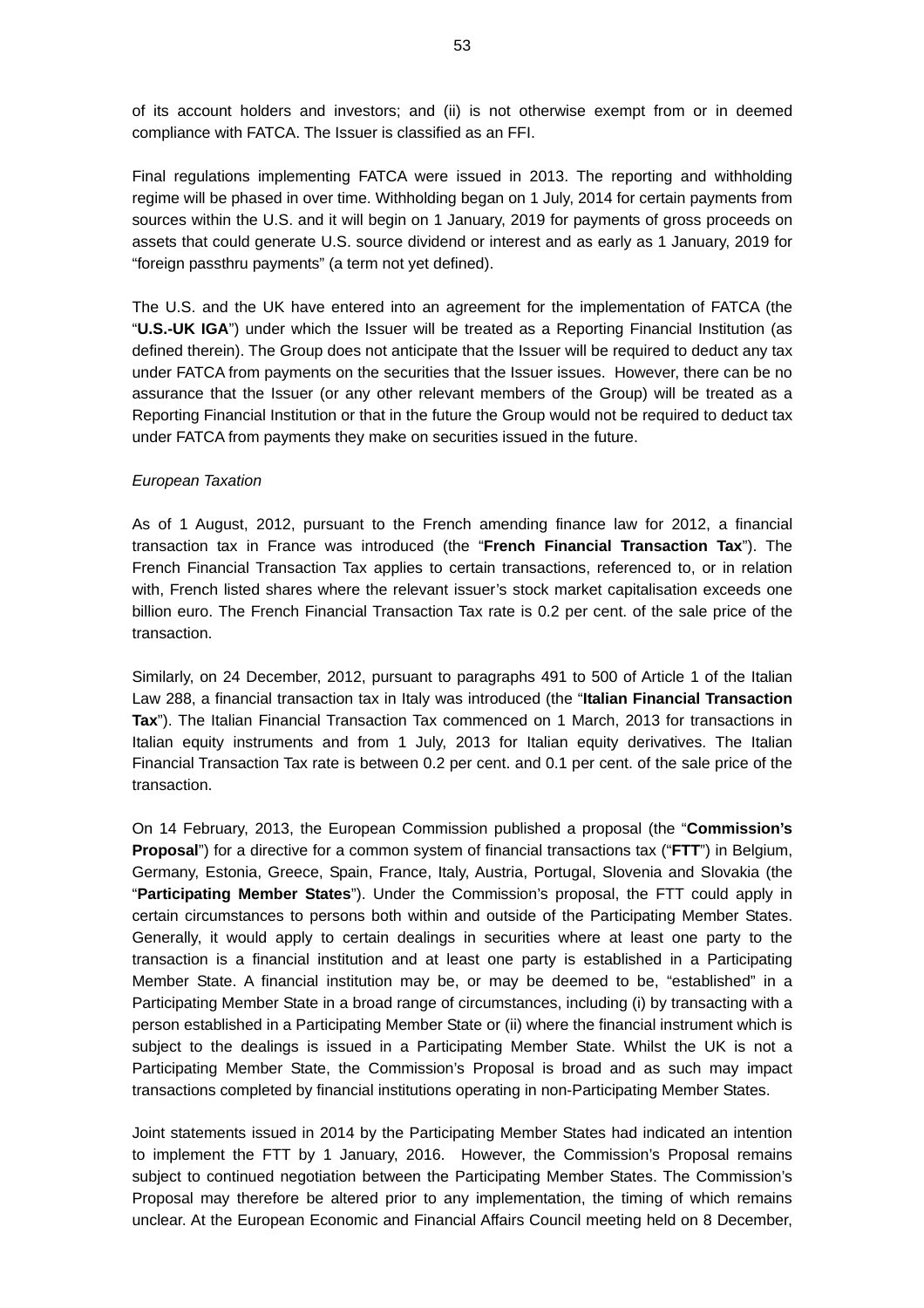of its account holders and investors; and (ii) is not otherwise exempt from or in deemed compliance with FATCA. The Issuer is classified as an FFI.

Final regulations implementing FATCA were issued in 2013. The reporting and withholding regime will be phased in over time. Withholding began on 1 July, 2014 for certain payments from sources within the U.S. and it will begin on 1 January, 2019 for payments of gross proceeds on assets that could generate U.S. source dividend or interest and as early as 1 January, 2019 for "foreign passthru payments" (a term not yet defined).

The U.S. and the UK have entered into an agreement for the implementation of FATCA (the "**U.S.-UK IGA**") under which the Issuer will be treated as a Reporting Financial Institution (as defined therein). The Group does not anticipate that the Issuer will be required to deduct any tax under FATCA from payments on the securities that the Issuer issues. However, there can be no assurance that the Issuer (or any other relevant members of the Group) will be treated as a Reporting Financial Institution or that in the future the Group would not be required to deduct tax under FATCA from payments they make on securities issued in the future.

*European Taxation*

As of 1 August, 2012, pursuant to the French amending finance law for 2012, a financial transaction tax in France was introduced (the "**French Financial Transaction Tax**"). The French Financial Transaction Tax applies to certain transactions, referenced to, or in relation with, French listed shares where the relevant issuer's stock market capitalisation exceeds one billion euro. The French Financial Transaction Tax rate is 0.2 per cent. of the sale price of the transaction.

Similarly, on 24 December, 2012, pursuant to paragraphs 491 to 500 of Article 1 of the Italian Law 288, a financial transaction tax in Italy was introduced (the "**Italian Financial Transaction Tax**"). The Italian Financial Transaction Tax commenced on 1 March, 2013 for transactions in Italian equity instruments and from 1 July, 2013 for Italian equity derivatives. The Italian Financial Transaction Tax rate is between 0.2 per cent. and 0.1 per cent. of the sale price of the transaction.

On 14 February, 2013, the European Commission published a proposal (the "**Commission's Proposal**") for a directive for a common system of financial transactions tax ("**FTT**") in Belgium, Germany, Estonia, Greece, Spain, France, Italy, Austria, Portugal, Slovenia and Slovakia (the "**Participating Member States**"). Under the Commission's proposal, the FTT could apply in certain circumstances to persons both within and outside of the Participating Member States. Generally, it would apply to certain dealings in securities where at least one party to the transaction is a financial institution and at least one party is established in a Participating Member State. A financial institution may be, or may be deemed to be, "established" in a Participating Member State in a broad range of circumstances, including (i) by transacting with a person established in a Participating Member State or (ii) where the financial instrument which is subject to the dealings is issued in a Participating Member State. Whilst the UK is not a Participating Member State, the Commission's Proposal is broad and as such may impact transactions completed by financial institutions operating in non-Participating Member States.

Joint statements issued in 2014 by the Participating Member States had indicated an intention to implement the FTT by 1 January, 2016. However, the Commission's Proposal remains subject to continued negotiation between the Participating Member States. The Commission's Proposal may therefore be altered prior to any implementation, the timing of which remains unclear. At the European Economic and Financial Affairs Council meeting held on 8 December,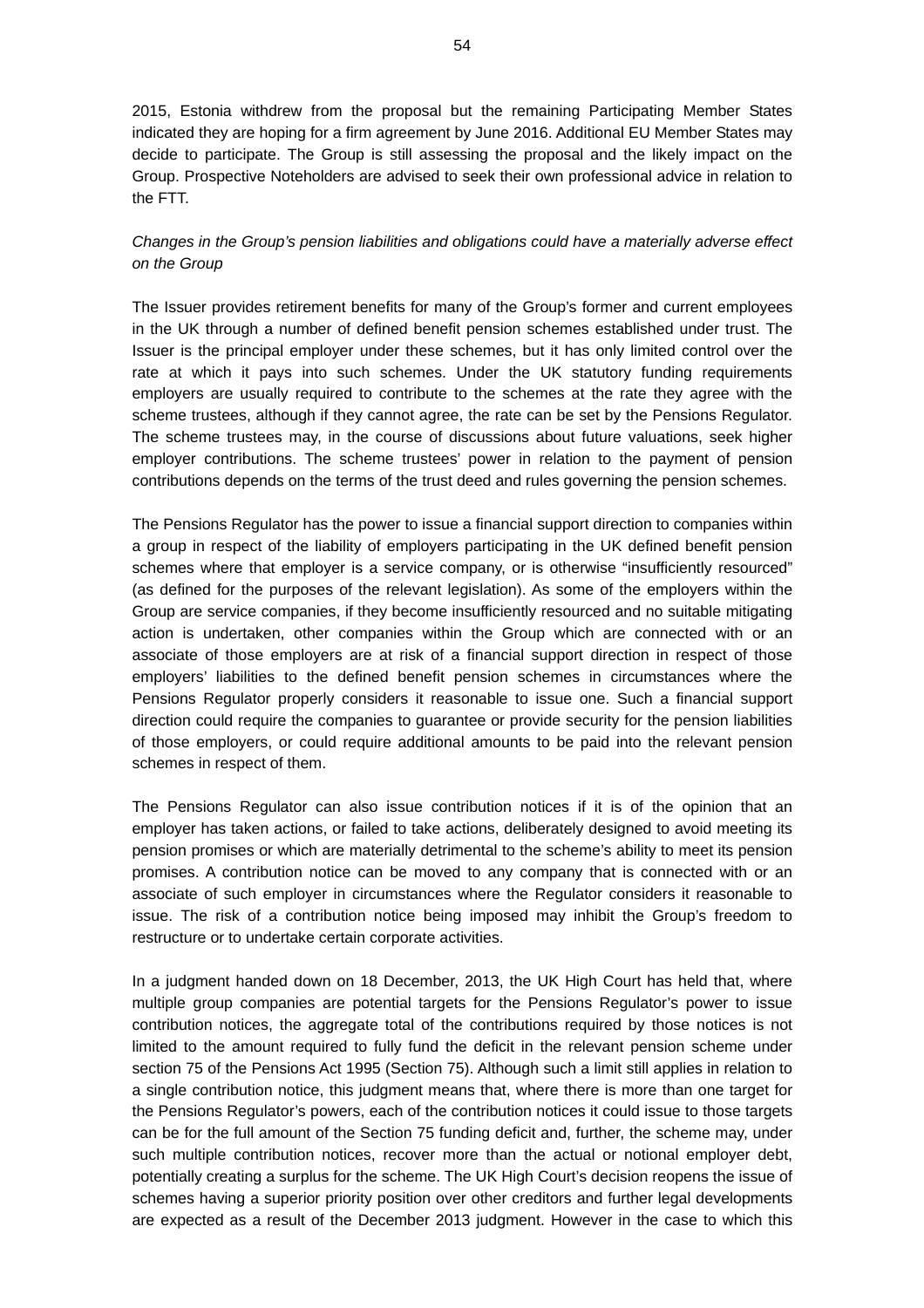2015, Estonia withdrew from the proposal but the remaining Participating Member States indicated they are hoping for a firm agreement by June 2016. Additional EU Member States may decide to participate. The Group is still assessing the proposal and the likely impact on the Group. Prospective Noteholders are advised to seek their own professional advice in relation to the FTT.

*Changes in the Group's pension liabilities and obligations could have a materially adverse effect on the Group*

The Issuer provides retirement benefits for many of the Group's former and current employees in the UK through a number of defined benefit pension schemes established under trust. The Issuer is the principal employer under these schemes, but it has only limited control over the rate at which it pays into such schemes. Under the UK statutory funding requirements employers are usually required to contribute to the schemes at the rate they agree with the scheme trustees, although if they cannot agree, the rate can be set by the Pensions Regulator. The scheme trustees may, in the course of discussions about future valuations, seek higher employer contributions. The scheme trustees' power in relation to the payment of pension contributions depends on the terms of the trust deed and rules governing the pension schemes.

The Pensions Regulator has the power to issue a financial support direction to companies within a group in respect of the liability of employers participating in the UK defined benefit pension schemes where that employer is a service company, or is otherwise "insufficiently resourced" (as defined for the purposes of the relevant legislation). As some of the employers within the Group are service companies, if they become insufficiently resourced and no suitable mitigating action is undertaken, other companies within the Group which are connected with or an associate of those employers are at risk of a financial support direction in respect of those employers' liabilities to the defined benefit pension schemes in circumstances where the Pensions Regulator properly considers it reasonable to issue one. Such a financial support direction could require the companies to guarantee or provide security for the pension liabilities of those employers, or could require additional amounts to be paid into the relevant pension schemes in respect of them.

The Pensions Regulator can also issue contribution notices if it is of the opinion that an employer has taken actions, or failed to take actions, deliberately designed to avoid meeting its pension promises or which are materially detrimental to the scheme's ability to meet its pension promises. A contribution notice can be moved to any company that is connected with or an associate of such employer in circumstances where the Regulator considers it reasonable to issue. The risk of a contribution notice being imposed may inhibit the Group's freedom to restructure or to undertake certain corporate activities.

In a judgment handed down on 18 December, 2013, the UK High Court has held that, where multiple group companies are potential targets for the Pensions Regulator's power to issue contribution notices, the aggregate total of the contributions required by those notices is not limited to the amount required to fully fund the deficit in the relevant pension scheme under section 75 of the Pensions Act 1995 (Section 75). Although such a limit still applies in relation to a single contribution notice, this judgment means that, where there is more than one target for the Pensions Regulator's powers, each of the contribution notices it could issue to those targets can be for the full amount of the Section 75 funding deficit and, further, the scheme may, under such multiple contribution notices, recover more than the actual or notional employer debt, potentially creating a surplus for the scheme. The UK High Court's decision reopens the issue of schemes having a superior priority position over other creditors and further legal developments are expected as a result of the December 2013 judgment. However in the case to which this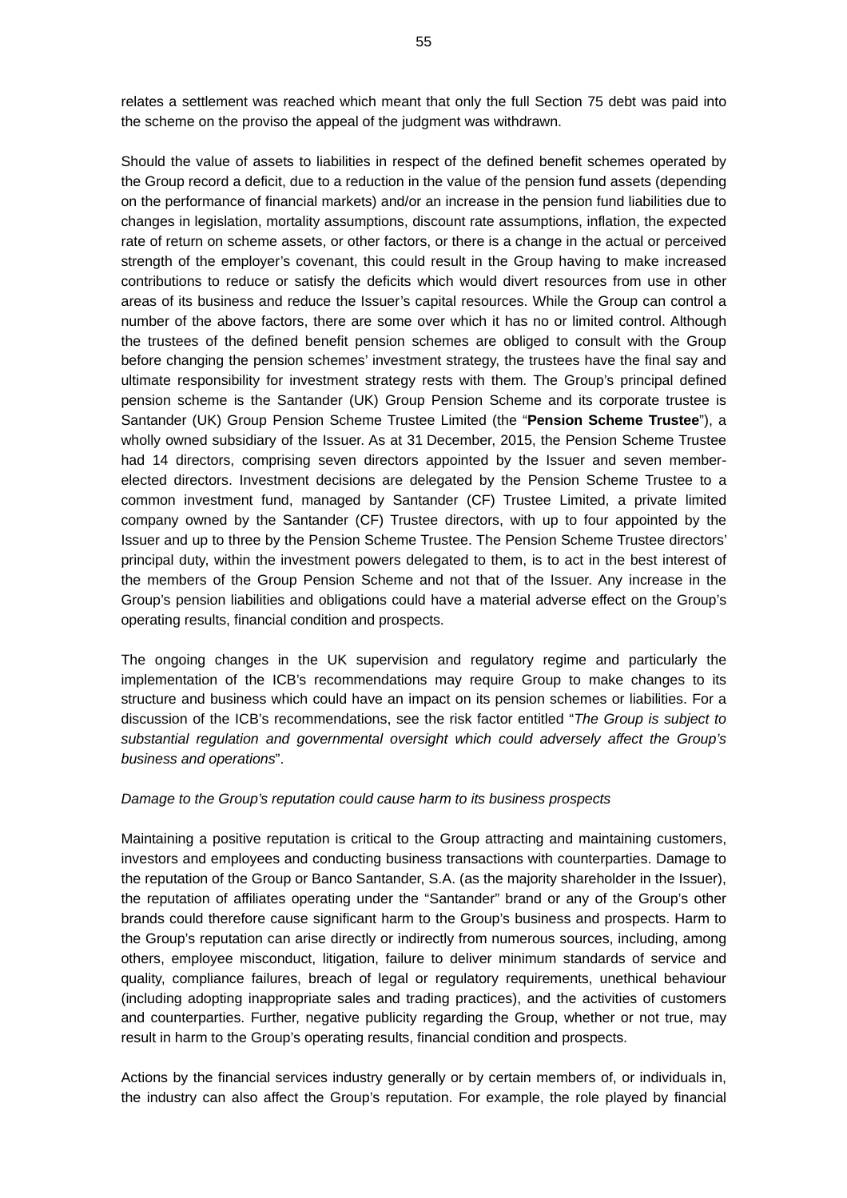relates a settlement was reached which meant that only the full Section 75 debt was paid into the scheme on the proviso the appeal of the judgment was withdrawn.

Should the value of assets to liabilities in respect of the defined benefit schemes operated by the Group record a deficit, due to a reduction in the value of the pension fund assets (depending on the performance of financial markets) and/or an increase in the pension fund liabilities due to changes in legislation, mortality assumptions, discount rate assumptions, inflation, the expected rate of return on scheme assets, or other factors, or there is a change in the actual or perceived strength of the employer's covenant, this could result in the Group having to make increased contributions to reduce or satisfy the deficits which would divert resources from use in other areas of its business and reduce the Issuer's capital resources. While the Group can control a number of the above factors, there are some over which it has no or limited control. Although the trustees of the defined benefit pension schemes are obliged to consult with the Group before changing the pension schemes' investment strategy, the trustees have the final say and ultimate responsibility for investment strategy rests with them. The Group's principal defined pension scheme is the Santander (UK) Group Pension Scheme and its corporate trustee is Santander (UK) Group Pension Scheme Trustee Limited (the "**Pension Scheme Trustee**"), a wholly owned subsidiary of the Issuer. As at 31 December, 2015, the Pension Scheme Trustee had 14 directors, comprising seven directors appointed by the Issuer and seven member-elected directors. Investment decisions are delegated by the Pension Scheme Trustee to a common investment fund, managed by Santander (CF) Trustee Limited, a private limited company owned by the Santander (CF) Trustee directors, with up to four appointed by the Issuer and up to three by the Pension Scheme Trustee. The Pension Scheme Trustee directors' principal duty, within the investment powers delegated to them, is to act in the best interest of the members of the Group Pension Scheme and not that of the Issuer. Any increase in the Group's pension liabilities and obligations could have a material adverse effect on the Group's operating results, financial condition and prospects.

The ongoing changes in the UK supervision and regulatory regime and particularly the implementation of the ICB's recommendations may require Group to make changes to its structure and business which could have an impact on its pension schemes or liabilities. For a discussion of the ICB's recommendations, see the risk factor entitled "*The Group is subject to substantial regulation and governmental oversight which could adversely affect the Group's business and operations*".

*Damage to the Group's reputation could cause harm to its business prospects*

Maintaining a positive reputation is critical to the Group attracting and maintaining customers, investors and employees and conducting business transactions with counterparties. Damage to the reputation of the Group or Banco Santander, S.A. (as the majority shareholder in the Issuer), the reputation of affiliates operating under the "Santander" brand or any of the Group's other brands could therefore cause significant harm to the Group's business and prospects. Harm to the Group's reputation can arise directly or indirectly from numerous sources, including, among others, employee misconduct, litigation, failure to deliver minimum standards of service and quality, compliance failures, breach of legal or regulatory requirements, unethical behaviour (including adopting inappropriate sales and trading practices), and the activities of customers and counterparties. Further, negative publicity regarding the Group, whether or not true, may result in harm to the Group's operating results, financial condition and prospects.

Actions by the financial services industry generally or by certain members of, or individuals in, the industry can also affect the Group's reputation. For example, the role played by financial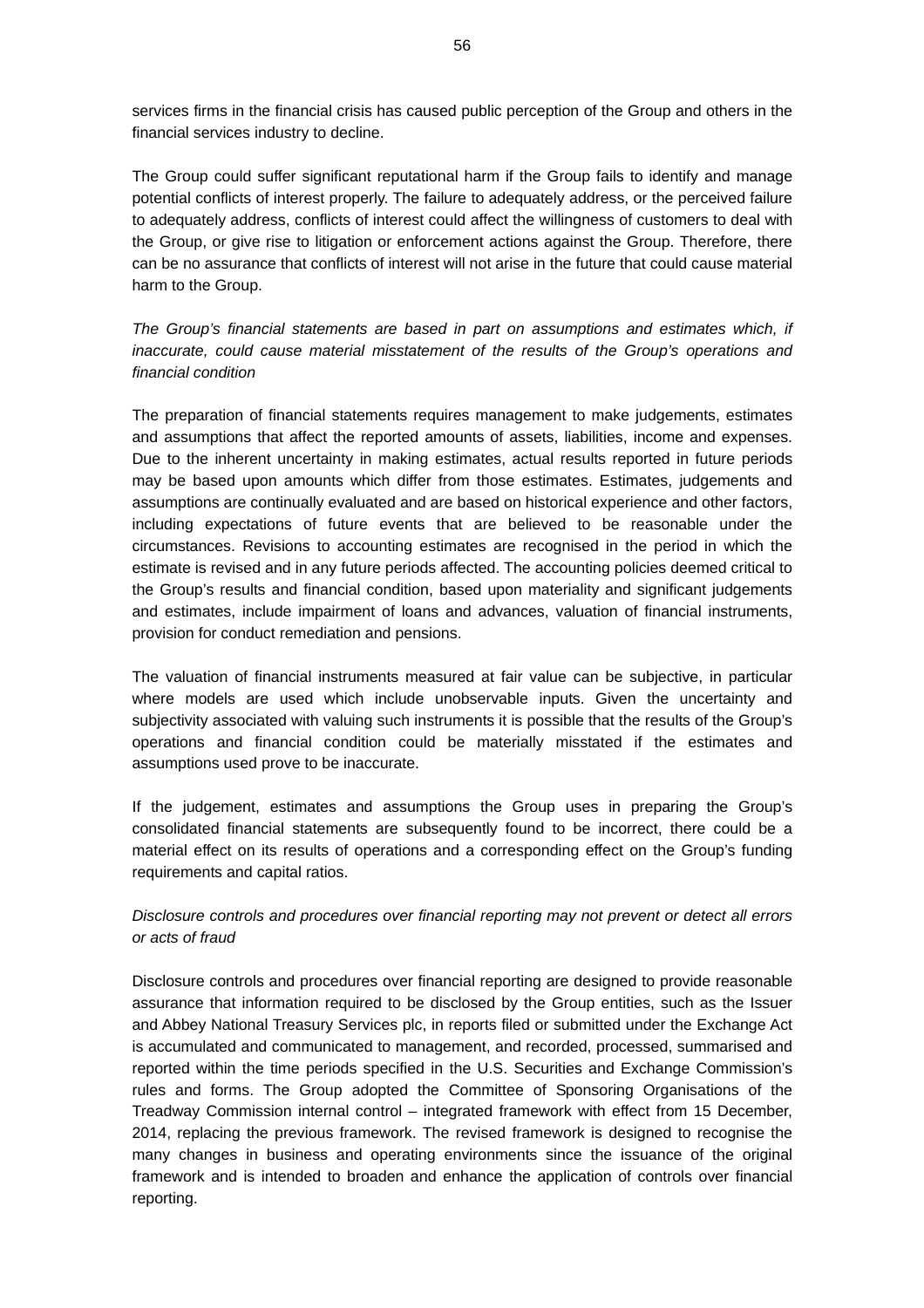services firms in the financial crisis has caused public perception of the Group and others in the financial services industry to decline.

The Group could suffer significant reputational harm if the Group fails to identify and manage potential conflicts of interest properly. The failure to adequately address, or the perceived failure to adequately address, conflicts of interest could affect the willingness of customers to deal with the Group, or give rise to litigation or enforcement actions against the Group. Therefore, there can be no assurance that conflicts of interest will not arise in the future that could cause material harm to the Group.

*The Group's financial statements are based in part on assumptions and estimates which, if inaccurate, could cause material misstatement of the results of the Group's operations and financial condition*

The preparation of financial statements requires management to make judgements, estimates and assumptions that affect the reported amounts of assets, liabilities, income and expenses. Due to the inherent uncertainty in making estimates, actual results reported in future periods may be based upon amounts which differ from those estimates. Estimates, judgements and assumptions are continually evaluated and are based on historical experience and other factors, including expectations of future events that are believed to be reasonable under the circumstances. Revisions to accounting estimates are recognised in the period in which the estimate is revised and in any future periods affected. The accounting policies deemed critical to the Group's results and financial condition, based upon materiality and significant judgements and estimates, include impairment of loans and advances, valuation of financial instruments, provision for conduct remediation and pensions.

The valuation of financial instruments measured at fair value can be subjective, in particular where models are used which include unobservable inputs. Given the uncertainty and subjectivity associated with valuing such instruments it is possible that the results of the Group's operations and financial condition could be materially misstated if the estimates and assumptions used prove to be inaccurate.

If the judgement, estimates and assumptions the Group uses in preparing the Group's consolidated financial statements are subsequently found to be incorrect, there could be a material effect on its results of operations and a corresponding effect on the Group's funding requirements and capital ratios.

*Disclosure controls and procedures over financial reporting may not prevent or detect all errors or acts of fraud*

Disclosure controls and procedures over financial reporting are designed to provide reasonable assurance that information required to be disclosed by the Group entities, such as the Issuer and Abbey National Treasury Services plc, in reports filed or submitted under the Exchange Act is accumulated and communicated to management, and recorded, processed, summarised and reported within the time periods specified in the U.S. Securities and Exchange Commission's rules and forms. The Group adopted the Committee of Sponsoring Organisations of the Treadway Commission internal control – integrated framework with effect from 15 December, 2014, replacing the previous framework. The revised framework is designed to recognise the many changes in business and operating environments since the issuance of the original framework and is intended to broaden and enhance the application of controls over financial reporting.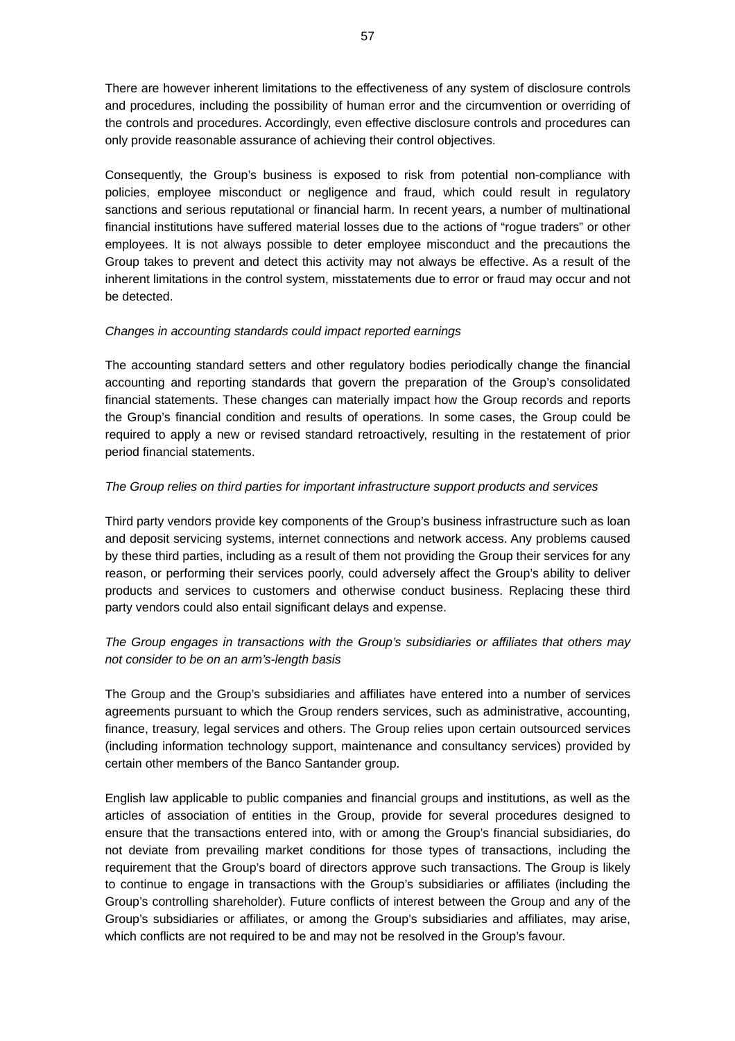There are however inherent limitations to the effectiveness of any system of disclosure controls and procedures, including the possibility of human error and the circumvention or overriding of the controls and procedures. Accordingly, even effective disclosure controls and procedures can only provide reasonable assurance of achieving their control objectives.

Consequently, the Group's business is exposed to risk from potential non-compliance with policies, employee misconduct or negligence and fraud, which could result in regulatory sanctions and serious reputational or financial harm. In recent years, a number of multinational financial institutions have suffered material losses due to the actions of "rogue traders" or other employees. It is not always possible to deter employee misconduct and the precautions the Group takes to prevent and detect this activity may not always be effective. As a result of the inherent limitations in the control system, misstatements due to error or fraud may occur and not be detected.

*Changes in accounting standards could impact reported earnings*

The accounting standard setters and other regulatory bodies periodically change the financial accounting and reporting standards that govern the preparation of the Group's consolidated financial statements. These changes can materially impact how the Group records and reports the Group's financial condition and results of operations. In some cases, the Group could be required to apply a new or revised standard retroactively, resulting in the restatement of prior period financial statements.

*The Group relies on third parties for important infrastructure support products and services*

Third party vendors provide key components of the Group's business infrastructure such as loan and deposit servicing systems, internet connections and network access. Any problems caused by these third parties, including as a result of them not providing the Group their services for any reason, or performing their services poorly, could adversely affect the Group's ability to deliver products and services to customers and otherwise conduct business. Replacing these third party vendors could also entail significant delays and expense.

*The Group engages in transactions with the Group's subsidiaries or affiliates that others may not consider to be on an arm's-length basis*

The Group and the Group's subsidiaries and affiliates have entered into a number of services agreements pursuant to which the Group renders services, such as administrative, accounting, finance, treasury, legal services and others. The Group relies upon certain outsourced services (including information technology support, maintenance and consultancy services) provided by certain other members of the Banco Santander group.

English law applicable to public companies and financial groups and institutions, as well as the articles of association of entities in the Group, provide for several procedures designed to ensure that the transactions entered into, with or among the Group's financial subsidiaries, do not deviate from prevailing market conditions for those types of transactions, including the requirement that the Group's board of directors approve such transactions. The Group is likely to continue to engage in transactions with the Group's subsidiaries or affiliates (including the Group's controlling shareholder). Future conflicts of interest between the Group and any of the Group's subsidiaries or affiliates, or among the Group's subsidiaries and affiliates, may arise, which conflicts are not required to be and may not be resolved in the Group's favour.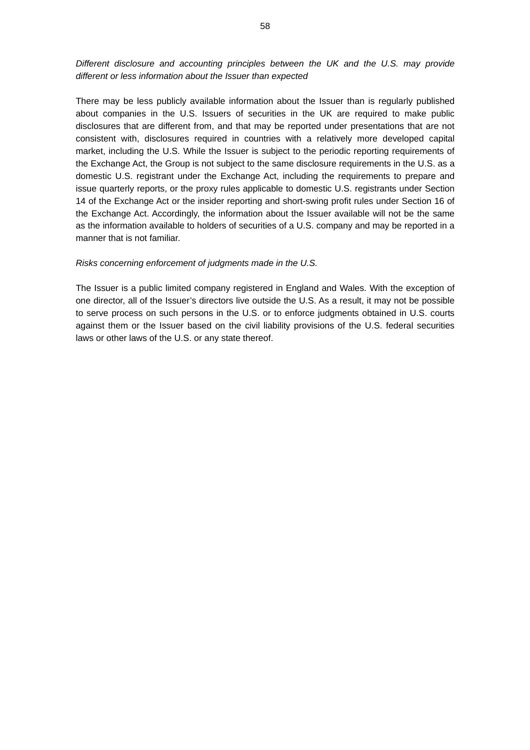*Different disclosure and accounting principles between the UK and the U.S. may provide different or less information about the Issuer than expected*

There may be less publicly available information about the Issuer than is regularly published about companies in the U.S. Issuers of securities in the UK are required to make public disclosures that are different from, and that may be reported under presentations that are not consistent with, disclosures required in countries with a relatively more developed capital market, including the U.S. While the Issuer is subject to the periodic reporting requirements of the Exchange Act, the Group is not subject to the same disclosure requirements in the U.S. as a domestic U.S. registrant under the Exchange Act, including the requirements to prepare and issue quarterly reports, or the proxy rules applicable to domestic U.S. registrants under Section 14 of the Exchange Act or the insider reporting and short-swing profit rules under Section 16 of the Exchange Act. Accordingly, the information about the Issuer available will not be the same as the information available to holders of securities of a U.S. company and may be reported in a manner that is not familiar.

*Risks concerning enforcement of judgments made in the U.S.*

The Issuer is a public limited company registered in England and Wales. With the exception of one director, all of the Issuer's directors live outside the U.S. As a result, it may not be possible to serve process on such persons in the U.S. or to enforce judgments obtained in U.S. courts against them or the Issuer based on the civil liability provisions of the U.S. federal securities laws or other laws of the U.S. or any state thereof.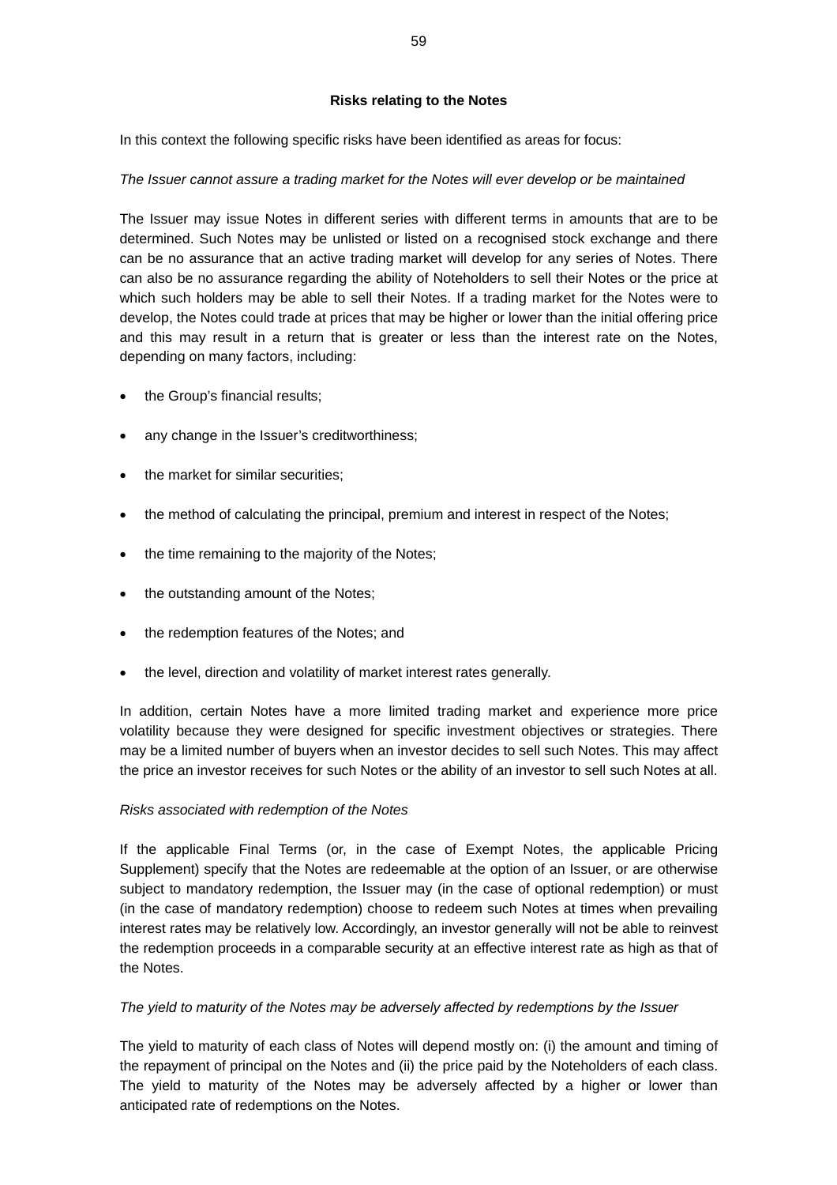**Risks relating to the Notes**

In this context the following specific risks have been identified as areas for focus:

*The Issuer cannot assure a trading market for the Notes will ever develop or be maintained*

The Issuer may issue Notes in different series with different terms in amounts that are to be determined. Such Notes may be unlisted or listed on a recognised stock exchange and there can be no assurance that an active trading market will develop for any series of Notes. There can also be no assurance regarding the ability of Noteholders to sell their Notes or the price at which such holders may be able to sell their Notes. If a trading market for the Notes were to develop, the Notes could trade at prices that may be higher or lower than the initial offering price and this may result in a return that is greater or less than the interest rate on the Notes, depending on many factors, including:

- the Group's financial results;
- any change in the Issuer's creditworthiness;
- the market for similar securities;
- the method of calculating the principal, premium and interest in respect of the Notes;
- the time remaining to the majority of the Notes;
- the outstanding amount of the Notes;
- the redemption features of the Notes; and
- the level, direction and volatility of market interest rates generally.

In addition, certain Notes have a more limited trading market and experience more price volatility because they were designed for specific investment objectives or strategies. There may be a limited number of buyers when an investor decides to sell such Notes. This may affect the price an investor receives for such Notes or the ability of an investor to sell such Notes at all.

*Risks associated with redemption of the Notes*

If the applicable Final Terms (or, in the case of Exempt Notes, the applicable Pricing Supplement) specify that the Notes are redeemable at the option of an Issuer, or are otherwise subject to mandatory redemption, the Issuer may (in the case of optional redemption) or must (in the case of mandatory redemption) choose to redeem such Notes at times when prevailing interest rates may be relatively low. Accordingly, an investor generally will not be able to reinvest the redemption proceeds in a comparable security at an effective interest rate as high as that of the Notes.

*The yield to maturity of the Notes may be adversely affected by redemptions by the Issuer*

The yield to maturity of each class of Notes will depend mostly on: (i) the amount and timing of the repayment of principal on the Notes and (ii) the price paid by the Noteholders of each class. The yield to maturity of the Notes may be adversely affected by a higher or lower than anticipated rate of redemptions on the Notes.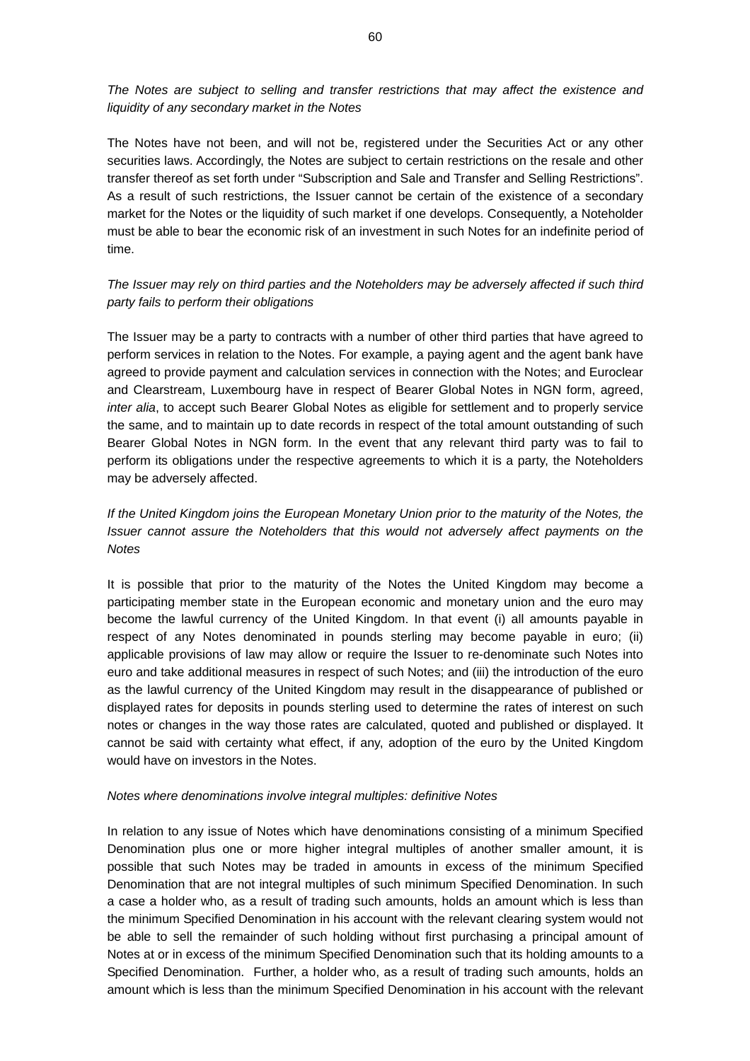*The Notes are subject to selling and transfer restrictions that may affect the existence and liquidity of any secondary market in the Notes*

The Notes have not been, and will not be, registered under the Securities Act or any other securities laws. Accordingly, the Notes are subject to certain restrictions on the resale and other transfer thereof as set forth under "Subscription and Sale and Transfer and Selling Restrictions". As a result of such restrictions, the Issuer cannot be certain of the existence of a secondary market for the Notes or the liquidity of such market if one develops. Consequently, a Noteholder must be able to bear the economic risk of an investment in such Notes for an indefinite period of time.

*The Issuer may rely on third parties and the Noteholders may be adversely affected if such third party fails to perform their obligations*

The Issuer may be a party to contracts with a number of other third parties that have agreed to perform services in relation to the Notes. For example, a paying agent and the agent bank have agreed to provide payment and calculation services in connection with the Notes; and Euroclear and Clearstream, Luxembourg have in respect of Bearer Global Notes in NGN form, agreed, *inter alia*, to accept such Bearer Global Notes as eligible for settlement and to properly service the same, and to maintain up to date records in respect of the total amount outstanding of such Bearer Global Notes in NGN form. In the event that any relevant third party was to fail to perform its obligations under the respective agreements to which it is a party, the Noteholders may be adversely affected.

*If the United Kingdom joins the European Monetary Union prior to the maturity of the Notes, the Issuer cannot assure the Noteholders that this would not adversely affect payments on the Notes*

It is possible that prior to the maturity of the Notes the United Kingdom may become a participating member state in the European economic and monetary union and the euro may become the lawful currency of the United Kingdom. In that event (i) all amounts payable in respect of any Notes denominated in pounds sterling may become payable in euro; (ii) applicable provisions of law may allow or require the Issuer to re-denominate such Notes into euro and take additional measures in respect of such Notes; and (iii) the introduction of the euro as the lawful currency of the United Kingdom may result in the disappearance of published or displayed rates for deposits in pounds sterling used to determine the rates of interest on such notes or changes in the way those rates are calculated, quoted and published or displayed. It cannot be said with certainty what effect, if any, adoption of the euro by the United Kingdom would have on investors in the Notes.

*Notes where denominations involve integral multiples: definitive Notes*

In relation to any issue of Notes which have denominations consisting of a minimum Specified Denomination plus one or more higher integral multiples of another smaller amount, it is possible that such Notes may be traded in amounts in excess of the minimum Specified Denomination that are not integral multiples of such minimum Specified Denomination. In such a case a holder who, as a result of trading such amounts, holds an amount which is less than the minimum Specified Denomination in his account with the relevant clearing system would not be able to sell the remainder of such holding without first purchasing a principal amount of Notes at or in excess of the minimum Specified Denomination such that its holding amounts to a Specified Denomination. Further, a holder who, as a result of trading such amounts, holds an amount which is less than the minimum Specified Denomination in his account with the relevant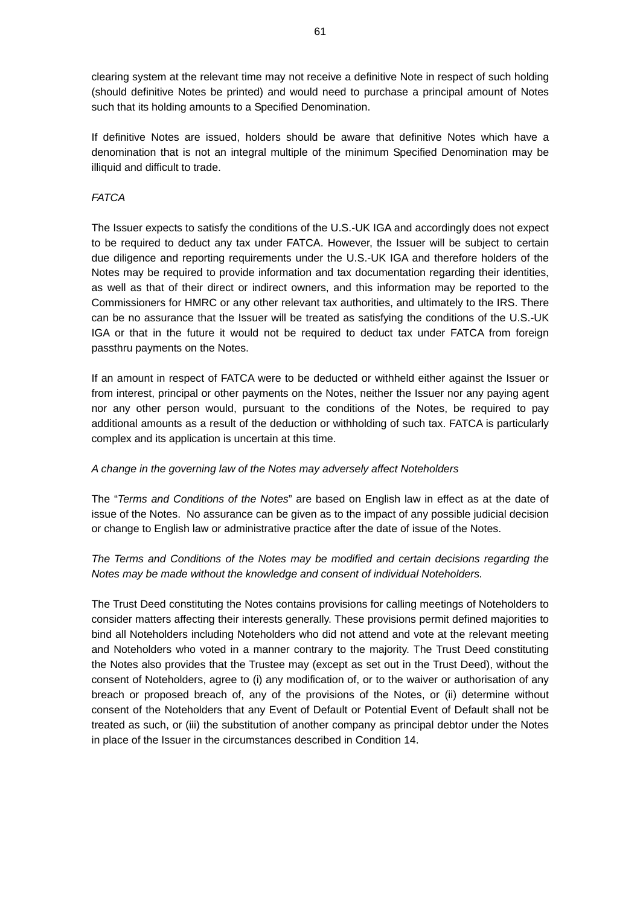clearing system at the relevant time may not receive a definitive Note in respect of such holding (should definitive Notes be printed) and would need to purchase a principal amount of Notes such that its holding amounts to a Specified Denomination.

If definitive Notes are issued, holders should be aware that definitive Notes which have a denomination that is not an integral multiple of the minimum Specified Denomination may be illiquid and difficult to trade.

*FATCA*

The Issuer expects to satisfy the conditions of the U.S.-UK IGA and accordingly does not expect to be required to deduct any tax under FATCA. However, the Issuer will be subject to certain due diligence and reporting requirements under the U.S.-UK IGA and therefore holders of the Notes may be required to provide information and tax documentation regarding their identities, as well as that of their direct or indirect owners, and this information may be reported to the Commissioners for HMRC or any other relevant tax authorities, and ultimately to the IRS. There can be no assurance that the Issuer will be treated as satisfying the conditions of the U.S.-UK IGA or that in the future it would not be required to deduct tax under FATCA from foreign passthru payments on the Notes.

If an amount in respect of FATCA were to be deducted or withheld either against the Issuer or from interest, principal or other payments on the Notes, neither the Issuer nor any paying agent nor any other person would, pursuant to the conditions of the Notes, be required to pay additional amounts as a result of the deduction or withholding of such tax. FATCA is particularly complex and its application is uncertain at this time.

*A change in the governing law of the Notes may adversely affect Noteholders*

The "*Terms and Conditions of the Notes*" are based on English law in effect as at the date of issue of the Notes. No assurance can be given as to the impact of any possible judicial decision or change to English law or administrative practice after the date of issue of the Notes.

*The Terms and Conditions of the Notes may be modified and certain decisions regarding the Notes may be made without the knowledge and consent of individual Noteholders.*

The Trust Deed constituting the Notes contains provisions for calling meetings of Noteholders to consider matters affecting their interests generally. These provisions permit defined majorities to bind all Noteholders including Noteholders who did not attend and vote at the relevant meeting and Noteholders who voted in a manner contrary to the majority. The Trust Deed constituting the Notes also provides that the Trustee may (except as set out in the Trust Deed), without the consent of Noteholders, agree to (i) any modification of, or to the waiver or authorisation of any breach or proposed breach of, any of the provisions of the Notes, or (ii) determine without consent of the Noteholders that any Event of Default or Potential Event of Default shall not be treated as such, or (iii) the substitution of another company as principal debtor under the Notes in place of the Issuer in the circumstances described in Condition 14.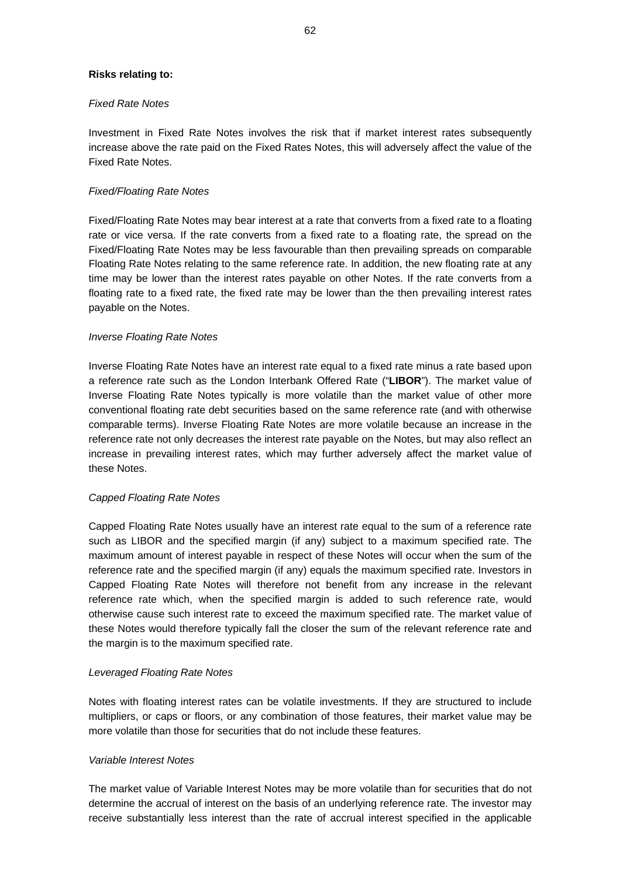**Risks relating to:**

*Fixed Rate Notes*

Investment in Fixed Rate Notes involves the risk that if market interest rates subsequently increase above the rate paid on the Fixed Rates Notes, this will adversely affect the value of the Fixed Rate Notes.

*Fixed/Floating Rate Notes*

Fixed/Floating Rate Notes may bear interest at a rate that converts from a fixed rate to a floating rate or vice versa. If the rate converts from a fixed rate to a floating rate, the spread on the Fixed/Floating Rate Notes may be less favourable than then prevailing spreads on comparable Floating Rate Notes relating to the same reference rate. In addition, the new floating rate at any time may be lower than the interest rates payable on other Notes. If the rate converts from a floating rate to a fixed rate, the fixed rate may be lower than the then prevailing interest rates payable on the Notes.

*Inverse Floating Rate Notes*

Inverse Floating Rate Notes have an interest rate equal to a fixed rate minus a rate based upon a reference rate such as the London Interbank Offered Rate ("**LIBOR**"). The market value of Inverse Floating Rate Notes typically is more volatile than the market value of other more conventional floating rate debt securities based on the same reference rate (and with otherwise comparable terms). Inverse Floating Rate Notes are more volatile because an increase in the reference rate not only decreases the interest rate payable on the Notes, but may also reflect an increase in prevailing interest rates, which may further adversely affect the market value of these Notes.

*Capped Floating Rate Notes*

Capped Floating Rate Notes usually have an interest rate equal to the sum of a reference rate such as LIBOR and the specified margin (if any) subject to a maximum specified rate. The maximum amount of interest payable in respect of these Notes will occur when the sum of the reference rate and the specified margin (if any) equals the maximum specified rate. Investors in Capped Floating Rate Notes will therefore not benefit from any increase in the relevant reference rate which, when the specified margin is added to such reference rate, would otherwise cause such interest rate to exceed the maximum specified rate. The market value of these Notes would therefore typically fall the closer the sum of the relevant reference rate and the margin is to the maximum specified rate.

*Leveraged Floating Rate Notes*

Notes with floating interest rates can be volatile investments. If they are structured to include multipliers, or caps or floors, or any combination of those features, their market value may be more volatile than those for securities that do not include these features.

*Variable Interest Notes*

The market value of Variable Interest Notes may be more volatile than for securities that do not determine the accrual of interest on the basis of an underlying reference rate. The investor may receive substantially less interest than the rate of accrual interest specified in the applicable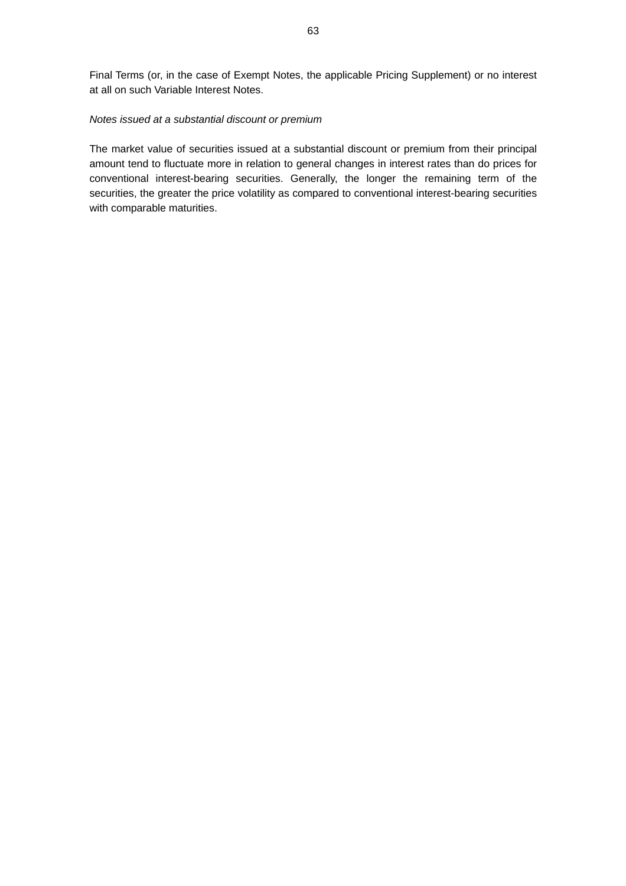Final Terms (or, in the case of Exempt Notes, the applicable Pricing Supplement) or no interest at all on such Variable Interest Notes.

*Notes issued at a substantial discount or premium*

The market value of securities issued at a substantial discount or premium from their principal amount tend to fluctuate more in relation to general changes in interest rates than do prices for conventional interest-bearing securities. Generally, the longer the remaining term of the securities, the greater the price volatility as compared to conventional interest-bearing securities with comparable maturities.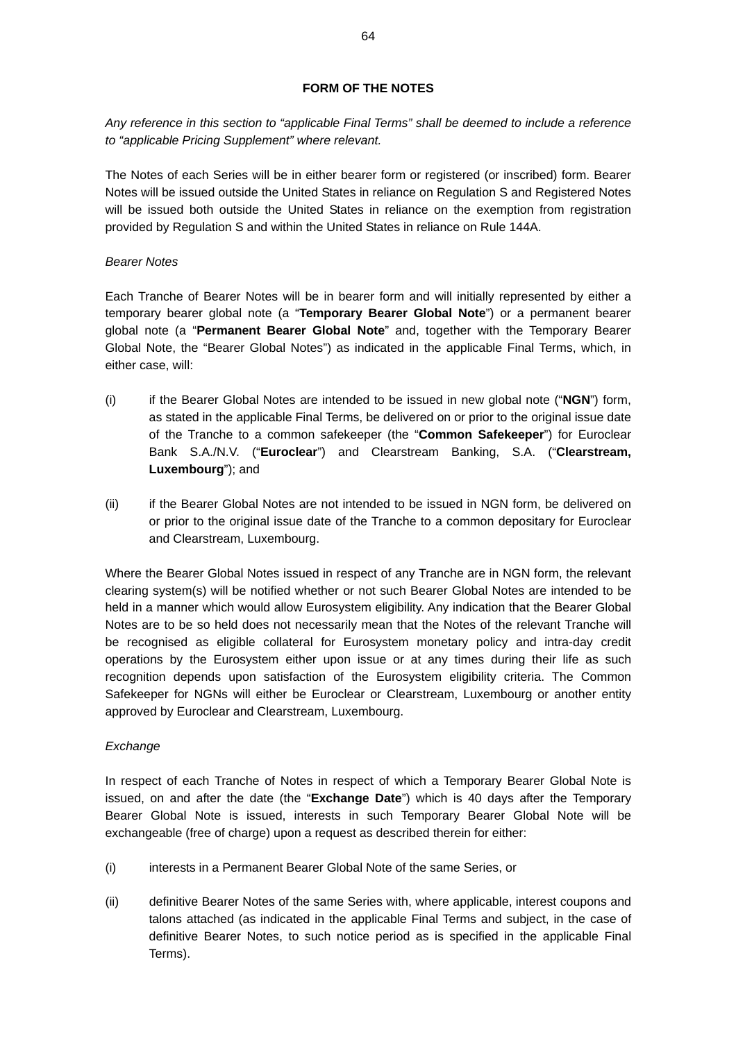## FORM OF THE NOTES

*Any reference in this section to "applicable Final Terms" shall be deemed to include a reference to "applicable Pricing Supplement" where relevant.*

The Notes of each Series will be in either bearer form or registered (or inscribed) form. Bearer Notes will be issued outside the United States in reliance on Regulation S and Registered Notes will be issued both outside the United States in reliance on the exemption from registration provided by Regulation S and within the United States in reliance on Rule 144A.

*Bearer Notes*

Each Tranche of Bearer Notes will be in bearer form and will initially represented by either a temporary bearer global note (a "**Temporary Bearer Global Note**") or a permanent bearer global note (a "**Permanent Bearer Global Note**" and, together with the Temporary Bearer Global Note, the "Bearer Global Notes") as indicated in the applicable Final Terms, which, in either case, will:

(i) if the Bearer Global Notes are intended to be issued in new global note ("**NGN**") form, as stated in the applicable Final Terms, be delivered on or prior to the original issue date of the Tranche to a common safekeeper (the "**Common Safekeeper**") for Euroclear Bank S.A./N.V. ("**Euroclear**") and Clearstream Banking, S.A. ("**Clearstream, Luxembourg**"); and

(ii) if the Bearer Global Notes are not intended to be issued in NGN form, be delivered on or prior to the original issue date of the Tranche to a common depositary for Euroclear and Clearstream, Luxembourg.

Where the Bearer Global Notes issued in respect of any Tranche are in NGN form, the relevant clearing system(s) will be notified whether or not such Bearer Global Notes are intended to be held in a manner which would allow Eurosystem eligibility. Any indication that the Bearer Global Notes are to be so held does not necessarily mean that the Notes of the relevant Tranche will be recognised as eligible collateral for Eurosystem monetary policy and intra-day credit operations by the Eurosystem either upon issue or at any times during their life as such recognition depends upon satisfaction of the Eurosystem eligibility criteria. The Common Safekeeper for NGNs will either be Euroclear or Clearstream, Luxembourg or another entity approved by Euroclear and Clearstream, Luxembourg.

*Exchange*

In respect of each Tranche of Notes in respect of which a Temporary Bearer Global Note is issued, on and after the date (the "**Exchange Date**") which is 40 days after the Temporary Bearer Global Note is issued, interests in such Temporary Bearer Global Note will be exchangeable (free of charge) upon a request as described therein for either:

(i) interests in a Permanent Bearer Global Note of the same Series, or

(ii) definitive Bearer Notes of the same Series with, where applicable, interest coupons and talons attached (as indicated in the applicable Final Terms and subject, in the case of definitive Bearer Notes, to such notice period as is specified in the applicable Final Terms).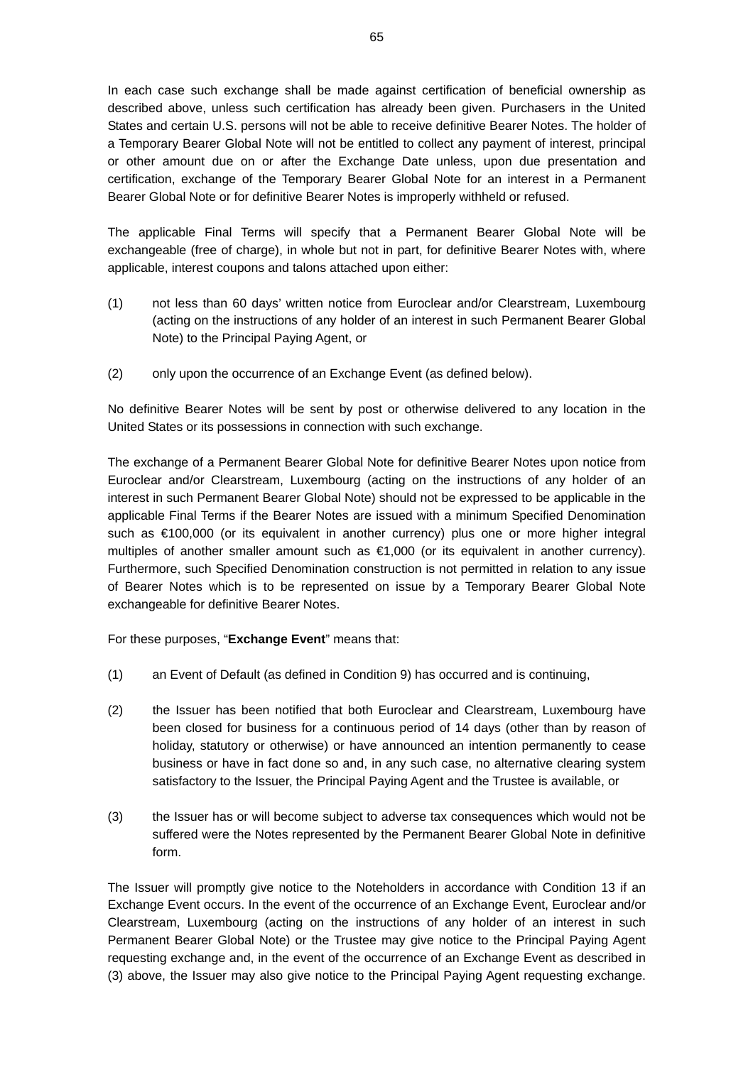In each case such exchange shall be made against certification of beneficial ownership as described above, unless such certification has already been given. Purchasers in the United States and certain U.S. persons will not be able to receive definitive Bearer Notes. The holder of a Temporary Bearer Global Note will not be entitled to collect any payment of interest, principal or other amount due on or after the Exchange Date unless, upon due presentation and certification, exchange of the Temporary Bearer Global Note for an interest in a Permanent Bearer Global Note or for definitive Bearer Notes is improperly withheld or refused.

The applicable Final Terms will specify that a Permanent Bearer Global Note will be exchangeable (free of charge), in whole but not in part, for definitive Bearer Notes with, where applicable, interest coupons and talons attached upon either:

(1) not less than 60 days' written notice from Euroclear and/or Clearstream, Luxembourg (acting on the instructions of any holder of an interest in such Permanent Bearer Global Note) to the Principal Paying Agent, or

(2) only upon the occurrence of an Exchange Event (as defined below).

No definitive Bearer Notes will be sent by post or otherwise delivered to any location in the United States or its possessions in connection with such exchange.

The exchange of a Permanent Bearer Global Note for definitive Bearer Notes upon notice from Euroclear and/or Clearstream, Luxembourg (acting on the instructions of any holder of an interest in such Permanent Bearer Global Note) should not be expressed to be applicable in the applicable Final Terms if the Bearer Notes are issued with a minimum Specified Denomination such as €100,000 (or its equivalent in another currency) plus one or more higher integral multiples of another smaller amount such as €1,000 (or its equivalent in another currency). Furthermore, such Specified Denomination construction is not permitted in relation to any issue of Bearer Notes which is to be represented on issue by a Temporary Bearer Global Note exchangeable for definitive Bearer Notes.

For these purposes, "**Exchange Event**" means that:

(1) an Event of Default (as defined in Condition 9) has occurred and is continuing,

(2) the Issuer has been notified that both Euroclear and Clearstream, Luxembourg have been closed for business for a continuous period of 14 days (other than by reason of holiday, statutory or otherwise) or have announced an intention permanently to cease business or have in fact done so and, in any such case, no alternative clearing system satisfactory to the Issuer, the Principal Paying Agent and the Trustee is available, or

(3) the Issuer has or will become subject to adverse tax consequences which would not be suffered were the Notes represented by the Permanent Bearer Global Note in definitive form.

The Issuer will promptly give notice to the Noteholders in accordance with Condition 13 if an Exchange Event occurs. In the event of the occurrence of an Exchange Event, Euroclear and/or Clearstream, Luxembourg (acting on the instructions of any holder of an interest in such Permanent Bearer Global Note) or the Trustee may give notice to the Principal Paying Agent requesting exchange and, in the event of the occurrence of an Exchange Event as described in (3) above, the Issuer may also give notice to the Principal Paying Agent requesting exchange.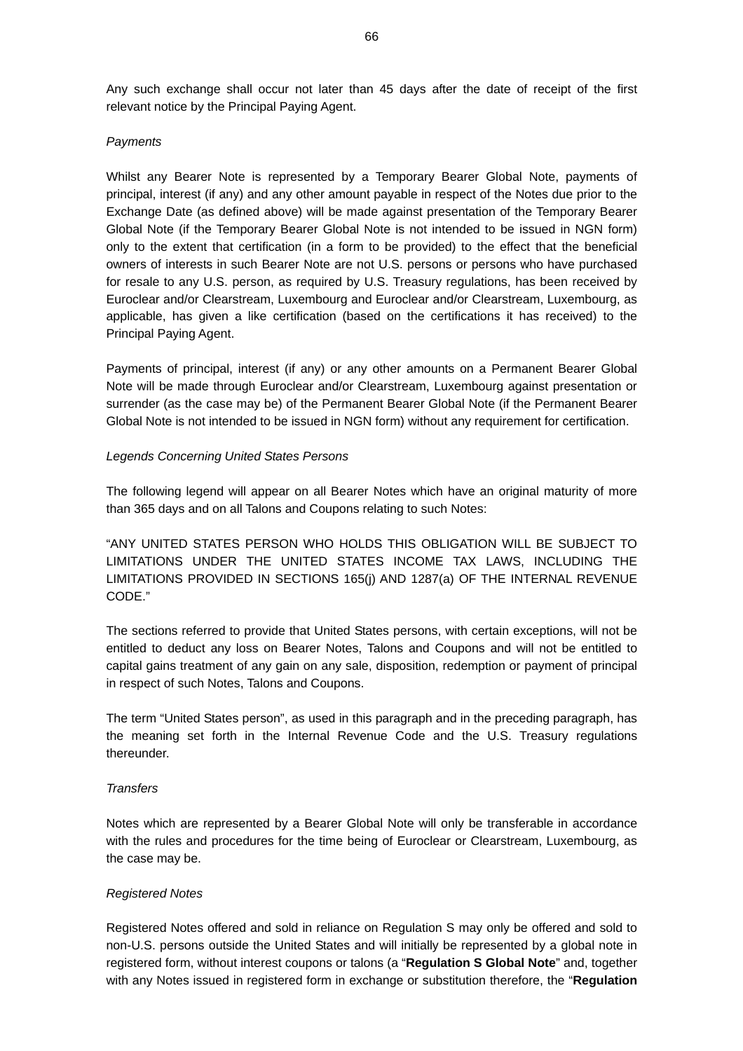Any such exchange shall occur not later than 45 days after the date of receipt of the first relevant notice by the Principal Paying Agent.

*Payments*

Whilst any Bearer Note is represented by a Temporary Bearer Global Note, payments of principal, interest (if any) and any other amount payable in respect of the Notes due prior to the Exchange Date (as defined above) will be made against presentation of the Temporary Bearer Global Note (if the Temporary Bearer Global Note is not intended to be issued in NGN form) only to the extent that certification (in a form to be provided) to the effect that the beneficial owners of interests in such Bearer Note are not U.S. persons or persons who have purchased for resale to any U.S. person, as required by U.S. Treasury regulations, has been received by Euroclear and/or Clearstream, Luxembourg and Euroclear and/or Clearstream, Luxembourg, as applicable, has given a like certification (based on the certifications it has received) to the Principal Paying Agent.

Payments of principal, interest (if any) or any other amounts on a Permanent Bearer Global Note will be made through Euroclear and/or Clearstream, Luxembourg against presentation or surrender (as the case may be) of the Permanent Bearer Global Note (if the Permanent Bearer Global Note is not intended to be issued in NGN form) without any requirement for certification.

*Legends Concerning United States Persons*

The following legend will appear on all Bearer Notes which have an original maturity of more than 365 days and on all Talons and Coupons relating to such Notes:

"ANY UNITED STATES PERSON WHO HOLDS THIS OBLIGATION WILL BE SUBJECT TO LIMITATIONS UNDER THE UNITED STATES INCOME TAX LAWS, INCLUDING THE LIMITATIONS PROVIDED IN SECTIONS 165(j) AND 1287(a) OF THE INTERNAL REVENUE CODE."

The sections referred to provide that United States persons, with certain exceptions, will not be entitled to deduct any loss on Bearer Notes, Talons and Coupons and will not be entitled to capital gains treatment of any gain on any sale, disposition, redemption or payment of principal in respect of such Notes, Talons and Coupons.

The term "United States person", as used in this paragraph and in the preceding paragraph, has the meaning set forth in the Internal Revenue Code and the U.S. Treasury regulations thereunder.

*Transfers*

Notes which are represented by a Bearer Global Note will only be transferable in accordance with the rules and procedures for the time being of Euroclear or Clearstream, Luxembourg, as the case may be.

*Registered Notes*

Registered Notes offered and sold in reliance on Regulation S may only be offered and sold to non-U.S. persons outside the United States and will initially be represented by a global note in registered form, without interest coupons or talons (a "**Regulation S Global Note**" and, together with any Notes issued in registered form in exchange or substitution therefore, the "**Regulation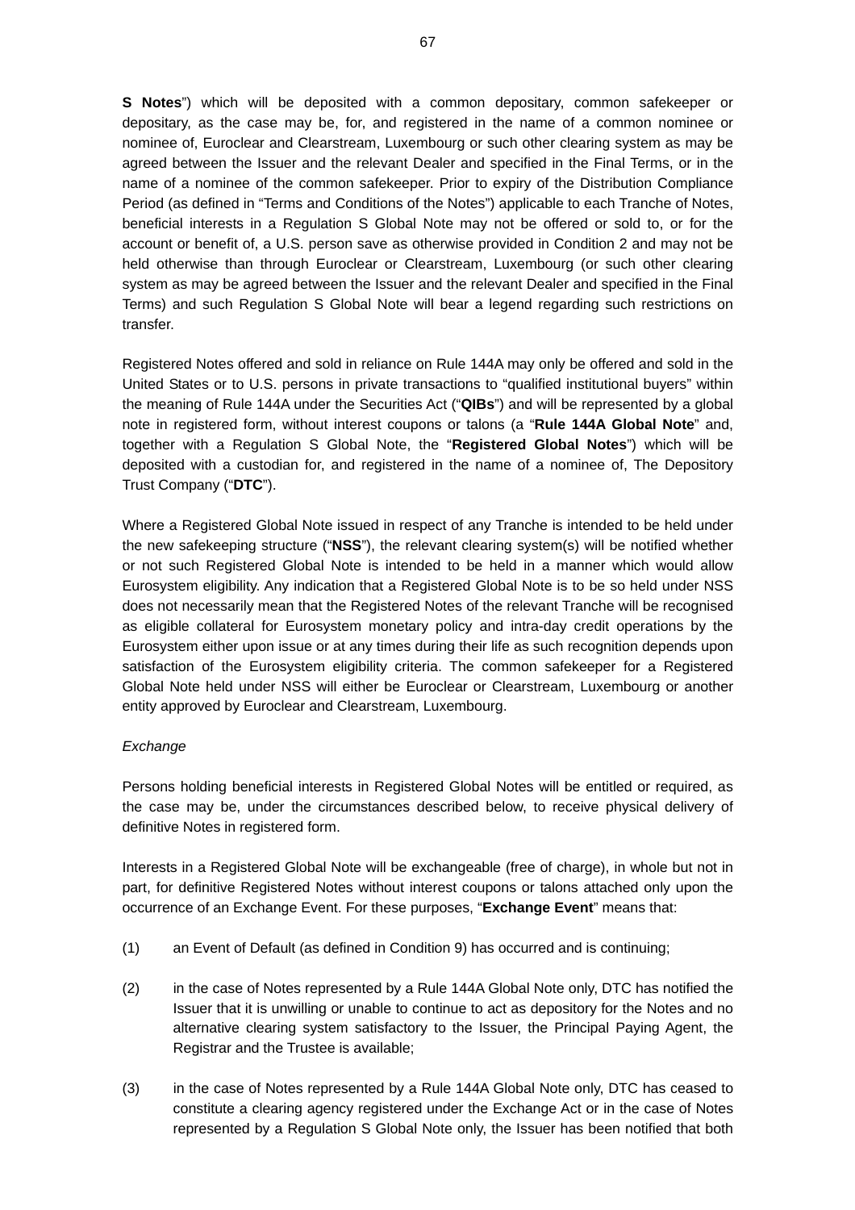**S Notes**") which will be deposited with a common depositary, common safekeeper or depositary, as the case may be, for, and registered in the name of a common nominee or nominee of, Euroclear and Clearstream, Luxembourg or such other clearing system as may be agreed between the Issuer and the relevant Dealer and specified in the Final Terms, or in the name of a nominee of the common safekeeper. Prior to expiry of the Distribution Compliance Period (as defined in "Terms and Conditions of the Notes") applicable to each Tranche of Notes, beneficial interests in a Regulation S Global Note may not be offered or sold to, or for the account or benefit of, a U.S. person save as otherwise provided in Condition 2 and may not be held otherwise than through Euroclear or Clearstream, Luxembourg (or such other clearing system as may be agreed between the Issuer and the relevant Dealer and specified in the Final Terms) and such Regulation S Global Note will bear a legend regarding such restrictions on transfer.

Registered Notes offered and sold in reliance on Rule 144A may only be offered and sold in the United States or to U.S. persons in private transactions to "qualified institutional buyers" within the meaning of Rule 144A under the Securities Act ("**QIBs**") and will be represented by a global note in registered form, without interest coupons or talons (a "**Rule 144A Global Note**" and, together with a Regulation S Global Note, the "**Registered Global Notes**") which will be deposited with a custodian for, and registered in the name of a nominee of, The Depository Trust Company ("**DTC**").

Where a Registered Global Note issued in respect of any Tranche is intended to be held under the new safekeeping structure ("**NSS**"), the relevant clearing system(s) will be notified whether or not such Registered Global Note is intended to be held in a manner which would allow Eurosystem eligibility. Any indication that a Registered Global Note is to be so held under NSS does not necessarily mean that the Registered Notes of the relevant Tranche will be recognised as eligible collateral for Eurosystem monetary policy and intra-day credit operations by the Eurosystem either upon issue or at any times during their life as such recognition depends upon satisfaction of the Eurosystem eligibility criteria. The common safekeeper for a Registered Global Note held under NSS will either be Euroclear or Clearstream, Luxembourg or another entity approved by Euroclear and Clearstream, Luxembourg.

*Exchange*

Persons holding beneficial interests in Registered Global Notes will be entitled or required, as the case may be, under the circumstances described below, to receive physical delivery of definitive Notes in registered form.

Interests in a Registered Global Note will be exchangeable (free of charge), in whole but not in part, for definitive Registered Notes without interest coupons or talons attached only upon the occurrence of an Exchange Event. For these purposes, "**Exchange Event**" means that:

(1) an Event of Default (as defined in Condition 9) has occurred and is continuing;

(2) in the case of Notes represented by a Rule 144A Global Note only, DTC has notified the Issuer that it is unwilling or unable to continue to act as depository for the Notes and no alternative clearing system satisfactory to the Issuer, the Principal Paying Agent, the Registrar and the Trustee is available;

(3) in the case of Notes represented by a Rule 144A Global Note only, DTC has ceased to constitute a clearing agency registered under the Exchange Act or in the case of Notes represented by a Regulation S Global Note only, the Issuer has been notified that both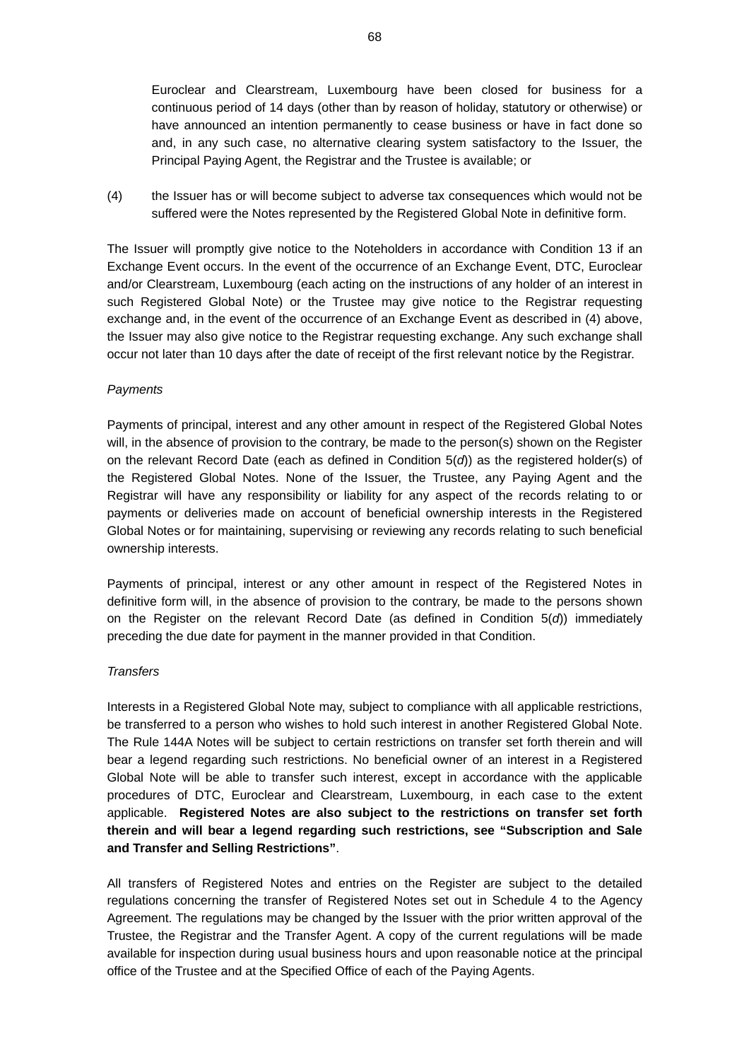Euroclear and Clearstream, Luxembourg have been closed for business for a continuous period of 14 days (other than by reason of holiday, statutory or otherwise) or have announced an intention permanently to cease business or have in fact done so and, in any such case, no alternative clearing system satisfactory to the Issuer, the Principal Paying Agent, the Registrar and the Trustee is available; or

(4) the Issuer has or will become subject to adverse tax consequences which would not be suffered were the Notes represented by the Registered Global Note in definitive form.

The Issuer will promptly give notice to the Noteholders in accordance with Condition 13 if an Exchange Event occurs. In the event of the occurrence of an Exchange Event, DTC, Euroclear and/or Clearstream, Luxembourg (each acting on the instructions of any holder of an interest in such Registered Global Note) or the Trustee may give notice to the Registrar requesting exchange and, in the event of the occurrence of an Exchange Event as described in (4) above, the Issuer may also give notice to the Registrar requesting exchange. Any such exchange shall occur not later than 10 days after the date of receipt of the first relevant notice by the Registrar.

*Payments*

Payments of principal, interest and any other amount in respect of the Registered Global Notes will, in the absence of provision to the contrary, be made to the person(s) shown on the Register on the relevant Record Date (each as defined in Condition 5(*d*)) as the registered holder(s) of the Registered Global Notes. None of the Issuer, the Trustee, any Paying Agent and the Registrar will have any responsibility or liability for any aspect of the records relating to or payments or deliveries made on account of beneficial ownership interests in the Registered Global Notes or for maintaining, supervising or reviewing any records relating to such beneficial ownership interests.

Payments of principal, interest or any other amount in respect of the Registered Notes in definitive form will, in the absence of provision to the contrary, be made to the persons shown on the Register on the relevant Record Date (as defined in Condition 5(*d*)) immediately preceding the due date for payment in the manner provided in that Condition.

*Transfers*

Interests in a Registered Global Note may, subject to compliance with all applicable restrictions, be transferred to a person who wishes to hold such interest in another Registered Global Note. The Rule 144A Notes will be subject to certain restrictions on transfer set forth therein and will bear a legend regarding such restrictions. No beneficial owner of an interest in a Registered Global Note will be able to transfer such interest, except in accordance with the applicable procedures of DTC, Euroclear and Clearstream, Luxembourg, in each case to the extent applicable. **Registered Notes are also subject to the restrictions on transfer set forth therein and will bear a legend regarding such restrictions, see "Subscription and Sale and Transfer and Selling Restrictions"**.

All transfers of Registered Notes and entries on the Register are subject to the detailed regulations concerning the transfer of Registered Notes set out in Schedule 4 to the Agency Agreement. The regulations may be changed by the Issuer with the prior written approval of the Trustee, the Registrar and the Transfer Agent. A copy of the current regulations will be made available for inspection during usual business hours and upon reasonable notice at the principal office of the Trustee and at the Specified Office of each of the Paying Agents.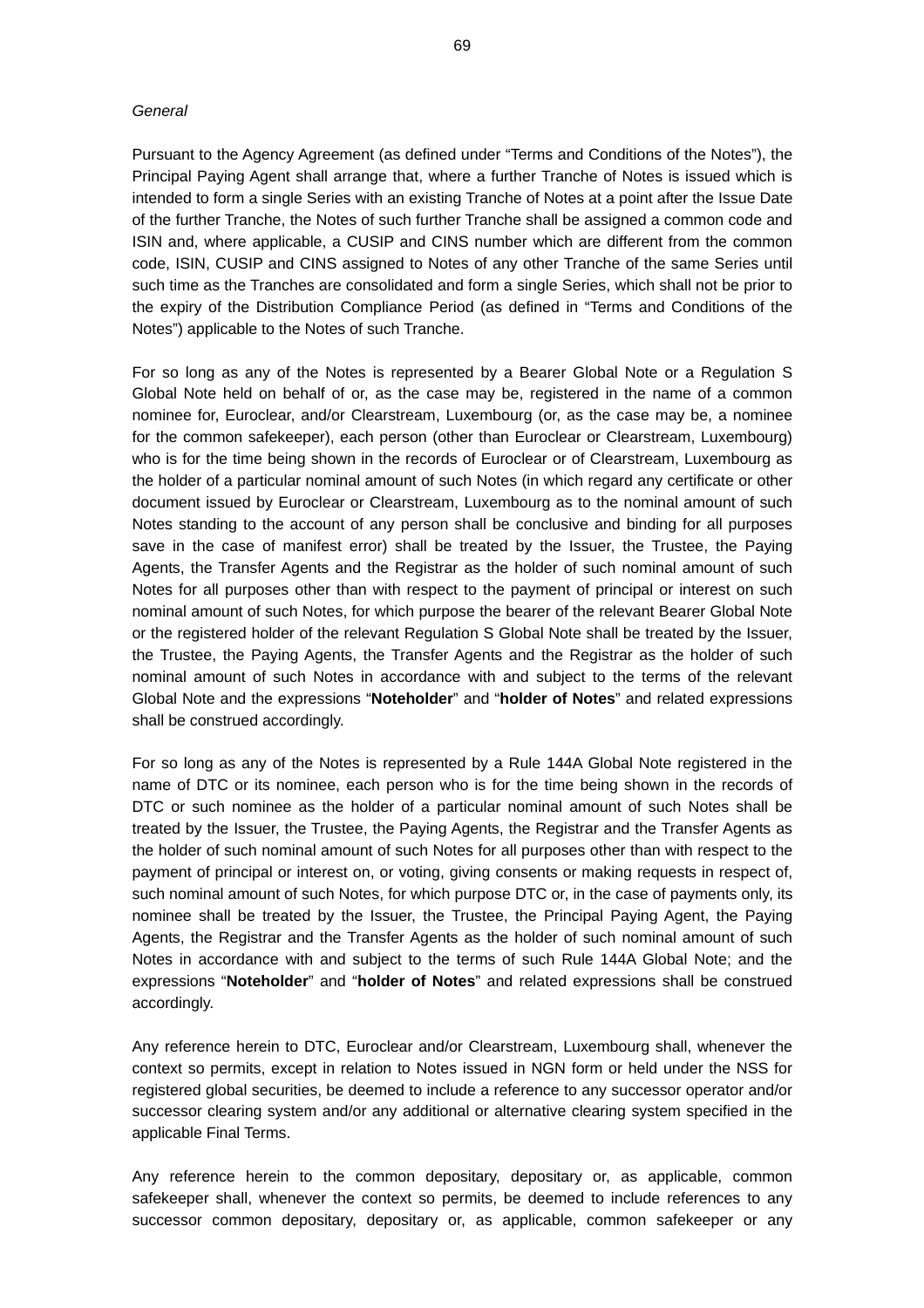*General*

Pursuant to the Agency Agreement (as defined under "Terms and Conditions of the Notes"), the Principal Paying Agent shall arrange that, where a further Tranche of Notes is issued which is intended to form a single Series with an existing Tranche of Notes at a point after the Issue Date of the further Tranche, the Notes of such further Tranche shall be assigned a common code and ISIN and, where applicable, a CUSIP and CINS number which are different from the common code, ISIN, CUSIP and CINS assigned to Notes of any other Tranche of the same Series until such time as the Tranches are consolidated and form a single Series, which shall not be prior to the expiry of the Distribution Compliance Period (as defined in "Terms and Conditions of the Notes") applicable to the Notes of such Tranche.

For so long as any of the Notes is represented by a Bearer Global Note or a Regulation S Global Note held on behalf of or, as the case may be, registered in the name of a common nominee for, Euroclear, and/or Clearstream, Luxembourg (or, as the case may be, a nominee for the common safekeeper), each person (other than Euroclear or Clearstream, Luxembourg) who is for the time being shown in the records of Euroclear or of Clearstream, Luxembourg as the holder of a particular nominal amount of such Notes (in which regard any certificate or other document issued by Euroclear or Clearstream, Luxembourg as to the nominal amount of such Notes standing to the account of any person shall be conclusive and binding for all purposes save in the case of manifest error) shall be treated by the Issuer, the Trustee, the Paying Agents, the Transfer Agents and the Registrar as the holder of such nominal amount of such Notes for all purposes other than with respect to the payment of principal or interest on such nominal amount of such Notes, for which purpose the bearer of the relevant Bearer Global Note or the registered holder of the relevant Regulation S Global Note shall be treated by the Issuer, the Trustee, the Paying Agents, the Transfer Agents and the Registrar as the holder of such nominal amount of such Notes in accordance with and subject to the terms of the relevant Global Note and the expressions "**Noteholder**" and "**holder of Notes**" and related expressions shall be construed accordingly.

For so long as any of the Notes is represented by a Rule 144A Global Note registered in the name of DTC or its nominee, each person who is for the time being shown in the records of DTC or such nominee as the holder of a particular nominal amount of such Notes shall be treated by the Issuer, the Trustee, the Paying Agents, the Registrar and the Transfer Agents as the holder of such nominal amount of such Notes for all purposes other than with respect to the payment of principal or interest on, or voting, giving consents or making requests in respect of, such nominal amount of such Notes, for which purpose DTC or, in the case of payments only, its nominee shall be treated by the Issuer, the Trustee, the Principal Paying Agent, the Paying Agents, the Registrar and the Transfer Agents as the holder of such nominal amount of such Notes in accordance with and subject to the terms of such Rule 144A Global Note; and the expressions "**Noteholder**" and "**holder of Notes**" and related expressions shall be construed accordingly.

Any reference herein to DTC, Euroclear and/or Clearstream, Luxembourg shall, whenever the context so permits, except in relation to Notes issued in NGN form or held under the NSS for registered global securities, be deemed to include a reference to any successor operator and/or successor clearing system and/or any additional or alternative clearing system specified in the applicable Final Terms.

Any reference herein to the common depositary, depositary or, as applicable, common safekeeper shall, whenever the context so permits, be deemed to include references to any successor common depositary, depositary or, as applicable, common safekeeper or any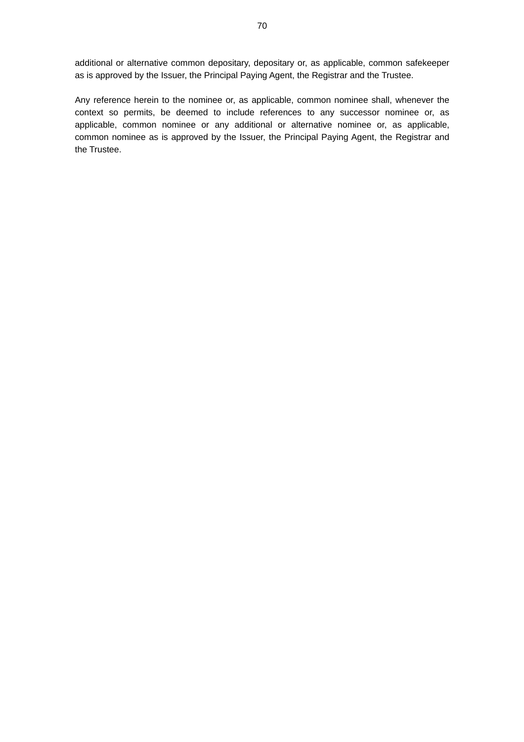additional or alternative common depositary, depositary or, as applicable, common safekeeper as is approved by the Issuer, the Principal Paying Agent, the Registrar and the Trustee.

Any reference herein to the nominee or, as applicable, common nominee shall, whenever the context so permits, be deemed to include references to any successor nominee or, as applicable, common nominee or any additional or alternative nominee or, as applicable, common nominee as is approved by the Issuer, the Principal Paying Agent, the Registrar and the Trustee.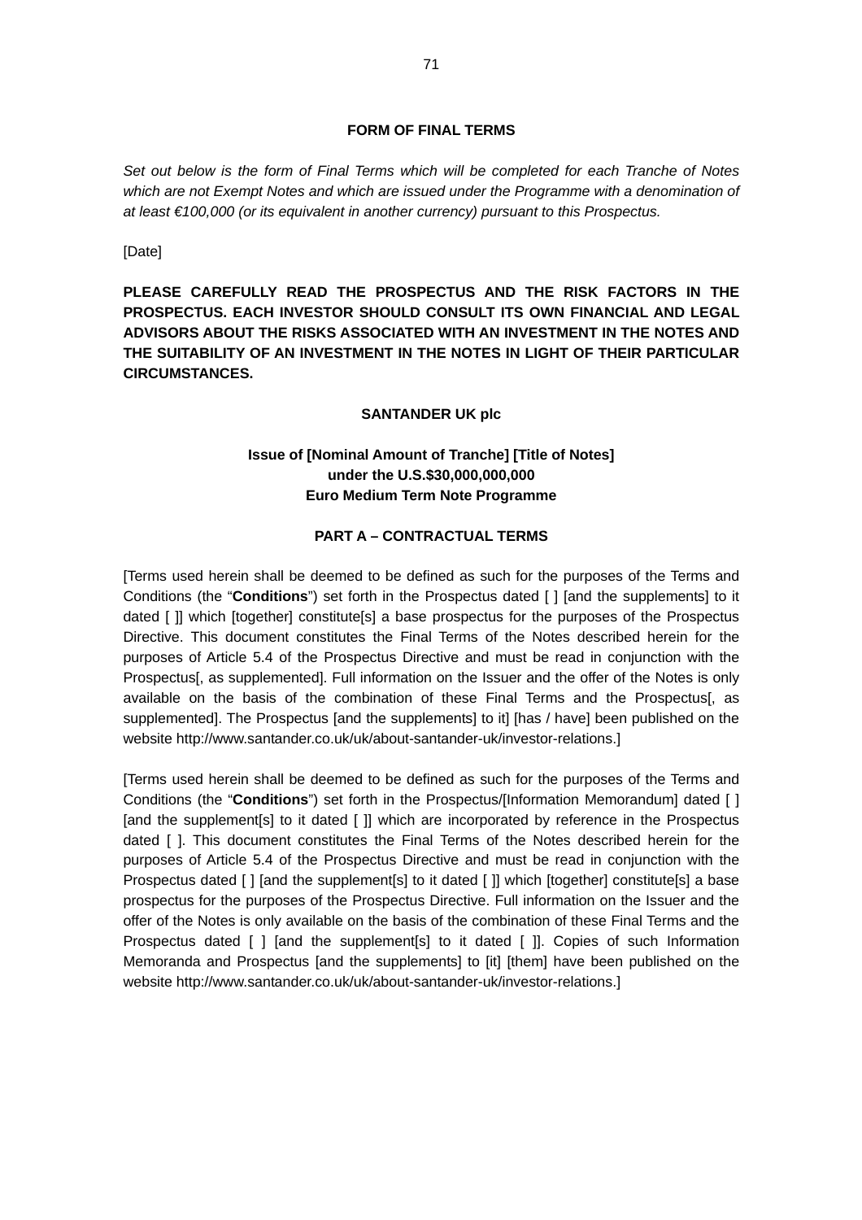## FORM OF FINAL TERMS

*Set out below is the form of Final Terms which will be completed for each Tranche of Notes which are not Exempt Notes and which are issued under the Programme with a denomination of at least €100,000 (or its equivalent in another currency) pursuant to this Prospectus.*

[Date]

**PLEASE CAREFULLY READ THE PROSPECTUS AND THE RISK FACTORS IN THE PROSPECTUS. EACH INVESTOR SHOULD CONSULT ITS OWN FINANCIAL AND LEGAL ADVISORS ABOUT THE RISKS ASSOCIATED WITH AN INVESTMENT IN THE NOTES AND THE SUITABILITY OF AN INVESTMENT IN THE NOTES IN LIGHT OF THEIR PARTICULAR CIRCUMSTANCES.**

**SANTANDER UK plc**

**Issue of [Nominal Amount of Tranche] [Title of Notes]**
**under the U.S.$30,000,000,000**
**Euro Medium Term Note Programme**

## PART A – CONTRACTUAL TERMS

[Terms used herein shall be deemed to be defined as such for the purposes of the Terms and Conditions (the "**Conditions**") set forth in the Prospectus dated [ ] [and the supplements] to it dated [ ]] which [together] constitute[s] a base prospectus for the purposes of the Prospectus Directive. This document constitutes the Final Terms of the Notes described herein for the purposes of Article 5.4 of the Prospectus Directive and must be read in conjunction with the Prospectus[, as supplemented]. Full information on the Issuer and the offer of the Notes is only available on the basis of the combination of these Final Terms and the Prospectus[, as supplemented]. The Prospectus [and the supplements] to it] [has / have] been published on the website http://www.santander.co.uk/uk/about-santander-uk/investor-relations.]

[Terms used herein shall be deemed to be defined as such for the purposes of the Terms and Conditions (the "**Conditions**") set forth in the Prospectus/[Information Memorandum] dated [ ] [and the supplement[s] to it dated [ ]] which are incorporated by reference in the Prospectus dated [ ]. This document constitutes the Final Terms of the Notes described herein for the purposes of Article 5.4 of the Prospectus Directive and must be read in conjunction with the Prospectus dated [ ] [and the supplement[s] to it dated [ ]] which [together] constitute[s] a base prospectus for the purposes of the Prospectus Directive. Full information on the Issuer and the offer of the Notes is only available on the basis of the combination of these Final Terms and the Prospectus dated [ ] [and the supplement[s] to it dated [ ]]. Copies of such Information Memoranda and Prospectus [and the supplements] to [it] [them] have been published on the website http://www.santander.co.uk/uk/about-santander-uk/investor-relations.]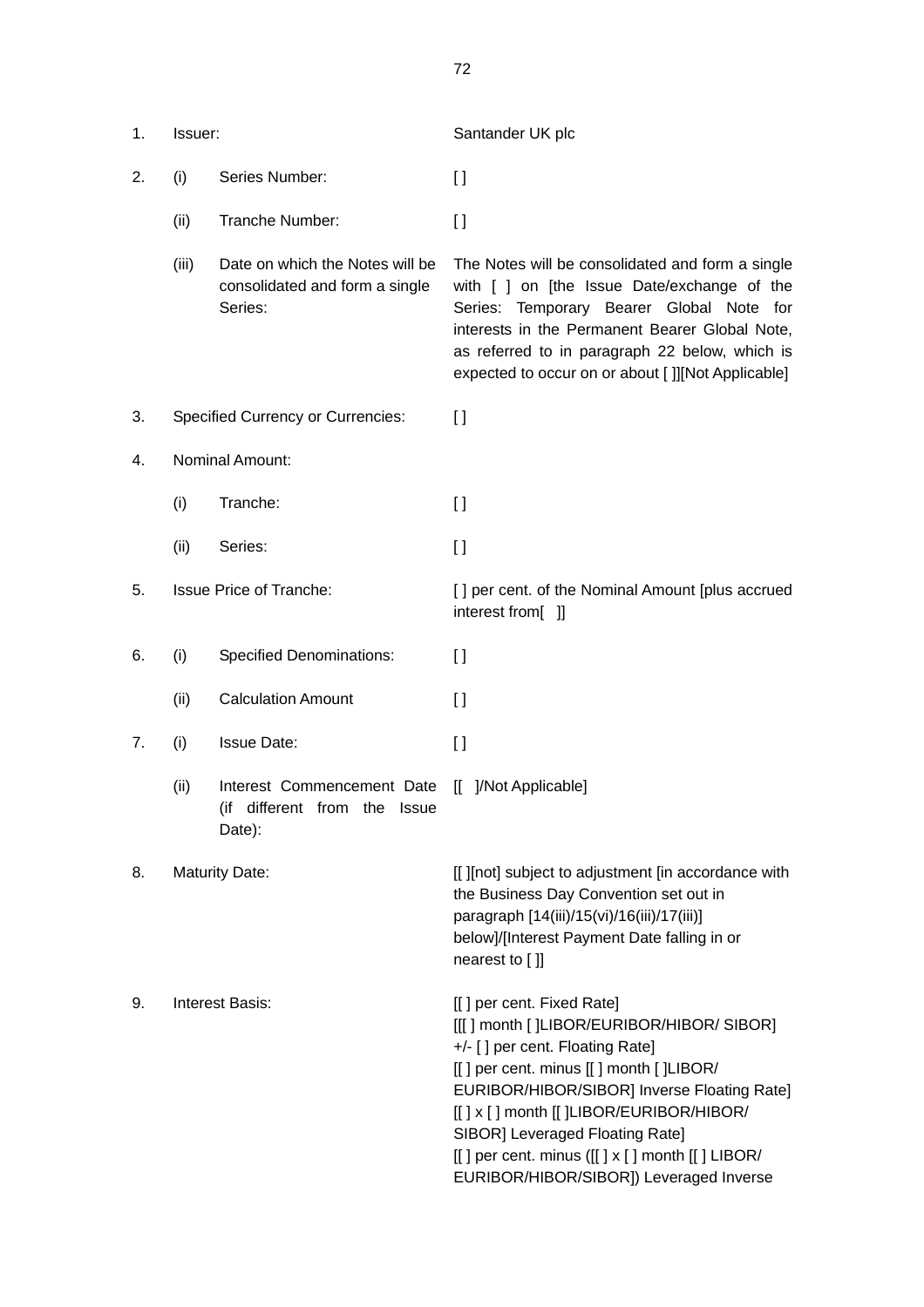| | | | |
|---|---|---|---|
| 1. | Issuer: | | Santander UK plc |
| 2. | (i) | Series Number: | [ ] |
| | (ii) | Tranche Number: | [ ] |
| | (iii) | Date on which the Notes will be consolidated and form a single Series: | The Notes will be consolidated and form a single with [ ] on [the Issue Date/exchange of the Series: Temporary Bearer Global Note for interests in the Permanent Bearer Global Note, as referred to in paragraph 22 below, which is expected to occur on or about [ ]][Not Applicable] |
| 3. | Specified Currency or Currencies: | | [ ] |
| 4. | Nominal Amount: | | |
| | (i) | Tranche: | [ ] |
| | (ii) | Series: | [ ] |
| 5. | Issue Price of Tranche: | | [ ] per cent. of the Nominal Amount [plus accrued interest from[ ]] |
| 6. | (i) | Specified Denominations: | [ ] |
| | (ii) | Calculation Amount | [ ] |
| 7. | (i) | Issue Date: | [ ] |
| | (ii) | Interest Commencement Date (if different from the Issue Date): | [[ ]/Not Applicable] |
| 8. | Maturity Date: | | [[ ][not] subject to adjustment [in accordance with the Business Day Convention set out in paragraph [14(iii)/15(vi)/16(iii)/17(iii)] below]/[Interest Payment Date falling in or nearest to [ ]] |
| 9. | Interest Basis: | | [[ ] per cent. Fixed Rate]<br>[[[ ] month [ ]LIBOR/EURIBOR/HIBOR/ SIBOR] +/- [ ] per cent. Floating Rate]<br>[[ ] per cent. minus [[ ] month [ ]LIBOR/ EURIBOR/HIBOR/SIBOR] Inverse Floating Rate]<br>[[ ] x [ ] month [[ ]LIBOR/EURIBOR/HIBOR/ SIBOR] Leveraged Floating Rate]<br>[[ ] per cent. minus ([[ ] x [ ] month [[ ] LIBOR/ EURIBOR/HIBOR/SIBOR]) Leveraged Inverse |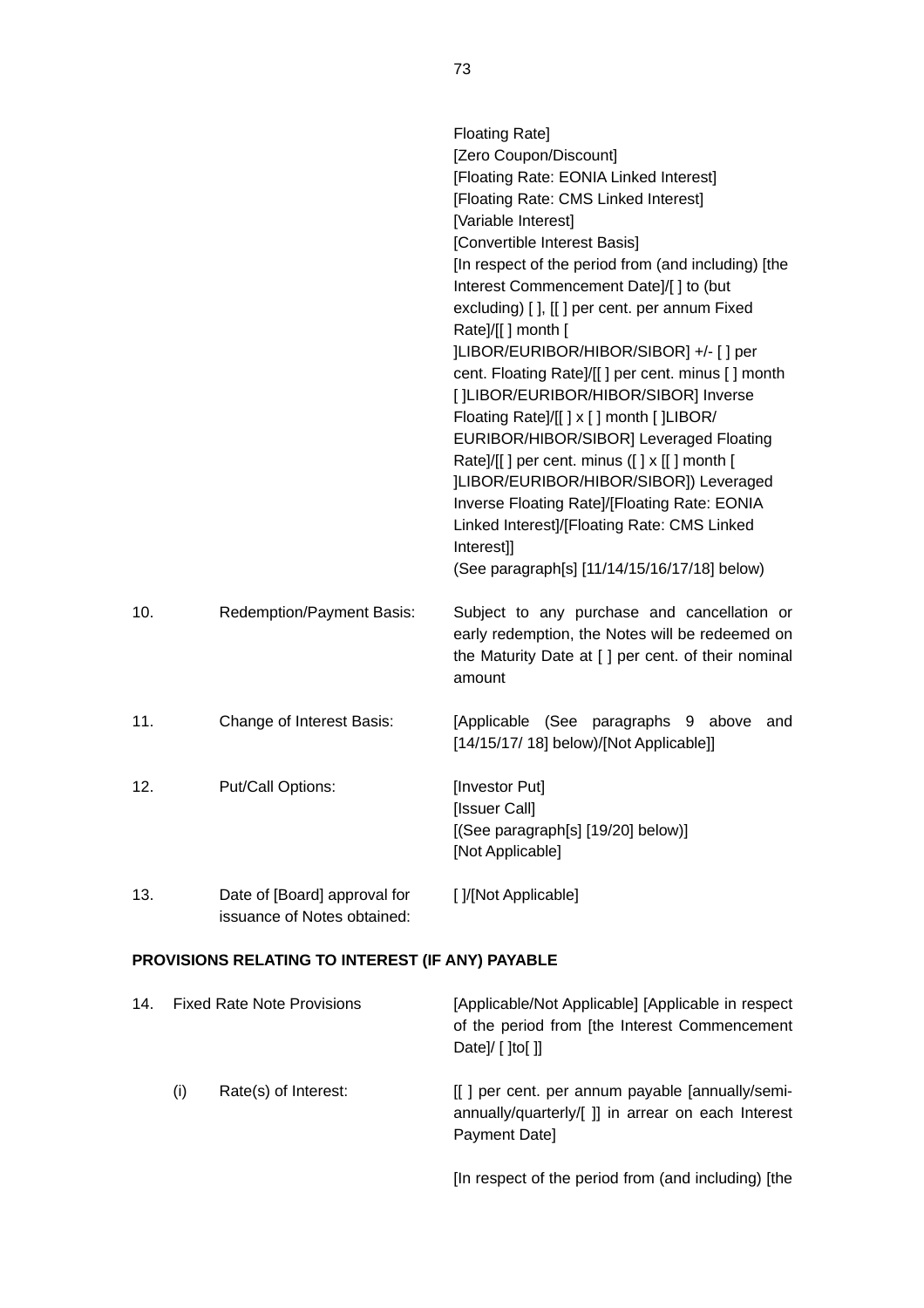Floating Rate]
[Zero Coupon/Discount]
[Floating Rate: EONIA Linked Interest]
[Floating Rate: CMS Linked Interest]
[Variable Interest]
[Convertible Interest Basis]
[In respect of the period from (and including) [the Interest Commencement Date]/[ ] to (but excluding) [ ], [[ ] per cent. per annum Fixed Rate]/[[ ] month [ ]LIBOR/EURIBOR/HIBOR/SIBOR] +/- [ ] per cent. Floating Rate]/[[ ] per cent. minus [ ] month [ ]LIBOR/EURIBOR/HIBOR/SIBOR] Inverse Floating Rate]/[[ ] x [ ] month [ ]LIBOR/ EURIBOR/HIBOR/SIBOR] Leveraged Floating Rate]/[[ ] per cent. minus ([ ] x [[ ] month [ ]LIBOR/EURIBOR/HIBOR/SIBOR]) Leveraged Inverse Floating Rate]/[Floating Rate: EONIA Linked Interest]/[Floating Rate: CMS Linked Interest]]
(See paragraph[s] [11/14/15/16/17/18] below)

| | | |
|---|---|---|
| 10. | Redemption/Payment Basis: | Subject to any purchase and cancellation or early redemption, the Notes will be redeemed on the Maturity Date at [ ] per cent. of their nominal amount |
| 11. | Change of Interest Basis: | [Applicable (See paragraphs 9 above and [14/15/17/ 18] below)/[Not Applicable]] |
| 12. | Put/Call Options: | [Investor Put]<br>[Issuer Call]<br>[(See paragraph[s] [19/20] below)]<br>[Not Applicable] |
| 13. | Date of [Board] approval for issuance of Notes obtained: | [ ]/[Not Applicable] |

**PROVISIONS RELATING TO INTEREST (IF ANY) PAYABLE**

| | | |
|---|---|---|
| 14. | Fixed Rate Note Provisions | [Applicable/Not Applicable] [Applicable in respect of the period from [the Interest Commencement Date]/ [ ]to[ ]] |
| (i) | Rate(s) of Interest: | [[ ] per cent. per annum payable [annually/semi-annually/quarterly/[ ]] in arrear on each Interest Payment Date]<br><br>[In respect of the period from (and including) [the |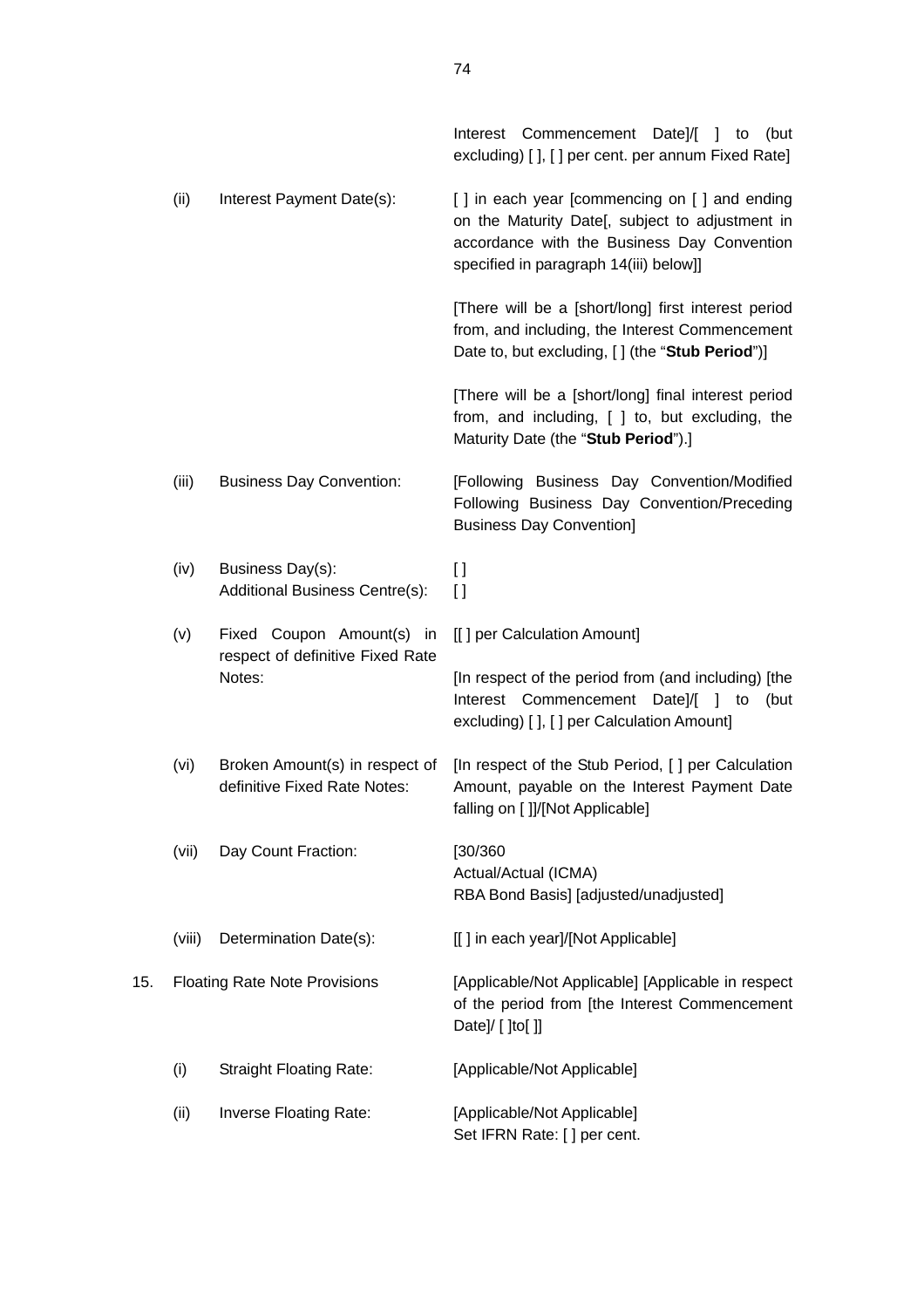| | | | |
|---|---|---|---|
| | | | Interest Commencement Date]/[ ] to (but excluding) [ ], [ ] per cent. per annum Fixed Rate] |
| | (ii) | Interest Payment Date(s): | [ ] in each year [commencing on [ ] and ending on the Maturity Date[, subject to adjustment in accordance with the Business Day Convention specified in paragraph 14(iii) below]]<br><br>[There will be a [short/long] first interest period from, and including, the Interest Commencement Date to, but excluding, [ ] (the "**Stub Period**")]<br><br>[There will be a [short/long] final interest period from, and including, [ ] to, but excluding, the Maturity Date (the "**Stub Period**").] |
| | (iii) | Business Day Convention: | [Following Business Day Convention/Modified Following Business Day Convention/Preceding Business Day Convention] |
| | (iv) | Business Day(s):<br>Additional Business Centre(s): | [ ]<br>[ ] |
| | (v) | Fixed Coupon Amount(s) in respect of definitive Fixed Rate Notes: | [[ ] per Calculation Amount]<br><br>[In respect of the period from (and including) [the Interest Commencement Date]/[ ] to (but excluding) [ ], [ ] per Calculation Amount] |
| | (vi) | Broken Amount(s) in respect of definitive Fixed Rate Notes: | [In respect of the Stub Period, [ ] per Calculation Amount, payable on the Interest Payment Date falling on [ ]]/[Not Applicable] |
| | (vii) | Day Count Fraction: | [30/360<br>Actual/Actual (ICMA)<br>RBA Bond Basis] [adjusted/unadjusted] |
| | (viii) | Determination Date(s): | [[ ] in each year]/[Not Applicable] |
| 15. | Floating Rate Note Provisions | | [Applicable/Not Applicable] [Applicable in respect of the period from [the Interest Commencement Date]/ [ ]to[ ]] |
| | (i) | Straight Floating Rate: | [Applicable/Not Applicable] |
| | (ii) | Inverse Floating Rate: | [Applicable/Not Applicable]<br>Set IFRN Rate: [ ] per cent. |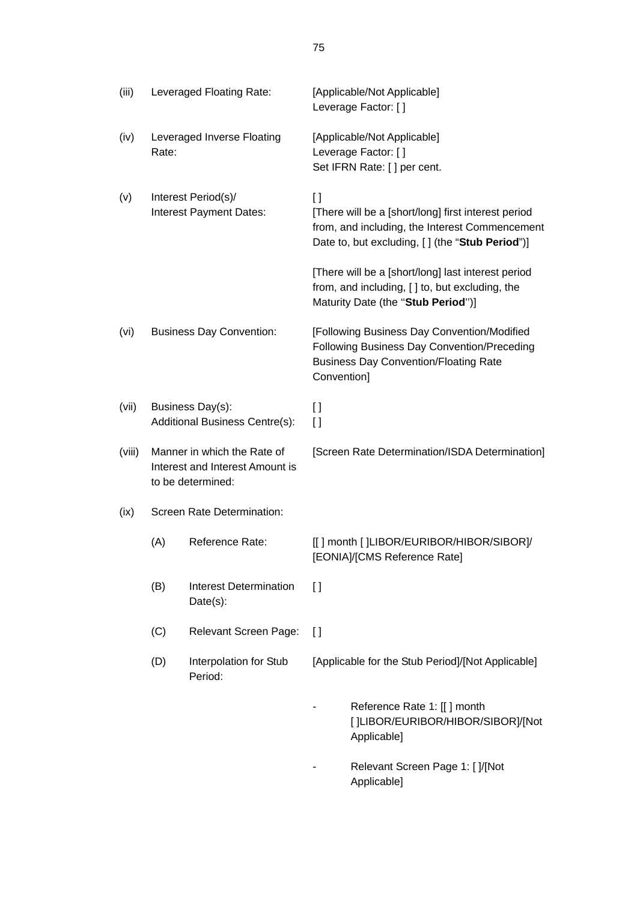| | | |
|---|---|---|
| (iii) | Leveraged Floating Rate: | [Applicable/Not Applicable]<br>Leverage Factor: [ ] |
| (iv) | Leveraged Inverse Floating Rate: | [Applicable/Not Applicable]<br>Leverage Factor: [ ]<br>Set IFRN Rate: [ ] per cent. |
| (v) | Interest Period(s)/<br>Interest Payment Dates: | [ ]<br>[There will be a [short/long] first interest period from, and including, the Interest Commencement Date to, but excluding, [ ] (the "**Stub Period**")]<br><br>[There will be a [short/long] last interest period from, and including, [ ] to, but excluding, the Maturity Date (the "**Stub Period**")] |
| (vi) | Business Day Convention: | [Following Business Day Convention/Modified Following Business Day Convention/Preceding Business Day Convention/Floating Rate Convention] |
| (vii) | Business Day(s):<br>Additional Business Centre(s): | [ ]<br>[ ] |
| (viii) | Manner in which the Rate of Interest and Interest Amount is to be determined: | [Screen Rate Determination/ISDA Determination] |
| (ix) | Screen Rate Determination: | |
| | (A) Reference Rate: | [[ ] month [ ]LIBOR/EURIBOR/HIBOR/SIBOR]/[EONIA]/[CMS Reference Rate] |
| | (B) Interest Determination Date(s): | [ ] |
| | (C) Relevant Screen Page: | [ ] |
| | (D) Interpolation for Stub Period: | [Applicable for the Stub Period]/[Not Applicable]<br><br>- Reference Rate 1: [[ ] month [ ]LIBOR/EURIBOR/HIBOR/SIBOR]/[Not Applicable]<br><br>- Relevant Screen Page 1: [ ]/[Not Applicable] |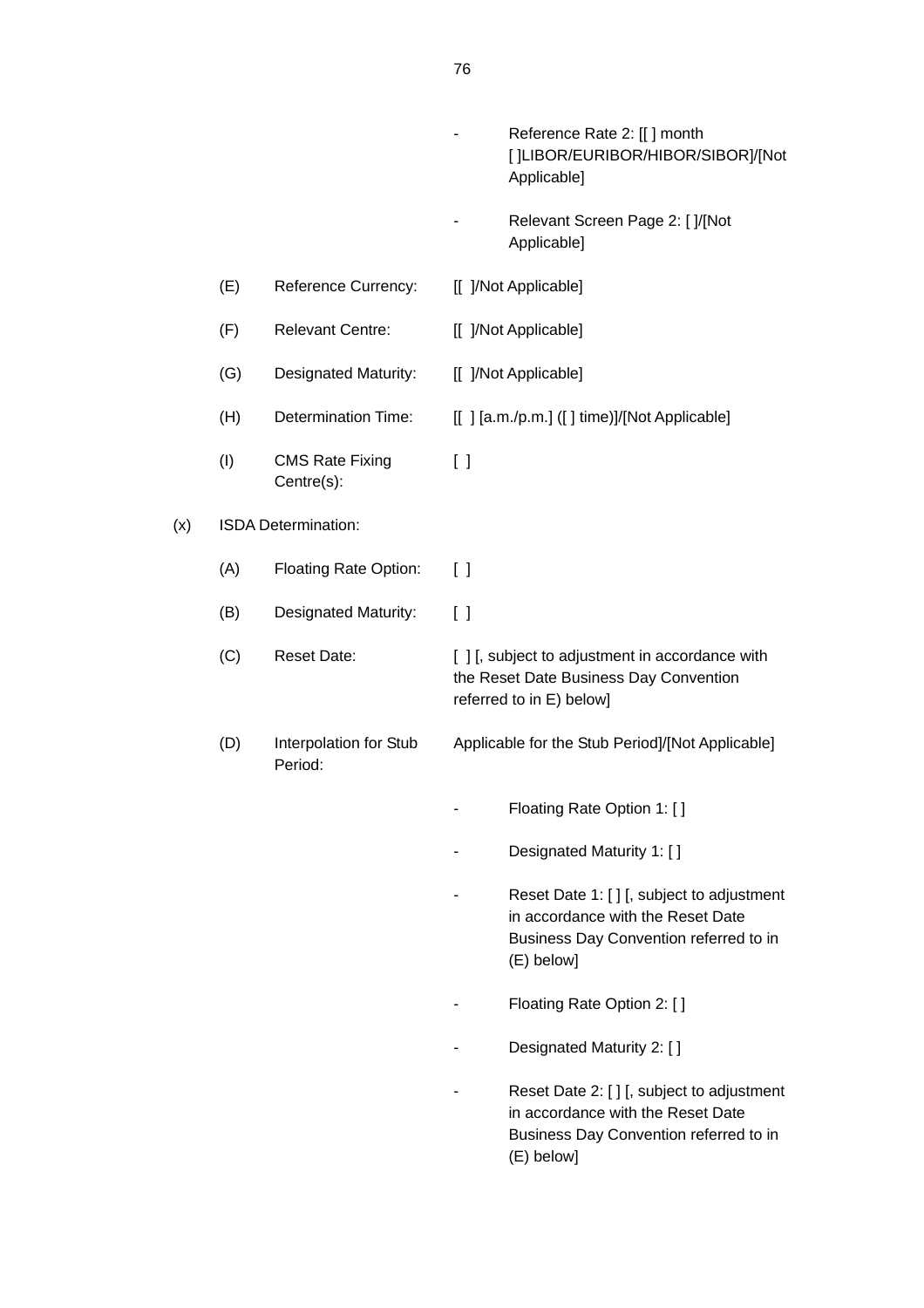- Reference Rate 2: [[ ] month [ ]LIBOR/EURIBOR/HIBOR/SIBOR]/[Not Applicable]

- Relevant Screen Page 2: [ ]/[Not Applicable]

(E) Reference Currency: [[ ]/Not Applicable]

(F) Relevant Centre: [[ ]/Not Applicable]

(G) Designated Maturity: [[ ]/Not Applicable]

(H) Determination Time: [[ ] [a.m./p.m.] ([ ] time)]/[Not Applicable]

(I) CMS Rate Fixing Centre(s): [ ]

(x) ISDA Determination:

(A) Floating Rate Option: [ ]

(B) Designated Maturity: [ ]

(C) Reset Date: [ ] [, subject to adjustment in accordance with the Reset Date Business Day Convention referred to in E) below]

(D) Interpolation for Stub Period: Applicable for the Stub Period]/[Not Applicable]

- Floating Rate Option 1: [ ]

- Designated Maturity 1: [ ]

- Reset Date 1: [ ] [, subject to adjustment in accordance with the Reset Date Business Day Convention referred to in (E) below]

- Floating Rate Option 2: [ ]

- Designated Maturity 2: [ ]

- Reset Date 2: [ ] [, subject to adjustment in accordance with the Reset Date Business Day Convention referred to in (E) below]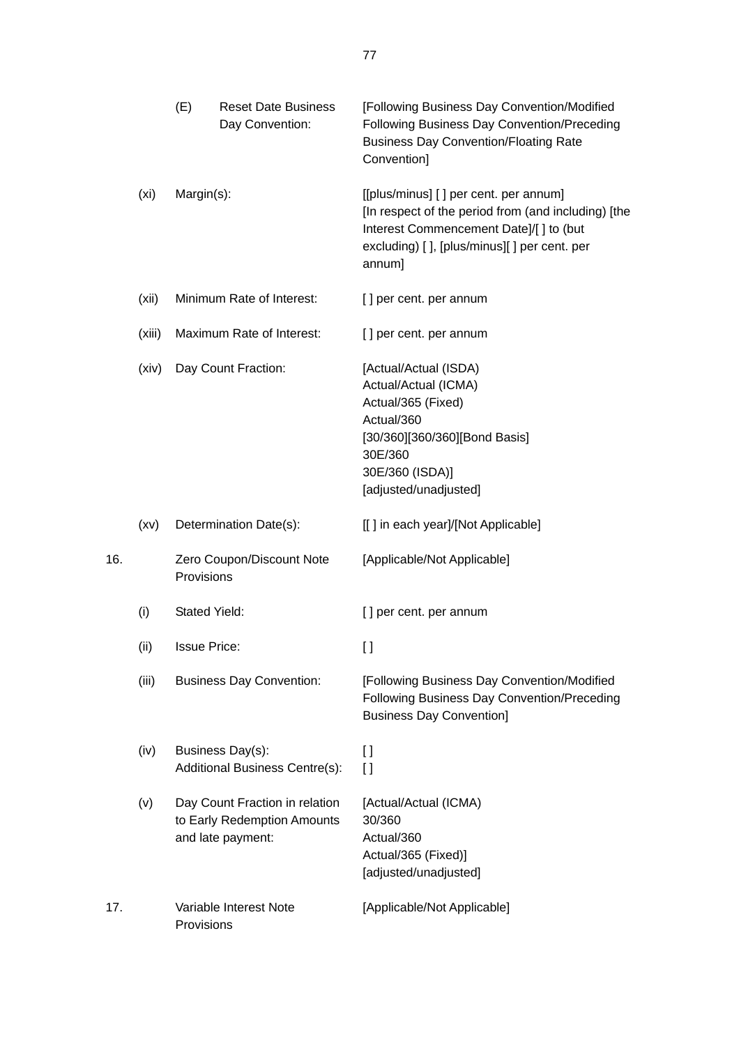| | | | |
|---|---|---|---|
| | (E) | Reset Date Business Day Convention: | [Following Business Day Convention/Modified Following Business Day Convention/Preceding Business Day Convention/Floating Rate Convention] |
| | (xi) | Margin(s): | [[plus/minus] [ ] per cent. per annum]<br>[In respect of the period from (and including) [the Interest Commencement Date]/[ ] to (but excluding) [ ], [plus/minus][ ] per cent. per annum] |
| | (xii) | Minimum Rate of Interest: | [ ] per cent. per annum |
| | (xiii) | Maximum Rate of Interest: | [ ] per cent. per annum |
| | (xiv) | Day Count Fraction: | [Actual/Actual (ISDA)<br>Actual/Actual (ICMA)<br>Actual/365 (Fixed)<br>Actual/360<br>[30/360][360/360][Bond Basis]<br>30E/360<br>30E/360 (ISDA)]<br>[adjusted/unadjusted] |
| | (xv) | Determination Date(s): | [[ ] in each year]/[Not Applicable] |
| 16. | | Zero Coupon/Discount Note Provisions | [Applicable/Not Applicable] |
| | (i) | Stated Yield: | [ ] per cent. per annum |
| | (ii) | Issue Price: | [ ] |
| | (iii) | Business Day Convention: | [Following Business Day Convention/Modified Following Business Day Convention/Preceding Business Day Convention] |
| | (iv) | Business Day(s):<br>Additional Business Centre(s): | [ ]<br>[ ] |
| | (v) | Day Count Fraction in relation to Early Redemption Amounts and late payment: | [Actual/Actual (ICMA)<br>30/360<br>Actual/360<br>Actual/365 (Fixed)]<br>[adjusted/unadjusted] |
| 17. | | Variable Interest Note Provisions | [Applicable/Not Applicable] |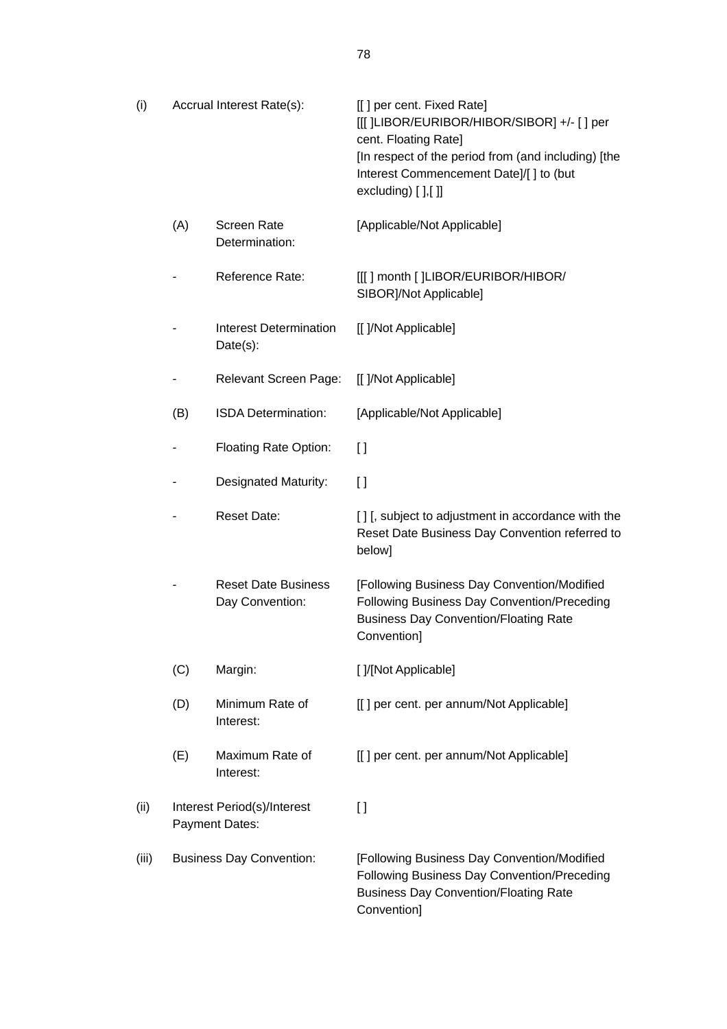| | | | |
|---|---|---|---|
| (i) | Accrual Interest Rate(s): | | [[ ] per cent. Fixed Rate]<br>[[[ ]LIBOR/EURIBOR/HIBOR/SIBOR] +/- [ ] per cent. Floating Rate]<br>[In respect of the period from (and including) [the Interest Commencement Date]/[ ] to (but excluding) [ ],[ ]] |
| | (A) | Screen Rate Determination: | [Applicable/Not Applicable] |
| | - | Reference Rate: | [[[ ] month [ ]LIBOR/EURIBOR/HIBOR/SIBOR]/Not Applicable] |
| | - | Interest Determination Date(s): | [[ ]/Not Applicable] |
| | - | Relevant Screen Page: | [[ ]/Not Applicable] |
| | (B) | ISDA Determination: | [Applicable/Not Applicable] |
| | - | Floating Rate Option: | [ ] |
| | - | Designated Maturity: | [ ] |
| | - | Reset Date: | [ ] [, subject to adjustment in accordance with the Reset Date Business Day Convention referred to below] |
| | - | Reset Date Business Day Convention: | [Following Business Day Convention/Modified Following Business Day Convention/Preceding Business Day Convention/Floating Rate Convention] |
| | (C) | Margin: | [ ]/[Not Applicable] |
| | (D) | Minimum Rate of Interest: | [[ ] per cent. per annum/Not Applicable] |
| | (E) | Maximum Rate of Interest: | [[ ] per cent. per annum/Not Applicable] |
| (ii) | Interest Period(s)/Interest Payment Dates: | | [ ] |
| (iii) | Business Day Convention: | | [Following Business Day Convention/Modified Following Business Day Convention/Preceding Business Day Convention/Floating Rate Convention] |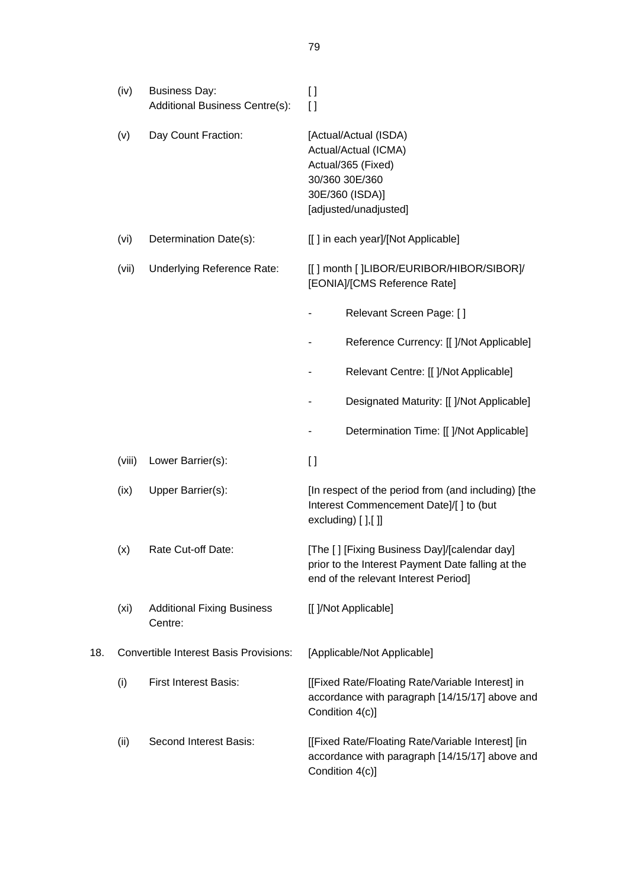| | | |
|---|---|---|
| (iv) | Business Day:<br>Additional Business Centre(s): | [ ]<br>[ ] |
| (v) | Day Count Fraction: | [Actual/Actual (ISDA)<br>Actual/Actual (ICMA)<br>Actual/365 (Fixed)<br>30/360 30E/360<br>30E/360 (ISDA)]<br>[adjusted/unadjusted] |
| (vi) | Determination Date(s): | [[ ] in each year]/[Not Applicable] |
| (vii) | Underlying Reference Rate: | [[ ] month [ ]LIBOR/EURIBOR/HIBOR/SIBOR]/<br>[EONIA]/[CMS Reference Rate]<br>- Relevant Screen Page: [ ]<br>- Reference Currency: [[ ]/Not Applicable]<br>- Relevant Centre: [[ ]/Not Applicable]<br>- Designated Maturity: [[ ]/Not Applicable]<br>- Determination Time: [[ ]/Not Applicable] |
| (viii) | Lower Barrier(s): | [ ] |
| (ix) | Upper Barrier(s): | [In respect of the period from (and including) [the Interest Commencement Date]/[ ] to (but excluding) [ ],[ ]] |
| (x) | Rate Cut-off Date: | [The [ ] [Fixing Business Day]/[calendar day] prior to the Interest Payment Date falling at the end of the relevant Interest Period] |
| (xi) | Additional Fixing Business Centre: | [[ ]/Not Applicable] |

18. Convertible Interest Basis Provisions: [Applicable/Not Applicable]

| | | |
|---|---|---|
| (i) | First Interest Basis: | [[Fixed Rate/Floating Rate/Variable Interest] in accordance with paragraph [14/15/17] above and Condition 4(c)] |
| (ii) | Second Interest Basis: | [[Fixed Rate/Floating Rate/Variable Interest] [in accordance with paragraph [14/15/17] above and Condition 4(c)] |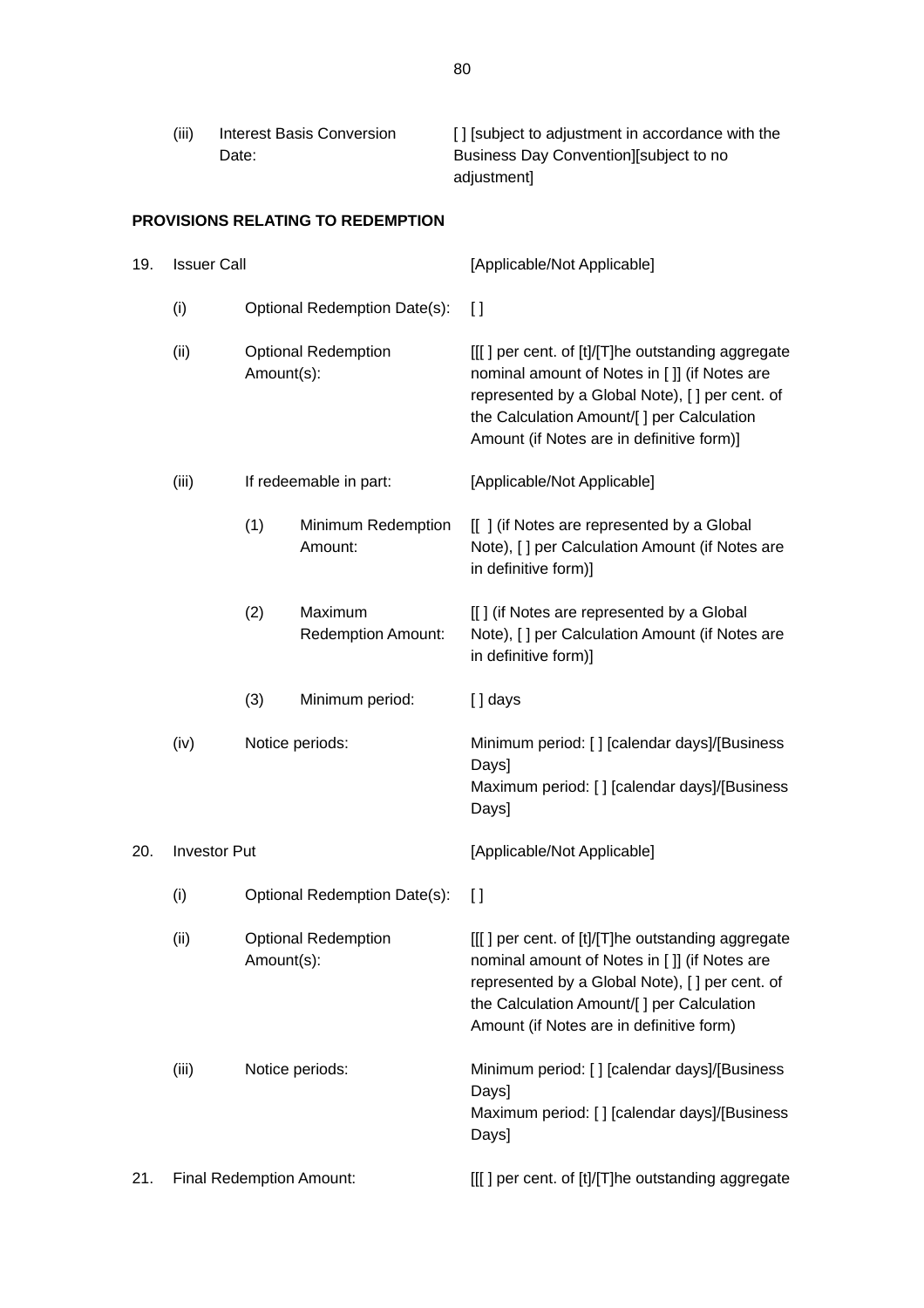| | | | |
|---|---|---|---|
| | (iii) | Interest Basis Conversion Date: | [ ] [subject to adjustment in accordance with the Business Day Convention][subject to no adjustment] |

**PROVISIONS RELATING TO REDEMPTION**

| | | | | |
|---|---|---|---|---|
| 19. | Issuer Call | | | [Applicable/Not Applicable] |
| | (i) | Optional Redemption Date(s): | | [ ] |
| | (ii) | Optional Redemption Amount(s): | | [[[ ] per cent. of [t]/[T]he outstanding aggregate nominal amount of Notes in [ ]] (if Notes are represented by a Global Note), [ ] per cent. of the Calculation Amount/[ ] per Calculation Amount (if Notes are in definitive form)] |
| | (iii) | If redeemable in part: | | [Applicable/Not Applicable] |
| | | (1) | Minimum Redemption Amount: | [[ ] (if Notes are represented by a Global Note), [ ] per Calculation Amount (if Notes are in definitive form)] |
| | | (2) | Maximum Redemption Amount: | [[ ] (if Notes are represented by a Global Note), [ ] per Calculation Amount (if Notes are in definitive form)] |
| | | (3) | Minimum period: | [ ] days |
| | (iv) | Notice periods: | | Minimum period: [ ] [calendar days]/[Business Days]<br>Maximum period: [ ] [calendar days]/[Business Days] |
| 20. | Investor Put | | | [Applicable/Not Applicable] |
| | (i) | Optional Redemption Date(s): | | [ ] |
| | (ii) | Optional Redemption Amount(s): | | [[[ ] per cent. of [t]/[T]he outstanding aggregate nominal amount of Notes in [ ]] (if Notes are represented by a Global Note), [ ] per cent. of the Calculation Amount/[ ] per Calculation Amount (if Notes are in definitive form) |
| | (iii) | Notice periods: | | Minimum period: [ ] [calendar days]/[Business Days]<br>Maximum period: [ ] [calendar days]/[Business Days] |
| 21. | Final Redemption Amount: | | | [[[ ] per cent. of [t]/[T]he outstanding aggregate |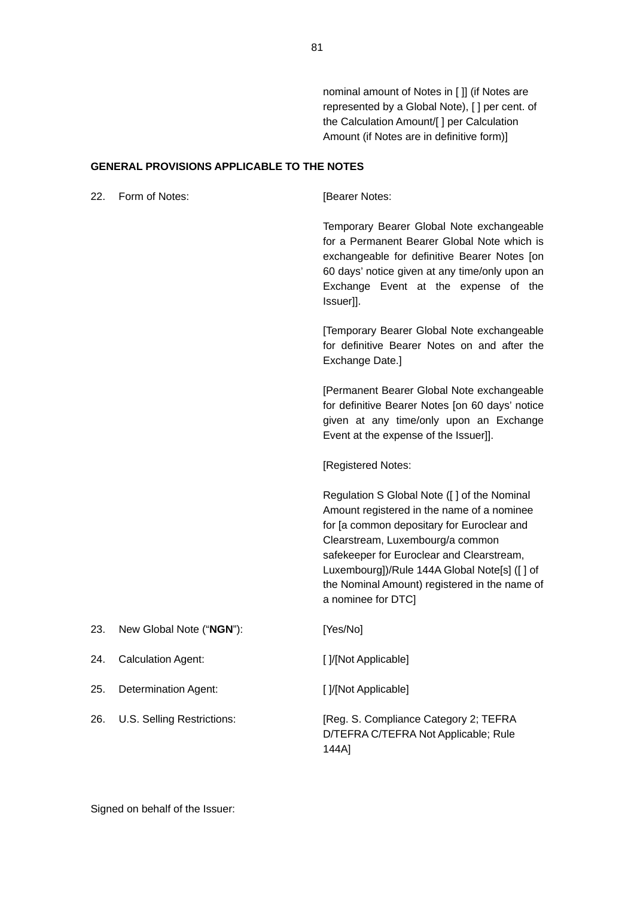nominal amount of Notes in [ ]] (if Notes are represented by a Global Note), [ ] per cent. of the Calculation Amount/[ ] per Calculation Amount (if Notes are in definitive form)]

**GENERAL PROVISIONS APPLICABLE TO THE NOTES**

| | | |
|---|---|---|
| 22. | Form of Notes: | [Bearer Notes:<br><br>Temporary Bearer Global Note exchangeable for a Permanent Bearer Global Note which is exchangeable for definitive Bearer Notes [on 60 days' notice given at any time/only upon an Exchange Event at the expense of the Issuer]].<br><br>[Temporary Bearer Global Note exchangeable for definitive Bearer Notes on and after the Exchange Date.]<br><br>[Permanent Bearer Global Note exchangeable for definitive Bearer Notes [on 60 days' notice given at any time/only upon an Exchange Event at the expense of the Issuer]].<br><br>[Registered Notes:<br><br>Regulation S Global Note ([ ] of the Nominal Amount registered in the name of a nominee for [a common depositary for Euroclear and Clearstream, Luxembourg/a common safekeeper for Euroclear and Clearstream, Luxembourg])/Rule 144A Global Note[s] ([ ] of the Nominal Amount) registered in the name of a nominee for DTC] |
| 23. | New Global Note ("**NGN**"): | [Yes/No] |
| 24. | Calculation Agent: | [ ]/[Not Applicable] |
| 25. | Determination Agent: | [ ]/[Not Applicable] |
| 26. | U.S. Selling Restrictions: | [Reg. S. Compliance Category 2; TEFRA D/TEFRA C/TEFRA Not Applicable; Rule 144A] |

Signed on behalf of the Issuer: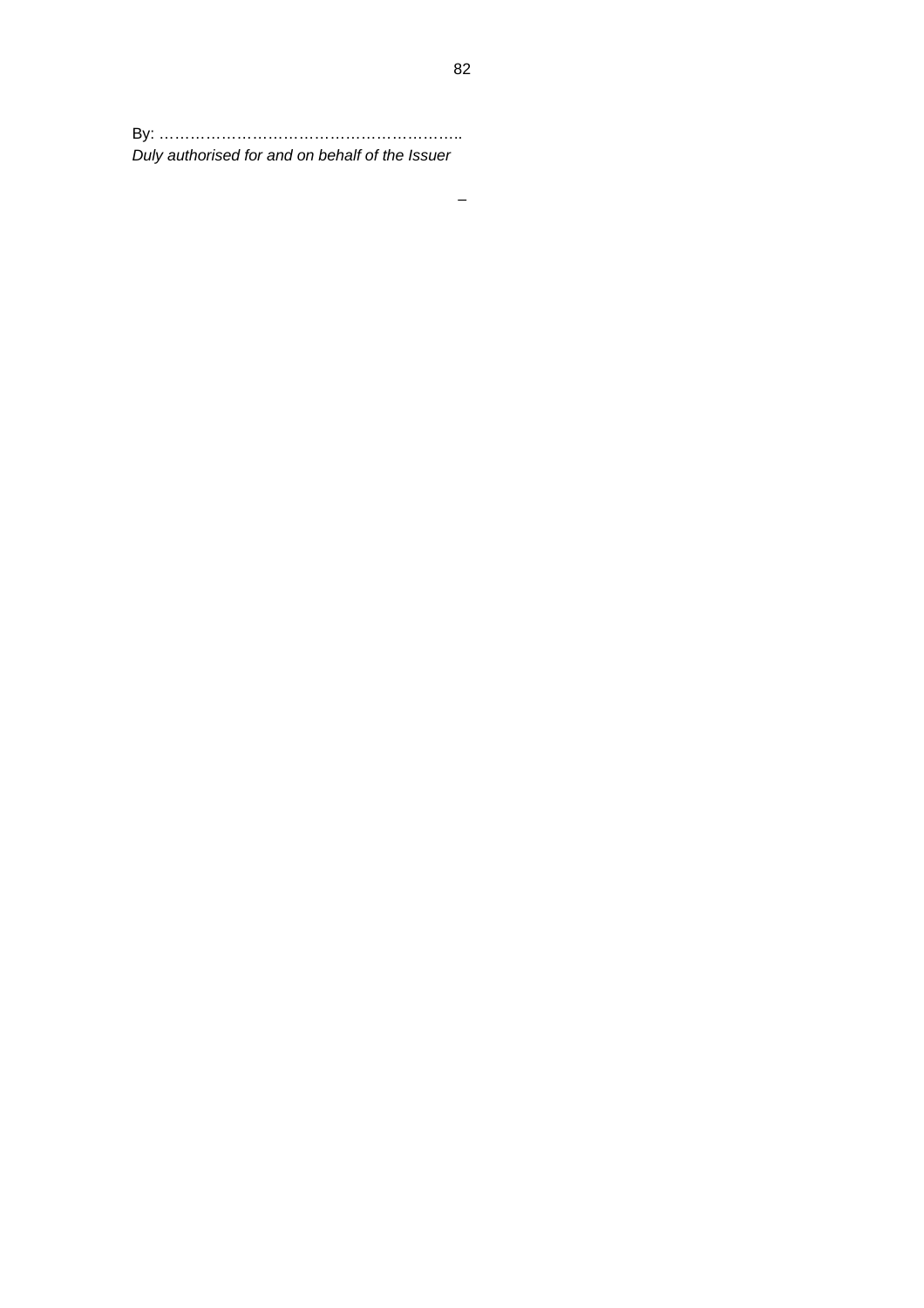By: …………………………………………………..

*Duly authorised for and on behalf of the Issuer*

–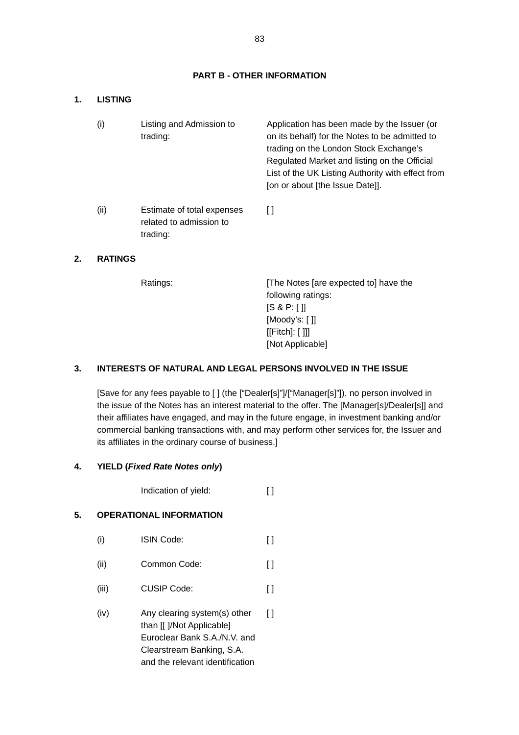## PART B - OTHER INFORMATION

### 1. LISTING

| | | |
|---|---|---|
| (i) | Listing and Admission to trading: | Application has been made by the Issuer (or on its behalf) for the Notes to be admitted to trading on the London Stock Exchange's Regulated Market and listing on the Official List of the UK Listing Authority with effect from [on or about [the Issue Date]]. |
| (ii) | Estimate of total expenses related to admission to trading: | [ ] |

### 2. RATINGS

| | |
|---|---|
| Ratings: | [The Notes [are expected to] have the following ratings:<br>[S & P: [ ]]<br>[Moody's: [ ]]<br>[[Fitch]: [ ]]]<br>[Not Applicable] |

### 3. INTERESTS OF NATURAL AND LEGAL PERSONS INVOLVED IN THE ISSUE

[Save for any fees payable to [ ] (the ["Dealer[s]"]/["Manager[s]"]), no person involved in the issue of the Notes has an interest material to the offer. The [Manager[s]/Dealer[s]] and their affiliates have engaged, and may in the future engage, in investment banking and/or commercial banking transactions with, and may perform other services for, the Issuer and its affiliates in the ordinary course of business.]

### 4. YIELD (*Fixed Rate Notes only*)

| | |
|---|---|
| Indication of yield: | [ ] |

### 5. OPERATIONAL INFORMATION

| | | |
|---|---|---|
| (i) | ISIN Code: | [ ] |
| (ii) | Common Code: | [ ] |
| (iii) | CUSIP Code: | [ ] |
| (iv) | Any clearing system(s) other than [[ ]/Not Applicable] Euroclear Bank S.A./N.V. and Clearstream Banking, S.A. and the relevant identification | [ ] |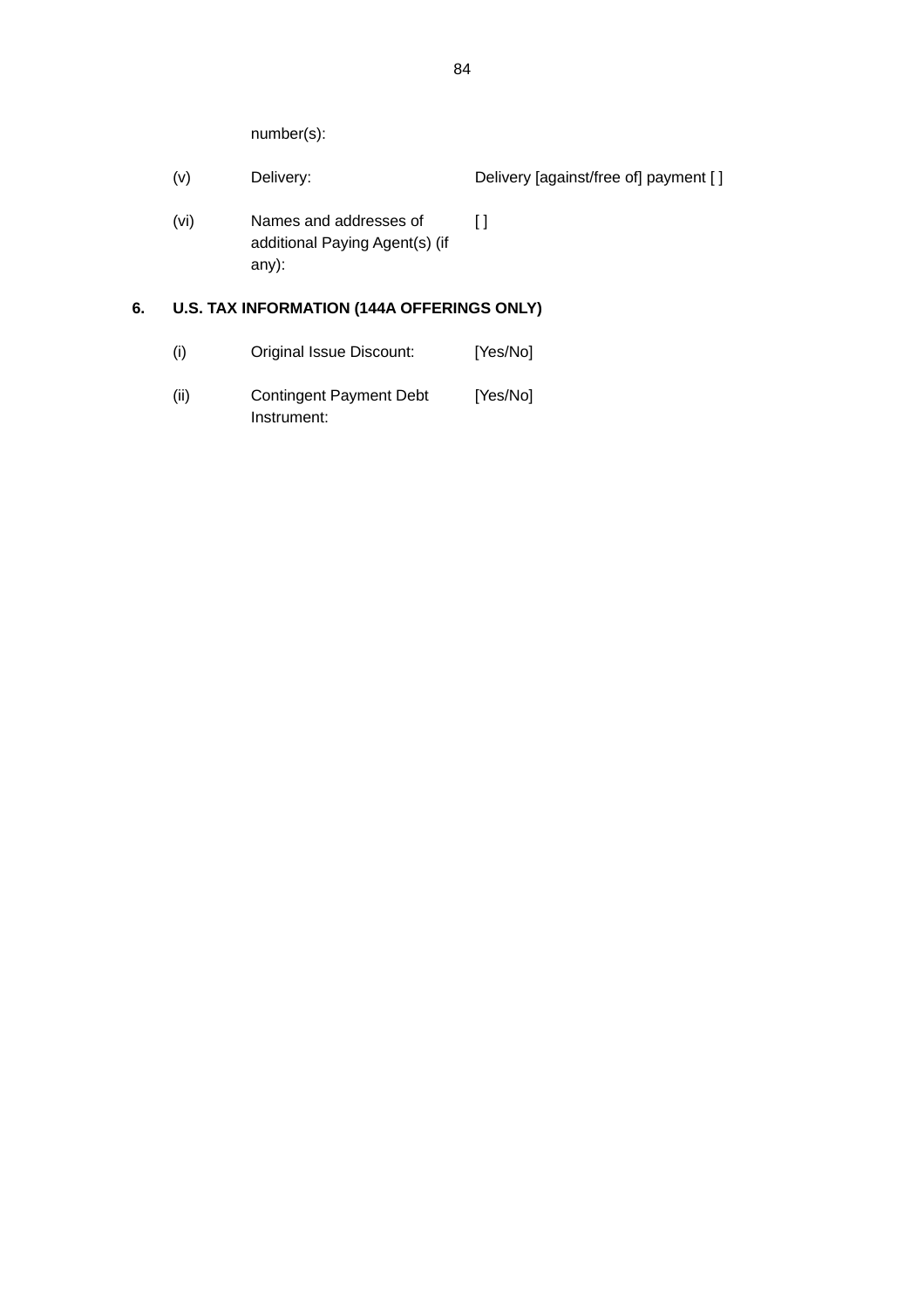| | | |
|---|---|---|
| | number(s): | |
| (v) | Delivery: | Delivery [against/free of] payment [ ] |
| (vi) | Names and addresses of additional Paying Agent(s) (if any): | [ ] |

**6. U.S. TAX INFORMATION (144A OFFERINGS ONLY)**

| | | |
|---|---|---|
| (i) | Original Issue Discount: | [Yes/No] |
| (ii) | Contingent Payment Debt Instrument: | [Yes/No] |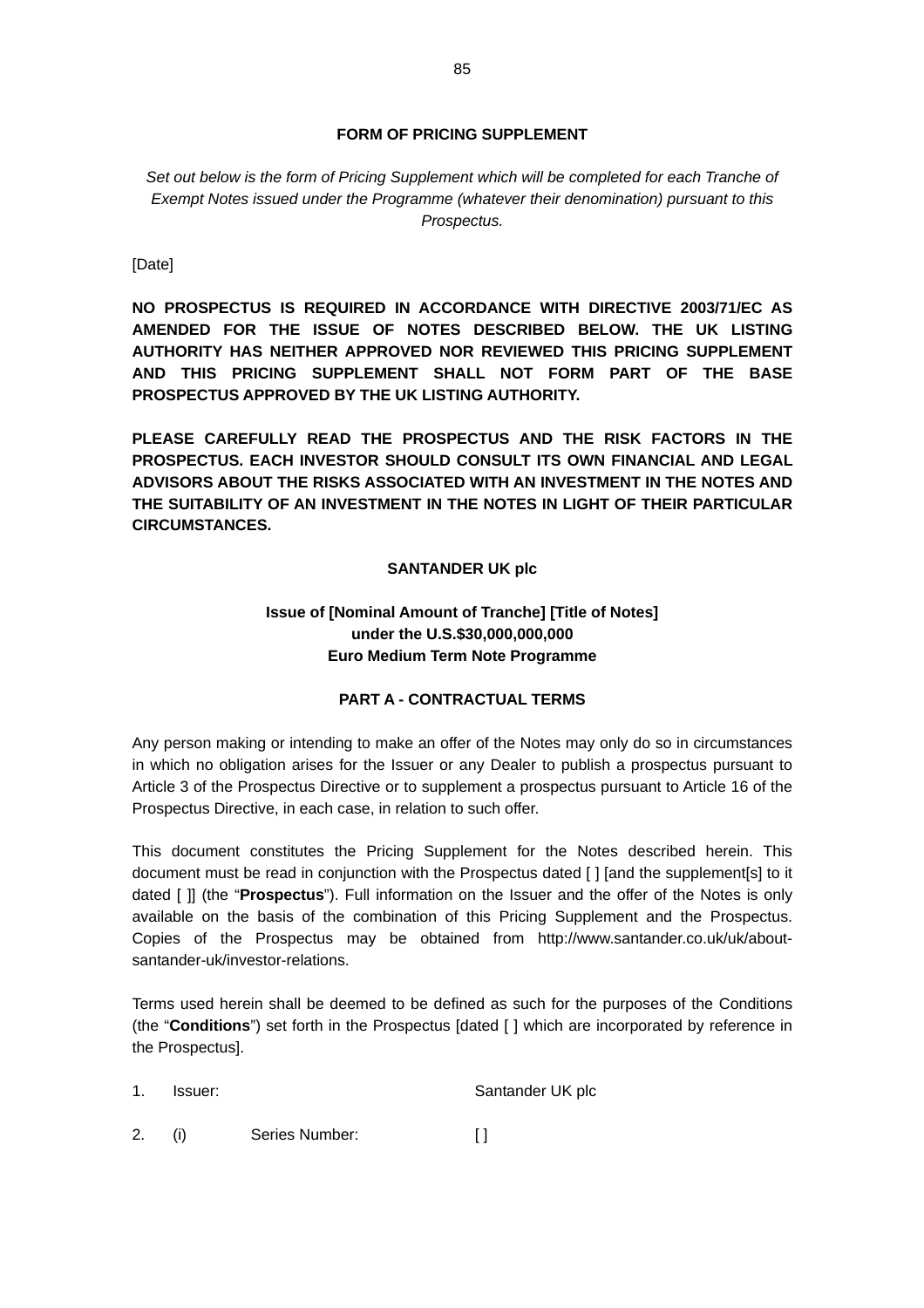## FORM OF PRICING SUPPLEMENT

*Set out below is the form of Pricing Supplement which will be completed for each Tranche of Exempt Notes issued under the Programme (whatever their denomination) pursuant to this Prospectus.*

[Date]

**NO PROSPECTUS IS REQUIRED IN ACCORDANCE WITH DIRECTIVE 2003/71/EC AS AMENDED FOR THE ISSUE OF NOTES DESCRIBED BELOW. THE UK LISTING AUTHORITY HAS NEITHER APPROVED NOR REVIEWED THIS PRICING SUPPLEMENT AND THIS PRICING SUPPLEMENT SHALL NOT FORM PART OF THE BASE PROSPECTUS APPROVED BY THE UK LISTING AUTHORITY.**

**PLEASE CAREFULLY READ THE PROSPECTUS AND THE RISK FACTORS IN THE PROSPECTUS. EACH INVESTOR SHOULD CONSULT ITS OWN FINANCIAL AND LEGAL ADVISORS ABOUT THE RISKS ASSOCIATED WITH AN INVESTMENT IN THE NOTES AND THE SUITABILITY OF AN INVESTMENT IN THE NOTES IN LIGHT OF THEIR PARTICULAR CIRCUMSTANCES.**

**SANTANDER UK plc**

**Issue of [Nominal Amount of Tranche] [Title of Notes]
under the U.S.$30,000,000,000
Euro Medium Term Note Programme**

**PART A - CONTRACTUAL TERMS**

Any person making or intending to make an offer of the Notes may only do so in circumstances in which no obligation arises for the Issuer or any Dealer to publish a prospectus pursuant to Article 3 of the Prospectus Directive or to supplement a prospectus pursuant to Article 16 of the Prospectus Directive, in each case, in relation to such offer.

This document constitutes the Pricing Supplement for the Notes described herein. This document must be read in conjunction with the Prospectus dated [ ] [and the supplement[s] to it dated [ ]] (the "**Prospectus**"). Full information on the Issuer and the offer of the Notes is only available on the basis of the combination of this Pricing Supplement and the Prospectus. Copies of the Prospectus may be obtained from http://www.santander.co.uk/uk/about-santander-uk/investor-relations.

Terms used herein shall be deemed to be defined as such for the purposes of the Conditions (the "**Conditions**") set forth in the Prospectus [dated [ ] which are incorporated by reference in the Prospectus].

| | | | |
|---|---|---|---|
| 1. | Issuer: | | Santander UK plc |
| 2. | (i) | Series Number: | [ ] |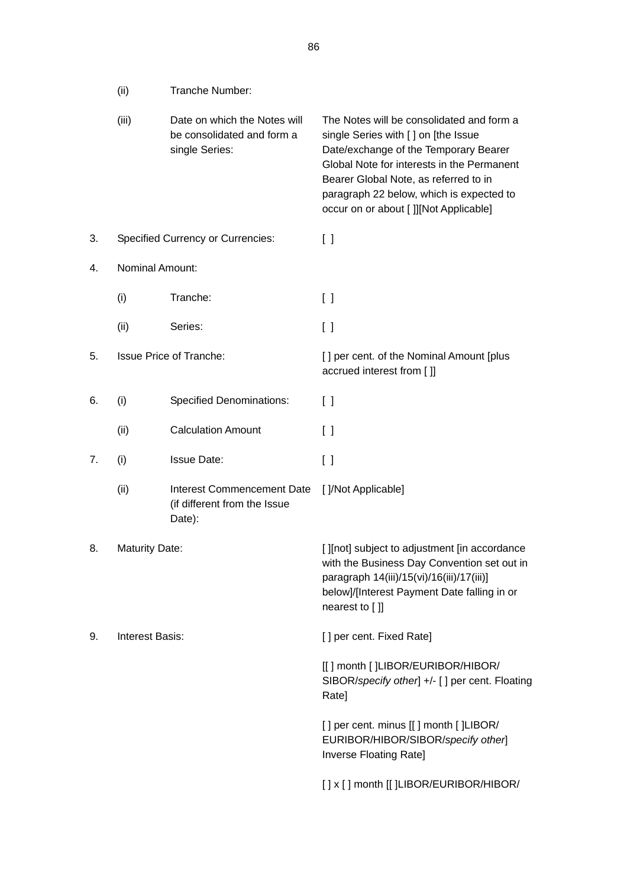| | | | |
|---|---|---|---|
| | (ii) | Tranche Number: | |
| | (iii) | Date on which the Notes will be consolidated and form a single Series: | The Notes will be consolidated and form a single Series with [ ] on [the Issue Date/exchange of the Temporary Bearer Global Note for interests in the Permanent Bearer Global Note, as referred to in paragraph 22 below, which is expected to occur on or about [ ]][Not Applicable] |
| 3. | Specified Currency or Currencies: | | [ ] |
| 4. | Nominal Amount: | | |
| | (i) | Tranche: | [ ] |
| | (ii) | Series: | [ ] |
| 5. | Issue Price of Tranche: | | [ ] per cent. of the Nominal Amount [plus accrued interest from [ ]] |
| 6. | (i) | Specified Denominations: | [ ] |
| | (ii) | Calculation Amount | [ ] |
| 7. | (i) | Issue Date: | [ ] |
| | (ii) | Interest Commencement Date (if different from the Issue Date): | [ ]/Not Applicable] |
| 8. | Maturity Date: | | [ ][not] subject to adjustment [in accordance with the Business Day Convention set out in paragraph 14(iii)/15(vi)/16(iii)/17(iii)] below]/[Interest Payment Date falling in or nearest to [ ]] |
| 9. | Interest Basis: | | [ ] per cent. Fixed Rate]<br><br>[[ ] month [ ]LIBOR/EURIBOR/HIBOR/SIBOR/*specify other*] +/- [ ] per cent. Floating Rate]<br><br>[ ] per cent. minus [[ ] month [ ]LIBOR/EURIBOR/HIBOR/SIBOR/*specify other*] Inverse Floating Rate]<br><br>[ ] x [ ] month [[ ]LIBOR/EURIBOR/HIBOR/ |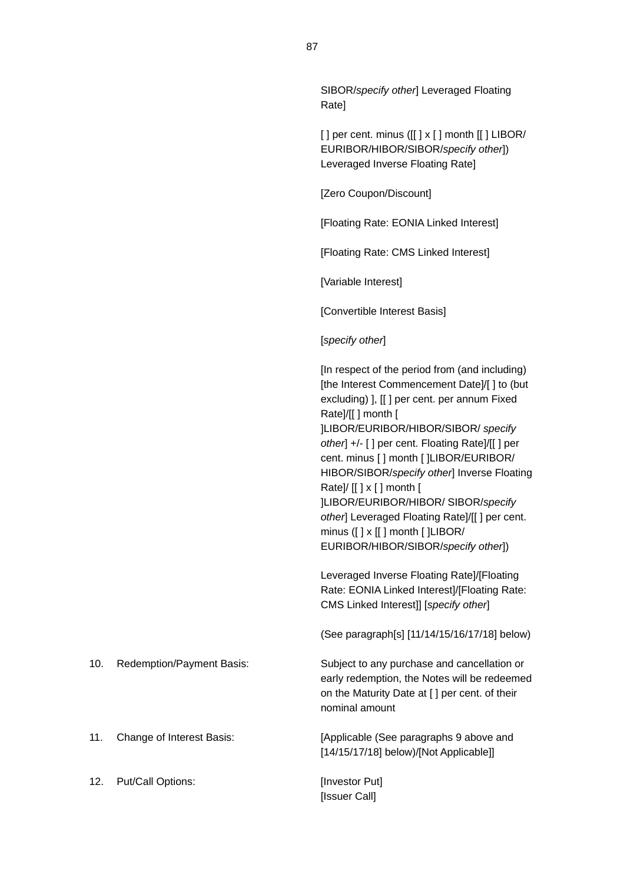SIBOR/*specify other*] Leveraged Floating Rate]

[ ] per cent. minus ([[ ] x [ ] month [[ ] LIBOR/ EURIBOR/HIBOR/SIBOR/*specify other*]) Leveraged Inverse Floating Rate]

[Zero Coupon/Discount]

[Floating Rate: EONIA Linked Interest]

[Floating Rate: CMS Linked Interest]

[Variable Interest]

[Convertible Interest Basis]

[*specify other*]

[In respect of the period from (and including) [the Interest Commencement Date]/[ ] to (but excluding) ], [[ ] per cent. per annum Fixed Rate]/[[ ] month [ ]LIBOR/EURIBOR/HIBOR/SIBOR/ *specify other*] +/- [ ] per cent. Floating Rate]/[[ ] per cent. minus [ ] month [ ]LIBOR/EURIBOR/ HIBOR/SIBOR/*specify other*] Inverse Floating Rate]/ [[ ] x [ ] month [ ]LIBOR/EURIBOR/HIBOR/ SIBOR/*specify other*] Leveraged Floating Rate]/[[ ] per cent. minus ([ ] x [[ ] month [ ]LIBOR/ EURIBOR/HIBOR/SIBOR/*specify other*])

Leveraged Inverse Floating Rate]/[Floating Rate: EONIA Linked Interest]/[Floating Rate: CMS Linked Interest]] [*specify other*]

(See paragraph[s] [11/14/15/16/17/18] below)

10. Redemption/Payment Basis: Subject to any purchase and cancellation or early redemption, the Notes will be redeemed on the Maturity Date at [ ] per cent. of their nominal amount

11. Change of Interest Basis: [Applicable (See paragraphs 9 above and [14/15/17/18] below)/[Not Applicable]]

12. Put/Call Options: [Investor Put]
[Issuer Call]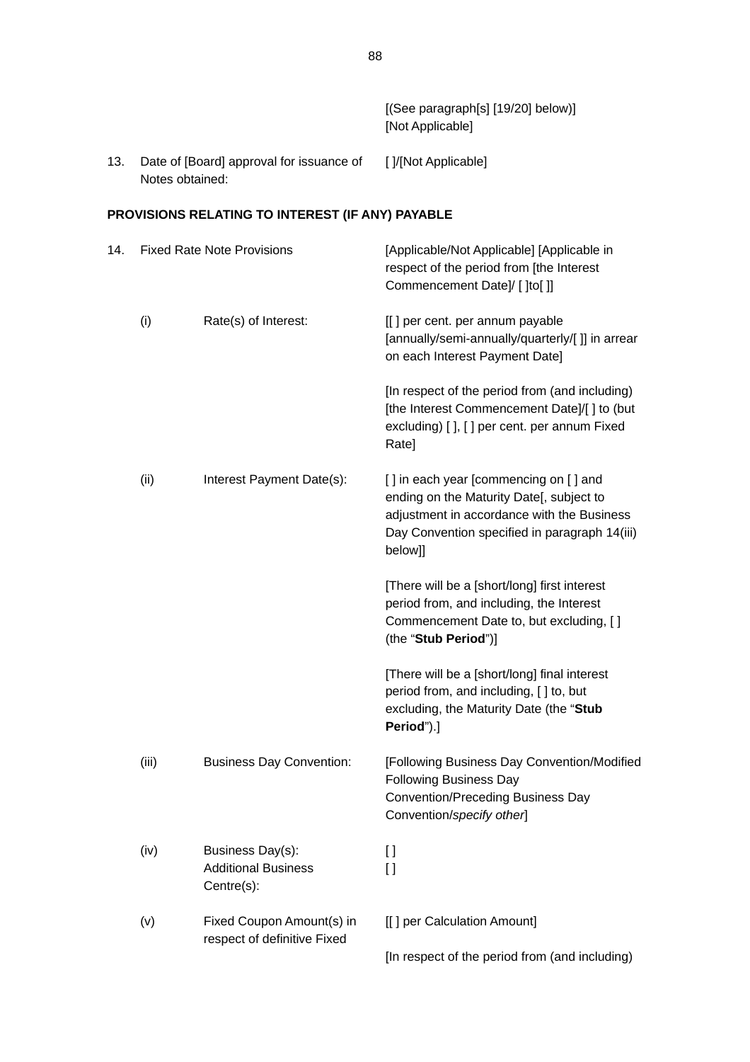| | | | |
|---|---|---|---|
| | | | [(See paragraph[s] [19/20] below)]<br>[Not Applicable] |
| 13. | Date of [Board] approval for issuance of Notes obtained: | | [ ]/[Not Applicable] |

**PROVISIONS RELATING TO INTEREST (IF ANY) PAYABLE**

| | | | |
|---|---|---|---|
| 14. | Fixed Rate Note Provisions | | [Applicable/Not Applicable] [Applicable in respect of the period from [the Interest Commencement Date]/ [ ]to[ ]] |
| | (i) | Rate(s) of Interest: | [[ ] per cent. per annum payable [annually/semi-annually/quarterly/[ ]] in arrear on each Interest Payment Date]<br><br>[In respect of the period from (and including) [the Interest Commencement Date]/[ ] to (but excluding) [ ], [ ] per cent. per annum Fixed Rate] |
| | (ii) | Interest Payment Date(s): | [ ] in each year [commencing on [ ] and ending on the Maturity Date[, subject to adjustment in accordance with the Business Day Convention specified in paragraph 14(iii) below]]<br><br>[There will be a [short/long] first interest period from, and including, the Interest Commencement Date to, but excluding, [ ] (the "**Stub Period**")]<br><br>[There will be a [short/long] final interest period from, and including, [ ] to, but excluding, the Maturity Date (the "**Stub Period**").] |
| | (iii) | Business Day Convention: | [Following Business Day Convention/Modified Following Business Day Convention/Preceding Business Day Convention/*specify other*] |
| | (iv) | Business Day(s):<br>Additional Business Centre(s): | [ ]<br>[ ] |
| | (v) | Fixed Coupon Amount(s) in respect of definitive Fixed | [[ ] per Calculation Amount]<br><br>[In respect of the period from (and including) |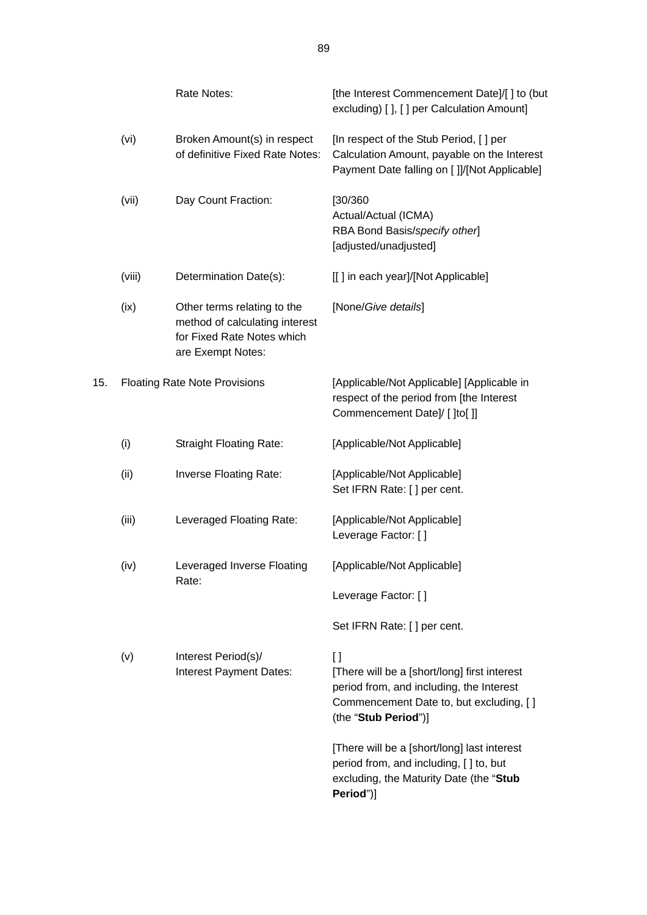| | | | |
|---|---|---|---|
| | | Rate Notes: | [the Interest Commencement Date]/[ ] to (but excluding) [ ], [ ] per Calculation Amount] |
| | (vi) | Broken Amount(s) in respect of definitive Fixed Rate Notes: | [In respect of the Stub Period, [ ] per Calculation Amount, payable on the Interest Payment Date falling on [ ]]/[Not Applicable] |
| | (vii) | Day Count Fraction: | [30/360<br>Actual/Actual (ICMA)<br>RBA Bond Basis/*specify other*]<br>[adjusted/unadjusted] |
| | (viii) | Determination Date(s): | [[ ] in each year]/[Not Applicable] |
| | (ix) | Other terms relating to the method of calculating interest for Fixed Rate Notes which are Exempt Notes: | [None/*Give details*] |
| 15. | Floating Rate Note Provisions | | [Applicable/Not Applicable] [Applicable in respect of the period from [the Interest Commencement Date]/ [ ]to[ ]] |
| | (i) | Straight Floating Rate: | [Applicable/Not Applicable] |
| | (ii) | Inverse Floating Rate: | [Applicable/Not Applicable]<br>Set IFRN Rate: [ ] per cent. |
| | (iii) | Leveraged Floating Rate: | [Applicable/Not Applicable]<br>Leverage Factor: [ ] |
| | (iv) | Leveraged Inverse Floating Rate: | [Applicable/Not Applicable]<br><br>Leverage Factor: [ ]<br><br>Set IFRN Rate: [ ] per cent. |
| | (v) | Interest Period(s)/ Interest Payment Dates: | [ ]<br>[There will be a [short/long] first interest period from, and including, the Interest Commencement Date to, but excluding, [ ] (the "**Stub Period**")]<br><br>[There will be a [short/long] last interest period from, and including, [ ] to, but excluding, the Maturity Date (the "**Stub Period**")] |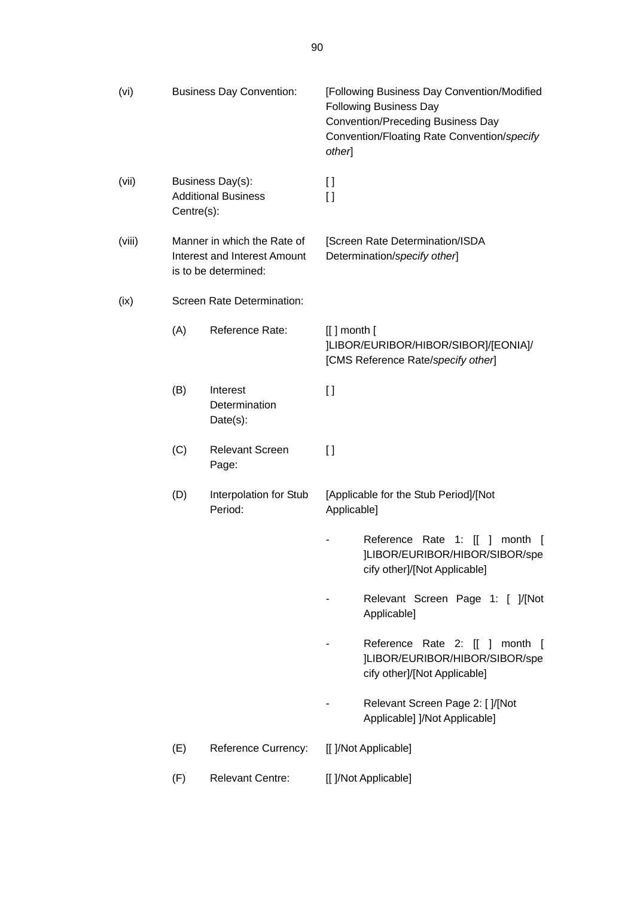| | | |
|---|---|---|
| (vi) | Business Day Convention: | [Following Business Day Convention/Modified Following Business Day Convention/Preceding Business Day Convention/Floating Rate Convention/*specify other*] |
| (vii) | Business Day(s):<br>Additional Business Centre(s): | [ ]<br>[ ] |
| (viii) | Manner in which the Rate of Interest and Interest Amount is to be determined: | [Screen Rate Determination/ISDA Determination/*specify other*] |
| (ix) | Screen Rate Determination: | |
| | (A) Reference Rate: | [[ ] month [ ]LIBOR/EURIBOR/HIBOR/SIBOR]/[EONIA]/ [CMS Reference Rate/*specify other*] |
| | (B) Interest Determination Date(s): | [ ] |
| | (C) Relevant Screen Page: | [ ] |
| | (D) Interpolation for Stub Period: | [Applicable for the Stub Period]/[Not Applicable] |
| | | - Reference Rate 1: [[ ] month [ ]LIBOR/EURIBOR/HIBOR/SIBOR/specify other]/[Not Applicable] |
| | | - Relevant Screen Page 1: [ ]/[Not Applicable] |
| | | - Reference Rate 2: [[ ] month [ ]LIBOR/EURIBOR/HIBOR/SIBOR/specify other]/[Not Applicable] |
| | | - Relevant Screen Page 2: [ ]/[Not Applicable] ]/Not Applicable] |
| | (E) Reference Currency: | [[ ]/Not Applicable] |
| | (F) Relevant Centre: | [[ ]/Not Applicable] |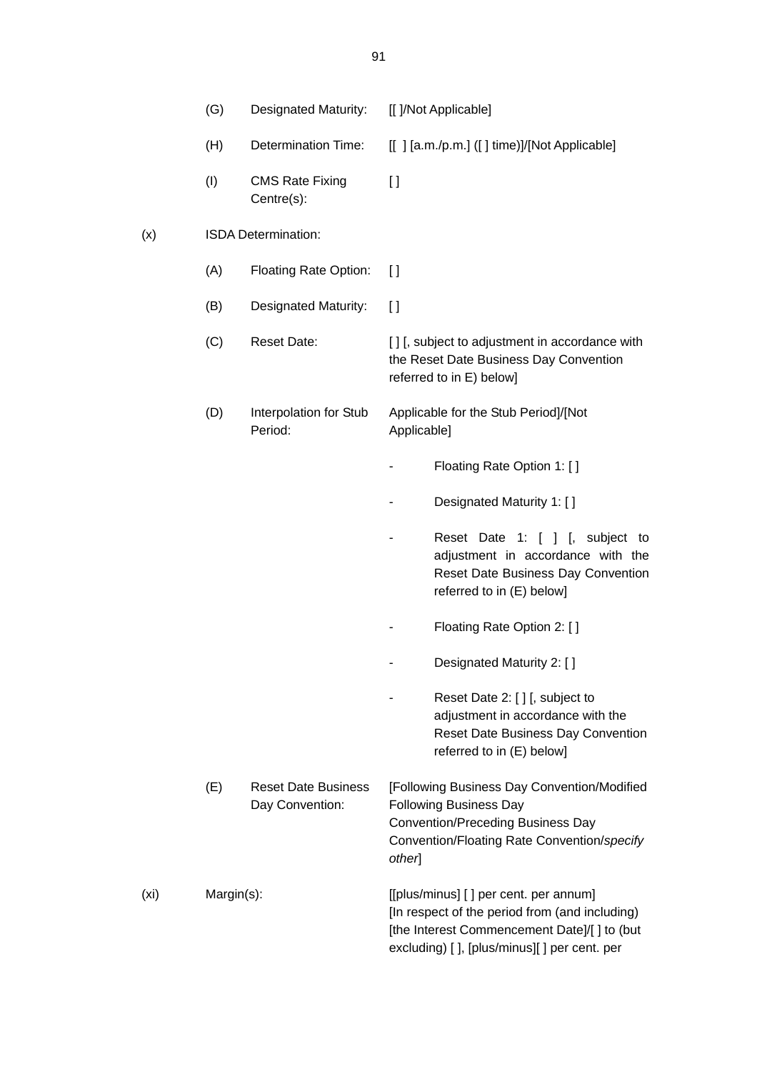| | | | |
|---|---|---|---|
| | (G) | Designated Maturity: | [[ ]/Not Applicable] |
| | (H) | Determination Time: | [[ ] [a.m./p.m.] ([ ] time)]/[Not Applicable] |
| | (I) | CMS Rate Fixing Centre(s): | [ ] |
| (x) | ISDA Determination: | | |
| | (A) | Floating Rate Option: | [ ] |
| | (B) | Designated Maturity: | [ ] |
| | (C) | Reset Date: | [ ] [, subject to adjustment in accordance with the Reset Date Business Day Convention referred to in E) below] |
| | (D) | Interpolation for Stub Period: | Applicable for the Stub Period]/[Not Applicable]<br>- Floating Rate Option 1: [ ]<br>- Designated Maturity 1: [ ]<br>- Reset Date 1: [ ] [, subject to adjustment in accordance with the Reset Date Business Day Convention referred to in (E) below]<br>- Floating Rate Option 2: [ ]<br>- Designated Maturity 2: [ ]<br>- Reset Date 2: [ ] [, subject to adjustment in accordance with the Reset Date Business Day Convention referred to in (E) below] |
| | (E) | Reset Date Business Day Convention: | [Following Business Day Convention/Modified Following Business Day Convention/Preceding Business Day Convention/Floating Rate Convention/*specify other*] |
| (xi) | Margin(s): | | [[plus/minus] [ ] per cent. per annum] [In respect of the period from (and including) [the Interest Commencement Date]/[ ] to (but excluding) [ ], [plus/minus][ ] per cent. per |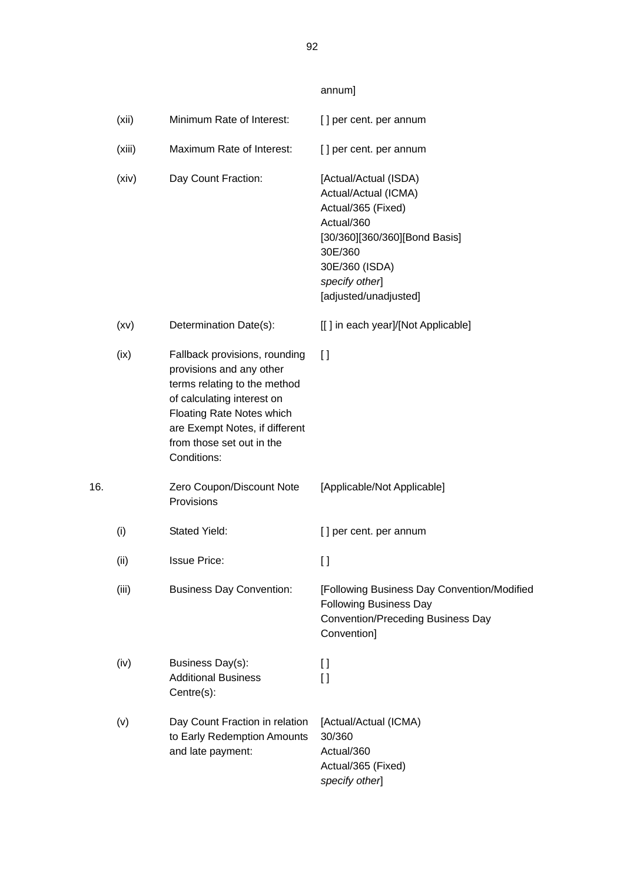| | | | annum] |
|---|---|---|---|
| | (xii) | Minimum Rate of Interest: | [ ] per cent. per annum |
| | (xiii) | Maximum Rate of Interest: | [ ] per cent. per annum |
| | (xiv) | Day Count Fraction: | [Actual/Actual (ISDA)<br>Actual/Actual (ICMA)<br>Actual/365 (Fixed)<br>Actual/360<br>[30/360][360/360][Bond Basis]<br>30E/360<br>30E/360 (ISDA)<br>*specify other*]<br>[adjusted/unadjusted] |
| | (xv) | Determination Date(s): | [[ ] in each year]/[Not Applicable] |
| | (ix) | Fallback provisions, rounding provisions and any other terms relating to the method of calculating interest on Floating Rate Notes which are Exempt Notes, if different from those set out in the Conditions: | [ ] |
| 16. | | Zero Coupon/Discount Note Provisions | [Applicable/Not Applicable] |
| | (i) | Stated Yield: | [ ] per cent. per annum |
| | (ii) | Issue Price: | [ ] |
| | (iii) | Business Day Convention: | [Following Business Day Convention/Modified Following Business Day Convention/Preceding Business Day Convention] |
| | (iv) | Business Day(s):<br>Additional Business Centre(s): | [ ]<br>[ ] |
| | (v) | Day Count Fraction in relation to Early Redemption Amounts and late payment: | [Actual/Actual (ICMA)<br>30/360<br>Actual/360<br>Actual/365 (Fixed)<br>*specify other*] |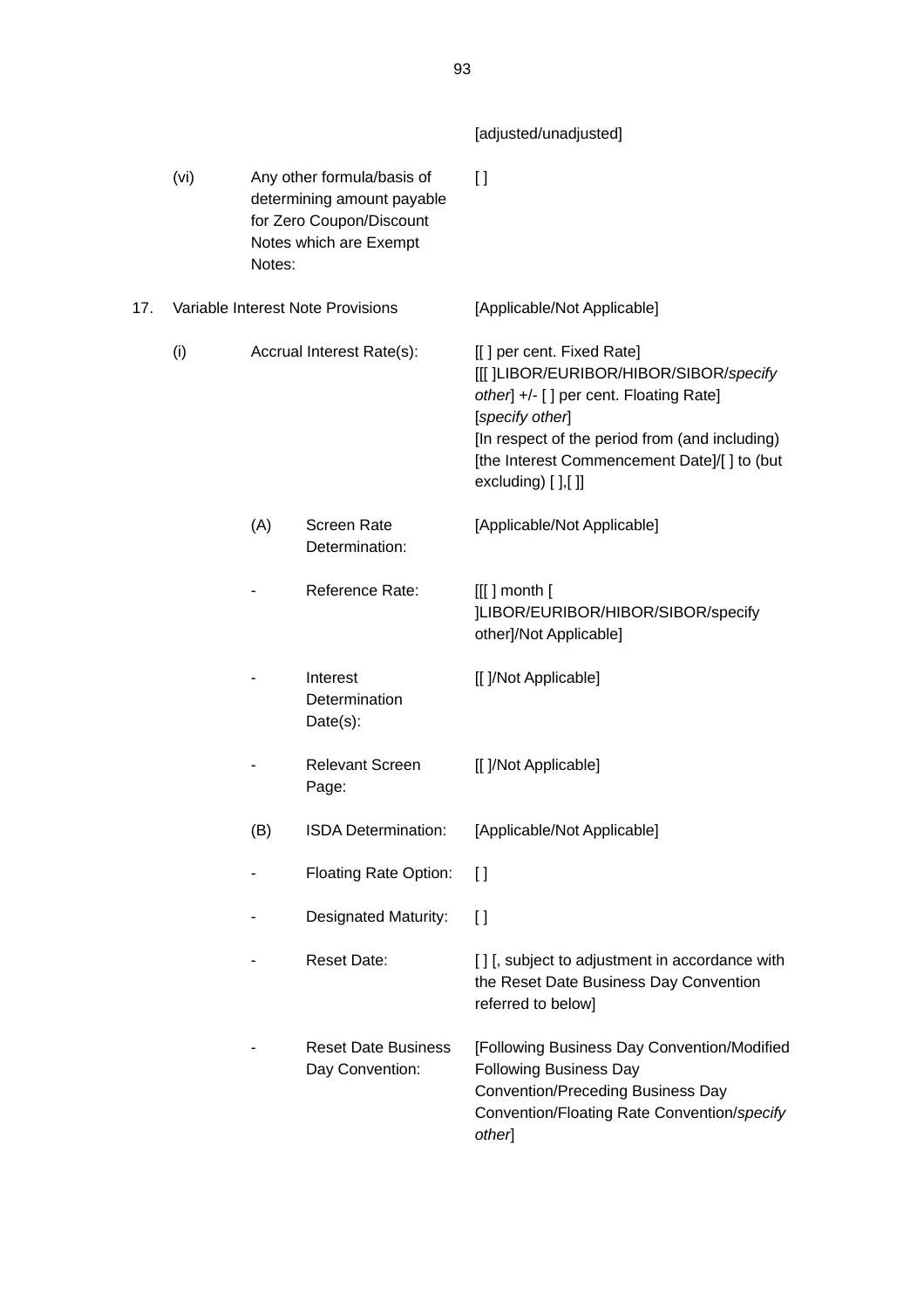| | | | |
|---|---|---|---|
| | | | [adjusted/unadjusted] |
| | (vi) | Any other formula/basis of determining amount payable for Zero Coupon/Discount Notes which are Exempt Notes: | [ ] |
| 17. | Variable Interest Note Provisions | | [Applicable/Not Applicable] |
| | (i) | Accrual Interest Rate(s): | [[ ] per cent. Fixed Rate]<br>[[[ ]LIBOR/EURIBOR/HIBOR/SIBOR/*specify other*] +/- [ ] per cent. Floating Rate]<br>[*specify other*]<br>[In respect of the period from (and including) [the Interest Commencement Date]/[ ] to (but excluding) [ ],[ ]] |
| | | (A) Screen Rate Determination: | [Applicable/Not Applicable] |
| | | - Reference Rate: | [[[ ] month [ ]LIBOR/EURIBOR/HIBOR/SIBOR/specify other]/Not Applicable] |
| | | - Interest Determination Date(s): | [[ ]/Not Applicable] |
| | | - Relevant Screen Page: | [[ ]/Not Applicable] |
| | | (B) ISDA Determination: | [Applicable/Not Applicable] |
| | | - Floating Rate Option: | [ ] |
| | | - Designated Maturity: | [ ] |
| | | - Reset Date: | [ ] [, subject to adjustment in accordance with the Reset Date Business Day Convention referred to below] |
| | | - Reset Date Business Day Convention: | [Following Business Day Convention/Modified Following Business Day Convention/Preceding Business Day Convention/Floating Rate Convention/*specify other*] |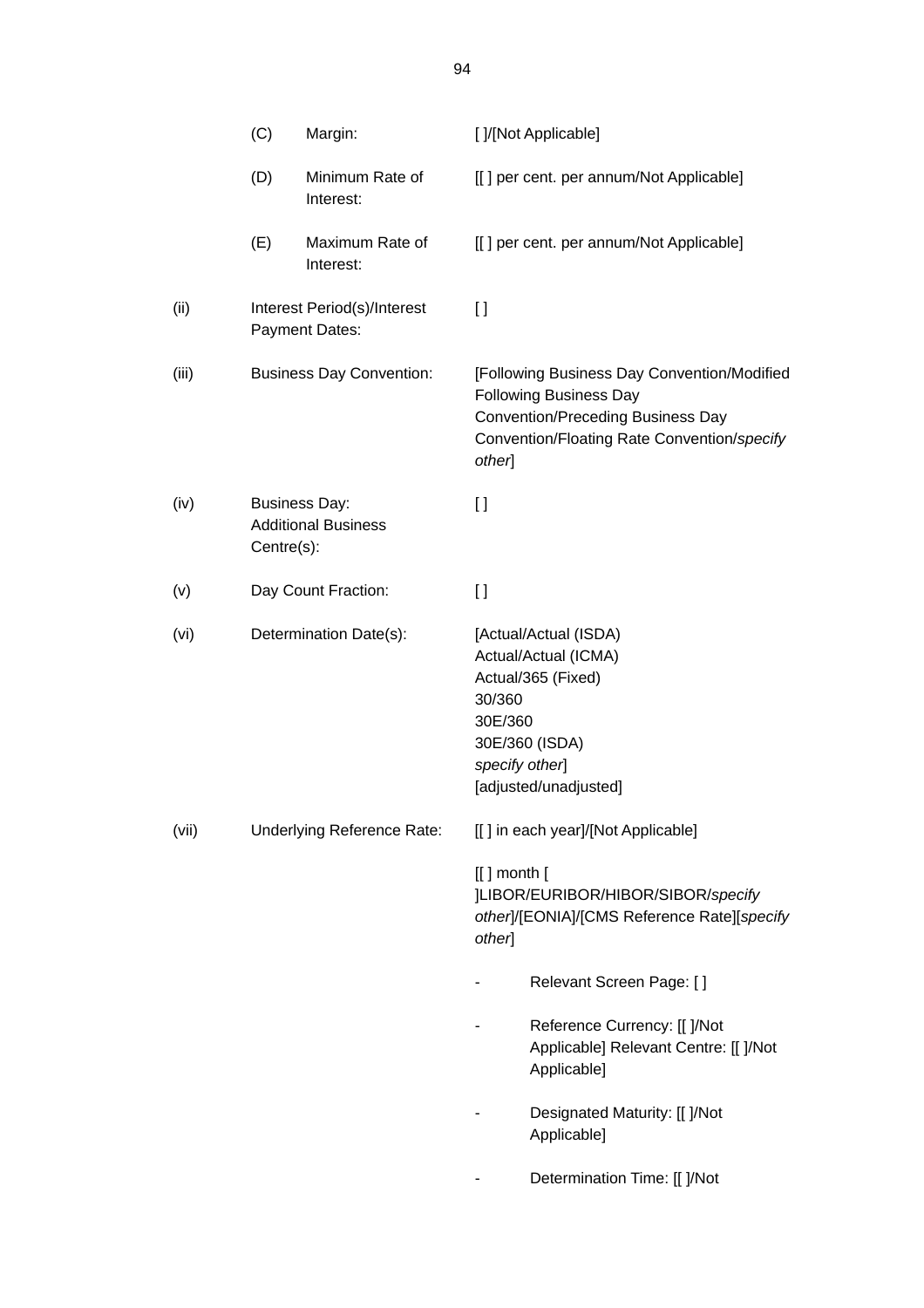| | | | |
|---|---|---|---|
| | (C) | Margin: | [ ]/[Not Applicable] |
| | (D) | Minimum Rate of Interest: | [[ ] per cent. per annum/Not Applicable] |
| | (E) | Maximum Rate of Interest: | [[ ] per cent. per annum/Not Applicable] |
| (ii) | Interest Period(s)/Interest Payment Dates: | | [ ] |
| (iii) | Business Day Convention: | | [Following Business Day Convention/Modified Following Business Day Convention/Preceding Business Day Convention/Floating Rate Convention/*specify other*] |
| (iv) | Business Day: Additional Business Centre(s): | | [ ] |
| (v) | Day Count Fraction: | | [ ] |
| (vi) | Determination Date(s): | | [Actual/Actual (ISDA)<br>Actual/Actual (ICMA)<br>Actual/365 (Fixed)<br>30/360<br>30E/360<br>30E/360 (ISDA)<br>*specify other*]<br>[adjusted/unadjusted] |
| (vii) | Underlying Reference Rate: | | [[ ] in each year]/[Not Applicable]<br><br>[[ ] month [ ]LIBOR/EURIBOR/HIBOR/SIBOR/*specify other*]/[EONIA]/[CMS Reference Rate][*specify other*]<br><br>- Relevant Screen Page: [ ]<br><br>- Reference Currency: [[ ]/Not Applicable] Relevant Centre: [[ ]/Not Applicable]<br><br>- Designated Maturity: [[ ]/Not Applicable]<br><br>- Determination Time: [[ ]/Not |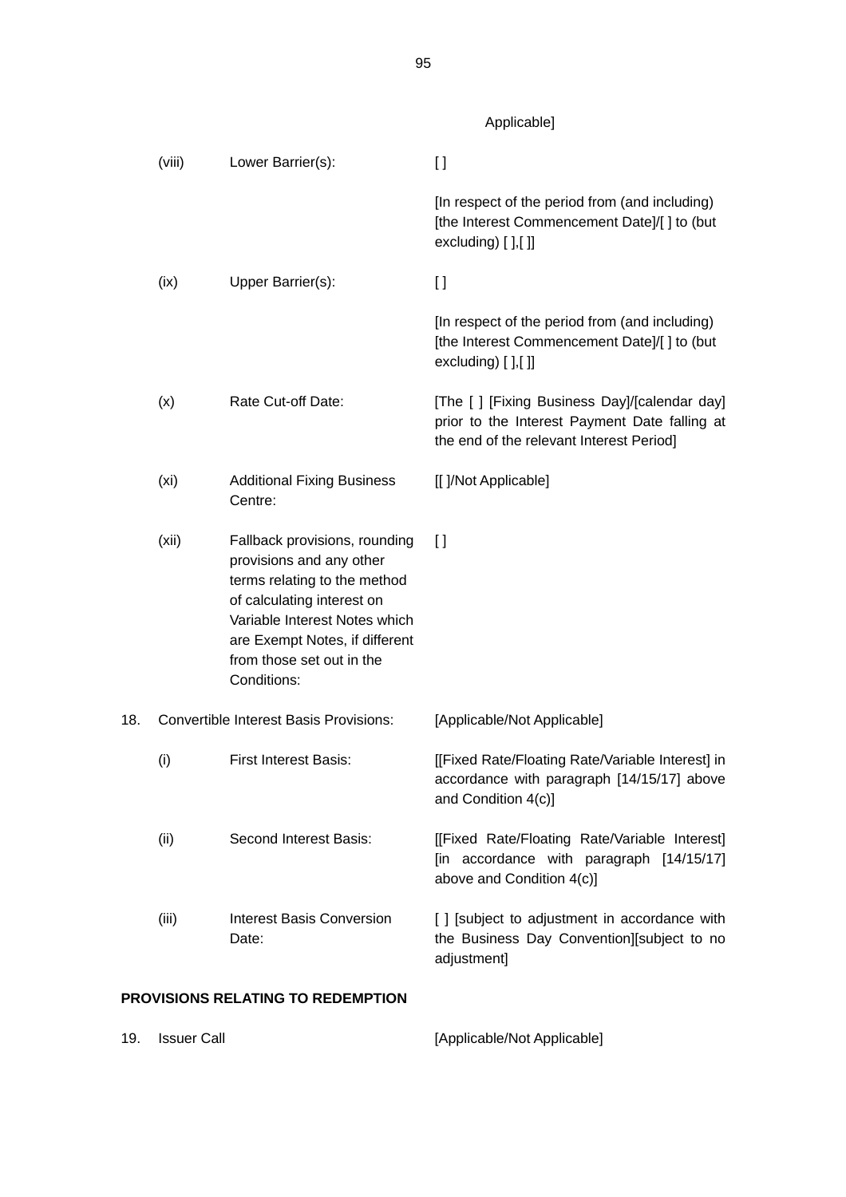| | | | |
|---|---|---|---|
| | | | Applicable] |
| | (viii) | Lower Barrier(s): | [ ] |
| | | | [In respect of the period from (and including) [the Interest Commencement Date]/[ ] to (but excluding) [ ],[ ]] |
| | (ix) | Upper Barrier(s): | [ ] |
| | | | [In respect of the period from (and including) [the Interest Commencement Date]/[ ] to (but excluding) [ ],[ ]] |
| | (x) | Rate Cut-off Date: | [The [ ] [Fixing Business Day]/[calendar day] prior to the Interest Payment Date falling at the end of the relevant Interest Period] |
| | (xi) | Additional Fixing Business Centre: | [[ ]/Not Applicable] |
| | (xii) | Fallback provisions, rounding provisions and any other terms relating to the method of calculating interest on Variable Interest Notes which are Exempt Notes, if different from those set out in the Conditions: | [ ] |
| 18. | Convertible Interest Basis Provisions: | | [Applicable/Not Applicable] |
| | (i) | First Interest Basis: | [[Fixed Rate/Floating Rate/Variable Interest] in accordance with paragraph [14/15/17] above and Condition 4(c)] |
| | (ii) | Second Interest Basis: | [[Fixed Rate/Floating Rate/Variable Interest] [in accordance with paragraph [14/15/17] above and Condition 4(c)] |
| | (iii) | Interest Basis Conversion Date: | [ ] [subject to adjustment in accordance with the Business Day Convention][subject to no adjustment] |

**PROVISIONS RELATING TO REDEMPTION**

| | | |
|---|---|---|
| 19. | Issuer Call | [Applicable/Not Applicable] |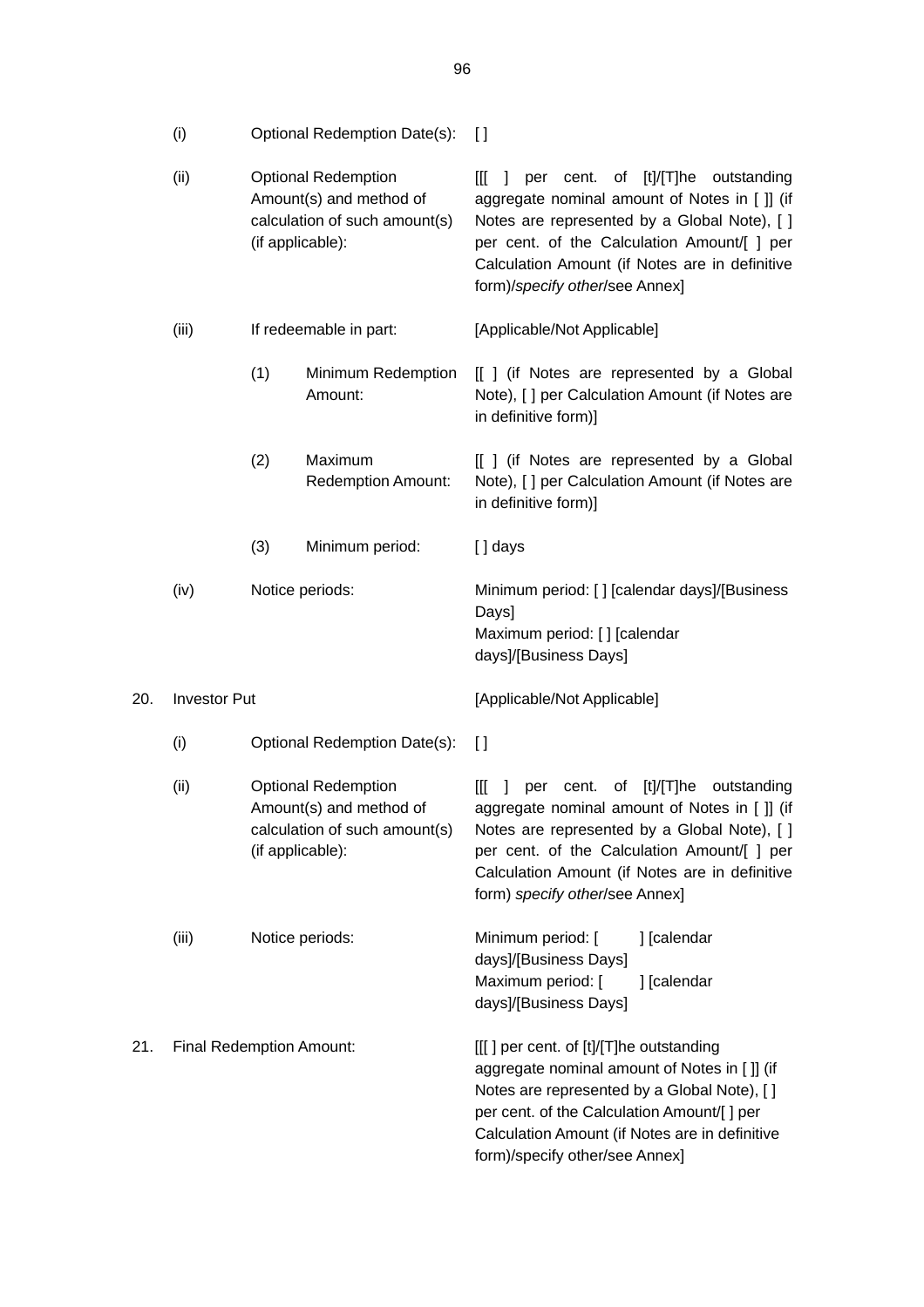| | | | |
|---|---|---|---|
| | (i) | Optional Redemption Date(s): | [ ] |
| | (ii) | Optional Redemption Amount(s) and method of calculation of such amount(s) (if applicable): | [[[ ] per cent. of [t]/[T]he outstanding aggregate nominal amount of Notes in [ ]] (if Notes are represented by a Global Note), [ ] per cent. of the Calculation Amount/[ ] per Calculation Amount (if Notes are in definitive form)/*specify other*/see Annex] |
| | (iii) | If redeemable in part: | [Applicable/Not Applicable] |
| | | (1) Minimum Redemption Amount: | [[ ] (if Notes are represented by a Global Note), [ ] per Calculation Amount (if Notes are in definitive form)] |
| | | (2) Maximum Redemption Amount: | [[ ] (if Notes are represented by a Global Note), [ ] per Calculation Amount (if Notes are in definitive form)] |
| | | (3) Minimum period: | [ ] days |
| | (iv) | Notice periods: | Minimum period: [ ] [calendar days]/[Business Days]<br>Maximum period: [ ] [calendar days]/[Business Days] |
| 20. | Investor Put | | [Applicable/Not Applicable] |
| | (i) | Optional Redemption Date(s): | [ ] |
| | (ii) | Optional Redemption Amount(s) and method of calculation of such amount(s) (if applicable): | [[[ ] per cent. of [t]/[T]he outstanding aggregate nominal amount of Notes in [ ]] (if Notes are represented by a Global Note), [ ] per cent. of the Calculation Amount/[ ] per Calculation Amount (if Notes are in definitive form) *specify other*/see Annex] |
| | (iii) | Notice periods: | Minimum period: [ ] [calendar days]/[Business Days]<br>Maximum period: [ ] [calendar days]/[Business Days] |
| 21. | Final Redemption Amount: | | [[[ ] per cent. of [t]/[T]he outstanding aggregate nominal amount of Notes in [ ]] (if Notes are represented by a Global Note), [ ] per cent. of the Calculation Amount/[ ] per Calculation Amount (if Notes are in definitive form)/specify other/see Annex] |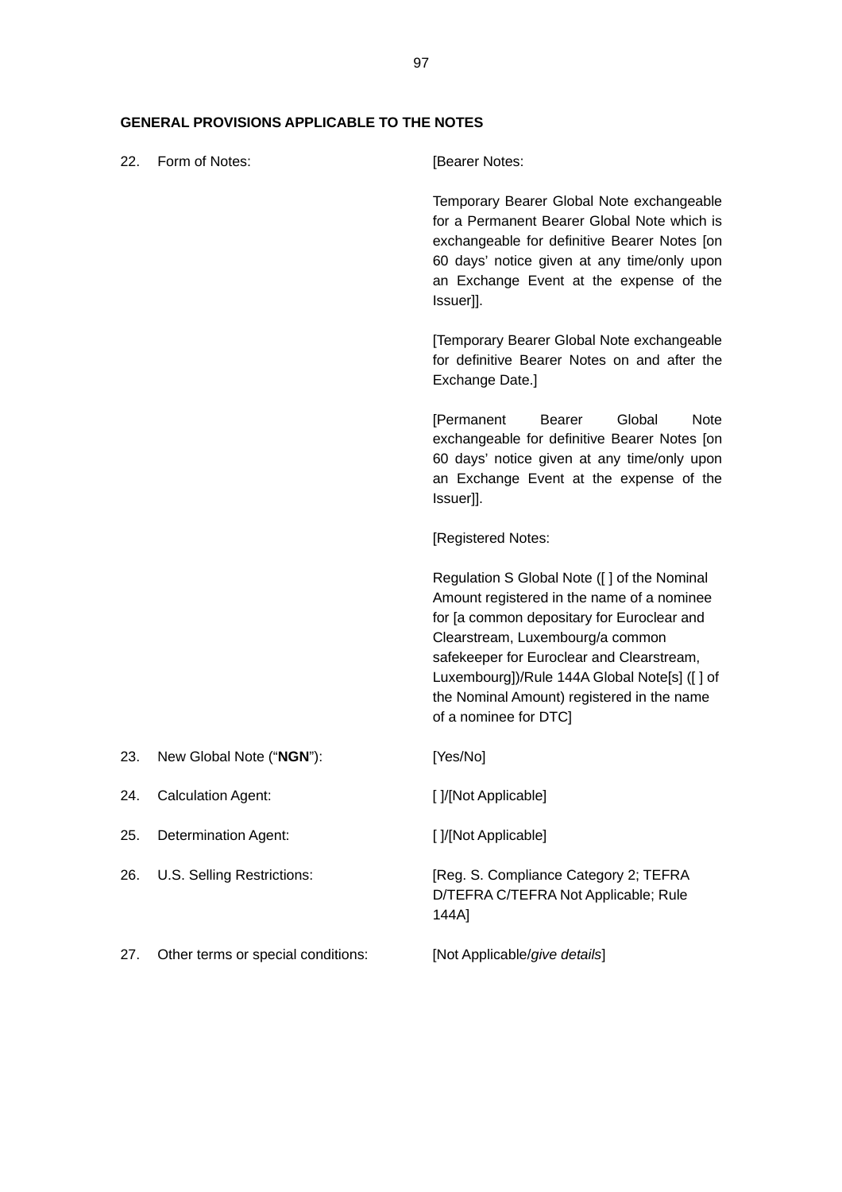**GENERAL PROVISIONS APPLICABLE TO THE NOTES**

| | | |
|---|---|---|
| 22. | Form of Notes: | [Bearer Notes:<br><br>Temporary Bearer Global Note exchangeable for a Permanent Bearer Global Note which is exchangeable for definitive Bearer Notes [on 60 days' notice given at any time/only upon an Exchange Event at the expense of the Issuer]].<br><br>[Temporary Bearer Global Note exchangeable for definitive Bearer Notes on and after the Exchange Date.]<br><br>[Permanent Bearer Global Note exchangeable for definitive Bearer Notes [on 60 days' notice given at any time/only upon an Exchange Event at the expense of the Issuer]].<br><br>[Registered Notes:<br><br>Regulation S Global Note ([ ] of the Nominal Amount registered in the name of a nominee for [a common depositary for Euroclear and Clearstream, Luxembourg/a common safekeeper for Euroclear and Clearstream, Luxembourg])/Rule 144A Global Note[s] ([ ] of the Nominal Amount) registered in the name of a nominee for DTC] |
| 23. | New Global Note ("**NGN**"): | [Yes/No] |
| 24. | Calculation Agent: | [ ]/[Not Applicable] |
| 25. | Determination Agent: | [ ]/[Not Applicable] |
| 26. | U.S. Selling Restrictions: | [Reg. S. Compliance Category 2; TEFRA D/TEFRA C/TEFRA Not Applicable; Rule 144A] |
| 27. | Other terms or special conditions: | [Not Applicable/*give details*] |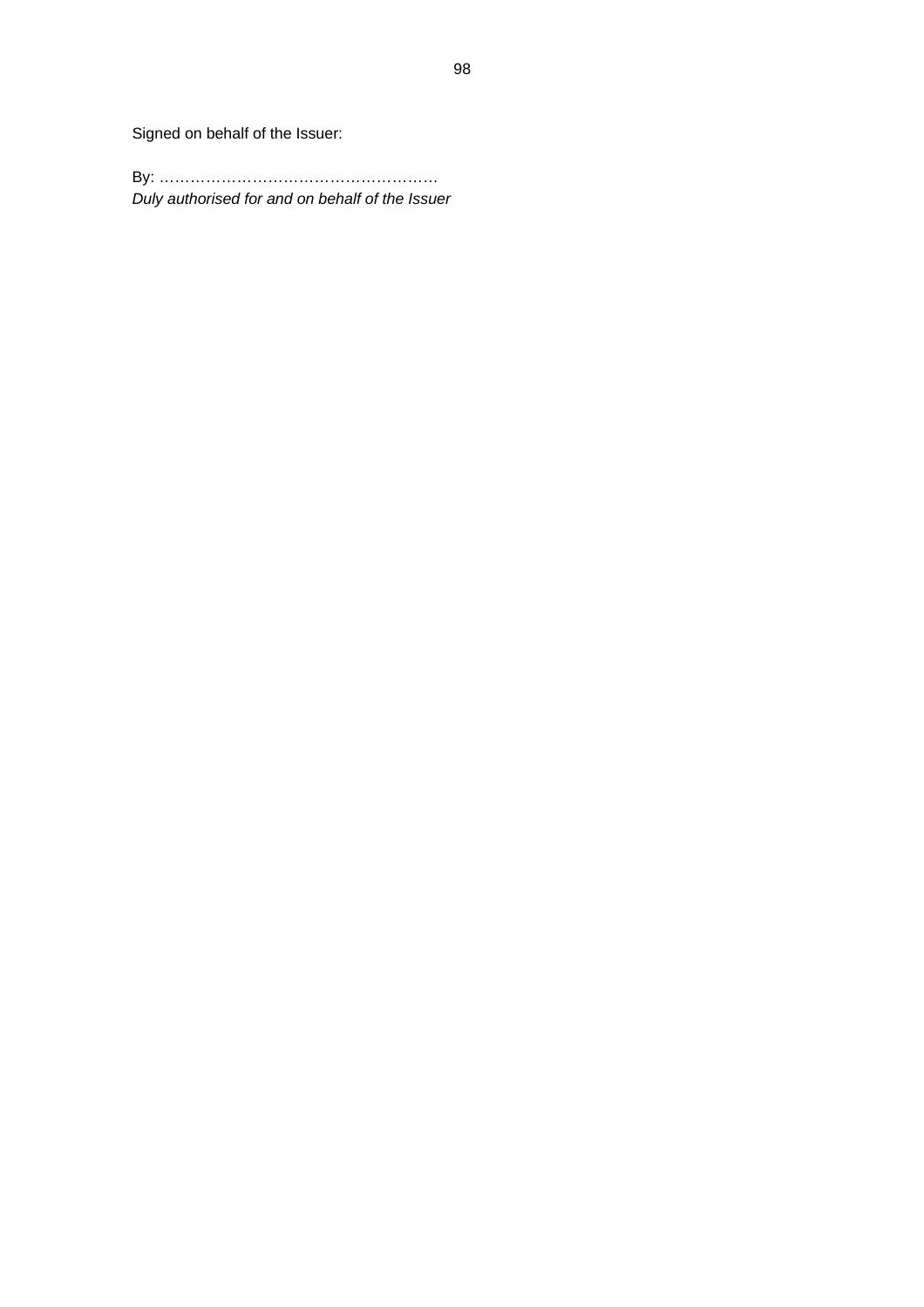Signed on behalf of the Issuer:

By: ………………………………………………
*Duly authorised for and on behalf of the Issuer*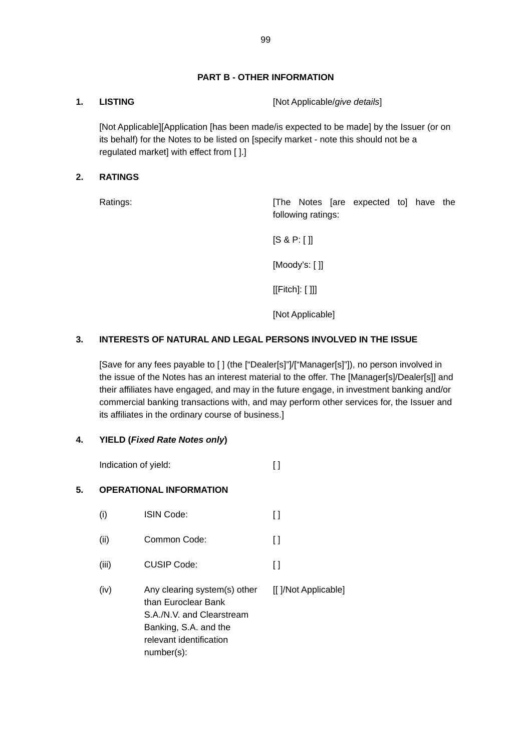## PART B - OTHER INFORMATION

**1. LISTING** [Not Applicable/*give details*]

[Not Applicable][Application [has been made/is expected to be made] by the Issuer (or on its behalf) for the Notes to be listed on [specify market - note this should not be a regulated market] with effect from [ ].]

**2. RATINGS**

| | |
|---|---|
| Ratings: | [The Notes [are expected to] have the following ratings:<br><br>[S & P: [ ]]<br><br>[Moody's: [ ]]<br><br>[[Fitch]: [ ]]]<br><br>[Not Applicable] |

**3. INTERESTS OF NATURAL AND LEGAL PERSONS INVOLVED IN THE ISSUE**

[Save for any fees payable to [ ] (the ["Dealer[s]"]/["Manager[s]"]), no person involved in the issue of the Notes has an interest material to the offer. The [Manager[s]/Dealer[s]] and their affiliates have engaged, and may in the future engage, in investment banking and/or commercial banking transactions with, and may perform other services for, the Issuer and its affiliates in the ordinary course of business.]

**4. YIELD (*Fixed Rate Notes only*)**

| | |
|---|---|
| Indication of yield: | [ ] |

**5. OPERATIONAL INFORMATION**

| | | |
|---|---|---|
| (i) | ISIN Code: | [ ] |
| (ii) | Common Code: | [ ] |
| (iii) | CUSIP Code: | [ ] |
| (iv) | Any clearing system(s) other than Euroclear Bank S.A./N.V. and Clearstream Banking, S.A. and the relevant identification number(s): | [[ ]/Not Applicable] |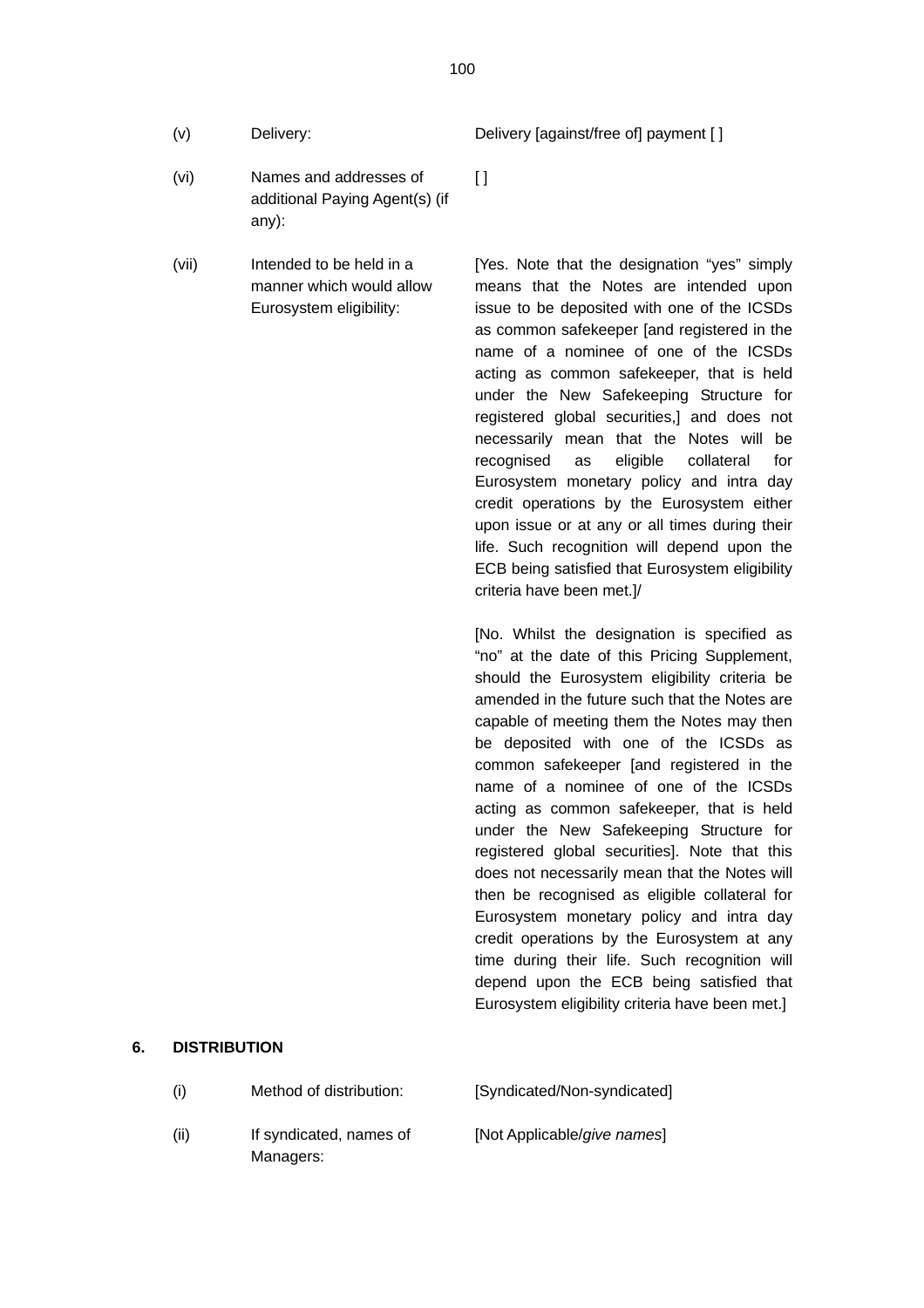| | | |
|---|---|---|
| (v) | Delivery: | Delivery [against/free of] payment [ ] |
| (vi) | Names and addresses of additional Paying Agent(s) (if any): | [ ] |
| (vii) | Intended to be held in a manner which would allow Eurosystem eligibility: | [Yes. Note that the designation "yes" simply means that the Notes are intended upon issue to be deposited with one of the ICSDs as common safekeeper [and registered in the name of a nominee of one of the ICSDs acting as common safekeeper, that is held under the New Safekeeping Structure for registered global securities,] and does not necessarily mean that the Notes will be recognised as eligible collateral for Eurosystem monetary policy and intra day credit operations by the Eurosystem either upon issue or at any or all times during their life. Such recognition will depend upon the ECB being satisfied that Eurosystem eligibility criteria have been met.]/<br><br>[No. Whilst the designation is specified as "no" at the date of this Pricing Supplement, should the Eurosystem eligibility criteria be amended in the future such that the Notes are capable of meeting them the Notes may then be deposited with one of the ICSDs as common safekeeper [and registered in the name of a nominee of one of the ICSDs acting as common safekeeper, that is held under the New Safekeeping Structure for registered global securities]. Note that this does not necessarily mean that the Notes will then be recognised as eligible collateral for Eurosystem monetary policy and intra day credit operations by the Eurosystem at any time during their life. Such recognition will depend upon the ECB being satisfied that Eurosystem eligibility criteria have been met.] |

**6. DISTRIBUTION**

| | | |
|---|---|---|
| (i) | Method of distribution: | [Syndicated/Non-syndicated] |
| (ii) | If syndicated, names of Managers: | [Not Applicable/*give names*] |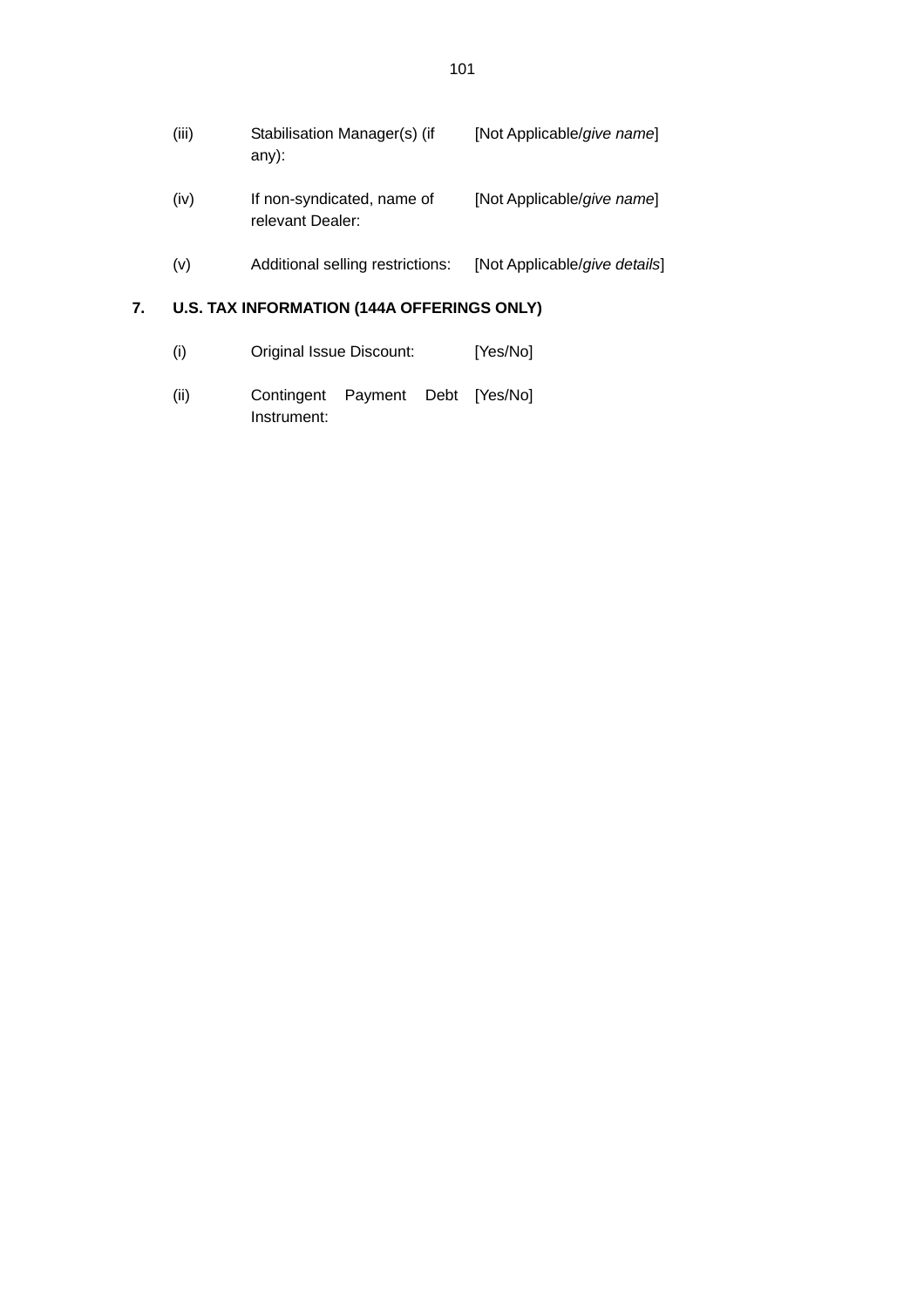| | | |
|---|---|---|
| (iii) | Stabilisation Manager(s) (if any): | [Not Applicable/*give name*] |
| (iv) | If non-syndicated, name of relevant Dealer: | [Not Applicable/*give name*] |
| (v) | Additional selling restrictions: | [Not Applicable/*give details*] |

**7. U.S. TAX INFORMATION (144A OFFERINGS ONLY)**

| | | |
|---|---|---|
| (i) | Original Issue Discount: | [Yes/No] |
| (ii) | Contingent Payment Debt Instrument: | [Yes/No] |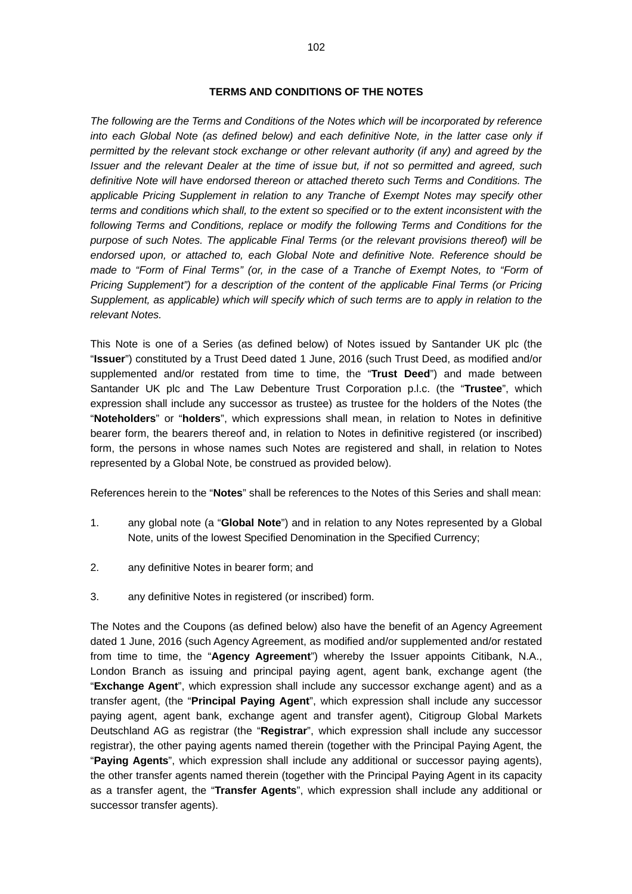## TERMS AND CONDITIONS OF THE NOTES

*The following are the Terms and Conditions of the Notes which will be incorporated by reference into each Global Note (as defined below) and each definitive Note, in the latter case only if permitted by the relevant stock exchange or other relevant authority (if any) and agreed by the Issuer and the relevant Dealer at the time of issue but, if not so permitted and agreed, such definitive Note will have endorsed thereon or attached thereto such Terms and Conditions. The applicable Pricing Supplement in relation to any Tranche of Exempt Notes may specify other terms and conditions which shall, to the extent so specified or to the extent inconsistent with the following Terms and Conditions, replace or modify the following Terms and Conditions for the purpose of such Notes. The applicable Final Terms (or the relevant provisions thereof) will be endorsed upon, or attached to, each Global Note and definitive Note. Reference should be made to "Form of Final Terms" (or, in the case of a Tranche of Exempt Notes, to "Form of Pricing Supplement") for a description of the content of the applicable Final Terms (or Pricing Supplement, as applicable) which will specify which of such terms are to apply in relation to the relevant Notes.*

This Note is one of a Series (as defined below) of Notes issued by Santander UK plc (the "**Issuer**") constituted by a Trust Deed dated 1 June, 2016 (such Trust Deed, as modified and/or supplemented and/or restated from time to time, the "**Trust Deed**") and made between Santander UK plc and The Law Debenture Trust Corporation p.l.c. (the "**Trustee**", which expression shall include any successor as trustee) as trustee for the holders of the Notes (the "**Noteholders**" or "**holders**", which expressions shall mean, in relation to Notes in definitive bearer form, the bearers thereof and, in relation to Notes in definitive registered (or inscribed) form, the persons in whose names such Notes are registered and shall, in relation to Notes represented by a Global Note, be construed as provided below).

References herein to the "**Notes**" shall be references to the Notes of this Series and shall mean:

1. any global note (a "**Global Note**") and in relation to any Notes represented by a Global Note, units of the lowest Specified Denomination in the Specified Currency;
2. any definitive Notes in bearer form; and
3. any definitive Notes in registered (or inscribed) form.

The Notes and the Coupons (as defined below) also have the benefit of an Agency Agreement dated 1 June, 2016 (such Agency Agreement, as modified and/or supplemented and/or restated from time to time, the "**Agency Agreement**") whereby the Issuer appoints Citibank, N.A., London Branch as issuing and principal paying agent, agent bank, exchange agent (the "**Exchange Agent**", which expression shall include any successor exchange agent) and as a transfer agent, (the "**Principal Paying Agent**", which expression shall include any successor paying agent, agent bank, exchange agent and transfer agent), Citigroup Global Markets Deutschland AG as registrar (the "**Registrar**", which expression shall include any successor registrar), the other paying agents named therein (together with the Principal Paying Agent, the "**Paying Agents**", which expression shall include any additional or successor paying agents), the other transfer agents named therein (together with the Principal Paying Agent in its capacity as a transfer agent, the "**Transfer Agents**", which expression shall include any additional or successor transfer agents).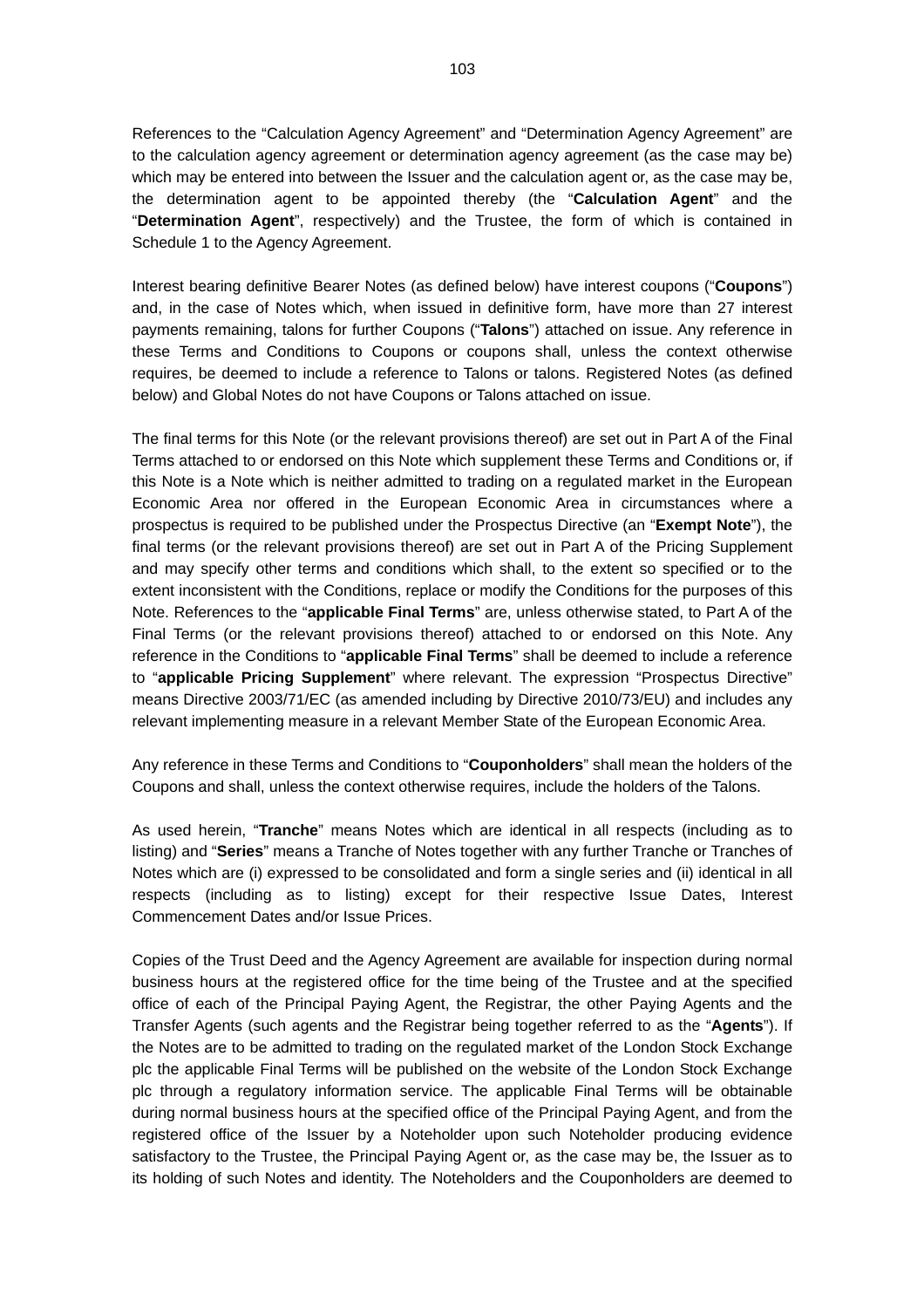References to the "Calculation Agency Agreement" and "Determination Agency Agreement" are to the calculation agency agreement or determination agency agreement (as the case may be) which may be entered into between the Issuer and the calculation agent or, as the case may be, the determination agent to be appointed thereby (the "**Calculation Agent**" and the "**Determination Agent**", respectively) and the Trustee, the form of which is contained in Schedule 1 to the Agency Agreement.

Interest bearing definitive Bearer Notes (as defined below) have interest coupons ("**Coupons**") and, in the case of Notes which, when issued in definitive form, have more than 27 interest payments remaining, talons for further Coupons ("**Talons**") attached on issue. Any reference in these Terms and Conditions to Coupons or coupons shall, unless the context otherwise requires, be deemed to include a reference to Talons or talons. Registered Notes (as defined below) and Global Notes do not have Coupons or Talons attached on issue.

The final terms for this Note (or the relevant provisions thereof) are set out in Part A of the Final Terms attached to or endorsed on this Note which supplement these Terms and Conditions or, if this Note is a Note which is neither admitted to trading on a regulated market in the European Economic Area nor offered in the European Economic Area in circumstances where a prospectus is required to be published under the Prospectus Directive (an "**Exempt Note**"), the final terms (or the relevant provisions thereof) are set out in Part A of the Pricing Supplement and may specify other terms and conditions which shall, to the extent so specified or to the extent inconsistent with the Conditions, replace or modify the Conditions for the purposes of this Note. References to the "**applicable Final Terms**" are, unless otherwise stated, to Part A of the Final Terms (or the relevant provisions thereof) attached to or endorsed on this Note. Any reference in the Conditions to "**applicable Final Terms**" shall be deemed to include a reference to "**applicable Pricing Supplement**" where relevant. The expression "Prospectus Directive" means Directive 2003/71/EC (as amended including by Directive 2010/73/EU) and includes any relevant implementing measure in a relevant Member State of the European Economic Area.

Any reference in these Terms and Conditions to "**Couponholders**" shall mean the holders of the Coupons and shall, unless the context otherwise requires, include the holders of the Talons.

As used herein, "**Tranche**" means Notes which are identical in all respects (including as to listing) and "**Series**" means a Tranche of Notes together with any further Tranche or Tranches of Notes which are (i) expressed to be consolidated and form a single series and (ii) identical in all respects (including as to listing) except for their respective Issue Dates, Interest Commencement Dates and/or Issue Prices.

Copies of the Trust Deed and the Agency Agreement are available for inspection during normal business hours at the registered office for the time being of the Trustee and at the specified office of each of the Principal Paying Agent, the Registrar, the other Paying Agents and the Transfer Agents (such agents and the Registrar being together referred to as the "**Agents**"). If the Notes are to be admitted to trading on the regulated market of the London Stock Exchange plc the applicable Final Terms will be published on the website of the London Stock Exchange plc through a regulatory information service. The applicable Final Terms will be obtainable during normal business hours at the specified office of the Principal Paying Agent, and from the registered office of the Issuer by a Noteholder upon such Noteholder producing evidence satisfactory to the Trustee, the Principal Paying Agent or, as the case may be, the Issuer as to its holding of such Notes and identity. The Noteholders and the Couponholders are deemed to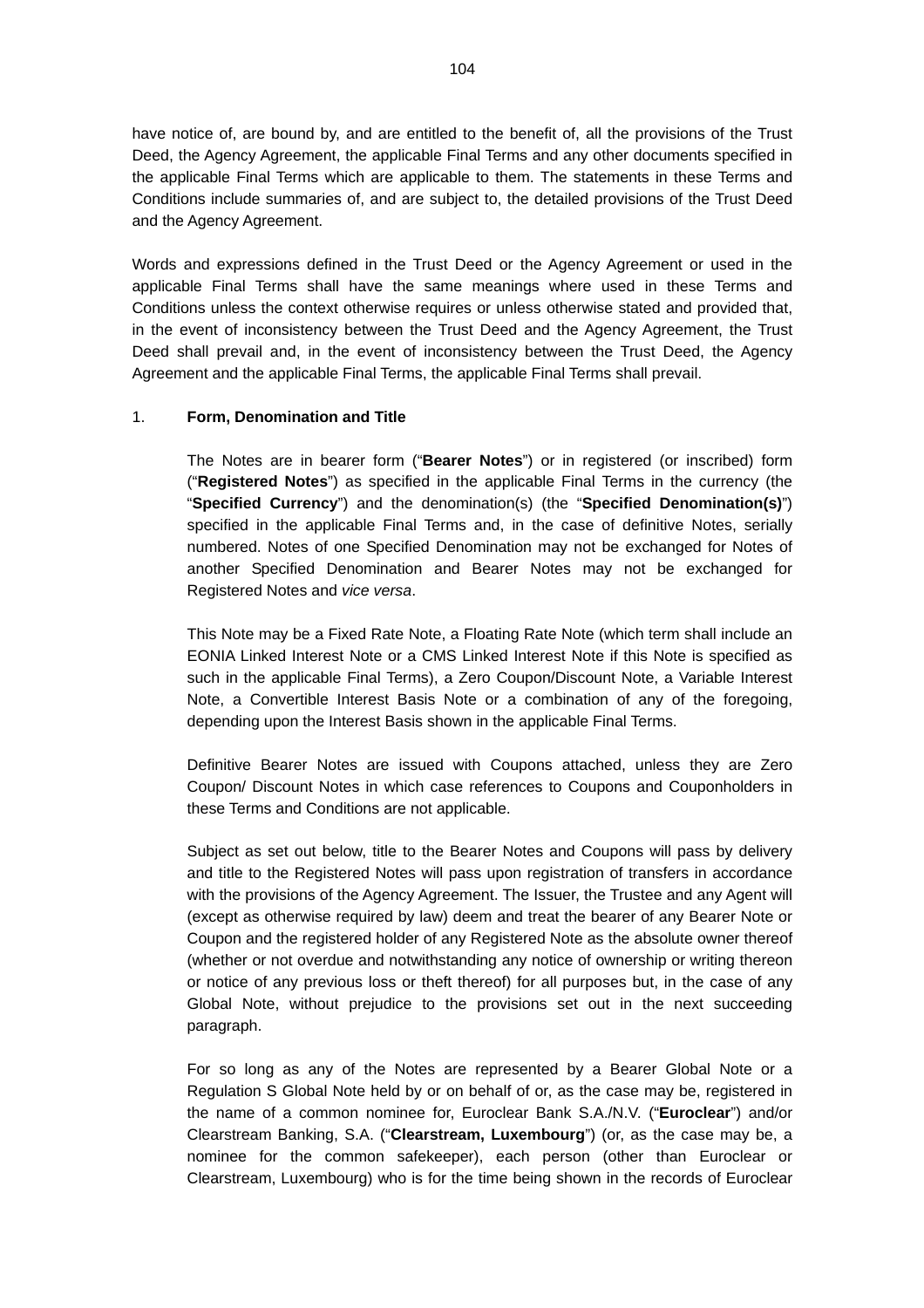have notice of, are bound by, and are entitled to the benefit of, all the provisions of the Trust Deed, the Agency Agreement, the applicable Final Terms and any other documents specified in the applicable Final Terms which are applicable to them. The statements in these Terms and Conditions include summaries of, and are subject to, the detailed provisions of the Trust Deed and the Agency Agreement.

Words and expressions defined in the Trust Deed or the Agency Agreement or used in the applicable Final Terms shall have the same meanings where used in these Terms and Conditions unless the context otherwise requires or unless otherwise stated and provided that, in the event of inconsistency between the Trust Deed and the Agency Agreement, the Trust Deed shall prevail and, in the event of inconsistency between the Trust Deed, the Agency Agreement and the applicable Final Terms, the applicable Final Terms shall prevail.

1. **Form, Denomination and Title**

The Notes are in bearer form ("**Bearer Notes**") or in registered (or inscribed) form ("**Registered Notes**") as specified in the applicable Final Terms in the currency (the "**Specified Currency**") and the denomination(s) (the "**Specified Denomination(s)**") specified in the applicable Final Terms and, in the case of definitive Notes, serially numbered. Notes of one Specified Denomination may not be exchanged for Notes of another Specified Denomination and Bearer Notes may not be exchanged for Registered Notes and *vice versa*.

This Note may be a Fixed Rate Note, a Floating Rate Note (which term shall include an EONIA Linked Interest Note or a CMS Linked Interest Note if this Note is specified as such in the applicable Final Terms), a Zero Coupon/Discount Note, a Variable Interest Note, a Convertible Interest Basis Note or a combination of any of the foregoing, depending upon the Interest Basis shown in the applicable Final Terms.

Definitive Bearer Notes are issued with Coupons attached, unless they are Zero Coupon/ Discount Notes in which case references to Coupons and Couponholders in these Terms and Conditions are not applicable.

Subject as set out below, title to the Bearer Notes and Coupons will pass by delivery and title to the Registered Notes will pass upon registration of transfers in accordance with the provisions of the Agency Agreement. The Issuer, the Trustee and any Agent will (except as otherwise required by law) deem and treat the bearer of any Bearer Note or Coupon and the registered holder of any Registered Note as the absolute owner thereof (whether or not overdue and notwithstanding any notice of ownership or writing thereon or notice of any previous loss or theft thereof) for all purposes but, in the case of any Global Note, without prejudice to the provisions set out in the next succeeding paragraph.

For so long as any of the Notes are represented by a Bearer Global Note or a Regulation S Global Note held by or on behalf of or, as the case may be, registered in the name of a common nominee for, Euroclear Bank S.A./N.V. ("**Euroclear**") and/or Clearstream Banking, S.A. ("**Clearstream, Luxembourg**") (or, as the case may be, a nominee for the common safekeeper), each person (other than Euroclear or Clearstream, Luxembourg) who is for the time being shown in the records of Euroclear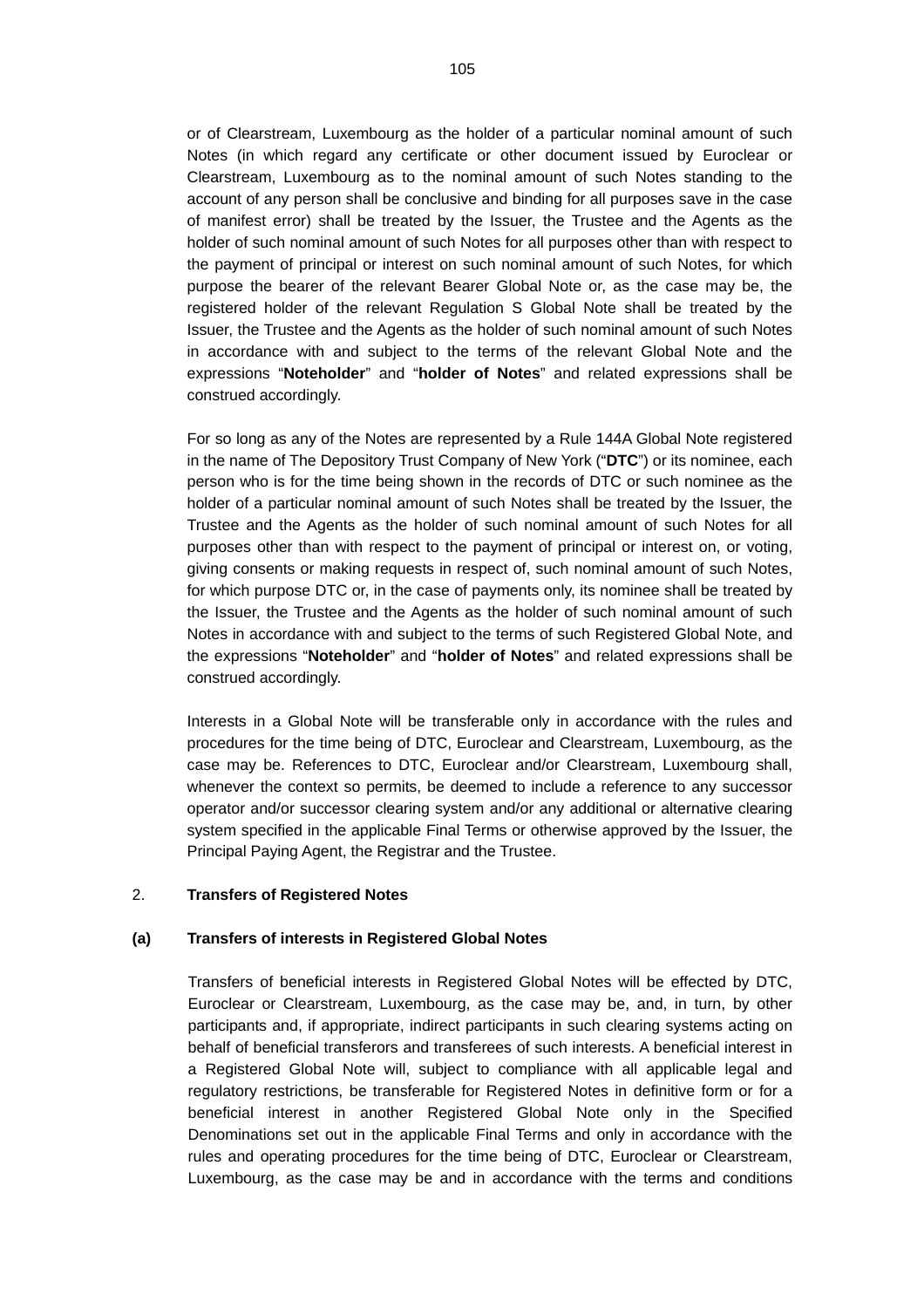or of Clearstream, Luxembourg as the holder of a particular nominal amount of such Notes (in which regard any certificate or other document issued by Euroclear or Clearstream, Luxembourg as to the nominal amount of such Notes standing to the account of any person shall be conclusive and binding for all purposes save in the case of manifest error) shall be treated by the Issuer, the Trustee and the Agents as the holder of such nominal amount of such Notes for all purposes other than with respect to the payment of principal or interest on such nominal amount of such Notes, for which purpose the bearer of the relevant Bearer Global Note or, as the case may be, the registered holder of the relevant Regulation S Global Note shall be treated by the Issuer, the Trustee and the Agents as the holder of such nominal amount of such Notes in accordance with and subject to the terms of the relevant Global Note and the expressions "**Noteholder**" and "**holder of Notes**" and related expressions shall be construed accordingly.

For so long as any of the Notes are represented by a Rule 144A Global Note registered in the name of The Depository Trust Company of New York ("**DTC**") or its nominee, each person who is for the time being shown in the records of DTC or such nominee as the holder of a particular nominal amount of such Notes shall be treated by the Issuer, the Trustee and the Agents as the holder of such nominal amount of such Notes for all purposes other than with respect to the payment of principal or interest on, or voting, giving consents or making requests in respect of, such nominal amount of such Notes, for which purpose DTC or, in the case of payments only, its nominee shall be treated by the Issuer, the Trustee and the Agents as the holder of such nominal amount of such Notes in accordance with and subject to the terms of such Registered Global Note, and the expressions "**Noteholder**" and "**holder of Notes**" and related expressions shall be construed accordingly.

Interests in a Global Note will be transferable only in accordance with the rules and procedures for the time being of DTC, Euroclear and Clearstream, Luxembourg, as the case may be. References to DTC, Euroclear and/or Clearstream, Luxembourg shall, whenever the context so permits, be deemed to include a reference to any successor operator and/or successor clearing system and/or any additional or alternative clearing system specified in the applicable Final Terms or otherwise approved by the Issuer, the Principal Paying Agent, the Registrar and the Trustee.

## 2. Transfers of Registered Notes

### (a) Transfers of interests in Registered Global Notes

Transfers of beneficial interests in Registered Global Notes will be effected by DTC, Euroclear or Clearstream, Luxembourg, as the case may be, and, in turn, by other participants and, if appropriate, indirect participants in such clearing systems acting on behalf of beneficial transferors and transferees of such interests. A beneficial interest in a Registered Global Note will, subject to compliance with all applicable legal and regulatory restrictions, be transferable for Registered Notes in definitive form or for a beneficial interest in another Registered Global Note only in the Specified Denominations set out in the applicable Final Terms and only in accordance with the rules and operating procedures for the time being of DTC, Euroclear or Clearstream, Luxembourg, as the case may be and in accordance with the terms and conditions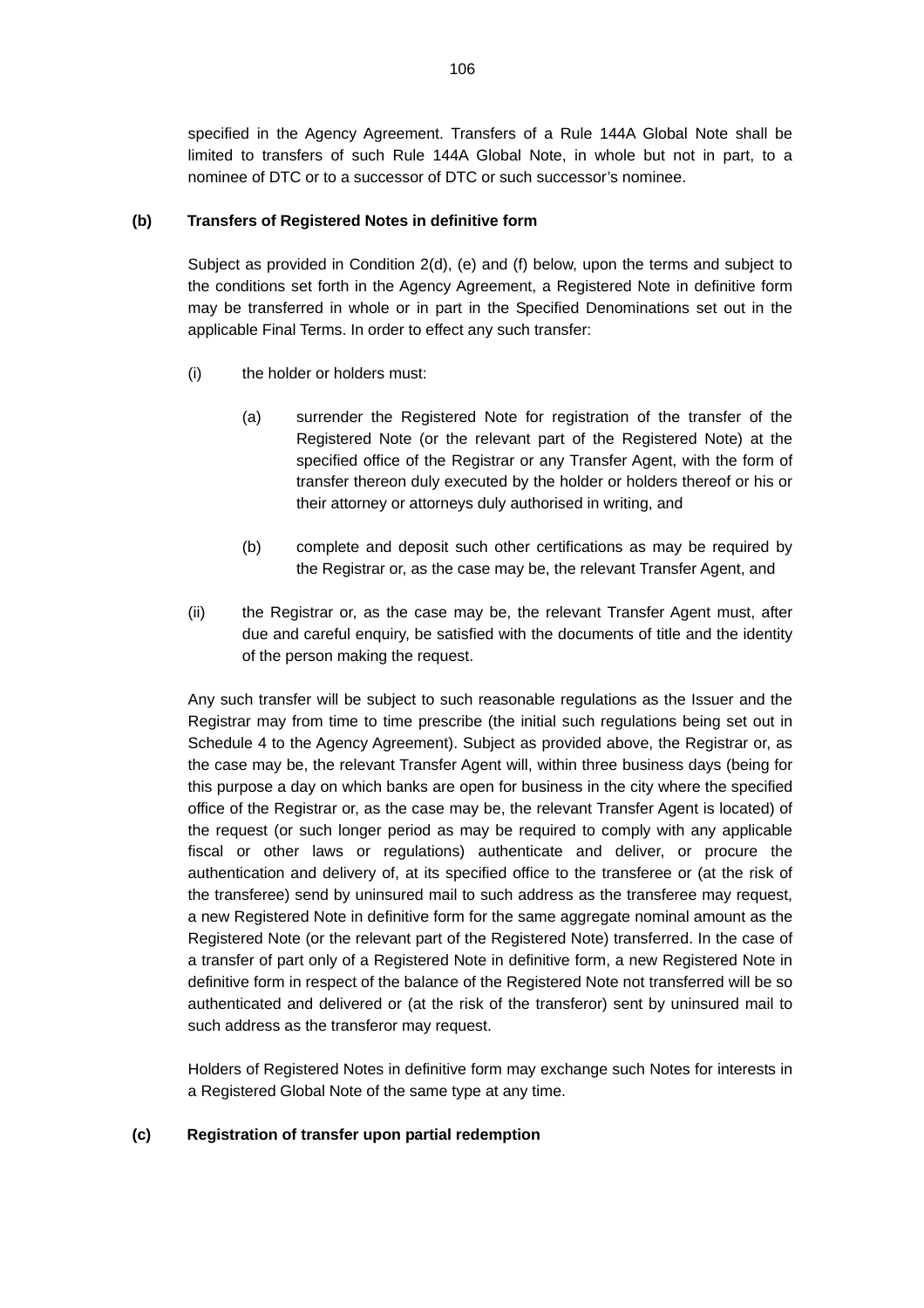specified in the Agency Agreement. Transfers of a Rule 144A Global Note shall be limited to transfers of such Rule 144A Global Note, in whole but not in part, to a nominee of DTC or to a successor of DTC or such successor's nominee.

**(b) Transfers of Registered Notes in definitive form**

Subject as provided in Condition 2(d), (e) and (f) below, upon the terms and subject to the conditions set forth in the Agency Agreement, a Registered Note in definitive form may be transferred in whole or in part in the Specified Denominations set out in the applicable Final Terms. In order to effect any such transfer:

(i) the holder or holders must:

  (a) surrender the Registered Note for registration of the transfer of the Registered Note (or the relevant part of the Registered Note) at the specified office of the Registrar or any Transfer Agent, with the form of transfer thereon duly executed by the holder or holders thereof or his or their attorney or attorneys duly authorised in writing, and

  (b) complete and deposit such other certifications as may be required by the Registrar or, as the case may be, the relevant Transfer Agent, and

(ii) the Registrar or, as the case may be, the relevant Transfer Agent must, after due and careful enquiry, be satisfied with the documents of title and the identity of the person making the request.

Any such transfer will be subject to such reasonable regulations as the Issuer and the Registrar may from time to time prescribe (the initial such regulations being set out in Schedule 4 to the Agency Agreement). Subject as provided above, the Registrar or, as the case may be, the relevant Transfer Agent will, within three business days (being for this purpose a day on which banks are open for business in the city where the specified office of the Registrar or, as the case may be, the relevant Transfer Agent is located) of the request (or such longer period as may be required to comply with any applicable fiscal or other laws or regulations) authenticate and deliver, or procure the authentication and delivery of, at its specified office to the transferee or (at the risk of the transferee) send by uninsured mail to such address as the transferee may request, a new Registered Note in definitive form for the same aggregate nominal amount as the Registered Note (or the relevant part of the Registered Note) transferred. In the case of a transfer of part only of a Registered Note in definitive form, a new Registered Note in definitive form in respect of the balance of the Registered Note not transferred will be so authenticated and delivered or (at the risk of the transferor) sent by uninsured mail to such address as the transferor may request.

Holders of Registered Notes in definitive form may exchange such Notes for interests in a Registered Global Note of the same type at any time.

**(c) Registration of transfer upon partial redemption**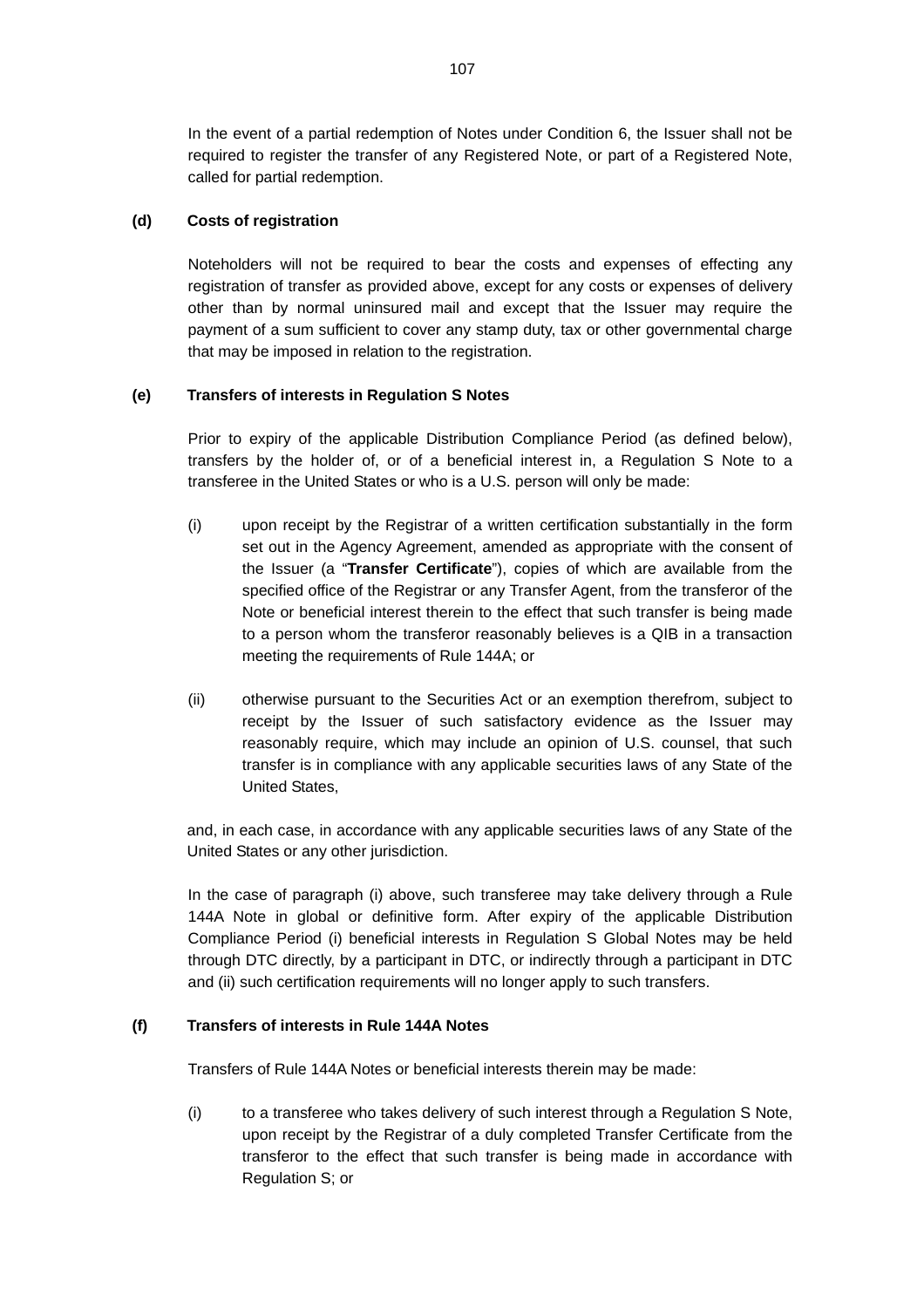In the event of a partial redemption of Notes under Condition 6, the Issuer shall not be required to register the transfer of any Registered Note, or part of a Registered Note, called for partial redemption.

**(d) Costs of registration**

Noteholders will not be required to bear the costs and expenses of effecting any registration of transfer as provided above, except for any costs or expenses of delivery other than by normal uninsured mail and except that the Issuer may require the payment of a sum sufficient to cover any stamp duty, tax or other governmental charge that may be imposed in relation to the registration.

**(e) Transfers of interests in Regulation S Notes**

Prior to expiry of the applicable Distribution Compliance Period (as defined below), transfers by the holder of, or of a beneficial interest in, a Regulation S Note to a transferee in the United States or who is a U.S. person will only be made:

(i) upon receipt by the Registrar of a written certification substantially in the form set out in the Agency Agreement, amended as appropriate with the consent of the Issuer (a "**Transfer Certificate**"), copies of which are available from the specified office of the Registrar or any Transfer Agent, from the transferor of the Note or beneficial interest therein to the effect that such transfer is being made to a person whom the transferor reasonably believes is a QIB in a transaction meeting the requirements of Rule 144A; or

(ii) otherwise pursuant to the Securities Act or an exemption therefrom, subject to receipt by the Issuer of such satisfactory evidence as the Issuer may reasonably require, which may include an opinion of U.S. counsel, that such transfer is in compliance with any applicable securities laws of any State of the United States,

and, in each case, in accordance with any applicable securities laws of any State of the United States or any other jurisdiction.

In the case of paragraph (i) above, such transferee may take delivery through a Rule 144A Note in global or definitive form. After expiry of the applicable Distribution Compliance Period (i) beneficial interests in Regulation S Global Notes may be held through DTC directly, by a participant in DTC, or indirectly through a participant in DTC and (ii) such certification requirements will no longer apply to such transfers.

**(f) Transfers of interests in Rule 144A Notes**

Transfers of Rule 144A Notes or beneficial interests therein may be made:

(i) to a transferee who takes delivery of such interest through a Regulation S Note, upon receipt by the Registrar of a duly completed Transfer Certificate from the transferor to the effect that such transfer is being made in accordance with Regulation S; or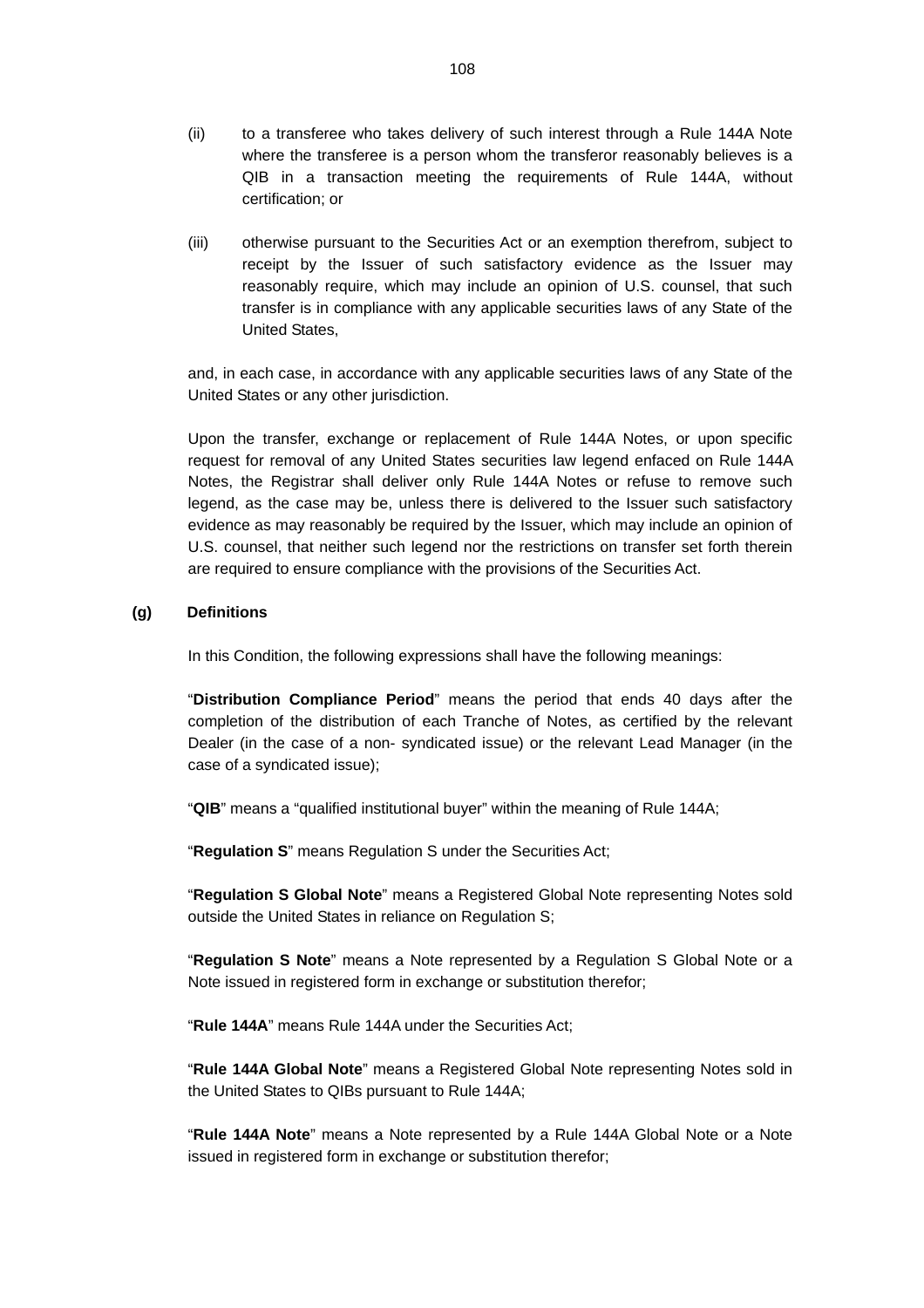(ii) to a transferee who takes delivery of such interest through a Rule 144A Note where the transferee is a person whom the transferor reasonably believes is a QIB in a transaction meeting the requirements of Rule 144A, without certification; or

(iii) otherwise pursuant to the Securities Act or an exemption therefrom, subject to receipt by the Issuer of such satisfactory evidence as the Issuer may reasonably require, which may include an opinion of U.S. counsel, that such transfer is in compliance with any applicable securities laws of any State of the United States,

and, in each case, in accordance with any applicable securities laws of any State of the United States or any other jurisdiction.

Upon the transfer, exchange or replacement of Rule 144A Notes, or upon specific request for removal of any United States securities law legend enfaced on Rule 144A Notes, the Registrar shall deliver only Rule 144A Notes or refuse to remove such legend, as the case may be, unless there is delivered to the Issuer such satisfactory evidence as may reasonably be required by the Issuer, which may include an opinion of U.S. counsel, that neither such legend nor the restrictions on transfer set forth therein are required to ensure compliance with the provisions of the Securities Act.

**(g) Definitions**

In this Condition, the following expressions shall have the following meanings:

"**Distribution Compliance Period**" means the period that ends 40 days after the completion of the distribution of each Tranche of Notes, as certified by the relevant Dealer (in the case of a non- syndicated issue) or the relevant Lead Manager (in the case of a syndicated issue);

"**QIB**" means a "qualified institutional buyer" within the meaning of Rule 144A;

"**Regulation S**" means Regulation S under the Securities Act;

"**Regulation S Global Note**" means a Registered Global Note representing Notes sold outside the United States in reliance on Regulation S;

"**Regulation S Note**" means a Note represented by a Regulation S Global Note or a Note issued in registered form in exchange or substitution therefor;

"**Rule 144A**" means Rule 144A under the Securities Act;

"**Rule 144A Global Note**" means a Registered Global Note representing Notes sold in the United States to QIBs pursuant to Rule 144A;

"**Rule 144A Note**" means a Note represented by a Rule 144A Global Note or a Note issued in registered form in exchange or substitution therefor;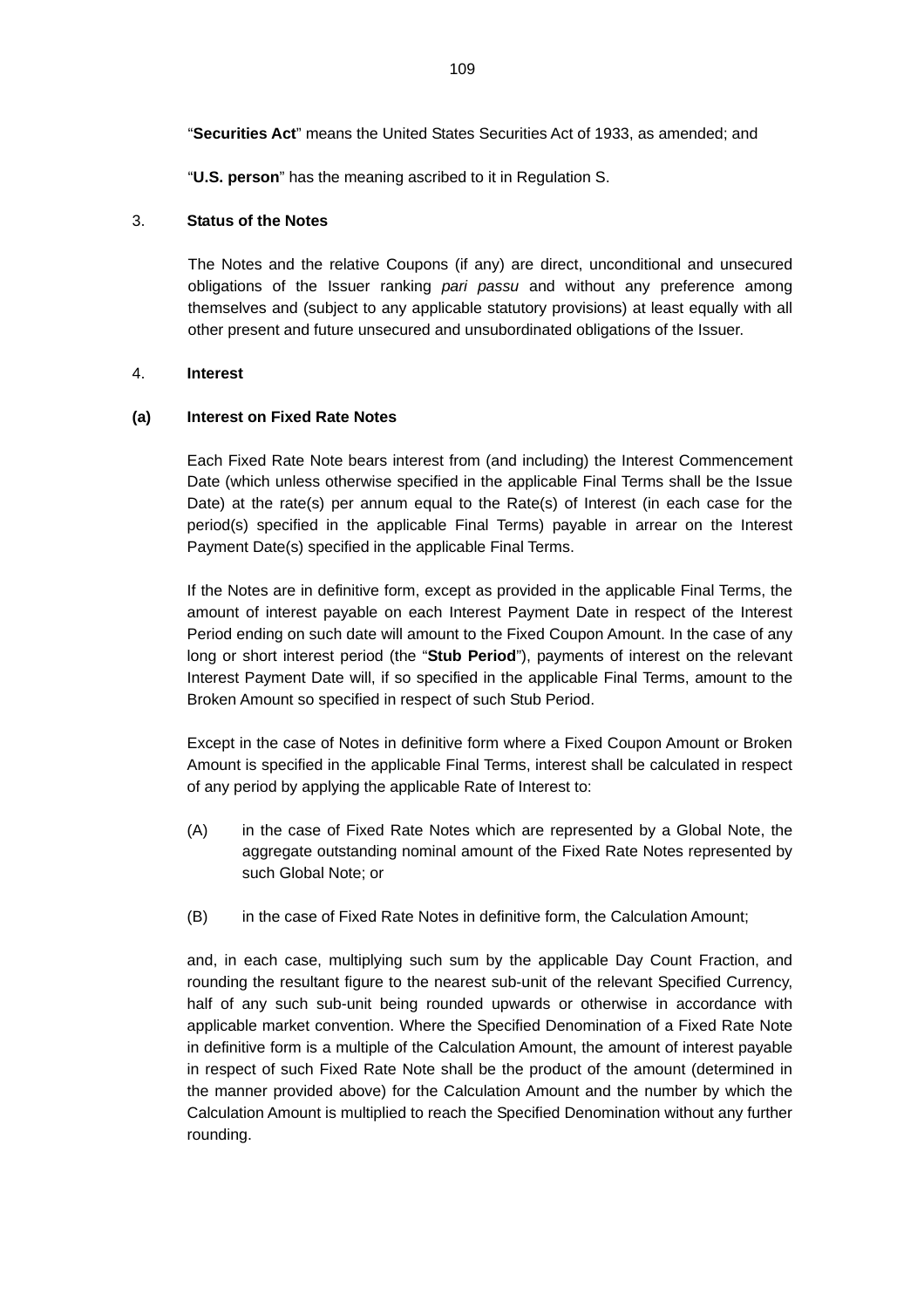"**Securities Act**" means the United States Securities Act of 1933, as amended; and

"**U.S. person**" has the meaning ascribed to it in Regulation S.

## 3. Status of the Notes

The Notes and the relative Coupons (if any) are direct, unconditional and unsecured obligations of the Issuer ranking *pari passu* and without any preference among themselves and (subject to any applicable statutory provisions) at least equally with all other present and future unsecured and unsubordinated obligations of the Issuer.

## 4. Interest

### (a) Interest on Fixed Rate Notes

Each Fixed Rate Note bears interest from (and including) the Interest Commencement Date (which unless otherwise specified in the applicable Final Terms shall be the Issue Date) at the rate(s) per annum equal to the Rate(s) of Interest (in each case for the period(s) specified in the applicable Final Terms) payable in arrear on the Interest Payment Date(s) specified in the applicable Final Terms.

If the Notes are in definitive form, except as provided in the applicable Final Terms, the amount of interest payable on each Interest Payment Date in respect of the Interest Period ending on such date will amount to the Fixed Coupon Amount. In the case of any long or short interest period (the "**Stub Period**"), payments of interest on the relevant Interest Payment Date will, if so specified in the applicable Final Terms, amount to the Broken Amount so specified in respect of such Stub Period.

Except in the case of Notes in definitive form where a Fixed Coupon Amount or Broken Amount is specified in the applicable Final Terms, interest shall be calculated in respect of any period by applying the applicable Rate of Interest to:

(A) in the case of Fixed Rate Notes which are represented by a Global Note, the aggregate outstanding nominal amount of the Fixed Rate Notes represented by such Global Note; or

(B) in the case of Fixed Rate Notes in definitive form, the Calculation Amount;

and, in each case, multiplying such sum by the applicable Day Count Fraction, and rounding the resultant figure to the nearest sub-unit of the relevant Specified Currency, half of any such sub-unit being rounded upwards or otherwise in accordance with applicable market convention. Where the Specified Denomination of a Fixed Rate Note in definitive form is a multiple of the Calculation Amount, the amount of interest payable in respect of such Fixed Rate Note shall be the product of the amount (determined in the manner provided above) for the Calculation Amount and the number by which the Calculation Amount is multiplied to reach the Specified Denomination without any further rounding.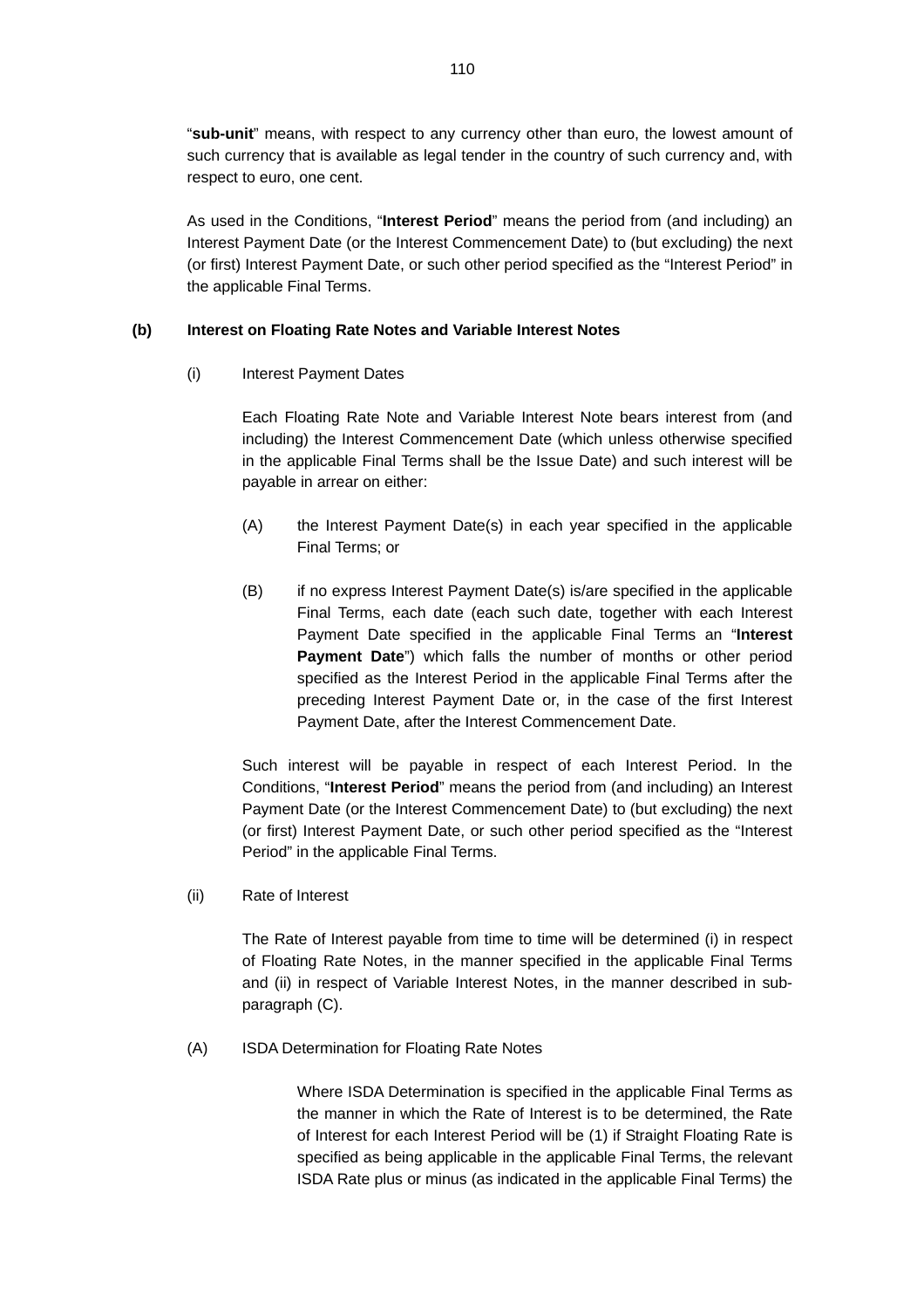"**sub-unit**" means, with respect to any currency other than euro, the lowest amount of such currency that is available as legal tender in the country of such currency and, with respect to euro, one cent.

As used in the Conditions, "**Interest Period**" means the period from (and including) an Interest Payment Date (or the Interest Commencement Date) to (but excluding) the next (or first) Interest Payment Date, or such other period specified as the "Interest Period" in the applicable Final Terms.

**(b) Interest on Floating Rate Notes and Variable Interest Notes**

(i) Interest Payment Dates

Each Floating Rate Note and Variable Interest Note bears interest from (and including) the Interest Commencement Date (which unless otherwise specified in the applicable Final Terms shall be the Issue Date) and such interest will be payable in arrear on either:

(A) the Interest Payment Date(s) in each year specified in the applicable Final Terms; or

(B) if no express Interest Payment Date(s) is/are specified in the applicable Final Terms, each date (each such date, together with each Interest Payment Date specified in the applicable Final Terms an "**Interest Payment Date**") which falls the number of months or other period specified as the Interest Period in the applicable Final Terms after the preceding Interest Payment Date or, in the case of the first Interest Payment Date, after the Interest Commencement Date.

Such interest will be payable in respect of each Interest Period. In the Conditions, "**Interest Period**" means the period from (and including) an Interest Payment Date (or the Interest Commencement Date) to (but excluding) the next (or first) Interest Payment Date, or such other period specified as the "Interest Period" in the applicable Final Terms.

(ii) Rate of Interest

The Rate of Interest payable from time to time will be determined (i) in respect of Floating Rate Notes, in the manner specified in the applicable Final Terms and (ii) in respect of Variable Interest Notes, in the manner described in sub-paragraph (C).

(A) ISDA Determination for Floating Rate Notes

Where ISDA Determination is specified in the applicable Final Terms as the manner in which the Rate of Interest is to be determined, the Rate of Interest for each Interest Period will be (1) if Straight Floating Rate is specified as being applicable in the applicable Final Terms, the relevant ISDA Rate plus or minus (as indicated in the applicable Final Terms) the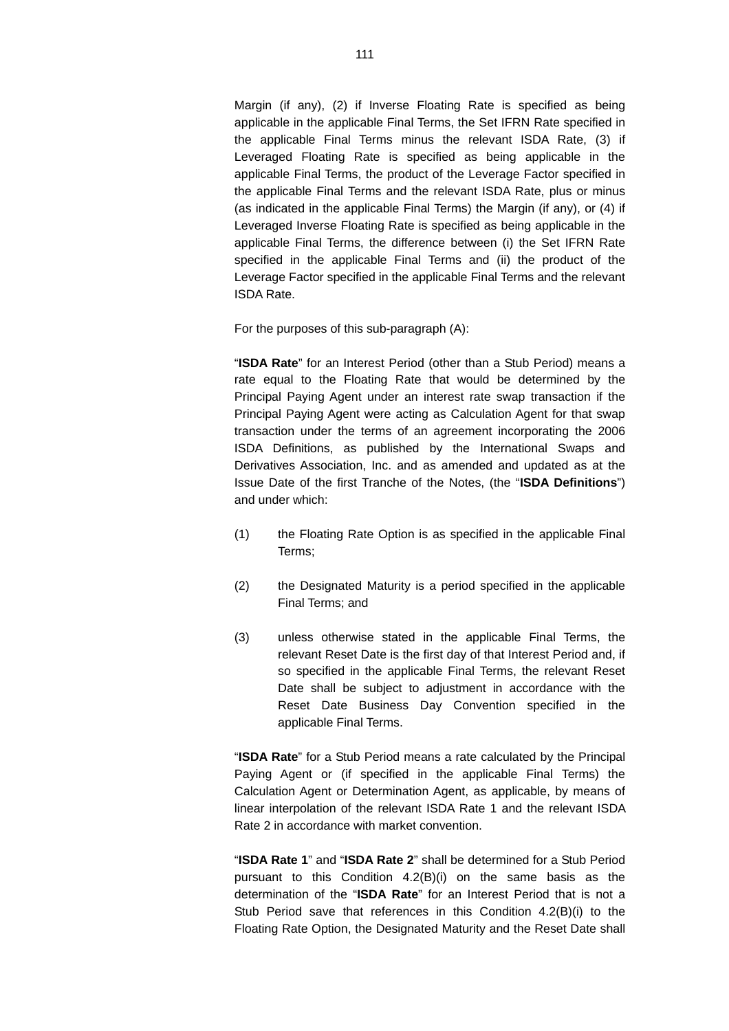Margin (if any), (2) if Inverse Floating Rate is specified as being applicable in the applicable Final Terms, the Set IFRN Rate specified in the applicable Final Terms minus the relevant ISDA Rate, (3) if Leveraged Floating Rate is specified as being applicable in the applicable Final Terms, the product of the Leverage Factor specified in the applicable Final Terms and the relevant ISDA Rate, plus or minus (as indicated in the applicable Final Terms) the Margin (if any), or (4) if Leveraged Inverse Floating Rate is specified as being applicable in the applicable Final Terms, the difference between (i) the Set IFRN Rate specified in the applicable Final Terms and (ii) the product of the Leverage Factor specified in the applicable Final Terms and the relevant ISDA Rate.

For the purposes of this sub-paragraph (A):

"**ISDA Rate**" for an Interest Period (other than a Stub Period) means a rate equal to the Floating Rate that would be determined by the Principal Paying Agent under an interest rate swap transaction if the Principal Paying Agent were acting as Calculation Agent for that swap transaction under the terms of an agreement incorporating the 2006 ISDA Definitions, as published by the International Swaps and Derivatives Association, Inc. and as amended and updated as at the Issue Date of the first Tranche of the Notes, (the "**ISDA Definitions**") and under which:

(1) the Floating Rate Option is as specified in the applicable Final Terms;

(2) the Designated Maturity is a period specified in the applicable Final Terms; and

(3) unless otherwise stated in the applicable Final Terms, the relevant Reset Date is the first day of that Interest Period and, if so specified in the applicable Final Terms, the relevant Reset Date shall be subject to adjustment in accordance with the Reset Date Business Day Convention specified in the applicable Final Terms.

"**ISDA Rate**" for a Stub Period means a rate calculated by the Principal Paying Agent or (if specified in the applicable Final Terms) the Calculation Agent or Determination Agent, as applicable, by means of linear interpolation of the relevant ISDA Rate 1 and the relevant ISDA Rate 2 in accordance with market convention.

"**ISDA Rate 1**" and "**ISDA Rate 2**" shall be determined for a Stub Period pursuant to this Condition 4.2(B)(i) on the same basis as the determination of the "**ISDA Rate**" for an Interest Period that is not a Stub Period save that references in this Condition 4.2(B)(i) to the Floating Rate Option, the Designated Maturity and the Reset Date shall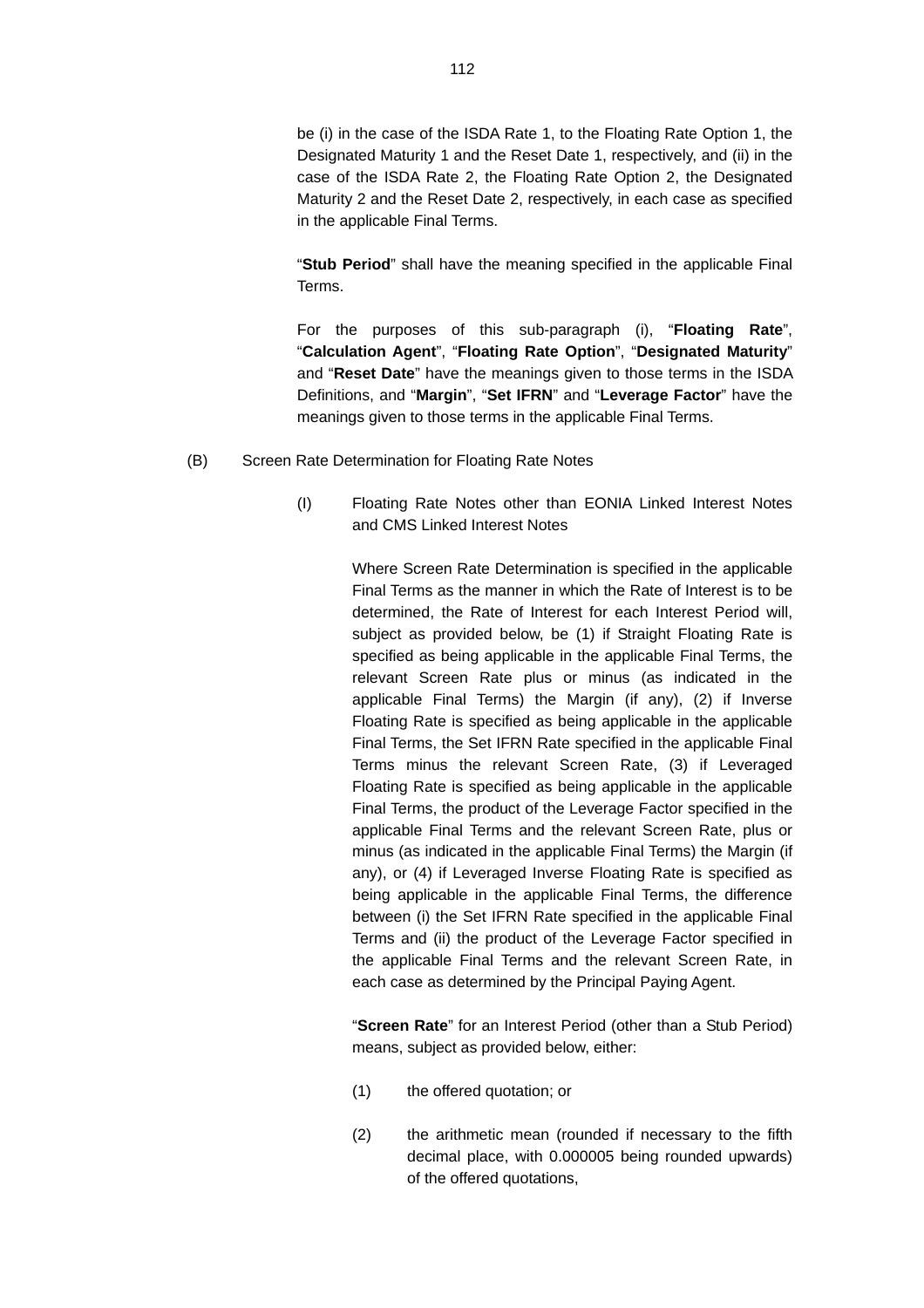be (i) in the case of the ISDA Rate 1, to the Floating Rate Option 1, the Designated Maturity 1 and the Reset Date 1, respectively, and (ii) in the case of the ISDA Rate 2, the Floating Rate Option 2, the Designated Maturity 2 and the Reset Date 2, respectively, in each case as specified in the applicable Final Terms.

"**Stub Period**" shall have the meaning specified in the applicable Final Terms.

For the purposes of this sub-paragraph (i), "**Floating Rate**", "**Calculation Agent**", "**Floating Rate Option**", "**Designated Maturity**" and "**Reset Date**" have the meanings given to those terms in the ISDA Definitions, and "**Margin**", "**Set IFRN**" and "**Leverage Factor**" have the meanings given to those terms in the applicable Final Terms.

(B) Screen Rate Determination for Floating Rate Notes

(I) Floating Rate Notes other than EONIA Linked Interest Notes and CMS Linked Interest Notes

Where Screen Rate Determination is specified in the applicable Final Terms as the manner in which the Rate of Interest is to be determined, the Rate of Interest for each Interest Period will, subject as provided below, be (1) if Straight Floating Rate is specified as being applicable in the applicable Final Terms, the relevant Screen Rate plus or minus (as indicated in the applicable Final Terms) the Margin (if any), (2) if Inverse Floating Rate is specified as being applicable in the applicable Final Terms, the Set IFRN Rate specified in the applicable Final Terms minus the relevant Screen Rate, (3) if Leveraged Floating Rate is specified as being applicable in the applicable Final Terms, the product of the Leverage Factor specified in the applicable Final Terms and the relevant Screen Rate, plus or minus (as indicated in the applicable Final Terms) the Margin (if any), or (4) if Leveraged Inverse Floating Rate is specified as being applicable in the applicable Final Terms, the difference between (i) the Set IFRN Rate specified in the applicable Final Terms and (ii) the product of the Leverage Factor specified in the applicable Final Terms and the relevant Screen Rate, in each case as determined by the Principal Paying Agent.

"**Screen Rate**" for an Interest Period (other than a Stub Period) means, subject as provided below, either:

(1) the offered quotation; or

(2) the arithmetic mean (rounded if necessary to the fifth decimal place, with 0.000005 being rounded upwards) of the offered quotations,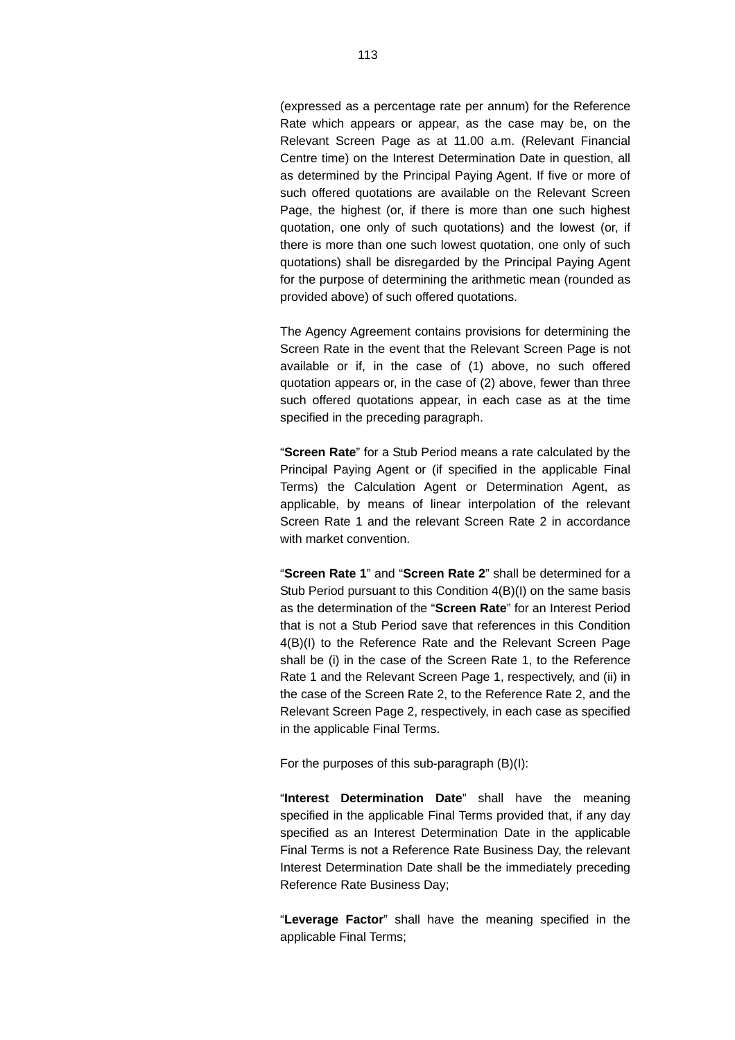(expressed as a percentage rate per annum) for the Reference Rate which appears or appear, as the case may be, on the Relevant Screen Page as at 11.00 a.m. (Relevant Financial Centre time) on the Interest Determination Date in question, all as determined by the Principal Paying Agent. If five or more of such offered quotations are available on the Relevant Screen Page, the highest (or, if there is more than one such highest quotation, one only of such quotations) and the lowest (or, if there is more than one such lowest quotation, one only of such quotations) shall be disregarded by the Principal Paying Agent for the purpose of determining the arithmetic mean (rounded as provided above) of such offered quotations.

The Agency Agreement contains provisions for determining the Screen Rate in the event that the Relevant Screen Page is not available or if, in the case of (1) above, no such offered quotation appears or, in the case of (2) above, fewer than three such offered quotations appear, in each case as at the time specified in the preceding paragraph.

"**Screen Rate**" for a Stub Period means a rate calculated by the Principal Paying Agent or (if specified in the applicable Final Terms) the Calculation Agent or Determination Agent, as applicable, by means of linear interpolation of the relevant Screen Rate 1 and the relevant Screen Rate 2 in accordance with market convention.

"**Screen Rate 1**" and "**Screen Rate 2**" shall be determined for a Stub Period pursuant to this Condition 4(B)(I) on the same basis as the determination of the "**Screen Rate**" for an Interest Period that is not a Stub Period save that references in this Condition 4(B)(I) to the Reference Rate and the Relevant Screen Page shall be (i) in the case of the Screen Rate 1, to the Reference Rate 1 and the Relevant Screen Page 1, respectively, and (ii) in the case of the Screen Rate 2, to the Reference Rate 2, and the Relevant Screen Page 2, respectively, in each case as specified in the applicable Final Terms.

For the purposes of this sub-paragraph (B)(I):

"**Interest Determination Date**" shall have the meaning specified in the applicable Final Terms provided that, if any day specified as an Interest Determination Date in the applicable Final Terms is not a Reference Rate Business Day, the relevant Interest Determination Date shall be the immediately preceding Reference Rate Business Day;

"**Leverage Factor**" shall have the meaning specified in the applicable Final Terms;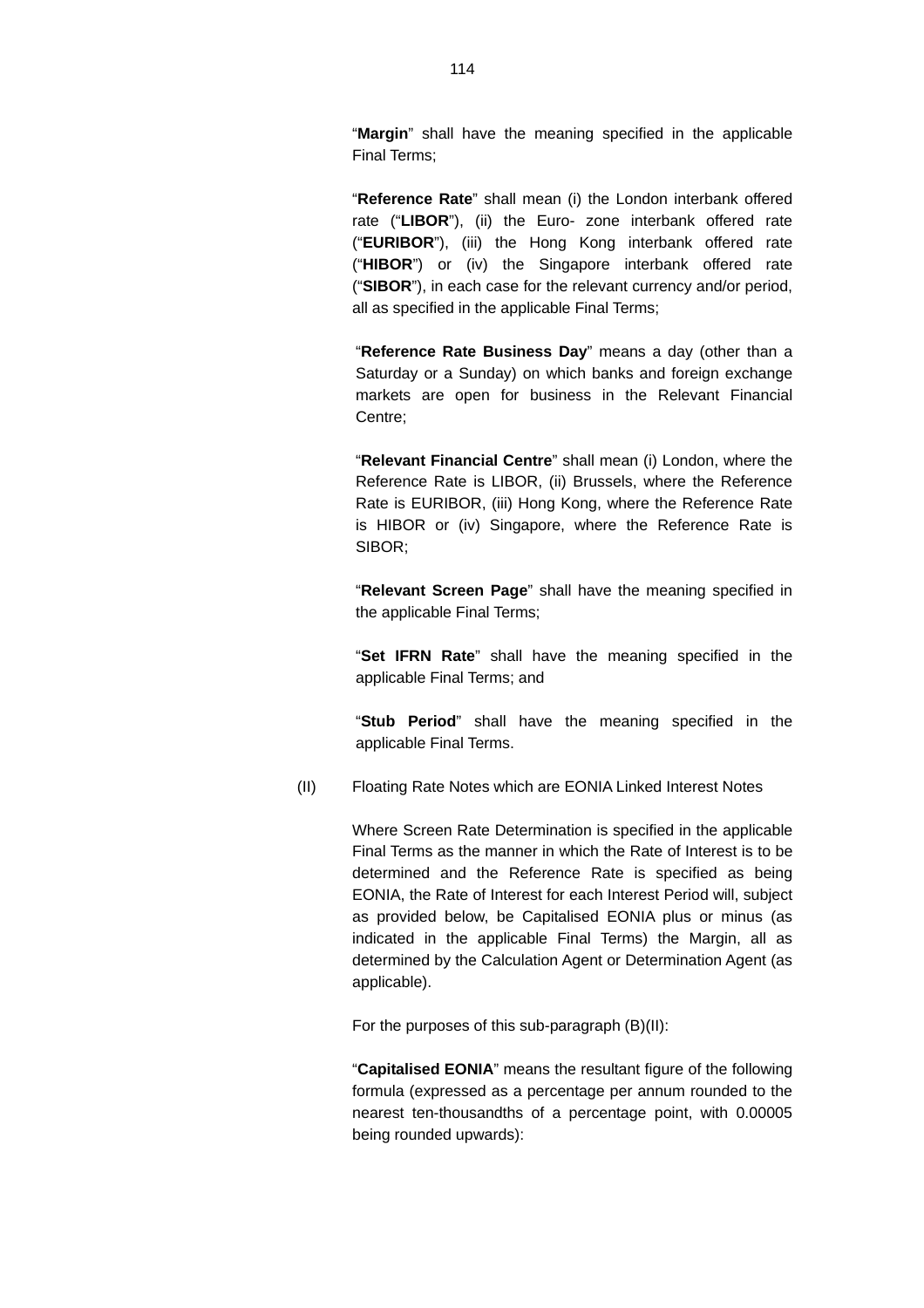"**Margin**" shall have the meaning specified in the applicable Final Terms;

"**Reference Rate**" shall mean (i) the London interbank offered rate ("**LIBOR**"), (ii) the Euro- zone interbank offered rate ("**EURIBOR**"), (iii) the Hong Kong interbank offered rate ("**HIBOR**") or (iv) the Singapore interbank offered rate ("**SIBOR**"), in each case for the relevant currency and/or period, all as specified in the applicable Final Terms;

"**Reference Rate Business Day**" means a day (other than a Saturday or a Sunday) on which banks and foreign exchange markets are open for business in the Relevant Financial Centre;

"**Relevant Financial Centre**" shall mean (i) London, where the Reference Rate is LIBOR, (ii) Brussels, where the Reference Rate is EURIBOR, (iii) Hong Kong, where the Reference Rate is HIBOR or (iv) Singapore, where the Reference Rate is SIBOR;

"**Relevant Screen Page**" shall have the meaning specified in the applicable Final Terms;

"**Set IFRN Rate**" shall have the meaning specified in the applicable Final Terms; and

"**Stub Period**" shall have the meaning specified in the applicable Final Terms.

(II) Floating Rate Notes which are EONIA Linked Interest Notes

Where Screen Rate Determination is specified in the applicable Final Terms as the manner in which the Rate of Interest is to be determined and the Reference Rate is specified as being EONIA, the Rate of Interest for each Interest Period will, subject as provided below, be Capitalised EONIA plus or minus (as indicated in the applicable Final Terms) the Margin, all as determined by the Calculation Agent or Determination Agent (as applicable).

For the purposes of this sub-paragraph (B)(II):

"**Capitalised EONIA**" means the resultant figure of the following formula (expressed as a percentage per annum rounded to the nearest ten-thousandths of a percentage point, with 0.00005 being rounded upwards):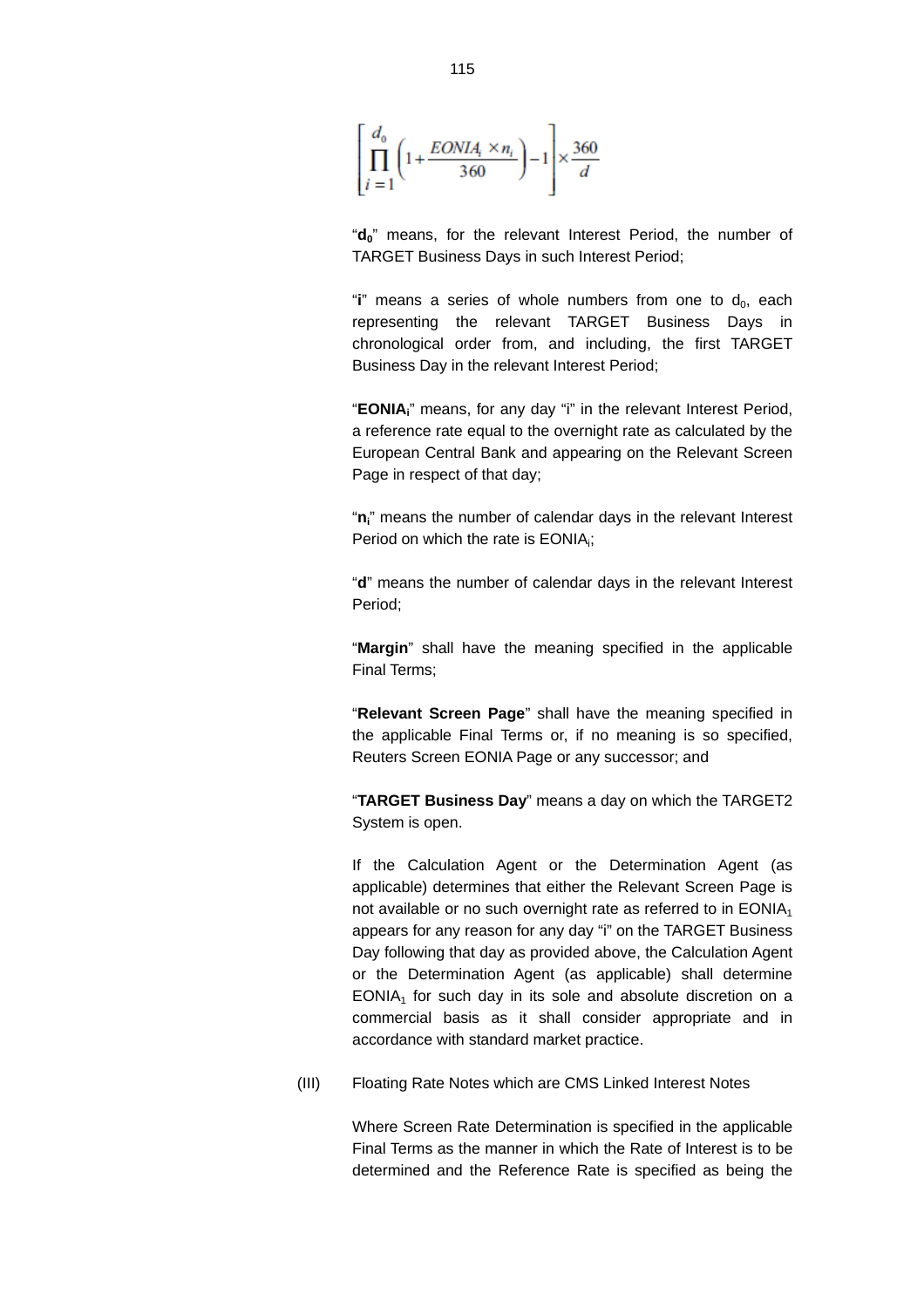$$\left[\prod_{i=1}^{d_0}\left(1+\frac{EONIA_i \times n_i}{360}\right)-1\right]\times\frac{360}{d}$$

"$\mathbf{d_0}$" means, for the relevant Interest Period, the number of TARGET Business Days in such Interest Period;

"**i**" means a series of whole numbers from one to $d_0$, each representing the relevant TARGET Business Days in chronological order from, and including, the first TARGET Business Day in the relevant Interest Period;

"$\mathbf{EONIA_i}$" means, for any day "i" in the relevant Interest Period, a reference rate equal to the overnight rate as calculated by the European Central Bank and appearing on the Relevant Screen Page in respect of that day;

"$\mathbf{n_i}$" means the number of calendar days in the relevant Interest Period on which the rate is $EONIA_i$;

"**d**" means the number of calendar days in the relevant Interest Period;

"**Margin**" shall have the meaning specified in the applicable Final Terms;

"**Relevant Screen Page**" shall have the meaning specified in the applicable Final Terms or, if no meaning is so specified, Reuters Screen EONIA Page or any successor; and

"**TARGET Business Day**" means a day on which the TARGET2 System is open.

If the Calculation Agent or the Determination Agent (as applicable) determines that either the Relevant Screen Page is not available or no such overnight rate as referred to in $EONIA_1$ appears for any reason for any day "i" on the TARGET Business Day following that day as provided above, the Calculation Agent or the Determination Agent (as applicable) shall determine $EONIA_1$ for such day in its sole and absolute discretion on a commercial basis as it shall consider appropriate and in accordance with standard market practice.

(III) Floating Rate Notes which are CMS Linked Interest Notes

Where Screen Rate Determination is specified in the applicable Final Terms as the manner in which the Rate of Interest is to be determined and the Reference Rate is specified as being the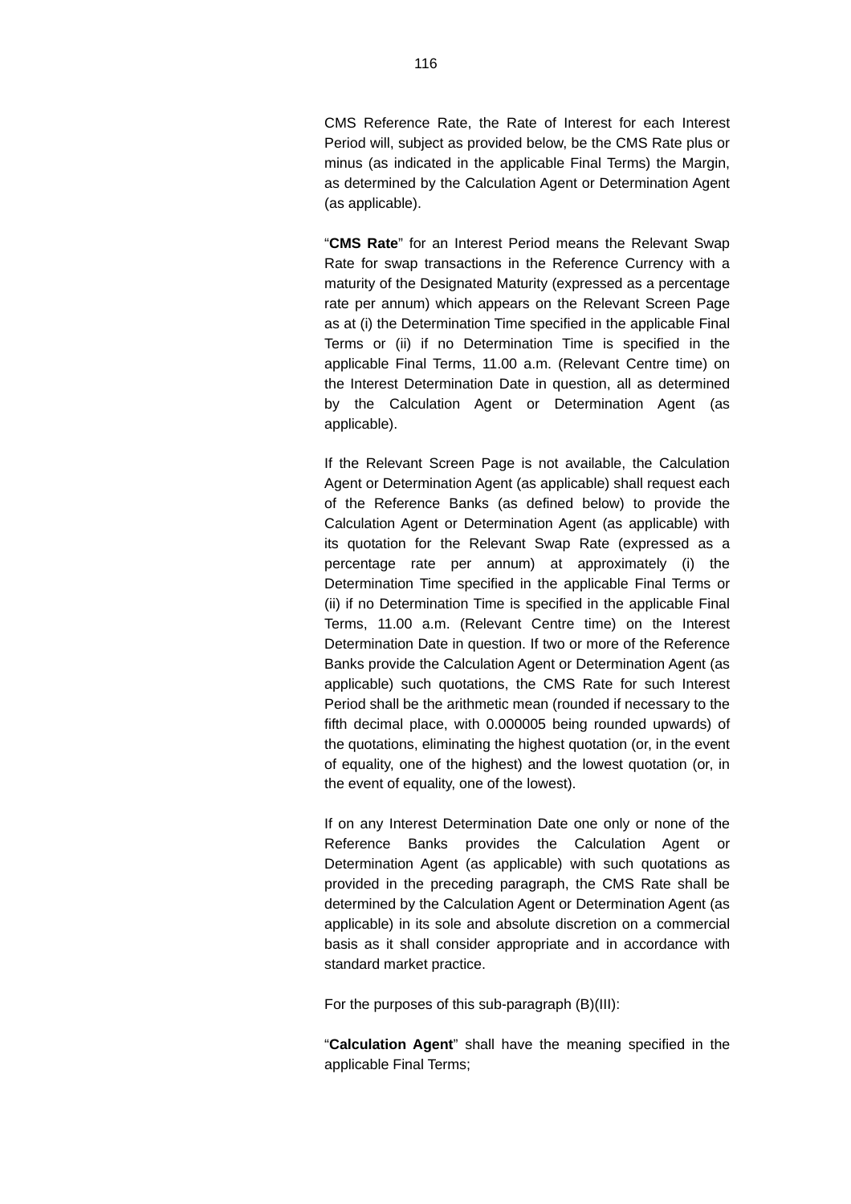CMS Reference Rate, the Rate of Interest for each Interest Period will, subject as provided below, be the CMS Rate plus or minus (as indicated in the applicable Final Terms) the Margin, as determined by the Calculation Agent or Determination Agent (as applicable).

"**CMS Rate**" for an Interest Period means the Relevant Swap Rate for swap transactions in the Reference Currency with a maturity of the Designated Maturity (expressed as a percentage rate per annum) which appears on the Relevant Screen Page as at (i) the Determination Time specified in the applicable Final Terms or (ii) if no Determination Time is specified in the applicable Final Terms, 11.00 a.m. (Relevant Centre time) on the Interest Determination Date in question, all as determined by the Calculation Agent or Determination Agent (as applicable).

If the Relevant Screen Page is not available, the Calculation Agent or Determination Agent (as applicable) shall request each of the Reference Banks (as defined below) to provide the Calculation Agent or Determination Agent (as applicable) with its quotation for the Relevant Swap Rate (expressed as a percentage rate per annum) at approximately (i) the Determination Time specified in the applicable Final Terms or (ii) if no Determination Time is specified in the applicable Final Terms, 11.00 a.m. (Relevant Centre time) on the Interest Determination Date in question. If two or more of the Reference Banks provide the Calculation Agent or Determination Agent (as applicable) such quotations, the CMS Rate for such Interest Period shall be the arithmetic mean (rounded if necessary to the fifth decimal place, with 0.000005 being rounded upwards) of the quotations, eliminating the highest quotation (or, in the event of equality, one of the highest) and the lowest quotation (or, in the event of equality, one of the lowest).

If on any Interest Determination Date one only or none of the Reference Banks provides the Calculation Agent or Determination Agent (as applicable) with such quotations as provided in the preceding paragraph, the CMS Rate shall be determined by the Calculation Agent or Determination Agent (as applicable) in its sole and absolute discretion on a commercial basis as it shall consider appropriate and in accordance with standard market practice.

For the purposes of this sub-paragraph (B)(III):

"**Calculation Agent**" shall have the meaning specified in the applicable Final Terms;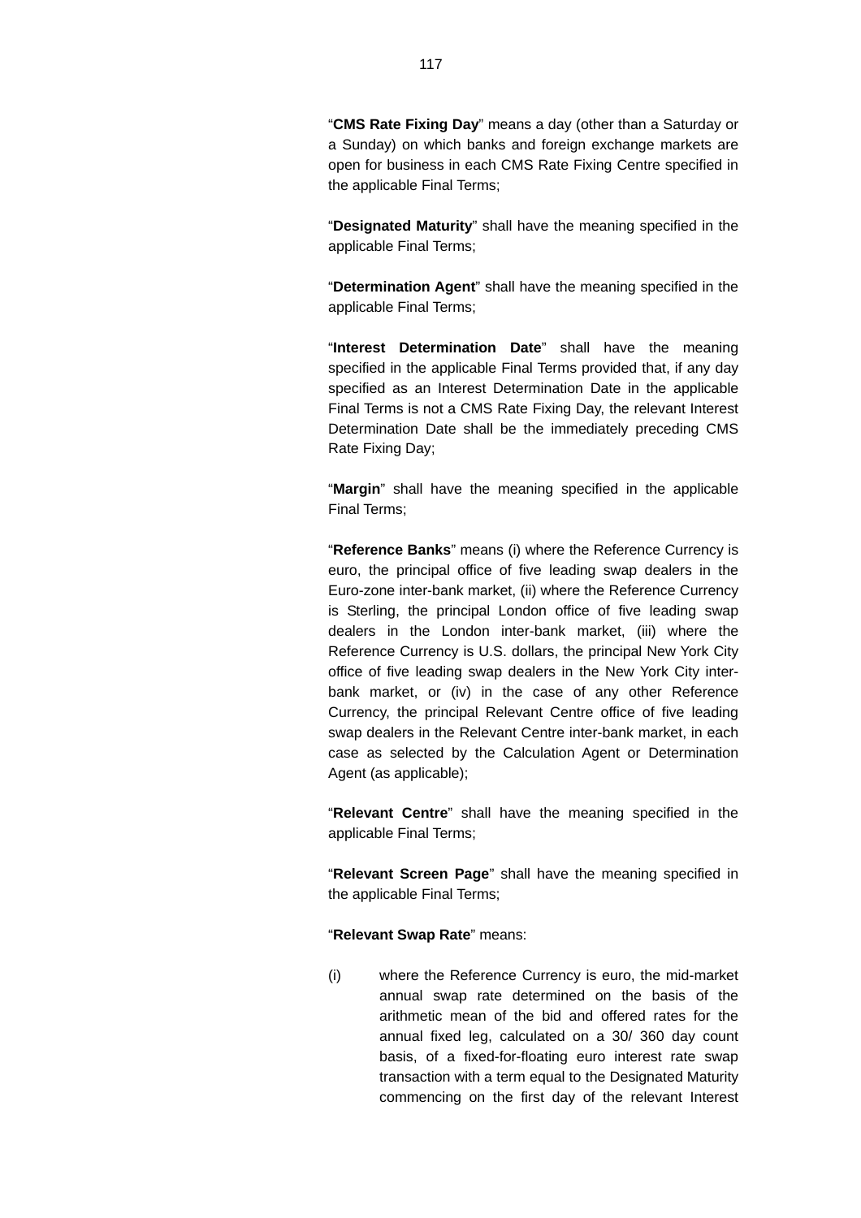"**CMS Rate Fixing Day**" means a day (other than a Saturday or a Sunday) on which banks and foreign exchange markets are open for business in each CMS Rate Fixing Centre specified in the applicable Final Terms;

"**Designated Maturity**" shall have the meaning specified in the applicable Final Terms;

"**Determination Agent**" shall have the meaning specified in the applicable Final Terms;

"**Interest Determination Date**" shall have the meaning specified in the applicable Final Terms provided that, if any day specified as an Interest Determination Date in the applicable Final Terms is not a CMS Rate Fixing Day, the relevant Interest Determination Date shall be the immediately preceding CMS Rate Fixing Day;

"**Margin**" shall have the meaning specified in the applicable Final Terms;

"**Reference Banks**" means (i) where the Reference Currency is euro, the principal office of five leading swap dealers in the Euro-zone inter-bank market, (ii) where the Reference Currency is Sterling, the principal London office of five leading swap dealers in the London inter-bank market, (iii) where the Reference Currency is U.S. dollars, the principal New York City office of five leading swap dealers in the New York City inter-bank market, or (iv) in the case of any other Reference Currency, the principal Relevant Centre office of five leading swap dealers in the Relevant Centre inter-bank market, in each case as selected by the Calculation Agent or Determination Agent (as applicable);

"**Relevant Centre**" shall have the meaning specified in the applicable Final Terms;

"**Relevant Screen Page**" shall have the meaning specified in the applicable Final Terms;

"**Relevant Swap Rate**" means:

(i) where the Reference Currency is euro, the mid-market annual swap rate determined on the basis of the arithmetic mean of the bid and offered rates for the annual fixed leg, calculated on a 30/ 360 day count basis, of a fixed-for-floating euro interest rate swap transaction with a term equal to the Designated Maturity commencing on the first day of the relevant Interest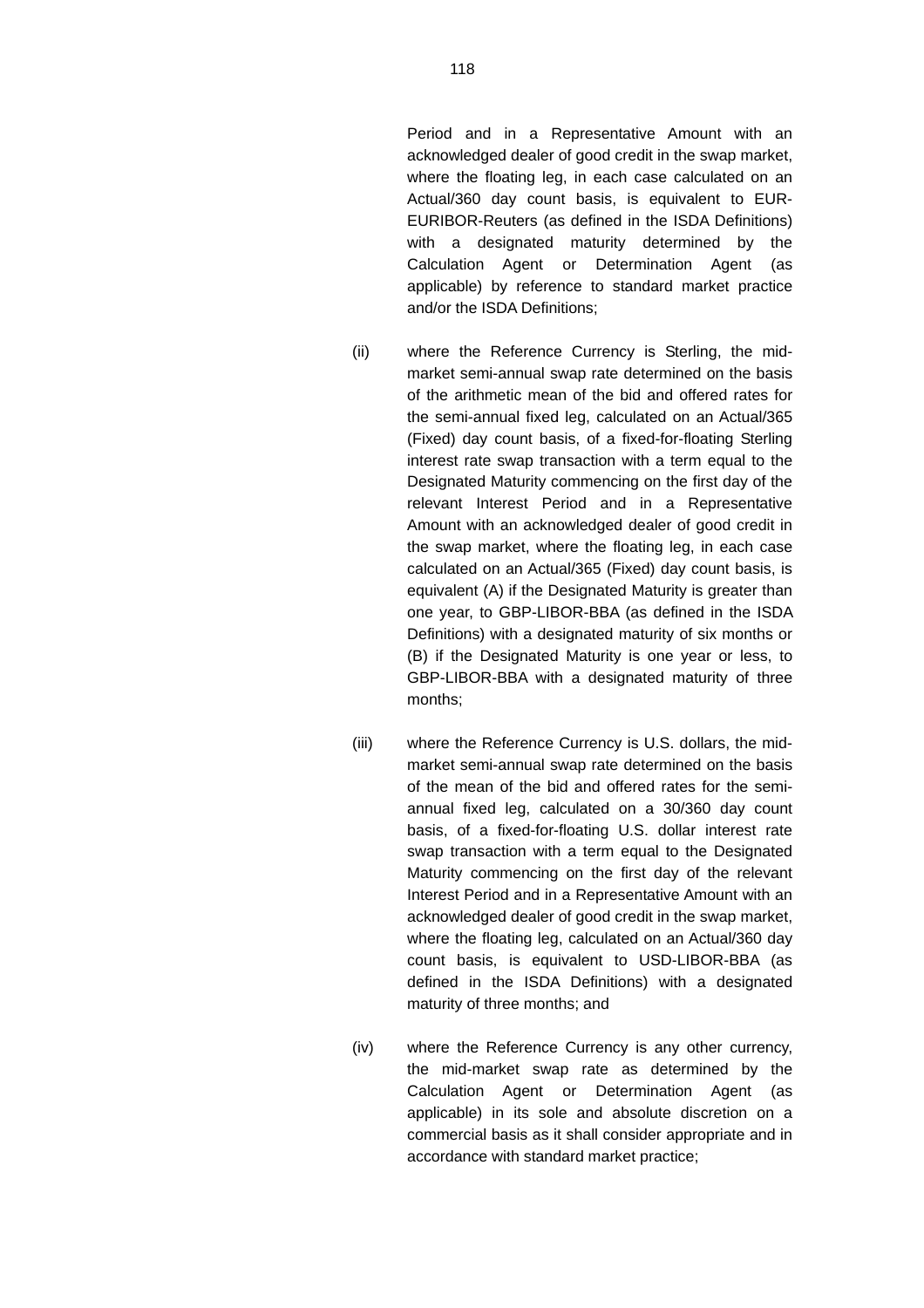Period and in a Representative Amount with an acknowledged dealer of good credit in the swap market, where the floating leg, in each case calculated on an Actual/360 day count basis, is equivalent to EUR-EURIBOR-Reuters (as defined in the ISDA Definitions) with a designated maturity determined by the Calculation Agent or Determination Agent (as applicable) by reference to standard market practice and/or the ISDA Definitions;

(ii) where the Reference Currency is Sterling, the mid-market semi-annual swap rate determined on the basis of the arithmetic mean of the bid and offered rates for the semi-annual fixed leg, calculated on an Actual/365 (Fixed) day count basis, of a fixed-for-floating Sterling interest rate swap transaction with a term equal to the Designated Maturity commencing on the first day of the relevant Interest Period and in a Representative Amount with an acknowledged dealer of good credit in the swap market, where the floating leg, in each case calculated on an Actual/365 (Fixed) day count basis, is equivalent (A) if the Designated Maturity is greater than one year, to GBP-LIBOR-BBA (as defined in the ISDA Definitions) with a designated maturity of six months or (B) if the Designated Maturity is one year or less, to GBP-LIBOR-BBA with a designated maturity of three months;

(iii) where the Reference Currency is U.S. dollars, the mid-market semi-annual swap rate determined on the basis of the mean of the bid and offered rates for the semi-annual fixed leg, calculated on a 30/360 day count basis, of a fixed-for-floating U.S. dollar interest rate swap transaction with a term equal to the Designated Maturity commencing on the first day of the relevant Interest Period and in a Representative Amount with an acknowledged dealer of good credit in the swap market, where the floating leg, calculated on an Actual/360 day count basis, is equivalent to USD-LIBOR-BBA (as defined in the ISDA Definitions) with a designated maturity of three months; and

(iv) where the Reference Currency is any other currency, the mid-market swap rate as determined by the Calculation Agent or Determination Agent (as applicable) in its sole and absolute discretion on a commercial basis as it shall consider appropriate and in accordance with standard market practice;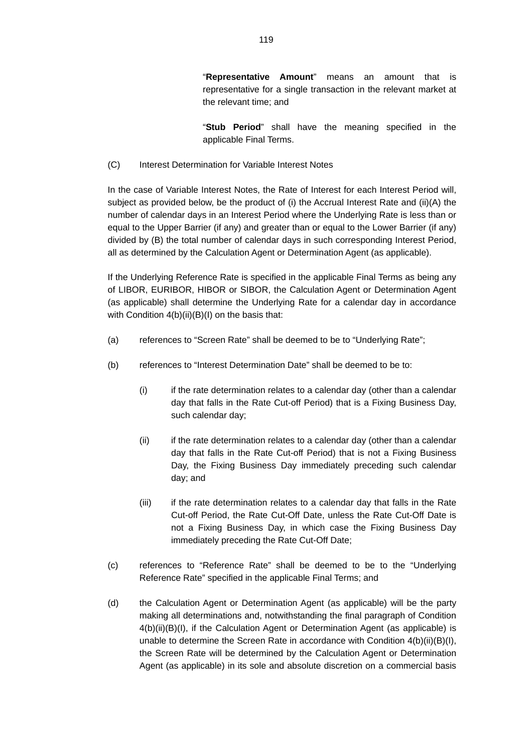"**Representative Amount**" means an amount that is representative for a single transaction in the relevant market at the relevant time; and

"**Stub Period**" shall have the meaning specified in the applicable Final Terms.

(C) Interest Determination for Variable Interest Notes

In the case of Variable Interest Notes, the Rate of Interest for each Interest Period will, subject as provided below, be the product of (i) the Accrual Interest Rate and (ii)(A) the number of calendar days in an Interest Period where the Underlying Rate is less than or equal to the Upper Barrier (if any) and greater than or equal to the Lower Barrier (if any) divided by (B) the total number of calendar days in such corresponding Interest Period, all as determined by the Calculation Agent or Determination Agent (as applicable).

If the Underlying Reference Rate is specified in the applicable Final Terms as being any of LIBOR, EURIBOR, HIBOR or SIBOR, the Calculation Agent or Determination Agent (as applicable) shall determine the Underlying Rate for a calendar day in accordance with Condition 4(b)(ii)(B)(I) on the basis that:

(a) references to "Screen Rate" shall be deemed to be to "Underlying Rate";

(b) references to "Interest Determination Date" shall be deemed to be to:

   (i) if the rate determination relates to a calendar day (other than a calendar day that falls in the Rate Cut-off Period) that is a Fixing Business Day, such calendar day;

   (ii) if the rate determination relates to a calendar day (other than a calendar day that falls in the Rate Cut-off Period) that is not a Fixing Business Day, the Fixing Business Day immediately preceding such calendar day; and

   (iii) if the rate determination relates to a calendar day that falls in the Rate Cut-off Period, the Rate Cut-Off Date, unless the Rate Cut-Off Date is not a Fixing Business Day, in which case the Fixing Business Day immediately preceding the Rate Cut-Off Date;

(c) references to "Reference Rate" shall be deemed to be to the "Underlying Reference Rate" specified in the applicable Final Terms; and

(d) the Calculation Agent or Determination Agent (as applicable) will be the party making all determinations and, notwithstanding the final paragraph of Condition 4(b)(ii)(B)(I), if the Calculation Agent or Determination Agent (as applicable) is unable to determine the Screen Rate in accordance with Condition 4(b)(ii)(B)(I), the Screen Rate will be determined by the Calculation Agent or Determination Agent (as applicable) in its sole and absolute discretion on a commercial basis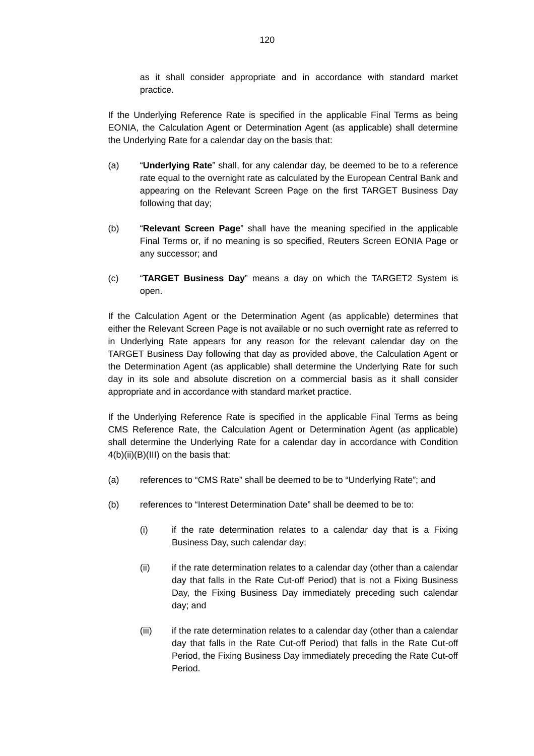as it shall consider appropriate and in accordance with standard market practice.

If the Underlying Reference Rate is specified in the applicable Final Terms as being EONIA, the Calculation Agent or Determination Agent (as applicable) shall determine the Underlying Rate for a calendar day on the basis that:

(a) "**Underlying Rate**" shall, for any calendar day, be deemed to be to a reference rate equal to the overnight rate as calculated by the European Central Bank and appearing on the Relevant Screen Page on the first TARGET Business Day following that day;

(b) "**Relevant Screen Page**" shall have the meaning specified in the applicable Final Terms or, if no meaning is so specified, Reuters Screen EONIA Page or any successor; and

(c) "**TARGET Business Day**" means a day on which the TARGET2 System is open.

If the Calculation Agent or the Determination Agent (as applicable) determines that either the Relevant Screen Page is not available or no such overnight rate as referred to in Underlying Rate appears for any reason for the relevant calendar day on the TARGET Business Day following that day as provided above, the Calculation Agent or the Determination Agent (as applicable) shall determine the Underlying Rate for such day in its sole and absolute discretion on a commercial basis as it shall consider appropriate and in accordance with standard market practice.

If the Underlying Reference Rate is specified in the applicable Final Terms as being CMS Reference Rate, the Calculation Agent or Determination Agent (as applicable) shall determine the Underlying Rate for a calendar day in accordance with Condition 4(b)(ii)(B)(III) on the basis that:

(a) references to "CMS Rate" shall be deemed to be to "Underlying Rate"; and

(b) references to "Interest Determination Date" shall be deemed to be to:

   (i) if the rate determination relates to a calendar day that is a Fixing Business Day, such calendar day;

   (ii) if the rate determination relates to a calendar day (other than a calendar day that falls in the Rate Cut-off Period) that is not a Fixing Business Day, the Fixing Business Day immediately preceding such calendar day; and

   (iii) if the rate determination relates to a calendar day (other than a calendar day that falls in the Rate Cut-off Period) that falls in the Rate Cut-off Period, the Fixing Business Day immediately preceding the Rate Cut-off Period.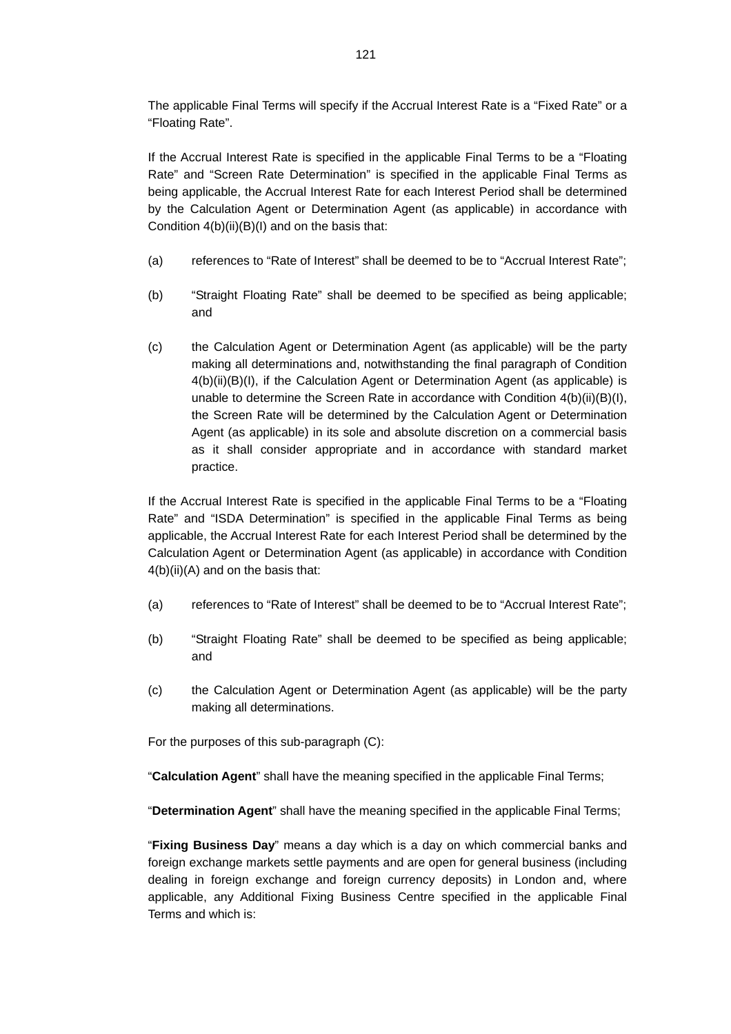The applicable Final Terms will specify if the Accrual Interest Rate is a "Fixed Rate" or a "Floating Rate".

If the Accrual Interest Rate is specified in the applicable Final Terms to be a "Floating Rate" and "Screen Rate Determination" is specified in the applicable Final Terms as being applicable, the Accrual Interest Rate for each Interest Period shall be determined by the Calculation Agent or Determination Agent (as applicable) in accordance with Condition 4(b)(ii)(B)(I) and on the basis that:

(a) references to "Rate of Interest" shall be deemed to be to "Accrual Interest Rate";

(b) "Straight Floating Rate" shall be deemed to be specified as being applicable; and

(c) the Calculation Agent or Determination Agent (as applicable) will be the party making all determinations and, notwithstanding the final paragraph of Condition 4(b)(ii)(B)(I), if the Calculation Agent or Determination Agent (as applicable) is unable to determine the Screen Rate in accordance with Condition 4(b)(ii)(B)(I), the Screen Rate will be determined by the Calculation Agent or Determination Agent (as applicable) in its sole and absolute discretion on a commercial basis as it shall consider appropriate and in accordance with standard market practice.

If the Accrual Interest Rate is specified in the applicable Final Terms to be a "Floating Rate" and "ISDA Determination" is specified in the applicable Final Terms as being applicable, the Accrual Interest Rate for each Interest Period shall be determined by the Calculation Agent or Determination Agent (as applicable) in accordance with Condition 4(b)(ii)(A) and on the basis that:

(a) references to "Rate of Interest" shall be deemed to be to "Accrual Interest Rate";

(b) "Straight Floating Rate" shall be deemed to be specified as being applicable; and

(c) the Calculation Agent or Determination Agent (as applicable) will be the party making all determinations.

For the purposes of this sub-paragraph (C):

"**Calculation Agent**" shall have the meaning specified in the applicable Final Terms;

"**Determination Agent**" shall have the meaning specified in the applicable Final Terms;

"**Fixing Business Day**" means a day which is a day on which commercial banks and foreign exchange markets settle payments and are open for general business (including dealing in foreign exchange and foreign currency deposits) in London and, where applicable, any Additional Fixing Business Centre specified in the applicable Final Terms and which is: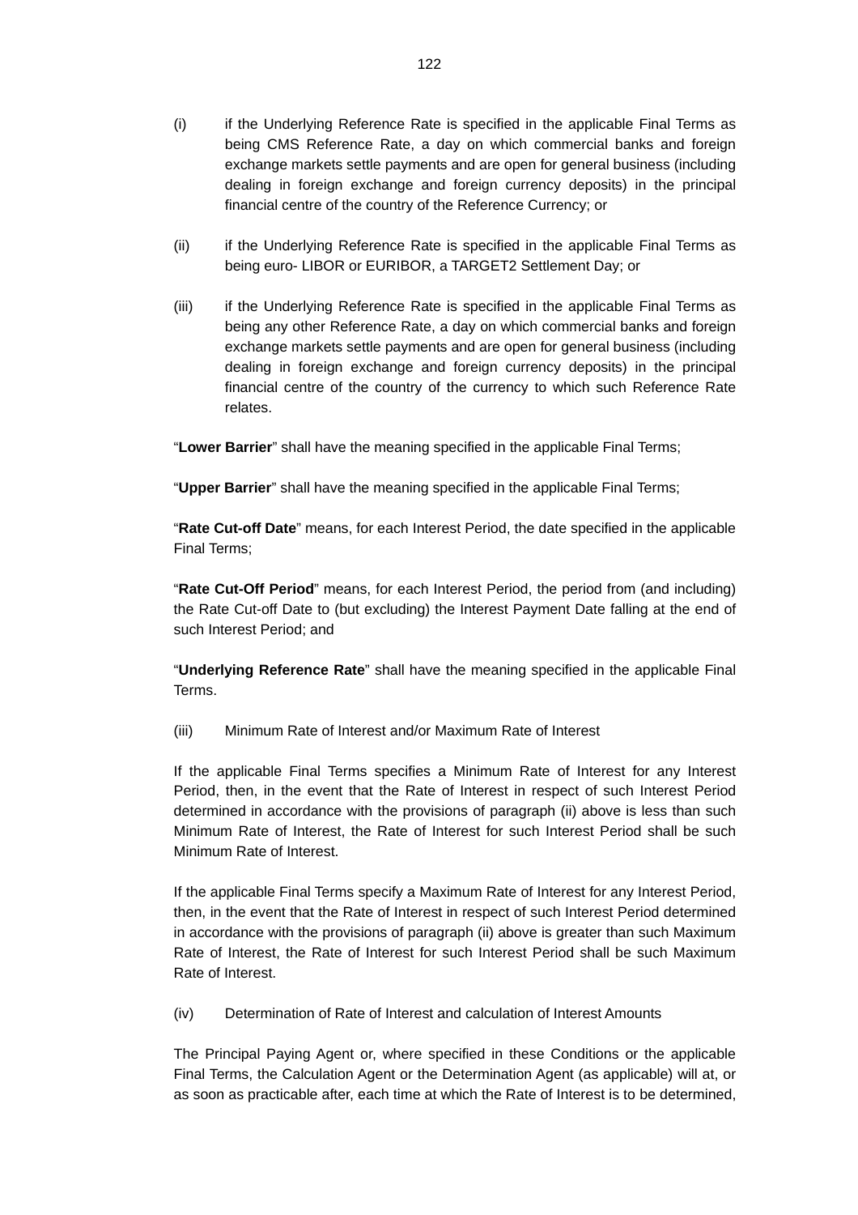(i) if the Underlying Reference Rate is specified in the applicable Final Terms as being CMS Reference Rate, a day on which commercial banks and foreign exchange markets settle payments and are open for general business (including dealing in foreign exchange and foreign currency deposits) in the principal financial centre of the country of the Reference Currency; or

(ii) if the Underlying Reference Rate is specified in the applicable Final Terms as being euro- LIBOR or EURIBOR, a TARGET2 Settlement Day; or

(iii) if the Underlying Reference Rate is specified in the applicable Final Terms as being any other Reference Rate, a day on which commercial banks and foreign exchange markets settle payments and are open for general business (including dealing in foreign exchange and foreign currency deposits) in the principal financial centre of the country of the currency to which such Reference Rate relates.

"**Lower Barrier**" shall have the meaning specified in the applicable Final Terms;

"**Upper Barrier**" shall have the meaning specified in the applicable Final Terms;

"**Rate Cut-off Date**" means, for each Interest Period, the date specified in the applicable Final Terms;

"**Rate Cut-Off Period**" means, for each Interest Period, the period from (and including) the Rate Cut-off Date to (but excluding) the Interest Payment Date falling at the end of such Interest Period; and

"**Underlying Reference Rate**" shall have the meaning specified in the applicable Final Terms.

(iii) Minimum Rate of Interest and/or Maximum Rate of Interest

If the applicable Final Terms specifies a Minimum Rate of Interest for any Interest Period, then, in the event that the Rate of Interest in respect of such Interest Period determined in accordance with the provisions of paragraph (ii) above is less than such Minimum Rate of Interest, the Rate of Interest for such Interest Period shall be such Minimum Rate of Interest.

If the applicable Final Terms specify a Maximum Rate of Interest for any Interest Period, then, in the event that the Rate of Interest in respect of such Interest Period determined in accordance with the provisions of paragraph (ii) above is greater than such Maximum Rate of Interest, the Rate of Interest for such Interest Period shall be such Maximum Rate of Interest.

(iv) Determination of Rate of Interest and calculation of Interest Amounts

The Principal Paying Agent or, where specified in these Conditions or the applicable Final Terms, the Calculation Agent or the Determination Agent (as applicable) will at, or as soon as practicable after, each time at which the Rate of Interest is to be determined,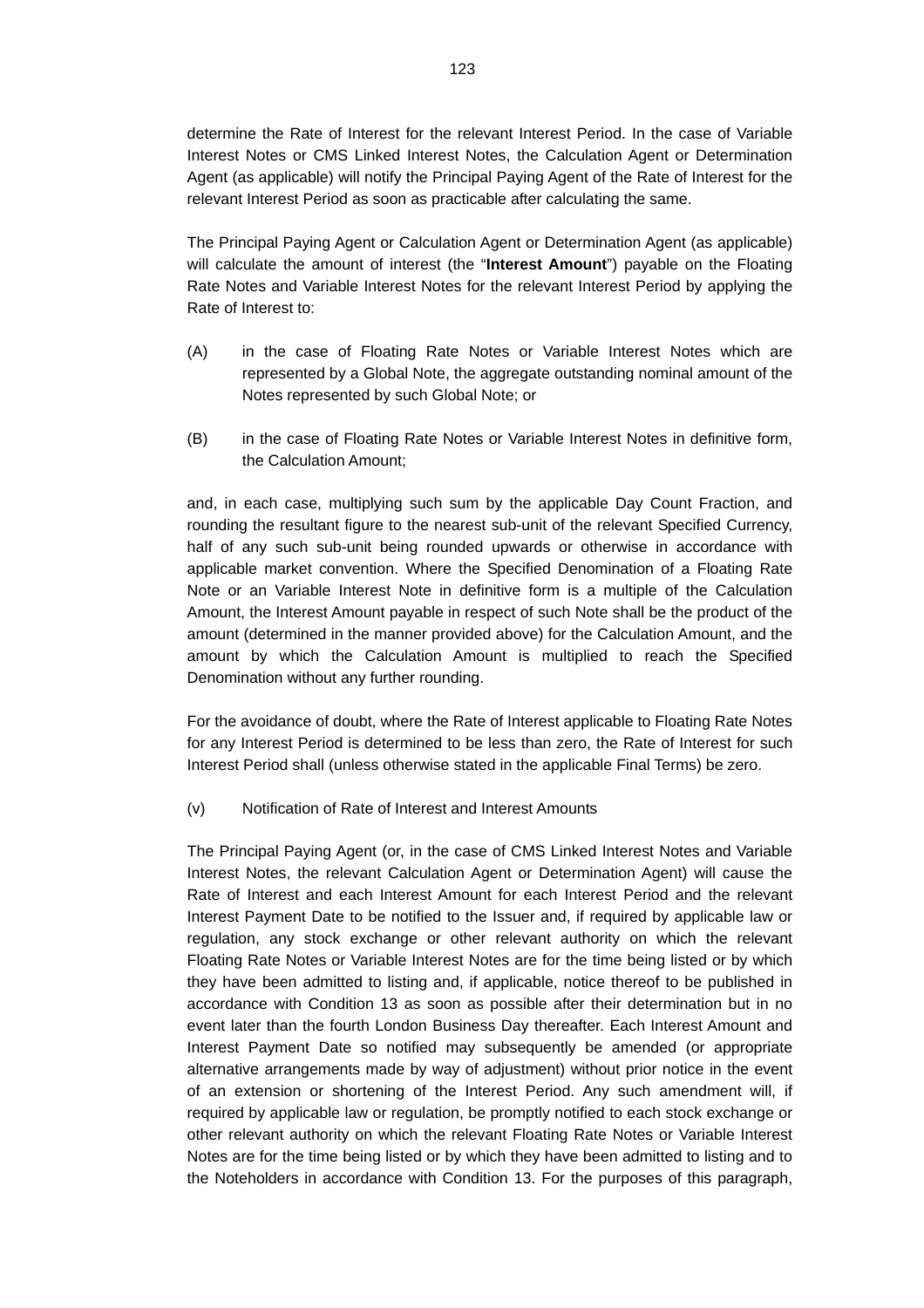determine the Rate of Interest for the relevant Interest Period. In the case of Variable Interest Notes or CMS Linked Interest Notes, the Calculation Agent or Determination Agent (as applicable) will notify the Principal Paying Agent of the Rate of Interest for the relevant Interest Period as soon as practicable after calculating the same.

The Principal Paying Agent or Calculation Agent or Determination Agent (as applicable) will calculate the amount of interest (the "**Interest Amount**") payable on the Floating Rate Notes and Variable Interest Notes for the relevant Interest Period by applying the Rate of Interest to:

(A) in the case of Floating Rate Notes or Variable Interest Notes which are represented by a Global Note, the aggregate outstanding nominal amount of the Notes represented by such Global Note; or

(B) in the case of Floating Rate Notes or Variable Interest Notes in definitive form, the Calculation Amount;

and, in each case, multiplying such sum by the applicable Day Count Fraction, and rounding the resultant figure to the nearest sub-unit of the relevant Specified Currency, half of any such sub-unit being rounded upwards or otherwise in accordance with applicable market convention. Where the Specified Denomination of a Floating Rate Note or an Variable Interest Note in definitive form is a multiple of the Calculation Amount, the Interest Amount payable in respect of such Note shall be the product of the amount (determined in the manner provided above) for the Calculation Amount, and the amount by which the Calculation Amount is multiplied to reach the Specified Denomination without any further rounding.

For the avoidance of doubt, where the Rate of Interest applicable to Floating Rate Notes for any Interest Period is determined to be less than zero, the Rate of Interest for such Interest Period shall (unless otherwise stated in the applicable Final Terms) be zero.

(v) Notification of Rate of Interest and Interest Amounts

The Principal Paying Agent (or, in the case of CMS Linked Interest Notes and Variable Interest Notes, the relevant Calculation Agent or Determination Agent) will cause the Rate of Interest and each Interest Amount for each Interest Period and the relevant Interest Payment Date to be notified to the Issuer and, if required by applicable law or regulation, any stock exchange or other relevant authority on which the relevant Floating Rate Notes or Variable Interest Notes are for the time being listed or by which they have been admitted to listing and, if applicable, notice thereof to be published in accordance with Condition 13 as soon as possible after their determination but in no event later than the fourth London Business Day thereafter. Each Interest Amount and Interest Payment Date so notified may subsequently be amended (or appropriate alternative arrangements made by way of adjustment) without prior notice in the event of an extension or shortening of the Interest Period. Any such amendment will, if required by applicable law or regulation, be promptly notified to each stock exchange or other relevant authority on which the relevant Floating Rate Notes or Variable Interest Notes are for the time being listed or by which they have been admitted to listing and to the Noteholders in accordance with Condition 13. For the purposes of this paragraph,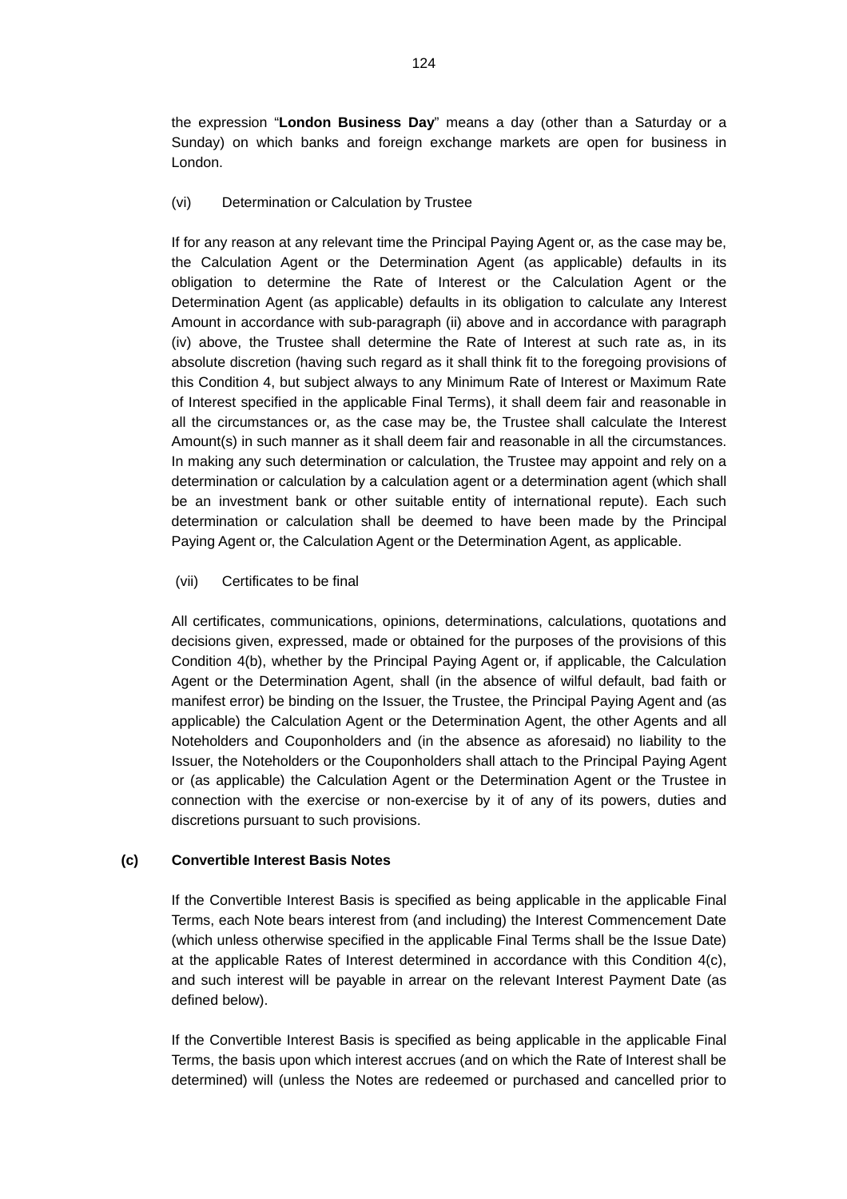the expression "**London Business Day**" means a day (other than a Saturday or a Sunday) on which banks and foreign exchange markets are open for business in London.

(vi) Determination or Calculation by Trustee

If for any reason at any relevant time the Principal Paying Agent or, as the case may be, the Calculation Agent or the Determination Agent (as applicable) defaults in its obligation to determine the Rate of Interest or the Calculation Agent or the Determination Agent (as applicable) defaults in its obligation to calculate any Interest Amount in accordance with sub-paragraph (ii) above and in accordance with paragraph (iv) above, the Trustee shall determine the Rate of Interest at such rate as, in its absolute discretion (having such regard as it shall think fit to the foregoing provisions of this Condition 4, but subject always to any Minimum Rate of Interest or Maximum Rate of Interest specified in the applicable Final Terms), it shall deem fair and reasonable in all the circumstances or, as the case may be, the Trustee shall calculate the Interest Amount(s) in such manner as it shall deem fair and reasonable in all the circumstances. In making any such determination or calculation, the Trustee may appoint and rely on a determination or calculation by a calculation agent or a determination agent (which shall be an investment bank or other suitable entity of international repute). Each such determination or calculation shall be deemed to have been made by the Principal Paying Agent or, the Calculation Agent or the Determination Agent, as applicable.

(vii) Certificates to be final

All certificates, communications, opinions, determinations, calculations, quotations and decisions given, expressed, made or obtained for the purposes of the provisions of this Condition 4(b), whether by the Principal Paying Agent or, if applicable, the Calculation Agent or the Determination Agent, shall (in the absence of wilful default, bad faith or manifest error) be binding on the Issuer, the Trustee, the Principal Paying Agent and (as applicable) the Calculation Agent or the Determination Agent, the other Agents and all Noteholders and Couponholders and (in the absence as aforesaid) no liability to the Issuer, the Noteholders or the Couponholders shall attach to the Principal Paying Agent or (as applicable) the Calculation Agent or the Determination Agent or the Trustee in connection with the exercise or non-exercise by it of any of its powers, duties and discretions pursuant to such provisions.

**(c) Convertible Interest Basis Notes**

If the Convertible Interest Basis is specified as being applicable in the applicable Final Terms, each Note bears interest from (and including) the Interest Commencement Date (which unless otherwise specified in the applicable Final Terms shall be the Issue Date) at the applicable Rates of Interest determined in accordance with this Condition 4(c), and such interest will be payable in arrear on the relevant Interest Payment Date (as defined below).

If the Convertible Interest Basis is specified as being applicable in the applicable Final Terms, the basis upon which interest accrues (and on which the Rate of Interest shall be determined) will (unless the Notes are redeemed or purchased and cancelled prior to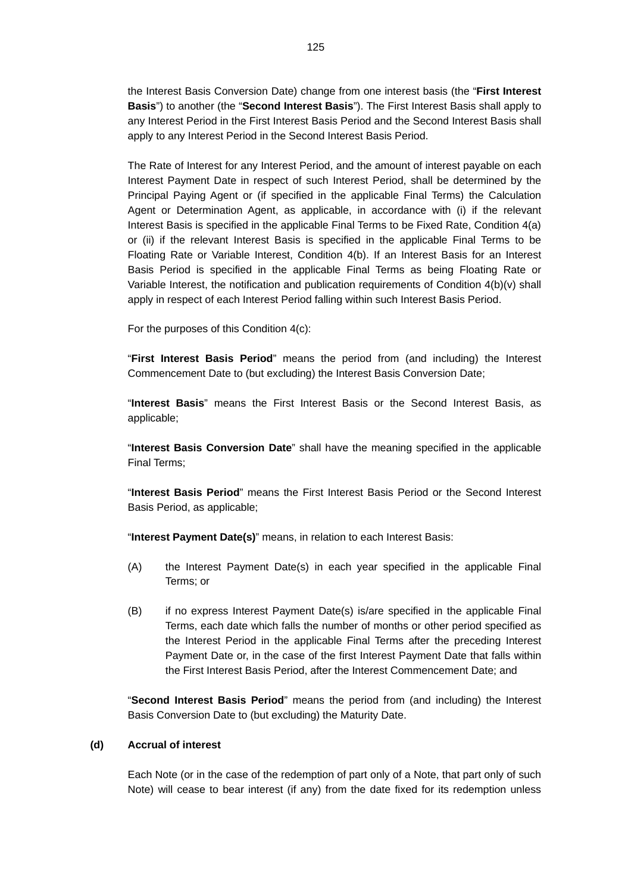the Interest Basis Conversion Date) change from one interest basis (the "**First Interest Basis**") to another (the "**Second Interest Basis**"). The First Interest Basis shall apply to any Interest Period in the First Interest Basis Period and the Second Interest Basis shall apply to any Interest Period in the Second Interest Basis Period.

The Rate of Interest for any Interest Period, and the amount of interest payable on each Interest Payment Date in respect of such Interest Period, shall be determined by the Principal Paying Agent or (if specified in the applicable Final Terms) the Calculation Agent or Determination Agent, as applicable, in accordance with (i) if the relevant Interest Basis is specified in the applicable Final Terms to be Fixed Rate, Condition 4(a) or (ii) if the relevant Interest Basis is specified in the applicable Final Terms to be Floating Rate or Variable Interest, Condition 4(b). If an Interest Basis for an Interest Basis Period is specified in the applicable Final Terms as being Floating Rate or Variable Interest, the notification and publication requirements of Condition 4(b)(v) shall apply in respect of each Interest Period falling within such Interest Basis Period.

For the purposes of this Condition 4(c):

"**First Interest Basis Period**" means the period from (and including) the Interest Commencement Date to (but excluding) the Interest Basis Conversion Date;

"**Interest Basis**" means the First Interest Basis or the Second Interest Basis, as applicable;

"**Interest Basis Conversion Date**" shall have the meaning specified in the applicable Final Terms;

"**Interest Basis Period**" means the First Interest Basis Period or the Second Interest Basis Period, as applicable;

"**Interest Payment Date(s)**" means, in relation to each Interest Basis:

(A) the Interest Payment Date(s) in each year specified in the applicable Final Terms; or

(B) if no express Interest Payment Date(s) is/are specified in the applicable Final Terms, each date which falls the number of months or other period specified as the Interest Period in the applicable Final Terms after the preceding Interest Payment Date or, in the case of the first Interest Payment Date that falls within the First Interest Basis Period, after the Interest Commencement Date; and

"**Second Interest Basis Period**" means the period from (and including) the Interest Basis Conversion Date to (but excluding) the Maturity Date.

**(d) Accrual of interest**

Each Note (or in the case of the redemption of part only of a Note, that part only of such Note) will cease to bear interest (if any) from the date fixed for its redemption unless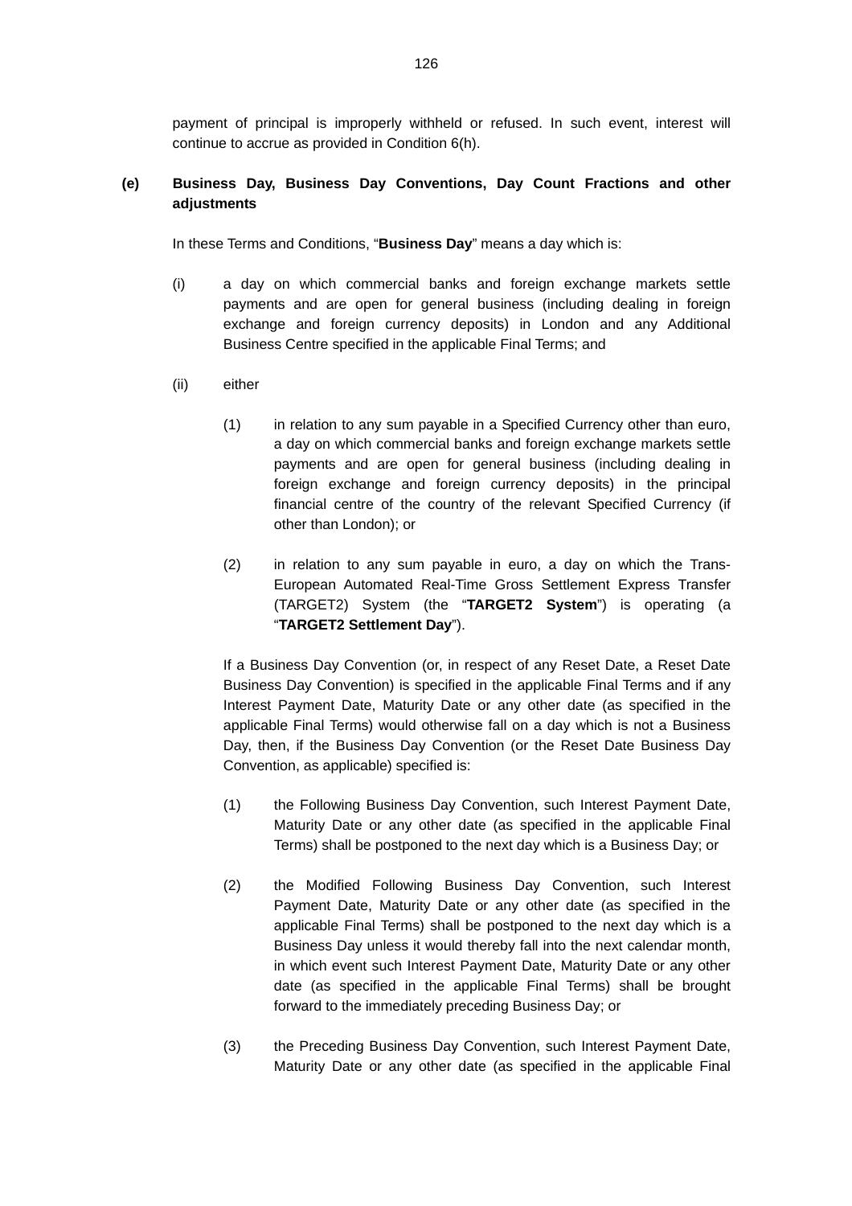payment of principal is improperly withheld or refused. In such event, interest will continue to accrue as provided in Condition 6(h).

**(e) Business Day, Business Day Conventions, Day Count Fractions and other adjustments**

In these Terms and Conditions, "**Business Day**" means a day which is:

(i) a day on which commercial banks and foreign exchange markets settle payments and are open for general business (including dealing in foreign exchange and foreign currency deposits) in London and any Additional Business Centre specified in the applicable Final Terms; and

(ii) either

(1) in relation to any sum payable in a Specified Currency other than euro, a day on which commercial banks and foreign exchange markets settle payments and are open for general business (including dealing in foreign exchange and foreign currency deposits) in the principal financial centre of the country of the relevant Specified Currency (if other than London); or

(2) in relation to any sum payable in euro, a day on which the Trans-European Automated Real-Time Gross Settlement Express Transfer (TARGET2) System (the "**TARGET2 System**") is operating (a "**TARGET2 Settlement Day**").

If a Business Day Convention (or, in respect of any Reset Date, a Reset Date Business Day Convention) is specified in the applicable Final Terms and if any Interest Payment Date, Maturity Date or any other date (as specified in the applicable Final Terms) would otherwise fall on a day which is not a Business Day, then, if the Business Day Convention (or the Reset Date Business Day Convention, as applicable) specified is:

(1) the Following Business Day Convention, such Interest Payment Date, Maturity Date or any other date (as specified in the applicable Final Terms) shall be postponed to the next day which is a Business Day; or

(2) the Modified Following Business Day Convention, such Interest Payment Date, Maturity Date or any other date (as specified in the applicable Final Terms) shall be postponed to the next day which is a Business Day unless it would thereby fall into the next calendar month, in which event such Interest Payment Date, Maturity Date or any other date (as specified in the applicable Final Terms) shall be brought forward to the immediately preceding Business Day; or

(3) the Preceding Business Day Convention, such Interest Payment Date, Maturity Date or any other date (as specified in the applicable Final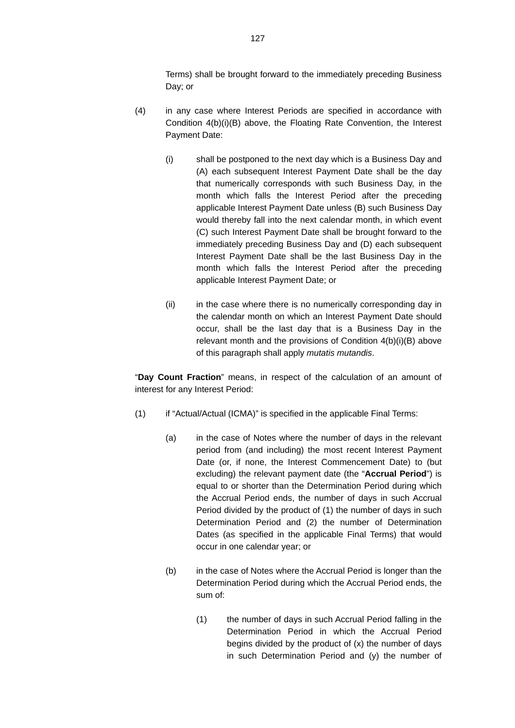Terms) shall be brought forward to the immediately preceding Business Day; or

(4) in any case where Interest Periods are specified in accordance with Condition 4(b)(i)(B) above, the Floating Rate Convention, the Interest Payment Date:

   (i) shall be postponed to the next day which is a Business Day and (A) each subsequent Interest Payment Date shall be the day that numerically corresponds with such Business Day, in the month which falls the Interest Period after the preceding applicable Interest Payment Date unless (B) such Business Day would thereby fall into the next calendar month, in which event (C) such Interest Payment Date shall be brought forward to the immediately preceding Business Day and (D) each subsequent Interest Payment Date shall be the last Business Day in the month which falls the Interest Period after the preceding applicable Interest Payment Date; or

   (ii) in the case where there is no numerically corresponding day in the calendar month on which an Interest Payment Date should occur, shall be the last day that is a Business Day in the relevant month and the provisions of Condition 4(b)(i)(B) above of this paragraph shall apply *mutatis mutandis*.

"**Day Count Fraction**" means, in respect of the calculation of an amount of interest for any Interest Period:

(1) if "Actual/Actual (ICMA)" is specified in the applicable Final Terms:

   (a) in the case of Notes where the number of days in the relevant period from (and including) the most recent Interest Payment Date (or, if none, the Interest Commencement Date) to (but excluding) the relevant payment date (the "**Accrual Period**") is equal to or shorter than the Determination Period during which the Accrual Period ends, the number of days in such Accrual Period divided by the product of (1) the number of days in such Determination Period and (2) the number of Determination Dates (as specified in the applicable Final Terms) that would occur in one calendar year; or

   (b) in the case of Notes where the Accrual Period is longer than the Determination Period during which the Accrual Period ends, the sum of:

      (1) the number of days in such Accrual Period falling in the Determination Period in which the Accrual Period begins divided by the product of (x) the number of days in such Determination Period and (y) the number of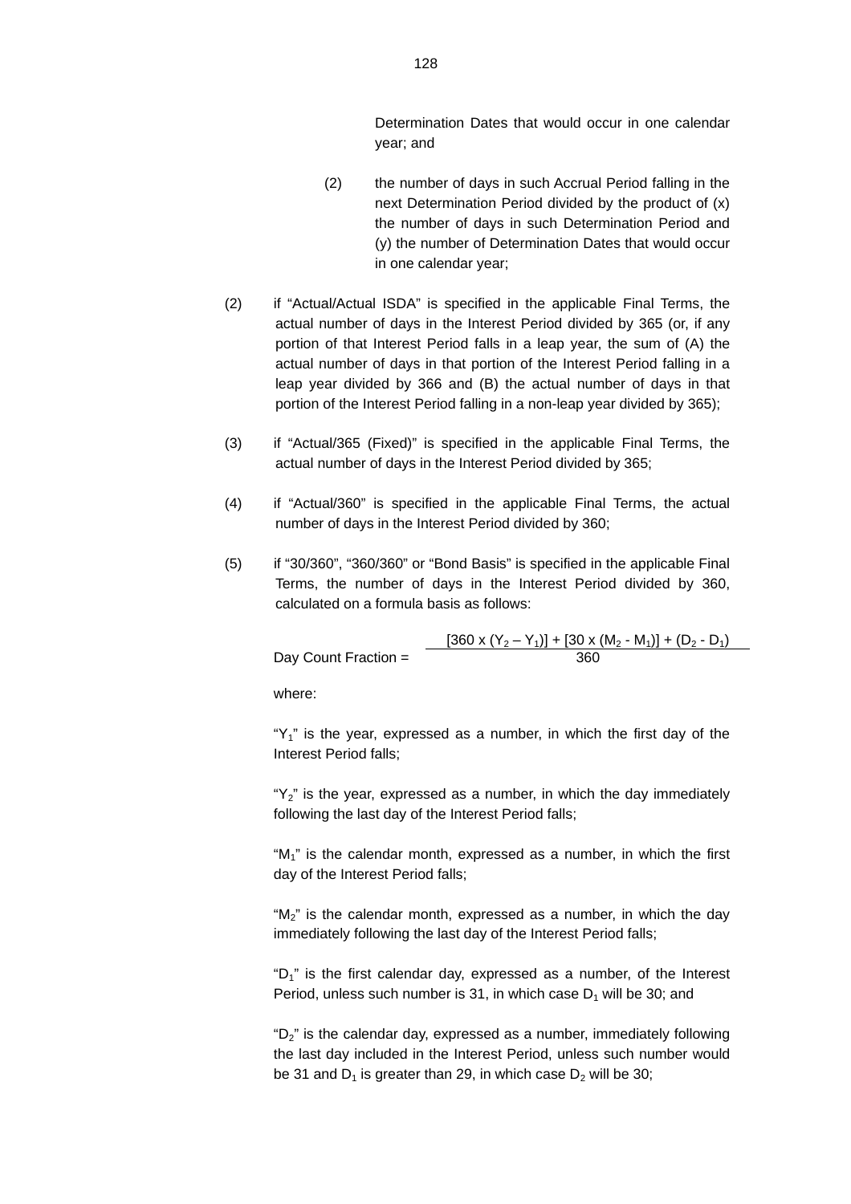Determination Dates that would occur in one calendar year; and

(2) the number of days in such Accrual Period falling in the next Determination Period divided by the product of (x) the number of days in such Determination Period and (y) the number of Determination Dates that would occur in one calendar year;

(2) if "Actual/Actual ISDA" is specified in the applicable Final Terms, the actual number of days in the Interest Period divided by 365 (or, if any portion of that Interest Period falls in a leap year, the sum of (A) the actual number of days in that portion of the Interest Period falling in a leap year divided by 366 and (B) the actual number of days in that portion of the Interest Period falling in a non-leap year divided by 365);

(3) if "Actual/365 (Fixed)" is specified in the applicable Final Terms, the actual number of days in the Interest Period divided by 365;

(4) if "Actual/360" is specified in the applicable Final Terms, the actual number of days in the Interest Period divided by 360;

(5) if "30/360", "360/360" or "Bond Basis" is specified in the applicable Final Terms, the number of days in the Interest Period divided by 360, calculated on a formula basis as follows:

$$\text{Day Count Fraction} = \frac{[360 \times (Y_2 - Y_1)] + [30 \times (M_2 - M_1)] + (D_2 - D_1)}{360}$$

where:

"$Y_1$" is the year, expressed as a number, in which the first day of the Interest Period falls;

"$Y_2$" is the year, expressed as a number, in which the day immediately following the last day of the Interest Period falls;

"$M_1$" is the calendar month, expressed as a number, in which the first day of the Interest Period falls;

"$M_2$" is the calendar month, expressed as a number, in which the day immediately following the last day of the Interest Period falls;

"$D_1$" is the first calendar day, expressed as a number, of the Interest Period, unless such number is 31, in which case $D_1$ will be 30; and

"$D_2$" is the calendar day, expressed as a number, immediately following the last day included in the Interest Period, unless such number would be 31 and $D_1$ is greater than 29, in which case $D_2$ will be 30;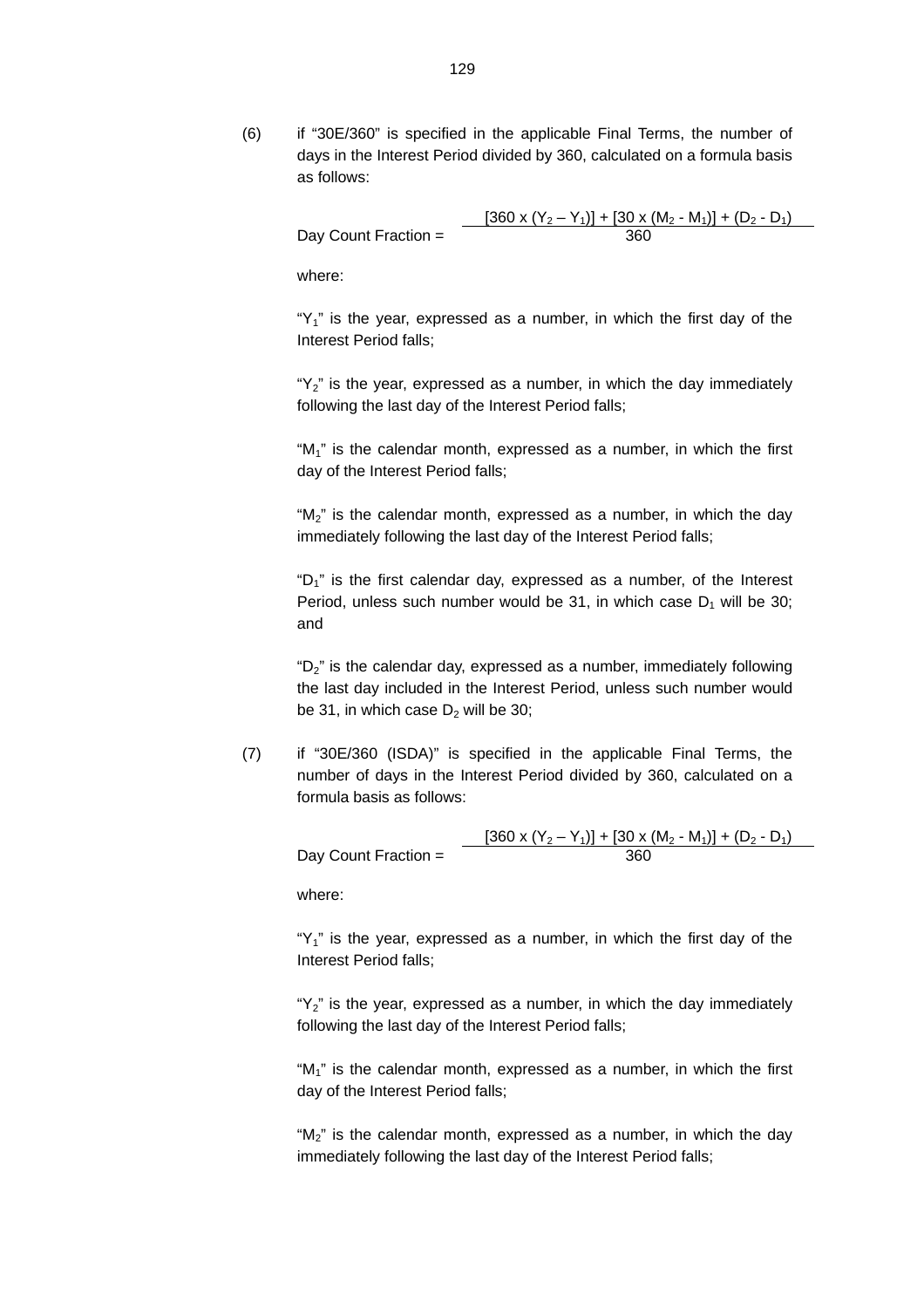(6) if "30E/360" is specified in the applicable Final Terms, the number of days in the Interest Period divided by 360, calculated on a formula basis as follows:

$$\text{Day Count Fraction} = \frac{[360 \times (Y_2 - Y_1)] + [30 \times (M_2 - M_1)] + (D_2 - D_1)}{360}$$

where:

"$Y_1$" is the year, expressed as a number, in which the first day of the Interest Period falls;

"$Y_2$" is the year, expressed as a number, in which the day immediately following the last day of the Interest Period falls;

"$M_1$" is the calendar month, expressed as a number, in which the first day of the Interest Period falls;

"$M_2$" is the calendar month, expressed as a number, in which the day immediately following the last day of the Interest Period falls;

"$D_1$" is the first calendar day, expressed as a number, of the Interest Period, unless such number would be 31, in which case $D_1$ will be 30; and

"$D_2$" is the calendar day, expressed as a number, immediately following the last day included in the Interest Period, unless such number would be 31, in which case $D_2$ will be 30;

(7) if "30E/360 (ISDA)" is specified in the applicable Final Terms, the number of days in the Interest Period divided by 360, calculated on a formula basis as follows:

$$\text{Day Count Fraction} = \frac{[360 \times (Y_2 - Y_1)] + [30 \times (M_2 - M_1)] + (D_2 - D_1)}{360}$$

where:

"$Y_1$" is the year, expressed as a number, in which the first day of the Interest Period falls;

"$Y_2$" is the year, expressed as a number, in which the day immediately following the last day of the Interest Period falls;

"$M_1$" is the calendar month, expressed as a number, in which the first day of the Interest Period falls;

"$M_2$" is the calendar month, expressed as a number, in which the day immediately following the last day of the Interest Period falls;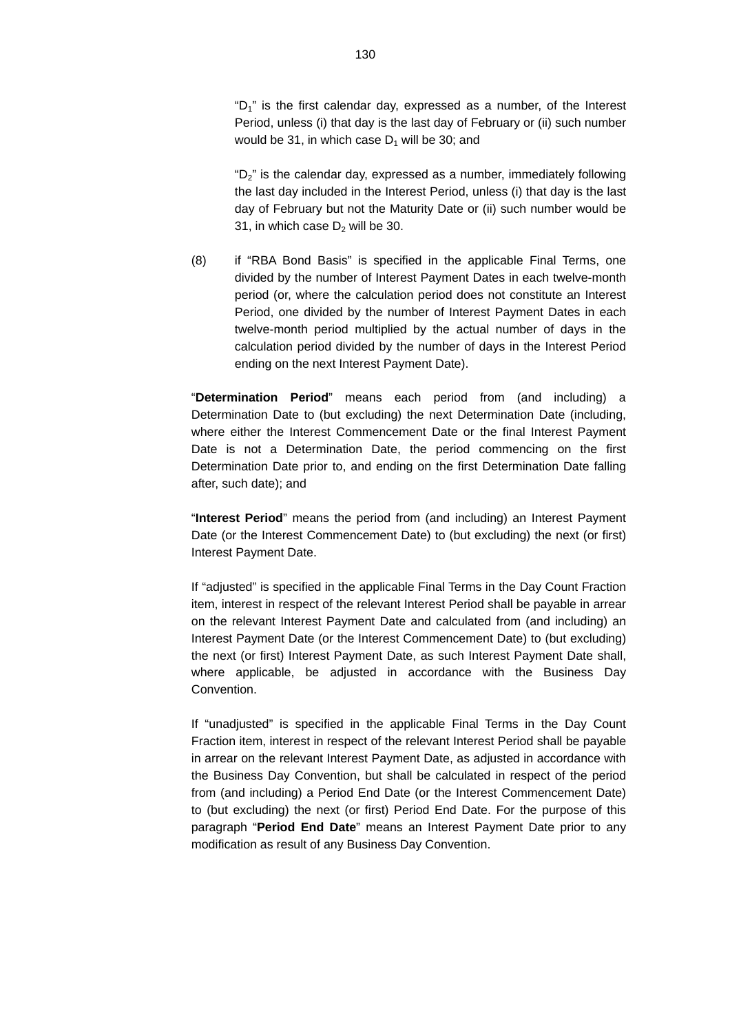"$D_1$" is the first calendar day, expressed as a number, of the Interest Period, unless (i) that day is the last day of February or (ii) such number would be 31, in which case $D_1$ will be 30; and

"$D_2$" is the calendar day, expressed as a number, immediately following the last day included in the Interest Period, unless (i) that day is the last day of February but not the Maturity Date or (ii) such number would be 31, in which case $D_2$ will be 30.

(8) if "RBA Bond Basis" is specified in the applicable Final Terms, one divided by the number of Interest Payment Dates in each twelve-month period (or, where the calculation period does not constitute an Interest Period, one divided by the number of Interest Payment Dates in each twelve-month period multiplied by the actual number of days in the calculation period divided by the number of days in the Interest Period ending on the next Interest Payment Date).

"**Determination Period**" means each period from (and including) a Determination Date to (but excluding) the next Determination Date (including, where either the Interest Commencement Date or the final Interest Payment Date is not a Determination Date, the period commencing on the first Determination Date prior to, and ending on the first Determination Date falling after, such date); and

"**Interest Period**" means the period from (and including) an Interest Payment Date (or the Interest Commencement Date) to (but excluding) the next (or first) Interest Payment Date.

If "adjusted" is specified in the applicable Final Terms in the Day Count Fraction item, interest in respect of the relevant Interest Period shall be payable in arrear on the relevant Interest Payment Date and calculated from (and including) an Interest Payment Date (or the Interest Commencement Date) to (but excluding) the next (or first) Interest Payment Date, as such Interest Payment Date shall, where applicable, be adjusted in accordance with the Business Day Convention.

If "unadjusted" is specified in the applicable Final Terms in the Day Count Fraction item, interest in respect of the relevant Interest Period shall be payable in arrear on the relevant Interest Payment Date, as adjusted in accordance with the Business Day Convention, but shall be calculated in respect of the period from (and including) a Period End Date (or the Interest Commencement Date) to (but excluding) the next (or first) Period End Date. For the purpose of this paragraph "**Period End Date**" means an Interest Payment Date prior to any modification as result of any Business Day Convention.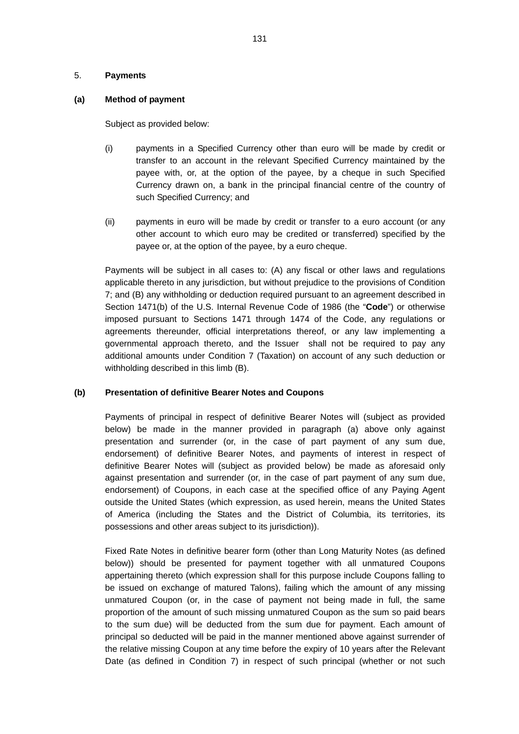## 5. **Payments**

### (a) Method of payment

Subject as provided below:

(i) payments in a Specified Currency other than euro will be made by credit or transfer to an account in the relevant Specified Currency maintained by the payee with, or, at the option of the payee, by a cheque in such Specified Currency drawn on, a bank in the principal financial centre of the country of such Specified Currency; and

(ii) payments in euro will be made by credit or transfer to a euro account (or any other account to which euro may be credited or transferred) specified by the payee or, at the option of the payee, by a euro cheque.

Payments will be subject in all cases to: (A) any fiscal or other laws and regulations applicable thereto in any jurisdiction, but without prejudice to the provisions of Condition 7; and (B) any withholding or deduction required pursuant to an agreement described in Section 1471(b) of the U.S. Internal Revenue Code of 1986 (the "**Code**") or otherwise imposed pursuant to Sections 1471 through 1474 of the Code, any regulations or agreements thereunder, official interpretations thereof, or any law implementing a governmental approach thereto, and the Issuer shall not be required to pay any additional amounts under Condition 7 (Taxation) on account of any such deduction or withholding described in this limb (B).

### (b) Presentation of definitive Bearer Notes and Coupons

Payments of principal in respect of definitive Bearer Notes will (subject as provided below) be made in the manner provided in paragraph (a) above only against presentation and surrender (or, in the case of part payment of any sum due, endorsement) of definitive Bearer Notes, and payments of interest in respect of definitive Bearer Notes will (subject as provided below) be made as aforesaid only against presentation and surrender (or, in the case of part payment of any sum due, endorsement) of Coupons, in each case at the specified office of any Paying Agent outside the United States (which expression, as used herein, means the United States of America (including the States and the District of Columbia, its territories, its possessions and other areas subject to its jurisdiction)).

Fixed Rate Notes in definitive bearer form (other than Long Maturity Notes (as defined below)) should be presented for payment together with all unmatured Coupons appertaining thereto (which expression shall for this purpose include Coupons falling to be issued on exchange of matured Talons), failing which the amount of any missing unmatured Coupon (or, in the case of payment not being made in full, the same proportion of the amount of such missing unmatured Coupon as the sum so paid bears to the sum due) will be deducted from the sum due for payment. Each amount of principal so deducted will be paid in the manner mentioned above against surrender of the relative missing Coupon at any time before the expiry of 10 years after the Relevant Date (as defined in Condition 7) in respect of such principal (whether or not such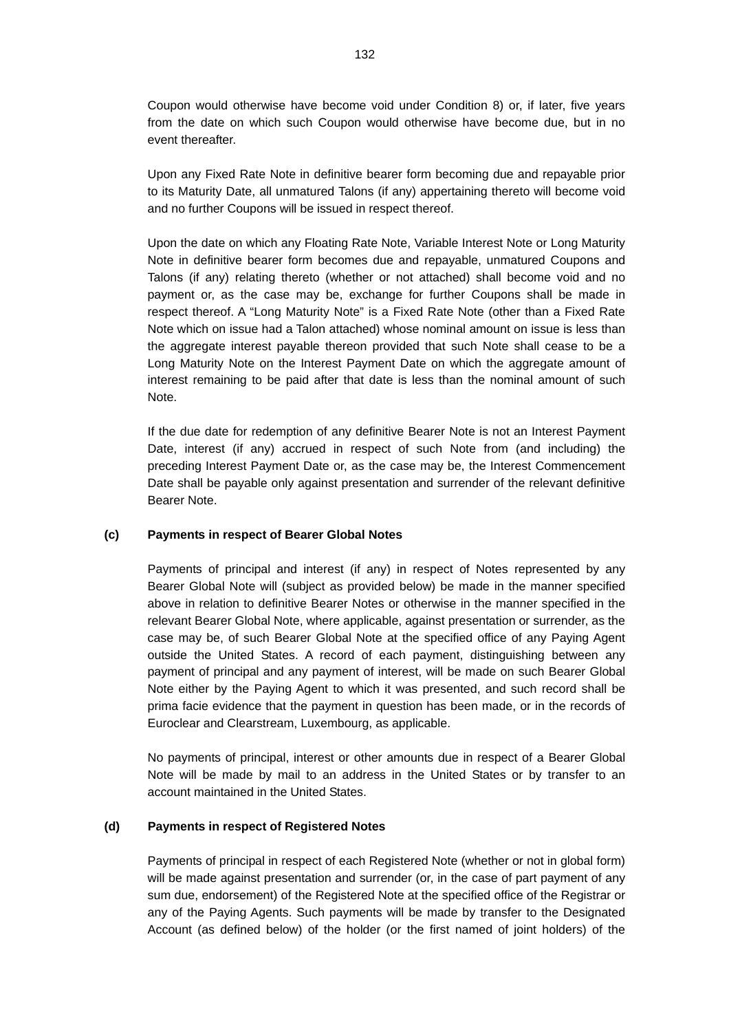Coupon would otherwise have become void under Condition 8) or, if later, five years from the date on which such Coupon would otherwise have become due, but in no event thereafter.

Upon any Fixed Rate Note in definitive bearer form becoming due and repayable prior to its Maturity Date, all unmatured Talons (if any) appertaining thereto will become void and no further Coupons will be issued in respect thereof.

Upon the date on which any Floating Rate Note, Variable Interest Note or Long Maturity Note in definitive bearer form becomes due and repayable, unmatured Coupons and Talons (if any) relating thereto (whether or not attached) shall become void and no payment or, as the case may be, exchange for further Coupons shall be made in respect thereof. A "Long Maturity Note" is a Fixed Rate Note (other than a Fixed Rate Note which on issue had a Talon attached) whose nominal amount on issue is less than the aggregate interest payable thereon provided that such Note shall cease to be a Long Maturity Note on the Interest Payment Date on which the aggregate amount of interest remaining to be paid after that date is less than the nominal amount of such Note.

If the due date for redemption of any definitive Bearer Note is not an Interest Payment Date, interest (if any) accrued in respect of such Note from (and including) the preceding Interest Payment Date or, as the case may be, the Interest Commencement Date shall be payable only against presentation and surrender of the relevant definitive Bearer Note.

**(c) Payments in respect of Bearer Global Notes**

Payments of principal and interest (if any) in respect of Notes represented by any Bearer Global Note will (subject as provided below) be made in the manner specified above in relation to definitive Bearer Notes or otherwise in the manner specified in the relevant Bearer Global Note, where applicable, against presentation or surrender, as the case may be, of such Bearer Global Note at the specified office of any Paying Agent outside the United States. A record of each payment, distinguishing between any payment of principal and any payment of interest, will be made on such Bearer Global Note either by the Paying Agent to which it was presented, and such record shall be prima facie evidence that the payment in question has been made, or in the records of Euroclear and Clearstream, Luxembourg, as applicable.

No payments of principal, interest or other amounts due in respect of a Bearer Global Note will be made by mail to an address in the United States or by transfer to an account maintained in the United States.

**(d) Payments in respect of Registered Notes**

Payments of principal in respect of each Registered Note (whether or not in global form) will be made against presentation and surrender (or, in the case of part payment of any sum due, endorsement) of the Registered Note at the specified office of the Registrar or any of the Paying Agents. Such payments will be made by transfer to the Designated Account (as defined below) of the holder (or the first named of joint holders) of the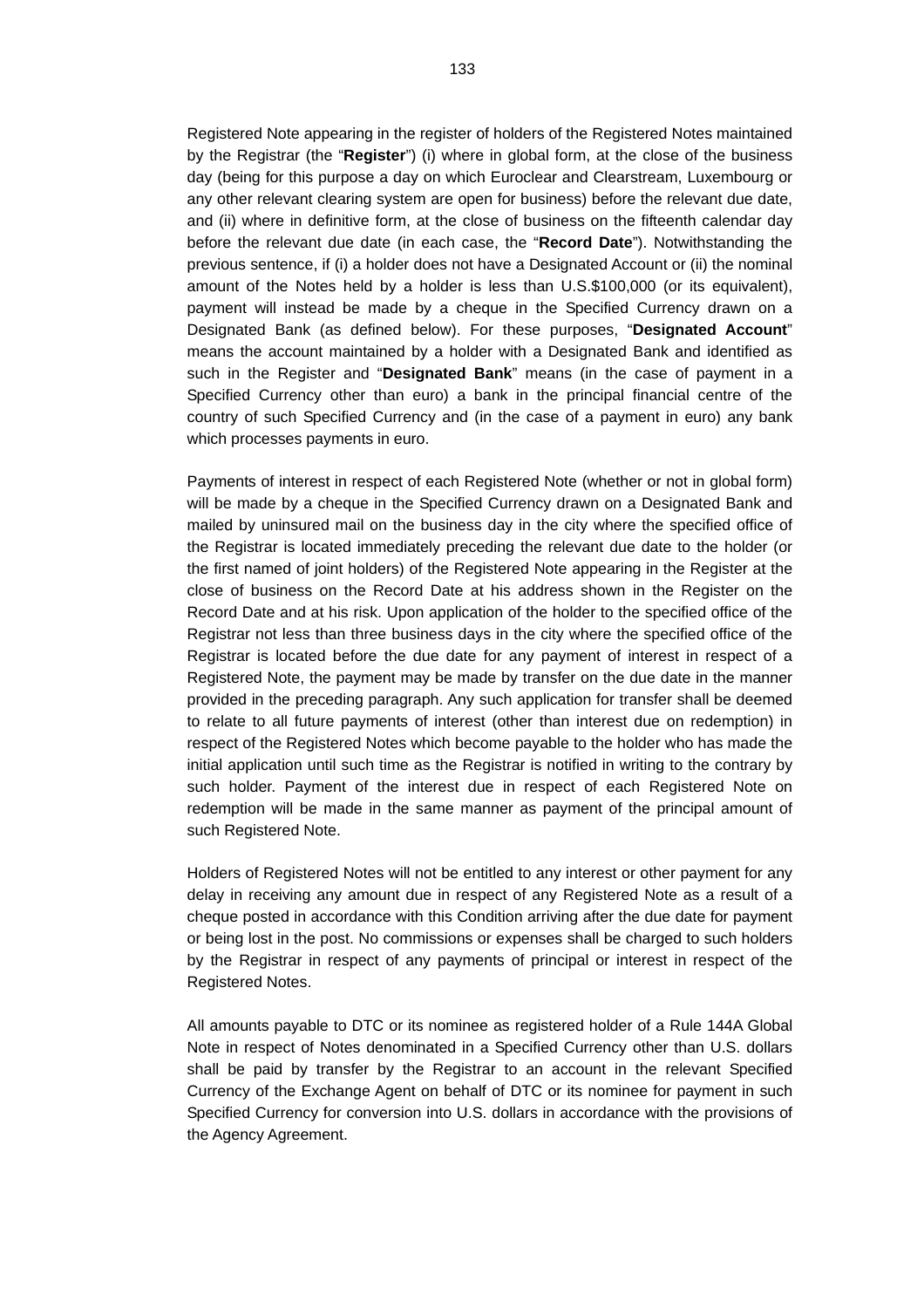Registered Note appearing in the register of holders of the Registered Notes maintained by the Registrar (the "**Register**") (i) where in global form, at the close of the business day (being for this purpose a day on which Euroclear and Clearstream, Luxembourg or any other relevant clearing system are open for business) before the relevant due date, and (ii) where in definitive form, at the close of business on the fifteenth calendar day before the relevant due date (in each case, the "**Record Date**"). Notwithstanding the previous sentence, if (i) a holder does not have a Designated Account or (ii) the nominal amount of the Notes held by a holder is less than U.S.$100,000 (or its equivalent), payment will instead be made by a cheque in the Specified Currency drawn on a Designated Bank (as defined below). For these purposes, "**Designated Account**" means the account maintained by a holder with a Designated Bank and identified as such in the Register and "**Designated Bank**" means (in the case of payment in a Specified Currency other than euro) a bank in the principal financial centre of the country of such Specified Currency and (in the case of a payment in euro) any bank which processes payments in euro.

Payments of interest in respect of each Registered Note (whether or not in global form) will be made by a cheque in the Specified Currency drawn on a Designated Bank and mailed by uninsured mail on the business day in the city where the specified office of the Registrar is located immediately preceding the relevant due date to the holder (or the first named of joint holders) of the Registered Note appearing in the Register at the close of business on the Record Date at his address shown in the Register on the Record Date and at his risk. Upon application of the holder to the specified office of the Registrar not less than three business days in the city where the specified office of the Registrar is located before the due date for any payment of interest in respect of a Registered Note, the payment may be made by transfer on the due date in the manner provided in the preceding paragraph. Any such application for transfer shall be deemed to relate to all future payments of interest (other than interest due on redemption) in respect of the Registered Notes which become payable to the holder who has made the initial application until such time as the Registrar is notified in writing to the contrary by such holder. Payment of the interest due in respect of each Registered Note on redemption will be made in the same manner as payment of the principal amount of such Registered Note.

Holders of Registered Notes will not be entitled to any interest or other payment for any delay in receiving any amount due in respect of any Registered Note as a result of a cheque posted in accordance with this Condition arriving after the due date for payment or being lost in the post. No commissions or expenses shall be charged to such holders by the Registrar in respect of any payments of principal or interest in respect of the Registered Notes.

All amounts payable to DTC or its nominee as registered holder of a Rule 144A Global Note in respect of Notes denominated in a Specified Currency other than U.S. dollars shall be paid by transfer by the Registrar to an account in the relevant Specified Currency of the Exchange Agent on behalf of DTC or its nominee for payment in such Specified Currency for conversion into U.S. dollars in accordance with the provisions of the Agency Agreement.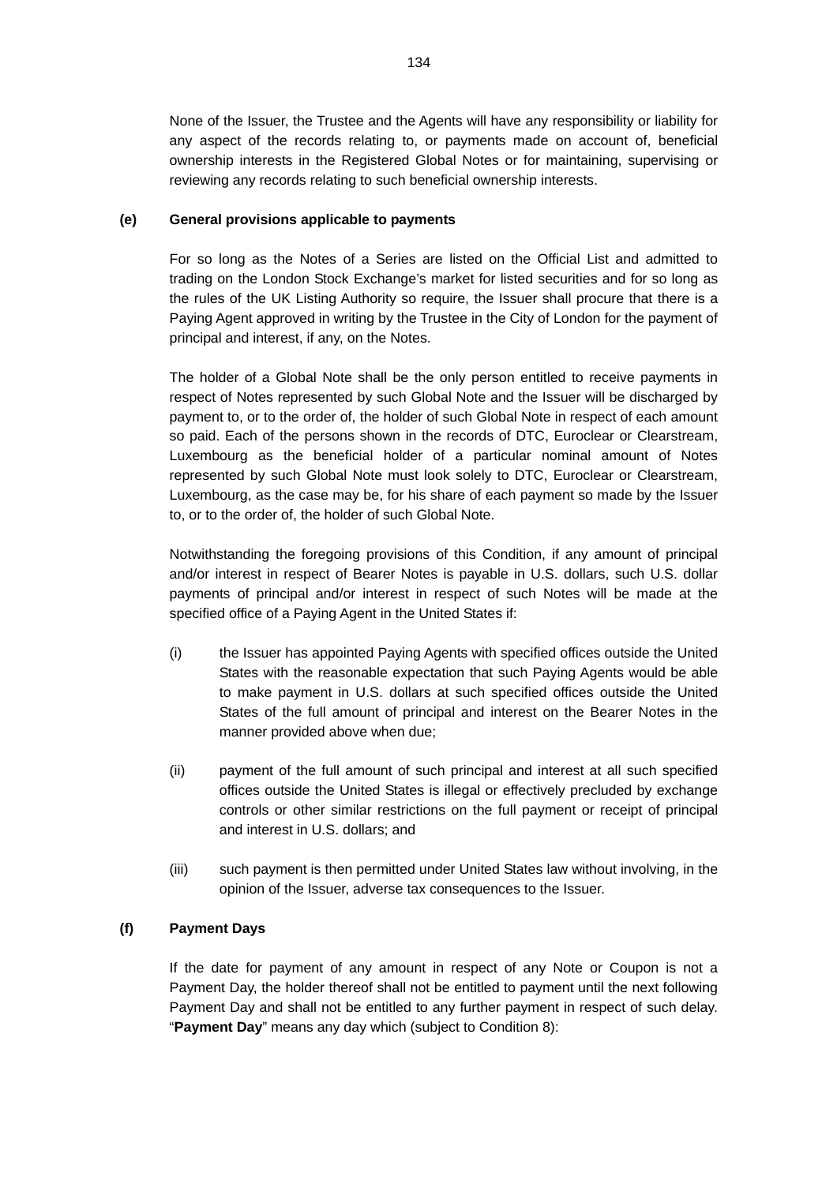None of the Issuer, the Trustee and the Agents will have any responsibility or liability for any aspect of the records relating to, or payments made on account of, beneficial ownership interests in the Registered Global Notes or for maintaining, supervising or reviewing any records relating to such beneficial ownership interests.

**(e) General provisions applicable to payments**

For so long as the Notes of a Series are listed on the Official List and admitted to trading on the London Stock Exchange's market for listed securities and for so long as the rules of the UK Listing Authority so require, the Issuer shall procure that there is a Paying Agent approved in writing by the Trustee in the City of London for the payment of principal and interest, if any, on the Notes.

The holder of a Global Note shall be the only person entitled to receive payments in respect of Notes represented by such Global Note and the Issuer will be discharged by payment to, or to the order of, the holder of such Global Note in respect of each amount so paid. Each of the persons shown in the records of DTC, Euroclear or Clearstream, Luxembourg as the beneficial holder of a particular nominal amount of Notes represented by such Global Note must look solely to DTC, Euroclear or Clearstream, Luxembourg, as the case may be, for his share of each payment so made by the Issuer to, or to the order of, the holder of such Global Note.

Notwithstanding the foregoing provisions of this Condition, if any amount of principal and/or interest in respect of Bearer Notes is payable in U.S. dollars, such U.S. dollar payments of principal and/or interest in respect of such Notes will be made at the specified office of a Paying Agent in the United States if:

(i) the Issuer has appointed Paying Agents with specified offices outside the United States with the reasonable expectation that such Paying Agents would be able to make payment in U.S. dollars at such specified offices outside the United States of the full amount of principal and interest on the Bearer Notes in the manner provided above when due;

(ii) payment of the full amount of such principal and interest at all such specified offices outside the United States is illegal or effectively precluded by exchange controls or other similar restrictions on the full payment or receipt of principal and interest in U.S. dollars; and

(iii) such payment is then permitted under United States law without involving, in the opinion of the Issuer, adverse tax consequences to the Issuer.

**(f) Payment Days**

If the date for payment of any amount in respect of any Note or Coupon is not a Payment Day, the holder thereof shall not be entitled to payment until the next following Payment Day and shall not be entitled to any further payment in respect of such delay. "**Payment Day**" means any day which (subject to Condition 8):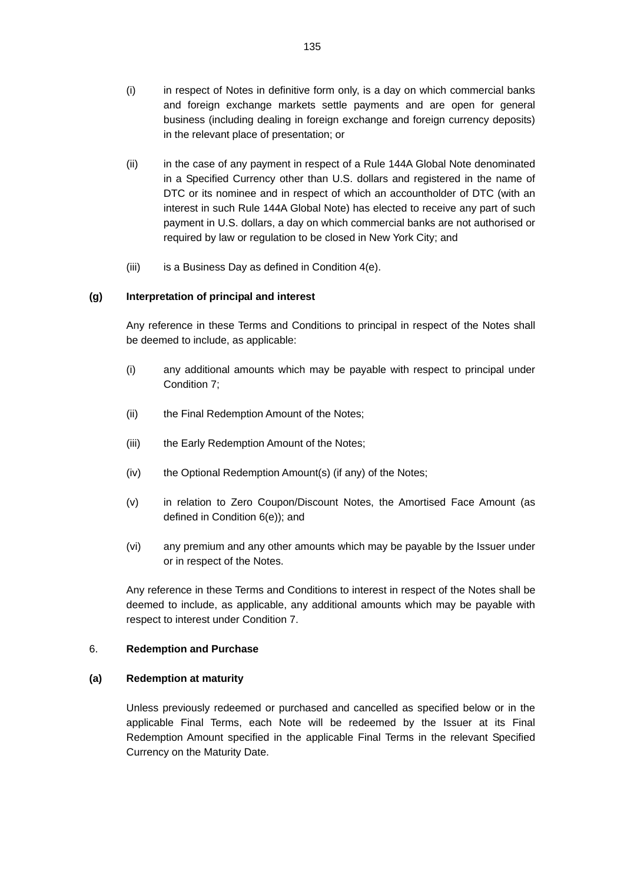(i) in respect of Notes in definitive form only, is a day on which commercial banks and foreign exchange markets settle payments and are open for general business (including dealing in foreign exchange and foreign currency deposits) in the relevant place of presentation; or

(ii) in the case of any payment in respect of a Rule 144A Global Note denominated in a Specified Currency other than U.S. dollars and registered in the name of DTC or its nominee and in respect of which an accountholder of DTC (with an interest in such Rule 144A Global Note) has elected to receive any part of such payment in U.S. dollars, a day on which commercial banks are not authorised or required by law or regulation to be closed in New York City; and

(iii) is a Business Day as defined in Condition 4(e).

**(g) Interpretation of principal and interest**

Any reference in these Terms and Conditions to principal in respect of the Notes shall be deemed to include, as applicable:

(i) any additional amounts which may be payable with respect to principal under Condition 7;

(ii) the Final Redemption Amount of the Notes;

(iii) the Early Redemption Amount of the Notes;

(iv) the Optional Redemption Amount(s) (if any) of the Notes;

(v) in relation to Zero Coupon/Discount Notes, the Amortised Face Amount (as defined in Condition 6(e)); and

(vi) any premium and any other amounts which may be payable by the Issuer under or in respect of the Notes.

Any reference in these Terms and Conditions to interest in respect of the Notes shall be deemed to include, as applicable, any additional amounts which may be payable with respect to interest under Condition 7.

6. **Redemption and Purchase**

**(a) Redemption at maturity**

Unless previously redeemed or purchased and cancelled as specified below or in the applicable Final Terms, each Note will be redeemed by the Issuer at its Final Redemption Amount specified in the applicable Final Terms in the relevant Specified Currency on the Maturity Date.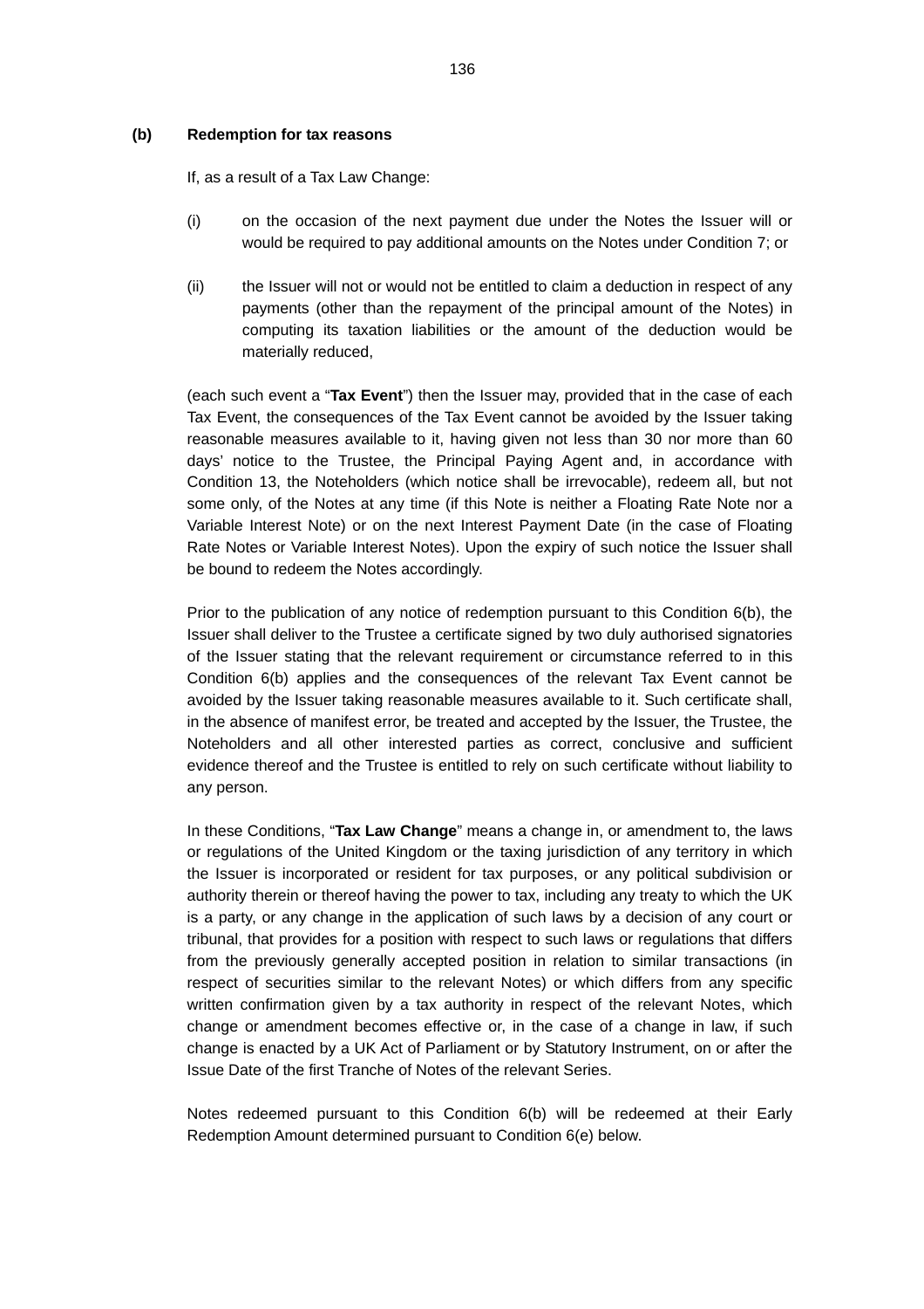**(b) Redemption for tax reasons**

If, as a result of a Tax Law Change:

(i) on the occasion of the next payment due under the Notes the Issuer will or would be required to pay additional amounts on the Notes under Condition 7; or

(ii) the Issuer will not or would not be entitled to claim a deduction in respect of any payments (other than the repayment of the principal amount of the Notes) in computing its taxation liabilities or the amount of the deduction would be materially reduced,

(each such event a "**Tax Event**") then the Issuer may, provided that in the case of each Tax Event, the consequences of the Tax Event cannot be avoided by the Issuer taking reasonable measures available to it, having given not less than 30 nor more than 60 days' notice to the Trustee, the Principal Paying Agent and, in accordance with Condition 13, the Noteholders (which notice shall be irrevocable), redeem all, but not some only, of the Notes at any time (if this Note is neither a Floating Rate Note nor a Variable Interest Note) or on the next Interest Payment Date (in the case of Floating Rate Notes or Variable Interest Notes). Upon the expiry of such notice the Issuer shall be bound to redeem the Notes accordingly.

Prior to the publication of any notice of redemption pursuant to this Condition 6(b), the Issuer shall deliver to the Trustee a certificate signed by two duly authorised signatories of the Issuer stating that the relevant requirement or circumstance referred to in this Condition 6(b) applies and the consequences of the relevant Tax Event cannot be avoided by the Issuer taking reasonable measures available to it. Such certificate shall, in the absence of manifest error, be treated and accepted by the Issuer, the Trustee, the Noteholders and all other interested parties as correct, conclusive and sufficient evidence thereof and the Trustee is entitled to rely on such certificate without liability to any person.

In these Conditions, "**Tax Law Change**" means a change in, or amendment to, the laws or regulations of the United Kingdom or the taxing jurisdiction of any territory in which the Issuer is incorporated or resident for tax purposes, or any political subdivision or authority therein or thereof having the power to tax, including any treaty to which the UK is a party, or any change in the application of such laws by a decision of any court or tribunal, that provides for a position with respect to such laws or regulations that differs from the previously generally accepted position in relation to similar transactions (in respect of securities similar to the relevant Notes) or which differs from any specific written confirmation given by a tax authority in respect of the relevant Notes, which change or amendment becomes effective or, in the case of a change in law, if such change is enacted by a UK Act of Parliament or by Statutory Instrument, on or after the Issue Date of the first Tranche of Notes of the relevant Series.

Notes redeemed pursuant to this Condition 6(b) will be redeemed at their Early Redemption Amount determined pursuant to Condition 6(e) below.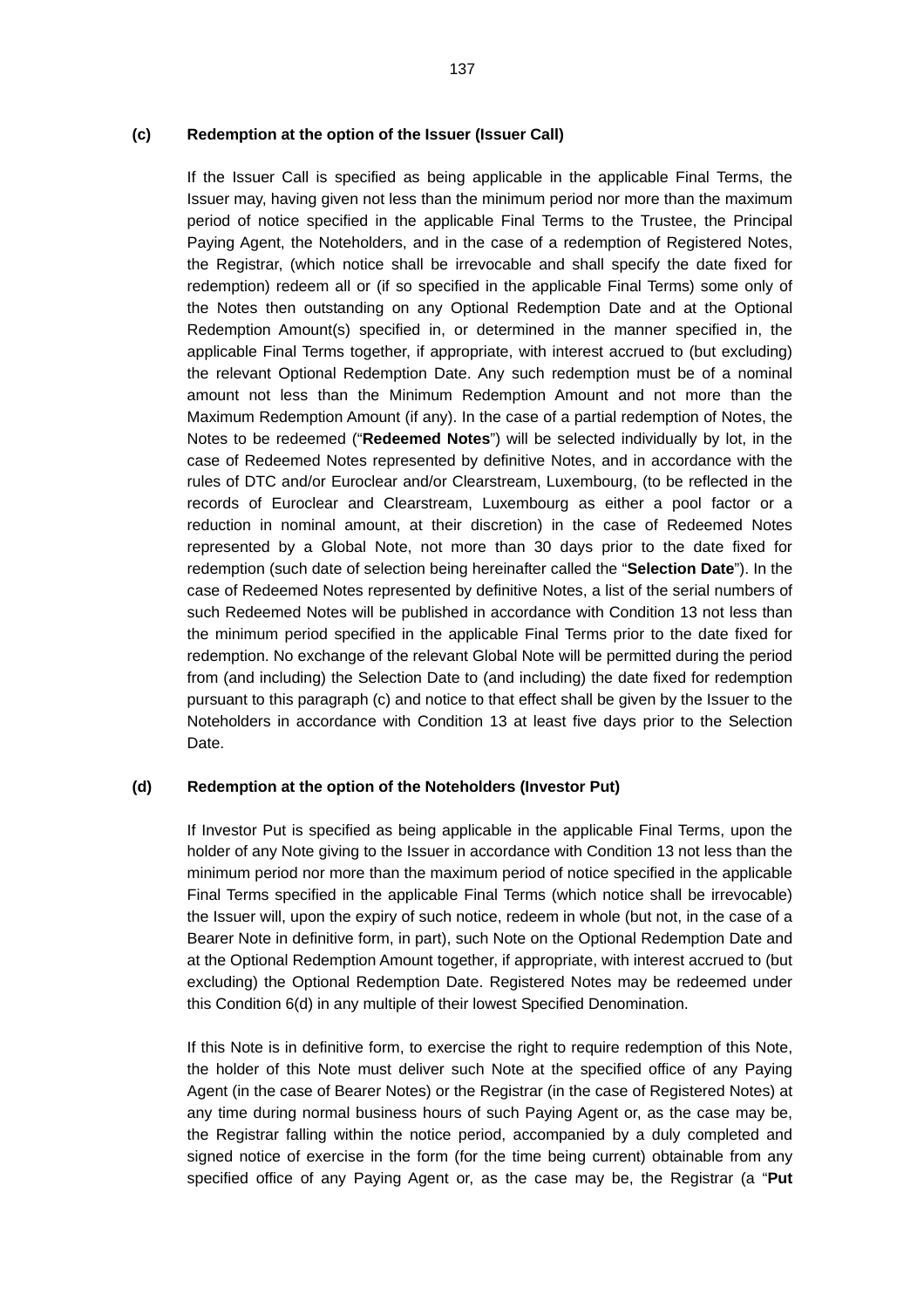**(c) Redemption at the option of the Issuer (Issuer Call)**

If the Issuer Call is specified as being applicable in the applicable Final Terms, the Issuer may, having given not less than the minimum period nor more than the maximum period of notice specified in the applicable Final Terms to the Trustee, the Principal Paying Agent, the Noteholders, and in the case of a redemption of Registered Notes, the Registrar, (which notice shall be irrevocable and shall specify the date fixed for redemption) redeem all or (if so specified in the applicable Final Terms) some only of the Notes then outstanding on any Optional Redemption Date and at the Optional Redemption Amount(s) specified in, or determined in the manner specified in, the applicable Final Terms together, if appropriate, with interest accrued to (but excluding) the relevant Optional Redemption Date. Any such redemption must be of a nominal amount not less than the Minimum Redemption Amount and not more than the Maximum Redemption Amount (if any). In the case of a partial redemption of Notes, the Notes to be redeemed ("**Redeemed Notes**") will be selected individually by lot, in the case of Redeemed Notes represented by definitive Notes, and in accordance with the rules of DTC and/or Euroclear and/or Clearstream, Luxembourg, (to be reflected in the records of Euroclear and Clearstream, Luxembourg as either a pool factor or a reduction in nominal amount, at their discretion) in the case of Redeemed Notes represented by a Global Note, not more than 30 days prior to the date fixed for redemption (such date of selection being hereinafter called the "**Selection Date**"). In the case of Redeemed Notes represented by definitive Notes, a list of the serial numbers of such Redeemed Notes will be published in accordance with Condition 13 not less than the minimum period specified in the applicable Final Terms prior to the date fixed for redemption. No exchange of the relevant Global Note will be permitted during the period from (and including) the Selection Date to (and including) the date fixed for redemption pursuant to this paragraph (c) and notice to that effect shall be given by the Issuer to the Noteholders in accordance with Condition 13 at least five days prior to the Selection Date.

**(d) Redemption at the option of the Noteholders (Investor Put)**

If Investor Put is specified as being applicable in the applicable Final Terms, upon the holder of any Note giving to the Issuer in accordance with Condition 13 not less than the minimum period nor more than the maximum period of notice specified in the applicable Final Terms specified in the applicable Final Terms (which notice shall be irrevocable) the Issuer will, upon the expiry of such notice, redeem in whole (but not, in the case of a Bearer Note in definitive form, in part), such Note on the Optional Redemption Date and at the Optional Redemption Amount together, if appropriate, with interest accrued to (but excluding) the Optional Redemption Date. Registered Notes may be redeemed under this Condition 6(d) in any multiple of their lowest Specified Denomination.

If this Note is in definitive form, to exercise the right to require redemption of this Note, the holder of this Note must deliver such Note at the specified office of any Paying Agent (in the case of Bearer Notes) or the Registrar (in the case of Registered Notes) at any time during normal business hours of such Paying Agent or, as the case may be, the Registrar falling within the notice period, accompanied by a duly completed and signed notice of exercise in the form (for the time being current) obtainable from any specified office of any Paying Agent or, as the case may be, the Registrar (a "**Put**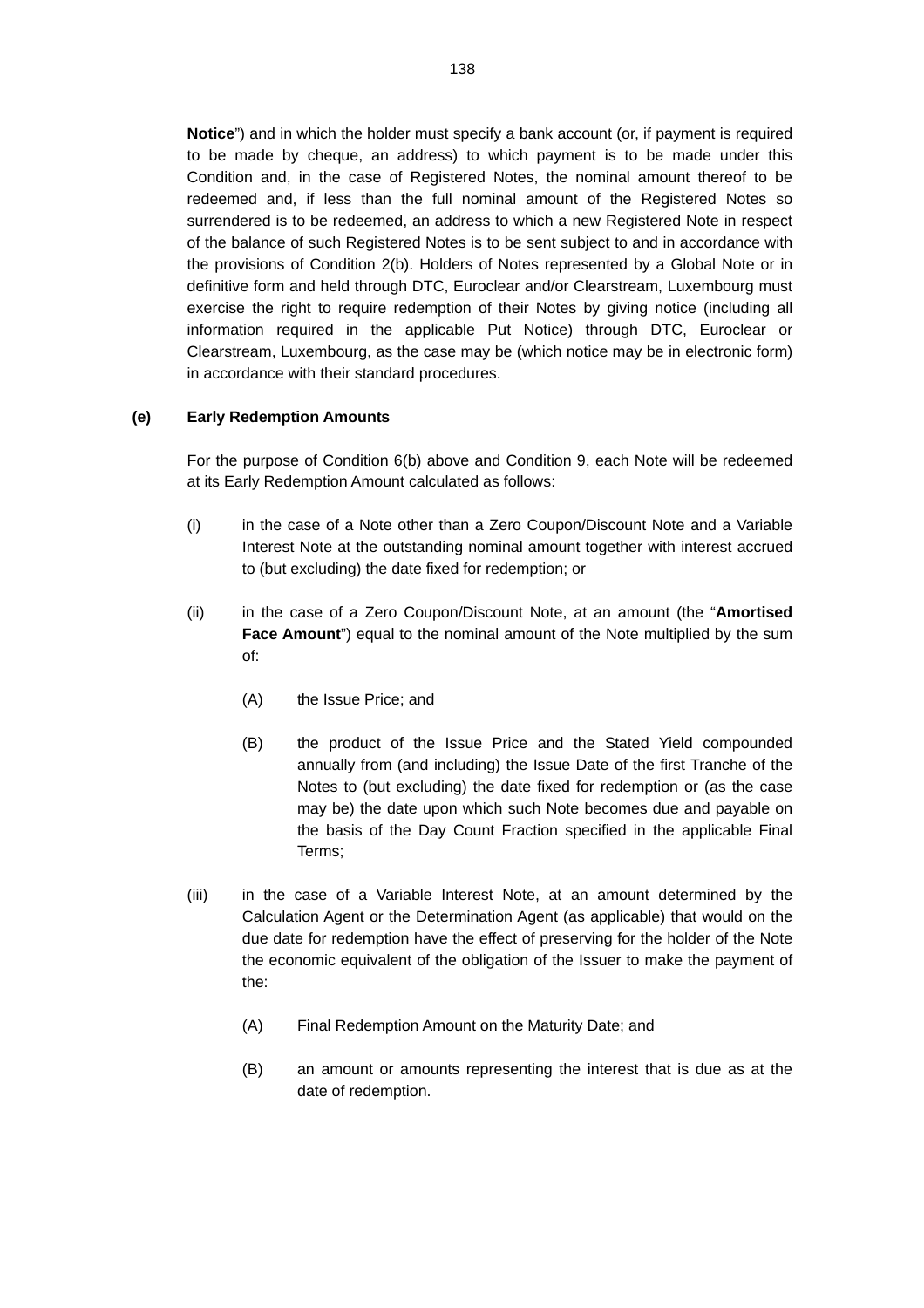**Notice**") and in which the holder must specify a bank account (or, if payment is required to be made by cheque, an address) to which payment is to be made under this Condition and, in the case of Registered Notes, the nominal amount thereof to be redeemed and, if less than the full nominal amount of the Registered Notes so surrendered is to be redeemed, an address to which a new Registered Note in respect of the balance of such Registered Notes is to be sent subject to and in accordance with the provisions of Condition 2(b). Holders of Notes represented by a Global Note or in definitive form and held through DTC, Euroclear and/or Clearstream, Luxembourg must exercise the right to require redemption of their Notes by giving notice (including all information required in the applicable Put Notice) through DTC, Euroclear or Clearstream, Luxembourg, as the case may be (which notice may be in electronic form) in accordance with their standard procedures.

**(e) Early Redemption Amounts**

For the purpose of Condition 6(b) above and Condition 9, each Note will be redeemed at its Early Redemption Amount calculated as follows:

(i) in the case of a Note other than a Zero Coupon/Discount Note and a Variable Interest Note at the outstanding nominal amount together with interest accrued to (but excluding) the date fixed for redemption; or

(ii) in the case of a Zero Coupon/Discount Note, at an amount (the "**Amortised Face Amount**") equal to the nominal amount of the Note multiplied by the sum of:

(A) the Issue Price; and

(B) the product of the Issue Price and the Stated Yield compounded annually from (and including) the Issue Date of the first Tranche of the Notes to (but excluding) the date fixed for redemption or (as the case may be) the date upon which such Note becomes due and payable on the basis of the Day Count Fraction specified in the applicable Final Terms;

(iii) in the case of a Variable Interest Note, at an amount determined by the Calculation Agent or the Determination Agent (as applicable) that would on the due date for redemption have the effect of preserving for the holder of the Note the economic equivalent of the obligation of the Issuer to make the payment of the:

(A) Final Redemption Amount on the Maturity Date; and

(B) an amount or amounts representing the interest that is due as at the date of redemption.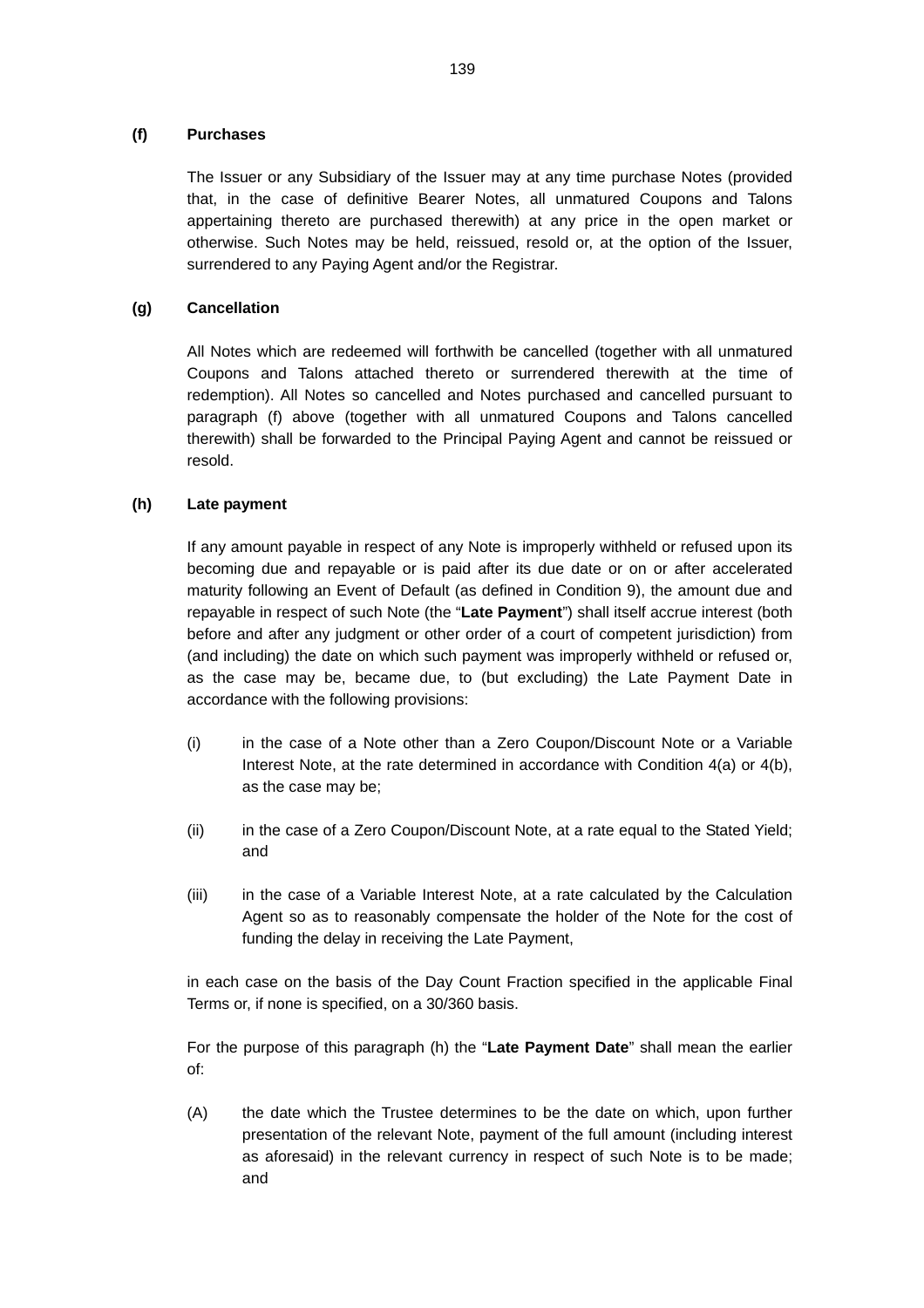**(f) Purchases**

The Issuer or any Subsidiary of the Issuer may at any time purchase Notes (provided that, in the case of definitive Bearer Notes, all unmatured Coupons and Talons appertaining thereto are purchased therewith) at any price in the open market or otherwise. Such Notes may be held, reissued, resold or, at the option of the Issuer, surrendered to any Paying Agent and/or the Registrar.

**(g) Cancellation**

All Notes which are redeemed will forthwith be cancelled (together with all unmatured Coupons and Talons attached thereto or surrendered therewith at the time of redemption). All Notes so cancelled and Notes purchased and cancelled pursuant to paragraph (f) above (together with all unmatured Coupons and Talons cancelled therewith) shall be forwarded to the Principal Paying Agent and cannot be reissued or resold.

**(h) Late payment**

If any amount payable in respect of any Note is improperly withheld or refused upon its becoming due and repayable or is paid after its due date or on or after accelerated maturity following an Event of Default (as defined in Condition 9), the amount due and repayable in respect of such Note (the "**Late Payment**") shall itself accrue interest (both before and after any judgment or other order of a court of competent jurisdiction) from (and including) the date on which such payment was improperly withheld or refused or, as the case may be, became due, to (but excluding) the Late Payment Date in accordance with the following provisions:

(i) in the case of a Note other than a Zero Coupon/Discount Note or a Variable Interest Note, at the rate determined in accordance with Condition 4(a) or 4(b), as the case may be;

(ii) in the case of a Zero Coupon/Discount Note, at a rate equal to the Stated Yield; and

(iii) in the case of a Variable Interest Note, at a rate calculated by the Calculation Agent so as to reasonably compensate the holder of the Note for the cost of funding the delay in receiving the Late Payment,

in each case on the basis of the Day Count Fraction specified in the applicable Final Terms or, if none is specified, on a 30/360 basis.

For the purpose of this paragraph (h) the "**Late Payment Date**" shall mean the earlier of:

(A) the date which the Trustee determines to be the date on which, upon further presentation of the relevant Note, payment of the full amount (including interest as aforesaid) in the relevant currency in respect of such Note is to be made; and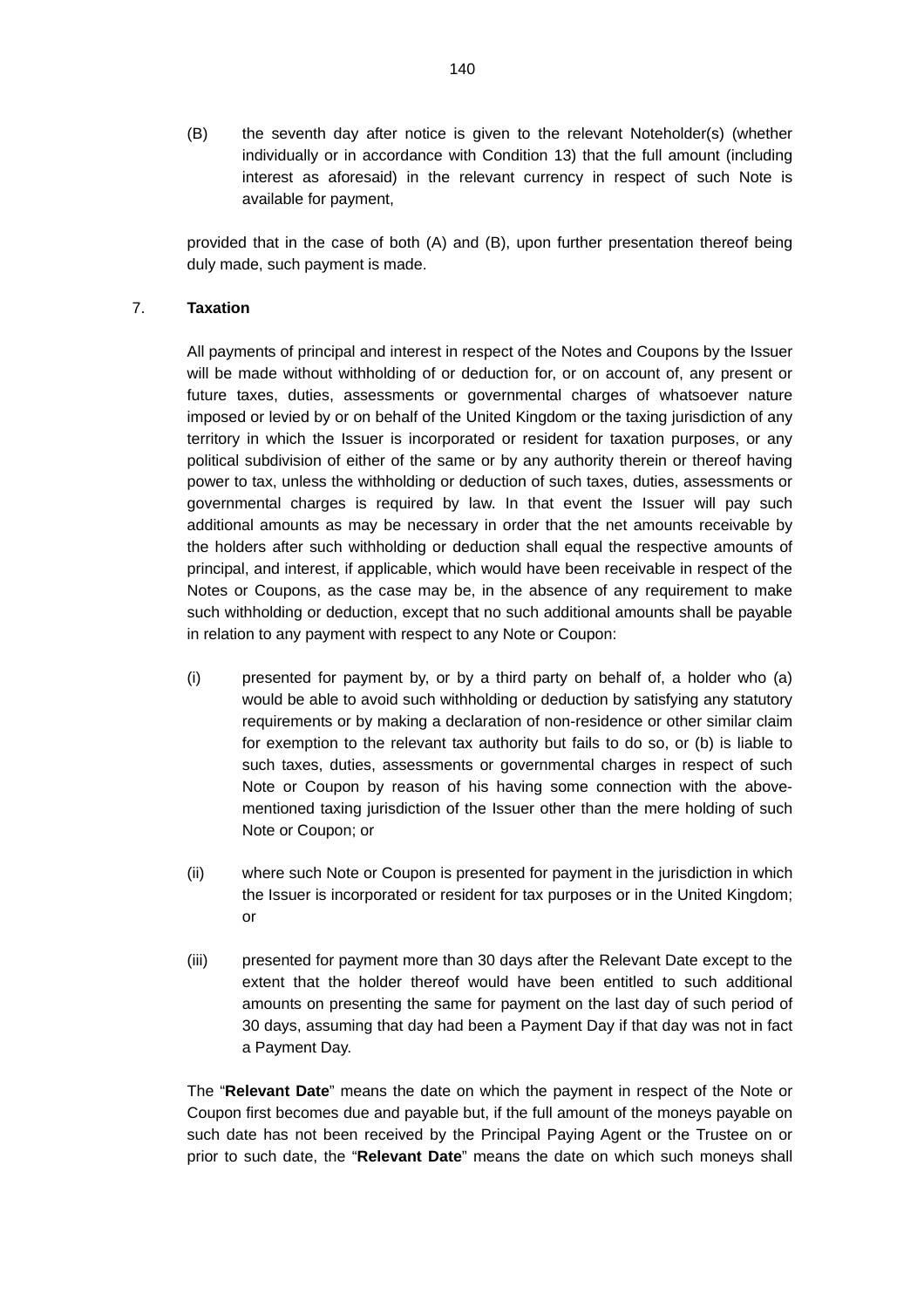(B) the seventh day after notice is given to the relevant Noteholder(s) (whether individually or in accordance with Condition 13) that the full amount (including interest as aforesaid) in the relevant currency in respect of such Note is available for payment,

provided that in the case of both (A) and (B), upon further presentation thereof being duly made, such payment is made.

7. **Taxation**

All payments of principal and interest in respect of the Notes and Coupons by the Issuer will be made without withholding of or deduction for, or on account of, any present or future taxes, duties, assessments or governmental charges of whatsoever nature imposed or levied by or on behalf of the United Kingdom or the taxing jurisdiction of any territory in which the Issuer is incorporated or resident for taxation purposes, or any political subdivision of either of the same or by any authority therein or thereof having power to tax, unless the withholding or deduction of such taxes, duties, assessments or governmental charges is required by law. In that event the Issuer will pay such additional amounts as may be necessary in order that the net amounts receivable by the holders after such withholding or deduction shall equal the respective amounts of principal, and interest, if applicable, which would have been receivable in respect of the Notes or Coupons, as the case may be, in the absence of any requirement to make such withholding or deduction, except that no such additional amounts shall be payable in relation to any payment with respect to any Note or Coupon:

(i) presented for payment by, or by a third party on behalf of, a holder who (a) would be able to avoid such withholding or deduction by satisfying any statutory requirements or by making a declaration of non-residence or other similar claim for exemption to the relevant tax authority but fails to do so, or (b) is liable to such taxes, duties, assessments or governmental charges in respect of such Note or Coupon by reason of his having some connection with the above-mentioned taxing jurisdiction of the Issuer other than the mere holding of such Note or Coupon; or

(ii) where such Note or Coupon is presented for payment in the jurisdiction in which the Issuer is incorporated or resident for tax purposes or in the United Kingdom; or

(iii) presented for payment more than 30 days after the Relevant Date except to the extent that the holder thereof would have been entitled to such additional amounts on presenting the same for payment on the last day of such period of 30 days, assuming that day had been a Payment Day if that day was not in fact a Payment Day.

The "**Relevant Date**" means the date on which the payment in respect of the Note or Coupon first becomes due and payable but, if the full amount of the moneys payable on such date has not been received by the Principal Paying Agent or the Trustee on or prior to such date, the "**Relevant Date**" means the date on which such moneys shall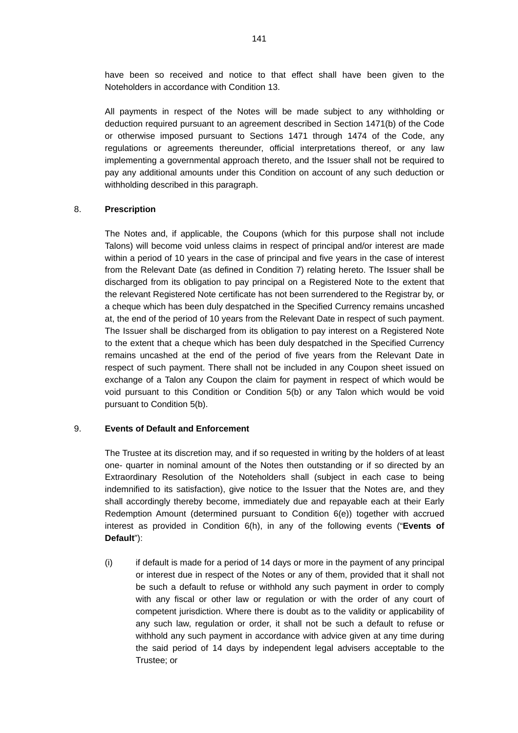have been so received and notice to that effect shall have been given to the Noteholders in accordance with Condition 13.

All payments in respect of the Notes will be made subject to any withholding or deduction required pursuant to an agreement described in Section 1471(b) of the Code or otherwise imposed pursuant to Sections 1471 through 1474 of the Code, any regulations or agreements thereunder, official interpretations thereof, or any law implementing a governmental approach thereto, and the Issuer shall not be required to pay any additional amounts under this Condition on account of any such deduction or withholding described in this paragraph.

## 8. **Prescription**

The Notes and, if applicable, the Coupons (which for this purpose shall not include Talons) will become void unless claims in respect of principal and/or interest are made within a period of 10 years in the case of principal and five years in the case of interest from the Relevant Date (as defined in Condition 7) relating hereto. The Issuer shall be discharged from its obligation to pay principal on a Registered Note to the extent that the relevant Registered Note certificate has not been surrendered to the Registrar by, or a cheque which has been duly despatched in the Specified Currency remains uncashed at, the end of the period of 10 years from the Relevant Date in respect of such payment. The Issuer shall be discharged from its obligation to pay interest on a Registered Note to the extent that a cheque which has been duly despatched in the Specified Currency remains uncashed at the end of the period of five years from the Relevant Date in respect of such payment. There shall not be included in any Coupon sheet issued on exchange of a Talon any Coupon the claim for payment in respect of which would be void pursuant to this Condition or Condition 5(b) or any Talon which would be void pursuant to Condition 5(b).

## 9. **Events of Default and Enforcement**

The Trustee at its discretion may, and if so requested in writing by the holders of at least one- quarter in nominal amount of the Notes then outstanding or if so directed by an Extraordinary Resolution of the Noteholders shall (subject in each case to being indemnified to its satisfaction), give notice to the Issuer that the Notes are, and they shall accordingly thereby become, immediately due and repayable each at their Early Redemption Amount (determined pursuant to Condition 6(e)) together with accrued interest as provided in Condition 6(h), in any of the following events ("**Events of Default**"):

(i) if default is made for a period of 14 days or more in the payment of any principal or interest due in respect of the Notes or any of them, provided that it shall not be such a default to refuse or withhold any such payment in order to comply with any fiscal or other law or regulation or with the order of any court of competent jurisdiction. Where there is doubt as to the validity or applicability of any such law, regulation or order, it shall not be such a default to refuse or withhold any such payment in accordance with advice given at any time during the said period of 14 days by independent legal advisers acceptable to the Trustee; or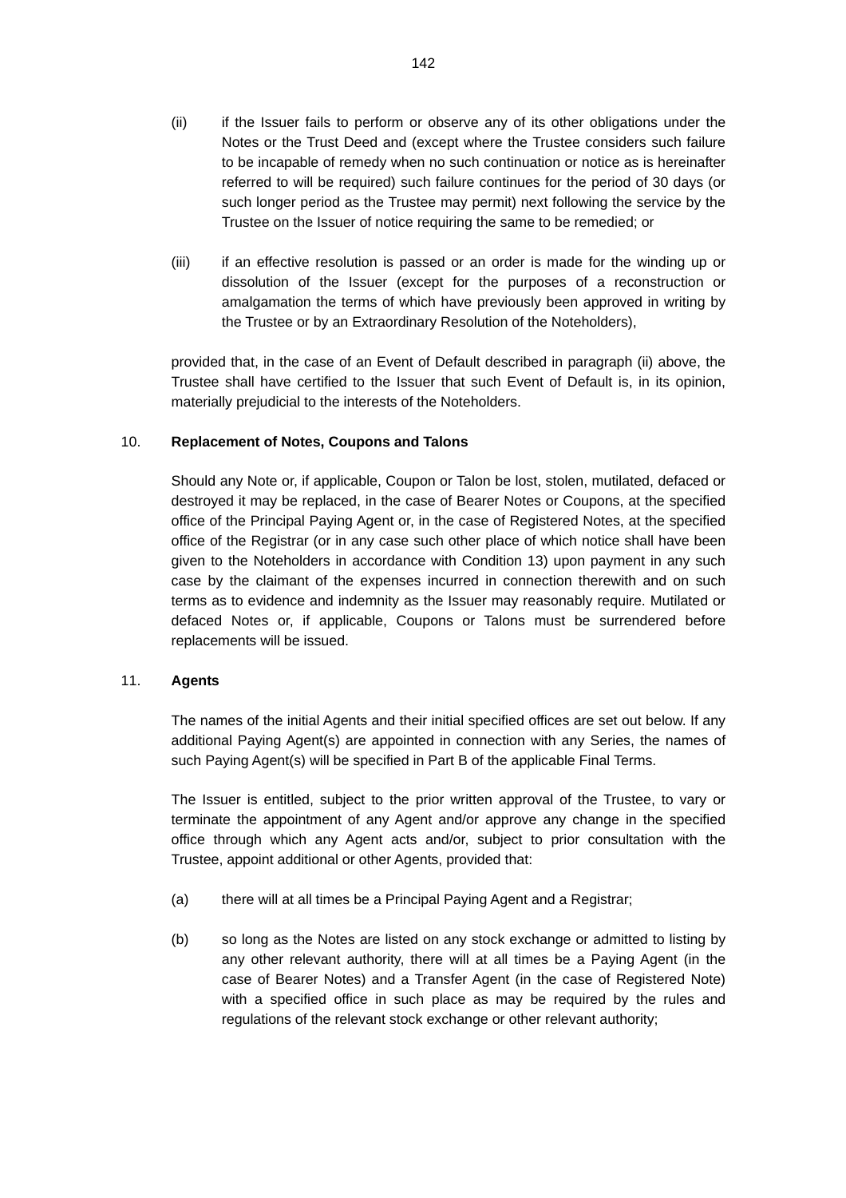(ii) if the Issuer fails to perform or observe any of its other obligations under the Notes or the Trust Deed and (except where the Trustee considers such failure to be incapable of remedy when no such continuation or notice as is hereinafter referred to will be required) such failure continues for the period of 30 days (or such longer period as the Trustee may permit) next following the service by the Trustee on the Issuer of notice requiring the same to be remedied; or

(iii) if an effective resolution is passed or an order is made for the winding up or dissolution of the Issuer (except for the purposes of a reconstruction or amalgamation the terms of which have previously been approved in writing by the Trustee or by an Extraordinary Resolution of the Noteholders),

provided that, in the case of an Event of Default described in paragraph (ii) above, the Trustee shall have certified to the Issuer that such Event of Default is, in its opinion, materially prejudicial to the interests of the Noteholders.

## 10. Replacement of Notes, Coupons and Talons

Should any Note or, if applicable, Coupon or Talon be lost, stolen, mutilated, defaced or destroyed it may be replaced, in the case of Bearer Notes or Coupons, at the specified office of the Principal Paying Agent or, in the case of Registered Notes, at the specified office of the Registrar (or in any case such other place of which notice shall have been given to the Noteholders in accordance with Condition 13) upon payment in any such case by the claimant of the expenses incurred in connection therewith and on such terms as to evidence and indemnity as the Issuer may reasonably require. Mutilated or defaced Notes or, if applicable, Coupons or Talons must be surrendered before replacements will be issued.

## 11. Agents

The names of the initial Agents and their initial specified offices are set out below. If any additional Paying Agent(s) are appointed in connection with any Series, the names of such Paying Agent(s) will be specified in Part B of the applicable Final Terms.

The Issuer is entitled, subject to the prior written approval of the Trustee, to vary or terminate the appointment of any Agent and/or approve any change in the specified office through which any Agent acts and/or, subject to prior consultation with the Trustee, appoint additional or other Agents, provided that:

(a) there will at all times be a Principal Paying Agent and a Registrar;

(b) so long as the Notes are listed on any stock exchange or admitted to listing by any other relevant authority, there will at all times be a Paying Agent (in the case of Bearer Notes) and a Transfer Agent (in the case of Registered Note) with a specified office in such place as may be required by the rules and regulations of the relevant stock exchange or other relevant authority;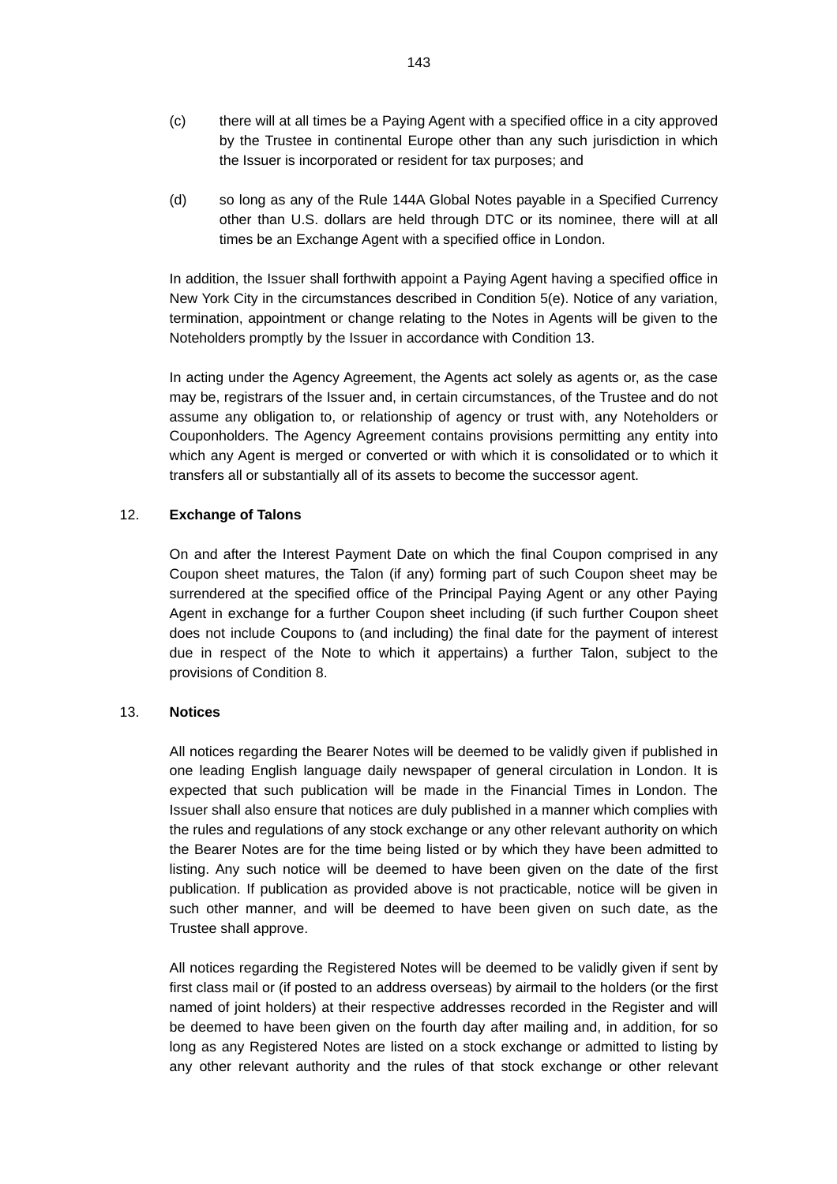(c) there will at all times be a Paying Agent with a specified office in a city approved by the Trustee in continental Europe other than any such jurisdiction in which the Issuer is incorporated or resident for tax purposes; and

(d) so long as any of the Rule 144A Global Notes payable in a Specified Currency other than U.S. dollars are held through DTC or its nominee, there will at all times be an Exchange Agent with a specified office in London.

In addition, the Issuer shall forthwith appoint a Paying Agent having a specified office in New York City in the circumstances described in Condition 5(e). Notice of any variation, termination, appointment or change relating to the Notes in Agents will be given to the Noteholders promptly by the Issuer in accordance with Condition 13.

In acting under the Agency Agreement, the Agents act solely as agents or, as the case may be, registrars of the Issuer and, in certain circumstances, of the Trustee and do not assume any obligation to, or relationship of agency or trust with, any Noteholders or Couponholders. The Agency Agreement contains provisions permitting any entity into which any Agent is merged or converted or with which it is consolidated or to which it transfers all or substantially all of its assets to become the successor agent.

## 12. **Exchange of Talons**

On and after the Interest Payment Date on which the final Coupon comprised in any Coupon sheet matures, the Talon (if any) forming part of such Coupon sheet may be surrendered at the specified office of the Principal Paying Agent or any other Paying Agent in exchange for a further Coupon sheet including (if such further Coupon sheet does not include Coupons to (and including) the final date for the payment of interest due in respect of the Note to which it appertains) a further Talon, subject to the provisions of Condition 8.

## 13. **Notices**

All notices regarding the Bearer Notes will be deemed to be validly given if published in one leading English language daily newspaper of general circulation in London. It is expected that such publication will be made in the Financial Times in London. The Issuer shall also ensure that notices are duly published in a manner which complies with the rules and regulations of any stock exchange or any other relevant authority on which the Bearer Notes are for the time being listed or by which they have been admitted to listing. Any such notice will be deemed to have been given on the date of the first publication. If publication as provided above is not practicable, notice will be given in such other manner, and will be deemed to have been given on such date, as the Trustee shall approve.

All notices regarding the Registered Notes will be deemed to be validly given if sent by first class mail or (if posted to an address overseas) by airmail to the holders (or the first named of joint holders) at their respective addresses recorded in the Register and will be deemed to have been given on the fourth day after mailing and, in addition, for so long as any Registered Notes are listed on a stock exchange or admitted to listing by any other relevant authority and the rules of that stock exchange or other relevant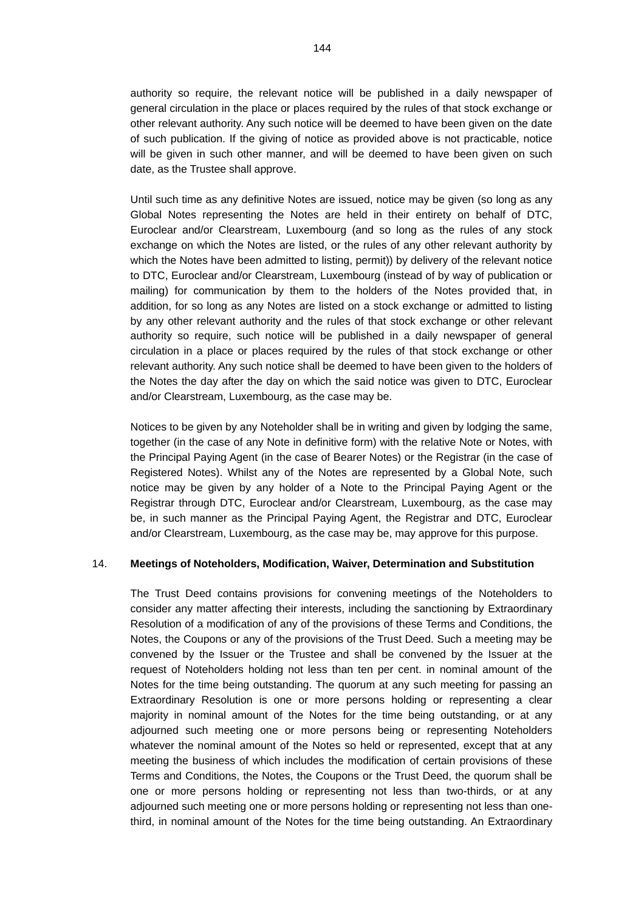authority so require, the relevant notice will be published in a daily newspaper of general circulation in the place or places required by the rules of that stock exchange or other relevant authority. Any such notice will be deemed to have been given on the date of such publication. If the giving of notice as provided above is not practicable, notice will be given in such other manner, and will be deemed to have been given on such date, as the Trustee shall approve.

Until such time as any definitive Notes are issued, notice may be given (so long as any Global Notes representing the Notes are held in their entirety on behalf of DTC, Euroclear and/or Clearstream, Luxembourg (and so long as the rules of any stock exchange on which the Notes are listed, or the rules of any other relevant authority by which the Notes have been admitted to listing, permit)) by delivery of the relevant notice to DTC, Euroclear and/or Clearstream, Luxembourg (instead of by way of publication or mailing) for communication by them to the holders of the Notes provided that, in addition, for so long as any Notes are listed on a stock exchange or admitted to listing by any other relevant authority and the rules of that stock exchange or other relevant authority so require, such notice will be published in a daily newspaper of general circulation in a place or places required by the rules of that stock exchange or other relevant authority. Any such notice shall be deemed to have been given to the holders of the Notes the day after the day on which the said notice was given to DTC, Euroclear and/or Clearstream, Luxembourg, as the case may be.

Notices to be given by any Noteholder shall be in writing and given by lodging the same, together (in the case of any Note in definitive form) with the relative Note or Notes, with the Principal Paying Agent (in the case of Bearer Notes) or the Registrar (in the case of Registered Notes). Whilst any of the Notes are represented by a Global Note, such notice may be given by any holder of a Note to the Principal Paying Agent or the Registrar through DTC, Euroclear and/or Clearstream, Luxembourg, as the case may be, in such manner as the Principal Paying Agent, the Registrar and DTC, Euroclear and/or Clearstream, Luxembourg, as the case may be, may approve for this purpose.

## 14. Meetings of Noteholders, Modification, Waiver, Determination and Substitution

The Trust Deed contains provisions for convening meetings of the Noteholders to consider any matter affecting their interests, including the sanctioning by Extraordinary Resolution of a modification of any of the provisions of these Terms and Conditions, the Notes, the Coupons or any of the provisions of the Trust Deed. Such a meeting may be convened by the Issuer or the Trustee and shall be convened by the Issuer at the request of Noteholders holding not less than ten per cent. in nominal amount of the Notes for the time being outstanding. The quorum at any such meeting for passing an Extraordinary Resolution is one or more persons holding or representing a clear majority in nominal amount of the Notes for the time being outstanding, or at any adjourned such meeting one or more persons being or representing Noteholders whatever the nominal amount of the Notes so held or represented, except that at any meeting the business of which includes the modification of certain provisions of these Terms and Conditions, the Notes, the Coupons or the Trust Deed, the quorum shall be one or more persons holding or representing not less than two-thirds, or at any adjourned such meeting one or more persons holding or representing not less than one-third, in nominal amount of the Notes for the time being outstanding. An Extraordinary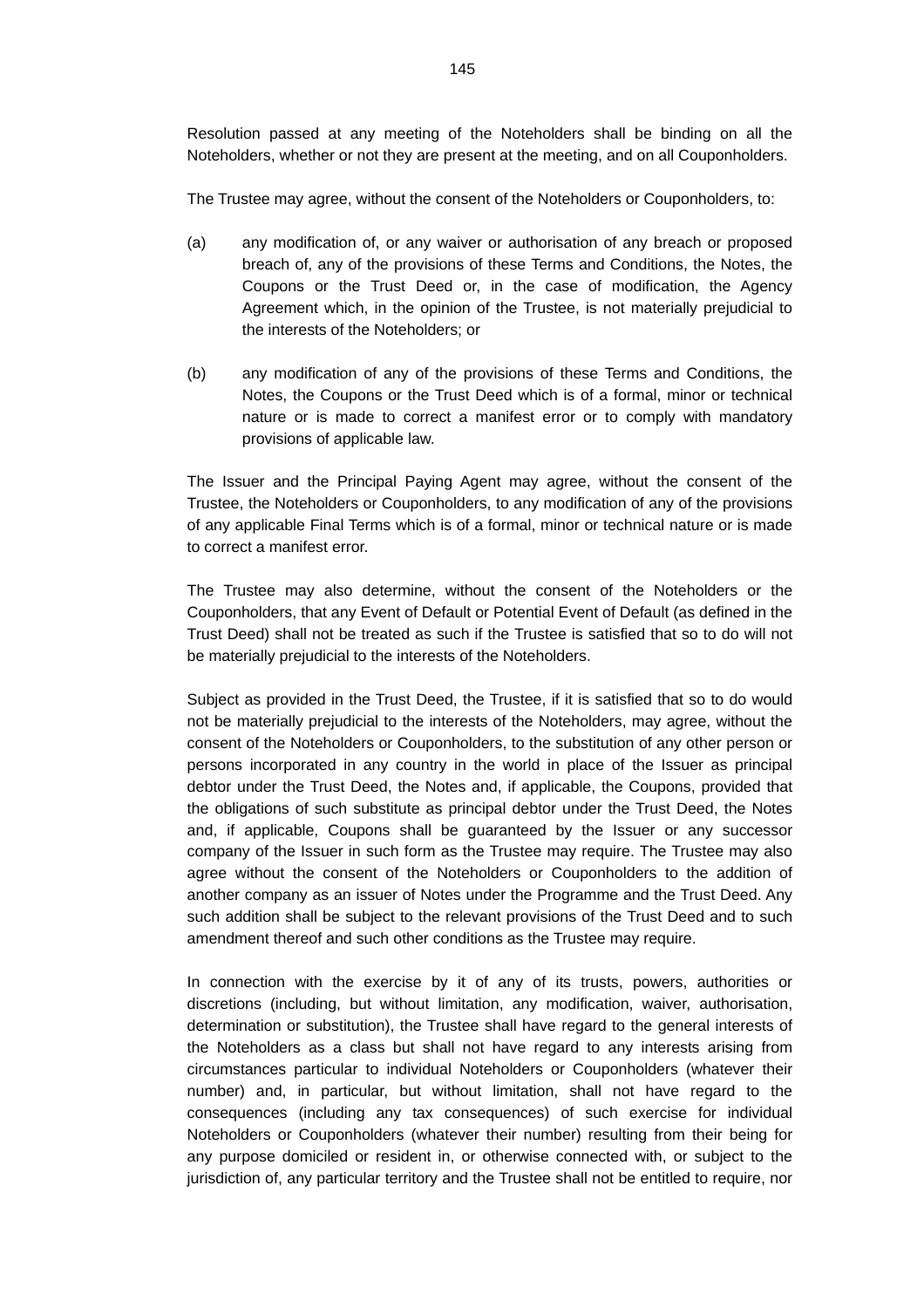Resolution passed at any meeting of the Noteholders shall be binding on all the Noteholders, whether or not they are present at the meeting, and on all Couponholders.

The Trustee may agree, without the consent of the Noteholders or Couponholders, to:

(a) any modification of, or any waiver or authorisation of any breach or proposed breach of, any of the provisions of these Terms and Conditions, the Notes, the Coupons or the Trust Deed or, in the case of modification, the Agency Agreement which, in the opinion of the Trustee, is not materially prejudicial to the interests of the Noteholders; or

(b) any modification of any of the provisions of these Terms and Conditions, the Notes, the Coupons or the Trust Deed which is of a formal, minor or technical nature or is made to correct a manifest error or to comply with mandatory provisions of applicable law.

The Issuer and the Principal Paying Agent may agree, without the consent of the Trustee, the Noteholders or Couponholders, to any modification of any of the provisions of any applicable Final Terms which is of a formal, minor or technical nature or is made to correct a manifest error.

The Trustee may also determine, without the consent of the Noteholders or the Couponholders, that any Event of Default or Potential Event of Default (as defined in the Trust Deed) shall not be treated as such if the Trustee is satisfied that so to do will not be materially prejudicial to the interests of the Noteholders.

Subject as provided in the Trust Deed, the Trustee, if it is satisfied that so to do would not be materially prejudicial to the interests of the Noteholders, may agree, without the consent of the Noteholders or Couponholders, to the substitution of any other person or persons incorporated in any country in the world in place of the Issuer as principal debtor under the Trust Deed, the Notes and, if applicable, the Coupons, provided that the obligations of such substitute as principal debtor under the Trust Deed, the Notes and, if applicable, Coupons shall be guaranteed by the Issuer or any successor company of the Issuer in such form as the Trustee may require. The Trustee may also agree without the consent of the Noteholders or Couponholders to the addition of another company as an issuer of Notes under the Programme and the Trust Deed. Any such addition shall be subject to the relevant provisions of the Trust Deed and to such amendment thereof and such other conditions as the Trustee may require.

In connection with the exercise by it of any of its trusts, powers, authorities or discretions (including, but without limitation, any modification, waiver, authorisation, determination or substitution), the Trustee shall have regard to the general interests of the Noteholders as a class but shall not have regard to any interests arising from circumstances particular to individual Noteholders or Couponholders (whatever their number) and, in particular, but without limitation, shall not have regard to the consequences (including any tax consequences) of such exercise for individual Noteholders or Couponholders (whatever their number) resulting from their being for any purpose domiciled or resident in, or otherwise connected with, or subject to the jurisdiction of, any particular territory and the Trustee shall not be entitled to require, nor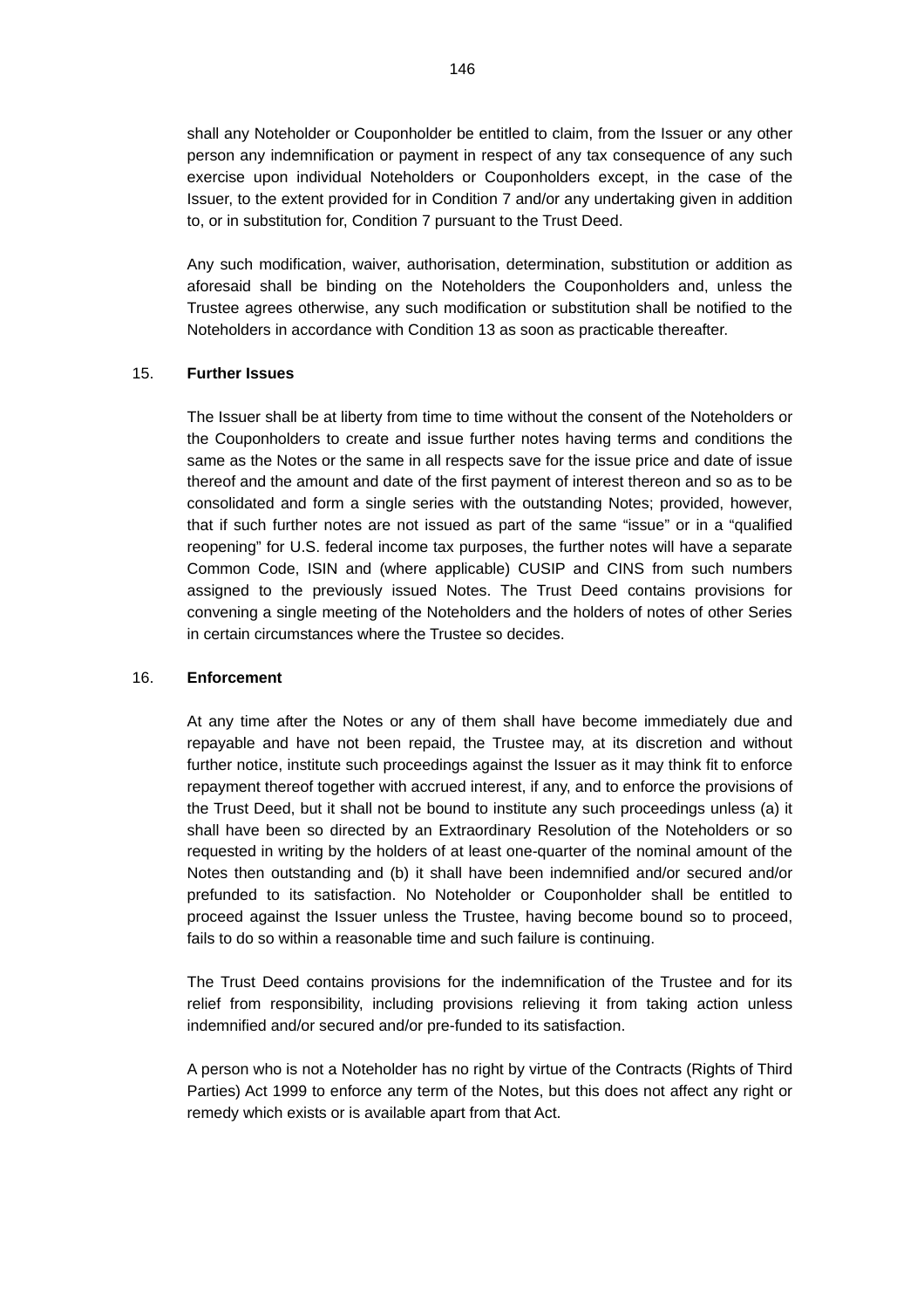shall any Noteholder or Couponholder be entitled to claim, from the Issuer or any other person any indemnification or payment in respect of any tax consequence of any such exercise upon individual Noteholders or Couponholders except, in the case of the Issuer, to the extent provided for in Condition 7 and/or any undertaking given in addition to, or in substitution for, Condition 7 pursuant to the Trust Deed.

Any such modification, waiver, authorisation, determination, substitution or addition as aforesaid shall be binding on the Noteholders the Couponholders and, unless the Trustee agrees otherwise, any such modification or substitution shall be notified to the Noteholders in accordance with Condition 13 as soon as practicable thereafter.

## 15. Further Issues

The Issuer shall be at liberty from time to time without the consent of the Noteholders or the Couponholders to create and issue further notes having terms and conditions the same as the Notes or the same in all respects save for the issue price and date of issue thereof and the amount and date of the first payment of interest thereon and so as to be consolidated and form a single series with the outstanding Notes; provided, however, that if such further notes are not issued as part of the same "issue" or in a "qualified reopening" for U.S. federal income tax purposes, the further notes will have a separate Common Code, ISIN and (where applicable) CUSIP and CINS from such numbers assigned to the previously issued Notes. The Trust Deed contains provisions for convening a single meeting of the Noteholders and the holders of notes of other Series in certain circumstances where the Trustee so decides.

## 16. Enforcement

At any time after the Notes or any of them shall have become immediately due and repayable and have not been repaid, the Trustee may, at its discretion and without further notice, institute such proceedings against the Issuer as it may think fit to enforce repayment thereof together with accrued interest, if any, and to enforce the provisions of the Trust Deed, but it shall not be bound to institute any such proceedings unless (a) it shall have been so directed by an Extraordinary Resolution of the Noteholders or so requested in writing by the holders of at least one-quarter of the nominal amount of the Notes then outstanding and (b) it shall have been indemnified and/or secured and/or prefunded to its satisfaction. No Noteholder or Couponholder shall be entitled to proceed against the Issuer unless the Trustee, having become bound so to proceed, fails to do so within a reasonable time and such failure is continuing.

The Trust Deed contains provisions for the indemnification of the Trustee and for its relief from responsibility, including provisions relieving it from taking action unless indemnified and/or secured and/or pre-funded to its satisfaction.

A person who is not a Noteholder has no right by virtue of the Contracts (Rights of Third Parties) Act 1999 to enforce any term of the Notes, but this does not affect any right or remedy which exists or is available apart from that Act.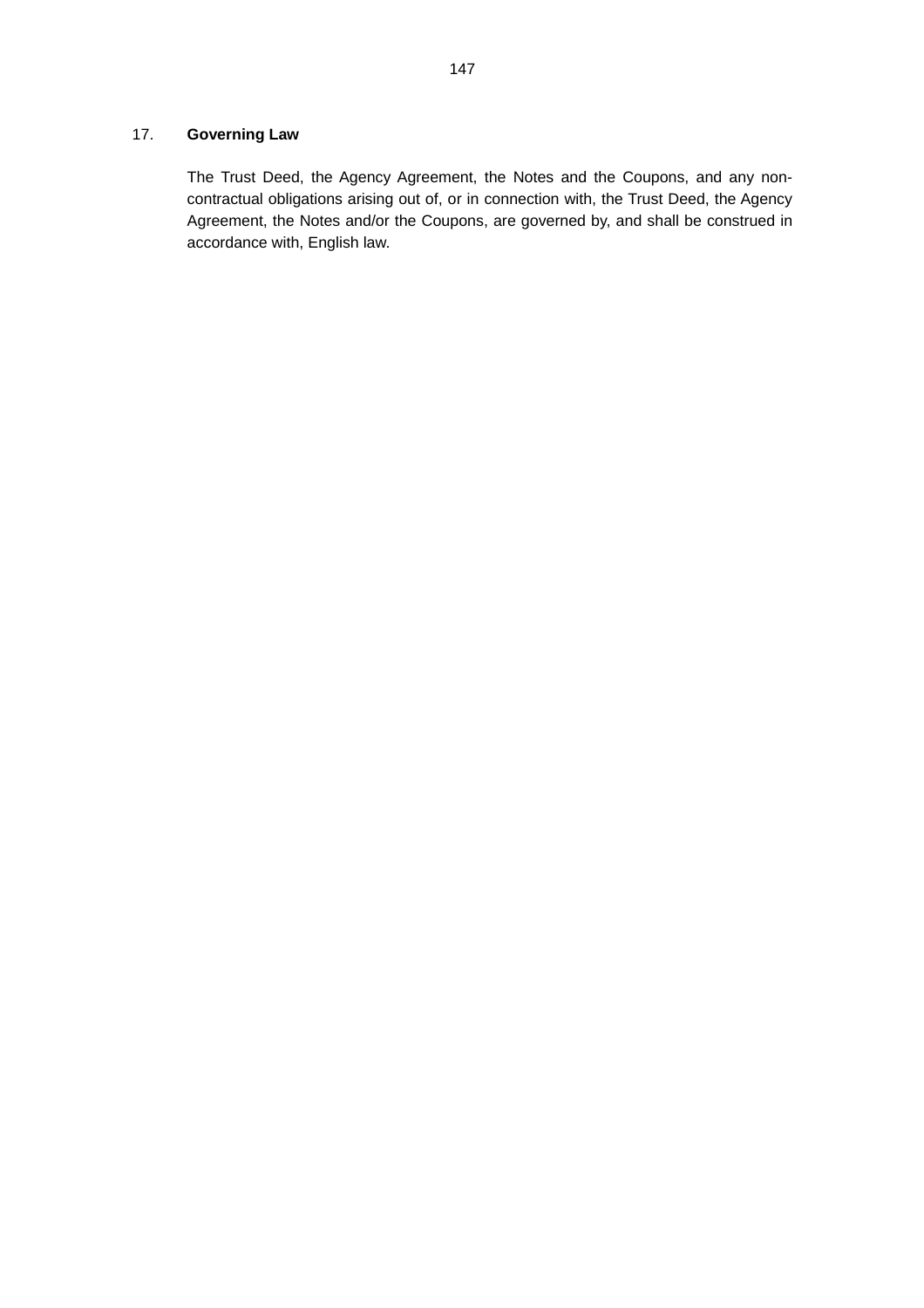17. **Governing Law**

The Trust Deed, the Agency Agreement, the Notes and the Coupons, and any non-contractual obligations arising out of, or in connection with, the Trust Deed, the Agency Agreement, the Notes and/or the Coupons, are governed by, and shall be construed in accordance with, English law.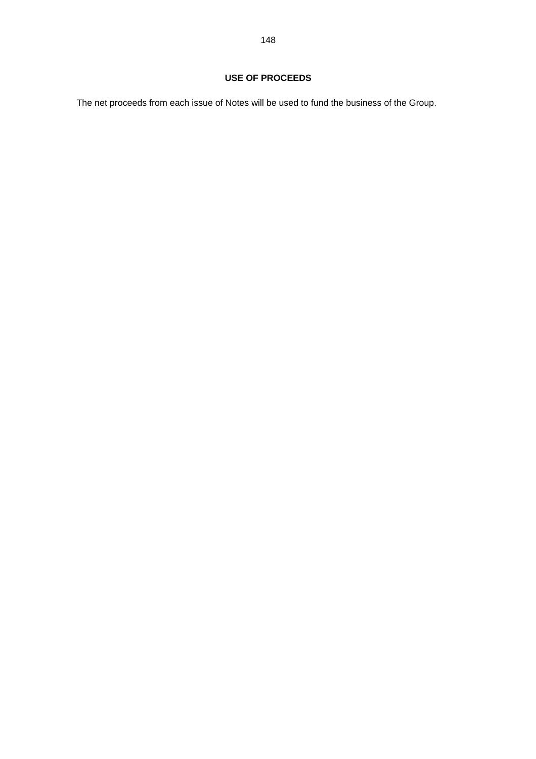# USE OF PROCEEDS

The net proceeds from each issue of Notes will be used to fund the business of the Group.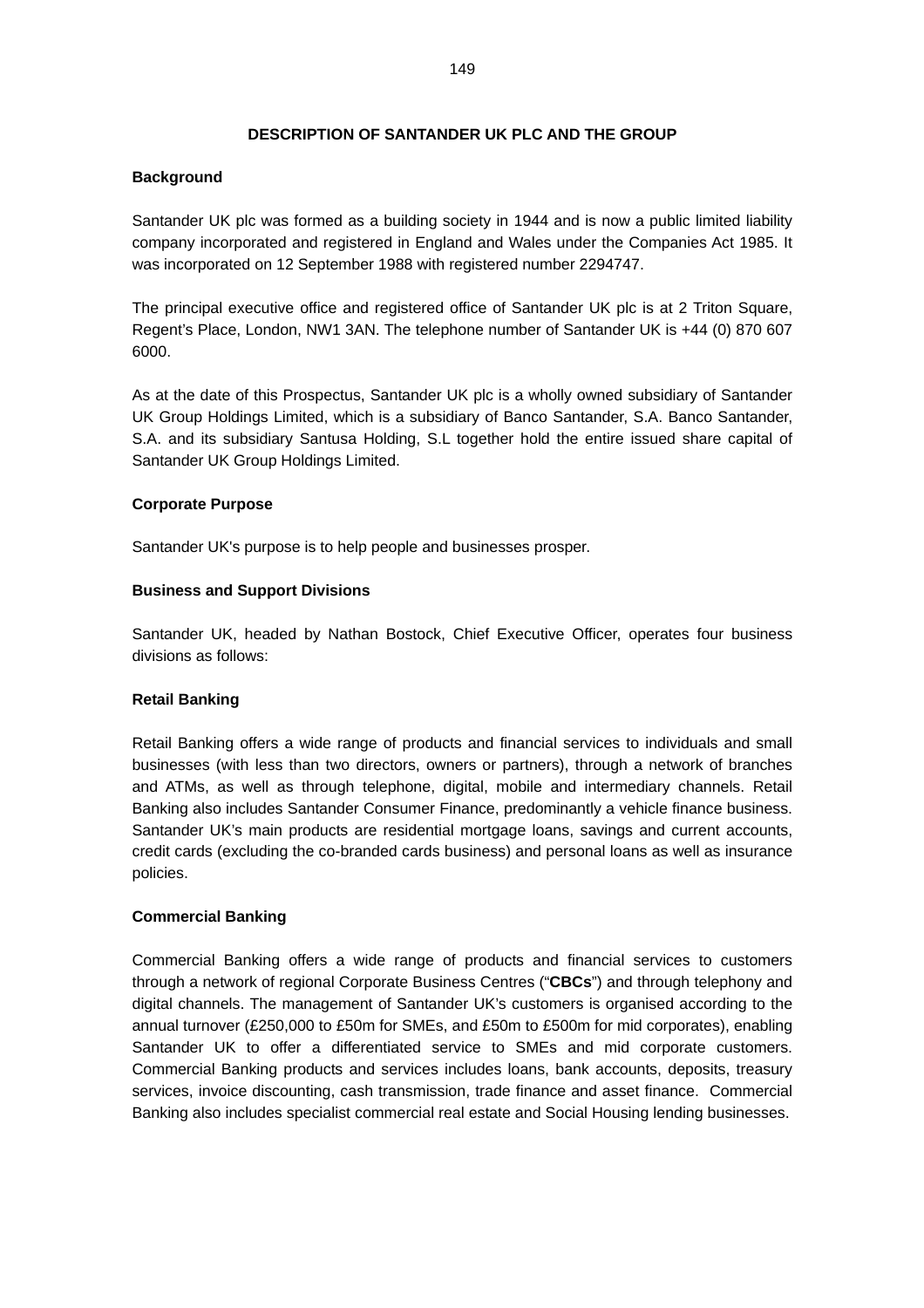# DESCRIPTION OF SANTANDER UK PLC AND THE GROUP

## Background

Santander UK plc was formed as a building society in 1944 and is now a public limited liability company incorporated and registered in England and Wales under the Companies Act 1985. It was incorporated on 12 September 1988 with registered number 2294747.

The principal executive office and registered office of Santander UK plc is at 2 Triton Square, Regent's Place, London, NW1 3AN. The telephone number of Santander UK is +44 (0) 870 607 6000.

As at the date of this Prospectus, Santander UK plc is a wholly owned subsidiary of Santander UK Group Holdings Limited, which is a subsidiary of Banco Santander, S.A. Banco Santander, S.A. and its subsidiary Santusa Holding, S.L together hold the entire issued share capital of Santander UK Group Holdings Limited.

## Corporate Purpose

Santander UK's purpose is to help people and businesses prosper.

## Business and Support Divisions

Santander UK, headed by Nathan Bostock, Chief Executive Officer, operates four business divisions as follows:

### Retail Banking

Retail Banking offers a wide range of products and financial services to individuals and small businesses (with less than two directors, owners or partners), through a network of branches and ATMs, as well as through telephone, digital, mobile and intermediary channels. Retail Banking also includes Santander Consumer Finance, predominantly a vehicle finance business. Santander UK's main products are residential mortgage loans, savings and current accounts, credit cards (excluding the co-branded cards business) and personal loans as well as insurance policies.

### Commercial Banking

Commercial Banking offers a wide range of products and financial services to customers through a network of regional Corporate Business Centres ("**CBCs**") and through telephony and digital channels. The management of Santander UK's customers is organised according to the annual turnover (£250,000 to £50m for SMEs, and £50m to £500m for mid corporates), enabling Santander UK to offer a differentiated service to SMEs and mid corporate customers. Commercial Banking products and services includes loans, bank accounts, deposits, treasury services, invoice discounting, cash transmission, trade finance and asset finance. Commercial Banking also includes specialist commercial real estate and Social Housing lending businesses.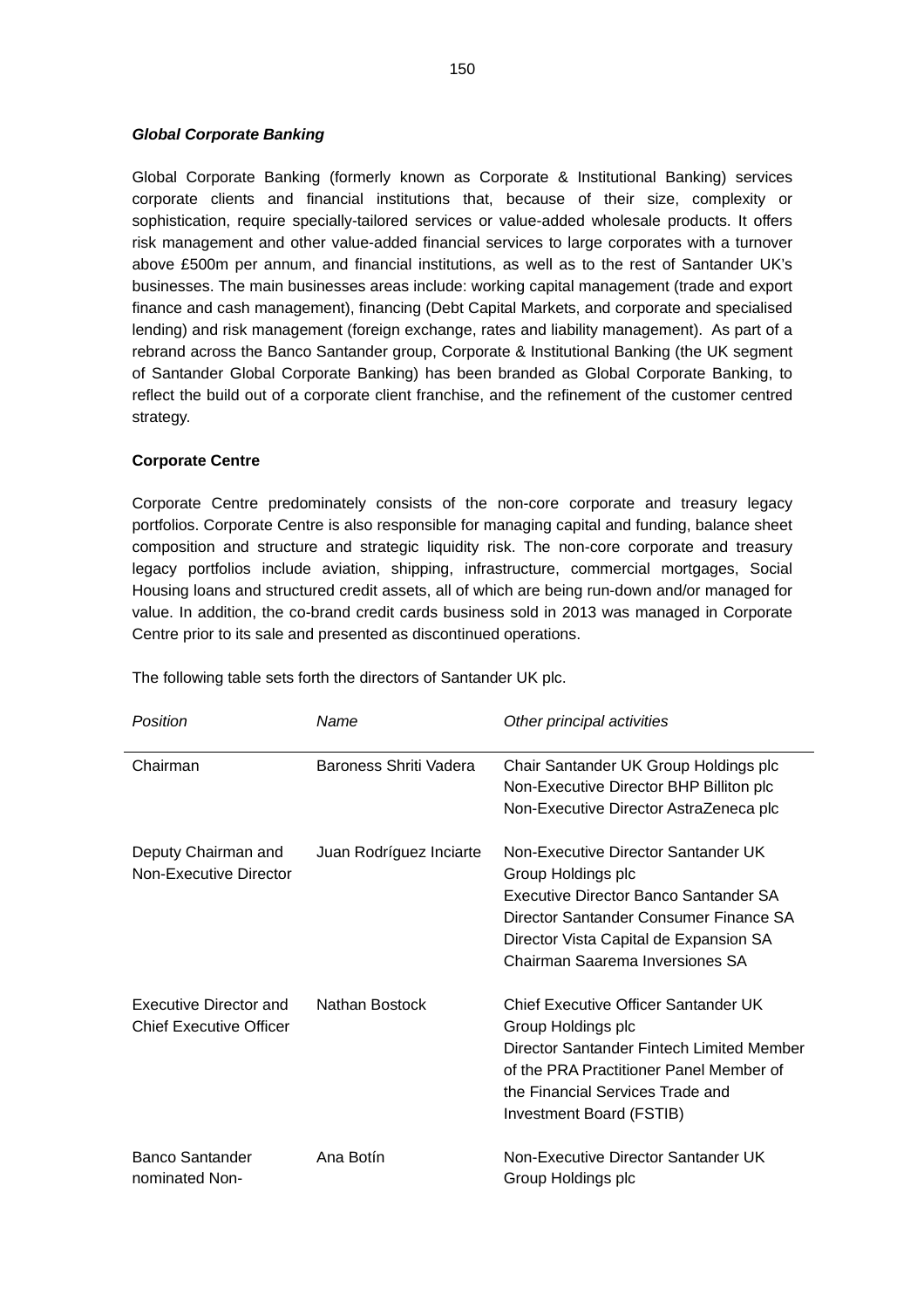***Global Corporate Banking***

Global Corporate Banking (formerly known as Corporate & Institutional Banking) services corporate clients and financial institutions that, because of their size, complexity or sophistication, require specially-tailored services or value-added wholesale products. It offers risk management and other value-added financial services to large corporates with a turnover above £500m per annum, and financial institutions, as well as to the rest of Santander UK's businesses. The main businesses areas include: working capital management (trade and export finance and cash management), financing (Debt Capital Markets, and corporate and specialised lending) and risk management (foreign exchange, rates and liability management). As part of a rebrand across the Banco Santander group, Corporate & Institutional Banking (the UK segment of Santander Global Corporate Banking) has been branded as Global Corporate Banking, to reflect the build out of a corporate client franchise, and the refinement of the customer centred strategy.

**Corporate Centre**

Corporate Centre predominately consists of the non-core corporate and treasury legacy portfolios. Corporate Centre is also responsible for managing capital and funding, balance sheet composition and structure and strategic liquidity risk. The non-core corporate and treasury legacy portfolios include aviation, shipping, infrastructure, commercial mortgages, Social Housing loans and structured credit assets, all of which are being run-down and/or managed for value. In addition, the co-brand credit cards business sold in 2013 was managed in Corporate Centre prior to its sale and presented as discontinued operations.

The following table sets forth the directors of Santander UK plc.

| *Position* | *Name* | *Other principal activities* |
|---|---|---|
| Chairman | Baroness Shriti Vadera | Chair Santander UK Group Holdings plc<br>Non-Executive Director BHP Billiton plc<br>Non-Executive Director AstraZeneca plc |
| Deputy Chairman and Non-Executive Director | Juan Rodríguez Inciarte | Non-Executive Director Santander UK Group Holdings plc<br>Executive Director Banco Santander SA<br>Director Santander Consumer Finance SA<br>Director Vista Capital de Expansion SA<br>Chairman Saarema Inversiones SA |
| Executive Director and Chief Executive Officer | Nathan Bostock | Chief Executive Officer Santander UK Group Holdings plc<br>Director Santander Fintech Limited Member of the PRA Practitioner Panel Member of the Financial Services Trade and Investment Board (FSTIB) |
| Banco Santander nominated Non- | Ana Botín | Non-Executive Director Santander UK Group Holdings plc |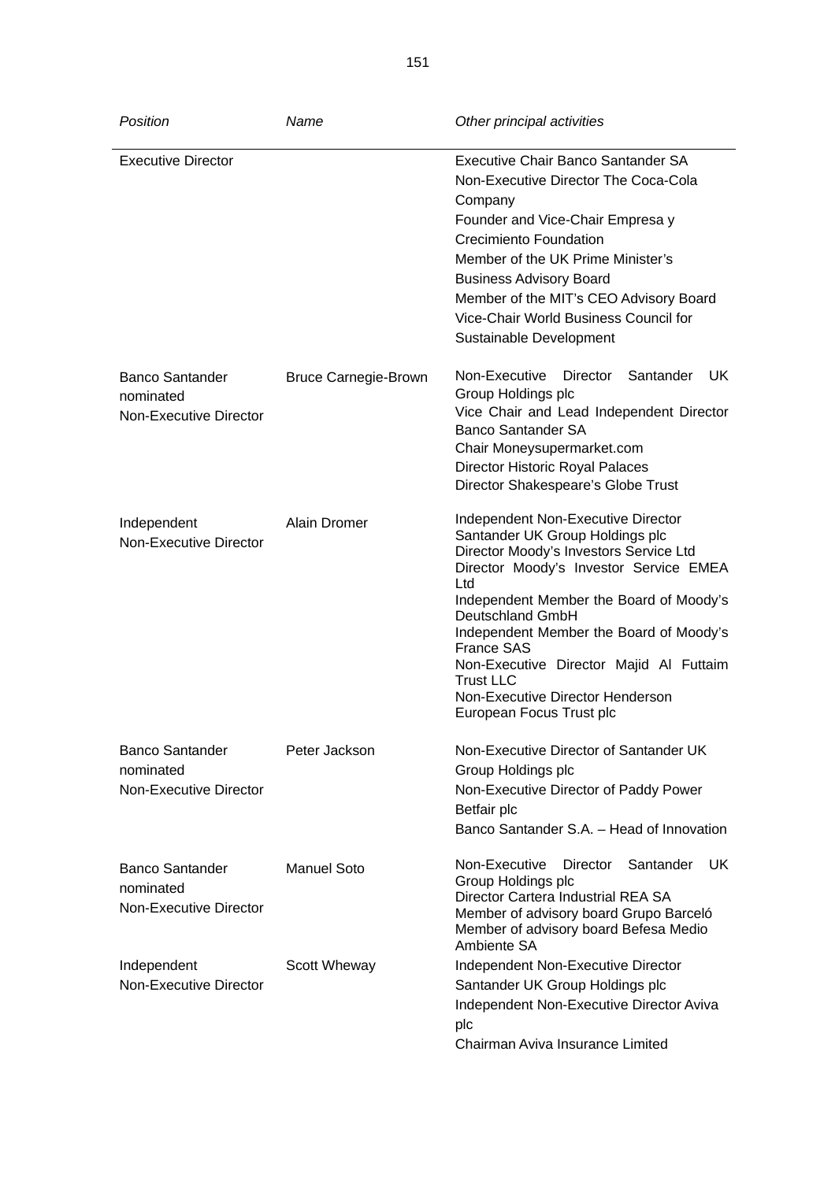| *Position* | *Name* | *Other principal activities* |
|---|---|---|
| Executive Director | | Executive Chair Banco Santander SA<br>Non-Executive Director The Coca-Cola Company<br>Founder and Vice-Chair Empresa y Crecimiento Foundation<br>Member of the UK Prime Minister's Business Advisory Board<br>Member of the MIT's CEO Advisory Board<br>Vice-Chair World Business Council for Sustainable Development |
| Banco Santander nominated Non-Executive Director | Bruce Carnegie-Brown | Non-Executive Director Santander UK Group Holdings plc<br>Vice Chair and Lead Independent Director Banco Santander SA<br>Chair Moneysupermarket.com<br>Director Historic Royal Palaces<br>Director Shakespeare's Globe Trust |
| Independent Non-Executive Director | Alain Dromer | Independent Non-Executive Director Santander UK Group Holdings plc<br>Director Moody's Investors Service Ltd<br>Director Moody's Investor Service EMEA Ltd<br>Independent Member the Board of Moody's Deutschland GmbH<br>Independent Member the Board of Moody's France SAS<br>Non-Executive Director Majid Al Futtaim Trust LLC<br>Non-Executive Director Henderson European Focus Trust plc |
| Banco Santander nominated Non-Executive Director | Peter Jackson | Non-Executive Director of Santander UK Group Holdings plc<br>Non-Executive Director of Paddy Power Betfair plc<br>Banco Santander S.A. – Head of Innovation |
| Banco Santander nominated Non-Executive Director | Manuel Soto | Non-Executive Director Santander UK Group Holdings plc<br>Director Cartera Industrial REA SA<br>Member of advisory board Grupo Barceló<br>Member of advisory board Befesa Medio Ambiente SA |
| Independent Non-Executive Director | Scott Wheway | Independent Non-Executive Director Santander UK Group Holdings plc<br>Independent Non-Executive Director Aviva plc<br>Chairman Aviva Insurance Limited |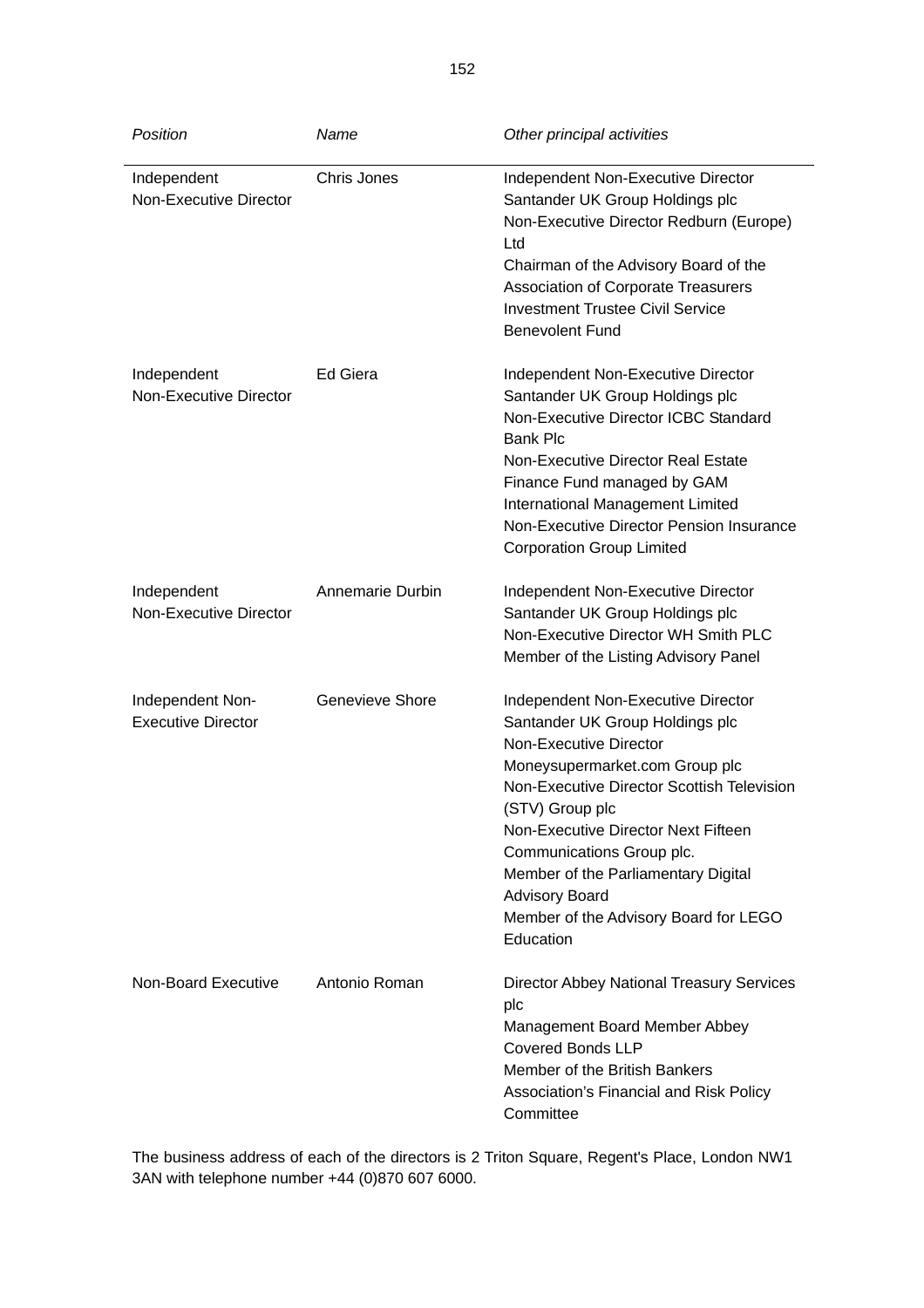| *Position* | *Name* | *Other principal activities* |
|---|---|---|
| Independent Non-Executive Director | Chris Jones | Independent Non-Executive Director Santander UK Group Holdings plc<br>Non-Executive Director Redburn (Europe) Ltd<br>Chairman of the Advisory Board of the Association of Corporate Treasurers<br>Investment Trustee Civil Service Benevolent Fund |
| Independent Non-Executive Director | Ed Giera | Independent Non-Executive Director Santander UK Group Holdings plc<br>Non-Executive Director ICBC Standard Bank Plc<br>Non-Executive Director Real Estate Finance Fund managed by GAM International Management Limited<br>Non-Executive Director Pension Insurance Corporation Group Limited |
| Independent Non-Executive Director | Annemarie Durbin | Independent Non-Executive Director Santander UK Group Holdings plc<br>Non-Executive Director WH Smith PLC<br>Member of the Listing Advisory Panel |
| Independent Non-Executive Director | Genevieve Shore | Independent Non-Executive Director Santander UK Group Holdings plc<br>Non-Executive Director Moneysupermarket.com Group plc<br>Non-Executive Director Scottish Television (STV) Group plc<br>Non-Executive Director Next Fifteen Communications Group plc.<br>Member of the Parliamentary Digital Advisory Board<br>Member of the Advisory Board for LEGO Education |
| Non-Board Executive | Antonio Roman | Director Abbey National Treasury Services plc<br>Management Board Member Abbey Covered Bonds LLP<br>Member of the British Bankers Association's Financial and Risk Policy Committee |

The business address of each of the directors is 2 Triton Square, Regent's Place, London NW1 3AN with telephone number +44 (0)870 607 6000.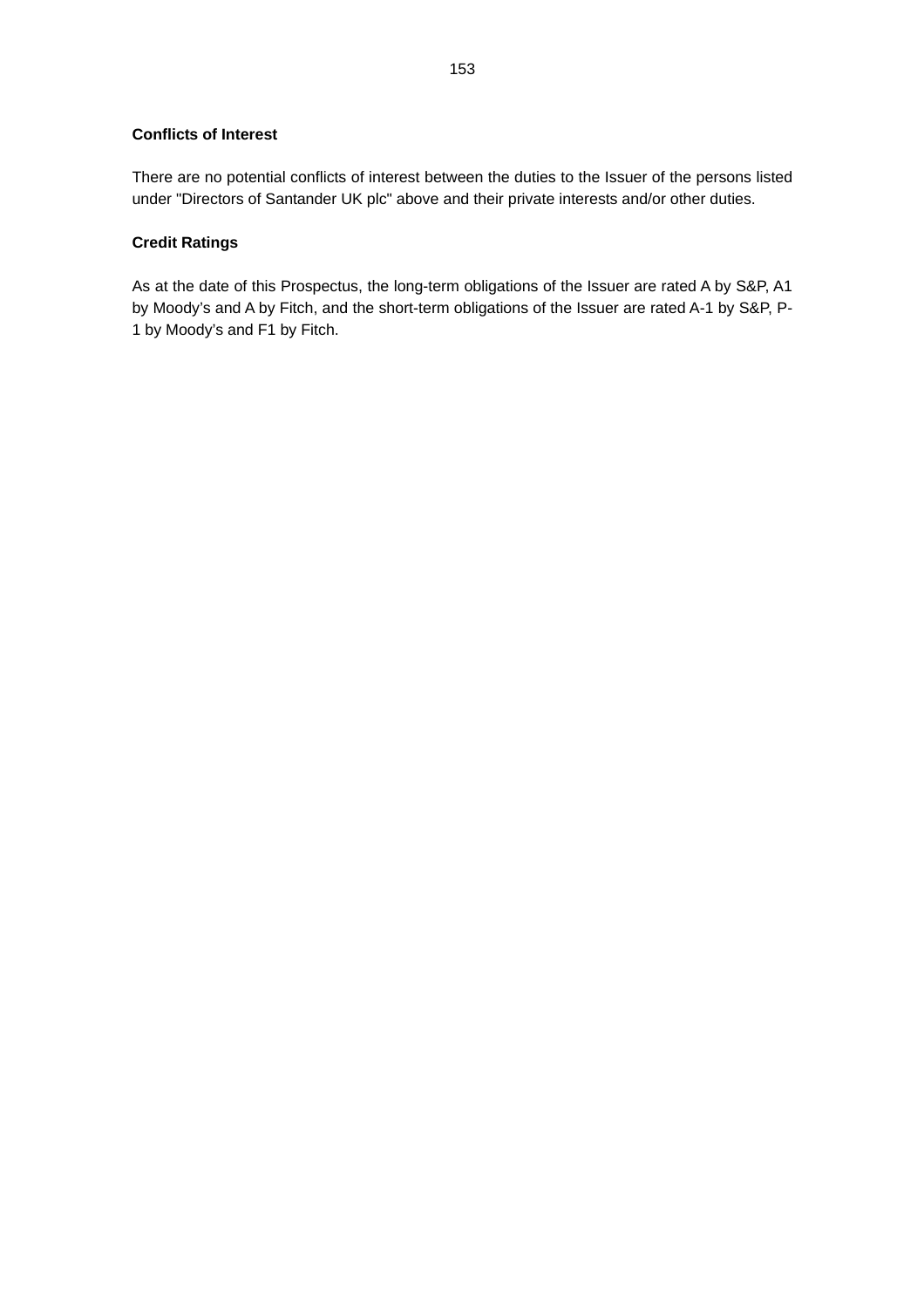**Conflicts of Interest**

There are no potential conflicts of interest between the duties to the Issuer of the persons listed under "Directors of Santander UK plc" above and their private interests and/or other duties.

**Credit Ratings**

As at the date of this Prospectus, the long-term obligations of the Issuer are rated A by S&P, A1 by Moody's and A by Fitch, and the short-term obligations of the Issuer are rated A-1 by S&P, P-1 by Moody's and F1 by Fitch.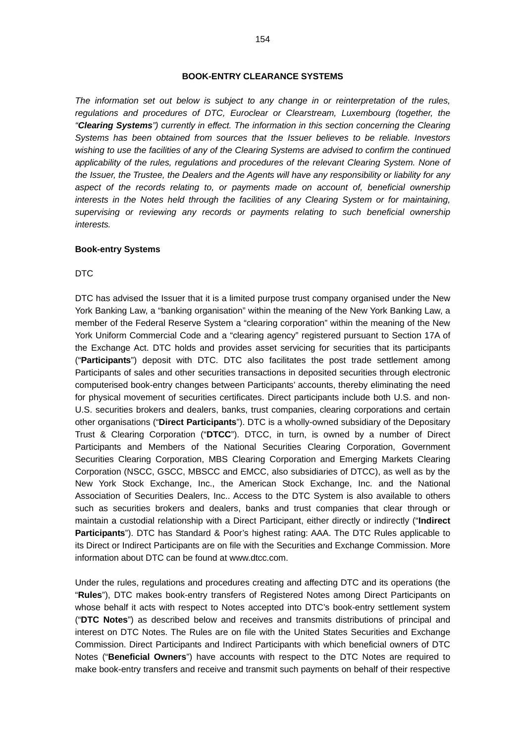## BOOK-ENTRY CLEARANCE SYSTEMS

*The information set out below is subject to any change in or reinterpretation of the rules, regulations and procedures of DTC, Euroclear or Clearstream, Luxembourg (together, the "**Clearing Systems**") currently in effect. The information in this section concerning the Clearing Systems has been obtained from sources that the Issuer believes to be reliable. Investors wishing to use the facilities of any of the Clearing Systems are advised to confirm the continued applicability of the rules, regulations and procedures of the relevant Clearing System. None of the Issuer, the Trustee, the Dealers and the Agents will have any responsibility or liability for any aspect of the records relating to, or payments made on account of, beneficial ownership interests in the Notes held through the facilities of any Clearing System or for maintaining, supervising or reviewing any records or payments relating to such beneficial ownership interests.*

### Book-entry Systems

DTC

DTC has advised the Issuer that it is a limited purpose trust company organised under the New York Banking Law, a "banking organisation" within the meaning of the New York Banking Law, a member of the Federal Reserve System a "clearing corporation" within the meaning of the New York Uniform Commercial Code and a "clearing agency" registered pursuant to Section 17A of the Exchange Act. DTC holds and provides asset servicing for securities that its participants ("**Participants**") deposit with DTC. DTC also facilitates the post trade settlement among Participants of sales and other securities transactions in deposited securities through electronic computerised book-entry changes between Participants' accounts, thereby eliminating the need for physical movement of securities certificates. Direct participants include both U.S. and non-U.S. securities brokers and dealers, banks, trust companies, clearing corporations and certain other organisations ("**Direct Participants**"). DTC is a wholly-owned subsidiary of the Depositary Trust & Clearing Corporation ("**DTCC**"). DTCC, in turn, is owned by a number of Direct Participants and Members of the National Securities Clearing Corporation, Government Securities Clearing Corporation, MBS Clearing Corporation and Emerging Markets Clearing Corporation (NSCC, GSCC, MBSCC and EMCC, also subsidiaries of DTCC), as well as by the New York Stock Exchange, Inc., the American Stock Exchange, Inc. and the National Association of Securities Dealers, Inc.. Access to the DTC System is also available to others such as securities brokers and dealers, banks and trust companies that clear through or maintain a custodial relationship with a Direct Participant, either directly or indirectly ("**Indirect Participants**"). DTC has Standard & Poor's highest rating: AAA. The DTC Rules applicable to its Direct or Indirect Participants are on file with the Securities and Exchange Commission. More information about DTC can be found at www.dtcc.com.

Under the rules, regulations and procedures creating and affecting DTC and its operations (the "**Rules**"), DTC makes book-entry transfers of Registered Notes among Direct Participants on whose behalf it acts with respect to Notes accepted into DTC's book-entry settlement system ("**DTC Notes**") as described below and receives and transmits distributions of principal and interest on DTC Notes. The Rules are on file with the United States Securities and Exchange Commission. Direct Participants and Indirect Participants with which beneficial owners of DTC Notes ("**Beneficial Owners**") have accounts with respect to the DTC Notes are required to make book-entry transfers and receive and transmit such payments on behalf of their respective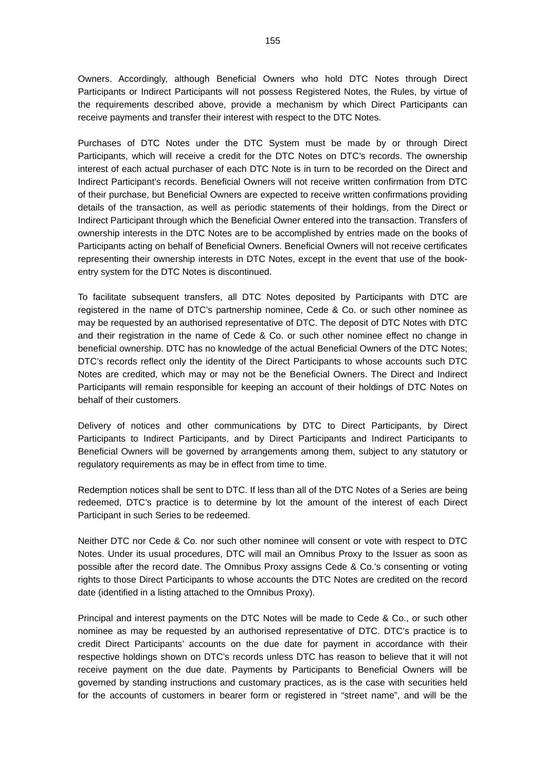Owners. Accordingly, although Beneficial Owners who hold DTC Notes through Direct Participants or Indirect Participants will not possess Registered Notes, the Rules, by virtue of the requirements described above, provide a mechanism by which Direct Participants can receive payments and transfer their interest with respect to the DTC Notes.

Purchases of DTC Notes under the DTC System must be made by or through Direct Participants, which will receive a credit for the DTC Notes on DTC's records. The ownership interest of each actual purchaser of each DTC Note is in turn to be recorded on the Direct and Indirect Participant's records. Beneficial Owners will not receive written confirmation from DTC of their purchase, but Beneficial Owners are expected to receive written confirmations providing details of the transaction, as well as periodic statements of their holdings, from the Direct or Indirect Participant through which the Beneficial Owner entered into the transaction. Transfers of ownership interests in the DTC Notes are to be accomplished by entries made on the books of Participants acting on behalf of Beneficial Owners. Beneficial Owners will not receive certificates representing their ownership interests in DTC Notes, except in the event that use of the book-entry system for the DTC Notes is discontinued.

To facilitate subsequent transfers, all DTC Notes deposited by Participants with DTC are registered in the name of DTC's partnership nominee, Cede & Co. or such other nominee as may be requested by an authorised representative of DTC. The deposit of DTC Notes with DTC and their registration in the name of Cede & Co. or such other nominee effect no change in beneficial ownership. DTC has no knowledge of the actual Beneficial Owners of the DTC Notes; DTC's records reflect only the identity of the Direct Participants to whose accounts such DTC Notes are credited, which may or may not be the Beneficial Owners. The Direct and Indirect Participants will remain responsible for keeping an account of their holdings of DTC Notes on behalf of their customers.

Delivery of notices and other communications by DTC to Direct Participants, by Direct Participants to Indirect Participants, and by Direct Participants and Indirect Participants to Beneficial Owners will be governed by arrangements among them, subject to any statutory or regulatory requirements as may be in effect from time to time.

Redemption notices shall be sent to DTC. If less than all of the DTC Notes of a Series are being redeemed, DTC's practice is to determine by lot the amount of the interest of each Direct Participant in such Series to be redeemed.

Neither DTC nor Cede & Co. nor such other nominee will consent or vote with respect to DTC Notes. Under its usual procedures, DTC will mail an Omnibus Proxy to the Issuer as soon as possible after the record date. The Omnibus Proxy assigns Cede & Co.'s consenting or voting rights to those Direct Participants to whose accounts the DTC Notes are credited on the record date (identified in a listing attached to the Omnibus Proxy).

Principal and interest payments on the DTC Notes will be made to Cede & Co., or such other nominee as may be requested by an authorised representative of DTC. DTC's practice is to credit Direct Participants' accounts on the due date for payment in accordance with their respective holdings shown on DTC's records unless DTC has reason to believe that it will not receive payment on the due date. Payments by Participants to Beneficial Owners will be governed by standing instructions and customary practices, as is the case with securities held for the accounts of customers in bearer form or registered in "street name", and will be the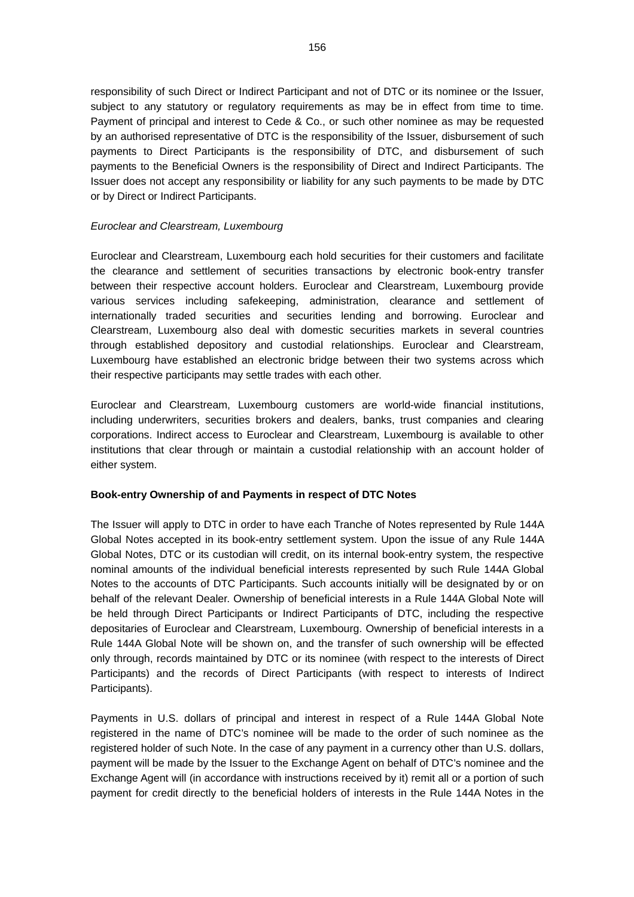responsibility of such Direct or Indirect Participant and not of DTC or its nominee or the Issuer, subject to any statutory or regulatory requirements as may be in effect from time to time. Payment of principal and interest to Cede & Co., or such other nominee as may be requested by an authorised representative of DTC is the responsibility of the Issuer, disbursement of such payments to Direct Participants is the responsibility of DTC, and disbursement of such payments to the Beneficial Owners is the responsibility of Direct and Indirect Participants. The Issuer does not accept any responsibility or liability for any such payments to be made by DTC or by Direct or Indirect Participants.

*Euroclear and Clearstream, Luxembourg*

Euroclear and Clearstream, Luxembourg each hold securities for their customers and facilitate the clearance and settlement of securities transactions by electronic book-entry transfer between their respective account holders. Euroclear and Clearstream, Luxembourg provide various services including safekeeping, administration, clearance and settlement of internationally traded securities and securities lending and borrowing. Euroclear and Clearstream, Luxembourg also deal with domestic securities markets in several countries through established depository and custodial relationships. Euroclear and Clearstream, Luxembourg have established an electronic bridge between their two systems across which their respective participants may settle trades with each other.

Euroclear and Clearstream, Luxembourg customers are world-wide financial institutions, including underwriters, securities brokers and dealers, banks, trust companies and clearing corporations. Indirect access to Euroclear and Clearstream, Luxembourg is available to other institutions that clear through or maintain a custodial relationship with an account holder of either system.

**Book-entry Ownership of and Payments in respect of DTC Notes**

The Issuer will apply to DTC in order to have each Tranche of Notes represented by Rule 144A Global Notes accepted in its book-entry settlement system. Upon the issue of any Rule 144A Global Notes, DTC or its custodian will credit, on its internal book-entry system, the respective nominal amounts of the individual beneficial interests represented by such Rule 144A Global Notes to the accounts of DTC Participants. Such accounts initially will be designated by or on behalf of the relevant Dealer. Ownership of beneficial interests in a Rule 144A Global Note will be held through Direct Participants or Indirect Participants of DTC, including the respective depositaries of Euroclear and Clearstream, Luxembourg. Ownership of beneficial interests in a Rule 144A Global Note will be shown on, and the transfer of such ownership will be effected only through, records maintained by DTC or its nominee (with respect to the interests of Direct Participants) and the records of Direct Participants (with respect to interests of Indirect Participants).

Payments in U.S. dollars of principal and interest in respect of a Rule 144A Global Note registered in the name of DTC's nominee will be made to the order of such nominee as the registered holder of such Note. In the case of any payment in a currency other than U.S. dollars, payment will be made by the Issuer to the Exchange Agent on behalf of DTC's nominee and the Exchange Agent will (in accordance with instructions received by it) remit all or a portion of such payment for credit directly to the beneficial holders of interests in the Rule 144A Notes in the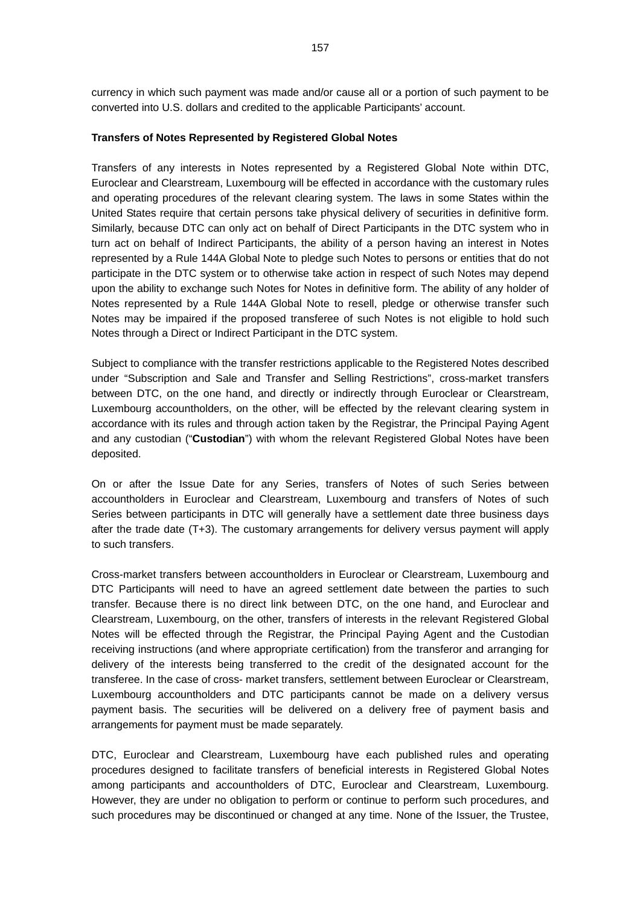currency in which such payment was made and/or cause all or a portion of such payment to be converted into U.S. dollars and credited to the applicable Participants' account.

**Transfers of Notes Represented by Registered Global Notes**

Transfers of any interests in Notes represented by a Registered Global Note within DTC, Euroclear and Clearstream, Luxembourg will be effected in accordance with the customary rules and operating procedures of the relevant clearing system. The laws in some States within the United States require that certain persons take physical delivery of securities in definitive form. Similarly, because DTC can only act on behalf of Direct Participants in the DTC system who in turn act on behalf of Indirect Participants, the ability of a person having an interest in Notes represented by a Rule 144A Global Note to pledge such Notes to persons or entities that do not participate in the DTC system or to otherwise take action in respect of such Notes may depend upon the ability to exchange such Notes for Notes in definitive form. The ability of any holder of Notes represented by a Rule 144A Global Note to resell, pledge or otherwise transfer such Notes may be impaired if the proposed transferee of such Notes is not eligible to hold such Notes through a Direct or Indirect Participant in the DTC system.

Subject to compliance with the transfer restrictions applicable to the Registered Notes described under "Subscription and Sale and Transfer and Selling Restrictions", cross-market transfers between DTC, on the one hand, and directly or indirectly through Euroclear or Clearstream, Luxembourg accountholders, on the other, will be effected by the relevant clearing system in accordance with its rules and through action taken by the Registrar, the Principal Paying Agent and any custodian ("**Custodian**") with whom the relevant Registered Global Notes have been deposited.

On or after the Issue Date for any Series, transfers of Notes of such Series between accountholders in Euroclear and Clearstream, Luxembourg and transfers of Notes of such Series between participants in DTC will generally have a settlement date three business days after the trade date (T+3). The customary arrangements for delivery versus payment will apply to such transfers.

Cross-market transfers between accountholders in Euroclear or Clearstream, Luxembourg and DTC Participants will need to have an agreed settlement date between the parties to such transfer. Because there is no direct link between DTC, on the one hand, and Euroclear and Clearstream, Luxembourg, on the other, transfers of interests in the relevant Registered Global Notes will be effected through the Registrar, the Principal Paying Agent and the Custodian receiving instructions (and where appropriate certification) from the transferor and arranging for delivery of the interests being transferred to the credit of the designated account for the transferee. In the case of cross- market transfers, settlement between Euroclear or Clearstream, Luxembourg accountholders and DTC participants cannot be made on a delivery versus payment basis. The securities will be delivered on a delivery free of payment basis and arrangements for payment must be made separately.

DTC, Euroclear and Clearstream, Luxembourg have each published rules and operating procedures designed to facilitate transfers of beneficial interests in Registered Global Notes among participants and accountholders of DTC, Euroclear and Clearstream, Luxembourg. However, they are under no obligation to perform or continue to perform such procedures, and such procedures may be discontinued or changed at any time. None of the Issuer, the Trustee,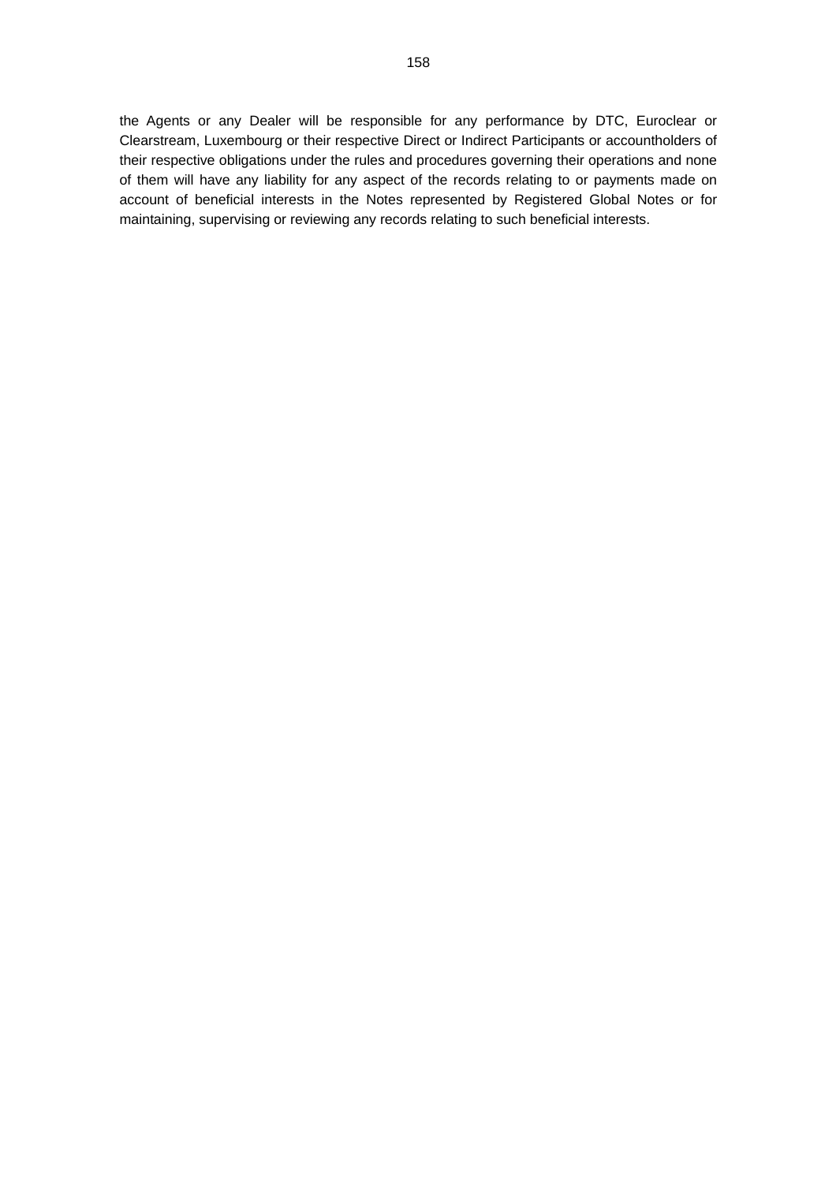the Agents or any Dealer will be responsible for any performance by DTC, Euroclear or Clearstream, Luxembourg or their respective Direct or Indirect Participants or accountholders of their respective obligations under the rules and procedures governing their operations and none of them will have any liability for any aspect of the records relating to or payments made on account of beneficial interests in the Notes represented by Registered Global Notes or for maintaining, supervising or reviewing any records relating to such beneficial interests.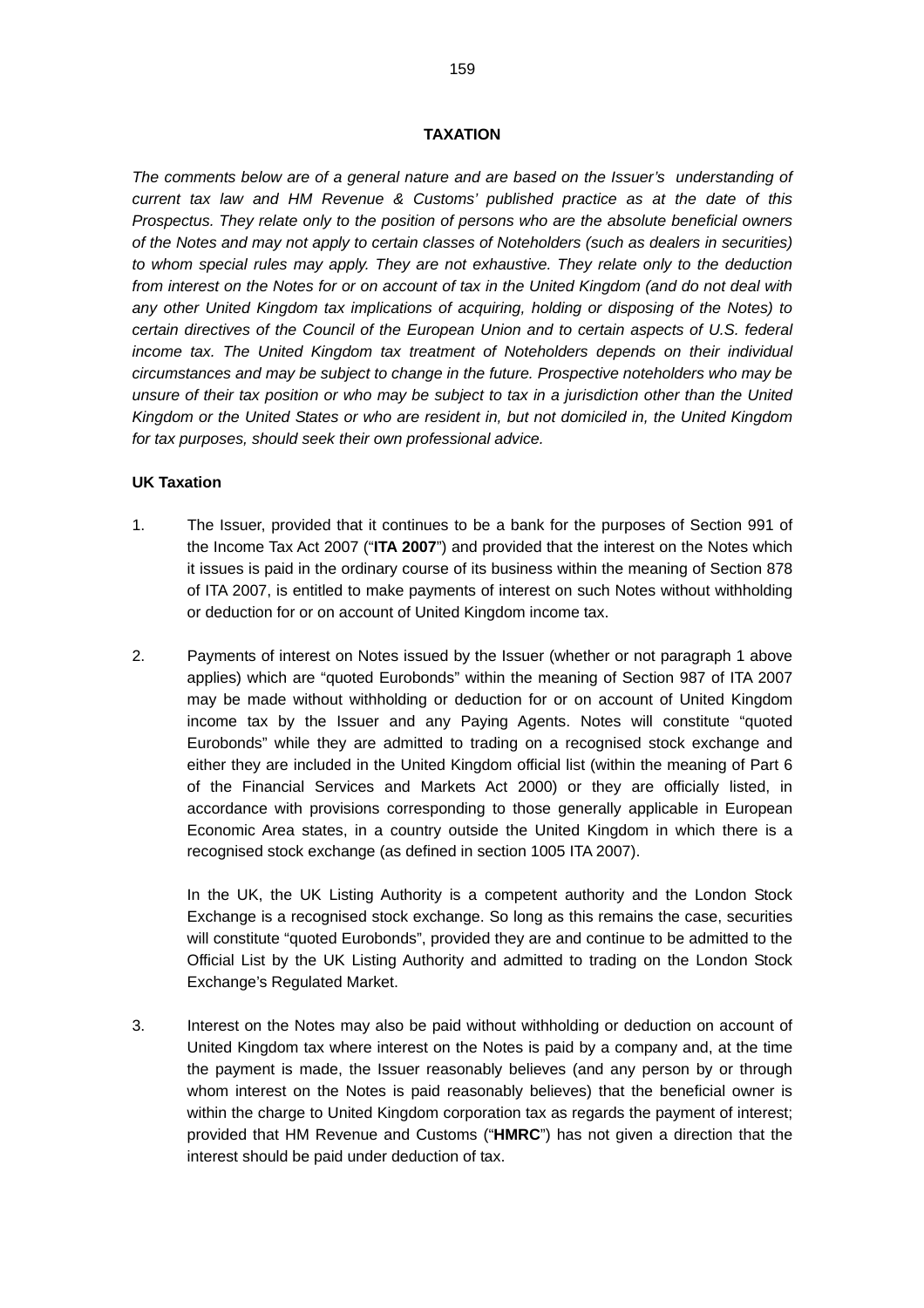## TAXATION

*The comments below are of a general nature and are based on the Issuer's understanding of current tax law and HM Revenue & Customs' published practice as at the date of this Prospectus. They relate only to the position of persons who are the absolute beneficial owners of the Notes and may not apply to certain classes of Noteholders (such as dealers in securities) to whom special rules may apply. They are not exhaustive. They relate only to the deduction from interest on the Notes for or on account of tax in the United Kingdom (and do not deal with any other United Kingdom tax implications of acquiring, holding or disposing of the Notes) to certain directives of the Council of the European Union and to certain aspects of U.S. federal income tax. The United Kingdom tax treatment of Noteholders depends on their individual circumstances and may be subject to change in the future. Prospective noteholders who may be unsure of their tax position or who may be subject to tax in a jurisdiction other than the United Kingdom or the United States or who are resident in, but not domiciled in, the United Kingdom for tax purposes, should seek their own professional advice.*

### UK Taxation

1. The Issuer, provided that it continues to be a bank for the purposes of Section 991 of the Income Tax Act 2007 ("**ITA 2007**") and provided that the interest on the Notes which it issues is paid in the ordinary course of its business within the meaning of Section 878 of ITA 2007, is entitled to make payments of interest on such Notes without withholding or deduction for or on account of United Kingdom income tax.

2. Payments of interest on Notes issued by the Issuer (whether or not paragraph 1 above applies) which are "quoted Eurobonds" within the meaning of Section 987 of ITA 2007 may be made without withholding or deduction for or on account of United Kingdom income tax by the Issuer and any Paying Agents. Notes will constitute "quoted Eurobonds" while they are admitted to trading on a recognised stock exchange and either they are included in the United Kingdom official list (within the meaning of Part 6 of the Financial Services and Markets Act 2000) or they are officially listed, in accordance with provisions corresponding to those generally applicable in European Economic Area states, in a country outside the United Kingdom in which there is a recognised stock exchange (as defined in section 1005 ITA 2007).

   In the UK, the UK Listing Authority is a competent authority and the London Stock Exchange is a recognised stock exchange. So long as this remains the case, securities will constitute "quoted Eurobonds", provided they are and continue to be admitted to the Official List by the UK Listing Authority and admitted to trading on the London Stock Exchange's Regulated Market.

3. Interest on the Notes may also be paid without withholding or deduction on account of United Kingdom tax where interest on the Notes is paid by a company and, at the time the payment is made, the Issuer reasonably believes (and any person by or through whom interest on the Notes is paid reasonably believes) that the beneficial owner is within the charge to United Kingdom corporation tax as regards the payment of interest; provided that HM Revenue and Customs ("**HMRC**") has not given a direction that the interest should be paid under deduction of tax.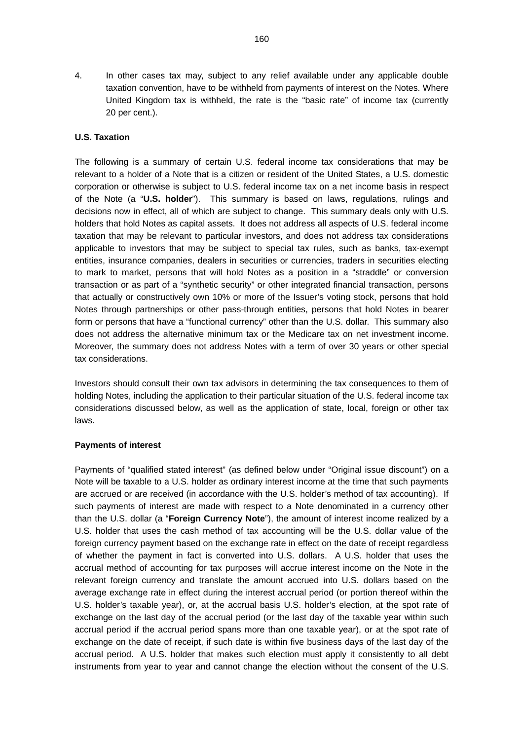4. In other cases tax may, subject to any relief available under any applicable double taxation convention, have to be withheld from payments of interest on the Notes. Where United Kingdom tax is withheld, the rate is the "basic rate" of income tax (currently 20 per cent.).

**U.S. Taxation**

The following is a summary of certain U.S. federal income tax considerations that may be relevant to a holder of a Note that is a citizen or resident of the United States, a U.S. domestic corporation or otherwise is subject to U.S. federal income tax on a net income basis in respect of the Note (a "**U.S. holder**"). This summary is based on laws, regulations, rulings and decisions now in effect, all of which are subject to change. This summary deals only with U.S. holders that hold Notes as capital assets. It does not address all aspects of U.S. federal income taxation that may be relevant to particular investors, and does not address tax considerations applicable to investors that may be subject to special tax rules, such as banks, tax-exempt entities, insurance companies, dealers in securities or currencies, traders in securities electing to mark to market, persons that will hold Notes as a position in a "straddle" or conversion transaction or as part of a "synthetic security" or other integrated financial transaction, persons that actually or constructively own 10% or more of the Issuer's voting stock, persons that hold Notes through partnerships or other pass-through entities, persons that hold Notes in bearer form or persons that have a "functional currency" other than the U.S. dollar. This summary also does not address the alternative minimum tax or the Medicare tax on net investment income. Moreover, the summary does not address Notes with a term of over 30 years or other special tax considerations.

Investors should consult their own tax advisors in determining the tax consequences to them of holding Notes, including the application to their particular situation of the U.S. federal income tax considerations discussed below, as well as the application of state, local, foreign or other tax laws.

**Payments of interest**

Payments of "qualified stated interest" (as defined below under "Original issue discount") on a Note will be taxable to a U.S. holder as ordinary interest income at the time that such payments are accrued or are received (in accordance with the U.S. holder's method of tax accounting). If such payments of interest are made with respect to a Note denominated in a currency other than the U.S. dollar (a "**Foreign Currency Note**"), the amount of interest income realized by a U.S. holder that uses the cash method of tax accounting will be the U.S. dollar value of the foreign currency payment based on the exchange rate in effect on the date of receipt regardless of whether the payment in fact is converted into U.S. dollars. A U.S. holder that uses the accrual method of accounting for tax purposes will accrue interest income on the Note in the relevant foreign currency and translate the amount accrued into U.S. dollars based on the average exchange rate in effect during the interest accrual period (or portion thereof within the U.S. holder's taxable year), or, at the accrual basis U.S. holder's election, at the spot rate of exchange on the last day of the accrual period (or the last day of the taxable year within such accrual period if the accrual period spans more than one taxable year), or at the spot rate of exchange on the date of receipt, if such date is within five business days of the last day of the accrual period. A U.S. holder that makes such election must apply it consistently to all debt instruments from year to year and cannot change the election without the consent of the U.S.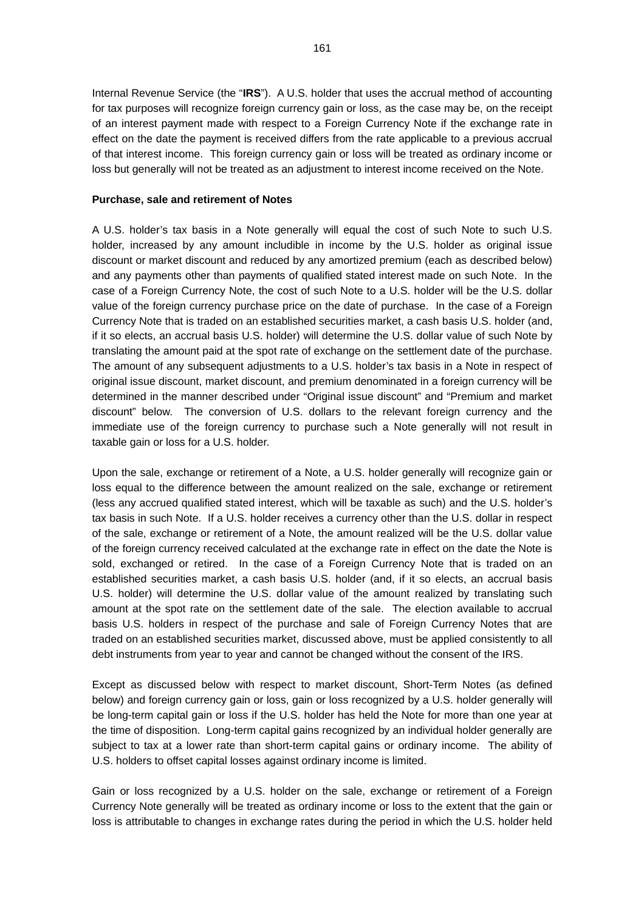Internal Revenue Service (the "**IRS**"). A U.S. holder that uses the accrual method of accounting for tax purposes will recognize foreign currency gain or loss, as the case may be, on the receipt of an interest payment made with respect to a Foreign Currency Note if the exchange rate in effect on the date the payment is received differs from the rate applicable to a previous accrual of that interest income. This foreign currency gain or loss will be treated as ordinary income or loss but generally will not be treated as an adjustment to interest income received on the Note.

**Purchase, sale and retirement of Notes**

A U.S. holder's tax basis in a Note generally will equal the cost of such Note to such U.S. holder, increased by any amount includible in income by the U.S. holder as original issue discount or market discount and reduced by any amortized premium (each as described below) and any payments other than payments of qualified stated interest made on such Note. In the case of a Foreign Currency Note, the cost of such Note to a U.S. holder will be the U.S. dollar value of the foreign currency purchase price on the date of purchase. In the case of a Foreign Currency Note that is traded on an established securities market, a cash basis U.S. holder (and, if it so elects, an accrual basis U.S. holder) will determine the U.S. dollar value of such Note by translating the amount paid at the spot rate of exchange on the settlement date of the purchase. The amount of any subsequent adjustments to a U.S. holder's tax basis in a Note in respect of original issue discount, market discount, and premium denominated in a foreign currency will be determined in the manner described under "Original issue discount" and "Premium and market discount" below. The conversion of U.S. dollars to the relevant foreign currency and the immediate use of the foreign currency to purchase such a Note generally will not result in taxable gain or loss for a U.S. holder.

Upon the sale, exchange or retirement of a Note, a U.S. holder generally will recognize gain or loss equal to the difference between the amount realized on the sale, exchange or retirement (less any accrued qualified stated interest, which will be taxable as such) and the U.S. holder's tax basis in such Note. If a U.S. holder receives a currency other than the U.S. dollar in respect of the sale, exchange or retirement of a Note, the amount realized will be the U.S. dollar value of the foreign currency received calculated at the exchange rate in effect on the date the Note is sold, exchanged or retired. In the case of a Foreign Currency Note that is traded on an established securities market, a cash basis U.S. holder (and, if it so elects, an accrual basis U.S. holder) will determine the U.S. dollar value of the amount realized by translating such amount at the spot rate on the settlement date of the sale. The election available to accrual basis U.S. holders in respect of the purchase and sale of Foreign Currency Notes that are traded on an established securities market, discussed above, must be applied consistently to all debt instruments from year to year and cannot be changed without the consent of the IRS.

Except as discussed below with respect to market discount, Short-Term Notes (as defined below) and foreign currency gain or loss, gain or loss recognized by a U.S. holder generally will be long-term capital gain or loss if the U.S. holder has held the Note for more than one year at the time of disposition. Long-term capital gains recognized by an individual holder generally are subject to tax at a lower rate than short-term capital gains or ordinary income. The ability of U.S. holders to offset capital losses against ordinary income is limited.

Gain or loss recognized by a U.S. holder on the sale, exchange or retirement of a Foreign Currency Note generally will be treated as ordinary income or loss to the extent that the gain or loss is attributable to changes in exchange rates during the period in which the U.S. holder held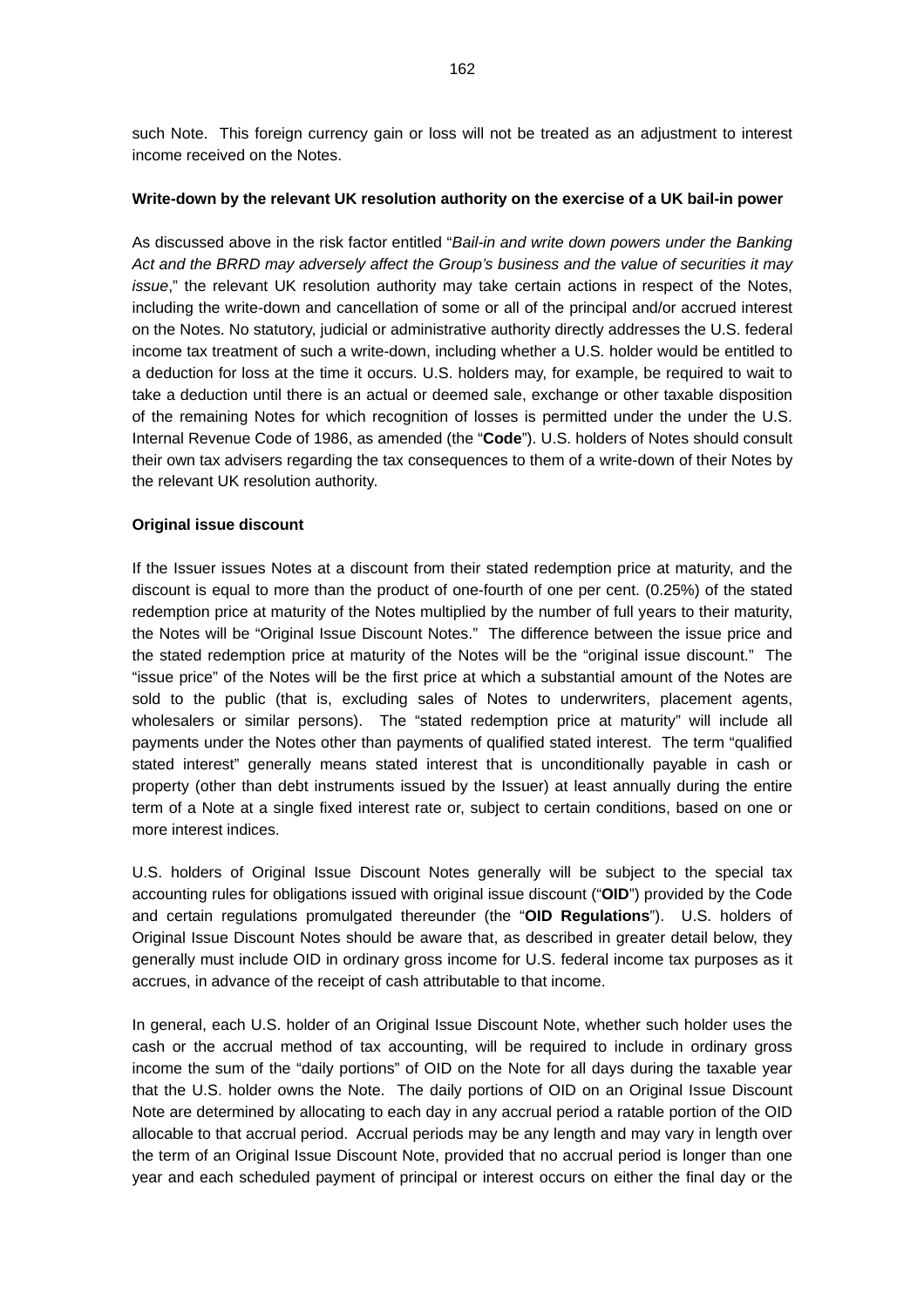such Note. This foreign currency gain or loss will not be treated as an adjustment to interest income received on the Notes.

**Write-down by the relevant UK resolution authority on the exercise of a UK bail-in power**

As discussed above in the risk factor entitled "*Bail-in and write down powers under the Banking Act and the BRRD may adversely affect the Group's business and the value of securities it may issue*," the relevant UK resolution authority may take certain actions in respect of the Notes, including the write-down and cancellation of some or all of the principal and/or accrued interest on the Notes. No statutory, judicial or administrative authority directly addresses the U.S. federal income tax treatment of such a write-down, including whether a U.S. holder would be entitled to a deduction for loss at the time it occurs. U.S. holders may, for example, be required to wait to take a deduction until there is an actual or deemed sale, exchange or other taxable disposition of the remaining Notes for which recognition of losses is permitted under the under the U.S. Internal Revenue Code of 1986, as amended (the "**Code**"). U.S. holders of Notes should consult their own tax advisers regarding the tax consequences to them of a write-down of their Notes by the relevant UK resolution authority.

**Original issue discount**

If the Issuer issues Notes at a discount from their stated redemption price at maturity, and the discount is equal to more than the product of one-fourth of one per cent. (0.25%) of the stated redemption price at maturity of the Notes multiplied by the number of full years to their maturity, the Notes will be "Original Issue Discount Notes." The difference between the issue price and the stated redemption price at maturity of the Notes will be the "original issue discount." The "issue price" of the Notes will be the first price at which a substantial amount of the Notes are sold to the public (that is, excluding sales of Notes to underwriters, placement agents, wholesalers or similar persons). The "stated redemption price at maturity" will include all payments under the Notes other than payments of qualified stated interest. The term "qualified stated interest" generally means stated interest that is unconditionally payable in cash or property (other than debt instruments issued by the Issuer) at least annually during the entire term of a Note at a single fixed interest rate or, subject to certain conditions, based on one or more interest indices.

U.S. holders of Original Issue Discount Notes generally will be subject to the special tax accounting rules for obligations issued with original issue discount ("**OID**") provided by the Code and certain regulations promulgated thereunder (the "**OID Regulations**"). U.S. holders of Original Issue Discount Notes should be aware that, as described in greater detail below, they generally must include OID in ordinary gross income for U.S. federal income tax purposes as it accrues, in advance of the receipt of cash attributable to that income.

In general, each U.S. holder of an Original Issue Discount Note, whether such holder uses the cash or the accrual method of tax accounting, will be required to include in ordinary gross income the sum of the "daily portions" of OID on the Note for all days during the taxable year that the U.S. holder owns the Note. The daily portions of OID on an Original Issue Discount Note are determined by allocating to each day in any accrual period a ratable portion of the OID allocable to that accrual period. Accrual periods may be any length and may vary in length over the term of an Original Issue Discount Note, provided that no accrual period is longer than one year and each scheduled payment of principal or interest occurs on either the final day or the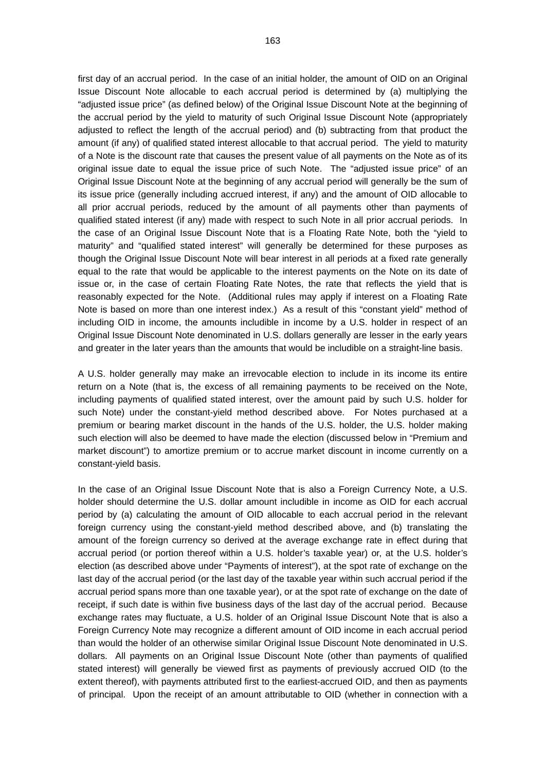first day of an accrual period. In the case of an initial holder, the amount of OID on an Original Issue Discount Note allocable to each accrual period is determined by (a) multiplying the "adjusted issue price" (as defined below) of the Original Issue Discount Note at the beginning of the accrual period by the yield to maturity of such Original Issue Discount Note (appropriately adjusted to reflect the length of the accrual period) and (b) subtracting from that product the amount (if any) of qualified stated interest allocable to that accrual period. The yield to maturity of a Note is the discount rate that causes the present value of all payments on the Note as of its original issue date to equal the issue price of such Note. The "adjusted issue price" of an Original Issue Discount Note at the beginning of any accrual period will generally be the sum of its issue price (generally including accrued interest, if any) and the amount of OID allocable to all prior accrual periods, reduced by the amount of all payments other than payments of qualified stated interest (if any) made with respect to such Note in all prior accrual periods. In the case of an Original Issue Discount Note that is a Floating Rate Note, both the "yield to maturity" and "qualified stated interest" will generally be determined for these purposes as though the Original Issue Discount Note will bear interest in all periods at a fixed rate generally equal to the rate that would be applicable to the interest payments on the Note on its date of issue or, in the case of certain Floating Rate Notes, the rate that reflects the yield that is reasonably expected for the Note. (Additional rules may apply if interest on a Floating Rate Note is based on more than one interest index.) As a result of this "constant yield" method of including OID in income, the amounts includible in income by a U.S. holder in respect of an Original Issue Discount Note denominated in U.S. dollars generally are lesser in the early years and greater in the later years than the amounts that would be includible on a straight-line basis.

A U.S. holder generally may make an irrevocable election to include in its income its entire return on a Note (that is, the excess of all remaining payments to be received on the Note, including payments of qualified stated interest, over the amount paid by such U.S. holder for such Note) under the constant-yield method described above. For Notes purchased at a premium or bearing market discount in the hands of the U.S. holder, the U.S. holder making such election will also be deemed to have made the election (discussed below in "Premium and market discount") to amortize premium or to accrue market discount in income currently on a constant-yield basis.

In the case of an Original Issue Discount Note that is also a Foreign Currency Note, a U.S. holder should determine the U.S. dollar amount includible in income as OID for each accrual period by (a) calculating the amount of OID allocable to each accrual period in the relevant foreign currency using the constant-yield method described above, and (b) translating the amount of the foreign currency so derived at the average exchange rate in effect during that accrual period (or portion thereof within a U.S. holder's taxable year) or, at the U.S. holder's election (as described above under "Payments of interest"), at the spot rate of exchange on the last day of the accrual period (or the last day of the taxable year within such accrual period if the accrual period spans more than one taxable year), or at the spot rate of exchange on the date of receipt, if such date is within five business days of the last day of the accrual period. Because exchange rates may fluctuate, a U.S. holder of an Original Issue Discount Note that is also a Foreign Currency Note may recognize a different amount of OID income in each accrual period than would the holder of an otherwise similar Original Issue Discount Note denominated in U.S. dollars. All payments on an Original Issue Discount Note (other than payments of qualified stated interest) will generally be viewed first as payments of previously accrued OID (to the extent thereof), with payments attributed first to the earliest-accrued OID, and then as payments of principal. Upon the receipt of an amount attributable to OID (whether in connection with a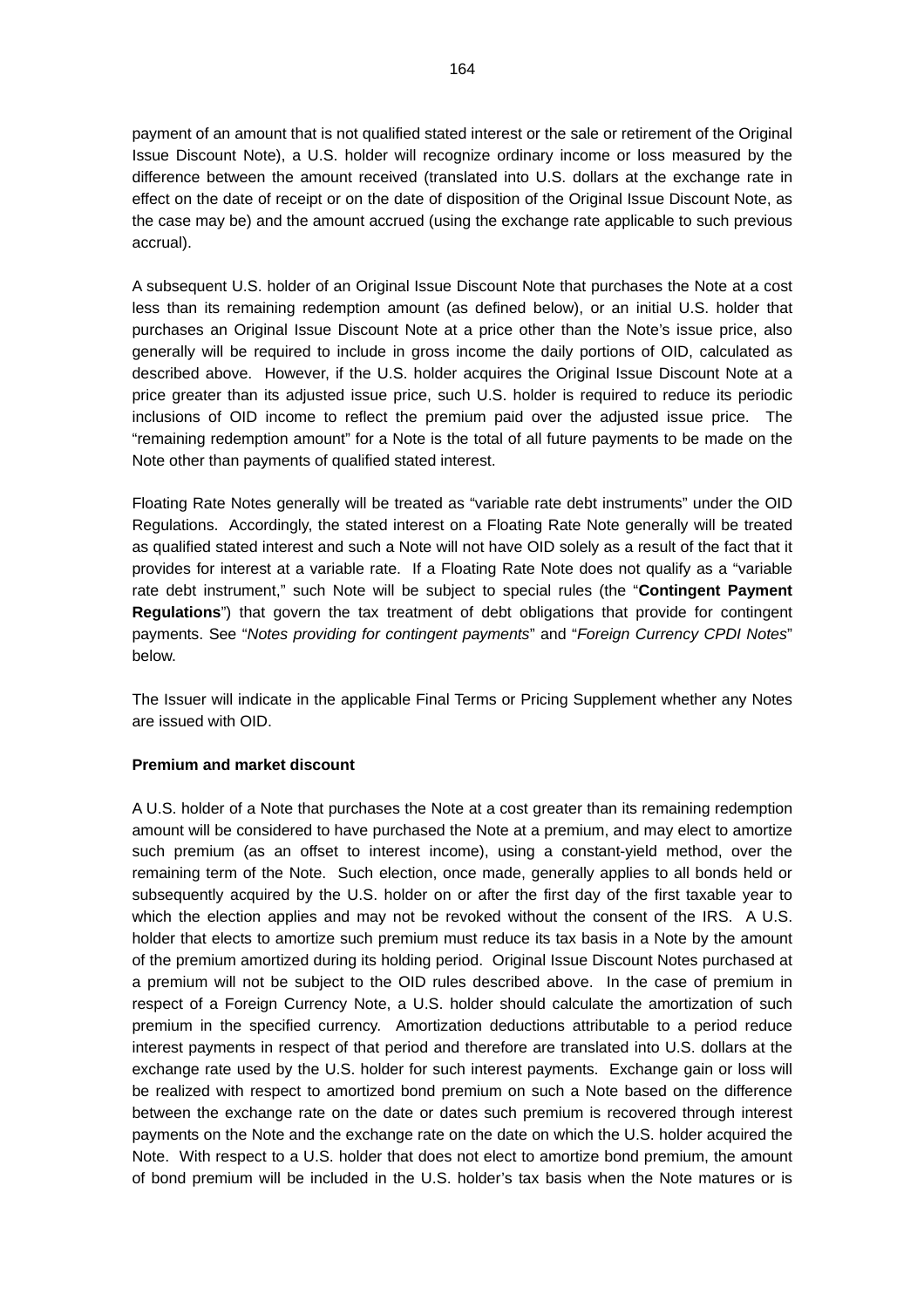payment of an amount that is not qualified stated interest or the sale or retirement of the Original Issue Discount Note), a U.S. holder will recognize ordinary income or loss measured by the difference between the amount received (translated into U.S. dollars at the exchange rate in effect on the date of receipt or on the date of disposition of the Original Issue Discount Note, as the case may be) and the amount accrued (using the exchange rate applicable to such previous accrual).

A subsequent U.S. holder of an Original Issue Discount Note that purchases the Note at a cost less than its remaining redemption amount (as defined below), or an initial U.S. holder that purchases an Original Issue Discount Note at a price other than the Note's issue price, also generally will be required to include in gross income the daily portions of OID, calculated as described above. However, if the U.S. holder acquires the Original Issue Discount Note at a price greater than its adjusted issue price, such U.S. holder is required to reduce its periodic inclusions of OID income to reflect the premium paid over the adjusted issue price. The "remaining redemption amount" for a Note is the total of all future payments to be made on the Note other than payments of qualified stated interest.

Floating Rate Notes generally will be treated as "variable rate debt instruments" under the OID Regulations. Accordingly, the stated interest on a Floating Rate Note generally will be treated as qualified stated interest and such a Note will not have OID solely as a result of the fact that it provides for interest at a variable rate. If a Floating Rate Note does not qualify as a "variable rate debt instrument," such Note will be subject to special rules (the "**Contingent Payment Regulations**") that govern the tax treatment of debt obligations that provide for contingent payments. See "*Notes providing for contingent payments*" and "*Foreign Currency CPDI Notes*" below.

The Issuer will indicate in the applicable Final Terms or Pricing Supplement whether any Notes are issued with OID.

**Premium and market discount**

A U.S. holder of a Note that purchases the Note at a cost greater than its remaining redemption amount will be considered to have purchased the Note at a premium, and may elect to amortize such premium (as an offset to interest income), using a constant-yield method, over the remaining term of the Note. Such election, once made, generally applies to all bonds held or subsequently acquired by the U.S. holder on or after the first day of the first taxable year to which the election applies and may not be revoked without the consent of the IRS. A U.S. holder that elects to amortize such premium must reduce its tax basis in a Note by the amount of the premium amortized during its holding period. Original Issue Discount Notes purchased at a premium will not be subject to the OID rules described above. In the case of premium in respect of a Foreign Currency Note, a U.S. holder should calculate the amortization of such premium in the specified currency. Amortization deductions attributable to a period reduce interest payments in respect of that period and therefore are translated into U.S. dollars at the exchange rate used by the U.S. holder for such interest payments. Exchange gain or loss will be realized with respect to amortized bond premium on such a Note based on the difference between the exchange rate on the date or dates such premium is recovered through interest payments on the Note and the exchange rate on the date on which the U.S. holder acquired the Note. With respect to a U.S. holder that does not elect to amortize bond premium, the amount of bond premium will be included in the U.S. holder's tax basis when the Note matures or is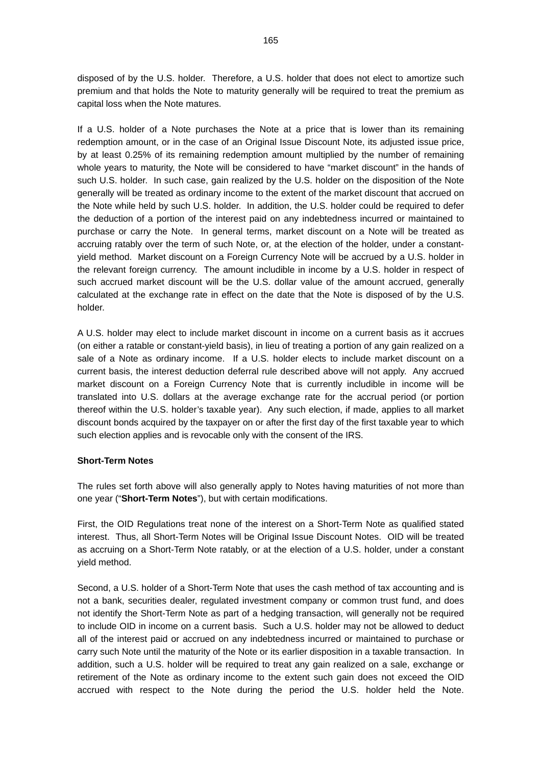disposed of by the U.S. holder. Therefore, a U.S. holder that does not elect to amortize such premium and that holds the Note to maturity generally will be required to treat the premium as capital loss when the Note matures.

If a U.S. holder of a Note purchases the Note at a price that is lower than its remaining redemption amount, or in the case of an Original Issue Discount Note, its adjusted issue price, by at least 0.25% of its remaining redemption amount multiplied by the number of remaining whole years to maturity, the Note will be considered to have "market discount" in the hands of such U.S. holder. In such case, gain realized by the U.S. holder on the disposition of the Note generally will be treated as ordinary income to the extent of the market discount that accrued on the Note while held by such U.S. holder. In addition, the U.S. holder could be required to defer the deduction of a portion of the interest paid on any indebtedness incurred or maintained to purchase or carry the Note. In general terms, market discount on a Note will be treated as accruing ratably over the term of such Note, or, at the election of the holder, under a constant-yield method. Market discount on a Foreign Currency Note will be accrued by a U.S. holder in the relevant foreign currency. The amount includible in income by a U.S. holder in respect of such accrued market discount will be the U.S. dollar value of the amount accrued, generally calculated at the exchange rate in effect on the date that the Note is disposed of by the U.S. holder.

A U.S. holder may elect to include market discount in income on a current basis as it accrues (on either a ratable or constant-yield basis), in lieu of treating a portion of any gain realized on a sale of a Note as ordinary income. If a U.S. holder elects to include market discount on a current basis, the interest deduction deferral rule described above will not apply. Any accrued market discount on a Foreign Currency Note that is currently includible in income will be translated into U.S. dollars at the average exchange rate for the accrual period (or portion thereof within the U.S. holder's taxable year). Any such election, if made, applies to all market discount bonds acquired by the taxpayer on or after the first day of the first taxable year to which such election applies and is revocable only with the consent of the IRS.

**Short-Term Notes**

The rules set forth above will also generally apply to Notes having maturities of not more than one year ("**Short-Term Notes**"), but with certain modifications.

First, the OID Regulations treat none of the interest on a Short-Term Note as qualified stated interest. Thus, all Short-Term Notes will be Original Issue Discount Notes. OID will be treated as accruing on a Short-Term Note ratably, or at the election of a U.S. holder, under a constant yield method.

Second, a U.S. holder of a Short-Term Note that uses the cash method of tax accounting and is not a bank, securities dealer, regulated investment company or common trust fund, and does not identify the Short-Term Note as part of a hedging transaction, will generally not be required to include OID in income on a current basis. Such a U.S. holder may not be allowed to deduct all of the interest paid or accrued on any indebtedness incurred or maintained to purchase or carry such Note until the maturity of the Note or its earlier disposition in a taxable transaction. In addition, such a U.S. holder will be required to treat any gain realized on a sale, exchange or retirement of the Note as ordinary income to the extent such gain does not exceed the OID accrued with respect to the Note during the period the U.S. holder held the Note.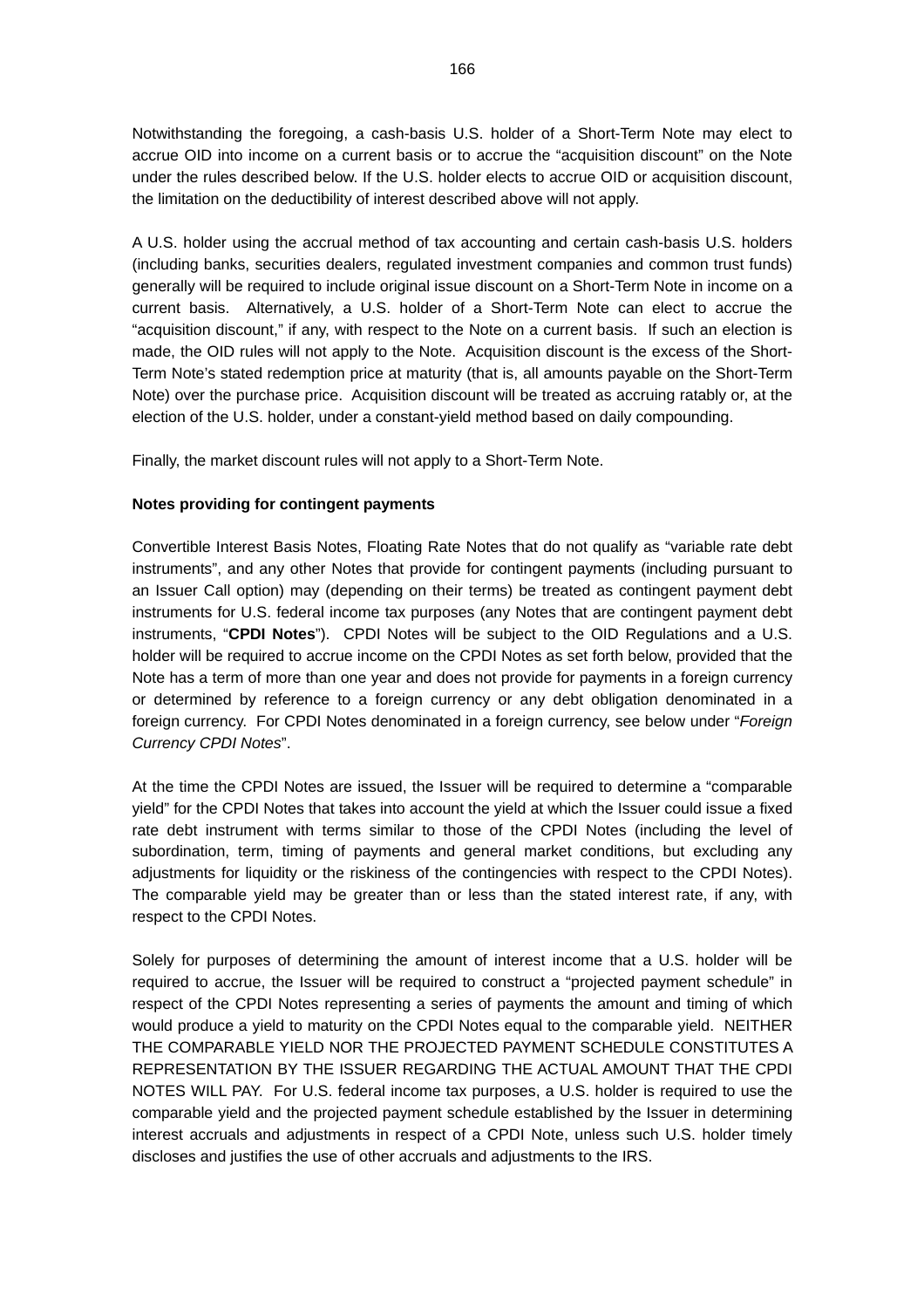Notwithstanding the foregoing, a cash-basis U.S. holder of a Short-Term Note may elect to accrue OID into income on a current basis or to accrue the "acquisition discount" on the Note under the rules described below. If the U.S. holder elects to accrue OID or acquisition discount, the limitation on the deductibility of interest described above will not apply.

A U.S. holder using the accrual method of tax accounting and certain cash-basis U.S. holders (including banks, securities dealers, regulated investment companies and common trust funds) generally will be required to include original issue discount on a Short-Term Note in income on a current basis. Alternatively, a U.S. holder of a Short-Term Note can elect to accrue the "acquisition discount," if any, with respect to the Note on a current basis. If such an election is made, the OID rules will not apply to the Note. Acquisition discount is the excess of the Short-Term Note's stated redemption price at maturity (that is, all amounts payable on the Short-Term Note) over the purchase price. Acquisition discount will be treated as accruing ratably or, at the election of the U.S. holder, under a constant-yield method based on daily compounding.

Finally, the market discount rules will not apply to a Short-Term Note.

**Notes providing for contingent payments**

Convertible Interest Basis Notes, Floating Rate Notes that do not qualify as "variable rate debt instruments", and any other Notes that provide for contingent payments (including pursuant to an Issuer Call option) may (depending on their terms) be treated as contingent payment debt instruments for U.S. federal income tax purposes (any Notes that are contingent payment debt instruments, "**CPDI Notes**"). CPDI Notes will be subject to the OID Regulations and a U.S. holder will be required to accrue income on the CPDI Notes as set forth below, provided that the Note has a term of more than one year and does not provide for payments in a foreign currency or determined by reference to a foreign currency or any debt obligation denominated in a foreign currency. For CPDI Notes denominated in a foreign currency, see below under "*Foreign Currency CPDI Notes*".

At the time the CPDI Notes are issued, the Issuer will be required to determine a "comparable yield" for the CPDI Notes that takes into account the yield at which the Issuer could issue a fixed rate debt instrument with terms similar to those of the CPDI Notes (including the level of subordination, term, timing of payments and general market conditions, but excluding any adjustments for liquidity or the riskiness of the contingencies with respect to the CPDI Notes). The comparable yield may be greater than or less than the stated interest rate, if any, with respect to the CPDI Notes.

Solely for purposes of determining the amount of interest income that a U.S. holder will be required to accrue, the Issuer will be required to construct a "projected payment schedule" in respect of the CPDI Notes representing a series of payments the amount and timing of which would produce a yield to maturity on the CPDI Notes equal to the comparable yield. NEITHER THE COMPARABLE YIELD NOR THE PROJECTED PAYMENT SCHEDULE CONSTITUTES A REPRESENTATION BY THE ISSUER REGARDING THE ACTUAL AMOUNT THAT THE CPDI NOTES WILL PAY. For U.S. federal income tax purposes, a U.S. holder is required to use the comparable yield and the projected payment schedule established by the Issuer in determining interest accruals and adjustments in respect of a CPDI Note, unless such U.S. holder timely discloses and justifies the use of other accruals and adjustments to the IRS.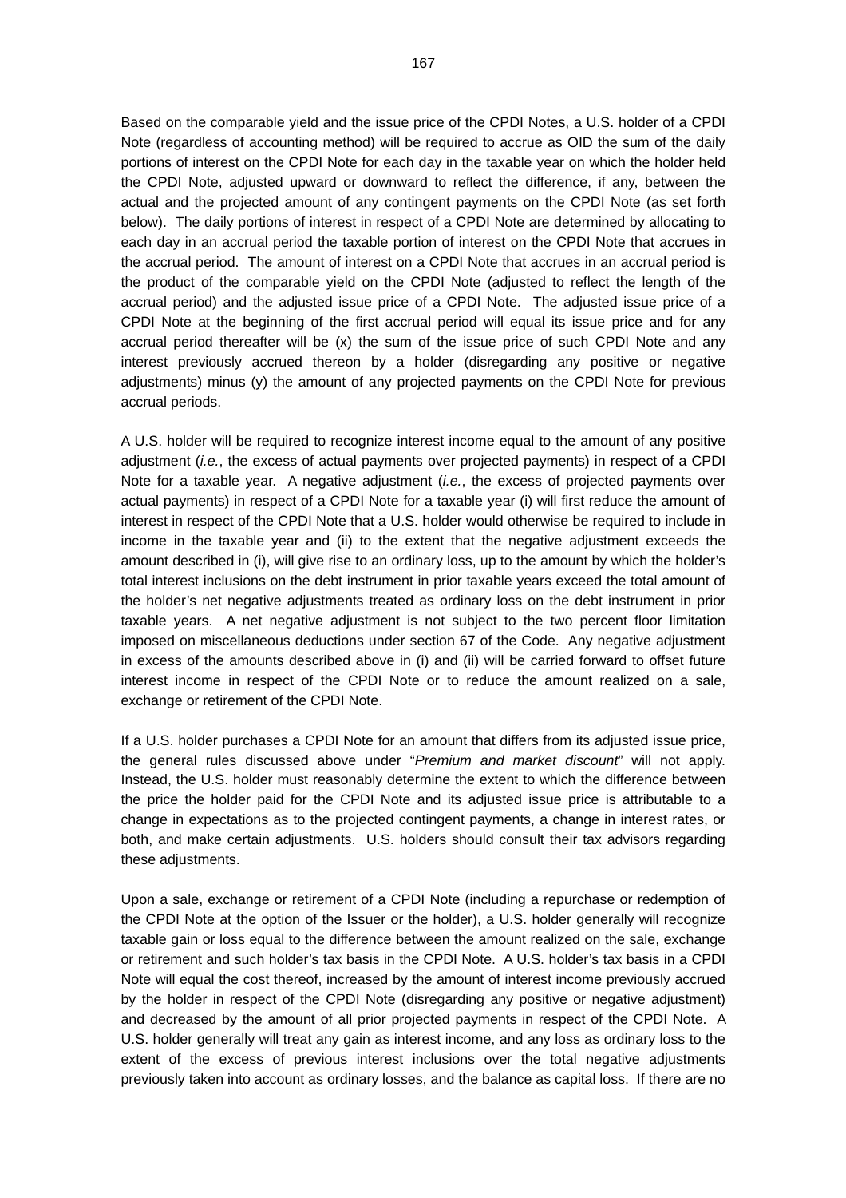Based on the comparable yield and the issue price of the CPDI Notes, a U.S. holder of a CPDI Note (regardless of accounting method) will be required to accrue as OID the sum of the daily portions of interest on the CPDI Note for each day in the taxable year on which the holder held the CPDI Note, adjusted upward or downward to reflect the difference, if any, between the actual and the projected amount of any contingent payments on the CPDI Note (as set forth below). The daily portions of interest in respect of a CPDI Note are determined by allocating to each day in an accrual period the taxable portion of interest on the CPDI Note that accrues in the accrual period. The amount of interest on a CPDI Note that accrues in an accrual period is the product of the comparable yield on the CPDI Note (adjusted to reflect the length of the accrual period) and the adjusted issue price of a CPDI Note. The adjusted issue price of a CPDI Note at the beginning of the first accrual period will equal its issue price and for any accrual period thereafter will be (x) the sum of the issue price of such CPDI Note and any interest previously accrued thereon by a holder (disregarding any positive or negative adjustments) minus (y) the amount of any projected payments on the CPDI Note for previous accrual periods.

A U.S. holder will be required to recognize interest income equal to the amount of any positive adjustment (*i.e.*, the excess of actual payments over projected payments) in respect of a CPDI Note for a taxable year. A negative adjustment (*i.e.*, the excess of projected payments over actual payments) in respect of a CPDI Note for a taxable year (i) will first reduce the amount of interest in respect of the CPDI Note that a U.S. holder would otherwise be required to include in income in the taxable year and (ii) to the extent that the negative adjustment exceeds the amount described in (i), will give rise to an ordinary loss, up to the amount by which the holder's total interest inclusions on the debt instrument in prior taxable years exceed the total amount of the holder's net negative adjustments treated as ordinary loss on the debt instrument in prior taxable years. A net negative adjustment is not subject to the two percent floor limitation imposed on miscellaneous deductions under section 67 of the Code. Any negative adjustment in excess of the amounts described above in (i) and (ii) will be carried forward to offset future interest income in respect of the CPDI Note or to reduce the amount realized on a sale, exchange or retirement of the CPDI Note.

If a U.S. holder purchases a CPDI Note for an amount that differs from its adjusted issue price, the general rules discussed above under "*Premium and market discount*" will not apply. Instead, the U.S. holder must reasonably determine the extent to which the difference between the price the holder paid for the CPDI Note and its adjusted issue price is attributable to a change in expectations as to the projected contingent payments, a change in interest rates, or both, and make certain adjustments. U.S. holders should consult their tax advisors regarding these adjustments.

Upon a sale, exchange or retirement of a CPDI Note (including a repurchase or redemption of the CPDI Note at the option of the Issuer or the holder), a U.S. holder generally will recognize taxable gain or loss equal to the difference between the amount realized on the sale, exchange or retirement and such holder's tax basis in the CPDI Note. A U.S. holder's tax basis in a CPDI Note will equal the cost thereof, increased by the amount of interest income previously accrued by the holder in respect of the CPDI Note (disregarding any positive or negative adjustment) and decreased by the amount of all prior projected payments in respect of the CPDI Note. A U.S. holder generally will treat any gain as interest income, and any loss as ordinary loss to the extent of the excess of previous interest inclusions over the total negative adjustments previously taken into account as ordinary losses, and the balance as capital loss. If there are no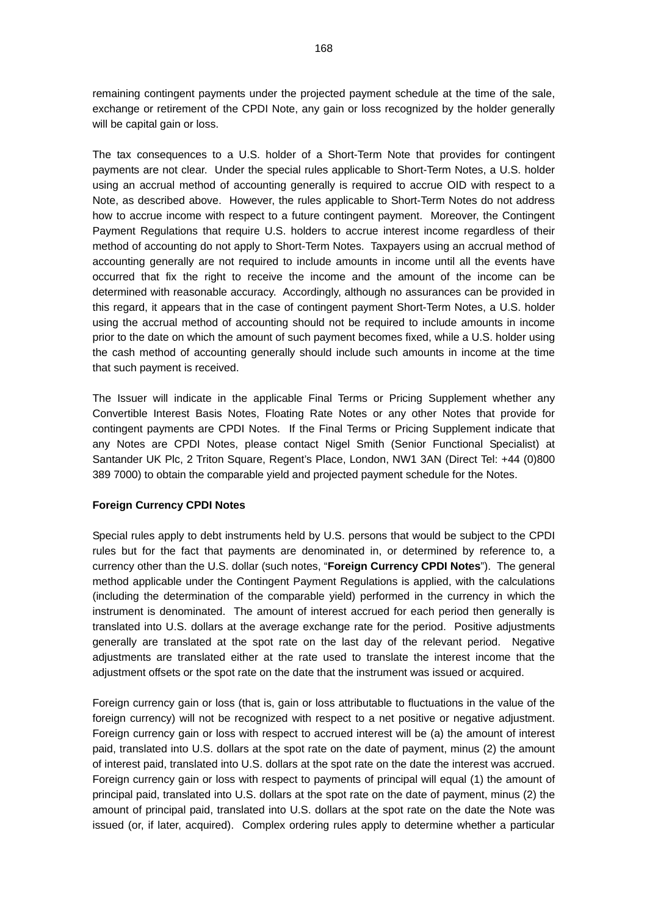remaining contingent payments under the projected payment schedule at the time of the sale, exchange or retirement of the CPDI Note, any gain or loss recognized by the holder generally will be capital gain or loss.

The tax consequences to a U.S. holder of a Short-Term Note that provides for contingent payments are not clear. Under the special rules applicable to Short-Term Notes, a U.S. holder using an accrual method of accounting generally is required to accrue OID with respect to a Note, as described above. However, the rules applicable to Short-Term Notes do not address how to accrue income with respect to a future contingent payment. Moreover, the Contingent Payment Regulations that require U.S. holders to accrue interest income regardless of their method of accounting do not apply to Short-Term Notes. Taxpayers using an accrual method of accounting generally are not required to include amounts in income until all the events have occurred that fix the right to receive the income and the amount of the income can be determined with reasonable accuracy. Accordingly, although no assurances can be provided in this regard, it appears that in the case of contingent payment Short-Term Notes, a U.S. holder using the accrual method of accounting should not be required to include amounts in income prior to the date on which the amount of such payment becomes fixed, while a U.S. holder using the cash method of accounting generally should include such amounts in income at the time that such payment is received.

The Issuer will indicate in the applicable Final Terms or Pricing Supplement whether any Convertible Interest Basis Notes, Floating Rate Notes or any other Notes that provide for contingent payments are CPDI Notes. If the Final Terms or Pricing Supplement indicate that any Notes are CPDI Notes, please contact Nigel Smith (Senior Functional Specialist) at Santander UK Plc, 2 Triton Square, Regent's Place, London, NW1 3AN (Direct Tel: +44 (0)800 389 7000) to obtain the comparable yield and projected payment schedule for the Notes.

**Foreign Currency CPDI Notes**

Special rules apply to debt instruments held by U.S. persons that would be subject to the CPDI rules but for the fact that payments are denominated in, or determined by reference to, a currency other than the U.S. dollar (such notes, "**Foreign Currency CPDI Notes**"). The general method applicable under the Contingent Payment Regulations is applied, with the calculations (including the determination of the comparable yield) performed in the currency in which the instrument is denominated. The amount of interest accrued for each period then generally is translated into U.S. dollars at the average exchange rate for the period. Positive adjustments generally are translated at the spot rate on the last day of the relevant period. Negative adjustments are translated either at the rate used to translate the interest income that the adjustment offsets or the spot rate on the date that the instrument was issued or acquired.

Foreign currency gain or loss (that is, gain or loss attributable to fluctuations in the value of the foreign currency) will not be recognized with respect to a net positive or negative adjustment. Foreign currency gain or loss with respect to accrued interest will be (a) the amount of interest paid, translated into U.S. dollars at the spot rate on the date of payment, minus (2) the amount of interest paid, translated into U.S. dollars at the spot rate on the date the interest was accrued. Foreign currency gain or loss with respect to payments of principal will equal (1) the amount of principal paid, translated into U.S. dollars at the spot rate on the date of payment, minus (2) the amount of principal paid, translated into U.S. dollars at the spot rate on the date the Note was issued (or, if later, acquired). Complex ordering rules apply to determine whether a particular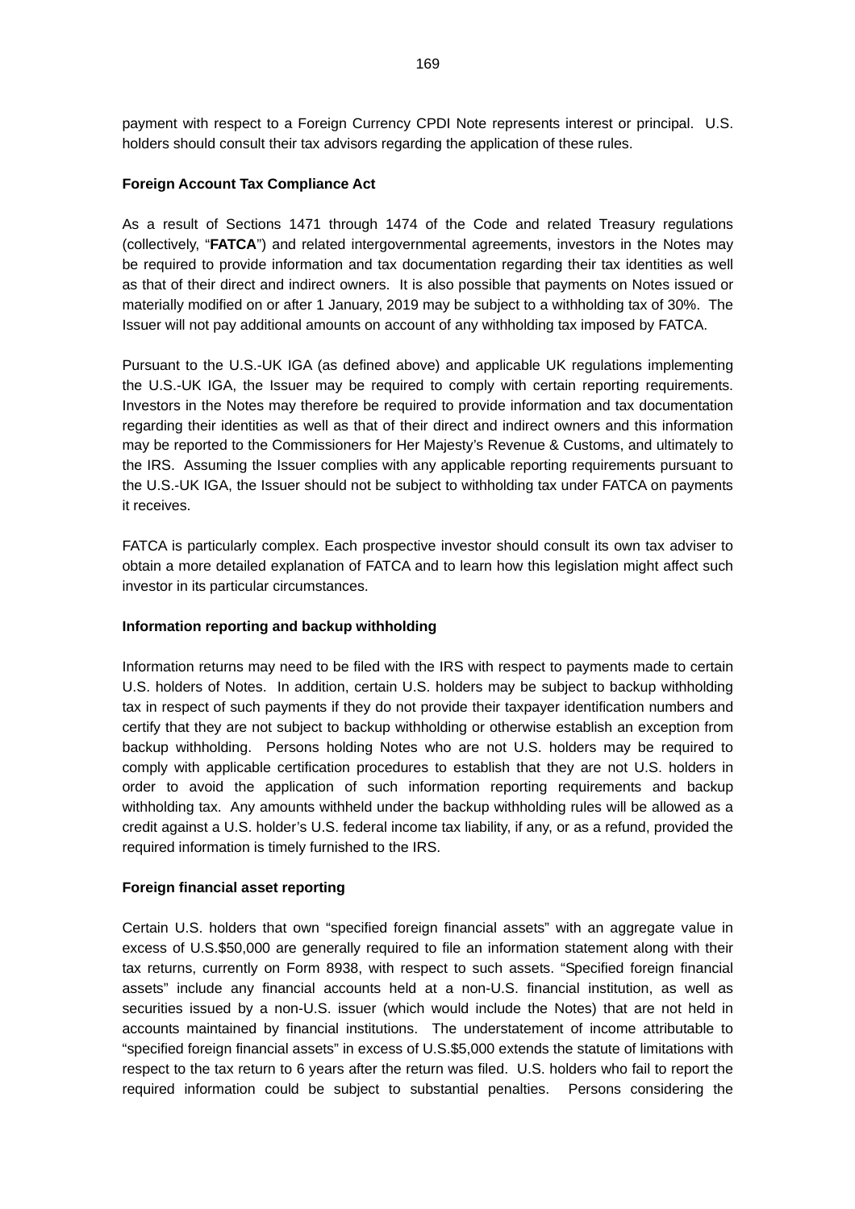payment with respect to a Foreign Currency CPDI Note represents interest or principal. U.S. holders should consult their tax advisors regarding the application of these rules.

**Foreign Account Tax Compliance Act**

As a result of Sections 1471 through 1474 of the Code and related Treasury regulations (collectively, "**FATCA**") and related intergovernmental agreements, investors in the Notes may be required to provide information and tax documentation regarding their tax identities as well as that of their direct and indirect owners. It is also possible that payments on Notes issued or materially modified on or after 1 January, 2019 may be subject to a withholding tax of 30%. The Issuer will not pay additional amounts on account of any withholding tax imposed by FATCA.

Pursuant to the U.S.-UK IGA (as defined above) and applicable UK regulations implementing the U.S.-UK IGA, the Issuer may be required to comply with certain reporting requirements. Investors in the Notes may therefore be required to provide information and tax documentation regarding their identities as well as that of their direct and indirect owners and this information may be reported to the Commissioners for Her Majesty's Revenue & Customs, and ultimately to the IRS. Assuming the Issuer complies with any applicable reporting requirements pursuant to the U.S.-UK IGA, the Issuer should not be subject to withholding tax under FATCA on payments it receives.

FATCA is particularly complex. Each prospective investor should consult its own tax adviser to obtain a more detailed explanation of FATCA and to learn how this legislation might affect such investor in its particular circumstances.

**Information reporting and backup withholding**

Information returns may need to be filed with the IRS with respect to payments made to certain U.S. holders of Notes. In addition, certain U.S. holders may be subject to backup withholding tax in respect of such payments if they do not provide their taxpayer identification numbers and certify that they are not subject to backup withholding or otherwise establish an exception from backup withholding. Persons holding Notes who are not U.S. holders may be required to comply with applicable certification procedures to establish that they are not U.S. holders in order to avoid the application of such information reporting requirements and backup withholding tax. Any amounts withheld under the backup withholding rules will be allowed as a credit against a U.S. holder's U.S. federal income tax liability, if any, or as a refund, provided the required information is timely furnished to the IRS.

**Foreign financial asset reporting**

Certain U.S. holders that own "specified foreign financial assets" with an aggregate value in excess of U.S.$50,000 are generally required to file an information statement along with their tax returns, currently on Form 8938, with respect to such assets. "Specified foreign financial assets" include any financial accounts held at a non-U.S. financial institution, as well as securities issued by a non-U.S. issuer (which would include the Notes) that are not held in accounts maintained by financial institutions. The understatement of income attributable to "specified foreign financial assets" in excess of U.S.$5,000 extends the statute of limitations with respect to the tax return to 6 years after the return was filed. U.S. holders who fail to report the required information could be subject to substantial penalties. Persons considering the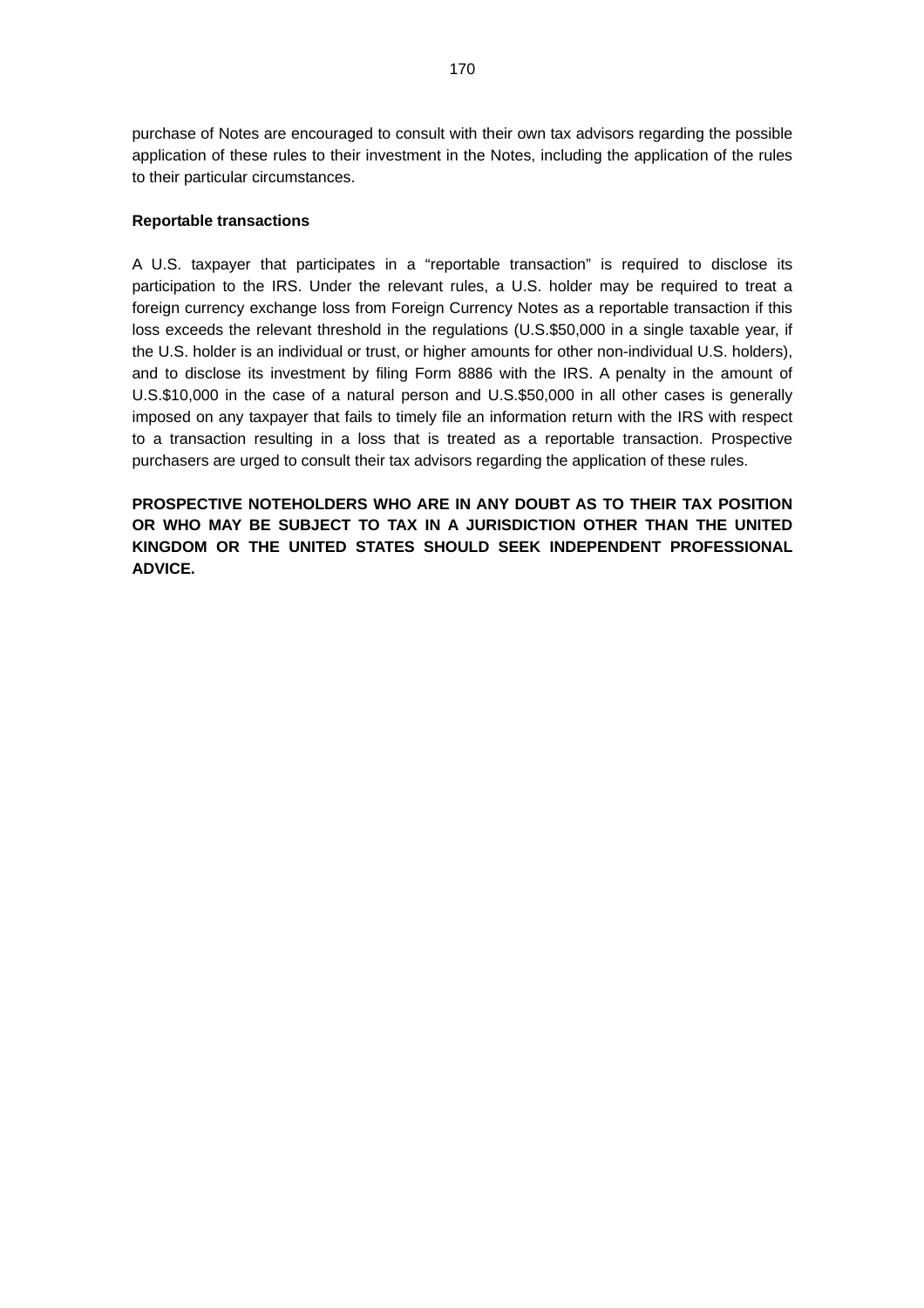purchase of Notes are encouraged to consult with their own tax advisors regarding the possible application of these rules to their investment in the Notes, including the application of the rules to their particular circumstances.

**Reportable transactions**

A U.S. taxpayer that participates in a “reportable transaction” is required to disclose its participation to the IRS. Under the relevant rules, a U.S. holder may be required to treat a foreign currency exchange loss from Foreign Currency Notes as a reportable transaction if this loss exceeds the relevant threshold in the regulations (U.S.$50,000 in a single taxable year, if the U.S. holder is an individual or trust, or higher amounts for other non-individual U.S. holders), and to disclose its investment by filing Form 8886 with the IRS. A penalty in the amount of U.S.$10,000 in the case of a natural person and U.S.$50,000 in all other cases is generally imposed on any taxpayer that fails to timely file an information return with the IRS with respect to a transaction resulting in a loss that is treated as a reportable transaction. Prospective purchasers are urged to consult their tax advisors regarding the application of these rules.

**PROSPECTIVE NOTEHOLDERS WHO ARE IN ANY DOUBT AS TO THEIR TAX POSITION OR WHO MAY BE SUBJECT TO TAX IN A JURISDICTION OTHER THAN THE UNITED KINGDOM OR THE UNITED STATES SHOULD SEEK INDEPENDENT PROFESSIONAL ADVICE.**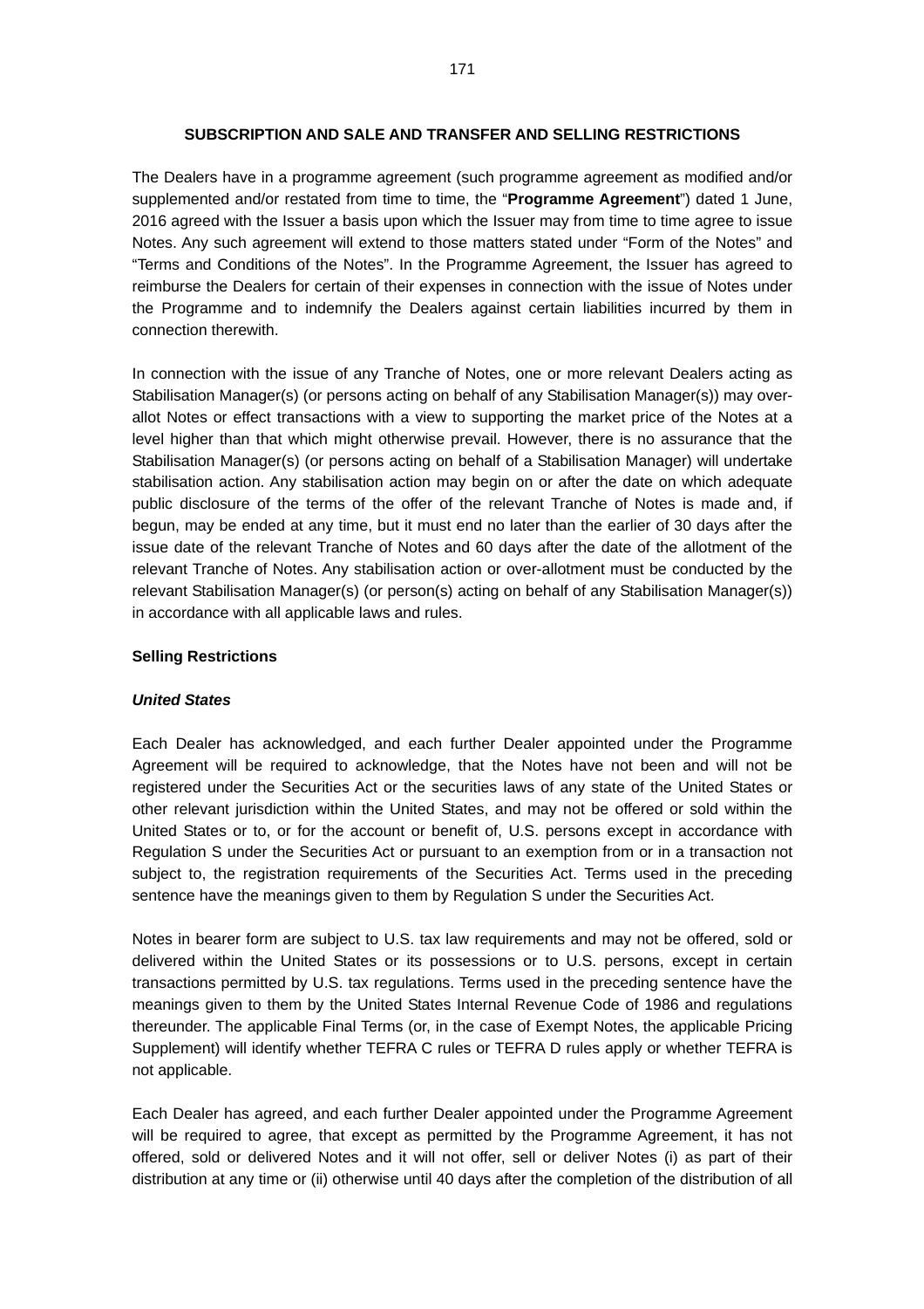## SUBSCRIPTION AND SALE AND TRANSFER AND SELLING RESTRICTIONS

The Dealers have in a programme agreement (such programme agreement as modified and/or supplemented and/or restated from time to time, the "**Programme Agreement**") dated 1 June, 2016 agreed with the Issuer a basis upon which the Issuer may from time to time agree to issue Notes. Any such agreement will extend to those matters stated under "Form of the Notes" and "Terms and Conditions of the Notes". In the Programme Agreement, the Issuer has agreed to reimburse the Dealers for certain of their expenses in connection with the issue of Notes under the Programme and to indemnify the Dealers against certain liabilities incurred by them in connection therewith.

In connection with the issue of any Tranche of Notes, one or more relevant Dealers acting as Stabilisation Manager(s) (or persons acting on behalf of any Stabilisation Manager(s)) may over-allot Notes or effect transactions with a view to supporting the market price of the Notes at a level higher than that which might otherwise prevail. However, there is no assurance that the Stabilisation Manager(s) (or persons acting on behalf of a Stabilisation Manager) will undertake stabilisation action. Any stabilisation action may begin on or after the date on which adequate public disclosure of the terms of the offer of the relevant Tranche of Notes is made and, if begun, may be ended at any time, but it must end no later than the earlier of 30 days after the issue date of the relevant Tranche of Notes and 60 days after the date of the allotment of the relevant Tranche of Notes. Any stabilisation action or over-allotment must be conducted by the relevant Stabilisation Manager(s) (or person(s) acting on behalf of any Stabilisation Manager(s)) in accordance with all applicable laws and rules.

### Selling Restrictions

#### *United States*

Each Dealer has acknowledged, and each further Dealer appointed under the Programme Agreement will be required to acknowledge, that the Notes have not been and will not be registered under the Securities Act or the securities laws of any state of the United States or other relevant jurisdiction within the United States, and may not be offered or sold within the United States or to, or for the account or benefit of, U.S. persons except in accordance with Regulation S under the Securities Act or pursuant to an exemption from or in a transaction not subject to, the registration requirements of the Securities Act. Terms used in the preceding sentence have the meanings given to them by Regulation S under the Securities Act.

Notes in bearer form are subject to U.S. tax law requirements and may not be offered, sold or delivered within the United States or its possessions or to U.S. persons, except in certain transactions permitted by U.S. tax regulations. Terms used in the preceding sentence have the meanings given to them by the United States Internal Revenue Code of 1986 and regulations thereunder. The applicable Final Terms (or, in the case of Exempt Notes, the applicable Pricing Supplement) will identify whether TEFRA C rules or TEFRA D rules apply or whether TEFRA is not applicable.

Each Dealer has agreed, and each further Dealer appointed under the Programme Agreement will be required to agree, that except as permitted by the Programme Agreement, it has not offered, sold or delivered Notes and it will not offer, sell or deliver Notes (i) as part of their distribution at any time or (ii) otherwise until 40 days after the completion of the distribution of all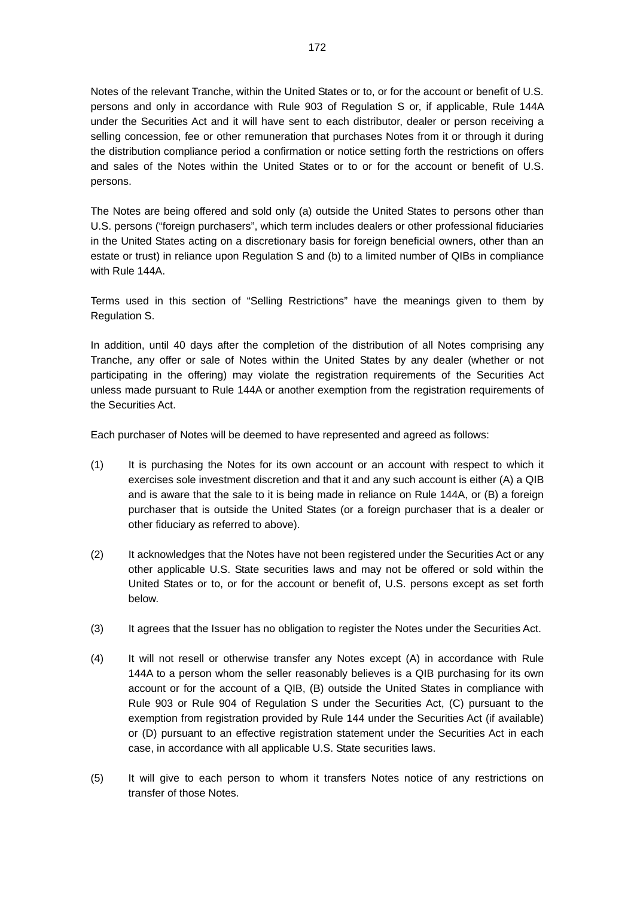Notes of the relevant Tranche, within the United States or to, or for the account or benefit of U.S. persons and only in accordance with Rule 903 of Regulation S or, if applicable, Rule 144A under the Securities Act and it will have sent to each distributor, dealer or person receiving a selling concession, fee or other remuneration that purchases Notes from it or through it during the distribution compliance period a confirmation or notice setting forth the restrictions on offers and sales of the Notes within the United States or to or for the account or benefit of U.S. persons.

The Notes are being offered and sold only (a) outside the United States to persons other than U.S. persons ("foreign purchasers", which term includes dealers or other professional fiduciaries in the United States acting on a discretionary basis for foreign beneficial owners, other than an estate or trust) in reliance upon Regulation S and (b) to a limited number of QIBs in compliance with Rule 144A.

Terms used in this section of "Selling Restrictions" have the meanings given to them by Regulation S.

In addition, until 40 days after the completion of the distribution of all Notes comprising any Tranche, any offer or sale of Notes within the United States by any dealer (whether or not participating in the offering) may violate the registration requirements of the Securities Act unless made pursuant to Rule 144A or another exemption from the registration requirements of the Securities Act.

Each purchaser of Notes will be deemed to have represented and agreed as follows:

(1) It is purchasing the Notes for its own account or an account with respect to which it exercises sole investment discretion and that it and any such account is either (A) a QIB and is aware that the sale to it is being made in reliance on Rule 144A, or (B) a foreign purchaser that is outside the United States (or a foreign purchaser that is a dealer or other fiduciary as referred to above).

(2) It acknowledges that the Notes have not been registered under the Securities Act or any other applicable U.S. State securities laws and may not be offered or sold within the United States or to, or for the account or benefit of, U.S. persons except as set forth below.

(3) It agrees that the Issuer has no obligation to register the Notes under the Securities Act.

(4) It will not resell or otherwise transfer any Notes except (A) in accordance with Rule 144A to a person whom the seller reasonably believes is a QIB purchasing for its own account or for the account of a QIB, (B) outside the United States in compliance with Rule 903 or Rule 904 of Regulation S under the Securities Act, (C) pursuant to the exemption from registration provided by Rule 144 under the Securities Act (if available) or (D) pursuant to an effective registration statement under the Securities Act in each case, in accordance with all applicable U.S. State securities laws.

(5) It will give to each person to whom it transfers Notes notice of any restrictions on transfer of those Notes.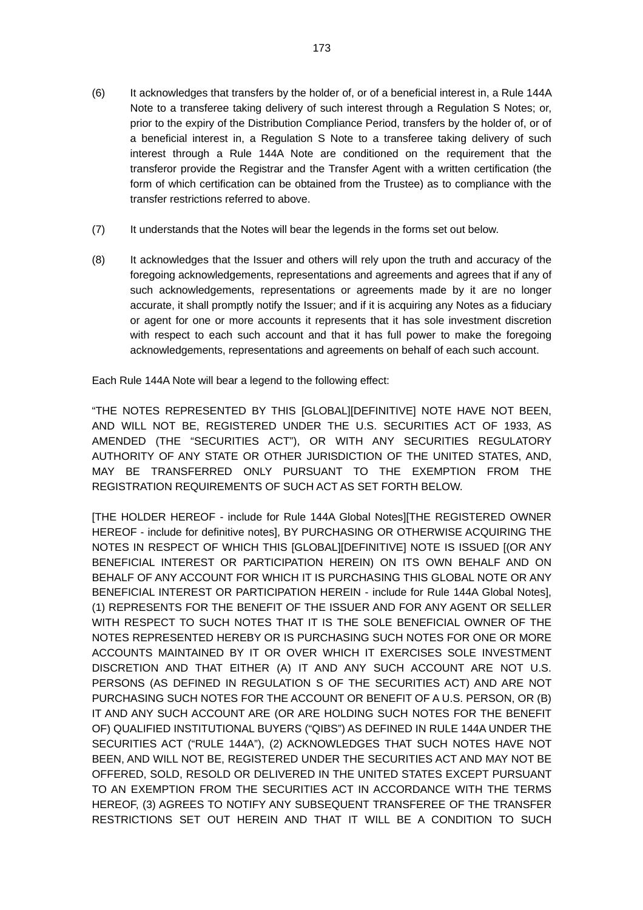(6) It acknowledges that transfers by the holder of, or of a beneficial interest in, a Rule 144A Note to a transferee taking delivery of such interest through a Regulation S Notes; or, prior to the expiry of the Distribution Compliance Period, transfers by the holder of, or of a beneficial interest in, a Regulation S Note to a transferee taking delivery of such interest through a Rule 144A Note are conditioned on the requirement that the transferor provide the Registrar and the Transfer Agent with a written certification (the form of which certification can be obtained from the Trustee) as to compliance with the transfer restrictions referred to above.

(7) It understands that the Notes will bear the legends in the forms set out below.

(8) It acknowledges that the Issuer and others will rely upon the truth and accuracy of the foregoing acknowledgements, representations and agreements and agrees that if any of such acknowledgements, representations or agreements made by it are no longer accurate, it shall promptly notify the Issuer; and if it is acquiring any Notes as a fiduciary or agent for one or more accounts it represents that it has sole investment discretion with respect to each such account and that it has full power to make the foregoing acknowledgements, representations and agreements on behalf of each such account.

Each Rule 144A Note will bear a legend to the following effect:

"THE NOTES REPRESENTED BY THIS [GLOBAL][DEFINITIVE] NOTE HAVE NOT BEEN, AND WILL NOT BE, REGISTERED UNDER THE U.S. SECURITIES ACT OF 1933, AS AMENDED (THE "SECURITIES ACT"), OR WITH ANY SECURITIES REGULATORY AUTHORITY OF ANY STATE OR OTHER JURISDICTION OF THE UNITED STATES, AND, MAY BE TRANSFERRED ONLY PURSUANT TO THE EXEMPTION FROM THE REGISTRATION REQUIREMENTS OF SUCH ACT AS SET FORTH BELOW.

[THE HOLDER HEREOF - include for Rule 144A Global Notes][THE REGISTERED OWNER HEREOF - include for definitive notes], BY PURCHASING OR OTHERWISE ACQUIRING THE NOTES IN RESPECT OF WHICH THIS [GLOBAL][DEFINITIVE] NOTE IS ISSUED [(OR ANY BENEFICIAL INTEREST OR PARTICIPATION HEREIN) ON ITS OWN BEHALF AND ON BEHALF OF ANY ACCOUNT FOR WHICH IT IS PURCHASING THIS GLOBAL NOTE OR ANY BENEFICIAL INTEREST OR PARTICIPATION HEREIN - include for Rule 144A Global Notes], (1) REPRESENTS FOR THE BENEFIT OF THE ISSUER AND FOR ANY AGENT OR SELLER WITH RESPECT TO SUCH NOTES THAT IT IS THE SOLE BENEFICIAL OWNER OF THE NOTES REPRESENTED HEREBY OR IS PURCHASING SUCH NOTES FOR ONE OR MORE ACCOUNTS MAINTAINED BY IT OR OVER WHICH IT EXERCISES SOLE INVESTMENT DISCRETION AND THAT EITHER (A) IT AND ANY SUCH ACCOUNT ARE NOT U.S. PERSONS (AS DEFINED IN REGULATION S OF THE SECURITIES ACT) AND ARE NOT PURCHASING SUCH NOTES FOR THE ACCOUNT OR BENEFIT OF A U.S. PERSON, OR (B) IT AND ANY SUCH ACCOUNT ARE (OR ARE HOLDING SUCH NOTES FOR THE BENEFIT OF) QUALIFIED INSTITUTIONAL BUYERS ("QIBS") AS DEFINED IN RULE 144A UNDER THE SECURITIES ACT ("RULE 144A"), (2) ACKNOWLEDGES THAT SUCH NOTES HAVE NOT BEEN, AND WILL NOT BE, REGISTERED UNDER THE SECURITIES ACT AND MAY NOT BE OFFERED, SOLD, RESOLD OR DELIVERED IN THE UNITED STATES EXCEPT PURSUANT TO AN EXEMPTION FROM THE SECURITIES ACT IN ACCORDANCE WITH THE TERMS HEREOF, (3) AGREES TO NOTIFY ANY SUBSEQUENT TRANSFEREE OF THE TRANSFER RESTRICTIONS SET OUT HEREIN AND THAT IT WILL BE A CONDITION TO SUCH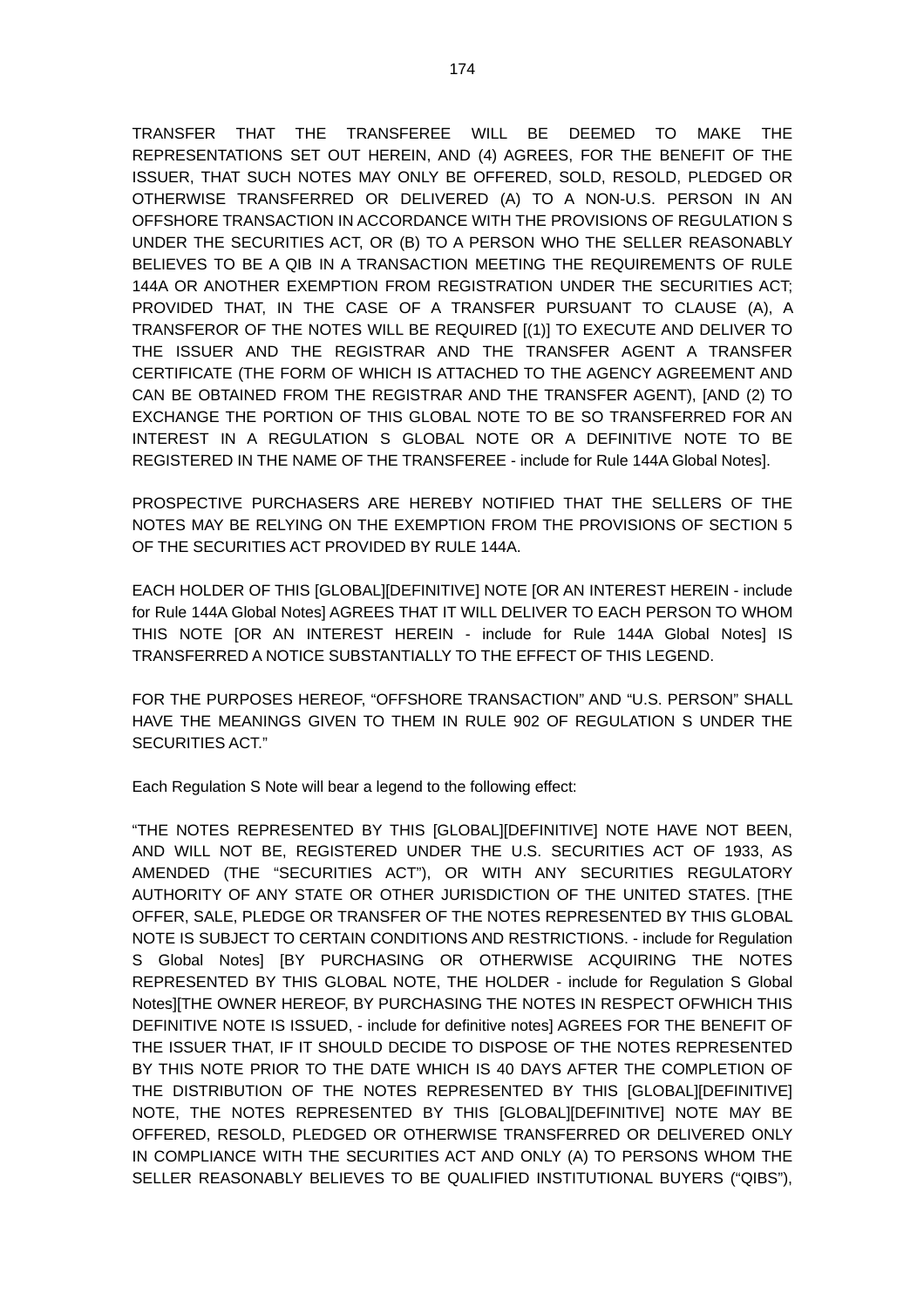TRANSFER THAT THE TRANSFEREE WILL BE DEEMED TO MAKE THE REPRESENTATIONS SET OUT HEREIN, AND (4) AGREES, FOR THE BENEFIT OF THE ISSUER, THAT SUCH NOTES MAY ONLY BE OFFERED, SOLD, RESOLD, PLEDGED OR OTHERWISE TRANSFERRED OR DELIVERED (A) TO A NON-U.S. PERSON IN AN OFFSHORE TRANSACTION IN ACCORDANCE WITH THE PROVISIONS OF REGULATION S UNDER THE SECURITIES ACT, OR (B) TO A PERSON WHO THE SELLER REASONABLY BELIEVES TO BE A QIB IN A TRANSACTION MEETING THE REQUIREMENTS OF RULE 144A OR ANOTHER EXEMPTION FROM REGISTRATION UNDER THE SECURITIES ACT; PROVIDED THAT, IN THE CASE OF A TRANSFER PURSUANT TO CLAUSE (A), A TRANSFEROR OF THE NOTES WILL BE REQUIRED [(1)] TO EXECUTE AND DELIVER TO THE ISSUER AND THE REGISTRAR AND THE TRANSFER AGENT A TRANSFER CERTIFICATE (THE FORM OF WHICH IS ATTACHED TO THE AGENCY AGREEMENT AND CAN BE OBTAINED FROM THE REGISTRAR AND THE TRANSFER AGENT), [AND (2) TO EXCHANGE THE PORTION OF THIS GLOBAL NOTE TO BE SO TRANSFERRED FOR AN INTEREST IN A REGULATION S GLOBAL NOTE OR A DEFINITIVE NOTE TO BE REGISTERED IN THE NAME OF THE TRANSFEREE - include for Rule 144A Global Notes].

PROSPECTIVE PURCHASERS ARE HEREBY NOTIFIED THAT THE SELLERS OF THE NOTES MAY BE RELYING ON THE EXEMPTION FROM THE PROVISIONS OF SECTION 5 OF THE SECURITIES ACT PROVIDED BY RULE 144A.

EACH HOLDER OF THIS [GLOBAL][DEFINITIVE] NOTE [OR AN INTEREST HEREIN - include for Rule 144A Global Notes] AGREES THAT IT WILL DELIVER TO EACH PERSON TO WHOM THIS NOTE [OR AN INTEREST HEREIN - include for Rule 144A Global Notes] IS TRANSFERRED A NOTICE SUBSTANTIALLY TO THE EFFECT OF THIS LEGEND.

FOR THE PURPOSES HEREOF, "OFFSHORE TRANSACTION" AND "U.S. PERSON" SHALL HAVE THE MEANINGS GIVEN TO THEM IN RULE 902 OF REGULATION S UNDER THE SECURITIES ACT."

Each Regulation S Note will bear a legend to the following effect:

"THE NOTES REPRESENTED BY THIS [GLOBAL][DEFINITIVE] NOTE HAVE NOT BEEN, AND WILL NOT BE, REGISTERED UNDER THE U.S. SECURITIES ACT OF 1933, AS AMENDED (THE "SECURITIES ACT"), OR WITH ANY SECURITIES REGULATORY AUTHORITY OF ANY STATE OR OTHER JURISDICTION OF THE UNITED STATES. [THE OFFER, SALE, PLEDGE OR TRANSFER OF THE NOTES REPRESENTED BY THIS GLOBAL NOTE IS SUBJECT TO CERTAIN CONDITIONS AND RESTRICTIONS. - include for Regulation S Global Notes] [BY PURCHASING OR OTHERWISE ACQUIRING THE NOTES REPRESENTED BY THIS GLOBAL NOTE, THE HOLDER - include for Regulation S Global Notes][THE OWNER HEREOF, BY PURCHASING THE NOTES IN RESPECT OFWHICH THIS DEFINITIVE NOTE IS ISSUED, - include for definitive notes] AGREES FOR THE BENEFIT OF THE ISSUER THAT, IF IT SHOULD DECIDE TO DISPOSE OF THE NOTES REPRESENTED BY THIS NOTE PRIOR TO THE DATE WHICH IS 40 DAYS AFTER THE COMPLETION OF THE DISTRIBUTION OF THE NOTES REPRESENTED BY THIS [GLOBAL][DEFINITIVE] NOTE, THE NOTES REPRESENTED BY THIS [GLOBAL][DEFINITIVE] NOTE MAY BE OFFERED, RESOLD, PLEDGED OR OTHERWISE TRANSFERRED OR DELIVERED ONLY IN COMPLIANCE WITH THE SECURITIES ACT AND ONLY (A) TO PERSONS WHOM THE SELLER REASONABLY BELIEVES TO BE QUALIFIED INSTITUTIONAL BUYERS ("QIBS"),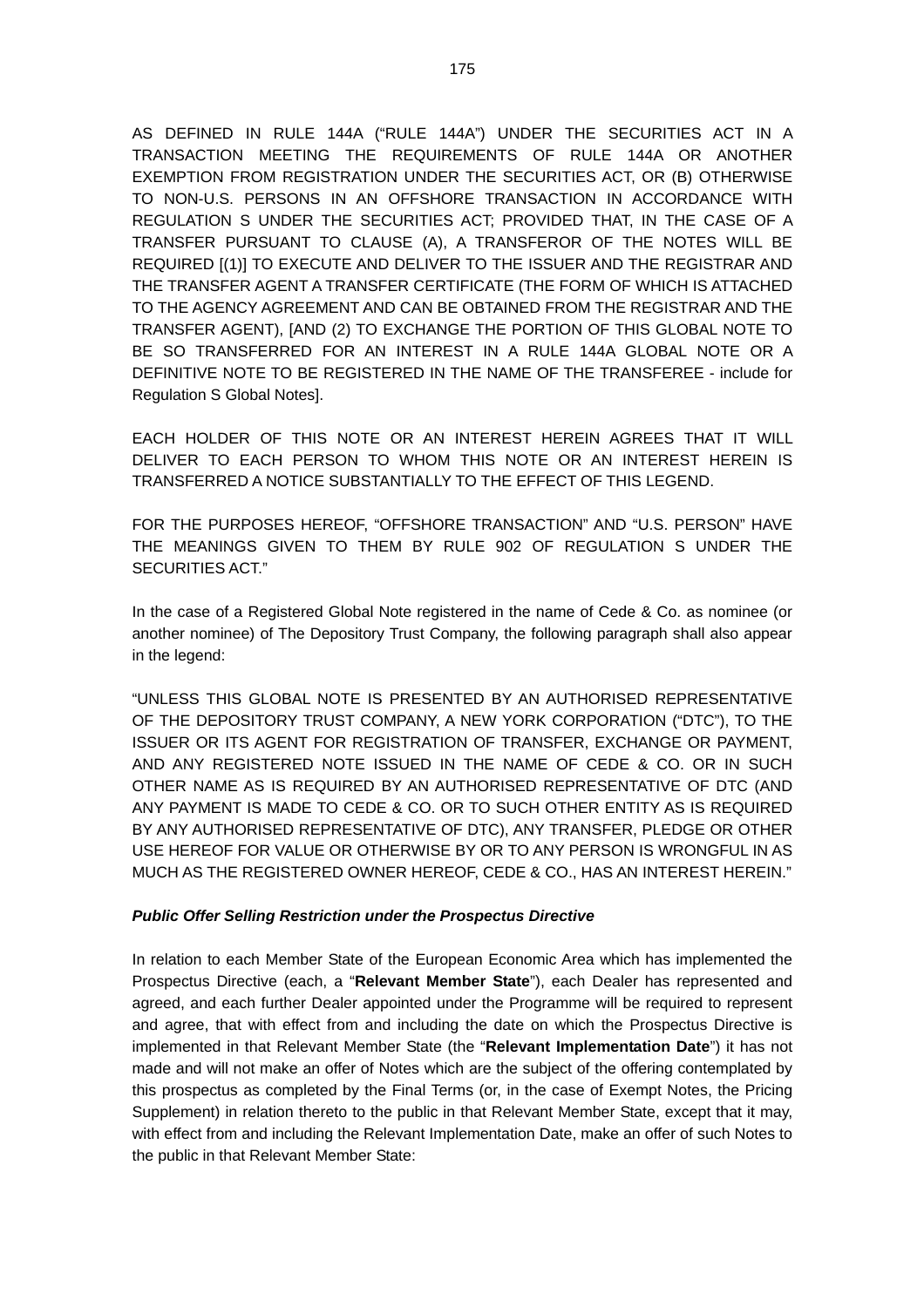AS DEFINED IN RULE 144A ("RULE 144A") UNDER THE SECURITIES ACT IN A TRANSACTION MEETING THE REQUIREMENTS OF RULE 144A OR ANOTHER EXEMPTION FROM REGISTRATION UNDER THE SECURITIES ACT, OR (B) OTHERWISE TO NON-U.S. PERSONS IN AN OFFSHORE TRANSACTION IN ACCORDANCE WITH REGULATION S UNDER THE SECURITIES ACT; PROVIDED THAT, IN THE CASE OF A TRANSFER PURSUANT TO CLAUSE (A), A TRANSFEROR OF THE NOTES WILL BE REQUIRED [(1)] TO EXECUTE AND DELIVER TO THE ISSUER AND THE REGISTRAR AND THE TRANSFER AGENT A TRANSFER CERTIFICATE (THE FORM OF WHICH IS ATTACHED TO THE AGENCY AGREEMENT AND CAN BE OBTAINED FROM THE REGISTRAR AND THE TRANSFER AGENT), [AND (2) TO EXCHANGE THE PORTION OF THIS GLOBAL NOTE TO BE SO TRANSFERRED FOR AN INTEREST IN A RULE 144A GLOBAL NOTE OR A DEFINITIVE NOTE TO BE REGISTERED IN THE NAME OF THE TRANSFEREE - include for Regulation S Global Notes].

EACH HOLDER OF THIS NOTE OR AN INTEREST HEREIN AGREES THAT IT WILL DELIVER TO EACH PERSON TO WHOM THIS NOTE OR AN INTEREST HEREIN IS TRANSFERRED A NOTICE SUBSTANTIALLY TO THE EFFECT OF THIS LEGEND.

FOR THE PURPOSES HEREOF, "OFFSHORE TRANSACTION" AND "U.S. PERSON" HAVE THE MEANINGS GIVEN TO THEM BY RULE 902 OF REGULATION S UNDER THE SECURITIES ACT."

In the case of a Registered Global Note registered in the name of Cede & Co. as nominee (or another nominee) of The Depository Trust Company, the following paragraph shall also appear in the legend:

"UNLESS THIS GLOBAL NOTE IS PRESENTED BY AN AUTHORISED REPRESENTATIVE OF THE DEPOSITORY TRUST COMPANY, A NEW YORK CORPORATION ("DTC"), TO THE ISSUER OR ITS AGENT FOR REGISTRATION OF TRANSFER, EXCHANGE OR PAYMENT, AND ANY REGISTERED NOTE ISSUED IN THE NAME OF CEDE & CO. OR IN SUCH OTHER NAME AS IS REQUIRED BY AN AUTHORISED REPRESENTATIVE OF DTC (AND ANY PAYMENT IS MADE TO CEDE & CO. OR TO SUCH OTHER ENTITY AS IS REQUIRED BY ANY AUTHORISED REPRESENTATIVE OF DTC), ANY TRANSFER, PLEDGE OR OTHER USE HEREOF FOR VALUE OR OTHERWISE BY OR TO ANY PERSON IS WRONGFUL IN AS MUCH AS THE REGISTERED OWNER HEREOF, CEDE & CO., HAS AN INTEREST HEREIN."

***Public Offer Selling Restriction under the Prospectus Directive***

In relation to each Member State of the European Economic Area which has implemented the Prospectus Directive (each, a "**Relevant Member State**"), each Dealer has represented and agreed, and each further Dealer appointed under the Programme will be required to represent and agree, that with effect from and including the date on which the Prospectus Directive is implemented in that Relevant Member State (the "**Relevant Implementation Date**") it has not made and will not make an offer of Notes which are the subject of the offering contemplated by this prospectus as completed by the Final Terms (or, in the case of Exempt Notes, the Pricing Supplement) in relation thereto to the public in that Relevant Member State, except that it may, with effect from and including the Relevant Implementation Date, make an offer of such Notes to the public in that Relevant Member State: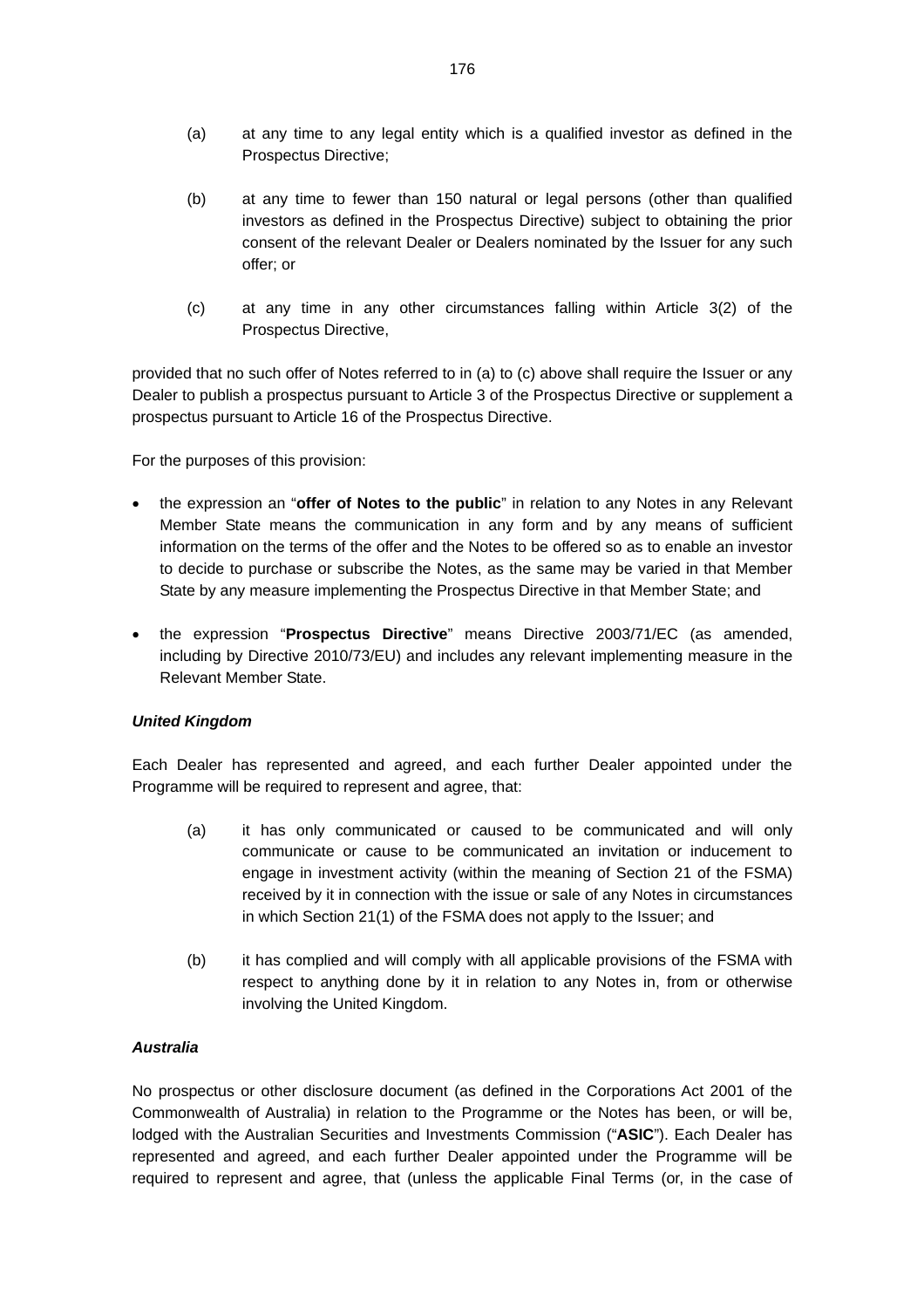(a) at any time to any legal entity which is a qualified investor as defined in the Prospectus Directive;

(b) at any time to fewer than 150 natural or legal persons (other than qualified investors as defined in the Prospectus Directive) subject to obtaining the prior consent of the relevant Dealer or Dealers nominated by the Issuer for any such offer; or

(c) at any time in any other circumstances falling within Article 3(2) of the Prospectus Directive,

provided that no such offer of Notes referred to in (a) to (c) above shall require the Issuer or any Dealer to publish a prospectus pursuant to Article 3 of the Prospectus Directive or supplement a prospectus pursuant to Article 16 of the Prospectus Directive.

For the purposes of this provision:

- the expression an "**offer of Notes to the public**" in relation to any Notes in any Relevant Member State means the communication in any form and by any means of sufficient information on the terms of the offer and the Notes to be offered so as to enable an investor to decide to purchase or subscribe the Notes, as the same may be varied in that Member State by any measure implementing the Prospectus Directive in that Member State; and
- the expression "**Prospectus Directive**" means Directive 2003/71/EC (as amended, including by Directive 2010/73/EU) and includes any relevant implementing measure in the Relevant Member State.

***United Kingdom***

Each Dealer has represented and agreed, and each further Dealer appointed under the Programme will be required to represent and agree, that:

(a) it has only communicated or caused to be communicated and will only communicate or cause to be communicated an invitation or inducement to engage in investment activity (within the meaning of Section 21 of the FSMA) received by it in connection with the issue or sale of any Notes in circumstances in which Section 21(1) of the FSMA does not apply to the Issuer; and

(b) it has complied and will comply with all applicable provisions of the FSMA with respect to anything done by it in relation to any Notes in, from or otherwise involving the United Kingdom.

***Australia***

No prospectus or other disclosure document (as defined in the Corporations Act 2001 of the Commonwealth of Australia) in relation to the Programme or the Notes has been, or will be, lodged with the Australian Securities and Investments Commission ("**ASIC**"). Each Dealer has represented and agreed, and each further Dealer appointed under the Programme will be required to represent and agree, that (unless the applicable Final Terms (or, in the case of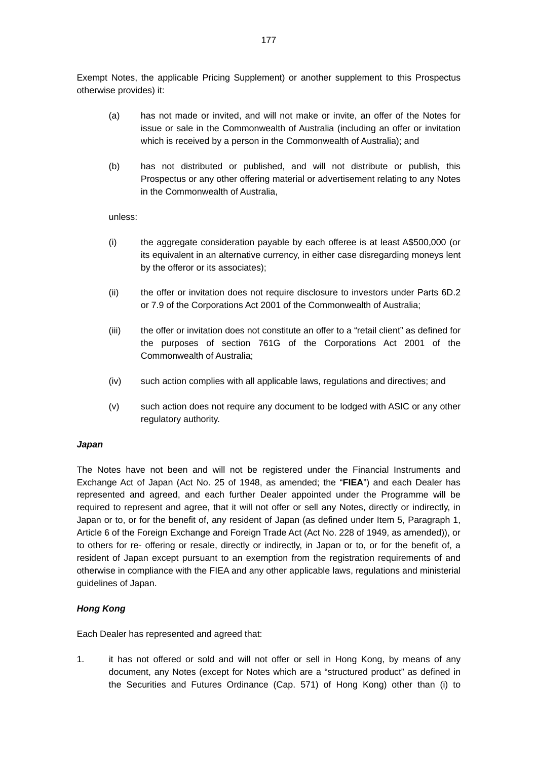Exempt Notes, the applicable Pricing Supplement) or another supplement to this Prospectus otherwise provides) it:

(a) has not made or invited, and will not make or invite, an offer of the Notes for issue or sale in the Commonwealth of Australia (including an offer or invitation which is received by a person in the Commonwealth of Australia); and

(b) has not distributed or published, and will not distribute or publish, this Prospectus or any other offering material or advertisement relating to any Notes in the Commonwealth of Australia,

unless:

(i) the aggregate consideration payable by each offeree is at least A$500,000 (or its equivalent in an alternative currency, in either case disregarding moneys lent by the offeror or its associates);

(ii) the offer or invitation does not require disclosure to investors under Parts 6D.2 or 7.9 of the Corporations Act 2001 of the Commonwealth of Australia;

(iii) the offer or invitation does not constitute an offer to a "retail client" as defined for the purposes of section 761G of the Corporations Act 2001 of the Commonwealth of Australia;

(iv) such action complies with all applicable laws, regulations and directives; and

(v) such action does not require any document to be lodged with ASIC or any other regulatory authority.

***Japan***

The Notes have not been and will not be registered under the Financial Instruments and Exchange Act of Japan (Act No. 25 of 1948, as amended; the "**FIEA**") and each Dealer has represented and agreed, and each further Dealer appointed under the Programme will be required to represent and agree, that it will not offer or sell any Notes, directly or indirectly, in Japan or to, or for the benefit of, any resident of Japan (as defined under Item 5, Paragraph 1, Article 6 of the Foreign Exchange and Foreign Trade Act (Act No. 228 of 1949, as amended)), or to others for re- offering or resale, directly or indirectly, in Japan or to, or for the benefit of, a resident of Japan except pursuant to an exemption from the registration requirements of and otherwise in compliance with the FIEA and any other applicable laws, regulations and ministerial guidelines of Japan.

***Hong Kong***

Each Dealer has represented and agreed that:

1. it has not offered or sold and will not offer or sell in Hong Kong, by means of any document, any Notes (except for Notes which are a "structured product" as defined in the Securities and Futures Ordinance (Cap. 571) of Hong Kong) other than (i) to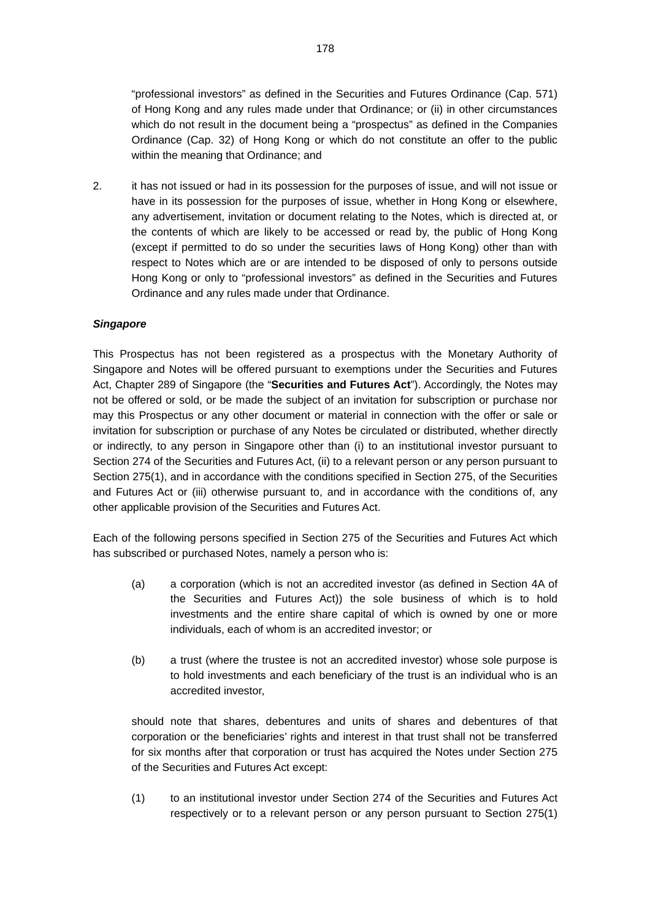"professional investors" as defined in the Securities and Futures Ordinance (Cap. 571) of Hong Kong and any rules made under that Ordinance; or (ii) in other circumstances which do not result in the document being a "prospectus" as defined in the Companies Ordinance (Cap. 32) of Hong Kong or which do not constitute an offer to the public within the meaning that Ordinance; and

2. it has not issued or had in its possession for the purposes of issue, and will not issue or have in its possession for the purposes of issue, whether in Hong Kong or elsewhere, any advertisement, invitation or document relating to the Notes, which is directed at, or the contents of which are likely to be accessed or read by, the public of Hong Kong (except if permitted to do so under the securities laws of Hong Kong) other than with respect to Notes which are or are intended to be disposed of only to persons outside Hong Kong or only to "professional investors" as defined in the Securities and Futures Ordinance and any rules made under that Ordinance.

***Singapore***

This Prospectus has not been registered as a prospectus with the Monetary Authority of Singapore and Notes will be offered pursuant to exemptions under the Securities and Futures Act, Chapter 289 of Singapore (the "**Securities and Futures Act**"). Accordingly, the Notes may not be offered or sold, or be made the subject of an invitation for subscription or purchase nor may this Prospectus or any other document or material in connection with the offer or sale or invitation for subscription or purchase of any Notes be circulated or distributed, whether directly or indirectly, to any person in Singapore other than (i) to an institutional investor pursuant to Section 274 of the Securities and Futures Act, (ii) to a relevant person or any person pursuant to Section 275(1), and in accordance with the conditions specified in Section 275, of the Securities and Futures Act or (iii) otherwise pursuant to, and in accordance with the conditions of, any other applicable provision of the Securities and Futures Act.

Each of the following persons specified in Section 275 of the Securities and Futures Act which has subscribed or purchased Notes, namely a person who is:

(a) a corporation (which is not an accredited investor (as defined in Section 4A of the Securities and Futures Act)) the sole business of which is to hold investments and the entire share capital of which is owned by one or more individuals, each of whom is an accredited investor; or

(b) a trust (where the trustee is not an accredited investor) whose sole purpose is to hold investments and each beneficiary of the trust is an individual who is an accredited investor,

should note that shares, debentures and units of shares and debentures of that corporation or the beneficiaries' rights and interest in that trust shall not be transferred for six months after that corporation or trust has acquired the Notes under Section 275 of the Securities and Futures Act except:

(1) to an institutional investor under Section 274 of the Securities and Futures Act respectively or to a relevant person or any person pursuant to Section 275(1)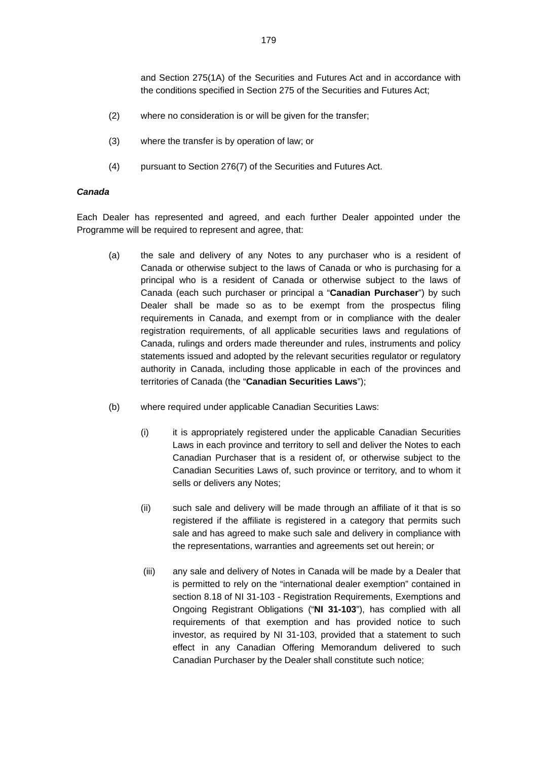and Section 275(1A) of the Securities and Futures Act and in accordance with the conditions specified in Section 275 of the Securities and Futures Act;

(2) where no consideration is or will be given for the transfer;

(3) where the transfer is by operation of law; or

(4) pursuant to Section 276(7) of the Securities and Futures Act.

***Canada***

Each Dealer has represented and agreed, and each further Dealer appointed under the Programme will be required to represent and agree, that:

(a) the sale and delivery of any Notes to any purchaser who is a resident of Canada or otherwise subject to the laws of Canada or who is purchasing for a principal who is a resident of Canada or otherwise subject to the laws of Canada (each such purchaser or principal a "**Canadian Purchaser**") by such Dealer shall be made so as to be exempt from the prospectus filing requirements in Canada, and exempt from or in compliance with the dealer registration requirements, of all applicable securities laws and regulations of Canada, rulings and orders made thereunder and rules, instruments and policy statements issued and adopted by the relevant securities regulator or regulatory authority in Canada, including those applicable in each of the provinces and territories of Canada (the "**Canadian Securities Laws**");

(b) where required under applicable Canadian Securities Laws:

  (i) it is appropriately registered under the applicable Canadian Securities Laws in each province and territory to sell and deliver the Notes to each Canadian Purchaser that is a resident of, or otherwise subject to the Canadian Securities Laws of, such province or territory, and to whom it sells or delivers any Notes;

  (ii) such sale and delivery will be made through an affiliate of it that is so registered if the affiliate is registered in a category that permits such sale and has agreed to make such sale and delivery in compliance with the representations, warranties and agreements set out herein; or

  (iii) any sale and delivery of Notes in Canada will be made by a Dealer that is permitted to rely on the "international dealer exemption" contained in section 8.18 of NI 31-103 - Registration Requirements, Exemptions and Ongoing Registrant Obligations ("**NI 31-103**"), has complied with all requirements of that exemption and has provided notice to such investor, as required by NI 31-103, provided that a statement to such effect in any Canadian Offering Memorandum delivered to such Canadian Purchaser by the Dealer shall constitute such notice;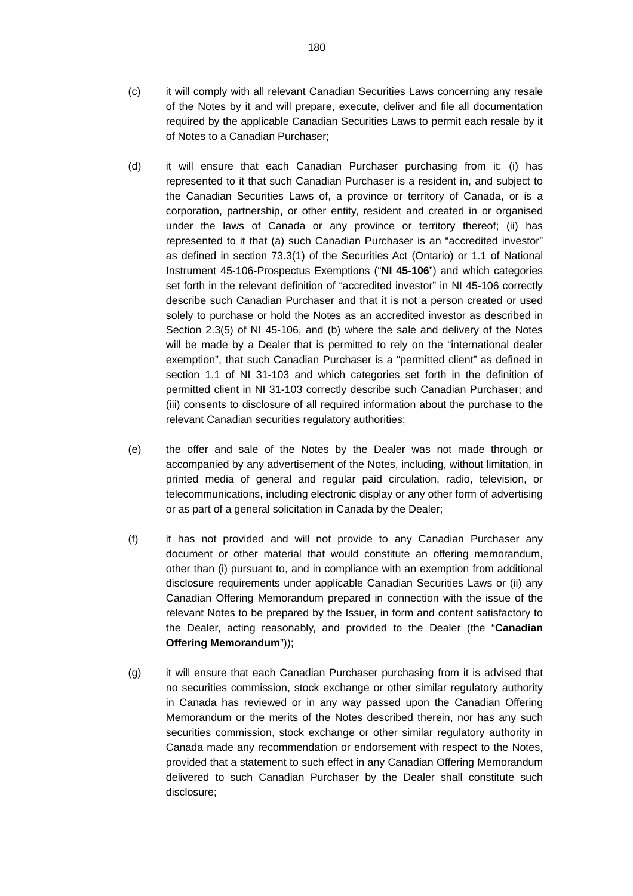(c) it will comply with all relevant Canadian Securities Laws concerning any resale of the Notes by it and will prepare, execute, deliver and file all documentation required by the applicable Canadian Securities Laws to permit each resale by it of Notes to a Canadian Purchaser;

(d) it will ensure that each Canadian Purchaser purchasing from it: (i) has represented to it that such Canadian Purchaser is a resident in, and subject to the Canadian Securities Laws of, a province or territory of Canada, or is a corporation, partnership, or other entity, resident and created in or organised under the laws of Canada or any province or territory thereof; (ii) has represented to it that (a) such Canadian Purchaser is an "accredited investor" as defined in section 73.3(1) of the Securities Act (Ontario) or 1.1 of National Instrument 45-106-Prospectus Exemptions ("**NI 45-106**") and which categories set forth in the relevant definition of "accredited investor" in NI 45-106 correctly describe such Canadian Purchaser and that it is not a person created or used solely to purchase or hold the Notes as an accredited investor as described in Section 2.3(5) of NI 45-106, and (b) where the sale and delivery of the Notes will be made by a Dealer that is permitted to rely on the "international dealer exemption", that such Canadian Purchaser is a "permitted client" as defined in section 1.1 of NI 31-103 and which categories set forth in the definition of permitted client in NI 31-103 correctly describe such Canadian Purchaser; and (iii) consents to disclosure of all required information about the purchase to the relevant Canadian securities regulatory authorities;

(e) the offer and sale of the Notes by the Dealer was not made through or accompanied by any advertisement of the Notes, including, without limitation, in printed media of general and regular paid circulation, radio, television, or telecommunications, including electronic display or any other form of advertising or as part of a general solicitation in Canada by the Dealer;

(f) it has not provided and will not provide to any Canadian Purchaser any document or other material that would constitute an offering memorandum, other than (i) pursuant to, and in compliance with an exemption from additional disclosure requirements under applicable Canadian Securities Laws or (ii) any Canadian Offering Memorandum prepared in connection with the issue of the relevant Notes to be prepared by the Issuer, in form and content satisfactory to the Dealer, acting reasonably, and provided to the Dealer (the "**Canadian Offering Memorandum**"));

(g) it will ensure that each Canadian Purchaser purchasing from it is advised that no securities commission, stock exchange or other similar regulatory authority in Canada has reviewed or in any way passed upon the Canadian Offering Memorandum or the merits of the Notes described therein, nor has any such securities commission, stock exchange or other similar regulatory authority in Canada made any recommendation or endorsement with respect to the Notes, provided that a statement to such effect in any Canadian Offering Memorandum delivered to such Canadian Purchaser by the Dealer shall constitute such disclosure;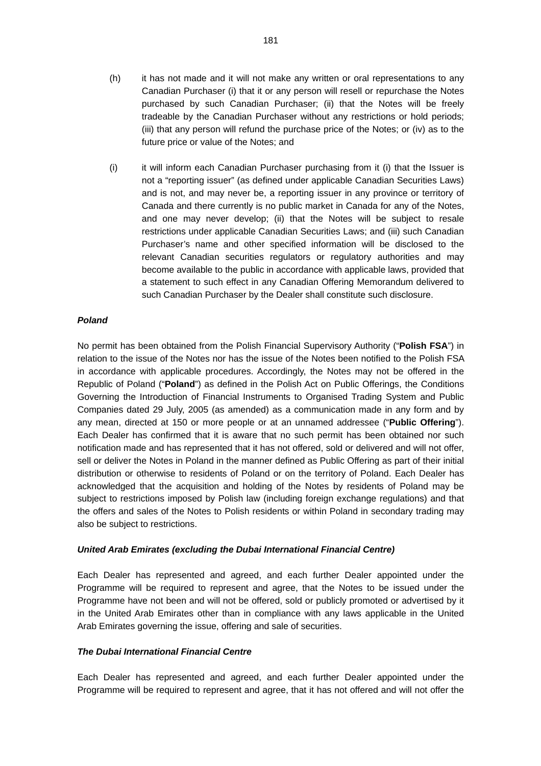(h) it has not made and it will not make any written or oral representations to any Canadian Purchaser (i) that it or any person will resell or repurchase the Notes purchased by such Canadian Purchaser; (ii) that the Notes will be freely tradeable by the Canadian Purchaser without any restrictions or hold periods; (iii) that any person will refund the purchase price of the Notes; or (iv) as to the future price or value of the Notes; and

(i) it will inform each Canadian Purchaser purchasing from it (i) that the Issuer is not a "reporting issuer" (as defined under applicable Canadian Securities Laws) and is not, and may never be, a reporting issuer in any province or territory of Canada and there currently is no public market in Canada for any of the Notes, and one may never develop; (ii) that the Notes will be subject to resale restrictions under applicable Canadian Securities Laws; and (iii) such Canadian Purchaser's name and other specified information will be disclosed to the relevant Canadian securities regulators or regulatory authorities and may become available to the public in accordance with applicable laws, provided that a statement to such effect in any Canadian Offering Memorandum delivered to such Canadian Purchaser by the Dealer shall constitute such disclosure.

***Poland***

No permit has been obtained from the Polish Financial Supervisory Authority ("**Polish FSA**") in relation to the issue of the Notes nor has the issue of the Notes been notified to the Polish FSA in accordance with applicable procedures. Accordingly, the Notes may not be offered in the Republic of Poland ("**Poland**") as defined in the Polish Act on Public Offerings, the Conditions Governing the Introduction of Financial Instruments to Organised Trading System and Public Companies dated 29 July, 2005 (as amended) as a communication made in any form and by any mean, directed at 150 or more people or at an unnamed addressee ("**Public Offering**"). Each Dealer has confirmed that it is aware that no such permit has been obtained nor such notification made and has represented that it has not offered, sold or delivered and will not offer, sell or deliver the Notes in Poland in the manner defined as Public Offering as part of their initial distribution or otherwise to residents of Poland or on the territory of Poland. Each Dealer has acknowledged that the acquisition and holding of the Notes by residents of Poland may be subject to restrictions imposed by Polish law (including foreign exchange regulations) and that the offers and sales of the Notes to Polish residents or within Poland in secondary trading may also be subject to restrictions.

***United Arab Emirates (excluding the Dubai International Financial Centre)***

Each Dealer has represented and agreed, and each further Dealer appointed under the Programme will be required to represent and agree, that the Notes to be issued under the Programme have not been and will not be offered, sold or publicly promoted or advertised by it in the United Arab Emirates other than in compliance with any laws applicable in the United Arab Emirates governing the issue, offering and sale of securities.

***The Dubai International Financial Centre***

Each Dealer has represented and agreed, and each further Dealer appointed under the Programme will be required to represent and agree, that it has not offered and will not offer the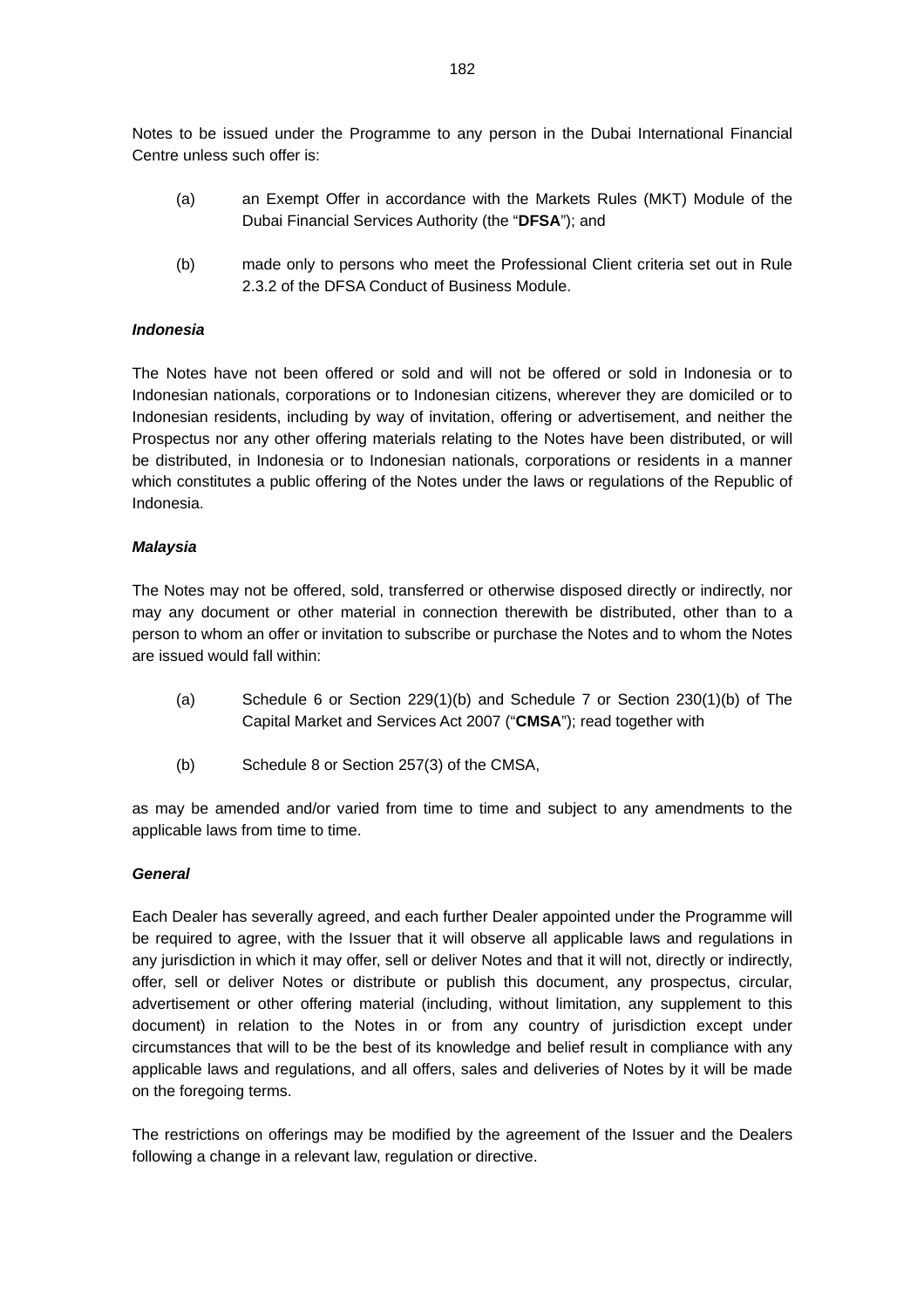Notes to be issued under the Programme to any person in the Dubai International Financial Centre unless such offer is:

(a) an Exempt Offer in accordance with the Markets Rules (MKT) Module of the Dubai Financial Services Authority (the "**DFSA**"); and

(b) made only to persons who meet the Professional Client criteria set out in Rule 2.3.2 of the DFSA Conduct of Business Module.

***Indonesia***

The Notes have not been offered or sold and will not be offered or sold in Indonesia or to Indonesian nationals, corporations or to Indonesian citizens, wherever they are domiciled or to Indonesian residents, including by way of invitation, offering or advertisement, and neither the Prospectus nor any other offering materials relating to the Notes have been distributed, or will be distributed, in Indonesia or to Indonesian nationals, corporations or residents in a manner which constitutes a public offering of the Notes under the laws or regulations of the Republic of Indonesia.

***Malaysia***

The Notes may not be offered, sold, transferred or otherwise disposed directly or indirectly, nor may any document or other material in connection therewith be distributed, other than to a person to whom an offer or invitation to subscribe or purchase the Notes and to whom the Notes are issued would fall within:

(a) Schedule 6 or Section 229(1)(b) and Schedule 7 or Section 230(1)(b) of The Capital Market and Services Act 2007 ("**CMSA**"); read together with

(b) Schedule 8 or Section 257(3) of the CMSA,

as may be amended and/or varied from time to time and subject to any amendments to the applicable laws from time to time.

***General***

Each Dealer has severally agreed, and each further Dealer appointed under the Programme will be required to agree, with the Issuer that it will observe all applicable laws and regulations in any jurisdiction in which it may offer, sell or deliver Notes and that it will not, directly or indirectly, offer, sell or deliver Notes or distribute or publish this document, any prospectus, circular, advertisement or other offering material (including, without limitation, any supplement to this document) in relation to the Notes in or from any country of jurisdiction except under circumstances that will to be the best of its knowledge and belief result in compliance with any applicable laws and regulations, and all offers, sales and deliveries of Notes by it will be made on the foregoing terms.

The restrictions on offerings may be modified by the agreement of the Issuer and the Dealers following a change in a relevant law, regulation or directive.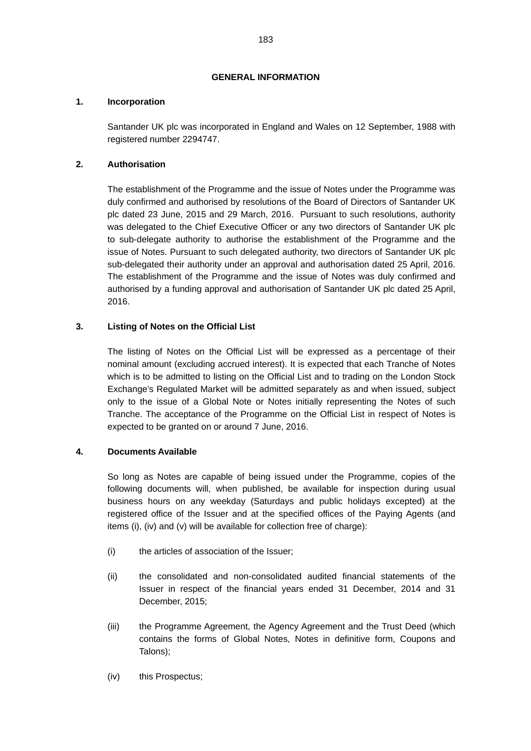# GENERAL INFORMATION

**1. Incorporation**

Santander UK plc was incorporated in England and Wales on 12 September, 1988 with registered number 2294747.

**2. Authorisation**

The establishment of the Programme and the issue of Notes under the Programme was duly confirmed and authorised by resolutions of the Board of Directors of Santander UK plc dated 23 June, 2015 and 29 March, 2016. Pursuant to such resolutions, authority was delegated to the Chief Executive Officer or any two directors of Santander UK plc to sub-delegate authority to authorise the establishment of the Programme and the issue of Notes. Pursuant to such delegated authority, two directors of Santander UK plc sub-delegated their authority under an approval and authorisation dated 25 April, 2016. The establishment of the Programme and the issue of Notes was duly confirmed and authorised by a funding approval and authorisation of Santander UK plc dated 25 April, 2016.

**3. Listing of Notes on the Official List**

The listing of Notes on the Official List will be expressed as a percentage of their nominal amount (excluding accrued interest). It is expected that each Tranche of Notes which is to be admitted to listing on the Official List and to trading on the London Stock Exchange's Regulated Market will be admitted separately as and when issued, subject only to the issue of a Global Note or Notes initially representing the Notes of such Tranche. The acceptance of the Programme on the Official List in respect of Notes is expected to be granted on or around 7 June, 2016.

**4. Documents Available**

So long as Notes are capable of being issued under the Programme, copies of the following documents will, when published, be available for inspection during usual business hours on any weekday (Saturdays and public holidays excepted) at the registered office of the Issuer and at the specified offices of the Paying Agents (and items (i), (iv) and (v) will be available for collection free of charge):

(i) the articles of association of the Issuer;

(ii) the consolidated and non-consolidated audited financial statements of the Issuer in respect of the financial years ended 31 December, 2014 and 31 December, 2015;

(iii) the Programme Agreement, the Agency Agreement and the Trust Deed (which contains the forms of Global Notes, Notes in definitive form, Coupons and Talons);

(iv) this Prospectus;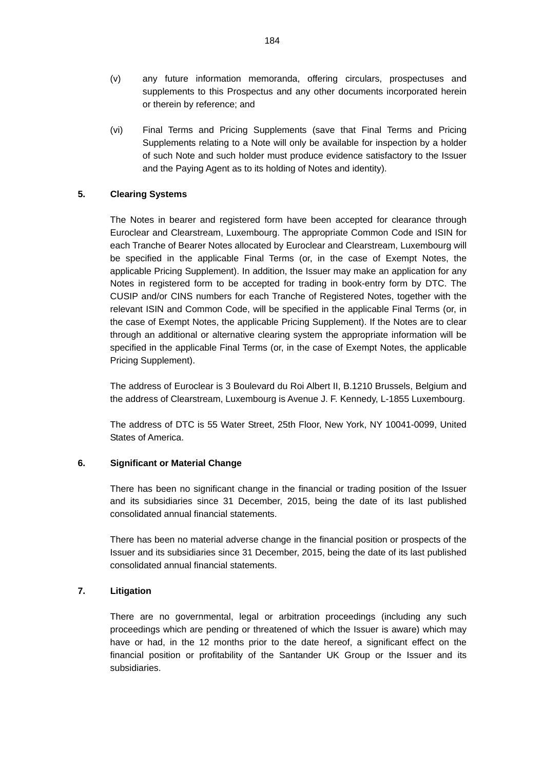(v) any future information memoranda, offering circulars, prospectuses and supplements to this Prospectus and any other documents incorporated herein or therein by reference; and

(vi) Final Terms and Pricing Supplements (save that Final Terms and Pricing Supplements relating to a Note will only be available for inspection by a holder of such Note and such holder must produce evidence satisfactory to the Issuer and the Paying Agent as to its holding of Notes and identity).

**5. Clearing Systems**

The Notes in bearer and registered form have been accepted for clearance through Euroclear and Clearstream, Luxembourg. The appropriate Common Code and ISIN for each Tranche of Bearer Notes allocated by Euroclear and Clearstream, Luxembourg will be specified in the applicable Final Terms (or, in the case of Exempt Notes, the applicable Pricing Supplement). In addition, the Issuer may make an application for any Notes in registered form to be accepted for trading in book-entry form by DTC. The CUSIP and/or CINS numbers for each Tranche of Registered Notes, together with the relevant ISIN and Common Code, will be specified in the applicable Final Terms (or, in the case of Exempt Notes, the applicable Pricing Supplement). If the Notes are to clear through an additional or alternative clearing system the appropriate information will be specified in the applicable Final Terms (or, in the case of Exempt Notes, the applicable Pricing Supplement).

The address of Euroclear is 3 Boulevard du Roi Albert II, B.1210 Brussels, Belgium and the address of Clearstream, Luxembourg is Avenue J. F. Kennedy, L-1855 Luxembourg.

The address of DTC is 55 Water Street, 25th Floor, New York, NY 10041-0099, United States of America.

**6. Significant or Material Change**

There has been no significant change in the financial or trading position of the Issuer and its subsidiaries since 31 December, 2015, being the date of its last published consolidated annual financial statements.

There has been no material adverse change in the financial position or prospects of the Issuer and its subsidiaries since 31 December, 2015, being the date of its last published consolidated annual financial statements.

**7. Litigation**

There are no governmental, legal or arbitration proceedings (including any such proceedings which are pending or threatened of which the Issuer is aware) which may have or had, in the 12 months prior to the date hereof, a significant effect on the financial position or profitability of the Santander UK Group or the Issuer and its subsidiaries.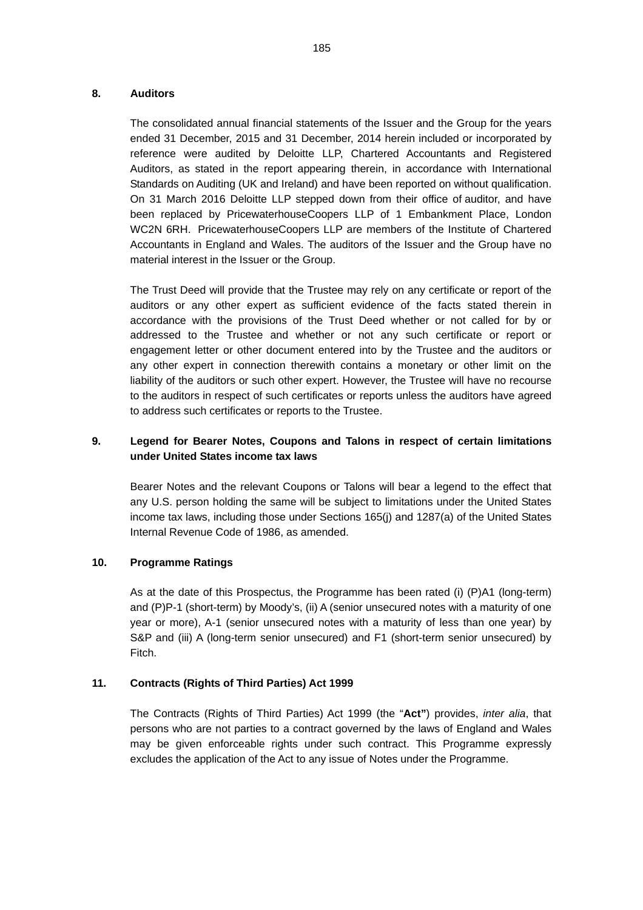## 8. Auditors

The consolidated annual financial statements of the Issuer and the Group for the years ended 31 December, 2015 and 31 December, 2014 herein included or incorporated by reference were audited by Deloitte LLP, Chartered Accountants and Registered Auditors, as stated in the report appearing therein, in accordance with International Standards on Auditing (UK and Ireland) and have been reported on without qualification. On 31 March 2016 Deloitte LLP stepped down from their office of auditor, and have been replaced by PricewaterhouseCoopers LLP of 1 Embankment Place, London WC2N 6RH. PricewaterhouseCoopers LLP are members of the Institute of Chartered Accountants in England and Wales. The auditors of the Issuer and the Group have no material interest in the Issuer or the Group.

The Trust Deed will provide that the Trustee may rely on any certificate or report of the auditors or any other expert as sufficient evidence of the facts stated therein in accordance with the provisions of the Trust Deed whether or not called for by or addressed to the Trustee and whether or not any such certificate or report or engagement letter or other document entered into by the Trustee and the auditors or any other expert in connection therewith contains a monetary or other limit on the liability of the auditors or such other expert. However, the Trustee will have no recourse to the auditors in respect of such certificates or reports unless the auditors have agreed to address such certificates or reports to the Trustee.

## 9. Legend for Bearer Notes, Coupons and Talons in respect of certain limitations under United States income tax laws

Bearer Notes and the relevant Coupons or Talons will bear a legend to the effect that any U.S. person holding the same will be subject to limitations under the United States income tax laws, including those under Sections 165(j) and 1287(a) of the United States Internal Revenue Code of 1986, as amended.

## 10. Programme Ratings

As at the date of this Prospectus, the Programme has been rated (i) (P)A1 (long-term) and (P)P-1 (short-term) by Moody's, (ii) A (senior unsecured notes with a maturity of one year or more), A-1 (senior unsecured notes with a maturity of less than one year) by S&P and (iii) A (long-term senior unsecured) and F1 (short-term senior unsecured) by Fitch.

## 11. Contracts (Rights of Third Parties) Act 1999

The Contracts (Rights of Third Parties) Act 1999 (the "**Act"**) provides, *inter alia*, that persons who are not parties to a contract governed by the laws of England and Wales may be given enforceable rights under such contract. This Programme expressly excludes the application of the Act to any issue of Notes under the Programme.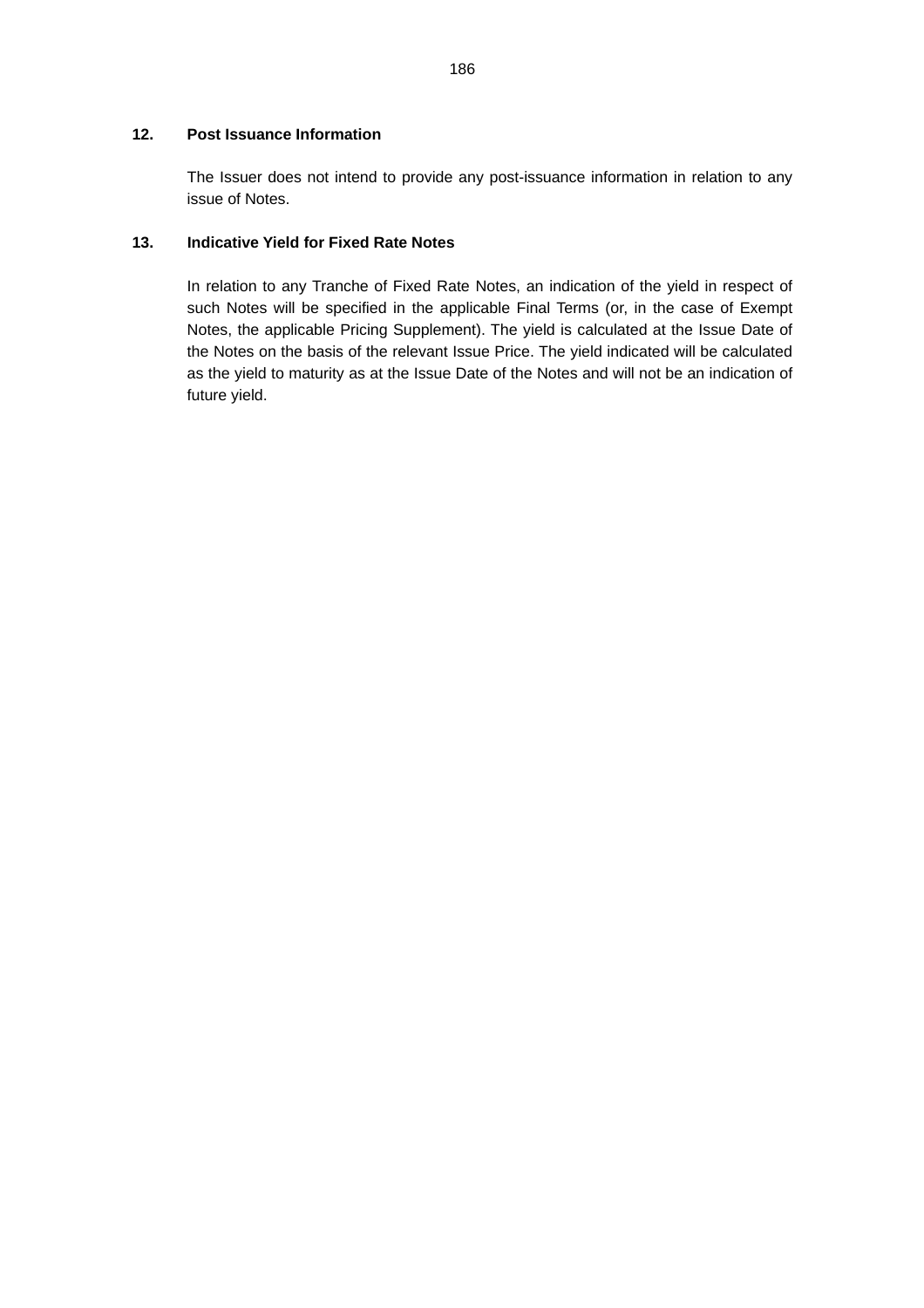**12. Post Issuance Information**

The Issuer does not intend to provide any post-issuance information in relation to any issue of Notes.

**13. Indicative Yield for Fixed Rate Notes**

In relation to any Tranche of Fixed Rate Notes, an indication of the yield in respect of such Notes will be specified in the applicable Final Terms (or, in the case of Exempt Notes, the applicable Pricing Supplement). The yield is calculated at the Issue Date of the Notes on the basis of the relevant Issue Price. The yield indicated will be calculated as the yield to maturity as at the Issue Date of the Notes and will not be an indication of future yield.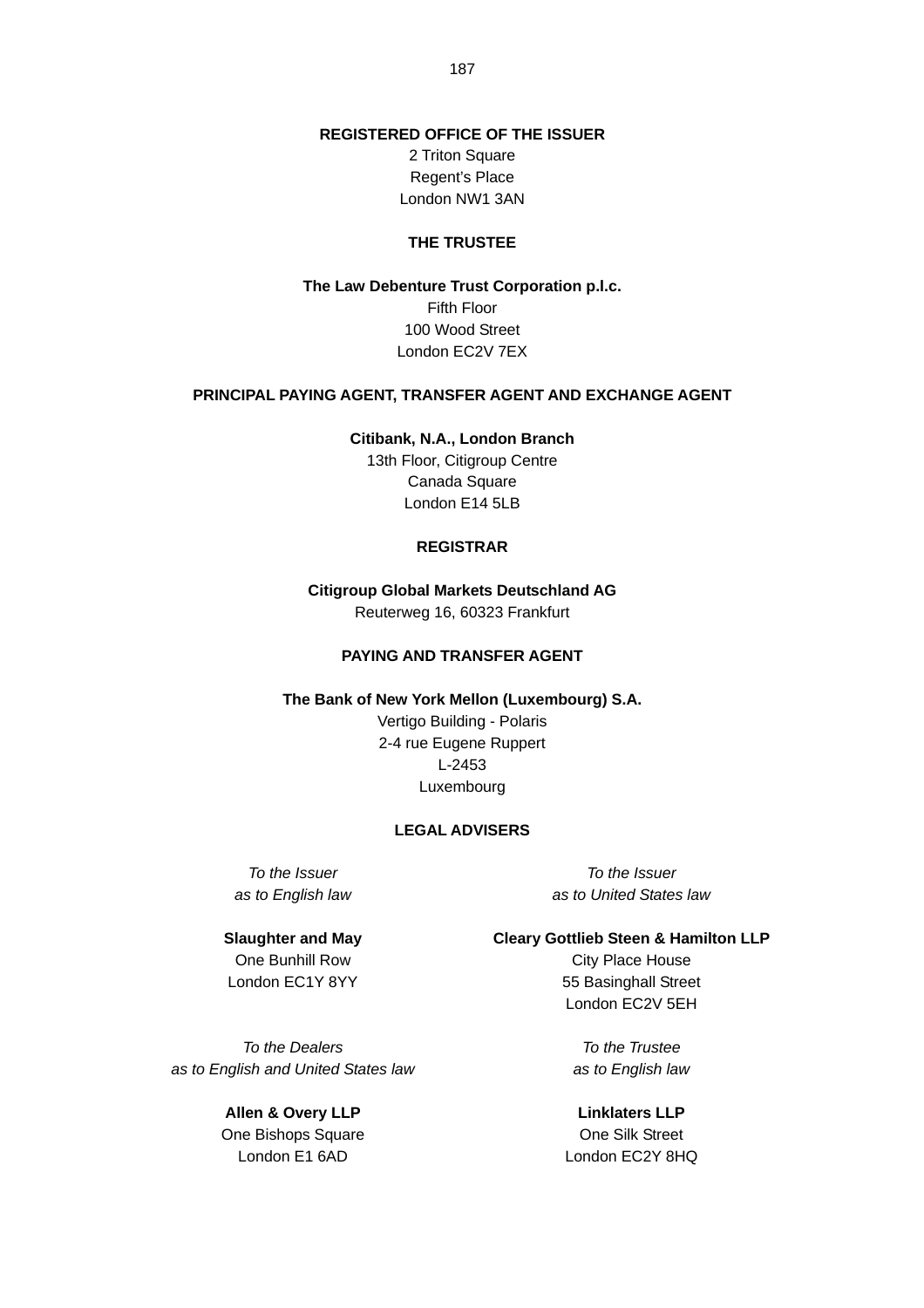## REGISTERED OFFICE OF THE ISSUER

2 Triton Square
Regent's Place
London NW1 3AN

## THE TRUSTEE

**The Law Debenture Trust Corporation p.l.c.**
Fifth Floor
100 Wood Street
London EC2V 7EX

## PRINCIPAL PAYING AGENT, TRANSFER AGENT AND EXCHANGE AGENT

**Citibank, N.A., London Branch**
13th Floor, Citigroup Centre
Canada Square
London E14 5LB

## REGISTRAR

**Citigroup Global Markets Deutschland AG**
Reuterweg 16, 60323 Frankfurt

## PAYING AND TRANSFER AGENT

**The Bank of New York Mellon (Luxembourg) S.A.**
Vertigo Building - Polaris
2-4 rue Eugene Ruppert
L-2453
Luxembourg

## LEGAL ADVISERS

*To the Issuer*
*as to English law*

**Slaughter and May**
One Bunhill Row
London EC1Y 8YY

*To the Issuer*
*as to United States law*

**Cleary Gottlieb Steen & Hamilton LLP**
City Place House
55 Basinghall Street
London EC2V 5EH

*To the Dealers*
*as to English and United States law*

**Allen & Overy LLP**
One Bishops Square
London E1 6AD

*To the Trustee*
*as to English law*

**Linklaters LLP**
One Silk Street
London EC2Y 8HQ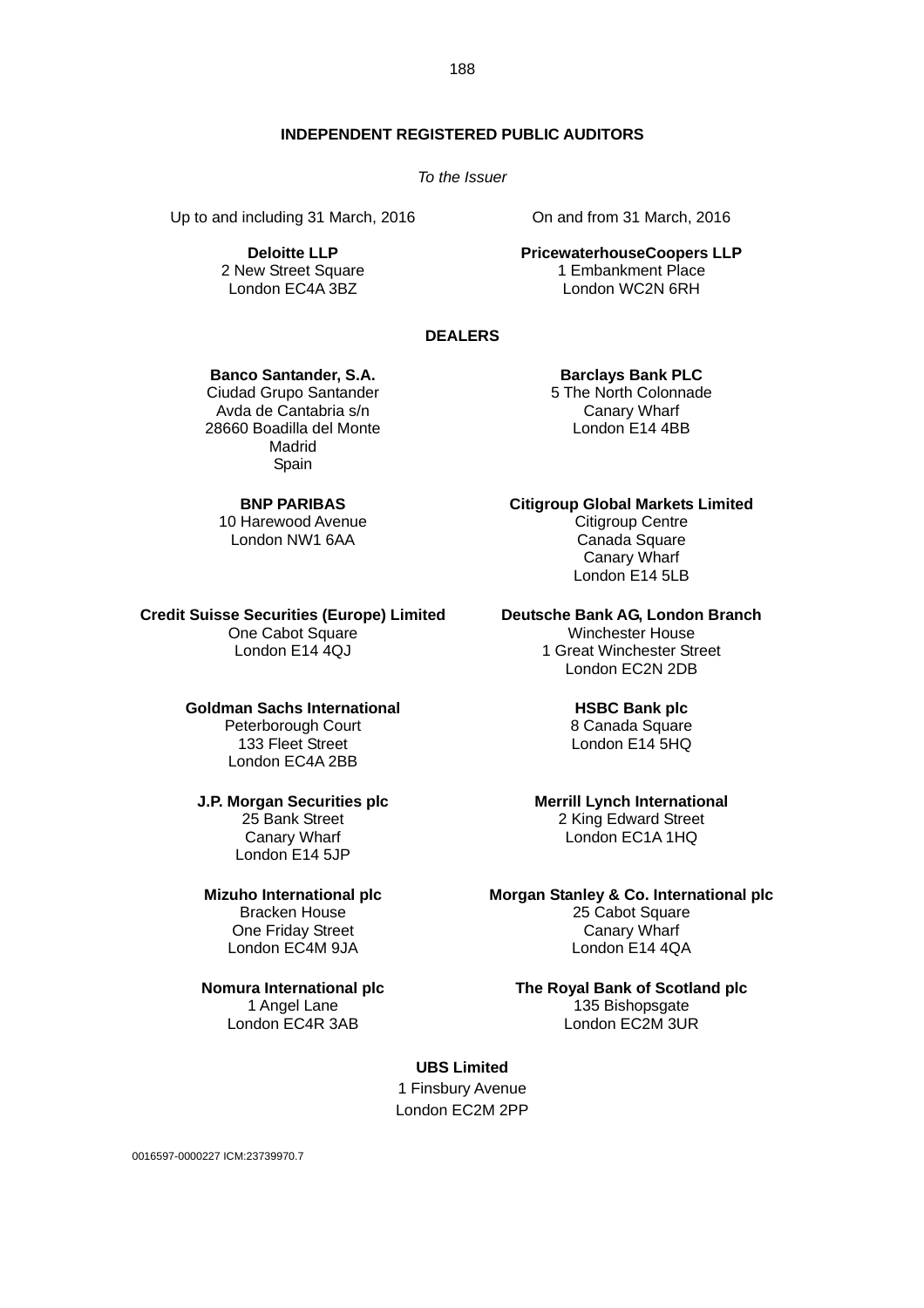## INDEPENDENT REGISTERED PUBLIC AUDITORS

*To the Issuer*

Up to and including 31 March, 2016

**Deloitte LLP**
2 New Street Square
London EC4A 3BZ

On and from 31 March, 2016

**PricewaterhouseCoopers LLP**
1 Embankment Place
London WC2N 6RH

## DEALERS

**Banco Santander, S.A.**
Ciudad Grupo Santander
Avda de Cantabria s/n
28660 Boadilla del Monte
Madrid
Spain

**Barclays Bank PLC**
5 The North Colonnade
Canary Wharf
London E14 4BB

**BNP PARIBAS**
10 Harewood Avenue
London NW1 6AA

**Citigroup Global Markets Limited**
Citigroup Centre
Canada Square
Canary Wharf
London E14 5LB

**Credit Suisse Securities (Europe) Limited**
One Cabot Square
London E14 4QJ

**Deutsche Bank AG, London Branch**
Winchester House
1 Great Winchester Street
London EC2N 2DB

**Goldman Sachs International**
Peterborough Court
133 Fleet Street
London EC4A 2BB

**HSBC Bank plc**
8 Canada Square
London E14 5HQ

**J.P. Morgan Securities plc**
25 Bank Street
Canary Wharf
London E14 5JP

**Merrill Lynch International**
2 King Edward Street
London EC1A 1HQ

**Mizuho International plc**
Bracken House
One Friday Street
London EC4M 9JA

**Morgan Stanley & Co. International plc**
25 Cabot Square
Canary Wharf
London E14 4QA

**Nomura International plc**
1 Angel Lane
London EC4R 3AB

**The Royal Bank of Scotland plc**
135 Bishopsgate
London EC2M 3UR

**UBS Limited**
1 Finsbury Avenue
London EC2M 2PP

0016597-0000227 ICM:23739970.7